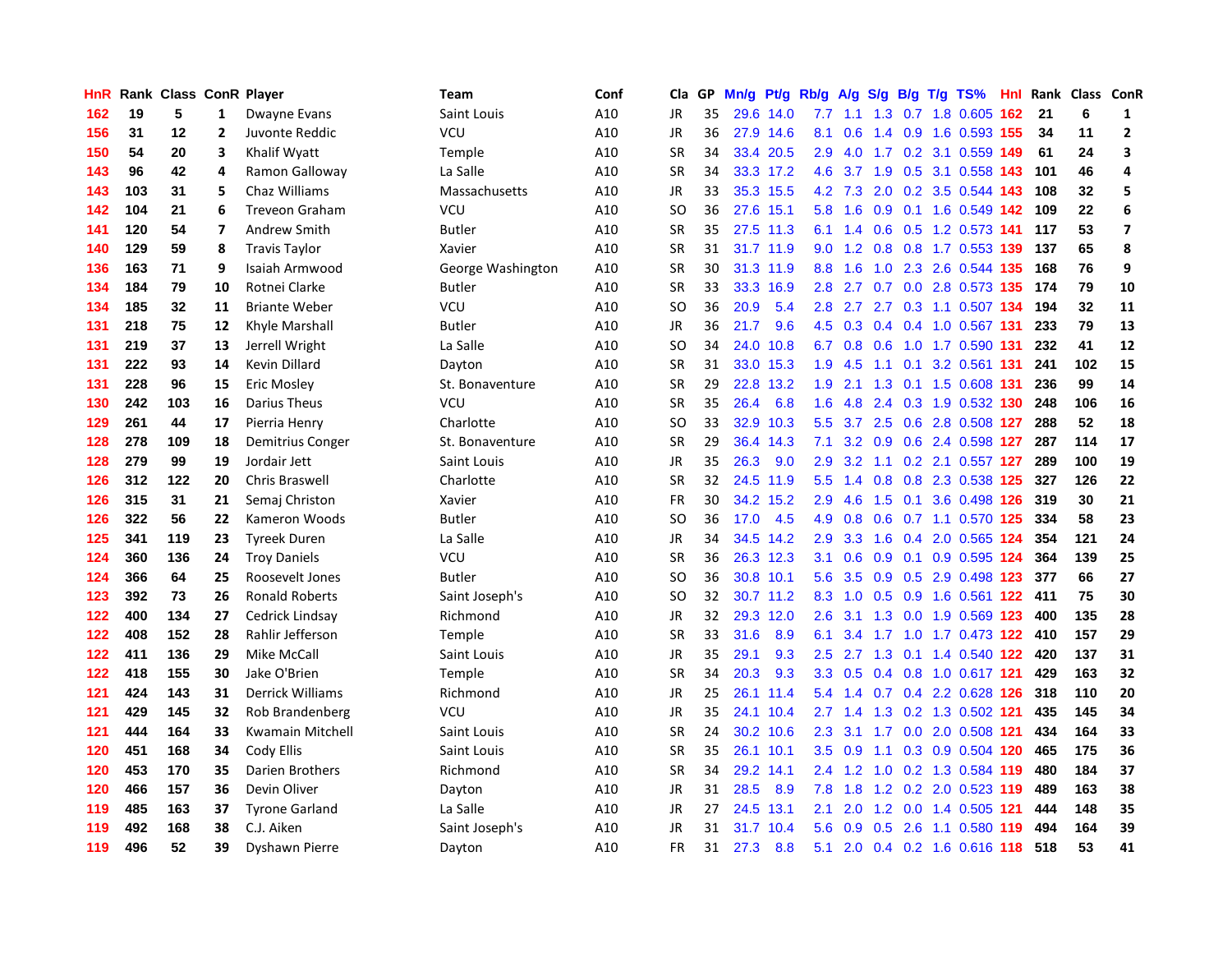| HnR | Rank | Class | ConR | Player | Team | Conf | Cla | GP | Mn/g | Pt/g | Rb/g | A/g | S/g | B/g | T/g | TS% | HnI | Rank | Class | ConR |
|---|---|---|---|---|---|---|---|---|---|---|---|---|---|---|---|---|---|---|---|---|
| 162 | 19 | 5 | 1 | Dwayne Evans | Saint Louis | A10 | JR | 35 | 29.6 | 14.0 | 7.7 | 1.1 | 1.3 | 0.7 | 1.8 | 0.605 | 162 | 21 | 6 | 1 |
| 156 | 31 | 12 | 2 | Juvonte Reddic | VCU | A10 | JR | 36 | 27.9 | 14.6 | 8.1 | 0.6 | 1.4 | 0.9 | 1.6 | 0.593 | 155 | 34 | 11 | 2 |
| 150 | 54 | 20 | 3 | Khalif Wyatt | Temple | A10 | SR | 34 | 33.4 | 20.5 | 2.9 | 4.0 | 1.7 | 0.2 | 3.1 | 0.559 | 149 | 61 | 24 | 3 |
| 143 | 96 | 42 | 4 | Ramon Galloway | La Salle | A10 | SR | 34 | 33.3 | 17.2 | 4.6 | 3.7 | 1.9 | 0.5 | 3.1 | 0.558 | 143 | 101 | 46 | 4 |
| 143 | 103 | 31 | 5 | Chaz Williams | Massachusetts | A10 | JR | 33 | 35.3 | 15.5 | 4.2 | 7.3 | 2.0 | 0.2 | 3.5 | 0.544 | 143 | 108 | 32 | 5 |
| 142 | 104 | 21 | 6 | Treveon Graham | VCU | A10 | SO | 36 | 27.6 | 15.1 | 5.8 | 1.6 | 0.9 | 0.1 | 1.6 | 0.549 | 142 | 109 | 22 | 6 |
| 141 | 120 | 54 | 7 | Andrew Smith | Butler | A10 | SR | 35 | 27.5 | 11.3 | 6.1 | 1.4 | 0.6 | 0.5 | 1.2 | 0.573 | 141 | 117 | 53 | 7 |
| 140 | 129 | 59 | 8 | Travis Taylor | Xavier | A10 | SR | 31 | 31.7 | 11.9 | 9.0 | 1.2 | 0.8 | 0.8 | 1.7 | 0.553 | 139 | 137 | 65 | 8 |
| 136 | 163 | 71 | 9 | Isaiah Armwood | George Washington | A10 | SR | 30 | 31.3 | 11.9 | 8.8 | 1.6 | 1.0 | 2.3 | 2.6 | 0.544 | 135 | 168 | 76 | 9 |
| 134 | 184 | 79 | 10 | Rotnei Clarke | Butler | A10 | SR | 33 | 33.3 | 16.9 | 2.8 | 2.7 | 0.7 | 0.0 | 2.8 | 0.573 | 135 | 174 | 79 | 10 |
| 134 | 185 | 32 | 11 | Briante Weber | VCU | A10 | SO | 36 | 20.9 | 5.4 | 2.8 | 2.7 | 2.7 | 0.3 | 1.1 | 0.507 | 134 | 194 | 32 | 11 |
| 131 | 218 | 75 | 12 | Khyle Marshall | Butler | A10 | JR | 36 | 21.7 | 9.6 | 4.5 | 0.3 | 0.4 | 0.4 | 1.0 | 0.567 | 131 | 233 | 79 | 13 |
| 131 | 219 | 37 | 13 | Jerrell Wright | La Salle | A10 | SO | 34 | 24.0 | 10.8 | 6.7 | 0.8 | 0.6 | 1.0 | 1.7 | 0.590 | 131 | 232 | 41 | 12 |
| 131 | 222 | 93 | 14 | Kevin Dillard | Dayton | A10 | SR | 31 | 33.0 | 15.3 | 1.9 | 4.5 | 1.1 | 0.1 | 3.2 | 0.561 | 131 | 241 | 102 | 15 |
| 131 | 228 | 96 | 15 | Eric Mosley | St. Bonaventure | A10 | SR | 29 | 22.8 | 13.2 | 1.9 | 2.1 | 1.3 | 0.1 | 1.5 | 0.608 | 131 | 236 | 99 | 14 |
| 130 | 242 | 103 | 16 | Darius Theus | VCU | A10 | SR | 35 | 26.4 | 6.8 | 1.6 | 4.8 | 2.4 | 0.3 | 1.9 | 0.532 | 130 | 248 | 106 | 16 |
| 129 | 261 | 44 | 17 | Pierria Henry | Charlotte | A10 | SO | 33 | 32.9 | 10.3 | 5.5 | 3.7 | 2.5 | 0.6 | 2.8 | 0.508 | 127 | 288 | 52 | 18 |
| 128 | 278 | 109 | 18 | Demitrius Conger | St. Bonaventure | A10 | SR | 29 | 36.4 | 14.3 | 7.1 | 3.2 | 0.9 | 0.6 | 2.4 | 0.598 | 127 | 287 | 114 | 17 |
| 128 | 279 | 99 | 19 | Jordair Jett | Saint Louis | A10 | JR | 35 | 26.3 | 9.0 | 2.9 | 3.2 | 1.1 | 0.2 | 2.1 | 0.557 | 127 | 289 | 100 | 19 |
| 126 | 312 | 122 | 20 | Chris Braswell | Charlotte | A10 | SR | 32 | 24.5 | 11.9 | 5.5 | 1.4 | 0.8 | 0.8 | 2.3 | 0.538 | 125 | 327 | 126 | 22 |
| 126 | 315 | 31 | 21 | Semaj Christon | Xavier | A10 | FR | 30 | 34.2 | 15.2 | 2.9 | 4.6 | 1.5 | 0.1 | 3.6 | 0.498 | 126 | 319 | 30 | 21 |
| 126 | 322 | 56 | 22 | Kameron Woods | Butler | A10 | SO | 36 | 17.0 | 4.5 | 4.9 | 0.8 | 0.6 | 0.7 | 1.1 | 0.570 | 125 | 334 | 58 | 23 |
| 125 | 341 | 119 | 23 | Tyreek Duren | La Salle | A10 | JR | 34 | 34.5 | 14.2 | 2.9 | 3.3 | 1.6 | 0.4 | 2.0 | 0.565 | 124 | 354 | 121 | 24 |
| 124 | 360 | 136 | 24 | Troy Daniels | VCU | A10 | SR | 36 | 26.3 | 12.3 | 3.1 | 0.6 | 0.9 | 0.1 | 0.9 | 0.595 | 124 | 364 | 139 | 25 |
| 124 | 366 | 64 | 25 | Roosevelt Jones | Butler | A10 | SO | 36 | 30.8 | 10.1 | 5.6 | 3.5 | 0.9 | 0.5 | 2.9 | 0.498 | 123 | 377 | 66 | 27 |
| 123 | 392 | 73 | 26 | Ronald Roberts | Saint Joseph's | A10 | SO | 32 | 30.7 | 11.2 | 8.3 | 1.0 | 0.5 | 0.9 | 1.6 | 0.561 | 122 | 411 | 75 | 30 |
| 122 | 400 | 134 | 27 | Cedrick Lindsay | Richmond | A10 | JR | 32 | 29.3 | 12.0 | 2.6 | 3.1 | 1.3 | 0.0 | 1.9 | 0.569 | 123 | 400 | 135 | 28 |
| 122 | 408 | 152 | 28 | Rahlir Jefferson | Temple | A10 | SR | 33 | 31.6 | 8.9 | 6.1 | 3.4 | 1.7 | 1.0 | 1.7 | 0.473 | 122 | 410 | 157 | 29 |
| 122 | 411 | 136 | 29 | Mike McCall | Saint Louis | A10 | JR | 35 | 29.1 | 9.3 | 2.5 | 2.7 | 1.3 | 0.1 | 1.4 | 0.540 | 122 | 420 | 137 | 31 |
| 122 | 418 | 155 | 30 | Jake O'Brien | Temple | A10 | SR | 34 | 20.3 | 9.3 | 3.3 | 0.5 | 0.4 | 0.8 | 1.0 | 0.617 | 121 | 429 | 163 | 32 |
| 121 | 424 | 143 | 31 | Derrick Williams | Richmond | A10 | JR | 25 | 26.1 | 11.4 | 5.4 | 1.4 | 0.7 | 0.4 | 2.2 | 0.628 | 126 | 318 | 110 | 20 |
| 121 | 429 | 145 | 32 | Rob Brandenberg | VCU | A10 | JR | 35 | 24.1 | 10.4 | 2.7 | 1.4 | 1.3 | 0.2 | 1.3 | 0.502 | 121 | 435 | 145 | 34 |
| 121 | 444 | 164 | 33 | Kwamain Mitchell | Saint Louis | A10 | SR | 24 | 30.2 | 10.6 | 2.3 | 3.1 | 1.7 | 0.0 | 2.0 | 0.508 | 121 | 434 | 164 | 33 |
| 120 | 451 | 168 | 34 | Cody Ellis | Saint Louis | A10 | SR | 35 | 26.1 | 10.1 | 3.5 | 0.9 | 1.1 | 0.3 | 0.9 | 0.504 | 120 | 465 | 175 | 36 |
| 120 | 453 | 170 | 35 | Darien Brothers | Richmond | A10 | SR | 34 | 29.2 | 14.1 | 2.4 | 1.2 | 1.0 | 0.2 | 1.3 | 0.584 | 119 | 480 | 184 | 37 |
| 120 | 466 | 157 | 36 | Devin Oliver | Dayton | A10 | JR | 31 | 28.5 | 8.9 | 7.8 | 1.8 | 1.2 | 0.2 | 2.0 | 0.523 | 119 | 489 | 163 | 38 |
| 119 | 485 | 163 | 37 | Tyrone Garland | La Salle | A10 | JR | 27 | 24.5 | 13.1 | 2.1 | 2.0 | 1.2 | 0.0 | 1.4 | 0.505 | 121 | 444 | 148 | 35 |
| 119 | 492 | 168 | 38 | C.J. Aiken | Saint Joseph's | A10 | JR | 31 | 31.7 | 10.4 | 5.6 | 0.9 | 0.5 | 2.6 | 1.1 | 0.580 | 119 | 494 | 164 | 39 |
| 119 | 496 | 52 | 39 | Dyshawn Pierre | Dayton | A10 | FR | 31 | 27.3 | 8.8 | 5.1 | 2.0 | 0.4 | 0.2 | 1.6 | 0.616 | 118 | 518 | 53 | 41 |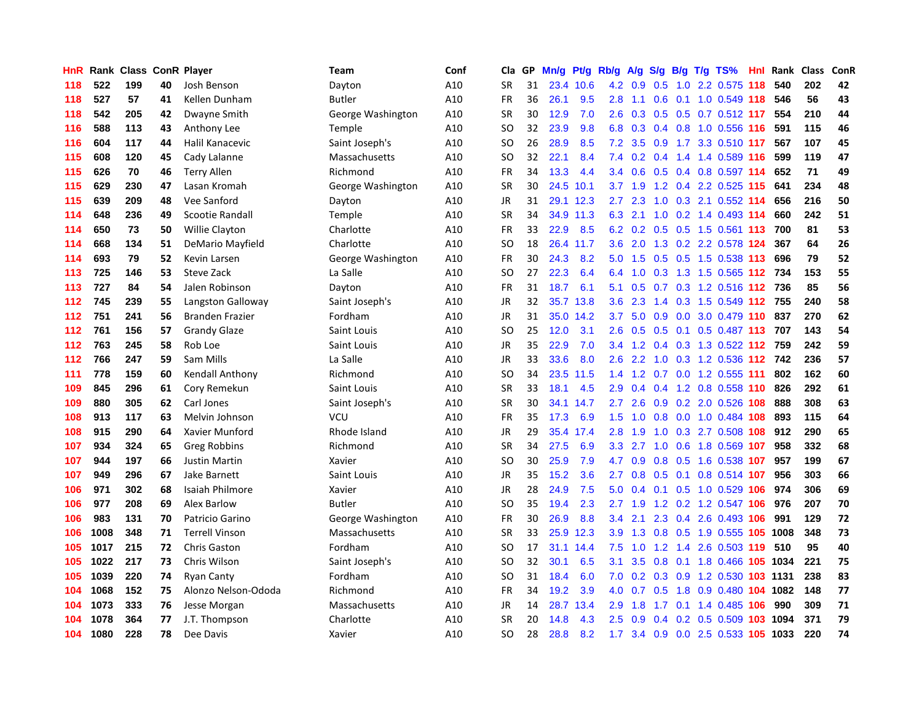| HnR | Rank | Class | ConR | Player | Team | Conf | Cla | GP | Mn/g | Pt/g | Rb/g | A/g | S/g | B/g | T/g | TS% | Hnl | Rank | Class | ConR |
|---|---|---|---|---|---|---|---|---|---|---|---|---|---|---|---|---|---|---|---|---|
| 118 | 522 | 199 | 40 | Josh Benson | Dayton | A10 | SR | 31 | 23.4 | 10.6 | 4.2 | 0.9 | 0.5 | 1.0 | 2.2 | 0.575 | 118 | 540 | 202 | 42 |
| 118 | 527 | 57 | 41 | Kellen Dunham | Butler | A10 | FR | 36 | 26.1 | 9.5 | 2.8 | 1.1 | 0.6 | 0.1 | 1.0 | 0.549 | 118 | 546 | 56 | 43 |
| 118 | 542 | 205 | 42 | Dwayne Smith | George Washington | A10 | SR | 30 | 12.9 | 7.0 | 2.6 | 0.3 | 0.5 | 0.5 | 0.7 | 0.512 | 117 | 554 | 210 | 44 |
| 116 | 588 | 113 | 43 | Anthony Lee | Temple | A10 | SO | 32 | 23.9 | 9.8 | 6.8 | 0.3 | 0.4 | 0.8 | 1.0 | 0.556 | 116 | 591 | 115 | 46 |
| 116 | 604 | 117 | 44 | Halil Kanacevic | Saint Joseph's | A10 | SO | 26 | 28.9 | 8.5 | 7.2 | 3.5 | 0.9 | 1.7 | 3.3 | 0.510 | 117 | 567 | 107 | 45 |
| 115 | 608 | 120 | 45 | Cady Lalanne | Massachusetts | A10 | SO | 32 | 22.1 | 8.4 | 7.4 | 0.2 | 0.4 | 1.4 | 1.4 | 0.589 | 116 | 599 | 119 | 47 |
| 115 | 626 | 70 | 46 | Terry Allen | Richmond | A10 | FR | 34 | 13.3 | 4.4 | 3.4 | 0.6 | 0.5 | 0.4 | 0.8 | 0.597 | 114 | 652 | 71 | 49 |
| 115 | 629 | 230 | 47 | Lasan Kromah | George Washington | A10 | SR | 30 | 24.5 | 10.1 | 3.7 | 1.9 | 1.2 | 0.4 | 2.2 | 0.525 | 115 | 641 | 234 | 48 |
| 115 | 639 | 209 | 48 | Vee Sanford | Dayton | A10 | JR | 31 | 29.1 | 12.3 | 2.7 | 2.3 | 1.0 | 0.3 | 2.1 | 0.552 | 114 | 656 | 216 | 50 |
| 114 | 648 | 236 | 49 | Scootie Randall | Temple | A10 | SR | 34 | 34.9 | 11.3 | 6.3 | 2.1 | 1.0 | 0.2 | 1.4 | 0.493 | 114 | 660 | 242 | 51 |
| 114 | 650 | 73 | 50 | Willie Clayton | Charlotte | A10 | FR | 33 | 22.9 | 8.5 | 6.2 | 0.2 | 0.5 | 0.5 | 1.5 | 0.561 | 113 | 700 | 81 | 53 |
| 114 | 668 | 134 | 51 | DeMario Mayfield | Charlotte | A10 | SO | 18 | 26.4 | 11.7 | 3.6 | 2.0 | 1.3 | 0.2 | 2.2 | 0.578 | 124 | 367 | 64 | 26 |
| 114 | 693 | 79 | 52 | Kevin Larsen | George Washington | A10 | FR | 30 | 24.3 | 8.2 | 5.0 | 1.5 | 0.5 | 0.5 | 1.5 | 0.538 | 113 | 696 | 79 | 52 |
| 113 | 725 | 146 | 53 | Steve Zack | La Salle | A10 | SO | 27 | 22.3 | 6.4 | 6.4 | 1.0 | 0.3 | 1.3 | 1.5 | 0.565 | 112 | 734 | 153 | 55 |
| 113 | 727 | 84 | 54 | Jalen Robinson | Dayton | A10 | FR | 31 | 18.7 | 6.1 | 5.1 | 0.5 | 0.7 | 0.3 | 1.2 | 0.516 | 112 | 736 | 85 | 56 |
| 112 | 745 | 239 | 55 | Langston Galloway | Saint Joseph's | A10 | JR | 32 | 35.7 | 13.8 | 3.6 | 2.3 | 1.4 | 0.3 | 1.5 | 0.549 | 112 | 755 | 240 | 58 |
| 112 | 751 | 241 | 56 | Branden Frazier | Fordham | A10 | JR | 31 | 35.0 | 14.2 | 3.7 | 5.0 | 0.9 | 0.0 | 3.0 | 0.479 | 110 | 837 | 270 | 62 |
| 112 | 761 | 156 | 57 | Grandy Glaze | Saint Louis | A10 | SO | 25 | 12.0 | 3.1 | 2.6 | 0.5 | 0.5 | 0.1 | 0.5 | 0.487 | 113 | 707 | 143 | 54 |
| 112 | 763 | 245 | 58 | Rob Loe | Saint Louis | A10 | JR | 35 | 22.9 | 7.0 | 3.4 | 1.2 | 0.4 | 0.3 | 1.3 | 0.522 | 112 | 759 | 242 | 59 |
| 112 | 766 | 247 | 59 | Sam Mills | La Salle | A10 | JR | 33 | 33.6 | 8.0 | 2.6 | 2.2 | 1.0 | 0.3 | 1.2 | 0.536 | 112 | 742 | 236 | 57 |
| 111 | 778 | 159 | 60 | Kendall Anthony | Richmond | A10 | SO | 34 | 23.5 | 11.5 | 1.4 | 1.2 | 0.7 | 0.0 | 1.2 | 0.555 | 111 | 802 | 162 | 60 |
| 109 | 845 | 296 | 61 | Cory Remekun | Saint Louis | A10 | SR | 33 | 18.1 | 4.5 | 2.9 | 0.4 | 0.4 | 1.2 | 0.8 | 0.558 | 110 | 826 | 292 | 61 |
| 109 | 880 | 305 | 62 | Carl Jones | Saint Joseph's | A10 | SR | 30 | 34.1 | 14.7 | 2.7 | 2.6 | 0.9 | 0.2 | 2.0 | 0.526 | 108 | 888 | 308 | 63 |
| 108 | 913 | 117 | 63 | Melvin Johnson | VCU | A10 | FR | 35 | 17.3 | 6.9 | 1.5 | 1.0 | 0.8 | 0.0 | 1.0 | 0.484 | 108 | 893 | 115 | 64 |
| 108 | 915 | 290 | 64 | Xavier Munford | Rhode Island | A10 | JR | 29 | 35.4 | 17.4 | 2.8 | 1.9 | 1.0 | 0.3 | 2.7 | 0.508 | 108 | 912 | 290 | 65 |
| 107 | 934 | 324 | 65 | Greg Robbins | Richmond | A10 | SR | 34 | 27.5 | 6.9 | 3.3 | 2.7 | 1.0 | 0.6 | 1.8 | 0.569 | 107 | 958 | 332 | 68 |
| 107 | 944 | 197 | 66 | Justin Martin | Xavier | A10 | SO | 30 | 25.9 | 7.9 | 4.7 | 0.9 | 0.8 | 0.5 | 1.6 | 0.538 | 107 | 957 | 199 | 67 |
| 107 | 949 | 296 | 67 | Jake Barnett | Saint Louis | A10 | JR | 35 | 15.2 | 3.6 | 2.7 | 0.8 | 0.5 | 0.1 | 0.8 | 0.514 | 107 | 956 | 303 | 66 |
| 106 | 971 | 302 | 68 | Isaiah Philmore | Xavier | A10 | JR | 28 | 24.9 | 7.5 | 5.0 | 0.4 | 0.1 | 0.5 | 1.0 | 0.529 | 106 | 974 | 306 | 69 |
| 106 | 977 | 208 | 69 | Alex Barlow | Butler | A10 | SO | 35 | 19.4 | 2.3 | 2.7 | 1.9 | 1.2 | 0.2 | 1.2 | 0.547 | 106 | 976 | 207 | 70 |
| 106 | 983 | 131 | 70 | Patricio Garino | George Washington | A10 | FR | 30 | 26.9 | 8.8 | 3.4 | 2.1 | 2.3 | 0.4 | 2.6 | 0.493 | 106 | 991 | 129 | 72 |
| 106 | 1008 | 348 | 71 | Terrell Vinson | Massachusetts | A10 | SR | 33 | 25.9 | 12.3 | 3.9 | 1.3 | 0.8 | 0.5 | 1.9 | 0.555 | 105 | 1008 | 348 | 73 |
| 105 | 1017 | 215 | 72 | Chris Gaston | Fordham | A10 | SO | 17 | 31.1 | 14.4 | 7.5 | 1.0 | 1.2 | 1.4 | 2.6 | 0.503 | 119 | 510 | 95 | 40 |
| 105 | 1022 | 217 | 73 | Chris Wilson | Saint Joseph's | A10 | SO | 32 | 30.1 | 6.5 | 3.1 | 3.5 | 0.8 | 0.1 | 1.8 | 0.466 | 105 | 1034 | 221 | 75 |
| 105 | 1039 | 220 | 74 | Ryan Canty | Fordham | A10 | SO | 31 | 18.4 | 6.0 | 7.0 | 0.2 | 0.3 | 0.9 | 1.2 | 0.530 | 103 | 1131 | 238 | 83 |
| 104 | 1068 | 152 | 75 | Alonzo Nelson-Ododa | Richmond | A10 | FR | 34 | 19.2 | 3.9 | 4.0 | 0.7 | 0.5 | 1.8 | 0.9 | 0.480 | 104 | 1082 | 148 | 77 |
| 104 | 1073 | 333 | 76 | Jesse Morgan | Massachusetts | A10 | JR | 14 | 28.7 | 13.4 | 2.9 | 1.8 | 1.7 | 0.1 | 1.4 | 0.485 | 106 | 990 | 309 | 71 |
| 104 | 1078 | 364 | 77 | J.T. Thompson | Charlotte | A10 | SR | 20 | 14.8 | 4.3 | 2.5 | 0.9 | 0.4 | 0.2 | 0.5 | 0.509 | 103 | 1094 | 371 | 79 |
| 104 | 1080 | 228 | 78 | Dee Davis | Xavier | A10 | SO | 28 | 28.8 | 8.2 | 1.7 | 3.4 | 0.9 | 0.0 | 2.5 | 0.533 | 105 | 1033 | 220 | 74 |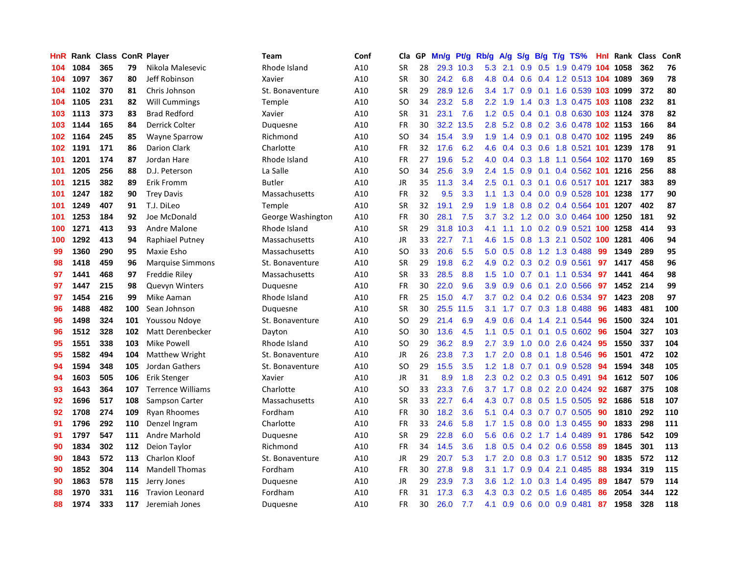| HnR | Rank | Class | ConR | Player | Team | Conf | Cla | GP | Mn/g | Pt/g | Rb/g | A/g | S/g | B/g | T/g | TS% | HnI | Rank | Class | ConR |
|---|---|---|---|---|---|---|---|---|---|---|---|---|---|---|---|---|---|---|---|---|
| 104 | 1084 | 365 | 79 | Nikola Malesevic | Rhode Island | A10 | SR | 28 | 29.3 | 10.3 | 5.3 | 2.1 | 0.9 | 0.5 | 1.9 | 0.479 | 104 | 1058 | 362 | 76 |
| 104 | 1097 | 367 | 80 | Jeff Robinson | Xavier | A10 | SR | 30 | 24.2 | 6.8 | 4.8 | 0.4 | 0.6 | 0.4 | 1.2 | 0.513 | 104 | 1089 | 369 | 78 |
| 104 | 1102 | 370 | 81 | Chris Johnson | St. Bonaventure | A10 | SR | 29 | 28.9 | 12.6 | 3.4 | 1.7 | 0.9 | 0.1 | 1.6 | 0.539 | 103 | 1099 | 372 | 80 |
| 104 | 1105 | 231 | 82 | Will Cummings | Temple | A10 | SO | 34 | 23.2 | 5.8 | 2.2 | 1.9 | 1.4 | 0.3 | 1.3 | 0.475 | 103 | 1108 | 232 | 81 |
| 103 | 1113 | 373 | 83 | Brad Redford | Xavier | A10 | SR | 31 | 23.1 | 7.6 | 1.2 | 0.5 | 0.4 | 0.1 | 0.8 | 0.630 | 103 | 1124 | 378 | 82 |
| 103 | 1144 | 165 | 84 | Derrick Colter | Duquesne | A10 | FR | 30 | 32.2 | 13.5 | 2.8 | 5.2 | 0.8 | 0.2 | 3.6 | 0.478 | 102 | 1153 | 166 | 84 |
| 102 | 1164 | 245 | 85 | Wayne Sparrow | Richmond | A10 | SO | 34 | 15.4 | 3.9 | 1.9 | 1.4 | 0.9 | 0.1 | 0.8 | 0.470 | 102 | 1195 | 249 | 86 |
| 102 | 1191 | 171 | 86 | Darion Clark | Charlotte | A10 | FR | 32 | 17.6 | 6.2 | 4.6 | 0.4 | 0.3 | 0.6 | 1.8 | 0.521 | 101 | 1239 | 178 | 91 |
| 101 | 1201 | 174 | 87 | Jordan Hare | Rhode Island | A10 | FR | 27 | 19.6 | 5.2 | 4.0 | 0.4 | 0.3 | 1.8 | 1.1 | 0.564 | 102 | 1170 | 169 | 85 |
| 101 | 1205 | 256 | 88 | D.J. Peterson | La Salle | A10 | SO | 34 | 25.6 | 3.9 | 2.4 | 1.5 | 0.9 | 0.1 | 0.4 | 0.562 | 101 | 1216 | 256 | 88 |
| 101 | 1215 | 382 | 89 | Erik Fromm | Butler | A10 | JR | 35 | 11.3 | 3.4 | 2.5 | 0.1 | 0.3 | 0.1 | 0.6 | 0.517 | 101 | 1217 | 383 | 89 |
| 101 | 1247 | 182 | 90 | Trey Davis | Massachusetts | A10 | FR | 32 | 9.5 | 3.3 | 1.1 | 1.3 | 0.4 | 0.0 | 0.9 | 0.528 | 101 | 1238 | 177 | 90 |
| 101 | 1249 | 407 | 91 | T.J. DiLeo | Temple | A10 | SR | 32 | 19.1 | 2.9 | 1.9 | 1.8 | 0.8 | 0.2 | 0.4 | 0.564 | 101 | 1207 | 402 | 87 |
| 101 | 1253 | 184 | 92 | Joe McDonald | George Washington | A10 | FR | 30 | 28.1 | 7.5 | 3.7 | 3.2 | 1.2 | 0.0 | 3.0 | 0.464 | 100 | 1250 | 181 | 92 |
| 100 | 1271 | 413 | 93 | Andre Malone | Rhode Island | A10 | SR | 29 | 31.8 | 10.3 | 4.1 | 1.1 | 1.0 | 0.2 | 0.9 | 0.521 | 100 | 1258 | 414 | 93 |
| 100 | 1292 | 413 | 94 | Raphiael Putney | Massachusetts | A10 | JR | 33 | 22.7 | 7.1 | 4.6 | 1.5 | 0.8 | 1.3 | 2.1 | 0.502 | 100 | 1281 | 406 | 94 |
| 99 | 1360 | 290 | 95 | Maxie Esho | Massachusetts | A10 | SO | 33 | 20.6 | 5.5 | 5.0 | 0.5 | 0.8 | 1.2 | 1.3 | 0.488 | 99 | 1349 | 289 | 95 |
| 98 | 1418 | 459 | 96 | Marquise Simmons | St. Bonaventure | A10 | SR | 29 | 19.8 | 6.2 | 4.9 | 0.2 | 0.3 | 0.2 | 0.9 | 0.561 | 97 | 1417 | 458 | 96 |
| 97 | 1441 | 468 | 97 | Freddie Riley | Massachusetts | A10 | SR | 33 | 28.5 | 8.8 | 1.5 | 1.0 | 0.7 | 0.1 | 1.1 | 0.534 | 97 | 1441 | 464 | 98 |
| 97 | 1447 | 215 | 98 | Quevyn Winters | Duquesne | A10 | FR | 30 | 22.0 | 9.6 | 3.9 | 0.9 | 0.6 | 0.1 | 2.0 | 0.566 | 97 | 1452 | 214 | 99 |
| 97 | 1454 | 216 | 99 | Mike Aaman | Rhode Island | A10 | FR | 25 | 15.0 | 4.7 | 3.7 | 0.2 | 0.4 | 0.2 | 0.6 | 0.534 | 97 | 1423 | 208 | 97 |
| 96 | 1488 | 482 | 100 | Sean Johnson | Duquesne | A10 | SR | 30 | 25.5 | 11.5 | 3.1 | 1.7 | 0.7 | 0.3 | 1.8 | 0.488 | 96 | 1483 | 481 | 100 |
| 96 | 1498 | 324 | 101 | Youssou Ndoye | St. Bonaventure | A10 | SO | 29 | 21.4 | 6.9 | 4.9 | 0.6 | 0.4 | 1.4 | 2.1 | 0.544 | 96 | 1500 | 324 | 101 |
| 96 | 1512 | 328 | 102 | Matt Derenbecker | Dayton | A10 | SO | 30 | 13.6 | 4.5 | 1.1 | 0.5 | 0.1 | 0.1 | 0.5 | 0.602 | 96 | 1504 | 327 | 103 |
| 95 | 1551 | 338 | 103 | Mike Powell | Rhode Island | A10 | SO | 29 | 36.2 | 8.9 | 2.7 | 3.9 | 1.0 | 0.0 | 2.6 | 0.424 | 95 | 1550 | 337 | 104 |
| 95 | 1582 | 494 | 104 | Matthew Wright | St. Bonaventure | A10 | JR | 26 | 23.8 | 7.3 | 1.7 | 2.0 | 0.8 | 0.1 | 1.8 | 0.546 | 96 | 1501 | 472 | 102 |
| 94 | 1594 | 348 | 105 | Jordan Gathers | St. Bonaventure | A10 | SO | 29 | 15.5 | 3.5 | 1.2 | 1.8 | 0.7 | 0.1 | 0.9 | 0.528 | 94 | 1594 | 348 | 105 |
| 94 | 1603 | 505 | 106 | Erik Stenger | Xavier | A10 | JR | 31 | 8.9 | 1.8 | 2.3 | 0.2 | 0.2 | 0.3 | 0.5 | 0.491 | 94 | 1612 | 507 | 106 |
| 93 | 1643 | 364 | 107 | Terrence Williams | Charlotte | A10 | SO | 33 | 23.3 | 7.6 | 3.7 | 1.7 | 0.8 | 0.2 | 2.0 | 0.424 | 92 | 1687 | 375 | 108 |
| 92 | 1696 | 517 | 108 | Sampson Carter | Massachusetts | A10 | SR | 33 | 22.7 | 6.4 | 4.3 | 0.7 | 0.8 | 0.5 | 1.5 | 0.505 | 92 | 1686 | 518 | 107 |
| 92 | 1708 | 274 | 109 | Ryan Rhoomes | Fordham | A10 | FR | 30 | 18.2 | 3.6 | 5.1 | 0.4 | 0.3 | 0.7 | 0.7 | 0.505 | 90 | 1810 | 292 | 110 |
| 91 | 1796 | 292 | 110 | Denzel Ingram | Charlotte | A10 | FR | 33 | 24.6 | 5.8 | 1.7 | 1.5 | 0.8 | 0.0 | 1.3 | 0.455 | 90 | 1833 | 298 | 111 |
| 91 | 1797 | 547 | 111 | Andre Marhold | Duquesne | A10 | SR | 29 | 22.8 | 6.0 | 5.6 | 0.6 | 0.2 | 1.7 | 1.4 | 0.489 | 91 | 1786 | 542 | 109 |
| 90 | 1834 | 302 | 112 | Deion Taylor | Richmond | A10 | FR | 34 | 14.5 | 3.6 | 1.8 | 0.5 | 0.4 | 0.2 | 0.6 | 0.558 | 89 | 1845 | 301 | 113 |
| 90 | 1843 | 572 | 113 | Charlon Kloof | St. Bonaventure | A10 | JR | 29 | 20.7 | 5.3 | 1.7 | 2.0 | 0.8 | 0.3 | 1.7 | 0.512 | 90 | 1835 | 572 | 112 |
| 90 | 1852 | 304 | 114 | Mandell Thomas | Fordham | A10 | FR | 30 | 27.8 | 9.8 | 3.1 | 1.7 | 0.9 | 0.4 | 2.1 | 0.485 | 88 | 1934 | 319 | 115 |
| 90 | 1863 | 578 | 115 | Jerry Jones | Duquesne | A10 | JR | 29 | 23.9 | 7.3 | 3.6 | 1.2 | 1.0 | 0.3 | 1.4 | 0.495 | 89 | 1847 | 579 | 114 |
| 88 | 1970 | 331 | 116 | Travion Leonard | Fordham | A10 | FR | 31 | 17.3 | 6.3 | 4.3 | 0.3 | 0.2 | 0.5 | 1.6 | 0.485 | 86 | 2054 | 344 | 122 |
| 88 | 1974 | 333 | 117 | Jeremiah Jones | Duquesne | A10 | FR | 30 | 26.0 | 7.7 | 4.1 | 0.9 | 0.6 | 0.0 | 0.9 | 0.481 | 87 | 1958 | 328 | 118 |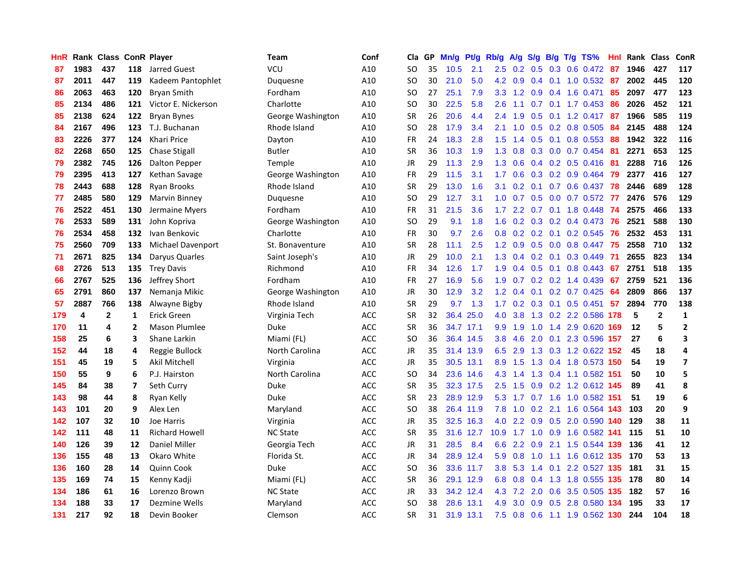| HnR | Rank | Class | ConR | Player | Team | Conf | Cla | GP | Mn/g | Pt/g | Rb/g | A/g | S/g | B/g | T/g | TS% | HnI | Rank | Class | ConR |
|---|---|---|---|---|---|---|---|---|---|---|---|---|---|---|---|---|---|---|---|---|
| 87 | 1983 | 437 | 118 | Jarred Guest | VCU | A10 | SO | 35 | 10.5 | 2.1 | 2.5 | 0.2 | 0.5 | 0.3 | 0.6 | 0.472 | 87 | 1946 | 427 | 117 |
| 87 | 2011 | 447 | 119 | Kadeem Pantophlet | Duquesne | A10 | SO | 30 | 21.0 | 5.0 | 4.2 | 0.9 | 0.4 | 0.1 | 1.0 | 0.532 | 87 | 2002 | 445 | 120 |
| 86 | 2063 | 463 | 120 | Bryan Smith | Fordham | A10 | SO | 27 | 25.1 | 7.9 | 3.3 | 1.2 | 0.9 | 0.4 | 1.6 | 0.471 | 85 | 2097 | 477 | 123 |
| 85 | 2134 | 486 | 121 | Victor E. Nickerson | Charlotte | A10 | SO | 30 | 22.5 | 5.8 | 2.6 | 1.1 | 0.7 | 0.1 | 1.7 | 0.453 | 86 | 2026 | 452 | 121 |
| 85 | 2138 | 624 | 122 | Bryan Bynes | George Washington | A10 | SR | 26 | 20.6 | 4.4 | 2.4 | 1.9 | 0.5 | 0.1 | 1.2 | 0.417 | 87 | 1966 | 585 | 119 |
| 84 | 2167 | 496 | 123 | T.J. Buchanan | Rhode Island | A10 | SO | 28 | 17.9 | 3.4 | 2.1 | 1.0 | 0.5 | 0.2 | 0.8 | 0.505 | 84 | 2145 | 488 | 124 |
| 83 | 2226 | 377 | 124 | Khari Price | Dayton | A10 | FR | 24 | 18.3 | 2.8 | 1.5 | 1.4 | 0.5 | 0.1 | 0.8 | 0.553 | 88 | 1942 | 322 | 116 |
| 82 | 2268 | 650 | 125 | Chase Stigall | Butler | A10 | SR | 36 | 10.3 | 1.9 | 1.3 | 0.8 | 0.3 | 0.0 | 0.7 | 0.454 | 81 | 2271 | 653 | 125 |
| 79 | 2382 | 745 | 126 | Dalton Pepper | Temple | A10 | JR | 29 | 11.3 | 2.9 | 1.3 | 0.6 | 0.4 | 0.2 | 0.5 | 0.416 | 81 | 2288 | 716 | 126 |
| 79 | 2395 | 413 | 127 | Kethan Savage | George Washington | A10 | FR | 29 | 11.5 | 3.1 | 1.7 | 0.6 | 0.3 | 0.2 | 0.9 | 0.464 | 79 | 2377 | 416 | 127 |
| 78 | 2443 | 688 | 128 | Ryan Brooks | Rhode Island | A10 | SR | 29 | 13.0 | 1.6 | 3.1 | 0.2 | 0.1 | 0.7 | 0.6 | 0.437 | 78 | 2446 | 689 | 128 |
| 77 | 2485 | 580 | 129 | Marvin Binney | Duquesne | A10 | SO | 29 | 12.7 | 3.1 | 1.0 | 0.7 | 0.5 | 0.0 | 0.7 | 0.572 | 77 | 2476 | 576 | 129 |
| 76 | 2522 | 451 | 130 | Jermaine Myers | Fordham | A10 | FR | 31 | 21.5 | 3.6 | 1.7 | 2.2 | 0.7 | 0.1 | 1.8 | 0.448 | 74 | 2575 | 466 | 133 |
| 76 | 2533 | 589 | 131 | John Kopriva | George Washington | A10 | SO | 29 | 9.1 | 1.8 | 1.6 | 0.2 | 0.3 | 0.2 | 0.4 | 0.473 | 76 | 2521 | 588 | 130 |
| 76 | 2534 | 458 | 132 | Ivan Benkovic | Charlotte | A10 | FR | 30 | 9.7 | 2.6 | 0.8 | 0.2 | 0.2 | 0.1 | 0.2 | 0.545 | 76 | 2532 | 453 | 131 |
| 75 | 2560 | 709 | 133 | Michael Davenport | St. Bonaventure | A10 | SR | 28 | 11.1 | 2.5 | 1.2 | 0.9 | 0.5 | 0.0 | 0.8 | 0.447 | 75 | 2558 | 710 | 132 |
| 71 | 2671 | 825 | 134 | Daryus Quarles | Saint Joseph's | A10 | JR | 29 | 10.0 | 2.1 | 1.3 | 0.4 | 0.2 | 0.1 | 0.3 | 0.449 | 71 | 2655 | 823 | 134 |
| 68 | 2726 | 513 | 135 | Trey Davis | Richmond | A10 | FR | 34 | 12.6 | 1.7 | 1.9 | 0.4 | 0.5 | 0.1 | 0.8 | 0.443 | 67 | 2751 | 518 | 135 |
| 66 | 2767 | 525 | 136 | Jeffrey Short | Fordham | A10 | FR | 27 | 16.9 | 5.6 | 1.9 | 0.7 | 0.2 | 0.2 | 1.4 | 0.439 | 67 | 2759 | 521 | 136 |
| 65 | 2791 | 860 | 137 | Nemanja Mikic | George Washington | A10 | JR | 30 | 12.9 | 3.2 | 1.2 | 0.4 | 0.1 | 0.2 | 0.7 | 0.425 | 64 | 2809 | 866 | 137 |
| 57 | 2887 | 766 | 138 | Alwayne Bigby | Rhode Island | A10 | SR | 29 | 9.7 | 1.3 | 1.7 | 0.2 | 0.3 | 0.1 | 0.5 | 0.451 | 57 | 2894 | 770 | 138 |
| 179 | 4 | 2 | 1 | Erick Green | Virginia Tech | ACC | SR | 32 | 36.4 | 25.0 | 4.0 | 3.8 | 1.3 | 0.2 | 2.2 | 0.586 | 178 | 5 | 2 | 1 |
| 170 | 11 | 4 | 2 | Mason Plumlee | Duke | ACC | SR | 36 | 34.7 | 17.1 | 9.9 | 1.9 | 1.0 | 1.4 | 2.9 | 0.620 | 169 | 12 | 5 | 2 |
| 158 | 25 | 6 | 3 | Shane Larkin | Miami (FL) | ACC | SO | 36 | 36.4 | 14.5 | 3.8 | 4.6 | 2.0 | 0.1 | 2.3 | 0.596 | 157 | 27 | 6 | 3 |
| 152 | 44 | 18 | 4 | Reggie Bullock | North Carolina | ACC | JR | 35 | 31.4 | 13.9 | 6.5 | 2.9 | 1.3 | 0.3 | 1.2 | 0.622 | 152 | 45 | 18 | 4 |
| 151 | 45 | 19 | 5 | Akil Mitchell | Virginia | ACC | JR | 35 | 30.5 | 13.1 | 8.9 | 1.5 | 1.3 | 0.4 | 1.8 | 0.573 | 150 | 54 | 19 | 7 |
| 150 | 55 | 9 | 6 | P.J. Hairston | North Carolina | ACC | SO | 34 | 23.6 | 14.6 | 4.3 | 1.4 | 1.3 | 0.4 | 1.1 | 0.582 | 151 | 50 | 10 | 5 |
| 145 | 84 | 38 | 7 | Seth Curry | Duke | ACC | SR | 35 | 32.3 | 17.5 | 2.5 | 1.5 | 0.9 | 0.2 | 1.2 | 0.612 | 145 | 89 | 41 | 8 |
| 143 | 98 | 44 | 8 | Ryan Kelly | Duke | ACC | SR | 23 | 28.9 | 12.9 | 5.3 | 1.7 | 0.7 | 1.6 | 1.0 | 0.582 | 151 | 51 | 19 | 6 |
| 143 | 101 | 20 | 9 | Alex Len | Maryland | ACC | SO | 38 | 26.4 | 11.9 | 7.8 | 1.0 | 0.2 | 2.1 | 1.6 | 0.564 | 143 | 103 | 20 | 9 |
| 142 | 107 | 32 | 10 | Joe Harris | Virginia | ACC | JR | 35 | 32.5 | 16.3 | 4.0 | 2.2 | 0.9 | 0.5 | 2.0 | 0.590 | 140 | 129 | 38 | 11 |
| 142 | 111 | 48 | 11 | Richard Howell | NC State | ACC | SR | 35 | 31.6 | 12.7 | 10.9 | 1.7 | 1.0 | 0.9 | 1.6 | 0.582 | 141 | 115 | 51 | 10 |
| 140 | 126 | 39 | 12 | Daniel Miller | Georgia Tech | ACC | JR | 31 | 28.5 | 8.4 | 6.6 | 2.2 | 0.9 | 2.1 | 1.5 | 0.544 | 139 | 136 | 41 | 12 |
| 136 | 155 | 48 | 13 | Okaro White | Florida St. | ACC | JR | 34 | 28.9 | 12.4 | 5.9 | 0.8 | 1.0 | 1.1 | 1.6 | 0.612 | 135 | 170 | 53 | 13 |
| 136 | 160 | 28 | 14 | Quinn Cook | Duke | ACC | SO | 36 | 33.6 | 11.7 | 3.8 | 5.3 | 1.4 | 0.1 | 2.2 | 0.527 | 135 | 181 | 31 | 15 |
| 135 | 169 | 74 | 15 | Kenny Kadji | Miami (FL) | ACC | SR | 36 | 29.1 | 12.9 | 6.8 | 0.8 | 0.4 | 1.3 | 1.8 | 0.555 | 135 | 178 | 80 | 14 |
| 134 | 186 | 61 | 16 | Lorenzo Brown | NC State | ACC | JR | 33 | 34.2 | 12.4 | 4.3 | 7.2 | 2.0 | 0.6 | 3.5 | 0.505 | 135 | 182 | 57 | 16 |
| 134 | 188 | 33 | 17 | Dezmine Wells | Maryland | ACC | SO | 38 | 28.6 | 13.1 | 4.9 | 3.0 | 0.9 | 0.5 | 2.8 | 0.580 | 134 | 195 | 33 | 17 |
| 131 | 217 | 92 | 18 | Devin Booker | Clemson | ACC | SR | 31 | 31.9 | 13.1 | 7.5 | 0.8 | 0.6 | 1.1 | 1.9 | 0.562 | 130 | 244 | 104 | 18 |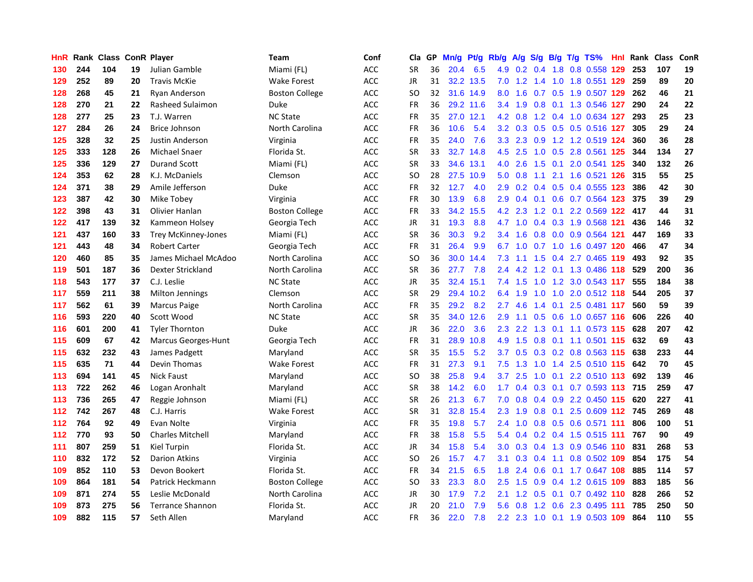| HnR | Rank | Class | ConR | Player | Team | Conf | Cla | GP | Mn/g | Pt/g | Rb/g | A/g | S/g | B/g | T/g | TS% | HnI | Rank | Class | ConR |
|---|---|---|---|---|---|---|---|---|---|---|---|---|---|---|---|---|---|---|---|---|
| 130 | 244 | 104 | 19 | Julian Gamble | Miami (FL) | ACC | SR | 36 | 20.4 | 6.5 | 4.9 | 0.2 | 0.4 | 1.8 | 0.8 | 0.558 | 129 | 253 | 107 | 19 |
| 129 | 252 | 89 | 20 | Travis McKie | Wake Forest | ACC | JR | 31 | 32.2 | 13.5 | 7.0 | 1.2 | 1.4 | 1.0 | 1.8 | 0.551 | 129 | 259 | 89 | 20 |
| 128 | 268 | 45 | 21 | Ryan Anderson | Boston College | ACC | SO | 32 | 31.6 | 14.9 | 8.0 | 1.6 | 0.7 | 0.5 | 1.9 | 0.507 | 129 | 262 | 46 | 21 |
| 128 | 270 | 21 | 22 | Rasheed Sulaimon | Duke | ACC | FR | 36 | 29.2 | 11.6 | 3.4 | 1.9 | 0.8 | 0.1 | 1.3 | 0.546 | 127 | 290 | 24 | 22 |
| 128 | 277 | 25 | 23 | T.J. Warren | NC State | ACC | FR | 35 | 27.0 | 12.1 | 4.2 | 0.8 | 1.2 | 0.4 | 1.0 | 0.634 | 127 | 293 | 25 | 23 |
| 127 | 284 | 26 | 24 | Brice Johnson | North Carolina | ACC | FR | 36 | 10.6 | 5.4 | 3.2 | 0.3 | 0.5 | 0.5 | 0.5 | 0.516 | 127 | 305 | 29 | 24 |
| 125 | 328 | 32 | 25 | Justin Anderson | Virginia | ACC | FR | 35 | 24.0 | 7.6 | 3.3 | 2.3 | 0.9 | 1.2 | 1.2 | 0.519 | 124 | 360 | 36 | 28 |
| 125 | 333 | 128 | 26 | Michael Snaer | Florida St. | ACC | SR | 33 | 32.7 | 14.8 | 4.5 | 2.5 | 1.0 | 0.5 | 2.8 | 0.561 | 125 | 344 | 134 | 27 |
| 125 | 336 | 129 | 27 | Durand Scott | Miami (FL) | ACC | SR | 33 | 34.6 | 13.1 | 4.0 | 2.6 | 1.5 | 0.1 | 2.0 | 0.541 | 125 | 340 | 132 | 26 |
| 124 | 353 | 62 | 28 | K.J. McDaniels | Clemson | ACC | SO | 28 | 27.5 | 10.9 | 5.0 | 0.8 | 1.1 | 2.1 | 1.6 | 0.521 | 126 | 315 | 55 | 25 |
| 124 | 371 | 38 | 29 | Amile Jefferson | Duke | ACC | FR | 32 | 12.7 | 4.0 | 2.9 | 0.2 | 0.4 | 0.5 | 0.4 | 0.555 | 123 | 386 | 42 | 30 |
| 123 | 387 | 42 | 30 | Mike Tobey | Virginia | ACC | FR | 30 | 13.9 | 6.8 | 2.9 | 0.4 | 0.1 | 0.6 | 0.7 | 0.564 | 123 | 375 | 39 | 29 |
| 122 | 398 | 43 | 31 | Olivier Hanlan | Boston College | ACC | FR | 33 | 34.2 | 15.5 | 4.2 | 2.3 | 1.2 | 0.1 | 2.2 | 0.569 | 122 | 417 | 44 | 31 |
| 122 | 417 | 139 | 32 | Kammeon Holsey | Georgia Tech | ACC | JR | 31 | 19.3 | 8.8 | 4.7 | 1.0 | 0.4 | 0.3 | 1.9 | 0.568 | 121 | 436 | 146 | 32 |
| 121 | 437 | 160 | 33 | Trey McKinney-Jones | Miami (FL) | ACC | SR | 36 | 30.3 | 9.2 | 3.4 | 1.6 | 0.8 | 0.0 | 0.9 | 0.564 | 121 | 447 | 169 | 33 |
| 121 | 443 | 48 | 34 | Robert Carter | Georgia Tech | ACC | FR | 31 | 26.4 | 9.9 | 6.7 | 1.0 | 0.7 | 1.0 | 1.6 | 0.497 | 120 | 466 | 47 | 34 |
| 120 | 460 | 85 | 35 | James Michael McAdoo | North Carolina | ACC | SO | 36 | 30.0 | 14.4 | 7.3 | 1.1 | 1.5 | 0.4 | 2.7 | 0.465 | 119 | 493 | 92 | 35 |
| 119 | 501 | 187 | 36 | Dexter Strickland | North Carolina | ACC | SR | 36 | 27.7 | 7.8 | 2.4 | 4.2 | 1.2 | 0.1 | 1.3 | 0.486 | 118 | 529 | 200 | 36 |
| 118 | 543 | 177 | 37 | C.J. Leslie | NC State | ACC | JR | 35 | 32.4 | 15.1 | 7.4 | 1.5 | 1.0 | 1.2 | 3.0 | 0.543 | 117 | 555 | 184 | 38 |
| 117 | 559 | 211 | 38 | Milton Jennings | Clemson | ACC | SR | 29 | 29.4 | 10.2 | 6.4 | 1.9 | 1.0 | 1.0 | 2.0 | 0.512 | 118 | 544 | 205 | 37 |
| 117 | 562 | 61 | 39 | Marcus Paige | North Carolina | ACC | FR | 35 | 29.2 | 8.2 | 2.7 | 4.6 | 1.4 | 0.1 | 2.5 | 0.481 | 117 | 560 | 59 | 39 |
| 116 | 593 | 220 | 40 | Scott Wood | NC State | ACC | SR | 35 | 34.0 | 12.6 | 2.9 | 1.1 | 0.5 | 0.6 | 1.0 | 0.657 | 116 | 606 | 226 | 40 |
| 116 | 601 | 200 | 41 | Tyler Thornton | Duke | ACC | JR | 36 | 22.0 | 3.6 | 2.3 | 2.2 | 1.3 | 0.1 | 1.1 | 0.573 | 115 | 628 | 207 | 42 |
| 115 | 609 | 67 | 42 | Marcus Georges-Hunt | Georgia Tech | ACC | FR | 31 | 28.9 | 10.8 | 4.9 | 1.5 | 0.8 | 0.1 | 1.1 | 0.501 | 115 | 632 | 69 | 43 |
| 115 | 632 | 232 | 43 | James Padgett | Maryland | ACC | SR | 35 | 15.5 | 5.2 | 3.7 | 0.5 | 0.3 | 0.2 | 0.8 | 0.563 | 115 | 638 | 233 | 44 |
| 115 | 635 | 71 | 44 | Devin Thomas | Wake Forest | ACC | FR | 31 | 27.3 | 9.1 | 7.5 | 1.3 | 1.0 | 1.4 | 2.5 | 0.510 | 115 | 642 | 70 | 45 |
| 113 | 694 | 141 | 45 | Nick Faust | Maryland | ACC | SO | 38 | 25.8 | 9.4 | 3.7 | 2.5 | 1.0 | 0.1 | 2.2 | 0.510 | 113 | 692 | 139 | 46 |
| 113 | 722 | 262 | 46 | Logan Aronhalt | Maryland | ACC | SR | 38 | 14.2 | 6.0 | 1.7 | 0.4 | 0.3 | 0.1 | 0.7 | 0.593 | 113 | 715 | 259 | 47 |
| 113 | 736 | 265 | 47 | Reggie Johnson | Miami (FL) | ACC | SR | 26 | 21.3 | 6.7 | 7.0 | 0.8 | 0.4 | 0.9 | 2.2 | 0.450 | 115 | 620 | 227 | 41 |
| 112 | 742 | 267 | 48 | C.J. Harris | Wake Forest | ACC | SR | 31 | 32.8 | 15.4 | 2.3 | 1.9 | 0.8 | 0.1 | 2.5 | 0.609 | 112 | 745 | 269 | 48 |
| 112 | 764 | 92 | 49 | Evan Nolte | Virginia | ACC | FR | 35 | 19.8 | 5.7 | 2.4 | 1.0 | 0.8 | 0.5 | 0.6 | 0.571 | 111 | 806 | 100 | 51 |
| 112 | 770 | 93 | 50 | Charles Mitchell | Maryland | ACC | FR | 38 | 15.8 | 5.5 | 5.4 | 0.4 | 0.2 | 0.4 | 1.5 | 0.515 | 111 | 767 | 90 | 49 |
| 111 | 807 | 259 | 51 | Kiel Turpin | Florida St. | ACC | JR | 34 | 15.8 | 5.4 | 3.0 | 0.3 | 0.4 | 1.3 | 0.9 | 0.546 | 110 | 831 | 268 | 53 |
| 110 | 832 | 172 | 52 | Darion Atkins | Virginia | ACC | SO | 26 | 15.7 | 4.7 | 3.1 | 0.3 | 0.4 | 1.1 | 0.8 | 0.502 | 109 | 854 | 175 | 54 |
| 109 | 852 | 110 | 53 | Devon Bookert | Florida St. | ACC | FR | 34 | 21.5 | 6.5 | 1.8 | 2.4 | 0.6 | 0.1 | 1.7 | 0.647 | 108 | 885 | 114 | 57 |
| 109 | 864 | 181 | 54 | Patrick Heckmann | Boston College | ACC | SO | 33 | 23.3 | 8.0 | 2.5 | 1.5 | 0.9 | 0.4 | 1.2 | 0.615 | 109 | 883 | 185 | 56 |
| 109 | 871 | 274 | 55 | Leslie McDonald | North Carolina | ACC | JR | 30 | 17.9 | 7.2 | 2.1 | 1.2 | 0.5 | 0.1 | 0.7 | 0.492 | 110 | 828 | 266 | 52 |
| 109 | 873 | 275 | 56 | Terrance Shannon | Florida St. | ACC | JR | 20 | 21.0 | 7.9 | 5.6 | 0.8 | 1.2 | 0.6 | 2.3 | 0.495 | 111 | 785 | 250 | 50 |
| 109 | 882 | 115 | 57 | Seth Allen | Maryland | ACC | FR | 36 | 22.0 | 7.8 | 2.2 | 2.3 | 1.0 | 0.1 | 1.9 | 0.503 | 109 | 864 | 110 | 55 |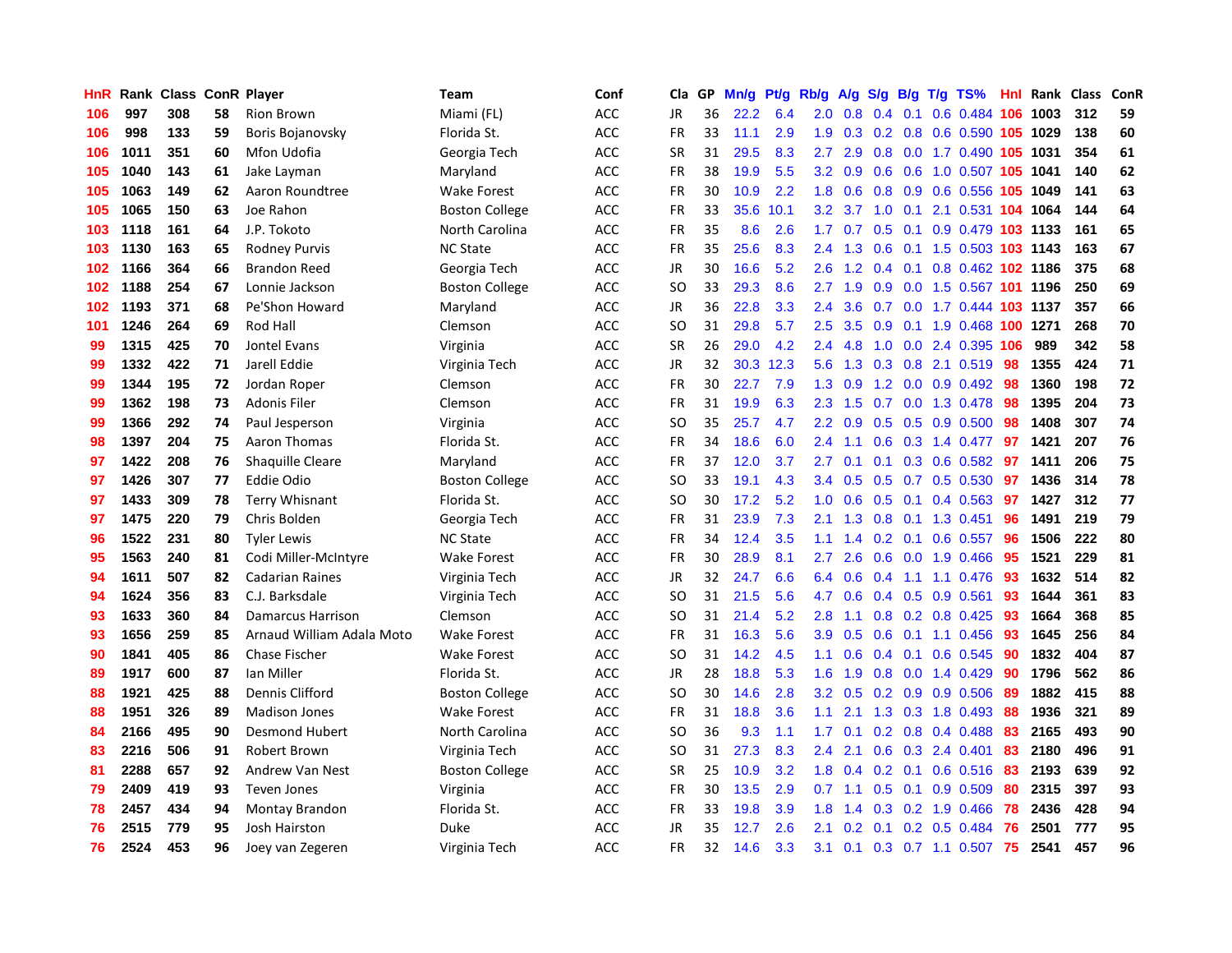| HnR | Rank | Class | ConR | Player | Team | Conf | Cla | GP | Mn/g | Pt/g | Rb/g | A/g | S/g | B/g | T/g | TS% | HnI | Rank | Class | ConR |
|---|---|---|---|---|---|---|---|---|---|---|---|---|---|---|---|---|---|---|---|---|
| 106 | 997 | 308 | 58 | Rion Brown | Miami (FL) | ACC | JR | 36 | 22.2 | 6.4 | 2.0 | 0.8 | 0.4 | 0.1 | 0.6 | 0.484 | 106 | 1003 | 312 | 59 |
| 106 | 998 | 133 | 59 | Boris Bojanovsky | Florida St. | ACC | FR | 33 | 11.1 | 2.9 | 1.9 | 0.3 | 0.2 | 0.8 | 0.6 | 0.590 | 105 | 1029 | 138 | 60 |
| 106 | 1011 | 351 | 60 | Mfon Udofia | Georgia Tech | ACC | SR | 31 | 29.5 | 8.3 | 2.7 | 2.9 | 0.8 | 0.0 | 1.7 | 0.490 | 105 | 1031 | 354 | 61 |
| 105 | 1040 | 143 | 61 | Jake Layman | Maryland | ACC | FR | 38 | 19.9 | 5.5 | 3.2 | 0.9 | 0.6 | 0.6 | 1.0 | 0.507 | 105 | 1041 | 140 | 62 |
| 105 | 1063 | 149 | 62 | Aaron Roundtree | Wake Forest | ACC | FR | 30 | 10.9 | 2.2 | 1.8 | 0.6 | 0.8 | 0.9 | 0.6 | 0.556 | 105 | 1049 | 141 | 63 |
| 105 | 1065 | 150 | 63 | Joe Rahon | Boston College | ACC | FR | 33 | 35.6 | 10.1 | 3.2 | 3.7 | 1.0 | 0.1 | 2.1 | 0.531 | 104 | 1064 | 144 | 64 |
| 103 | 1118 | 161 | 64 | J.P. Tokoto | North Carolina | ACC | FR | 35 | 8.6 | 2.6 | 1.7 | 0.7 | 0.5 | 0.1 | 0.9 | 0.479 | 103 | 1133 | 161 | 65 |
| 103 | 1130 | 163 | 65 | Rodney Purvis | NC State | ACC | FR | 35 | 25.6 | 8.3 | 2.4 | 1.3 | 0.6 | 0.1 | 1.5 | 0.503 | 103 | 1143 | 163 | 67 |
| 102 | 1166 | 364 | 66 | Brandon Reed | Georgia Tech | ACC | JR | 30 | 16.6 | 5.2 | 2.6 | 1.2 | 0.4 | 0.1 | 0.8 | 0.462 | 102 | 1186 | 375 | 68 |
| 102 | 1188 | 254 | 67 | Lonnie Jackson | Boston College | ACC | SO | 33 | 29.3 | 8.6 | 2.7 | 1.9 | 0.9 | 0.0 | 1.5 | 0.567 | 101 | 1196 | 250 | 69 |
| 102 | 1193 | 371 | 68 | Pe'Shon Howard | Maryland | ACC | JR | 36 | 22.8 | 3.3 | 2.4 | 3.6 | 0.7 | 0.0 | 1.7 | 0.444 | 103 | 1137 | 357 | 66 |
| 101 | 1246 | 264 | 69 | Rod Hall | Clemson | ACC | SO | 31 | 29.8 | 5.7 | 2.5 | 3.5 | 0.9 | 0.1 | 1.9 | 0.468 | 100 | 1271 | 268 | 70 |
| 99 | 1315 | 425 | 70 | Jontel Evans | Virginia | ACC | SR | 26 | 29.0 | 4.2 | 2.4 | 4.8 | 1.0 | 0.0 | 2.4 | 0.395 | 106 | 989 | 342 | 58 |
| 99 | 1332 | 422 | 71 | Jarell Eddie | Virginia Tech | ACC | JR | 32 | 30.3 | 12.3 | 5.6 | 1.3 | 0.3 | 0.8 | 2.1 | 0.519 | 98 | 1355 | 424 | 71 |
| 99 | 1344 | 195 | 72 | Jordan Roper | Clemson | ACC | FR | 30 | 22.7 | 7.9 | 1.3 | 0.9 | 1.2 | 0.0 | 0.9 | 0.492 | 98 | 1360 | 198 | 72 |
| 99 | 1362 | 198 | 73 | Adonis Filer | Clemson | ACC | FR | 31 | 19.9 | 6.3 | 2.3 | 1.5 | 0.7 | 0.0 | 1.3 | 0.478 | 98 | 1395 | 204 | 73 |
| 99 | 1366 | 292 | 74 | Paul Jesperson | Virginia | ACC | SO | 35 | 25.7 | 4.7 | 2.2 | 0.9 | 0.5 | 0.5 | 0.9 | 0.500 | 98 | 1408 | 307 | 74 |
| 98 | 1397 | 204 | 75 | Aaron Thomas | Florida St. | ACC | FR | 34 | 18.6 | 6.0 | 2.4 | 1.1 | 0.6 | 0.3 | 1.4 | 0.477 | 97 | 1421 | 207 | 76 |
| 97 | 1422 | 208 | 76 | Shaquille Cleare | Maryland | ACC | FR | 37 | 12.0 | 3.7 | 2.7 | 0.1 | 0.1 | 0.3 | 0.6 | 0.582 | 97 | 1411 | 206 | 75 |
| 97 | 1426 | 307 | 77 | Eddie Odio | Boston College | ACC | SO | 33 | 19.1 | 4.3 | 3.4 | 0.5 | 0.5 | 0.7 | 0.5 | 0.530 | 97 | 1436 | 314 | 78 |
| 97 | 1433 | 309 | 78 | Terry Whisnant | Florida St. | ACC | SO | 30 | 17.2 | 5.2 | 1.0 | 0.6 | 0.5 | 0.1 | 0.4 | 0.563 | 97 | 1427 | 312 | 77 |
| 97 | 1475 | 220 | 79 | Chris Bolden | Georgia Tech | ACC | FR | 31 | 23.9 | 7.3 | 2.1 | 1.3 | 0.8 | 0.1 | 1.3 | 0.451 | 96 | 1491 | 219 | 79 |
| 96 | 1522 | 231 | 80 | Tyler Lewis | NC State | ACC | FR | 34 | 12.4 | 3.5 | 1.1 | 1.4 | 0.2 | 0.1 | 0.6 | 0.557 | 96 | 1506 | 222 | 80 |
| 95 | 1563 | 240 | 81 | Codi Miller-McIntyre | Wake Forest | ACC | FR | 30 | 28.9 | 8.1 | 2.7 | 2.6 | 0.6 | 0.0 | 1.9 | 0.466 | 95 | 1521 | 229 | 81 |
| 94 | 1611 | 507 | 82 | Cadarian Raines | Virginia Tech | ACC | JR | 32 | 24.7 | 6.6 | 6.4 | 0.6 | 0.4 | 1.1 | 1.1 | 0.476 | 93 | 1632 | 514 | 82 |
| 94 | 1624 | 356 | 83 | C.J. Barksdale | Virginia Tech | ACC | SO | 31 | 21.5 | 5.6 | 4.7 | 0.6 | 0.4 | 0.5 | 0.9 | 0.561 | 93 | 1644 | 361 | 83 |
| 93 | 1633 | 360 | 84 | Damarcus Harrison | Clemson | ACC | SO | 31 | 21.4 | 5.2 | 2.8 | 1.1 | 0.8 | 0.2 | 0.8 | 0.425 | 93 | 1664 | 368 | 85 |
| 93 | 1656 | 259 | 85 | Arnaud William Adala Moto | Wake Forest | ACC | FR | 31 | 16.3 | 5.6 | 3.9 | 0.5 | 0.6 | 0.1 | 1.1 | 0.456 | 93 | 1645 | 256 | 84 |
| 90 | 1841 | 405 | 86 | Chase Fischer | Wake Forest | ACC | SO | 31 | 14.2 | 4.5 | 1.1 | 0.6 | 0.4 | 0.1 | 0.6 | 0.545 | 90 | 1832 | 404 | 87 |
| 89 | 1917 | 600 | 87 | Ian Miller | Florida St. | ACC | JR | 28 | 18.8 | 5.3 | 1.6 | 1.9 | 0.8 | 0.0 | 1.4 | 0.429 | 90 | 1796 | 562 | 86 |
| 88 | 1921 | 425 | 88 | Dennis Clifford | Boston College | ACC | SO | 30 | 14.6 | 2.8 | 3.2 | 0.5 | 0.2 | 0.9 | 0.9 | 0.506 | 89 | 1882 | 415 | 88 |
| 88 | 1951 | 326 | 89 | Madison Jones | Wake Forest | ACC | FR | 31 | 18.8 | 3.6 | 1.1 | 2.1 | 1.3 | 0.3 | 1.8 | 0.493 | 88 | 1936 | 321 | 89 |
| 84 | 2166 | 495 | 90 | Desmond Hubert | North Carolina | ACC | SO | 36 | 9.3 | 1.1 | 1.7 | 0.1 | 0.2 | 0.8 | 0.4 | 0.488 | 83 | 2165 | 493 | 90 |
| 83 | 2216 | 506 | 91 | Robert Brown | Virginia Tech | ACC | SO | 31 | 27.3 | 8.3 | 2.4 | 2.1 | 0.6 | 0.3 | 2.4 | 0.401 | 83 | 2180 | 496 | 91 |
| 81 | 2288 | 657 | 92 | Andrew Van Nest | Boston College | ACC | SR | 25 | 10.9 | 3.2 | 1.8 | 0.4 | 0.2 | 0.1 | 0.6 | 0.516 | 83 | 2193 | 639 | 92 |
| 79 | 2409 | 419 | 93 | Teven Jones | Virginia | ACC | FR | 30 | 13.5 | 2.9 | 0.7 | 1.1 | 0.5 | 0.1 | 0.9 | 0.509 | 80 | 2315 | 397 | 93 |
| 78 | 2457 | 434 | 94 | Montay Brandon | Florida St. | ACC | FR | 33 | 19.8 | 3.9 | 1.8 | 1.4 | 0.3 | 0.2 | 1.9 | 0.466 | 78 | 2436 | 428 | 94 |
| 76 | 2515 | 779 | 95 | Josh Hairston | Duke | ACC | JR | 35 | 12.7 | 2.6 | 2.1 | 0.2 | 0.1 | 0.2 | 0.5 | 0.484 | 76 | 2501 | 777 | 95 |
| 76 | 2524 | 453 | 96 | Joey van Zegeren | Virginia Tech | ACC | FR | 32 | 14.6 | 3.3 | 3.1 | 0.1 | 0.3 | 0.7 | 1.1 | 0.507 | 75 | 2541 | 457 | 96 |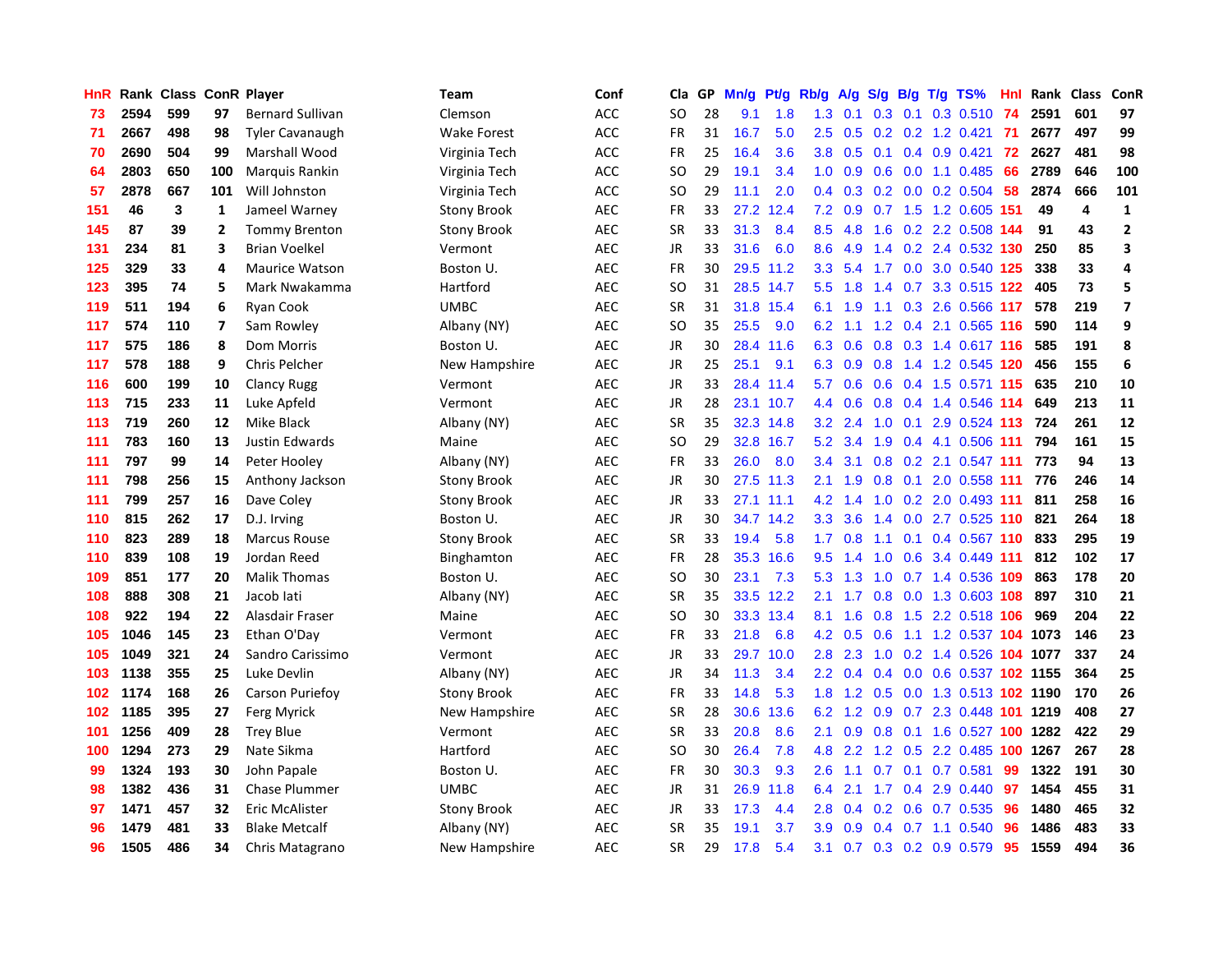| HnR | Rank | Class | ConR | Player | Team | Conf | Cla | GP | Mn/g | Pt/g | Rb/g | A/g | S/g | B/g | T/g | TS% | HnI | Rank | Class | ConR |
|---|---|---|---|---|---|---|---|---|---|---|---|---|---|---|---|---|---|---|---|---|
| 73 | 2594 | 599 | 97 | Bernard Sullivan | Clemson | ACC | SO | 28 | 9.1 | 1.8 | 1.3 | 0.1 | 0.3 | 0.1 | 0.3 | 0.510 | 74 | 2591 | 601 | 97 |
| 71 | 2667 | 498 | 98 | Tyler Cavanaugh | Wake Forest | ACC | FR | 31 | 16.7 | 5.0 | 2.5 | 0.5 | 0.2 | 0.2 | 1.2 | 0.421 | 71 | 2677 | 497 | 99 |
| 70 | 2690 | 504 | 99 | Marshall Wood | Virginia Tech | ACC | FR | 25 | 16.4 | 3.6 | 3.8 | 0.5 | 0.1 | 0.4 | 0.9 | 0.421 | 72 | 2627 | 481 | 98 |
| 64 | 2803 | 650 | 100 | Marquis Rankin | Virginia Tech | ACC | SO | 29 | 19.1 | 3.4 | 1.0 | 0.9 | 0.6 | 0.0 | 1.1 | 0.485 | 66 | 2789 | 646 | 100 |
| 57 | 2878 | 667 | 101 | Will Johnston | Virginia Tech | ACC | SO | 29 | 11.1 | 2.0 | 0.4 | 0.3 | 0.2 | 0.0 | 0.2 | 0.504 | 58 | 2874 | 666 | 101 |
| 151 | 46 | 3 | 1 | Jameel Warney | Stony Brook | AEC | FR | 33 | 27.2 | 12.4 | 7.2 | 0.9 | 0.7 | 1.5 | 1.2 | 0.605 | 151 | 49 | 4 | 1 |
| 145 | 87 | 39 | 2 | Tommy Brenton | Stony Brook | AEC | SR | 33 | 31.3 | 8.4 | 8.5 | 4.8 | 1.6 | 0.2 | 2.2 | 0.508 | 144 | 91 | 43 | 2 |
| 131 | 234 | 81 | 3 | Brian Voelkel | Vermont | AEC | JR | 33 | 31.6 | 6.0 | 8.6 | 4.9 | 1.4 | 0.2 | 2.4 | 0.532 | 130 | 250 | 85 | 3 |
| 125 | 329 | 33 | 4 | Maurice Watson | Boston U. | AEC | FR | 30 | 29.5 | 11.2 | 3.3 | 5.4 | 1.7 | 0.0 | 3.0 | 0.540 | 125 | 338 | 33 | 4 |
| 123 | 395 | 74 | 5 | Mark Nwakamma | Hartford | AEC | SO | 31 | 28.5 | 14.7 | 5.5 | 1.8 | 1.4 | 0.7 | 3.3 | 0.515 | 122 | 405 | 73 | 5 |
| 119 | 511 | 194 | 6 | Ryan Cook | UMBC | AEC | SR | 31 | 31.8 | 15.4 | 6.1 | 1.9 | 1.1 | 0.3 | 2.6 | 0.566 | 117 | 578 | 219 | 7 |
| 117 | 574 | 110 | 7 | Sam Rowley | Albany (NY) | AEC | SO | 35 | 25.5 | 9.0 | 6.2 | 1.1 | 1.2 | 0.4 | 2.1 | 0.565 | 116 | 590 | 114 | 9 |
| 117 | 575 | 186 | 8 | Dom Morris | Boston U. | AEC | JR | 30 | 28.4 | 11.6 | 6.3 | 0.6 | 0.8 | 0.3 | 1.4 | 0.617 | 116 | 585 | 191 | 8 |
| 117 | 578 | 188 | 9 | Chris Pelcher | New Hampshire | AEC | JR | 25 | 25.1 | 9.1 | 6.3 | 0.9 | 0.8 | 1.4 | 1.2 | 0.545 | 120 | 456 | 155 | 6 |
| 116 | 600 | 199 | 10 | Clancy Rugg | Vermont | AEC | JR | 33 | 28.4 | 11.4 | 5.7 | 0.6 | 0.6 | 0.4 | 1.5 | 0.571 | 115 | 635 | 210 | 10 |
| 113 | 715 | 233 | 11 | Luke Apfeld | Vermont | AEC | JR | 28 | 23.1 | 10.7 | 4.4 | 0.6 | 0.8 | 0.4 | 1.4 | 0.546 | 114 | 649 | 213 | 11 |
| 113 | 719 | 260 | 12 | Mike Black | Albany (NY) | AEC | SR | 35 | 32.3 | 14.8 | 3.2 | 2.4 | 1.0 | 0.1 | 2.9 | 0.524 | 113 | 724 | 261 | 12 |
| 111 | 783 | 160 | 13 | Justin Edwards | Maine | AEC | SO | 29 | 32.8 | 16.7 | 5.2 | 3.4 | 1.9 | 0.4 | 4.1 | 0.506 | 111 | 794 | 161 | 15 |
| 111 | 797 | 99 | 14 | Peter Hooley | Albany (NY) | AEC | FR | 33 | 26.0 | 8.0 | 3.4 | 3.1 | 0.8 | 0.2 | 2.1 | 0.547 | 111 | 773 | 94 | 13 |
| 111 | 798 | 256 | 15 | Anthony Jackson | Stony Brook | AEC | JR | 30 | 27.5 | 11.3 | 2.1 | 1.9 | 0.8 | 0.1 | 2.0 | 0.558 | 111 | 776 | 246 | 14 |
| 111 | 799 | 257 | 16 | Dave Coley | Stony Brook | AEC | JR | 33 | 27.1 | 11.1 | 4.2 | 1.4 | 1.0 | 0.2 | 2.0 | 0.493 | 111 | 811 | 258 | 16 |
| 110 | 815 | 262 | 17 | D.J. Irving | Boston U. | AEC | JR | 30 | 34.7 | 14.2 | 3.3 | 3.6 | 1.4 | 0.0 | 2.7 | 0.525 | 110 | 821 | 264 | 18 |
| 110 | 823 | 289 | 18 | Marcus Rouse | Stony Brook | AEC | SR | 33 | 19.4 | 5.8 | 1.7 | 0.8 | 1.1 | 0.1 | 0.4 | 0.567 | 110 | 833 | 295 | 19 |
| 110 | 839 | 108 | 19 | Jordan Reed | Binghamton | AEC | FR | 28 | 35.3 | 16.6 | 9.5 | 1.4 | 1.0 | 0.6 | 3.4 | 0.449 | 111 | 812 | 102 | 17 |
| 109 | 851 | 177 | 20 | Malik Thomas | Boston U. | AEC | SO | 30 | 23.1 | 7.3 | 5.3 | 1.3 | 1.0 | 0.7 | 1.4 | 0.536 | 109 | 863 | 178 | 20 |
| 108 | 888 | 308 | 21 | Jacob Iati | Albany (NY) | AEC | SR | 35 | 33.5 | 12.2 | 2.1 | 1.7 | 0.8 | 0.0 | 1.3 | 0.603 | 108 | 897 | 310 | 21 |
| 108 | 922 | 194 | 22 | Alasdair Fraser | Maine | AEC | SO | 30 | 33.3 | 13.4 | 8.1 | 1.6 | 0.8 | 1.5 | 2.2 | 0.518 | 106 | 969 | 204 | 22 |
| 105 | 1046 | 145 | 23 | Ethan O'Day | Vermont | AEC | FR | 33 | 21.8 | 6.8 | 4.2 | 0.5 | 0.6 | 1.1 | 1.2 | 0.537 | 104 | 1073 | 146 | 23 |
| 105 | 1049 | 321 | 24 | Sandro Carissimo | Vermont | AEC | JR | 33 | 29.7 | 10.0 | 2.8 | 2.3 | 1.0 | 0.2 | 1.4 | 0.526 | 104 | 1077 | 337 | 24 |
| 103 | 1138 | 355 | 25 | Luke Devlin | Albany (NY) | AEC | JR | 34 | 11.3 | 3.4 | 2.2 | 0.4 | 0.4 | 0.0 | 0.6 | 0.537 | 102 | 1155 | 364 | 25 |
| 102 | 1174 | 168 | 26 | Carson Puriefoy | Stony Brook | AEC | FR | 33 | 14.8 | 5.3 | 1.8 | 1.2 | 0.5 | 0.0 | 1.3 | 0.513 | 102 | 1190 | 170 | 26 |
| 102 | 1185 | 395 | 27 | Ferg Myrick | New Hampshire | AEC | SR | 28 | 30.6 | 13.6 | 6.2 | 1.2 | 0.9 | 0.7 | 2.3 | 0.448 | 101 | 1219 | 408 | 27 |
| 101 | 1256 | 409 | 28 | Trey Blue | Vermont | AEC | SR | 33 | 20.8 | 8.6 | 2.1 | 0.9 | 0.8 | 0.1 | 1.6 | 0.527 | 100 | 1282 | 422 | 29 |
| 100 | 1294 | 273 | 29 | Nate Sikma | Hartford | AEC | SO | 30 | 26.4 | 7.8 | 4.8 | 2.2 | 1.2 | 0.5 | 2.2 | 0.485 | 100 | 1267 | 267 | 28 |
| 99 | 1324 | 193 | 30 | John Papale | Boston U. | AEC | FR | 30 | 30.3 | 9.3 | 2.6 | 1.1 | 0.7 | 0.1 | 0.7 | 0.581 | 99 | 1322 | 191 | 30 |
| 98 | 1382 | 436 | 31 | Chase Plummer | UMBC | AEC | JR | 31 | 26.9 | 11.8 | 6.4 | 2.1 | 1.7 | 0.4 | 2.9 | 0.440 | 97 | 1454 | 455 | 31 |
| 97 | 1471 | 457 | 32 | Eric McAlister | Stony Brook | AEC | JR | 33 | 17.3 | 4.4 | 2.8 | 0.4 | 0.2 | 0.6 | 0.7 | 0.535 | 96 | 1480 | 465 | 32 |
| 96 | 1479 | 481 | 33 | Blake Metcalf | Albany (NY) | AEC | SR | 35 | 19.1 | 3.7 | 3.9 | 0.9 | 0.4 | 0.7 | 1.1 | 0.540 | 96 | 1486 | 483 | 33 |
| 96 | 1505 | 486 | 34 | Chris Matagrano | New Hampshire | AEC | SR | 29 | 17.8 | 5.4 | 3.1 | 0.7 | 0.3 | 0.2 | 0.9 | 0.579 | 95 | 1559 | 494 | 36 |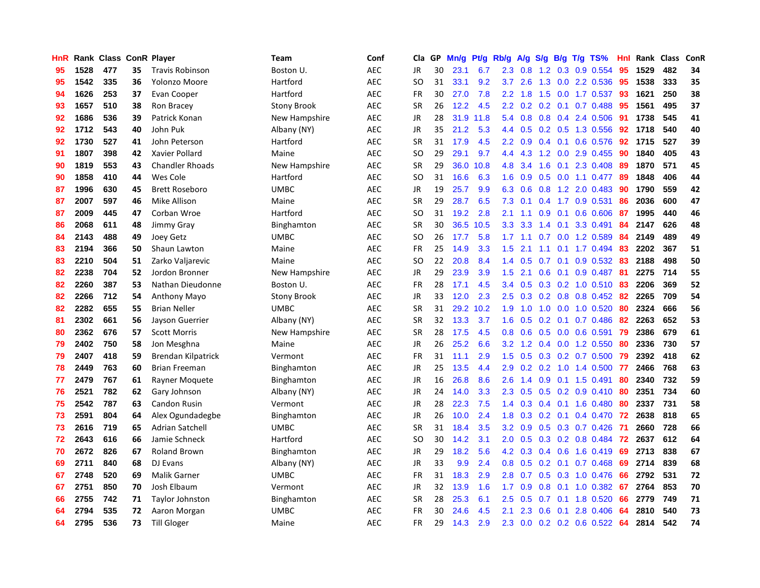| HnR | Rank | Class | ConR | Player | Team | Conf | Cla | GP | Mn/g | Pt/g | Rb/g | A/g | S/g | B/g | T/g | TS% | HnI | Rank | Class | ConR |
|---|---|---|---|---|---|---|---|---|---|---|---|---|---|---|---|---|---|---|---|---|
| 95 | 1528 | 477 | 35 | Travis Robinson | Boston U. | AEC | JR | 30 | 23.1 | 6.7 | 2.3 | 0.8 | 1.2 | 0.3 | 0.9 | 0.554 | 95 | 1529 | 482 | 34 |
| 95 | 1542 | 335 | 36 | Yolonzo Moore | Hartford | AEC | SO | 31 | 33.1 | 9.2 | 3.7 | 2.6 | 1.3 | 0.0 | 2.2 | 0.536 | 95 | 1538 | 333 | 35 |
| 94 | 1626 | 253 | 37 | Evan Cooper | Hartford | AEC | FR | 30 | 27.0 | 7.8 | 2.2 | 1.8 | 1.5 | 0.0 | 1.7 | 0.537 | 93 | 1621 | 250 | 38 |
| 93 | 1657 | 510 | 38 | Ron Bracey | Stony Brook | AEC | SR | 26 | 12.2 | 4.5 | 2.2 | 0.2 | 0.2 | 0.1 | 0.7 | 0.488 | 95 | 1561 | 495 | 37 |
| 92 | 1686 | 536 | 39 | Patrick Konan | New Hampshire | AEC | JR | 28 | 31.9 | 11.8 | 5.4 | 0.8 | 0.8 | 0.4 | 2.4 | 0.506 | 91 | 1738 | 545 | 41 |
| 92 | 1712 | 543 | 40 | John Puk | Albany (NY) | AEC | JR | 35 | 21.2 | 5.3 | 4.4 | 0.5 | 0.2 | 0.5 | 1.3 | 0.556 | 92 | 1718 | 540 | 40 |
| 92 | 1730 | 527 | 41 | John Peterson | Hartford | AEC | SR | 31 | 17.9 | 4.5 | 2.2 | 0.9 | 0.4 | 0.1 | 0.6 | 0.576 | 92 | 1715 | 527 | 39 |
| 91 | 1807 | 398 | 42 | Xavier Pollard | Maine | AEC | SO | 29 | 29.1 | 9.7 | 4.4 | 4.3 | 1.2 | 0.0 | 2.9 | 0.455 | 90 | 1840 | 405 | 43 |
| 90 | 1819 | 553 | 43 | Chandler Rhoads | New Hampshire | AEC | SR | 29 | 36.0 | 10.8 | 4.8 | 3.4 | 1.6 | 0.1 | 2.3 | 0.408 | 89 | 1870 | 571 | 45 |
| 90 | 1858 | 410 | 44 | Wes Cole | Hartford | AEC | SO | 31 | 16.6 | 6.3 | 1.6 | 0.9 | 0.5 | 0.0 | 1.1 | 0.477 | 89 | 1848 | 406 | 44 |
| 87 | 1996 | 630 | 45 | Brett Roseboro | UMBC | AEC | JR | 19 | 25.7 | 9.9 | 6.3 | 0.6 | 0.8 | 1.2 | 2.0 | 0.483 | 90 | 1790 | 559 | 42 |
| 87 | 2007 | 597 | 46 | Mike Allison | Maine | AEC | SR | 29 | 28.7 | 6.5 | 7.3 | 0.1 | 0.4 | 1.7 | 0.9 | 0.531 | 86 | 2036 | 600 | 47 |
| 87 | 2009 | 445 | 47 | Corban Wroe | Hartford | AEC | SO | 31 | 19.2 | 2.8 | 2.1 | 1.1 | 0.9 | 0.1 | 0.6 | 0.606 | 87 | 1995 | 440 | 46 |
| 86 | 2068 | 611 | 48 | Jimmy Gray | Binghamton | AEC | SR | 30 | 36.5 | 10.5 | 3.3 | 3.3 | 1.4 | 0.1 | 3.3 | 0.491 | 84 | 2147 | 626 | 48 |
| 84 | 2143 | 488 | 49 | Joey Getz | UMBC | AEC | SO | 26 | 17.7 | 5.8 | 1.7 | 1.1 | 0.7 | 0.0 | 1.2 | 0.589 | 84 | 2149 | 489 | 49 |
| 83 | 2194 | 366 | 50 | Shaun Lawton | Maine | AEC | FR | 25 | 14.9 | 3.3 | 1.5 | 2.1 | 1.1 | 0.1 | 1.7 | 0.494 | 83 | 2202 | 367 | 51 |
| 83 | 2210 | 504 | 51 | Zarko Valjarevic | Maine | AEC | SO | 22 | 20.8 | 8.4 | 1.4 | 0.5 | 0.7 | 0.1 | 0.9 | 0.532 | 83 | 2188 | 498 | 50 |
| 82 | 2238 | 704 | 52 | Jordon Bronner | New Hampshire | AEC | JR | 29 | 23.9 | 3.9 | 1.5 | 2.1 | 0.6 | 0.1 | 0.9 | 0.487 | 81 | 2275 | 714 | 55 |
| 82 | 2260 | 387 | 53 | Nathan Dieudonne | Boston U. | AEC | FR | 28 | 17.1 | 4.5 | 3.4 | 0.5 | 0.3 | 0.2 | 1.0 | 0.510 | 83 | 2206 | 369 | 52 |
| 82 | 2266 | 712 | 54 | Anthony Mayo | Stony Brook | AEC | JR | 33 | 12.0 | 2.3 | 2.5 | 0.3 | 0.2 | 0.8 | 0.8 | 0.452 | 82 | 2265 | 709 | 54 |
| 82 | 2282 | 655 | 55 | Brian Neller | UMBC | AEC | SR | 31 | 29.2 | 10.2 | 1.9 | 1.0 | 1.0 | 0.0 | 1.0 | 0.520 | 80 | 2324 | 666 | 56 |
| 81 | 2302 | 661 | 56 | Jayson Guerrier | Albany (NY) | AEC | SR | 32 | 13.3 | 3.7 | 1.6 | 0.5 | 0.2 | 0.1 | 0.7 | 0.486 | 82 | 2263 | 652 | 53 |
| 80 | 2362 | 676 | 57 | Scott Morris | New Hampshire | AEC | SR | 28 | 17.5 | 4.5 | 0.8 | 0.6 | 0.5 | 0.0 | 0.6 | 0.591 | 79 | 2386 | 679 | 61 |
| 79 | 2402 | 750 | 58 | Jon Mesghna | Maine | AEC | JR | 26 | 25.2 | 6.6 | 3.2 | 1.2 | 0.4 | 0.0 | 1.2 | 0.550 | 80 | 2336 | 730 | 57 |
| 79 | 2407 | 418 | 59 | Brendan Kilpatrick | Vermont | AEC | FR | 31 | 11.1 | 2.9 | 1.5 | 0.5 | 0.3 | 0.2 | 0.7 | 0.500 | 79 | 2392 | 418 | 62 |
| 78 | 2449 | 763 | 60 | Brian Freeman | Binghamton | AEC | JR | 25 | 13.5 | 4.4 | 2.9 | 0.2 | 0.2 | 1.0 | 1.4 | 0.500 | 77 | 2466 | 768 | 63 |
| 77 | 2479 | 767 | 61 | Rayner Moquete | Binghamton | AEC | JR | 16 | 26.8 | 8.6 | 2.6 | 1.4 | 0.9 | 0.1 | 1.5 | 0.491 | 80 | 2340 | 732 | 59 |
| 76 | 2521 | 782 | 62 | Gary Johnson | Albany (NY) | AEC | JR | 24 | 14.0 | 3.3 | 2.3 | 0.5 | 0.5 | 0.2 | 0.9 | 0.410 | 80 | 2351 | 734 | 60 |
| 75 | 2542 | 787 | 63 | Candon Rusin | Vermont | AEC | JR | 28 | 22.3 | 7.5 | 1.4 | 0.3 | 0.4 | 0.1 | 1.6 | 0.480 | 80 | 2337 | 731 | 58 |
| 73 | 2591 | 804 | 64 | Alex Ogundadegbe | Binghamton | AEC | JR | 26 | 10.0 | 2.4 | 1.8 | 0.3 | 0.2 | 0.1 | 0.4 | 0.470 | 72 | 2638 | 818 | 65 |
| 73 | 2616 | 719 | 65 | Adrian Satchell | UMBC | AEC | SR | 31 | 18.4 | 3.5 | 3.2 | 0.9 | 0.5 | 0.3 | 0.7 | 0.426 | 71 | 2660 | 728 | 66 |
| 72 | 2643 | 616 | 66 | Jamie Schneck | Hartford | AEC | SO | 30 | 14.2 | 3.1 | 2.0 | 0.5 | 0.3 | 0.2 | 0.8 | 0.484 | 72 | 2637 | 612 | 64 |
| 70 | 2672 | 826 | 67 | Roland Brown | Binghamton | AEC | JR | 29 | 18.2 | 5.6 | 4.2 | 0.3 | 0.4 | 0.6 | 1.6 | 0.419 | 69 | 2713 | 838 | 67 |
| 69 | 2711 | 840 | 68 | DJ Evans | Albany (NY) | AEC | JR | 33 | 9.9 | 2.4 | 0.8 | 0.5 | 0.2 | 0.1 | 0.7 | 0.468 | 69 | 2714 | 839 | 68 |
| 67 | 2748 | 520 | 69 | Malik Garner | UMBC | AEC | FR | 31 | 18.3 | 2.9 | 2.8 | 0.7 | 0.5 | 0.3 | 1.0 | 0.476 | 66 | 2792 | 531 | 72 |
| 67 | 2751 | 850 | 70 | Josh Elbaum | Vermont | AEC | JR | 32 | 13.9 | 1.6 | 1.7 | 0.9 | 0.8 | 0.1 | 1.0 | 0.382 | 67 | 2764 | 853 | 70 |
| 66 | 2755 | 742 | 71 | Taylor Johnston | Binghamton | AEC | SR | 28 | 25.3 | 6.1 | 2.5 | 0.5 | 0.7 | 0.1 | 1.8 | 0.520 | 66 | 2779 | 749 | 71 |
| 64 | 2794 | 535 | 72 | Aaron Morgan | UMBC | AEC | FR | 30 | 24.6 | 4.5 | 2.1 | 2.3 | 0.6 | 0.1 | 2.8 | 0.406 | 64 | 2810 | 540 | 73 |
| 64 | 2795 | 536 | 73 | Till Gloger | Maine | AEC | FR | 29 | 14.3 | 2.9 | 2.3 | 0.0 | 0.2 | 0.2 | 0.6 | 0.522 | 64 | 2814 | 542 | 74 |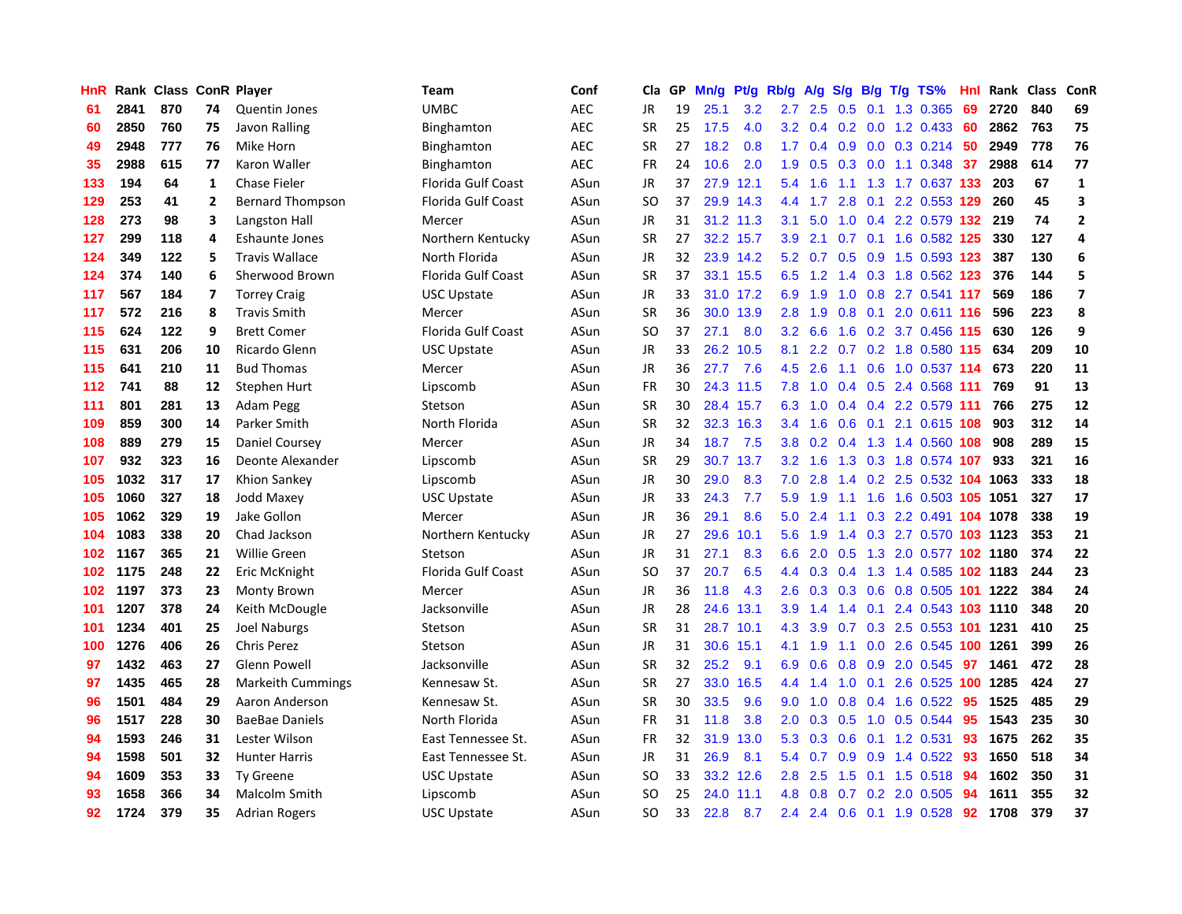| HnR | Rank | Class | ConR | Player | Team | Conf | Cla | GP | Mn/g | Pt/g | Rb/g | A/g | S/g | B/g | T/g | TS% | HnI | Rank | Class | ConR |
|---|---|---|---|---|---|---|---|---|---|---|---|---|---|---|---|---|---|---|---|---|
| 61 | 2841 | 870 | 74 | Quentin Jones | UMBC | AEC | JR | 19 | 25.1 | 3.2 | 2.7 | 2.5 | 0.5 | 0.1 | 1.3 | 0.365 | 69 | 2720 | 840 | 69 |
| 60 | 2850 | 760 | 75 | Javon Ralling | Binghamton | AEC | SR | 25 | 17.5 | 4.0 | 3.2 | 0.4 | 0.2 | 0.0 | 1.2 | 0.433 | 60 | 2862 | 763 | 75 |
| 49 | 2948 | 777 | 76 | Mike Horn | Binghamton | AEC | SR | 27 | 18.2 | 0.8 | 1.7 | 0.4 | 0.9 | 0.0 | 0.3 | 0.214 | 50 | 2949 | 778 | 76 |
| 35 | 2988 | 615 | 77 | Karon Waller | Binghamton | AEC | FR | 24 | 10.6 | 2.0 | 1.9 | 0.5 | 0.3 | 0.0 | 1.1 | 0.348 | 37 | 2988 | 614 | 77 |
| 133 | 194 | 64 | 1 | Chase Fieler | Florida Gulf Coast | ASun | JR | 37 | 27.9 | 12.1 | 5.4 | 1.6 | 1.1 | 1.3 | 1.7 | 0.637 | 133 | 203 | 67 | 1 |
| 129 | 253 | 41 | 2 | Bernard Thompson | Florida Gulf Coast | ASun | SO | 37 | 29.9 | 14.3 | 4.4 | 1.7 | 2.8 | 0.1 | 2.2 | 0.553 | 129 | 260 | 45 | 3 |
| 128 | 273 | 98 | 3 | Langston Hall | Mercer | ASun | JR | 31 | 31.2 | 11.3 | 3.1 | 5.0 | 1.0 | 0.4 | 2.2 | 0.579 | 132 | 219 | 74 | 2 |
| 127 | 299 | 118 | 4 | Eshaunte Jones | Northern Kentucky | ASun | SR | 27 | 32.2 | 15.7 | 3.9 | 2.1 | 0.7 | 0.1 | 1.6 | 0.582 | 125 | 330 | 127 | 4 |
| 124 | 349 | 122 | 5 | Travis Wallace | North Florida | ASun | JR | 32 | 23.9 | 14.2 | 5.2 | 0.7 | 0.5 | 0.9 | 1.5 | 0.593 | 123 | 387 | 130 | 6 |
| 124 | 374 | 140 | 6 | Sherwood Brown | Florida Gulf Coast | ASun | SR | 37 | 33.1 | 15.5 | 6.5 | 1.2 | 1.4 | 0.3 | 1.8 | 0.562 | 123 | 376 | 144 | 5 |
| 117 | 567 | 184 | 7 | Torrey Craig | USC Upstate | ASun | JR | 33 | 31.0 | 17.2 | 6.9 | 1.9 | 1.0 | 0.8 | 2.7 | 0.541 | 117 | 569 | 186 | 7 |
| 117 | 572 | 216 | 8 | Travis Smith | Mercer | ASun | SR | 36 | 30.0 | 13.9 | 2.8 | 1.9 | 0.8 | 0.1 | 2.0 | 0.611 | 116 | 596 | 223 | 8 |
| 115 | 624 | 122 | 9 | Brett Comer | Florida Gulf Coast | ASun | SO | 37 | 27.1 | 8.0 | 3.2 | 6.6 | 1.6 | 0.2 | 3.7 | 0.456 | 115 | 630 | 126 | 9 |
| 115 | 631 | 206 | 10 | Ricardo Glenn | USC Upstate | ASun | JR | 33 | 26.2 | 10.5 | 8.1 | 2.2 | 0.7 | 0.2 | 1.8 | 0.580 | 115 | 634 | 209 | 10 |
| 115 | 641 | 210 | 11 | Bud Thomas | Mercer | ASun | JR | 36 | 27.7 | 7.6 | 4.5 | 2.6 | 1.1 | 0.6 | 1.0 | 0.537 | 114 | 673 | 220 | 11 |
| 112 | 741 | 88 | 12 | Stephen Hurt | Lipscomb | ASun | FR | 30 | 24.3 | 11.5 | 7.8 | 1.0 | 0.4 | 0.5 | 2.4 | 0.568 | 111 | 769 | 91 | 13 |
| 111 | 801 | 281 | 13 | Adam Pegg | Stetson | ASun | SR | 30 | 28.4 | 15.7 | 6.3 | 1.0 | 0.4 | 0.4 | 2.2 | 0.579 | 111 | 766 | 275 | 12 |
| 109 | 859 | 300 | 14 | Parker Smith | North Florida | ASun | SR | 32 | 32.3 | 16.3 | 3.4 | 1.6 | 0.6 | 0.1 | 2.1 | 0.615 | 108 | 903 | 312 | 14 |
| 108 | 889 | 279 | 15 | Daniel Coursey | Mercer | ASun | JR | 34 | 18.7 | 7.5 | 3.8 | 0.2 | 0.4 | 1.3 | 1.4 | 0.560 | 108 | 908 | 289 | 15 |
| 107 | 932 | 323 | 16 | Deonte Alexander | Lipscomb | ASun | SR | 29 | 30.7 | 13.7 | 3.2 | 1.6 | 1.3 | 0.3 | 1.8 | 0.574 | 107 | 933 | 321 | 16 |
| 105 | 1032 | 317 | 17 | Khion Sankey | Lipscomb | ASun | JR | 30 | 29.0 | 8.3 | 7.0 | 2.8 | 1.4 | 0.2 | 2.5 | 0.532 | 104 | 1063 | 333 | 18 |
| 105 | 1060 | 327 | 18 | Jodd Maxey | USC Upstate | ASun | JR | 33 | 24.3 | 7.7 | 5.9 | 1.9 | 1.1 | 1.6 | 1.6 | 0.503 | 105 | 1051 | 327 | 17 |
| 105 | 1062 | 329 | 19 | Jake Gollon | Mercer | ASun | JR | 36 | 29.1 | 8.6 | 5.0 | 2.4 | 1.1 | 0.3 | 2.2 | 0.491 | 104 | 1078 | 338 | 19 |
| 104 | 1083 | 338 | 20 | Chad Jackson | Northern Kentucky | ASun | JR | 27 | 29.6 | 10.1 | 5.6 | 1.9 | 1.4 | 0.3 | 2.7 | 0.570 | 103 | 1123 | 353 | 21 |
| 102 | 1167 | 365 | 21 | Willie Green | Stetson | ASun | JR | 31 | 27.1 | 8.3 | 6.6 | 2.0 | 0.5 | 1.3 | 2.0 | 0.577 | 102 | 1180 | 374 | 22 |
| 102 | 1175 | 248 | 22 | Eric McKnight | Florida Gulf Coast | ASun | SO | 37 | 20.7 | 6.5 | 4.4 | 0.3 | 0.4 | 1.3 | 1.4 | 0.585 | 102 | 1183 | 244 | 23 |
| 102 | 1197 | 373 | 23 | Monty Brown | Mercer | ASun | JR | 36 | 11.8 | 4.3 | 2.6 | 0.3 | 0.3 | 0.6 | 0.8 | 0.505 | 101 | 1222 | 384 | 24 |
| 101 | 1207 | 378 | 24 | Keith McDougle | Jacksonville | ASun | JR | 28 | 24.6 | 13.1 | 3.9 | 1.4 | 1.4 | 0.1 | 2.4 | 0.543 | 103 | 1110 | 348 | 20 |
| 101 | 1234 | 401 | 25 | Joel Naburgs | Stetson | ASun | SR | 31 | 28.7 | 10.1 | 4.3 | 3.9 | 0.7 | 0.3 | 2.5 | 0.553 | 101 | 1231 | 410 | 25 |
| 100 | 1276 | 406 | 26 | Chris Perez | Stetson | ASun | JR | 31 | 30.6 | 15.1 | 4.1 | 1.9 | 1.1 | 0.0 | 2.6 | 0.545 | 100 | 1261 | 399 | 26 |
| 97 | 1432 | 463 | 27 | Glenn Powell | Jacksonville | ASun | SR | 32 | 25.2 | 9.1 | 6.9 | 0.6 | 0.8 | 0.9 | 2.0 | 0.545 | 97 | 1461 | 472 | 28 |
| 97 | 1435 | 465 | 28 | Markeith Cummings | Kennesaw St. | ASun | SR | 27 | 33.0 | 16.5 | 4.4 | 1.4 | 1.0 | 0.1 | 2.6 | 0.525 | 100 | 1285 | 424 | 27 |
| 96 | 1501 | 484 | 29 | Aaron Anderson | Kennesaw St. | ASun | SR | 30 | 33.5 | 9.6 | 9.0 | 1.0 | 0.8 | 0.4 | 1.6 | 0.522 | 95 | 1525 | 485 | 29 |
| 96 | 1517 | 228 | 30 | BaeBae Daniels | North Florida | ASun | FR | 31 | 11.8 | 3.8 | 2.0 | 0.3 | 0.5 | 1.0 | 0.5 | 0.544 | 95 | 1543 | 235 | 30 |
| 94 | 1593 | 246 | 31 | Lester Wilson | East Tennessee St. | ASun | FR | 32 | 31.9 | 13.0 | 5.3 | 0.3 | 0.6 | 0.1 | 1.2 | 0.531 | 93 | 1675 | 262 | 35 |
| 94 | 1598 | 501 | 32 | Hunter Harris | East Tennessee St. | ASun | JR | 31 | 26.9 | 8.1 | 5.4 | 0.7 | 0.9 | 0.9 | 1.4 | 0.522 | 93 | 1650 | 518 | 34 |
| 94 | 1609 | 353 | 33 | Ty Greene | USC Upstate | ASun | SO | 33 | 33.2 | 12.6 | 2.8 | 2.5 | 1.5 | 0.1 | 1.5 | 0.518 | 94 | 1602 | 350 | 31 |
| 93 | 1658 | 366 | 34 | Malcolm Smith | Lipscomb | ASun | SO | 25 | 24.0 | 11.1 | 4.8 | 0.8 | 0.7 | 0.2 | 2.0 | 0.505 | 94 | 1611 | 355 | 32 |
| 92 | 1724 | 379 | 35 | Adrian Rogers | USC Upstate | ASun | SO | 33 | 22.8 | 8.7 | 2.4 | 2.4 | 0.6 | 0.1 | 1.9 | 0.528 | 92 | 1708 | 379 | 37 |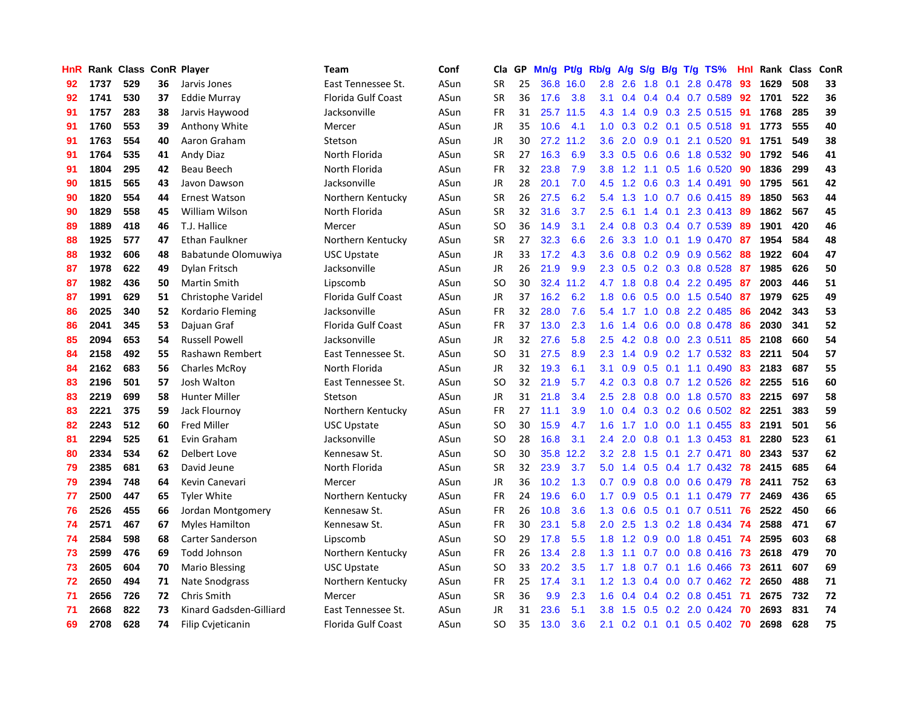| HnR | Rank | Class | ConR | Player | Team | Conf | Cla | GP | Mn/g | Pt/g | Rb/g | A/g | S/g | B/g | T/g | TS% | HnI | Rank | Class | ConR |
|---|---|---|---|---|---|---|---|---|---|---|---|---|---|---|---|---|---|---|---|---|
| 92 | 1737 | 529 | 36 | Jarvis Jones | East Tennessee St. | ASun | SR | 25 | 36.8 | 16.0 | 2.8 | 2.6 | 1.8 | 0.1 | 2.8 | 0.478 | 93 | 1629 | 508 | 33 |
| 92 | 1741 | 530 | 37 | Eddie Murray | Florida Gulf Coast | ASun | SR | 36 | 17.6 | 3.8 | 3.1 | 0.4 | 0.4 | 0.4 | 0.7 | 0.589 | 92 | 1701 | 522 | 36 |
| 91 | 1757 | 283 | 38 | Jarvis Haywood | Jacksonville | ASun | FR | 31 | 25.7 | 11.5 | 4.3 | 1.4 | 0.9 | 0.3 | 2.5 | 0.515 | 91 | 1768 | 285 | 39 |
| 91 | 1760 | 553 | 39 | Anthony White | Mercer | ASun | JR | 35 | 10.6 | 4.1 | 1.0 | 0.3 | 0.2 | 0.1 | 0.5 | 0.518 | 91 | 1773 | 555 | 40 |
| 91 | 1763 | 554 | 40 | Aaron Graham | Stetson | ASun | JR | 30 | 27.2 | 11.2 | 3.6 | 2.0 | 0.9 | 0.1 | 2.1 | 0.520 | 91 | 1751 | 549 | 38 |
| 91 | 1764 | 535 | 41 | Andy Diaz | North Florida | ASun | SR | 27 | 16.3 | 6.9 | 3.3 | 0.5 | 0.6 | 0.6 | 1.8 | 0.532 | 90 | 1792 | 546 | 41 |
| 91 | 1804 | 295 | 42 | Beau Beech | North Florida | ASun | FR | 32 | 23.8 | 7.9 | 3.8 | 1.2 | 1.1 | 0.5 | 1.6 | 0.520 | 90 | 1836 | 299 | 43 |
| 90 | 1815 | 565 | 43 | Javon Dawson | Jacksonville | ASun | JR | 28 | 20.1 | 7.0 | 4.5 | 1.2 | 0.6 | 0.3 | 1.4 | 0.491 | 90 | 1795 | 561 | 42 |
| 90 | 1820 | 554 | 44 | Ernest Watson | Northern Kentucky | ASun | SR | 26 | 27.5 | 6.2 | 5.4 | 1.3 | 1.0 | 0.7 | 0.6 | 0.415 | 89 | 1850 | 563 | 44 |
| 90 | 1829 | 558 | 45 | William Wilson | North Florida | ASun | SR | 32 | 31.6 | 3.7 | 2.5 | 6.1 | 1.4 | 0.1 | 2.3 | 0.413 | 89 | 1862 | 567 | 45 |
| 89 | 1889 | 418 | 46 | T.J. Hallice | Mercer | ASun | SO | 36 | 14.9 | 3.1 | 2.4 | 0.8 | 0.3 | 0.4 | 0.7 | 0.539 | 89 | 1901 | 420 | 46 |
| 88 | 1925 | 577 | 47 | Ethan Faulkner | Northern Kentucky | ASun | SR | 27 | 32.3 | 6.6 | 2.6 | 3.3 | 1.0 | 0.1 | 1.9 | 0.470 | 87 | 1954 | 584 | 48 |
| 88 | 1932 | 606 | 48 | Babatunde Olomuwiya | USC Upstate | ASun | JR | 33 | 17.2 | 4.3 | 3.6 | 0.8 | 0.2 | 0.9 | 0.9 | 0.562 | 88 | 1922 | 604 | 47 |
| 87 | 1978 | 622 | 49 | Dylan Fritsch | Jacksonville | ASun | JR | 26 | 21.9 | 9.9 | 2.3 | 0.5 | 0.2 | 0.3 | 0.8 | 0.528 | 87 | 1985 | 626 | 50 |
| 87 | 1982 | 436 | 50 | Martin Smith | Lipscomb | ASun | SO | 30 | 32.4 | 11.2 | 4.7 | 1.8 | 0.8 | 0.4 | 2.2 | 0.495 | 87 | 2003 | 446 | 51 |
| 87 | 1991 | 629 | 51 | Christophe Varidel | Florida Gulf Coast | ASun | JR | 37 | 16.2 | 6.2 | 1.8 | 0.6 | 0.5 | 0.0 | 1.5 | 0.540 | 87 | 1979 | 625 | 49 |
| 86 | 2025 | 340 | 52 | Kordario Fleming | Jacksonville | ASun | FR | 32 | 28.0 | 7.6 | 5.4 | 1.7 | 1.0 | 0.8 | 2.2 | 0.485 | 86 | 2042 | 343 | 53 |
| 86 | 2041 | 345 | 53 | Dajuan Graf | Florida Gulf Coast | ASun | FR | 37 | 13.0 | 2.3 | 1.6 | 1.4 | 0.6 | 0.0 | 0.8 | 0.478 | 86 | 2030 | 341 | 52 |
| 85 | 2094 | 653 | 54 | Russell Powell | Jacksonville | ASun | JR | 32 | 27.6 | 5.8 | 2.5 | 4.2 | 0.8 | 0.0 | 2.3 | 0.511 | 85 | 2108 | 660 | 54 |
| 84 | 2158 | 492 | 55 | Rashawn Rembert | East Tennessee St. | ASun | SO | 31 | 27.5 | 8.9 | 2.3 | 1.4 | 0.9 | 0.2 | 1.7 | 0.532 | 83 | 2211 | 504 | 57 |
| 84 | 2162 | 683 | 56 | Charles McRoy | North Florida | ASun | JR | 32 | 19.3 | 6.1 | 3.1 | 0.9 | 0.5 | 0.1 | 1.1 | 0.490 | 83 | 2183 | 687 | 55 |
| 83 | 2196 | 501 | 57 | Josh Walton | East Tennessee St. | ASun | SO | 32 | 21.9 | 5.7 | 4.2 | 0.3 | 0.8 | 0.7 | 1.2 | 0.526 | 82 | 2255 | 516 | 60 |
| 83 | 2219 | 699 | 58 | Hunter Miller | Stetson | ASun | JR | 31 | 21.8 | 3.4 | 2.5 | 2.8 | 0.8 | 0.0 | 1.8 | 0.570 | 83 | 2215 | 697 | 58 |
| 83 | 2221 | 375 | 59 | Jack Flournoy | Northern Kentucky | ASun | FR | 27 | 11.1 | 3.9 | 1.0 | 0.4 | 0.3 | 0.2 | 0.6 | 0.502 | 82 | 2251 | 383 | 59 |
| 82 | 2243 | 512 | 60 | Fred Miller | USC Upstate | ASun | SO | 30 | 15.9 | 4.7 | 1.6 | 1.7 | 1.0 | 0.0 | 1.1 | 0.455 | 83 | 2191 | 501 | 56 |
| 81 | 2294 | 525 | 61 | Evin Graham | Jacksonville | ASun | SO | 28 | 16.8 | 3.1 | 2.4 | 2.0 | 0.8 | 0.1 | 1.3 | 0.453 | 81 | 2280 | 523 | 61 |
| 80 | 2334 | 534 | 62 | Delbert Love | Kennesaw St. | ASun | SO | 30 | 35.8 | 12.2 | 3.2 | 2.8 | 1.5 | 0.1 | 2.7 | 0.471 | 80 | 2343 | 537 | 62 |
| 79 | 2385 | 681 | 63 | David Jeune | North Florida | ASun | SR | 32 | 23.9 | 3.7 | 5.0 | 1.4 | 0.5 | 0.4 | 1.7 | 0.432 | 78 | 2415 | 685 | 64 |
| 79 | 2394 | 748 | 64 | Kevin Canevari | Mercer | ASun | JR | 36 | 10.2 | 1.3 | 0.7 | 0.9 | 0.8 | 0.0 | 0.6 | 0.479 | 78 | 2411 | 752 | 63 |
| 77 | 2500 | 447 | 65 | Tyler White | Northern Kentucky | ASun | FR | 24 | 19.6 | 6.0 | 1.7 | 0.9 | 0.5 | 0.1 | 1.1 | 0.479 | 77 | 2469 | 436 | 65 |
| 76 | 2526 | 455 | 66 | Jordan Montgomery | Kennesaw St. | ASun | FR | 26 | 10.8 | 3.6 | 1.3 | 0.6 | 0.5 | 0.1 | 0.7 | 0.511 | 76 | 2522 | 450 | 66 |
| 74 | 2571 | 467 | 67 | Myles Hamilton | Kennesaw St. | ASun | FR | 30 | 23.1 | 5.8 | 2.0 | 2.5 | 1.3 | 0.2 | 1.8 | 0.434 | 74 | 2588 | 471 | 67 |
| 74 | 2584 | 598 | 68 | Carter Sanderson | Lipscomb | ASun | SO | 29 | 17.8 | 5.5 | 1.8 | 1.2 | 0.9 | 0.0 | 1.8 | 0.451 | 74 | 2595 | 603 | 68 |
| 73 | 2599 | 476 | 69 | Todd Johnson | Northern Kentucky | ASun | FR | 26 | 13.4 | 2.8 | 1.3 | 1.1 | 0.7 | 0.0 | 0.8 | 0.416 | 73 | 2618 | 479 | 70 |
| 73 | 2605 | 604 | 70 | Mario Blessing | USC Upstate | ASun | SO | 33 | 20.2 | 3.5 | 1.7 | 1.8 | 0.7 | 0.1 | 1.6 | 0.466 | 73 | 2611 | 607 | 69 |
| 72 | 2650 | 494 | 71 | Nate Snodgrass | Northern Kentucky | ASun | FR | 25 | 17.4 | 3.1 | 1.2 | 1.3 | 0.4 | 0.0 | 0.7 | 0.462 | 72 | 2650 | 488 | 71 |
| 71 | 2656 | 726 | 72 | Chris Smith | Mercer | ASun | SR | 36 | 9.9 | 2.3 | 1.6 | 0.4 | 0.4 | 0.2 | 0.8 | 0.451 | 71 | 2675 | 732 | 72 |
| 71 | 2668 | 822 | 73 | Kinard Gadsden-Gilliard | East Tennessee St. | ASun | JR | 31 | 23.6 | 5.1 | 3.8 | 1.5 | 0.5 | 0.2 | 2.0 | 0.424 | 70 | 2693 | 831 | 74 |
| 69 | 2708 | 628 | 74 | Filip Cvjeticanin | Florida Gulf Coast | ASun | SO | 35 | 13.0 | 3.6 | 2.1 | 0.2 | 0.1 | 0.1 | 0.5 | 0.402 | 70 | 2698 | 628 | 75 |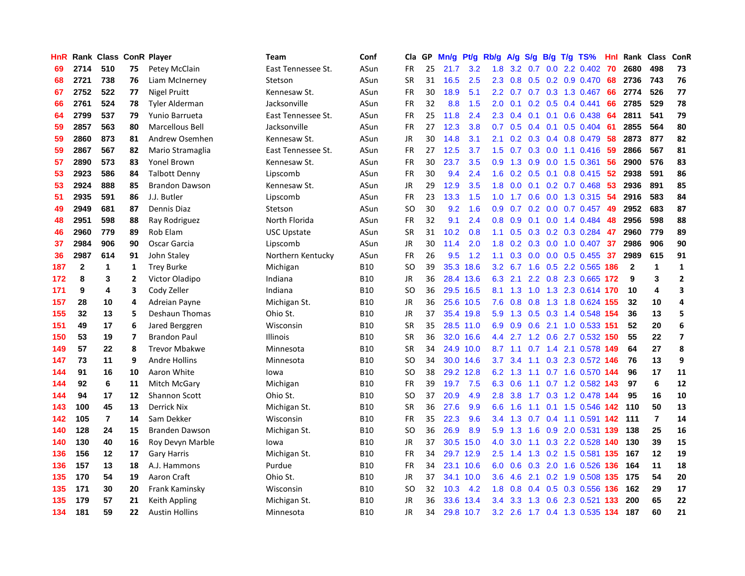| HnR | Rank | Class | ConR | Player | Team | Conf | Cla | GP | Mn/g | Pt/g | Rb/g | A/g | S/g | B/g | T/g | TS% | HnI | Rank | Class | ConR |
|---|---|---|---|---|---|---|---|---|---|---|---|---|---|---|---|---|---|---|---|---|
| 69 | 2714 | 510 | 75 | Petey McClain | East Tennessee St. | ASun | FR | 25 | 21.7 | 3.2 | 1.8 | 3.2 | 0.7 | 0.0 | 2.2 | 0.402 | 70 | 2680 | 498 | 73 |
| 68 | 2721 | 738 | 76 | Liam McInerney | Stetson | ASun | SR | 31 | 16.5 | 2.5 | 2.3 | 0.8 | 0.5 | 0.2 | 0.9 | 0.470 | 68 | 2736 | 743 | 76 |
| 67 | 2752 | 522 | 77 | Nigel Pruitt | Kennesaw St. | ASun | FR | 30 | 18.9 | 5.1 | 2.2 | 0.7 | 0.7 | 0.3 | 1.3 | 0.467 | 66 | 2774 | 526 | 77 |
| 66 | 2761 | 524 | 78 | Tyler Alderman | Jacksonville | ASun | FR | 32 | 8.8 | 1.5 | 2.0 | 0.1 | 0.2 | 0.5 | 0.4 | 0.441 | 66 | 2785 | 529 | 78 |
| 64 | 2799 | 537 | 79 | Yunio Barrueta | East Tennessee St. | ASun | FR | 25 | 11.8 | 2.4 | 2.3 | 0.4 | 0.1 | 0.1 | 0.6 | 0.438 | 64 | 2811 | 541 | 79 |
| 59 | 2857 | 563 | 80 | Marcellous Bell | Jacksonville | ASun | FR | 27 | 12.3 | 3.8 | 0.7 | 0.5 | 0.4 | 0.1 | 0.5 | 0.404 | 61 | 2855 | 564 | 80 |
| 59 | 2860 | 873 | 81 | Andrew Osemhen | Kennesaw St. | ASun | JR | 30 | 14.8 | 3.1 | 2.1 | 0.2 | 0.3 | 0.4 | 0.8 | 0.479 | 58 | 2873 | 877 | 82 |
| 59 | 2867 | 567 | 82 | Mario Stramaglia | East Tennessee St. | ASun | FR | 27 | 12.5 | 3.7 | 1.5 | 0.7 | 0.3 | 0.0 | 1.1 | 0.416 | 59 | 2866 | 567 | 81 |
| 57 | 2890 | 573 | 83 | Yonel Brown | Kennesaw St. | ASun | FR | 30 | 23.7 | 3.5 | 0.9 | 1.3 | 0.9 | 0.0 | 1.5 | 0.361 | 56 | 2900 | 576 | 83 |
| 53 | 2923 | 586 | 84 | Talbott Denny | Lipscomb | ASun | FR | 30 | 9.4 | 2.4 | 1.6 | 0.2 | 0.5 | 0.1 | 0.8 | 0.415 | 52 | 2938 | 591 | 86 |
| 53 | 2924 | 888 | 85 | Brandon Dawson | Kennesaw St. | ASun | JR | 29 | 12.9 | 3.5 | 1.8 | 0.0 | 0.1 | 0.2 | 0.7 | 0.468 | 53 | 2936 | 891 | 85 |
| 51 | 2935 | 591 | 86 | J.J. Butler | Lipscomb | ASun | FR | 23 | 13.3 | 1.5 | 1.0 | 1.7 | 0.6 | 0.0 | 1.3 | 0.315 | 54 | 2916 | 583 | 84 |
| 49 | 2949 | 681 | 87 | Dennis Diaz | Stetson | ASun | SO | 30 | 9.2 | 1.6 | 0.9 | 0.7 | 0.2 | 0.0 | 0.7 | 0.457 | 49 | 2952 | 683 | 87 |
| 48 | 2951 | 598 | 88 | Ray Rodriguez | North Florida | ASun | FR | 32 | 9.1 | 2.4 | 0.8 | 0.9 | 0.1 | 0.0 | 1.4 | 0.484 | 48 | 2956 | 598 | 88 |
| 46 | 2960 | 779 | 89 | Rob Elam | USC Upstate | ASun | SR | 31 | 10.2 | 0.8 | 1.1 | 0.5 | 0.3 | 0.2 | 0.3 | 0.284 | 47 | 2960 | 779 | 89 |
| 37 | 2984 | 906 | 90 | Oscar Garcia | Lipscomb | ASun | JR | 30 | 11.4 | 2.0 | 1.8 | 0.2 | 0.3 | 0.0 | 1.0 | 0.407 | 37 | 2986 | 906 | 90 |
| 36 | 2987 | 614 | 91 | John Staley | Northern Kentucky | ASun | FR | 26 | 9.5 | 1.2 | 1.1 | 0.3 | 0.0 | 0.0 | 0.5 | 0.455 | 37 | 2989 | 615 | 91 |
| 187 | 2 | 1 | 1 | Trey Burke | Michigan | B10 | SO | 39 | 35.3 | 18.6 | 3.2 | 6.7 | 1.6 | 0.5 | 2.2 | 0.565 | 186 | 2 | 1 | 1 |
| 172 | 8 | 3 | 2 | Victor Oladipo | Indiana | B10 | JR | 36 | 28.4 | 13.6 | 6.3 | 2.1 | 2.2 | 0.8 | 2.3 | 0.665 | 172 | 9 | 3 | 2 |
| 171 | 9 | 4 | 3 | Cody Zeller | Indiana | B10 | SO | 36 | 29.5 | 16.5 | 8.1 | 1.3 | 1.0 | 1.3 | 2.3 | 0.614 | 170 | 10 | 4 | 3 |
| 157 | 28 | 10 | 4 | Adreian Payne | Michigan St. | B10 | JR | 36 | 25.6 | 10.5 | 7.6 | 0.8 | 0.8 | 1.3 | 1.8 | 0.624 | 155 | 32 | 10 | 4 |
| 155 | 32 | 13 | 5 | Deshaun Thomas | Ohio St. | B10 | JR | 37 | 35.4 | 19.8 | 5.9 | 1.3 | 0.5 | 0.3 | 1.4 | 0.548 | 154 | 36 | 13 | 5 |
| 151 | 49 | 17 | 6 | Jared Berggren | Wisconsin | B10 | SR | 35 | 28.5 | 11.0 | 6.9 | 0.9 | 0.6 | 2.1 | 1.0 | 0.533 | 151 | 52 | 20 | 6 |
| 150 | 53 | 19 | 7 | Brandon Paul | Illinois | B10 | SR | 36 | 32.0 | 16.6 | 4.4 | 2.7 | 1.2 | 0.6 | 2.7 | 0.532 | 150 | 55 | 22 | 7 |
| 149 | 57 | 22 | 8 | Trevor Mbakwe | Minnesota | B10 | SR | 34 | 24.9 | 10.0 | 8.7 | 1.1 | 0.7 | 1.4 | 2.1 | 0.578 | 149 | 64 | 27 | 8 |
| 147 | 73 | 11 | 9 | Andre Hollins | Minnesota | B10 | SO | 34 | 30.0 | 14.6 | 3.7 | 3.4 | 1.1 | 0.3 | 2.3 | 0.572 | 146 | 76 | 13 | 9 |
| 144 | 91 | 16 | 10 | Aaron White | Iowa | B10 | SO | 38 | 29.2 | 12.8 | 6.2 | 1.3 | 1.1 | 0.7 | 1.6 | 0.570 | 144 | 96 | 17 | 11 |
| 144 | 92 | 6 | 11 | Mitch McGary | Michigan | B10 | FR | 39 | 19.7 | 7.5 | 6.3 | 0.6 | 1.1 | 0.7 | 1.2 | 0.582 | 143 | 97 | 6 | 12 |
| 144 | 94 | 17 | 12 | Shannon Scott | Ohio St. | B10 | SO | 37 | 20.9 | 4.9 | 2.8 | 3.8 | 1.7 | 0.3 | 1.2 | 0.478 | 144 | 95 | 16 | 10 |
| 143 | 100 | 45 | 13 | Derrick Nix | Michigan St. | B10 | SR | 36 | 27.6 | 9.9 | 6.6 | 1.6 | 1.1 | 0.1 | 1.5 | 0.546 | 142 | 110 | 50 | 13 |
| 142 | 105 | 7 | 14 | Sam Dekker | Wisconsin | B10 | FR | 35 | 22.3 | 9.6 | 3.4 | 1.3 | 0.7 | 0.4 | 1.1 | 0.591 | 142 | 111 | 7 | 14 |
| 140 | 128 | 24 | 15 | Branden Dawson | Michigan St. | B10 | SO | 36 | 26.9 | 8.9 | 5.9 | 1.3 | 1.6 | 0.9 | 2.0 | 0.531 | 139 | 138 | 25 | 16 |
| 140 | 130 | 40 | 16 | Roy Devyn Marble | Iowa | B10 | JR | 37 | 30.5 | 15.0 | 4.0 | 3.0 | 1.1 | 0.3 | 2.2 | 0.528 | 140 | 130 | 39 | 15 |
| 136 | 156 | 12 | 17 | Gary Harris | Michigan St. | B10 | FR | 34 | 29.7 | 12.9 | 2.5 | 1.4 | 1.3 | 0.2 | 1.5 | 0.581 | 135 | 167 | 12 | 19 |
| 136 | 157 | 13 | 18 | A.J. Hammons | Purdue | B10 | FR | 34 | 23.1 | 10.6 | 6.0 | 0.6 | 0.3 | 2.0 | 1.6 | 0.526 | 136 | 164 | 11 | 18 |
| 135 | 170 | 54 | 19 | Aaron Craft | Ohio St. | B10 | JR | 37 | 34.1 | 10.0 | 3.6 | 4.6 | 2.1 | 0.2 | 1.9 | 0.508 | 135 | 175 | 54 | 20 |
| 135 | 171 | 30 | 20 | Frank Kaminsky | Wisconsin | B10 | SO | 32 | 10.3 | 4.2 | 1.8 | 0.8 | 0.4 | 0.5 | 0.3 | 0.556 | 136 | 162 | 29 | 17 |
| 135 | 179 | 57 | 21 | Keith Appling | Michigan St. | B10 | JR | 36 | 33.6 | 13.4 | 3.4 | 3.3 | 1.3 | 0.6 | 2.3 | 0.521 | 133 | 200 | 65 | 22 |
| 134 | 181 | 59 | 22 | Austin Hollins | Minnesota | B10 | JR | 34 | 29.8 | 10.7 | 3.2 | 2.6 | 1.7 | 0.4 | 1.3 | 0.535 | 134 | 187 | 60 | 21 |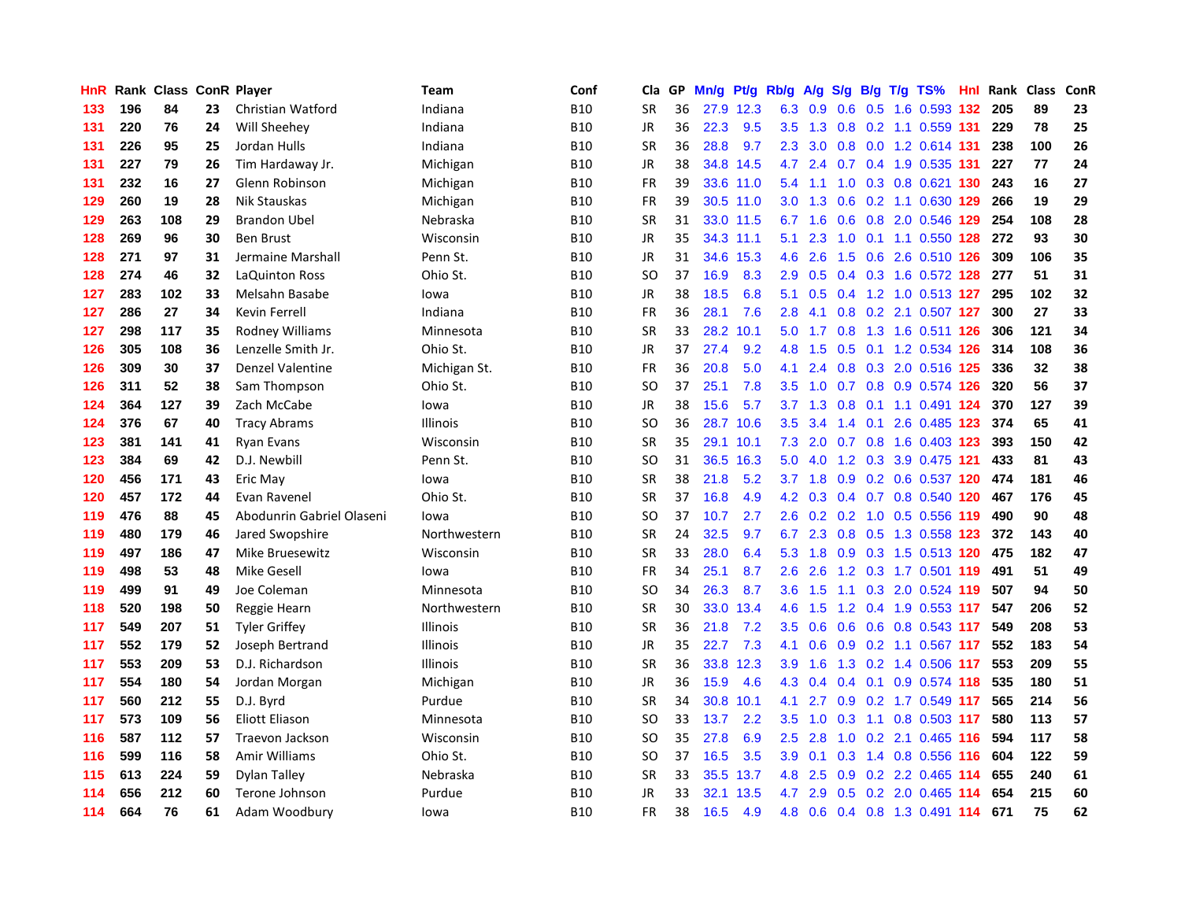| HnR | Rank | Class | ConR | Player | Team | Conf | Cla | GP | Mn/g | Pt/g | Rb/g | A/g | S/g | B/g | T/g | TS% | HnI | Rank | Class | ConR |
|---|---|---|---|---|---|---|---|---|---|---|---|---|---|---|---|---|---|---|---|---|
| 133 | 196 | 84 | 23 | Christian Watford | Indiana | B10 | SR | 36 | 27.9 | 12.3 | 6.3 | 0.9 | 0.6 | 0.5 | 1.6 | 0.593 | 132 | 205 | 89 | 23 |
| 131 | 220 | 76 | 24 | Will Sheehey | Indiana | B10 | JR | 36 | 22.3 | 9.5 | 3.5 | 1.3 | 0.8 | 0.2 | 1.1 | 0.559 | 131 | 229 | 78 | 25 |
| 131 | 226 | 95 | 25 | Jordan Hulls | Indiana | B10 | SR | 36 | 28.8 | 9.7 | 2.3 | 3.0 | 0.8 | 0.0 | 1.2 | 0.614 | 131 | 238 | 100 | 26 |
| 131 | 227 | 79 | 26 | Tim Hardaway Jr. | Michigan | B10 | JR | 38 | 34.8 | 14.5 | 4.7 | 2.4 | 0.7 | 0.4 | 1.9 | 0.535 | 131 | 227 | 77 | 24 |
| 131 | 232 | 16 | 27 | Glenn Robinson | Michigan | B10 | FR | 39 | 33.6 | 11.0 | 5.4 | 1.1 | 1.0 | 0.3 | 0.8 | 0.621 | 130 | 243 | 16 | 27 |
| 129 | 260 | 19 | 28 | Nik Stauskas | Michigan | B10 | FR | 39 | 30.5 | 11.0 | 3.0 | 1.3 | 0.6 | 0.2 | 1.1 | 0.630 | 129 | 266 | 19 | 29 |
| 129 | 263 | 108 | 29 | Brandon Ubel | Nebraska | B10 | SR | 31 | 33.0 | 11.5 | 6.7 | 1.6 | 0.6 | 0.8 | 2.0 | 0.546 | 129 | 254 | 108 | 28 |
| 128 | 269 | 96 | 30 | Ben Brust | Wisconsin | B10 | JR | 35 | 34.3 | 11.1 | 5.1 | 2.3 | 1.0 | 0.1 | 1.1 | 0.550 | 128 | 272 | 93 | 30 |
| 128 | 271 | 97 | 31 | Jermaine Marshall | Penn St. | B10 | JR | 31 | 34.6 | 15.3 | 4.6 | 2.6 | 1.5 | 0.6 | 2.6 | 0.510 | 126 | 309 | 106 | 35 |
| 128 | 274 | 46 | 32 | LaQuinton Ross | Ohio St. | B10 | SO | 37 | 16.9 | 8.3 | 2.9 | 0.5 | 0.4 | 0.3 | 1.6 | 0.572 | 128 | 277 | 51 | 31 |
| 127 | 283 | 102 | 33 | Melsahn Basabe | Iowa | B10 | JR | 38 | 18.5 | 6.8 | 5.1 | 0.5 | 0.4 | 1.2 | 1.0 | 0.513 | 127 | 295 | 102 | 32 |
| 127 | 286 | 27 | 34 | Kevin Ferrell | Indiana | B10 | FR | 36 | 28.1 | 7.6 | 2.8 | 4.1 | 0.8 | 0.2 | 2.1 | 0.507 | 127 | 300 | 27 | 33 |
| 127 | 298 | 117 | 35 | Rodney Williams | Minnesota | B10 | SR | 33 | 28.2 | 10.1 | 5.0 | 1.7 | 0.8 | 1.3 | 1.6 | 0.511 | 126 | 306 | 121 | 34 |
| 126 | 305 | 108 | 36 | Lenzelle Smith Jr. | Ohio St. | B10 | JR | 37 | 27.4 | 9.2 | 4.8 | 1.5 | 0.5 | 0.1 | 1.2 | 0.534 | 126 | 314 | 108 | 36 |
| 126 | 309 | 30 | 37 | Denzel Valentine | Michigan St. | B10 | FR | 36 | 20.8 | 5.0 | 4.1 | 2.4 | 0.8 | 0.3 | 2.0 | 0.516 | 125 | 336 | 32 | 38 |
| 126 | 311 | 52 | 38 | Sam Thompson | Ohio St. | B10 | SO | 37 | 25.1 | 7.8 | 3.5 | 1.0 | 0.7 | 0.8 | 0.9 | 0.574 | 126 | 320 | 56 | 37 |
| 124 | 364 | 127 | 39 | Zach McCabe | Iowa | B10 | JR | 38 | 15.6 | 5.7 | 3.7 | 1.3 | 0.8 | 0.1 | 1.1 | 0.491 | 124 | 370 | 127 | 39 |
| 124 | 376 | 67 | 40 | Tracy Abrams | Illinois | B10 | SO | 36 | 28.7 | 10.6 | 3.5 | 3.4 | 1.4 | 0.1 | 2.6 | 0.485 | 123 | 374 | 65 | 41 |
| 123 | 381 | 141 | 41 | Ryan Evans | Wisconsin | B10 | SR | 35 | 29.1 | 10.1 | 7.3 | 2.0 | 0.7 | 0.8 | 1.6 | 0.403 | 123 | 393 | 150 | 42 |
| 123 | 384 | 69 | 42 | D.J. Newbill | Penn St. | B10 | SO | 31 | 36.5 | 16.3 | 5.0 | 4.0 | 1.2 | 0.3 | 3.9 | 0.475 | 121 | 433 | 81 | 43 |
| 120 | 456 | 171 | 43 | Eric May | Iowa | B10 | SR | 38 | 21.8 | 5.2 | 3.7 | 1.8 | 0.9 | 0.2 | 0.6 | 0.537 | 120 | 474 | 181 | 46 |
| 120 | 457 | 172 | 44 | Evan Ravenel | Ohio St. | B10 | SR | 37 | 16.8 | 4.9 | 4.2 | 0.3 | 0.4 | 0.7 | 0.8 | 0.540 | 120 | 467 | 176 | 45 |
| 119 | 476 | 88 | 45 | Abodunrin Gabriel Olaseni | Iowa | B10 | SO | 37 | 10.7 | 2.7 | 2.6 | 0.2 | 0.2 | 1.0 | 0.5 | 0.556 | 119 | 490 | 90 | 48 |
| 119 | 480 | 179 | 46 | Jared Swopshire | Northwestern | B10 | SR | 24 | 32.5 | 9.7 | 6.7 | 2.3 | 0.8 | 0.5 | 1.3 | 0.558 | 123 | 372 | 143 | 40 |
| 119 | 497 | 186 | 47 | Mike Bruesewitz | Wisconsin | B10 | SR | 33 | 28.0 | 6.4 | 5.3 | 1.8 | 0.9 | 0.3 | 1.5 | 0.513 | 120 | 475 | 182 | 47 |
| 119 | 498 | 53 | 48 | Mike Gesell | Iowa | B10 | FR | 34 | 25.1 | 8.7 | 2.6 | 2.6 | 1.2 | 0.3 | 1.7 | 0.501 | 119 | 491 | 51 | 49 |
| 119 | 499 | 91 | 49 | Joe Coleman | Minnesota | B10 | SO | 34 | 26.3 | 8.7 | 3.6 | 1.5 | 1.1 | 0.3 | 2.0 | 0.524 | 119 | 507 | 94 | 50 |
| 118 | 520 | 198 | 50 | Reggie Hearn | Northwestern | B10 | SR | 30 | 33.0 | 13.4 | 4.6 | 1.5 | 1.2 | 0.4 | 1.9 | 0.553 | 117 | 547 | 206 | 52 |
| 117 | 549 | 207 | 51 | Tyler Griffey | Illinois | B10 | SR | 36 | 21.8 | 7.2 | 3.5 | 0.6 | 0.6 | 0.6 | 0.8 | 0.543 | 117 | 549 | 208 | 53 |
| 117 | 552 | 179 | 52 | Joseph Bertrand | Illinois | B10 | JR | 35 | 22.7 | 7.3 | 4.1 | 0.6 | 0.9 | 0.2 | 1.1 | 0.567 | 117 | 552 | 183 | 54 |
| 117 | 553 | 209 | 53 | D.J. Richardson | Illinois | B10 | SR | 36 | 33.8 | 12.3 | 3.9 | 1.6 | 1.3 | 0.2 | 1.4 | 0.506 | 117 | 553 | 209 | 55 |
| 117 | 554 | 180 | 54 | Jordan Morgan | Michigan | B10 | JR | 36 | 15.9 | 4.6 | 4.3 | 0.4 | 0.4 | 0.1 | 0.9 | 0.574 | 118 | 535 | 180 | 51 |
| 117 | 560 | 212 | 55 | D.J. Byrd | Purdue | B10 | SR | 34 | 30.8 | 10.1 | 4.1 | 2.7 | 0.9 | 0.2 | 1.7 | 0.549 | 117 | 565 | 214 | 56 |
| 117 | 573 | 109 | 56 | Eliott Eliason | Minnesota | B10 | SO | 33 | 13.7 | 2.2 | 3.5 | 1.0 | 0.3 | 1.1 | 0.8 | 0.503 | 117 | 580 | 113 | 57 |
| 116 | 587 | 112 | 57 | Traevon Jackson | Wisconsin | B10 | SO | 35 | 27.8 | 6.9 | 2.5 | 2.8 | 1.0 | 0.2 | 2.1 | 0.465 | 116 | 594 | 117 | 58 |
| 116 | 599 | 116 | 58 | Amir Williams | Ohio St. | B10 | SO | 37 | 16.5 | 3.5 | 3.9 | 0.1 | 0.3 | 1.4 | 0.8 | 0.556 | 116 | 604 | 122 | 59 |
| 115 | 613 | 224 | 59 | Dylan Talley | Nebraska | B10 | SR | 33 | 35.5 | 13.7 | 4.8 | 2.5 | 0.9 | 0.2 | 2.2 | 0.465 | 114 | 655 | 240 | 61 |
| 114 | 656 | 212 | 60 | Terone Johnson | Purdue | B10 | JR | 33 | 32.1 | 13.5 | 4.7 | 2.9 | 0.5 | 0.2 | 2.0 | 0.465 | 114 | 654 | 215 | 60 |
| 114 | 664 | 76 | 61 | Adam Woodbury | Iowa | B10 | FR | 38 | 16.5 | 4.9 | 4.8 | 0.6 | 0.4 | 0.8 | 1.3 | 0.491 | 114 | 671 | 75 | 62 |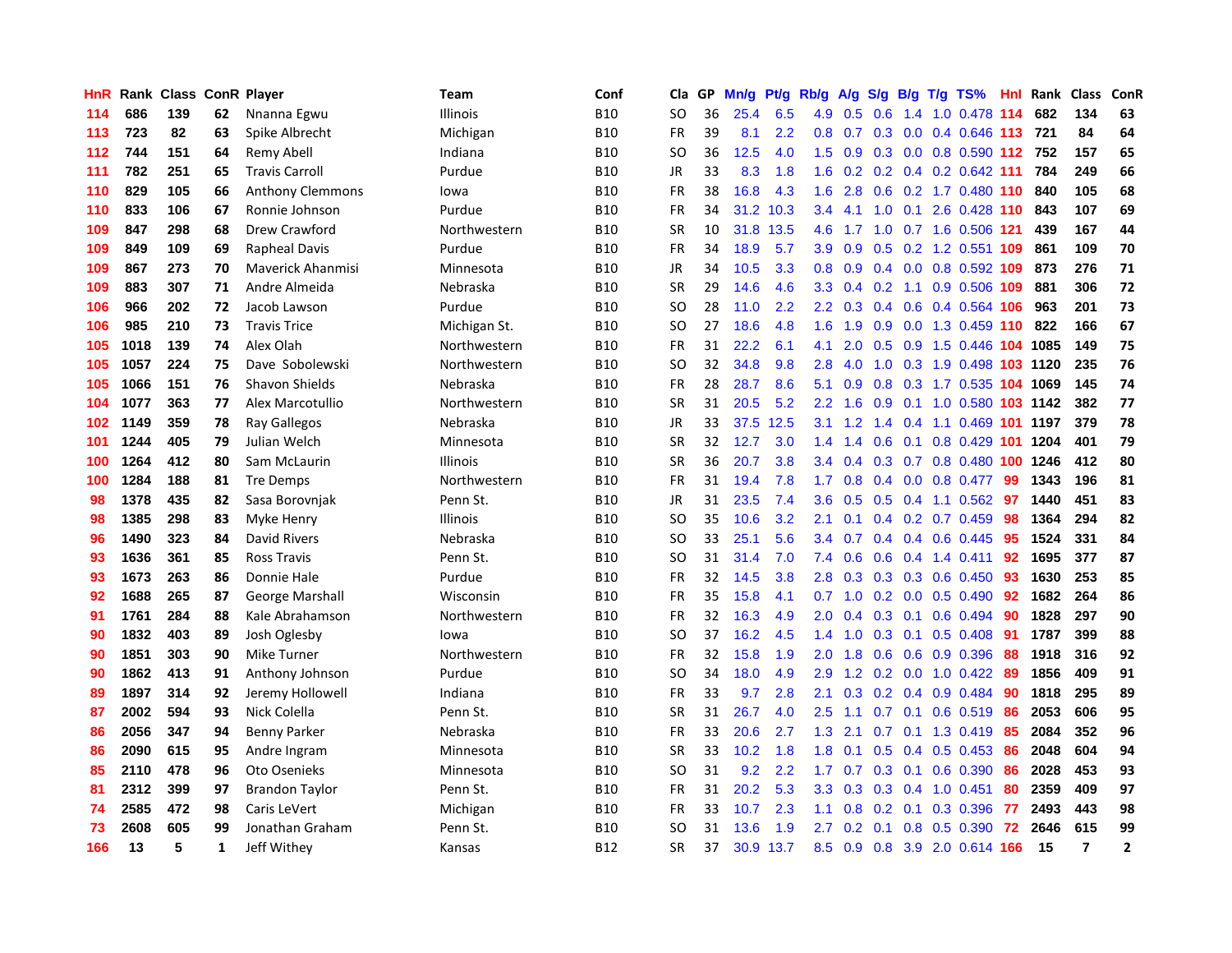| HnR | Rank | Class | ConR | Player | Team | Conf | Cla | GP | Mn/g | Pt/g | Rb/g | A/g | S/g | B/g | T/g | TS% | HnI | Rank | Class | ConR |
|---|---|---|---|---|---|---|---|---|---|---|---|---|---|---|---|---|---|---|---|---|
| 114 | 686 | 139 | 62 | Nnanna Egwu | Illinois | B10 | SO | 36 | 25.4 | 6.5 | 4.9 | 0.5 | 0.6 | 1.4 | 1.0 | 0.478 | 114 | 682 | 134 | 63 |
| 113 | 723 | 82 | 63 | Spike Albrecht | Michigan | B10 | FR | 39 | 8.1 | 2.2 | 0.8 | 0.7 | 0.3 | 0.0 | 0.4 | 0.646 | 113 | 721 | 84 | 64 |
| 112 | 744 | 151 | 64 | Remy Abell | Indiana | B10 | SO | 36 | 12.5 | 4.0 | 1.5 | 0.9 | 0.3 | 0.0 | 0.8 | 0.590 | 112 | 752 | 157 | 65 |
| 111 | 782 | 251 | 65 | Travis Carroll | Purdue | B10 | JR | 33 | 8.3 | 1.8 | 1.6 | 0.2 | 0.2 | 0.4 | 0.2 | 0.642 | 111 | 784 | 249 | 66 |
| 110 | 829 | 105 | 66 | Anthony Clemmons | Iowa | B10 | FR | 38 | 16.8 | 4.3 | 1.6 | 2.8 | 0.6 | 0.2 | 1.7 | 0.480 | 110 | 840 | 105 | 68 |
| 110 | 833 | 106 | 67 | Ronnie Johnson | Purdue | B10 | FR | 34 | 31.2 | 10.3 | 3.4 | 4.1 | 1.0 | 0.1 | 2.6 | 0.428 | 110 | 843 | 107 | 69 |
| 109 | 847 | 298 | 68 | Drew Crawford | Northwestern | B10 | SR | 10 | 31.8 | 13.5 | 4.6 | 1.7 | 1.0 | 0.7 | 1.6 | 0.506 | 121 | 439 | 167 | 44 |
| 109 | 849 | 109 | 69 | Rapheal Davis | Purdue | B10 | FR | 34 | 18.9 | 5.7 | 3.9 | 0.9 | 0.5 | 0.2 | 1.2 | 0.551 | 109 | 861 | 109 | 70 |
| 109 | 867 | 273 | 70 | Maverick Ahanmisi | Minnesota | B10 | JR | 34 | 10.5 | 3.3 | 0.8 | 0.9 | 0.4 | 0.0 | 0.8 | 0.592 | 109 | 873 | 276 | 71 |
| 109 | 883 | 307 | 71 | Andre Almeida | Nebraska | B10 | SR | 29 | 14.6 | 4.6 | 3.3 | 0.4 | 0.2 | 1.1 | 0.9 | 0.506 | 109 | 881 | 306 | 72 |
| 106 | 966 | 202 | 72 | Jacob Lawson | Purdue | B10 | SO | 28 | 11.0 | 2.2 | 2.2 | 0.3 | 0.4 | 0.6 | 0.4 | 0.564 | 106 | 963 | 201 | 73 |
| 106 | 985 | 210 | 73 | Travis Trice | Michigan St. | B10 | SO | 27 | 18.6 | 4.8 | 1.6 | 1.9 | 0.9 | 0.0 | 1.3 | 0.459 | 110 | 822 | 166 | 67 |
| 105 | 1018 | 139 | 74 | Alex Olah | Northwestern | B10 | FR | 31 | 22.2 | 6.1 | 4.1 | 2.0 | 0.5 | 0.9 | 1.5 | 0.446 | 104 | 1085 | 149 | 75 |
| 105 | 1057 | 224 | 75 | Dave Sobolewski | Northwestern | B10 | SO | 32 | 34.8 | 9.8 | 2.8 | 4.0 | 1.0 | 0.3 | 1.9 | 0.498 | 103 | 1120 | 235 | 76 |
| 105 | 1066 | 151 | 76 | Shavon Shields | Nebraska | B10 | FR | 28 | 28.7 | 8.6 | 5.1 | 0.9 | 0.8 | 0.3 | 1.7 | 0.535 | 104 | 1069 | 145 | 74 |
| 104 | 1077 | 363 | 77 | Alex Marcotullio | Northwestern | B10 | SR | 31 | 20.5 | 5.2 | 2.2 | 1.6 | 0.9 | 0.1 | 1.0 | 0.580 | 103 | 1142 | 382 | 77 |
| 102 | 1149 | 359 | 78 | Ray Gallegos | Nebraska | B10 | JR | 33 | 37.5 | 12.5 | 3.1 | 1.2 | 1.4 | 0.4 | 1.1 | 0.469 | 101 | 1197 | 379 | 78 |
| 101 | 1244 | 405 | 79 | Julian Welch | Minnesota | B10 | SR | 32 | 12.7 | 3.0 | 1.4 | 1.4 | 0.6 | 0.1 | 0.8 | 0.429 | 101 | 1204 | 401 | 79 |
| 100 | 1264 | 412 | 80 | Sam McLaurin | Illinois | B10 | SR | 36 | 20.7 | 3.8 | 3.4 | 0.4 | 0.3 | 0.7 | 0.8 | 0.480 | 100 | 1246 | 412 | 80 |
| 100 | 1284 | 188 | 81 | Tre Demps | Northwestern | B10 | FR | 31 | 19.4 | 7.8 | 1.7 | 0.8 | 0.4 | 0.0 | 0.8 | 0.477 | 99 | 1343 | 196 | 81 |
| 98 | 1378 | 435 | 82 | Sasa Borovnjak | Penn St. | B10 | JR | 31 | 23.5 | 7.4 | 3.6 | 0.5 | 0.5 | 0.4 | 1.1 | 0.562 | 97 | 1440 | 451 | 83 |
| 98 | 1385 | 298 | 83 | Myke Henry | Illinois | B10 | SO | 35 | 10.6 | 3.2 | 2.1 | 0.1 | 0.4 | 0.2 | 0.7 | 0.459 | 98 | 1364 | 294 | 82 |
| 96 | 1490 | 323 | 84 | David Rivers | Nebraska | B10 | SO | 33 | 25.1 | 5.6 | 3.4 | 0.7 | 0.4 | 0.4 | 0.6 | 0.445 | 95 | 1524 | 331 | 84 |
| 93 | 1636 | 361 | 85 | Ross Travis | Penn St. | B10 | SO | 31 | 31.4 | 7.0 | 7.4 | 0.6 | 0.6 | 0.4 | 1.4 | 0.411 | 92 | 1695 | 377 | 87 |
| 93 | 1673 | 263 | 86 | Donnie Hale | Purdue | B10 | FR | 32 | 14.5 | 3.8 | 2.8 | 0.3 | 0.3 | 0.3 | 0.6 | 0.450 | 93 | 1630 | 253 | 85 |
| 92 | 1688 | 265 | 87 | George Marshall | Wisconsin | B10 | FR | 35 | 15.8 | 4.1 | 0.7 | 1.0 | 0.2 | 0.0 | 0.5 | 0.490 | 92 | 1682 | 264 | 86 |
| 91 | 1761 | 284 | 88 | Kale Abrahamson | Northwestern | B10 | FR | 32 | 16.3 | 4.9 | 2.0 | 0.4 | 0.3 | 0.1 | 0.6 | 0.494 | 90 | 1828 | 297 | 90 |
| 90 | 1832 | 403 | 89 | Josh Oglesby | Iowa | B10 | SO | 37 | 16.2 | 4.5 | 1.4 | 1.0 | 0.3 | 0.1 | 0.5 | 0.408 | 91 | 1787 | 399 | 88 |
| 90 | 1851 | 303 | 90 | Mike Turner | Northwestern | B10 | FR | 32 | 15.8 | 1.9 | 2.0 | 1.8 | 0.6 | 0.6 | 0.9 | 0.396 | 88 | 1918 | 316 | 92 |
| 90 | 1862 | 413 | 91 | Anthony Johnson | Purdue | B10 | SO | 34 | 18.0 | 4.9 | 2.9 | 1.2 | 0.2 | 0.0 | 1.0 | 0.422 | 89 | 1856 | 409 | 91 |
| 89 | 1897 | 314 | 92 | Jeremy Hollowell | Indiana | B10 | FR | 33 | 9.7 | 2.8 | 2.1 | 0.3 | 0.2 | 0.4 | 0.9 | 0.484 | 90 | 1818 | 295 | 89 |
| 87 | 2002 | 594 | 93 | Nick Colella | Penn St. | B10 | SR | 31 | 26.7 | 4.0 | 2.5 | 1.1 | 0.7 | 0.1 | 0.6 | 0.519 | 86 | 2053 | 606 | 95 |
| 86 | 2056 | 347 | 94 | Benny Parker | Nebraska | B10 | FR | 33 | 20.6 | 2.7 | 1.3 | 2.1 | 0.7 | 0.1 | 1.3 | 0.419 | 85 | 2084 | 352 | 96 |
| 86 | 2090 | 615 | 95 | Andre Ingram | Minnesota | B10 | SR | 33 | 10.2 | 1.8 | 1.8 | 0.1 | 0.5 | 0.4 | 0.5 | 0.453 | 86 | 2048 | 604 | 94 |
| 85 | 2110 | 478 | 96 | Oto Osenieks | Minnesota | B10 | SO | 31 | 9.2 | 2.2 | 1.7 | 0.7 | 0.3 | 0.1 | 0.6 | 0.390 | 86 | 2028 | 453 | 93 |
| 81 | 2312 | 399 | 97 | Brandon Taylor | Penn St. | B10 | FR | 31 | 20.2 | 5.3 | 3.3 | 0.3 | 0.3 | 0.4 | 1.0 | 0.451 | 80 | 2359 | 409 | 97 |
| 74 | 2585 | 472 | 98 | Caris LeVert | Michigan | B10 | FR | 33 | 10.7 | 2.3 | 1.1 | 0.8 | 0.2 | 0.1 | 0.3 | 0.396 | 77 | 2493 | 443 | 98 |
| 73 | 2608 | 605 | 99 | Jonathan Graham | Penn St. | B10 | SO | 31 | 13.6 | 1.9 | 2.7 | 0.2 | 0.1 | 0.8 | 0.5 | 0.390 | 72 | 2646 | 615 | 99 |
| 166 | 13 | 5 | 1 | Jeff Withey | Kansas | B12 | SR | 37 | 30.9 | 13.7 | 8.5 | 0.9 | 0.8 | 3.9 | 2.0 | 0.614 | 166 | 15 | 7 | 2 |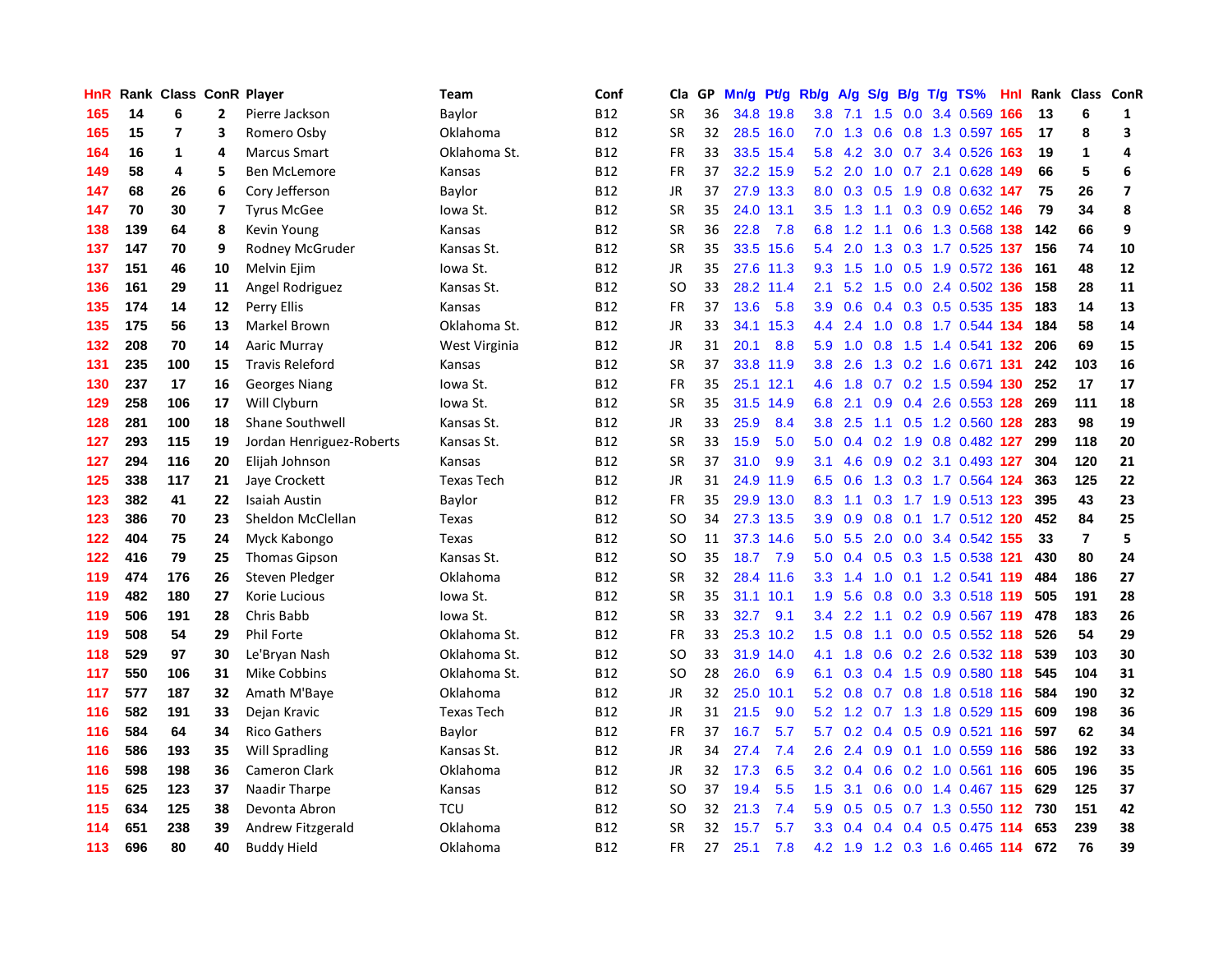| HnR | Rank | Class | ConR | Player | Team | Conf | Cla | GP | Mn/g | Pt/g | Rb/g | A/g | S/g | B/g | T/g | TS% | HnI | Rank | Class | ConR |
|---|---|---|---|---|---|---|---|---|---|---|---|---|---|---|---|---|---|---|---|---|
| 165 | 14 | 6 | 2 | Pierre Jackson | Baylor | B12 | SR | 36 | 34.8 | 19.8 | 3.8 | 7.1 | 1.5 | 0.0 | 3.4 | 0.569 | 166 | 13 | 6 | 1 |
| 165 | 15 | 7 | 3 | Romero Osby | Oklahoma | B12 | SR | 32 | 28.5 | 16.0 | 7.0 | 1.3 | 0.6 | 0.8 | 1.3 | 0.597 | 165 | 17 | 8 | 3 |
| 164 | 16 | 1 | 4 | Marcus Smart | Oklahoma St. | B12 | FR | 33 | 33.5 | 15.4 | 5.8 | 4.2 | 3.0 | 0.7 | 3.4 | 0.526 | 163 | 19 | 1 | 4 |
| 149 | 58 | 4 | 5 | Ben McLemore | Kansas | B12 | FR | 37 | 32.2 | 15.9 | 5.2 | 2.0 | 1.0 | 0.7 | 2.1 | 0.628 | 149 | 66 | 5 | 6 |
| 147 | 68 | 26 | 6 | Cory Jefferson | Baylor | B12 | JR | 37 | 27.9 | 13.3 | 8.0 | 0.3 | 0.5 | 1.9 | 0.8 | 0.632 | 147 | 75 | 26 | 7 |
| 147 | 70 | 30 | 7 | Tyrus McGee | Iowa St. | B12 | SR | 35 | 24.0 | 13.1 | 3.5 | 1.3 | 1.1 | 0.3 | 0.9 | 0.652 | 146 | 79 | 34 | 8 |
| 138 | 139 | 64 | 8 | Kevin Young | Kansas | B12 | SR | 36 | 22.8 | 7.8 | 6.8 | 1.2 | 1.1 | 0.6 | 1.3 | 0.568 | 138 | 142 | 66 | 9 |
| 137 | 147 | 70 | 9 | Rodney McGruder | Kansas St. | B12 | SR | 35 | 33.5 | 15.6 | 5.4 | 2.0 | 1.3 | 0.3 | 1.7 | 0.525 | 137 | 156 | 74 | 10 |
| 137 | 151 | 46 | 10 | Melvin Ejim | Iowa St. | B12 | JR | 35 | 27.6 | 11.3 | 9.3 | 1.5 | 1.0 | 0.5 | 1.9 | 0.572 | 136 | 161 | 48 | 12 |
| 136 | 161 | 29 | 11 | Angel Rodriguez | Kansas St. | B12 | SO | 33 | 28.2 | 11.4 | 2.1 | 5.2 | 1.5 | 0.0 | 2.4 | 0.502 | 136 | 158 | 28 | 11 |
| 135 | 174 | 14 | 12 | Perry Ellis | Kansas | B12 | FR | 37 | 13.6 | 5.8 | 3.9 | 0.6 | 0.4 | 0.3 | 0.5 | 0.535 | 135 | 183 | 14 | 13 |
| 135 | 175 | 56 | 13 | Markel Brown | Oklahoma St. | B12 | JR | 33 | 34.1 | 15.3 | 4.4 | 2.4 | 1.0 | 0.8 | 1.7 | 0.544 | 134 | 184 | 58 | 14 |
| 132 | 208 | 70 | 14 | Aaric Murray | West Virginia | B12 | JR | 31 | 20.1 | 8.8 | 5.9 | 1.0 | 0.8 | 1.5 | 1.4 | 0.541 | 132 | 206 | 69 | 15 |
| 131 | 235 | 100 | 15 | Travis Releford | Kansas | B12 | SR | 37 | 33.8 | 11.9 | 3.8 | 2.6 | 1.3 | 0.2 | 1.6 | 0.671 | 131 | 242 | 103 | 16 |
| 130 | 237 | 17 | 16 | Georges Niang | Iowa St. | B12 | FR | 35 | 25.1 | 12.1 | 4.6 | 1.8 | 0.7 | 0.2 | 1.5 | 0.594 | 130 | 252 | 17 | 17 |
| 129 | 258 | 106 | 17 | Will Clyburn | Iowa St. | B12 | SR | 35 | 31.5 | 14.9 | 6.8 | 2.1 | 0.9 | 0.4 | 2.6 | 0.553 | 128 | 269 | 111 | 18 |
| 128 | 281 | 100 | 18 | Shane Southwell | Kansas St. | B12 | JR | 33 | 25.9 | 8.4 | 3.8 | 2.5 | 1.1 | 0.5 | 1.2 | 0.560 | 128 | 283 | 98 | 19 |
| 127 | 293 | 115 | 19 | Jordan Henriquez-Roberts | Kansas St. | B12 | SR | 33 | 15.9 | 5.0 | 5.0 | 0.4 | 0.2 | 1.9 | 0.8 | 0.482 | 127 | 299 | 118 | 20 |
| 127 | 294 | 116 | 20 | Elijah Johnson | Kansas | B12 | SR | 37 | 31.0 | 9.9 | 3.1 | 4.6 | 0.9 | 0.2 | 3.1 | 0.493 | 127 | 304 | 120 | 21 |
| 125 | 338 | 117 | 21 | Jaye Crockett | Texas Tech | B12 | JR | 31 | 24.9 | 11.9 | 6.5 | 0.6 | 1.3 | 0.3 | 1.7 | 0.564 | 124 | 363 | 125 | 22 |
| 123 | 382 | 41 | 22 | Isaiah Austin | Baylor | B12 | FR | 35 | 29.9 | 13.0 | 8.3 | 1.1 | 0.3 | 1.7 | 1.9 | 0.513 | 123 | 395 | 43 | 23 |
| 123 | 386 | 70 | 23 | Sheldon McClellan | Texas | B12 | SO | 34 | 27.3 | 13.5 | 3.9 | 0.9 | 0.8 | 0.1 | 1.7 | 0.512 | 120 | 452 | 84 | 25 |
| 122 | 404 | 75 | 24 | Myck Kabongo | Texas | B12 | SO | 11 | 37.3 | 14.6 | 5.0 | 5.5 | 2.0 | 0.0 | 3.4 | 0.542 | 155 | 33 | 7 | 5 |
| 122 | 416 | 79 | 25 | Thomas Gipson | Kansas St. | B12 | SO | 35 | 18.7 | 7.9 | 5.0 | 0.4 | 0.5 | 0.3 | 1.5 | 0.538 | 121 | 430 | 80 | 24 |
| 119 | 474 | 176 | 26 | Steven Pledger | Oklahoma | B12 | SR | 32 | 28.4 | 11.6 | 3.3 | 1.4 | 1.0 | 0.1 | 1.2 | 0.541 | 119 | 484 | 186 | 27 |
| 119 | 482 | 180 | 27 | Korie Lucious | Iowa St. | B12 | SR | 35 | 31.1 | 10.1 | 1.9 | 5.6 | 0.8 | 0.0 | 3.3 | 0.518 | 119 | 505 | 191 | 28 |
| 119 | 506 | 191 | 28 | Chris Babb | Iowa St. | B12 | SR | 33 | 32.7 | 9.1 | 3.4 | 2.2 | 1.1 | 0.2 | 0.9 | 0.567 | 119 | 478 | 183 | 26 |
| 119 | 508 | 54 | 29 | Phil Forte | Oklahoma St. | B12 | FR | 33 | 25.3 | 10.2 | 1.5 | 0.8 | 1.1 | 0.0 | 0.5 | 0.552 | 118 | 526 | 54 | 29 |
| 118 | 529 | 97 | 30 | Le'Bryan Nash | Oklahoma St. | B12 | SO | 33 | 31.9 | 14.0 | 4.1 | 1.8 | 0.6 | 0.2 | 2.6 | 0.532 | 118 | 539 | 103 | 30 |
| 117 | 550 | 106 | 31 | Mike Cobbins | Oklahoma St. | B12 | SO | 28 | 26.0 | 6.9 | 6.1 | 0.3 | 0.4 | 1.5 | 0.9 | 0.580 | 118 | 545 | 104 | 31 |
| 117 | 577 | 187 | 32 | Amath M'Baye | Oklahoma | B12 | JR | 32 | 25.0 | 10.1 | 5.2 | 0.8 | 0.7 | 0.8 | 1.8 | 0.518 | 116 | 584 | 190 | 32 |
| 116 | 582 | 191 | 33 | Dejan Kravic | Texas Tech | B12 | JR | 31 | 21.5 | 9.0 | 5.2 | 1.2 | 0.7 | 1.3 | 1.8 | 0.529 | 115 | 609 | 198 | 36 |
| 116 | 584 | 64 | 34 | Rico Gathers | Baylor | B12 | FR | 37 | 16.7 | 5.7 | 5.7 | 0.2 | 0.4 | 0.5 | 0.9 | 0.521 | 116 | 597 | 62 | 34 |
| 116 | 586 | 193 | 35 | Will Spradling | Kansas St. | B12 | JR | 34 | 27.4 | 7.4 | 2.6 | 2.4 | 0.9 | 0.1 | 1.0 | 0.559 | 116 | 586 | 192 | 33 |
| 116 | 598 | 198 | 36 | Cameron Clark | Oklahoma | B12 | JR | 32 | 17.3 | 6.5 | 3.2 | 0.4 | 0.6 | 0.2 | 1.0 | 0.561 | 116 | 605 | 196 | 35 |
| 115 | 625 | 123 | 37 | Naadir Tharpe | Kansas | B12 | SO | 37 | 19.4 | 5.5 | 1.5 | 3.1 | 0.6 | 0.0 | 1.4 | 0.467 | 115 | 629 | 125 | 37 |
| 115 | 634 | 125 | 38 | Devonta Abron | TCU | B12 | SO | 32 | 21.3 | 7.4 | 5.9 | 0.5 | 0.5 | 0.7 | 1.3 | 0.550 | 112 | 730 | 151 | 42 |
| 114 | 651 | 238 | 39 | Andrew Fitzgerald | Oklahoma | B12 | SR | 32 | 15.7 | 5.7 | 3.3 | 0.4 | 0.4 | 0.4 | 0.5 | 0.475 | 114 | 653 | 239 | 38 |
| 113 | 696 | 80 | 40 | Buddy Hield | Oklahoma | B12 | FR | 27 | 25.1 | 7.8 | 4.2 | 1.9 | 1.2 | 0.3 | 1.6 | 0.465 | 114 | 672 | 76 | 39 |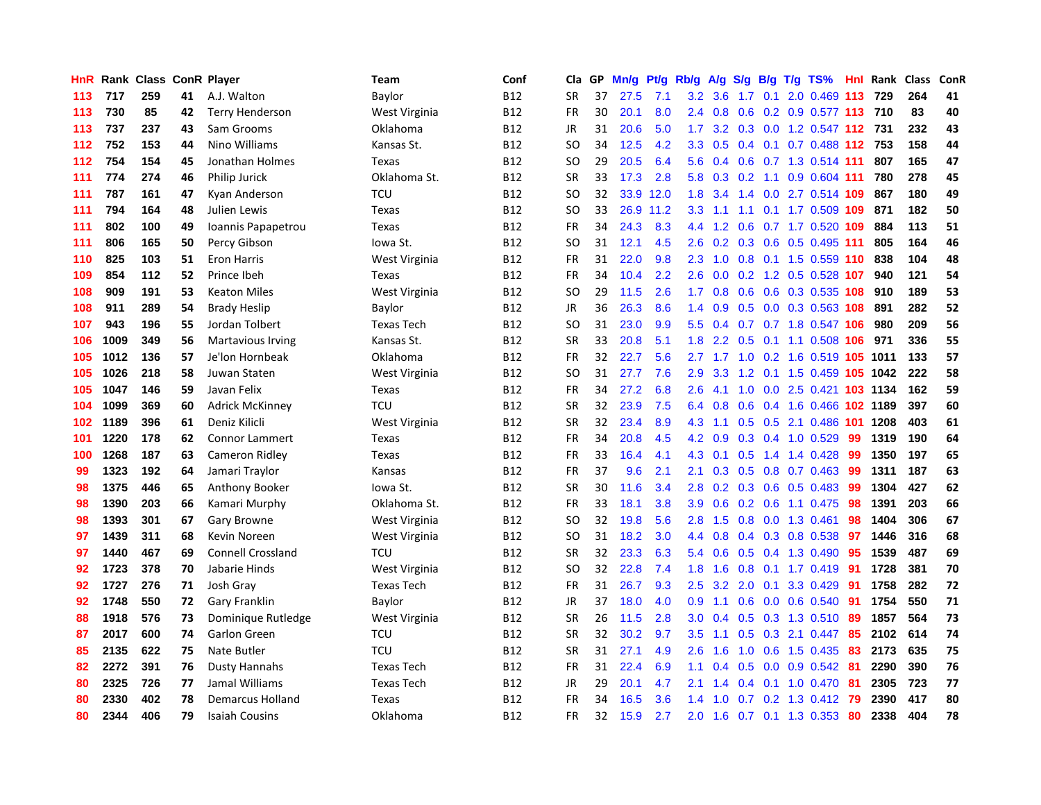| HnR | Rank | Class | ConR | Player | Team | Conf | Cla | GP | Mn/g | Pt/g | Rb/g | A/g | S/g | B/g | T/g | TS% | HnI | Rank | Class | ConR |
|---|---|---|---|---|---|---|---|---|---|---|---|---|---|---|---|---|---|---|---|---|
| 113 | 717 | 259 | 41 | A.J. Walton | Baylor | B12 | SR | 37 | 27.5 | 7.1 | 3.2 | 3.6 | 1.7 | 0.1 | 2.0 | 0.469 | 113 | 729 | 264 | 41 |
| 113 | 730 | 85 | 42 | Terry Henderson | West Virginia | B12 | FR | 30 | 20.1 | 8.0 | 2.4 | 0.8 | 0.6 | 0.2 | 0.9 | 0.577 | 113 | 710 | 83 | 40 |
| 113 | 737 | 237 | 43 | Sam Grooms | Oklahoma | B12 | JR | 31 | 20.6 | 5.0 | 1.7 | 3.2 | 0.3 | 0.0 | 1.2 | 0.547 | 112 | 731 | 232 | 43 |
| 112 | 752 | 153 | 44 | Nino Williams | Kansas St. | B12 | SO | 34 | 12.5 | 4.2 | 3.3 | 0.5 | 0.4 | 0.1 | 0.7 | 0.488 | 112 | 753 | 158 | 44 |
| 112 | 754 | 154 | 45 | Jonathan Holmes | Texas | B12 | SO | 29 | 20.5 | 6.4 | 5.6 | 0.4 | 0.6 | 0.7 | 1.3 | 0.514 | 111 | 807 | 165 | 47 |
| 111 | 774 | 274 | 46 | Philip Jurick | Oklahoma St. | B12 | SR | 33 | 17.3 | 2.8 | 5.8 | 0.3 | 0.2 | 1.1 | 0.9 | 0.604 | 111 | 780 | 278 | 45 |
| 111 | 787 | 161 | 47 | Kyan Anderson | TCU | B12 | SO | 32 | 33.9 | 12.0 | 1.8 | 3.4 | 1.4 | 0.0 | 2.7 | 0.514 | 109 | 867 | 180 | 49 |
| 111 | 794 | 164 | 48 | Julien Lewis | Texas | B12 | SO | 33 | 26.9 | 11.2 | 3.3 | 1.1 | 1.1 | 0.1 | 1.7 | 0.509 | 109 | 871 | 182 | 50 |
| 111 | 802 | 100 | 49 | Ioannis Papapetrou | Texas | B12 | FR | 34 | 24.3 | 8.3 | 4.4 | 1.2 | 0.6 | 0.7 | 1.7 | 0.520 | 109 | 884 | 113 | 51 |
| 111 | 806 | 165 | 50 | Percy Gibson | Iowa St. | B12 | SO | 31 | 12.1 | 4.5 | 2.6 | 0.2 | 0.3 | 0.6 | 0.5 | 0.495 | 111 | 805 | 164 | 46 |
| 110 | 825 | 103 | 51 | Eron Harris | West Virginia | B12 | FR | 31 | 22.0 | 9.8 | 2.3 | 1.0 | 0.8 | 0.1 | 1.5 | 0.559 | 110 | 838 | 104 | 48 |
| 109 | 854 | 112 | 52 | Prince Ibeh | Texas | B12 | FR | 34 | 10.4 | 2.2 | 2.6 | 0.0 | 0.2 | 1.2 | 0.5 | 0.528 | 107 | 940 | 121 | 54 |
| 108 | 909 | 191 | 53 | Keaton Miles | West Virginia | B12 | SO | 29 | 11.5 | 2.6 | 1.7 | 0.8 | 0.6 | 0.6 | 0.3 | 0.535 | 108 | 910 | 189 | 53 |
| 108 | 911 | 289 | 54 | Brady Heslip | Baylor | B12 | JR | 36 | 26.3 | 8.6 | 1.4 | 0.9 | 0.5 | 0.0 | 0.3 | 0.563 | 108 | 891 | 282 | 52 |
| 107 | 943 | 196 | 55 | Jordan Tolbert | Texas Tech | B12 | SO | 31 | 23.0 | 9.9 | 5.5 | 0.4 | 0.7 | 0.7 | 1.8 | 0.547 | 106 | 980 | 209 | 56 |
| 106 | 1009 | 349 | 56 | Martavious Irving | Kansas St. | B12 | SR | 33 | 20.8 | 5.1 | 1.8 | 2.2 | 0.5 | 0.1 | 1.1 | 0.508 | 106 | 971 | 336 | 55 |
| 105 | 1012 | 136 | 57 | Je'lon Hornbeak | Oklahoma | B12 | FR | 32 | 22.7 | 5.6 | 2.7 | 1.7 | 1.0 | 0.2 | 1.6 | 0.519 | 105 | 1011 | 133 | 57 |
| 105 | 1026 | 218 | 58 | Juwan Staten | West Virginia | B12 | SO | 31 | 27.7 | 7.6 | 2.9 | 3.3 | 1.2 | 0.1 | 1.5 | 0.459 | 105 | 1042 | 222 | 58 |
| 105 | 1047 | 146 | 59 | Javan Felix | Texas | B12 | FR | 34 | 27.2 | 6.8 | 2.6 | 4.1 | 1.0 | 0.0 | 2.5 | 0.421 | 103 | 1134 | 162 | 59 |
| 104 | 1099 | 369 | 60 | Adrick McKinney | TCU | B12 | SR | 32 | 23.9 | 7.5 | 6.4 | 0.8 | 0.6 | 0.4 | 1.6 | 0.466 | 102 | 1189 | 397 | 60 |
| 102 | 1189 | 396 | 61 | Deniz Kilicli | West Virginia | B12 | SR | 32 | 23.4 | 8.9 | 4.3 | 1.1 | 0.5 | 0.5 | 2.1 | 0.486 | 101 | 1208 | 403 | 61 |
| 101 | 1220 | 178 | 62 | Connor Lammert | Texas | B12 | FR | 34 | 20.8 | 4.5 | 4.2 | 0.9 | 0.3 | 0.4 | 1.0 | 0.529 | 99 | 1319 | 190 | 64 |
| 100 | 1268 | 187 | 63 | Cameron Ridley | Texas | B12 | FR | 33 | 16.4 | 4.1 | 4.3 | 0.1 | 0.5 | 1.4 | 1.4 | 0.428 | 99 | 1350 | 197 | 65 |
| 99 | 1323 | 192 | 64 | Jamari Traylor | Kansas | B12 | FR | 37 | 9.6 | 2.1 | 2.1 | 0.3 | 0.5 | 0.8 | 0.7 | 0.463 | 99 | 1311 | 187 | 63 |
| 98 | 1375 | 446 | 65 | Anthony Booker | Iowa St. | B12 | SR | 30 | 11.6 | 3.4 | 2.8 | 0.2 | 0.3 | 0.6 | 0.5 | 0.483 | 99 | 1304 | 427 | 62 |
| 98 | 1390 | 203 | 66 | Kamari Murphy | Oklahoma St. | B12 | FR | 33 | 18.1 | 3.8 | 3.9 | 0.6 | 0.2 | 0.6 | 1.1 | 0.475 | 98 | 1391 | 203 | 66 |
| 98 | 1393 | 301 | 67 | Gary Browne | West Virginia | B12 | SO | 32 | 19.8 | 5.6 | 2.8 | 1.5 | 0.8 | 0.0 | 1.3 | 0.461 | 98 | 1404 | 306 | 67 |
| 97 | 1439 | 311 | 68 | Kevin Noreen | West Virginia | B12 | SO | 31 | 18.2 | 3.0 | 4.4 | 0.8 | 0.4 | 0.3 | 0.8 | 0.538 | 97 | 1446 | 316 | 68 |
| 97 | 1440 | 467 | 69 | Connell Crossland | TCU | B12 | SR | 32 | 23.3 | 6.3 | 5.4 | 0.6 | 0.5 | 0.4 | 1.3 | 0.490 | 95 | 1539 | 487 | 69 |
| 92 | 1723 | 378 | 70 | Jabarie Hinds | West Virginia | B12 | SO | 32 | 22.8 | 7.4 | 1.8 | 1.6 | 0.8 | 0.1 | 1.7 | 0.419 | 91 | 1728 | 381 | 70 |
| 92 | 1727 | 276 | 71 | Josh Gray | Texas Tech | B12 | FR | 31 | 26.7 | 9.3 | 2.5 | 3.2 | 2.0 | 0.1 | 3.3 | 0.429 | 91 | 1758 | 282 | 72 |
| 92 | 1748 | 550 | 72 | Gary Franklin | Baylor | B12 | JR | 37 | 18.0 | 4.0 | 0.9 | 1.1 | 0.6 | 0.0 | 0.6 | 0.540 | 91 | 1754 | 550 | 71 |
| 88 | 1918 | 576 | 73 | Dominique Rutledge | West Virginia | B12 | SR | 26 | 11.5 | 2.8 | 3.0 | 0.4 | 0.5 | 0.3 | 1.3 | 0.510 | 89 | 1857 | 564 | 73 |
| 87 | 2017 | 600 | 74 | Garlon Green | TCU | B12 | SR | 32 | 30.2 | 9.7 | 3.5 | 1.1 | 0.5 | 0.3 | 2.1 | 0.447 | 85 | 2102 | 614 | 74 |
| 85 | 2135 | 622 | 75 | Nate Butler | TCU | B12 | SR | 31 | 27.1 | 4.9 | 2.6 | 1.6 | 1.0 | 0.6 | 1.5 | 0.435 | 83 | 2173 | 635 | 75 |
| 82 | 2272 | 391 | 76 | Dusty Hannahs | Texas Tech | B12 | FR | 31 | 22.4 | 6.9 | 1.1 | 0.4 | 0.5 | 0.0 | 0.9 | 0.542 | 81 | 2290 | 390 | 76 |
| 80 | 2325 | 726 | 77 | Jamal Williams | Texas Tech | B12 | JR | 29 | 20.1 | 4.7 | 2.1 | 1.4 | 0.4 | 0.1 | 1.0 | 0.470 | 81 | 2305 | 723 | 77 |
| 80 | 2330 | 402 | 78 | Demarcus Holland | Texas | B12 | FR | 34 | 16.5 | 3.6 | 1.4 | 1.0 | 0.7 | 0.2 | 1.3 | 0.412 | 79 | 2390 | 417 | 80 |
| 80 | 2344 | 406 | 79 | Isaiah Cousins | Oklahoma | B12 | FR | 32 | 15.9 | 2.7 | 2.0 | 1.6 | 0.7 | 0.1 | 1.3 | 0.353 | 80 | 2338 | 404 | 78 |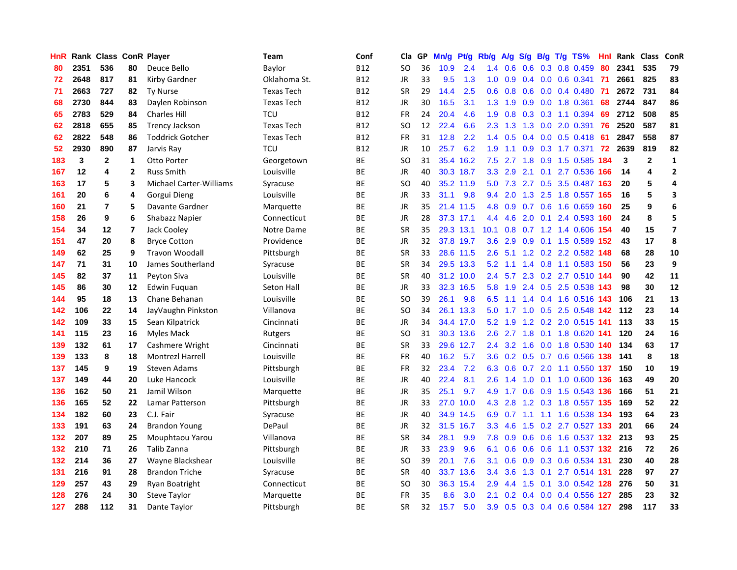| HnR | Rank | Class | ConR | Player | Team | Conf | Cla | GP | Mn/g | Pt/g | Rb/g | A/g | S/g | B/g | T/g | TS% | HnI | Rank | Class | ConR |
|---|---|---|---|---|---|---|---|---|---|---|---|---|---|---|---|---|---|---|---|---|
| 80 | 2351 | 536 | 80 | Deuce Bello | Baylor | B12 | SO | 36 | 10.9 | 2.4 | 1.4 | 0.6 | 0.6 | 0.3 | 0.8 | 0.459 | 80 | 2341 | 535 | 79 |
| 72 | 2648 | 817 | 81 | Kirby Gardner | Oklahoma St. | B12 | JR | 33 | 9.5 | 1.3 | 1.0 | 0.9 | 0.4 | 0.0 | 0.6 | 0.341 | 71 | 2661 | 825 | 83 |
| 71 | 2663 | 727 | 82 | Ty Nurse | Texas Tech | B12 | SR | 29 | 14.4 | 2.5 | 0.6 | 0.8 | 0.6 | 0.0 | 0.4 | 0.480 | 71 | 2672 | 731 | 84 |
| 68 | 2730 | 844 | 83 | Daylen Robinson | Texas Tech | B12 | JR | 30 | 16.5 | 3.1 | 1.3 | 1.9 | 0.9 | 0.0 | 1.8 | 0.361 | 68 | 2744 | 847 | 86 |
| 65 | 2783 | 529 | 84 | Charles Hill | TCU | B12 | FR | 24 | 20.4 | 4.6 | 1.9 | 0.8 | 0.3 | 0.3 | 1.1 | 0.394 | 69 | 2712 | 508 | 85 |
| 62 | 2818 | 655 | 85 | Trency Jackson | Texas Tech | B12 | SO | 12 | 22.4 | 6.6 | 2.3 | 1.3 | 1.3 | 0.0 | 2.0 | 0.391 | 76 | 2520 | 587 | 81 |
| 62 | 2822 | 548 | 86 | Toddrick Gotcher | Texas Tech | B12 | FR | 31 | 12.8 | 2.2 | 1.4 | 0.5 | 0.4 | 0.0 | 0.5 | 0.418 | 61 | 2847 | 558 | 87 |
| 52 | 2930 | 890 | 87 | Jarvis Ray | TCU | B12 | JR | 10 | 25.7 | 6.2 | 1.9 | 1.1 | 0.9 | 0.3 | 1.7 | 0.371 | 72 | 2639 | 819 | 82 |
| 183 | 3 | 2 | 1 | Otto Porter | Georgetown | BE | SO | 31 | 35.4 | 16.2 | 7.5 | 2.7 | 1.8 | 0.9 | 1.5 | 0.585 | 184 | 3 | 2 | 1 |
| 167 | 12 | 4 | 2 | Russ Smith | Louisville | BE | JR | 40 | 30.3 | 18.7 | 3.3 | 2.9 | 2.1 | 0.1 | 2.7 | 0.536 | 166 | 14 | 4 | 2 |
| 163 | 17 | 5 | 3 | Michael Carter-Williams | Syracuse | BE | SO | 40 | 35.2 | 11.9 | 5.0 | 7.3 | 2.7 | 0.5 | 3.5 | 0.487 | 163 | 20 | 5 | 4 |
| 161 | 20 | 6 | 4 | Gorgui Dieng | Louisville | BE | JR | 33 | 31.1 | 9.8 | 9.4 | 2.0 | 1.3 | 2.5 | 1.8 | 0.557 | 165 | 16 | 5 | 3 |
| 160 | 21 | 7 | 5 | Davante Gardner | Marquette | BE | JR | 35 | 21.4 | 11.5 | 4.8 | 0.9 | 0.7 | 0.6 | 1.6 | 0.659 | 160 | 25 | 9 | 6 |
| 158 | 26 | 9 | 6 | Shabazz Napier | Connecticut | BE | JR | 28 | 37.3 | 17.1 | 4.4 | 4.6 | 2.0 | 0.1 | 2.4 | 0.593 | 160 | 24 | 8 | 5 |
| 154 | 34 | 12 | 7 | Jack Cooley | Notre Dame | BE | SR | 35 | 29.3 | 13.1 | 10.1 | 0.8 | 0.7 | 1.2 | 1.4 | 0.606 | 154 | 40 | 15 | 7 |
| 151 | 47 | 20 | 8 | Bryce Cotton | Providence | BE | JR | 32 | 37.8 | 19.7 | 3.6 | 2.9 | 0.9 | 0.1 | 1.5 | 0.589 | 152 | 43 | 17 | 8 |
| 149 | 62 | 25 | 9 | Travon Woodall | Pittsburgh | BE | SR | 33 | 28.6 | 11.5 | 2.6 | 5.1 | 1.2 | 0.2 | 2.2 | 0.582 | 148 | 68 | 28 | 10 |
| 147 | 71 | 31 | 10 | James Southerland | Syracuse | BE | SR | 34 | 29.5 | 13.3 | 5.2 | 1.1 | 1.4 | 0.8 | 1.1 | 0.583 | 150 | 56 | 23 | 9 |
| 145 | 82 | 37 | 11 | Peyton Siva | Louisville | BE | SR | 40 | 31.2 | 10.0 | 2.4 | 5.7 | 2.3 | 0.2 | 2.7 | 0.510 | 144 | 90 | 42 | 11 |
| 145 | 86 | 30 | 12 | Edwin Fuquan | Seton Hall | BE | JR | 33 | 32.3 | 16.5 | 5.8 | 1.9 | 2.4 | 0.5 | 2.5 | 0.538 | 143 | 98 | 30 | 12 |
| 144 | 95 | 18 | 13 | Chane Behanan | Louisville | BE | SO | 39 | 26.1 | 9.8 | 6.5 | 1.1 | 1.4 | 0.4 | 1.6 | 0.516 | 143 | 106 | 21 | 13 |
| 142 | 106 | 22 | 14 | JayVaughn Pinkston | Villanova | BE | SO | 34 | 26.1 | 13.3 | 5.0 | 1.7 | 1.0 | 0.5 | 2.5 | 0.548 | 142 | 112 | 23 | 14 |
| 142 | 109 | 33 | 15 | Sean Kilpatrick | Cincinnati | BE | JR | 34 | 34.4 | 17.0 | 5.2 | 1.9 | 1.2 | 0.2 | 2.0 | 0.515 | 141 | 113 | 33 | 15 |
| 141 | 115 | 23 | 16 | Myles Mack | Rutgers | BE | SO | 31 | 30.3 | 13.6 | 2.6 | 2.7 | 1.8 | 0.1 | 1.8 | 0.620 | 141 | 120 | 24 | 16 |
| 139 | 132 | 61 | 17 | Cashmere Wright | Cincinnati | BE | SR | 33 | 29.6 | 12.7 | 2.4 | 3.2 | 1.6 | 0.0 | 1.8 | 0.530 | 140 | 134 | 63 | 17 |
| 139 | 133 | 8 | 18 | Montrezl Harrell | Louisville | BE | FR | 40 | 16.2 | 5.7 | 3.6 | 0.2 | 0.5 | 0.7 | 0.6 | 0.566 | 138 | 141 | 8 | 18 |
| 137 | 145 | 9 | 19 | Steven Adams | Pittsburgh | BE | FR | 32 | 23.4 | 7.2 | 6.3 | 0.6 | 0.7 | 2.0 | 1.1 | 0.550 | 137 | 150 | 10 | 19 |
| 137 | 149 | 44 | 20 | Luke Hancock | Louisville | BE | JR | 40 | 22.4 | 8.1 | 2.6 | 1.4 | 1.0 | 0.1 | 1.0 | 0.600 | 136 | 163 | 49 | 20 |
| 136 | 162 | 50 | 21 | Jamil Wilson | Marquette | BE | JR | 35 | 25.1 | 9.7 | 4.9 | 1.7 | 0.6 | 0.9 | 1.5 | 0.543 | 136 | 166 | 51 | 21 |
| 136 | 165 | 52 | 22 | Lamar Patterson | Pittsburgh | BE | JR | 33 | 27.0 | 10.0 | 4.3 | 2.8 | 1.2 | 0.3 | 1.8 | 0.557 | 135 | 169 | 52 | 22 |
| 134 | 182 | 60 | 23 | C.J. Fair | Syracuse | BE | JR | 40 | 34.9 | 14.5 | 6.9 | 0.7 | 1.1 | 1.1 | 1.6 | 0.538 | 134 | 193 | 64 | 23 |
| 133 | 191 | 63 | 24 | Brandon Young | DePaul | BE | JR | 32 | 31.5 | 16.7 | 3.3 | 4.6 | 1.5 | 0.2 | 2.7 | 0.527 | 133 | 201 | 66 | 24 |
| 132 | 207 | 89 | 25 | Mouphtaou Yarou | Villanova | BE | SR | 34 | 28.1 | 9.9 | 7.8 | 0.9 | 0.6 | 0.6 | 1.6 | 0.537 | 132 | 213 | 93 | 25 |
| 132 | 210 | 71 | 26 | Talib Zanna | Pittsburgh | BE | JR | 33 | 23.9 | 9.6 | 6.1 | 0.6 | 0.6 | 0.6 | 1.1 | 0.537 | 132 | 216 | 72 | 26 |
| 132 | 214 | 36 | 27 | Wayne Blackshear | Louisville | BE | SO | 39 | 20.1 | 7.6 | 3.1 | 0.6 | 0.9 | 0.3 | 0.6 | 0.534 | 131 | 230 | 40 | 28 |
| 131 | 216 | 91 | 28 | Brandon Triche | Syracuse | BE | SR | 40 | 33.7 | 13.6 | 3.4 | 3.6 | 1.3 | 0.1 | 2.7 | 0.514 | 131 | 228 | 97 | 27 |
| 129 | 257 | 43 | 29 | Ryan Boatright | Connecticut | BE | SO | 30 | 36.3 | 15.4 | 2.9 | 4.4 | 1.5 | 0.1 | 3.0 | 0.542 | 128 | 276 | 50 | 31 |
| 128 | 276 | 24 | 30 | Steve Taylor | Marquette | BE | FR | 35 | 8.6 | 3.0 | 2.1 | 0.2 | 0.4 | 0.0 | 0.4 | 0.556 | 127 | 285 | 23 | 32 |
| 127 | 288 | 112 | 31 | Dante Taylor | Pittsburgh | BE | SR | 32 | 15.7 | 5.0 | 3.9 | 0.5 | 0.3 | 0.4 | 0.6 | 0.584 | 127 | 298 | 117 | 33 |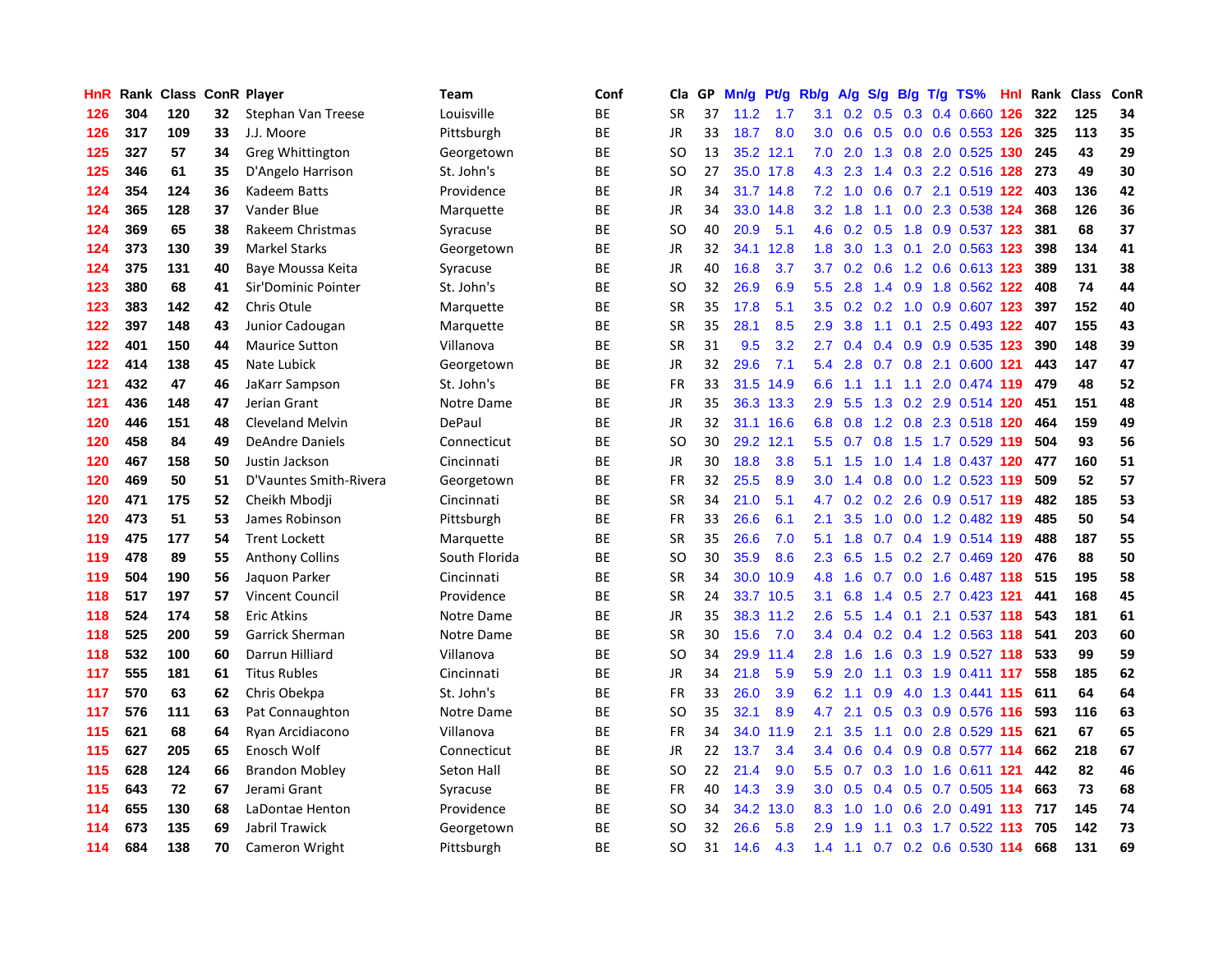| HnR | Rank | Class | ConR | Player | Team | Conf | Cla | GP | Mn/g | Pt/g | Rb/g | A/g | S/g | B/g | T/g | TS% | HnI | Rank | Class | ConR |
|---|---|---|---|---|---|---|---|---|---|---|---|---|---|---|---|---|---|---|---|---|
| 126 | 304 | 120 | 32 | Stephan Van Treese | Louisville | BE | SR | 37 | 11.2 | 1.7 | 3.1 | 0.2 | 0.5 | 0.3 | 0.4 | 0.660 | 126 | 322 | 125 | 34 |
| 126 | 317 | 109 | 33 | J.J. Moore | Pittsburgh | BE | JR | 33 | 18.7 | 8.0 | 3.0 | 0.6 | 0.5 | 0.0 | 0.6 | 0.553 | 126 | 325 | 113 | 35 |
| 125 | 327 | 57 | 34 | Greg Whittington | Georgetown | BE | SO | 13 | 35.2 | 12.1 | 7.0 | 2.0 | 1.3 | 0.8 | 2.0 | 0.525 | 130 | 245 | 43 | 29 |
| 125 | 346 | 61 | 35 | D'Angelo Harrison | St. John's | BE | SO | 27 | 35.0 | 17.8 | 4.3 | 2.3 | 1.4 | 0.3 | 2.2 | 0.516 | 128 | 273 | 49 | 30 |
| 124 | 354 | 124 | 36 | Kadeem Batts | Providence | BE | JR | 34 | 31.7 | 14.8 | 7.2 | 1.0 | 0.6 | 0.7 | 2.1 | 0.519 | 122 | 403 | 136 | 42 |
| 124 | 365 | 128 | 37 | Vander Blue | Marquette | BE | JR | 34 | 33.0 | 14.8 | 3.2 | 1.8 | 1.1 | 0.0 | 2.3 | 0.538 | 124 | 368 | 126 | 36 |
| 124 | 369 | 65 | 38 | Rakeem Christmas | Syracuse | BE | SO | 40 | 20.9 | 5.1 | 4.6 | 0.2 | 0.5 | 1.8 | 0.9 | 0.537 | 123 | 381 | 68 | 37 |
| 124 | 373 | 130 | 39 | Markel Starks | Georgetown | BE | JR | 32 | 34.1 | 12.8 | 1.8 | 3.0 | 1.3 | 0.1 | 2.0 | 0.563 | 123 | 398 | 134 | 41 |
| 124 | 375 | 131 | 40 | Baye Moussa Keita | Syracuse | BE | JR | 40 | 16.8 | 3.7 | 3.7 | 0.2 | 0.6 | 1.2 | 0.6 | 0.613 | 123 | 389 | 131 | 38 |
| 123 | 380 | 68 | 41 | Sir'Dominic Pointer | St. John's | BE | SO | 32 | 26.9 | 6.9 | 5.5 | 2.8 | 1.4 | 0.9 | 1.8 | 0.562 | 122 | 408 | 74 | 44 |
| 123 | 383 | 142 | 42 | Chris Otule | Marquette | BE | SR | 35 | 17.8 | 5.1 | 3.5 | 0.2 | 0.2 | 1.0 | 0.9 | 0.607 | 123 | 397 | 152 | 40 |
| 122 | 397 | 148 | 43 | Junior Cadougan | Marquette | BE | SR | 35 | 28.1 | 8.5 | 2.9 | 3.8 | 1.1 | 0.1 | 2.5 | 0.493 | 122 | 407 | 155 | 43 |
| 122 | 401 | 150 | 44 | Maurice Sutton | Villanova | BE | SR | 31 | 9.5 | 3.2 | 2.7 | 0.4 | 0.4 | 0.9 | 0.9 | 0.535 | 123 | 390 | 148 | 39 |
| 122 | 414 | 138 | 45 | Nate Lubick | Georgetown | BE | JR | 32 | 29.6 | 7.1 | 5.4 | 2.8 | 0.7 | 0.8 | 2.1 | 0.600 | 121 | 443 | 147 | 47 |
| 121 | 432 | 47 | 46 | JaKarr Sampson | St. John's | BE | FR | 33 | 31.5 | 14.9 | 6.6 | 1.1 | 1.1 | 1.1 | 2.0 | 0.474 | 119 | 479 | 48 | 52 |
| 121 | 436 | 148 | 47 | Jerian Grant | Notre Dame | BE | JR | 35 | 36.3 | 13.3 | 2.9 | 5.5 | 1.3 | 0.2 | 2.9 | 0.514 | 120 | 451 | 151 | 48 |
| 120 | 446 | 151 | 48 | Cleveland Melvin | DePaul | BE | JR | 32 | 31.1 | 16.6 | 6.8 | 0.8 | 1.2 | 0.8 | 2.3 | 0.518 | 120 | 464 | 159 | 49 |
| 120 | 458 | 84 | 49 | DeAndre Daniels | Connecticut | BE | SO | 30 | 29.2 | 12.1 | 5.5 | 0.7 | 0.8 | 1.5 | 1.7 | 0.529 | 119 | 504 | 93 | 56 |
| 120 | 467 | 158 | 50 | Justin Jackson | Cincinnati | BE | JR | 30 | 18.8 | 3.8 | 5.1 | 1.5 | 1.0 | 1.4 | 1.8 | 0.437 | 120 | 477 | 160 | 51 |
| 120 | 469 | 50 | 51 | D'Vauntes Smith-Rivera | Georgetown | BE | FR | 32 | 25.5 | 8.9 | 3.0 | 1.4 | 0.8 | 0.0 | 1.2 | 0.523 | 119 | 509 | 52 | 57 |
| 120 | 471 | 175 | 52 | Cheikh Mbodji | Cincinnati | BE | SR | 34 | 21.0 | 5.1 | 4.7 | 0.2 | 0.2 | 2.6 | 0.9 | 0.517 | 119 | 482 | 185 | 53 |
| 120 | 473 | 51 | 53 | James Robinson | Pittsburgh | BE | FR | 33 | 26.6 | 6.1 | 2.1 | 3.5 | 1.0 | 0.0 | 1.2 | 0.482 | 119 | 485 | 50 | 54 |
| 119 | 475 | 177 | 54 | Trent Lockett | Marquette | BE | SR | 35 | 26.6 | 7.0 | 5.1 | 1.8 | 0.7 | 0.4 | 1.9 | 0.514 | 119 | 488 | 187 | 55 |
| 119 | 478 | 89 | 55 | Anthony Collins | South Florida | BE | SO | 30 | 35.9 | 8.6 | 2.3 | 6.5 | 1.5 | 0.2 | 2.7 | 0.469 | 120 | 476 | 88 | 50 |
| 119 | 504 | 190 | 56 | Jaquon Parker | Cincinnati | BE | SR | 34 | 30.0 | 10.9 | 4.8 | 1.6 | 0.7 | 0.0 | 1.6 | 0.487 | 118 | 515 | 195 | 58 |
| 118 | 517 | 197 | 57 | Vincent Council | Providence | BE | SR | 24 | 33.7 | 10.5 | 3.1 | 6.8 | 1.4 | 0.5 | 2.7 | 0.423 | 121 | 441 | 168 | 45 |
| 118 | 524 | 174 | 58 | Eric Atkins | Notre Dame | BE | JR | 35 | 38.3 | 11.2 | 2.6 | 5.5 | 1.4 | 0.1 | 2.1 | 0.537 | 118 | 543 | 181 | 61 |
| 118 | 525 | 200 | 59 | Garrick Sherman | Notre Dame | BE | SR | 30 | 15.6 | 7.0 | 3.4 | 0.4 | 0.2 | 0.4 | 1.2 | 0.563 | 118 | 541 | 203 | 60 |
| 118 | 532 | 100 | 60 | Darrun Hilliard | Villanova | BE | SO | 34 | 29.9 | 11.4 | 2.8 | 1.6 | 1.6 | 0.3 | 1.9 | 0.527 | 118 | 533 | 99 | 59 |
| 117 | 555 | 181 | 61 | Titus Rubles | Cincinnati | BE | JR | 34 | 21.8 | 5.9 | 5.9 | 2.0 | 1.1 | 0.3 | 1.9 | 0.411 | 117 | 558 | 185 | 62 |
| 117 | 570 | 63 | 62 | Chris Obekpa | St. John's | BE | FR | 33 | 26.0 | 3.9 | 6.2 | 1.1 | 0.9 | 4.0 | 1.3 | 0.441 | 115 | 611 | 64 | 64 |
| 117 | 576 | 111 | 63 | Pat Connaughton | Notre Dame | BE | SO | 35 | 32.1 | 8.9 | 4.7 | 2.1 | 0.5 | 0.3 | 0.9 | 0.576 | 116 | 593 | 116 | 63 |
| 115 | 621 | 68 | 64 | Ryan Arcidiacono | Villanova | BE | FR | 34 | 34.0 | 11.9 | 2.1 | 3.5 | 1.1 | 0.0 | 2.8 | 0.529 | 115 | 621 | 67 | 65 |
| 115 | 627 | 205 | 65 | Enosch Wolf | Connecticut | BE | JR | 22 | 13.7 | 3.4 | 3.4 | 0.6 | 0.4 | 0.9 | 0.8 | 0.577 | 114 | 662 | 218 | 67 |
| 115 | 628 | 124 | 66 | Brandon Mobley | Seton Hall | BE | SO | 22 | 21.4 | 9.0 | 5.5 | 0.7 | 0.3 | 1.0 | 1.6 | 0.611 | 121 | 442 | 82 | 46 |
| 115 | 643 | 72 | 67 | Jerami Grant | Syracuse | BE | FR | 40 | 14.3 | 3.9 | 3.0 | 0.5 | 0.4 | 0.5 | 0.7 | 0.505 | 114 | 663 | 73 | 68 |
| 114 | 655 | 130 | 68 | LaDontae Henton | Providence | BE | SO | 34 | 34.2 | 13.0 | 8.3 | 1.0 | 1.0 | 0.6 | 2.0 | 0.491 | 113 | 717 | 145 | 74 |
| 114 | 673 | 135 | 69 | Jabril Trawick | Georgetown | BE | SO | 32 | 26.6 | 5.8 | 2.9 | 1.9 | 1.1 | 0.3 | 1.7 | 0.522 | 113 | 705 | 142 | 73 |
| 114 | 684 | 138 | 70 | Cameron Wright | Pittsburgh | BE | SO | 31 | 14.6 | 4.3 | 1.4 | 1.1 | 0.7 | 0.2 | 0.6 | 0.530 | 114 | 668 | 131 | 69 |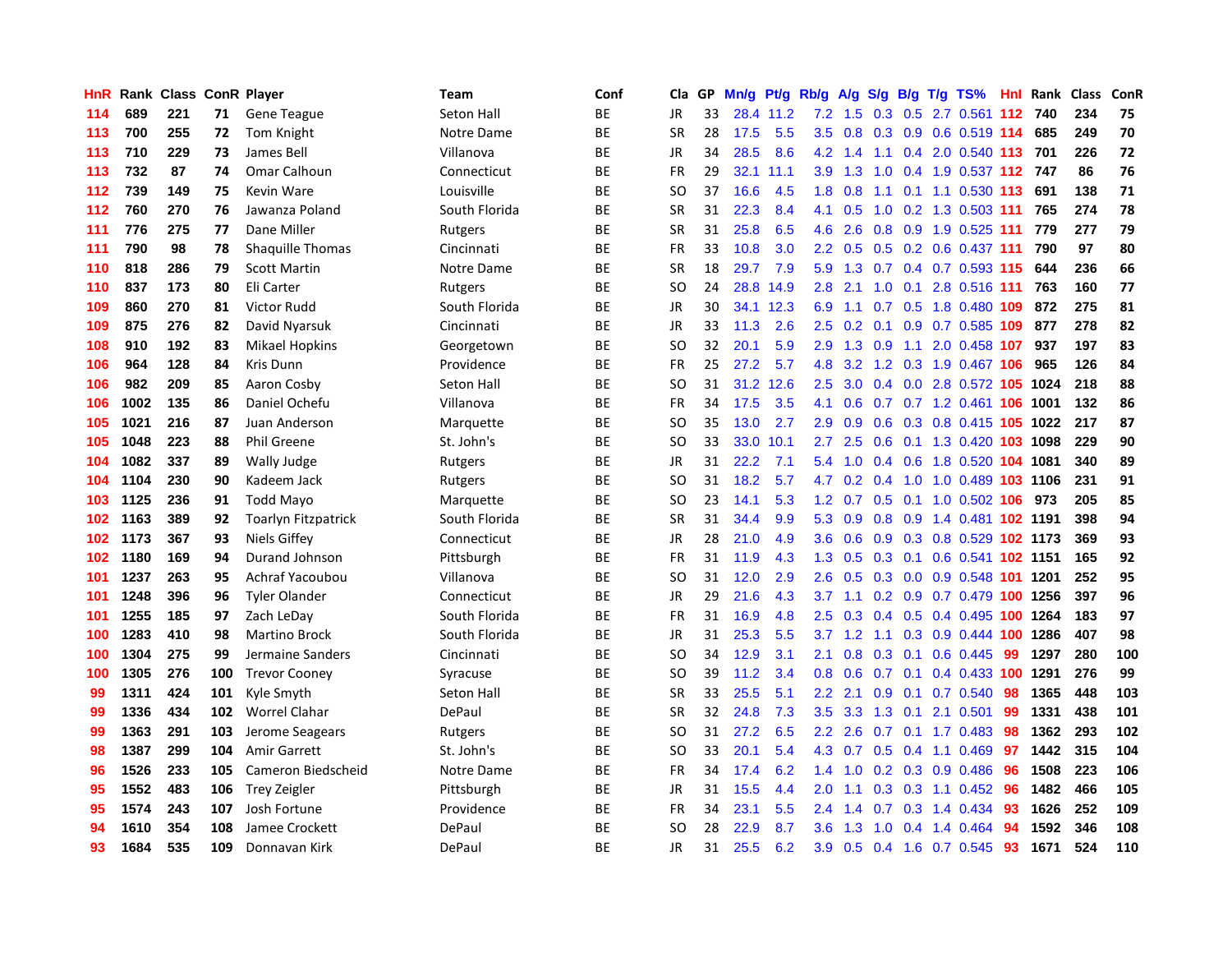| HnR | Rank | Class | ConR | Player | Team | Conf | Cla | GP | Mn/g | Pt/g | Rb/g | A/g | S/g | B/g | T/g | TS% | HnI | Rank | Class | ConR |
|---|---|---|---|---|---|---|---|---|---|---|---|---|---|---|---|---|---|---|---|---|
| 114 | 689 | 221 | 71 | Gene Teague | Seton Hall | BE | JR | 33 | 28.4 | 11.2 | 7.2 | 1.5 | 0.3 | 0.5 | 2.7 | 0.561 | 112 | 740 | 234 | 75 |
| 113 | 700 | 255 | 72 | Tom Knight | Notre Dame | BE | SR | 28 | 17.5 | 5.5 | 3.5 | 0.8 | 0.3 | 0.9 | 0.6 | 0.519 | 114 | 685 | 249 | 70 |
| 113 | 710 | 229 | 73 | James Bell | Villanova | BE | JR | 34 | 28.5 | 8.6 | 4.2 | 1.4 | 1.1 | 0.4 | 2.0 | 0.540 | 113 | 701 | 226 | 72 |
| 113 | 732 | 87 | 74 | Omar Calhoun | Connecticut | BE | FR | 29 | 32.1 | 11.1 | 3.9 | 1.3 | 1.0 | 0.4 | 1.9 | 0.537 | 112 | 747 | 86 | 76 |
| 112 | 739 | 149 | 75 | Kevin Ware | Louisville | BE | SO | 37 | 16.6 | 4.5 | 1.8 | 0.8 | 1.1 | 0.1 | 1.1 | 0.530 | 113 | 691 | 138 | 71 |
| 112 | 760 | 270 | 76 | Jawanza Poland | South Florida | BE | SR | 31 | 22.3 | 8.4 | 4.1 | 0.5 | 1.0 | 0.2 | 1.3 | 0.503 | 111 | 765 | 274 | 78 |
| 111 | 776 | 275 | 77 | Dane Miller | Rutgers | BE | SR | 31 | 25.8 | 6.5 | 4.6 | 2.6 | 0.8 | 0.9 | 1.9 | 0.525 | 111 | 779 | 277 | 79 |
| 111 | 790 | 98 | 78 | Shaquille Thomas | Cincinnati | BE | FR | 33 | 10.8 | 3.0 | 2.2 | 0.5 | 0.5 | 0.2 | 0.6 | 0.437 | 111 | 790 | 97 | 80 |
| 110 | 818 | 286 | 79 | Scott Martin | Notre Dame | BE | SR | 18 | 29.7 | 7.9 | 5.9 | 1.3 | 0.7 | 0.4 | 0.7 | 0.593 | 115 | 644 | 236 | 66 |
| 110 | 837 | 173 | 80 | Eli Carter | Rutgers | BE | SO | 24 | 28.8 | 14.9 | 2.8 | 2.1 | 1.0 | 0.1 | 2.8 | 0.516 | 111 | 763 | 160 | 77 |
| 109 | 860 | 270 | 81 | Victor Rudd | South Florida | BE | JR | 30 | 34.1 | 12.3 | 6.9 | 1.1 | 0.7 | 0.5 | 1.8 | 0.480 | 109 | 872 | 275 | 81 |
| 109 | 875 | 276 | 82 | David Nyarsuk | Cincinnati | BE | JR | 33 | 11.3 | 2.6 | 2.5 | 0.2 | 0.1 | 0.9 | 0.7 | 0.585 | 109 | 877 | 278 | 82 |
| 108 | 910 | 192 | 83 | Mikael Hopkins | Georgetown | BE | SO | 32 | 20.1 | 5.9 | 2.9 | 1.3 | 0.9 | 1.1 | 2.0 | 0.458 | 107 | 937 | 197 | 83 |
| 106 | 964 | 128 | 84 | Kris Dunn | Providence | BE | FR | 25 | 27.2 | 5.7 | 4.8 | 3.2 | 1.2 | 0.3 | 1.9 | 0.467 | 106 | 965 | 126 | 84 |
| 106 | 982 | 209 | 85 | Aaron Cosby | Seton Hall | BE | SO | 31 | 31.2 | 12.6 | 2.5 | 3.0 | 0.4 | 0.0 | 2.8 | 0.572 | 105 | 1024 | 218 | 88 |
| 106 | 1002 | 135 | 86 | Daniel Ochefu | Villanova | BE | FR | 34 | 17.5 | 3.5 | 4.1 | 0.6 | 0.7 | 0.7 | 1.2 | 0.461 | 106 | 1001 | 132 | 86 |
| 105 | 1021 | 216 | 87 | Juan Anderson | Marquette | BE | SO | 35 | 13.0 | 2.7 | 2.9 | 0.9 | 0.6 | 0.3 | 0.8 | 0.415 | 105 | 1022 | 217 | 87 |
| 105 | 1048 | 223 | 88 | Phil Greene | St. John's | BE | SO | 33 | 33.0 | 10.1 | 2.7 | 2.5 | 0.6 | 0.1 | 1.3 | 0.420 | 103 | 1098 | 229 | 90 |
| 104 | 1082 | 337 | 89 | Wally Judge | Rutgers | BE | JR | 31 | 22.2 | 7.1 | 5.4 | 1.0 | 0.4 | 0.6 | 1.8 | 0.520 | 104 | 1081 | 340 | 89 |
| 104 | 1104 | 230 | 90 | Kadeem Jack | Rutgers | BE | SO | 31 | 18.2 | 5.7 | 4.7 | 0.2 | 0.4 | 1.0 | 1.0 | 0.489 | 103 | 1106 | 231 | 91 |
| 103 | 1125 | 236 | 91 | Todd Mayo | Marquette | BE | SO | 23 | 14.1 | 5.3 | 1.2 | 0.7 | 0.5 | 0.1 | 1.0 | 0.502 | 106 | 973 | 205 | 85 |
| 102 | 1163 | 389 | 92 | Toarlyn Fitzpatrick | South Florida | BE | SR | 31 | 34.4 | 9.9 | 5.3 | 0.9 | 0.8 | 0.9 | 1.4 | 0.481 | 102 | 1191 | 398 | 94 |
| 102 | 1173 | 367 | 93 | Niels Giffey | Connecticut | BE | JR | 28 | 21.0 | 4.9 | 3.6 | 0.6 | 0.9 | 0.3 | 0.8 | 0.529 | 102 | 1173 | 369 | 93 |
| 102 | 1180 | 169 | 94 | Durand Johnson | Pittsburgh | BE | FR | 31 | 11.9 | 4.3 | 1.3 | 0.5 | 0.3 | 0.1 | 0.6 | 0.541 | 102 | 1151 | 165 | 92 |
| 101 | 1237 | 263 | 95 | Achraf Yacoubou | Villanova | BE | SO | 31 | 12.0 | 2.9 | 2.6 | 0.5 | 0.3 | 0.0 | 0.9 | 0.548 | 101 | 1201 | 252 | 95 |
| 101 | 1248 | 396 | 96 | Tyler Olander | Connecticut | BE | JR | 29 | 21.6 | 4.3 | 3.7 | 1.1 | 0.2 | 0.9 | 0.7 | 0.479 | 100 | 1256 | 397 | 96 |
| 101 | 1255 | 185 | 97 | Zach LeDay | South Florida | BE | FR | 31 | 16.9 | 4.8 | 2.5 | 0.3 | 0.4 | 0.5 | 0.4 | 0.495 | 100 | 1264 | 183 | 97 |
| 100 | 1283 | 410 | 98 | Martino Brock | South Florida | BE | JR | 31 | 25.3 | 5.5 | 3.7 | 1.2 | 1.1 | 0.3 | 0.9 | 0.444 | 100 | 1286 | 407 | 98 |
| 100 | 1304 | 275 | 99 | Jermaine Sanders | Cincinnati | BE | SO | 34 | 12.9 | 3.1 | 2.1 | 0.8 | 0.3 | 0.1 | 0.6 | 0.445 | 99 | 1297 | 280 | 100 |
| 100 | 1305 | 276 | 100 | Trevor Cooney | Syracuse | BE | SO | 39 | 11.2 | 3.4 | 0.8 | 0.6 | 0.7 | 0.1 | 0.4 | 0.433 | 100 | 1291 | 276 | 99 |
| 99 | 1311 | 424 | 101 | Kyle Smyth | Seton Hall | BE | SR | 33 | 25.5 | 5.1 | 2.2 | 2.1 | 0.9 | 0.1 | 0.7 | 0.540 | 98 | 1365 | 448 | 103 |
| 99 | 1336 | 434 | 102 | Worrel Clahar | DePaul | BE | SR | 32 | 24.8 | 7.3 | 3.5 | 3.3 | 1.3 | 0.1 | 2.1 | 0.501 | 99 | 1331 | 438 | 101 |
| 99 | 1363 | 291 | 103 | Jerome Seagears | Rutgers | BE | SO | 31 | 27.2 | 6.5 | 2.2 | 2.6 | 0.7 | 0.1 | 1.7 | 0.483 | 98 | 1362 | 293 | 102 |
| 98 | 1387 | 299 | 104 | Amir Garrett | St. John's | BE | SO | 33 | 20.1 | 5.4 | 4.3 | 0.7 | 0.5 | 0.4 | 1.1 | 0.469 | 97 | 1442 | 315 | 104 |
| 96 | 1526 | 233 | 105 | Cameron Biedscheid | Notre Dame | BE | FR | 34 | 17.4 | 6.2 | 1.4 | 1.0 | 0.2 | 0.3 | 0.9 | 0.486 | 96 | 1508 | 223 | 106 |
| 95 | 1552 | 483 | 106 | Trey Zeigler | Pittsburgh | BE | JR | 31 | 15.5 | 4.4 | 2.0 | 1.1 | 0.3 | 0.3 | 1.1 | 0.452 | 96 | 1482 | 466 | 105 |
| 95 | 1574 | 243 | 107 | Josh Fortune | Providence | BE | FR | 34 | 23.1 | 5.5 | 2.4 | 1.4 | 0.7 | 0.3 | 1.4 | 0.434 | 93 | 1626 | 252 | 109 |
| 94 | 1610 | 354 | 108 | Jamee Crockett | DePaul | BE | SO | 28 | 22.9 | 8.7 | 3.6 | 1.3 | 1.0 | 0.4 | 1.4 | 0.464 | 94 | 1592 | 346 | 108 |
| 93 | 1684 | 535 | 109 | Donnavan Kirk | DePaul | BE | JR | 31 | 25.5 | 6.2 | 3.9 | 0.5 | 0.4 | 1.6 | 0.7 | 0.545 | 93 | 1671 | 524 | 110 |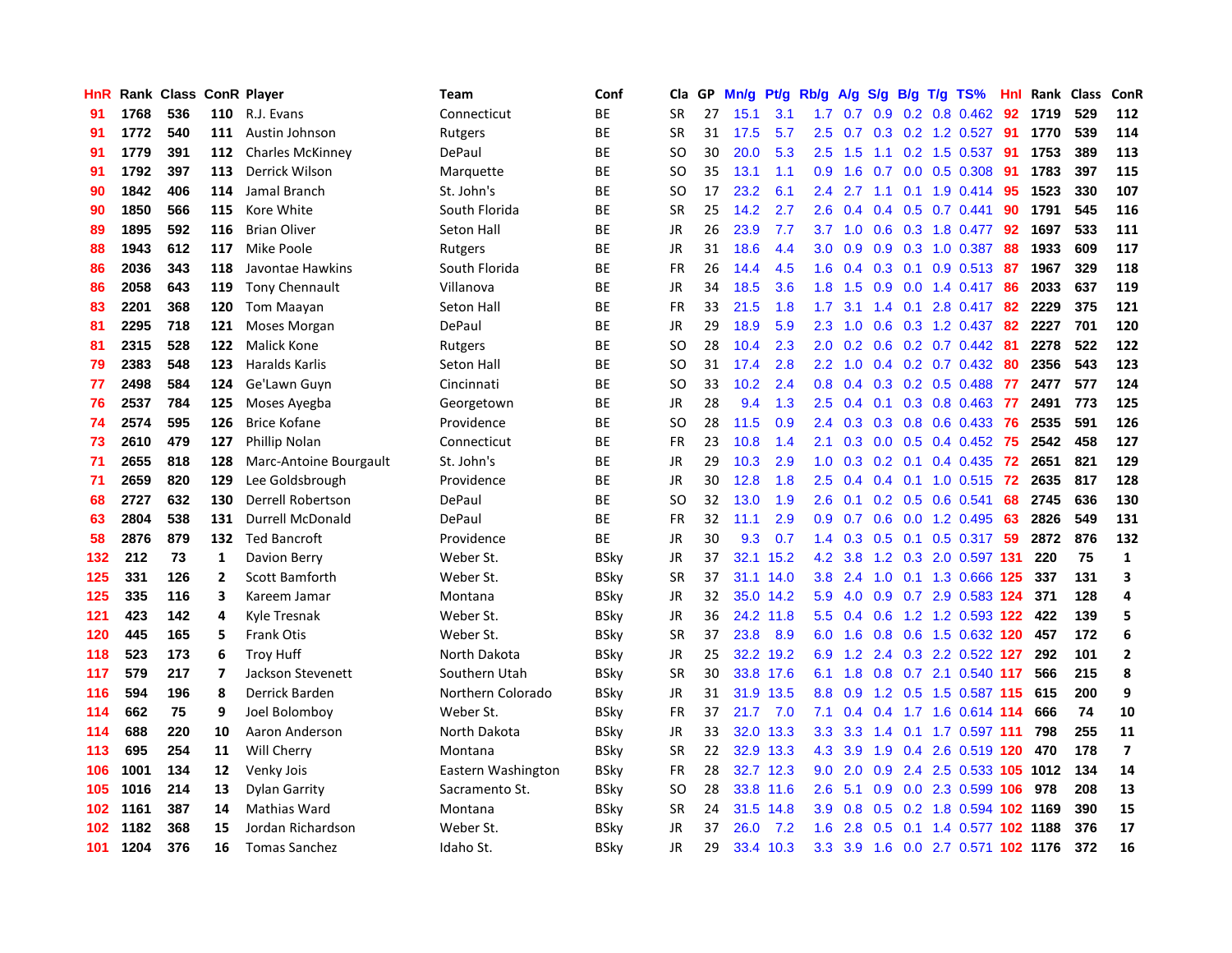| HnR | Rank | Class | ConR | Player | Team | Conf | Cla | GP | Mn/g | Pt/g | Rb/g | A/g | S/g | B/g | T/g | TS% | HnI | Rank | Class | ConR |
|---|---|---|---|---|---|---|---|---|---|---|---|---|---|---|---|---|---|---|---|---|
| 91 | 1768 | 536 | 110 | R.J. Evans | Connecticut | BE | SR | 27 | 15.1 | 3.1 | 1.7 | 0.7 | 0.9 | 0.2 | 0.8 | 0.462 | 92 | 1719 | 529 | 112 |
| 91 | 1772 | 540 | 111 | Austin Johnson | Rutgers | BE | SR | 31 | 17.5 | 5.7 | 2.5 | 0.7 | 0.3 | 0.2 | 1.2 | 0.527 | 91 | 1770 | 539 | 114 |
| 91 | 1779 | 391 | 112 | Charles McKinney | DePaul | BE | SO | 30 | 20.0 | 5.3 | 2.5 | 1.5 | 1.1 | 0.2 | 1.5 | 0.537 | 91 | 1753 | 389 | 113 |
| 91 | 1792 | 397 | 113 | Derrick Wilson | Marquette | BE | SO | 35 | 13.1 | 1.1 | 0.9 | 1.6 | 0.7 | 0.0 | 0.5 | 0.308 | 91 | 1783 | 397 | 115 |
| 90 | 1842 | 406 | 114 | Jamal Branch | St. John's | BE | SO | 17 | 23.2 | 6.1 | 2.4 | 2.7 | 1.1 | 0.1 | 1.9 | 0.414 | 95 | 1523 | 330 | 107 |
| 90 | 1850 | 566 | 115 | Kore White | South Florida | BE | SR | 25 | 14.2 | 2.7 | 2.6 | 0.4 | 0.4 | 0.5 | 0.7 | 0.441 | 90 | 1791 | 545 | 116 |
| 89 | 1895 | 592 | 116 | Brian Oliver | Seton Hall | BE | JR | 26 | 23.9 | 7.7 | 3.7 | 1.0 | 0.6 | 0.3 | 1.8 | 0.477 | 92 | 1697 | 533 | 111 |
| 88 | 1943 | 612 | 117 | Mike Poole | Rutgers | BE | JR | 31 | 18.6 | 4.4 | 3.0 | 0.9 | 0.9 | 0.3 | 1.0 | 0.387 | 88 | 1933 | 609 | 117 |
| 86 | 2036 | 343 | 118 | Javontae Hawkins | South Florida | BE | FR | 26 | 14.4 | 4.5 | 1.6 | 0.4 | 0.3 | 0.1 | 0.9 | 0.513 | 87 | 1967 | 329 | 118 |
| 86 | 2058 | 643 | 119 | Tony Chennault | Villanova | BE | JR | 34 | 18.5 | 3.6 | 1.8 | 1.5 | 0.9 | 0.0 | 1.4 | 0.417 | 86 | 2033 | 637 | 119 |
| 83 | 2201 | 368 | 120 | Tom Maayan | Seton Hall | BE | FR | 33 | 21.5 | 1.8 | 1.7 | 3.1 | 1.4 | 0.1 | 2.8 | 0.417 | 82 | 2229 | 375 | 121 |
| 81 | 2295 | 718 | 121 | Moses Morgan | DePaul | BE | JR | 29 | 18.9 | 5.9 | 2.3 | 1.0 | 0.6 | 0.3 | 1.2 | 0.437 | 82 | 2227 | 701 | 120 |
| 81 | 2315 | 528 | 122 | Malick Kone | Rutgers | BE | SO | 28 | 10.4 | 2.3 | 2.0 | 0.2 | 0.6 | 0.2 | 0.7 | 0.442 | 81 | 2278 | 522 | 122 |
| 79 | 2383 | 548 | 123 | Haralds Karlis | Seton Hall | BE | SO | 31 | 17.4 | 2.8 | 2.2 | 1.0 | 0.4 | 0.2 | 0.7 | 0.432 | 80 | 2356 | 543 | 123 |
| 77 | 2498 | 584 | 124 | Ge'Lawn Guyn | Cincinnati | BE | SO | 33 | 10.2 | 2.4 | 0.8 | 0.4 | 0.3 | 0.2 | 0.5 | 0.488 | 77 | 2477 | 577 | 124 |
| 76 | 2537 | 784 | 125 | Moses Ayegba | Georgetown | BE | JR | 28 | 9.4 | 1.3 | 2.5 | 0.4 | 0.1 | 0.3 | 0.8 | 0.463 | 77 | 2491 | 773 | 125 |
| 74 | 2574 | 595 | 126 | Brice Kofane | Providence | BE | SO | 28 | 11.5 | 0.9 | 2.4 | 0.3 | 0.3 | 0.8 | 0.6 | 0.433 | 76 | 2535 | 591 | 126 |
| 73 | 2610 | 479 | 127 | Phillip Nolan | Connecticut | BE | FR | 23 | 10.8 | 1.4 | 2.1 | 0.3 | 0.0 | 0.5 | 0.4 | 0.452 | 75 | 2542 | 458 | 127 |
| 71 | 2655 | 818 | 128 | Marc-Antoine Bourgault | St. John's | BE | JR | 29 | 10.3 | 2.9 | 1.0 | 0.3 | 0.2 | 0.1 | 0.4 | 0.435 | 72 | 2651 | 821 | 129 |
| 71 | 2659 | 820 | 129 | Lee Goldsbrough | Providence | BE | JR | 30 | 12.8 | 1.8 | 2.5 | 0.4 | 0.4 | 0.1 | 1.0 | 0.515 | 72 | 2635 | 817 | 128 |
| 68 | 2727 | 632 | 130 | Derrell Robertson | DePaul | BE | SO | 32 | 13.0 | 1.9 | 2.6 | 0.1 | 0.2 | 0.5 | 0.6 | 0.541 | 68 | 2745 | 636 | 130 |
| 63 | 2804 | 538 | 131 | Durrell McDonald | DePaul | BE | FR | 32 | 11.1 | 2.9 | 0.9 | 0.7 | 0.6 | 0.0 | 1.2 | 0.495 | 63 | 2826 | 549 | 131 |
| 58 | 2876 | 879 | 132 | Ted Bancroft | Providence | BE | JR | 30 | 9.3 | 0.7 | 1.4 | 0.3 | 0.5 | 0.1 | 0.5 | 0.317 | 59 | 2872 | 876 | 132 |
| 132 | 212 | 73 | 1 | Davion Berry | Weber St. | BSky | JR | 37 | 32.1 | 15.2 | 4.2 | 3.8 | 1.2 | 0.3 | 2.0 | 0.597 | 131 | 220 | 75 | 1 |
| 125 | 331 | 126 | 2 | Scott Bamforth | Weber St. | BSky | SR | 37 | 31.1 | 14.0 | 3.8 | 2.4 | 1.0 | 0.1 | 1.3 | 0.666 | 125 | 337 | 131 | 3 |
| 125 | 335 | 116 | 3 | Kareem Jamar | Montana | BSky | JR | 32 | 35.0 | 14.2 | 5.9 | 4.0 | 0.9 | 0.7 | 2.9 | 0.583 | 124 | 371 | 128 | 4 |
| 121 | 423 | 142 | 4 | Kyle Tresnak | Weber St. | BSky | JR | 36 | 24.2 | 11.8 | 5.5 | 0.4 | 0.6 | 1.2 | 1.2 | 0.593 | 122 | 422 | 139 | 5 |
| 120 | 445 | 165 | 5 | Frank Otis | Weber St. | BSky | SR | 37 | 23.8 | 8.9 | 6.0 | 1.6 | 0.8 | 0.6 | 1.5 | 0.632 | 120 | 457 | 172 | 6 |
| 118 | 523 | 173 | 6 | Troy Huff | North Dakota | BSky | JR | 25 | 32.2 | 19.2 | 6.9 | 1.2 | 2.4 | 0.3 | 2.2 | 0.522 | 127 | 292 | 101 | 2 |
| 117 | 579 | 217 | 7 | Jackson Stevenett | Southern Utah | BSky | SR | 30 | 33.8 | 17.6 | 6.1 | 1.8 | 0.8 | 0.7 | 2.1 | 0.540 | 117 | 566 | 215 | 8 |
| 116 | 594 | 196 | 8 | Derrick Barden | Northern Colorado | BSky | JR | 31 | 31.9 | 13.5 | 8.8 | 0.9 | 1.2 | 0.5 | 1.5 | 0.587 | 115 | 615 | 200 | 9 |
| 114 | 662 | 75 | 9 | Joel Bolomboy | Weber St. | BSky | FR | 37 | 21.7 | 7.0 | 7.1 | 0.4 | 0.4 | 1.7 | 1.6 | 0.614 | 114 | 666 | 74 | 10 |
| 114 | 688 | 220 | 10 | Aaron Anderson | North Dakota | BSky | JR | 33 | 32.0 | 13.3 | 3.3 | 3.3 | 1.4 | 0.1 | 1.7 | 0.597 | 111 | 798 | 255 | 11 |
| 113 | 695 | 254 | 11 | Will Cherry | Montana | BSky | SR | 22 | 32.9 | 13.3 | 4.3 | 3.9 | 1.9 | 0.4 | 2.6 | 0.519 | 120 | 470 | 178 | 7 |
| 106 | 1001 | 134 | 12 | Venky Jois | Eastern Washington | BSky | FR | 28 | 32.7 | 12.3 | 9.0 | 2.0 | 0.9 | 2.4 | 2.5 | 0.533 | 105 | 1012 | 134 | 14 |
| 105 | 1016 | 214 | 13 | Dylan Garrity | Sacramento St. | BSky | SO | 28 | 33.8 | 11.6 | 2.6 | 5.1 | 0.9 | 0.0 | 2.3 | 0.599 | 106 | 978 | 208 | 13 |
| 102 | 1161 | 387 | 14 | Mathias Ward | Montana | BSky | SR | 24 | 31.5 | 14.8 | 3.9 | 0.8 | 0.5 | 0.2 | 1.8 | 0.594 | 102 | 1169 | 390 | 15 |
| 102 | 1182 | 368 | 15 | Jordan Richardson | Weber St. | BSky | JR | 37 | 26.0 | 7.2 | 1.6 | 2.8 | 0.5 | 0.1 | 1.4 | 0.577 | 102 | 1188 | 376 | 17 |
| 101 | 1204 | 376 | 16 | Tomas Sanchez | Idaho St. | BSky | JR | 29 | 33.4 | 10.3 | 3.3 | 3.9 | 1.6 | 0.0 | 2.7 | 0.571 | 102 | 1176 | 372 | 16 |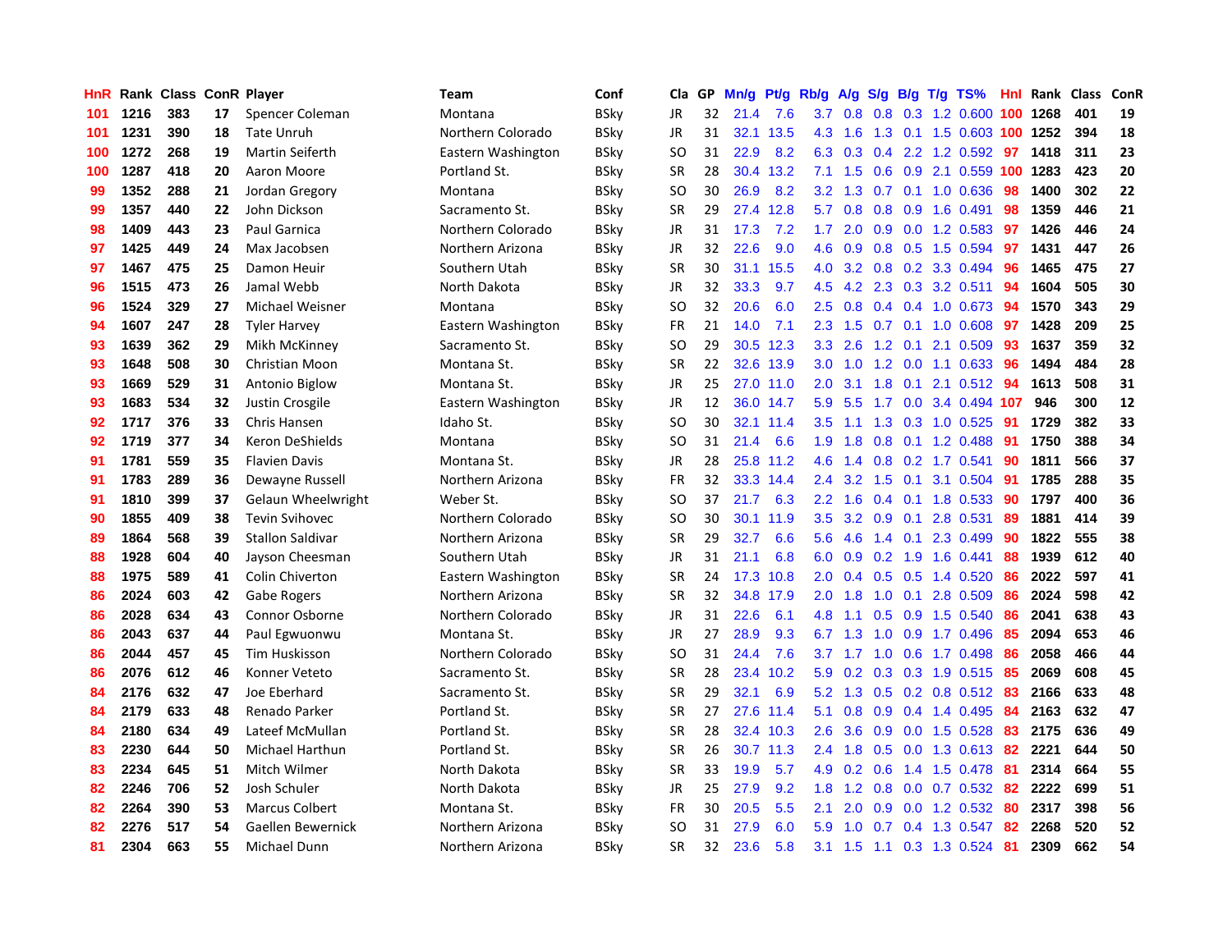| HnR | Rank | Class | ConR | Player | Team | Conf | Cla | GP | Mn/g | Pt/g | Rb/g | A/g | S/g | B/g | T/g | TS% | HnI | Rank | Class | ConR |
|---|---|---|---|---|---|---|---|---|---|---|---|---|---|---|---|---|---|---|---|---|
| 101 | 1216 | 383 | 17 | Spencer Coleman | Montana | BSky | JR | 32 | 21.4 | 7.6 | 3.7 | 0.8 | 0.8 | 0.3 | 1.2 | 0.600 | 100 | 1268 | 401 | 19 |
| 101 | 1231 | 390 | 18 | Tate Unruh | Northern Colorado | BSky | JR | 31 | 32.1 | 13.5 | 4.3 | 1.6 | 1.3 | 0.1 | 1.5 | 0.603 | 100 | 1252 | 394 | 18 |
| 100 | 1272 | 268 | 19 | Martin Seiferth | Eastern Washington | BSky | SO | 31 | 22.9 | 8.2 | 6.3 | 0.3 | 0.4 | 2.2 | 1.2 | 0.592 | 97 | 1418 | 311 | 23 |
| 100 | 1287 | 418 | 20 | Aaron Moore | Portland St. | BSky | SR | 28 | 30.4 | 13.2 | 7.1 | 1.5 | 0.6 | 0.9 | 2.1 | 0.559 | 100 | 1283 | 423 | 20 |
| 99 | 1352 | 288 | 21 | Jordan Gregory | Montana | BSky | SO | 30 | 26.9 | 8.2 | 3.2 | 1.3 | 0.7 | 0.1 | 1.0 | 0.636 | 98 | 1400 | 302 | 22 |
| 99 | 1357 | 440 | 22 | John Dickson | Sacramento St. | BSky | SR | 29 | 27.4 | 12.8 | 5.7 | 0.8 | 0.8 | 0.9 | 1.6 | 0.491 | 98 | 1359 | 446 | 21 |
| 98 | 1409 | 443 | 23 | Paul Garnica | Northern Colorado | BSky | JR | 31 | 17.3 | 7.2 | 1.7 | 2.0 | 0.9 | 0.0 | 1.2 | 0.583 | 97 | 1426 | 446 | 24 |
| 97 | 1425 | 449 | 24 | Max Jacobsen | Northern Arizona | BSky | JR | 32 | 22.6 | 9.0 | 4.6 | 0.9 | 0.8 | 0.5 | 1.5 | 0.594 | 97 | 1431 | 447 | 26 |
| 97 | 1467 | 475 | 25 | Damon Heuir | Southern Utah | BSky | SR | 30 | 31.1 | 15.5 | 4.0 | 3.2 | 0.8 | 0.2 | 3.3 | 0.494 | 96 | 1465 | 475 | 27 |
| 96 | 1515 | 473 | 26 | Jamal Webb | North Dakota | BSky | JR | 32 | 33.3 | 9.7 | 4.5 | 4.2 | 2.3 | 0.3 | 3.2 | 0.511 | 94 | 1604 | 505 | 30 |
| 96 | 1524 | 329 | 27 | Michael Weisner | Montana | BSky | SO | 32 | 20.6 | 6.0 | 2.5 | 0.8 | 0.4 | 0.4 | 1.0 | 0.673 | 94 | 1570 | 343 | 29 |
| 94 | 1607 | 247 | 28 | Tyler Harvey | Eastern Washington | BSky | FR | 21 | 14.0 | 7.1 | 2.3 | 1.5 | 0.7 | 0.1 | 1.0 | 0.608 | 97 | 1428 | 209 | 25 |
| 93 | 1639 | 362 | 29 | Mikh McKinney | Sacramento St. | BSky | SO | 29 | 30.5 | 12.3 | 3.3 | 2.6 | 1.2 | 0.1 | 2.1 | 0.509 | 93 | 1637 | 359 | 32 |
| 93 | 1648 | 508 | 30 | Christian Moon | Montana St. | BSky | SR | 22 | 32.6 | 13.9 | 3.0 | 1.0 | 1.2 | 0.0 | 1.1 | 0.633 | 96 | 1494 | 484 | 28 |
| 93 | 1669 | 529 | 31 | Antonio Biglow | Montana St. | BSky | JR | 25 | 27.0 | 11.0 | 2.0 | 3.1 | 1.8 | 0.1 | 2.1 | 0.512 | 94 | 1613 | 508 | 31 |
| 93 | 1683 | 534 | 32 | Justin Crosgile | Eastern Washington | BSky | JR | 12 | 36.0 | 14.7 | 5.9 | 5.5 | 1.7 | 0.0 | 3.4 | 0.494 | 107 | 946 | 300 | 12 |
| 92 | 1717 | 376 | 33 | Chris Hansen | Idaho St. | BSky | SO | 30 | 32.1 | 11.4 | 3.5 | 1.1 | 1.3 | 0.3 | 1.0 | 0.525 | 91 | 1729 | 382 | 33 |
| 92 | 1719 | 377 | 34 | Keron DeShields | Montana | BSky | SO | 31 | 21.4 | 6.6 | 1.9 | 1.8 | 0.8 | 0.1 | 1.2 | 0.488 | 91 | 1750 | 388 | 34 |
| 91 | 1781 | 559 | 35 | Flavien Davis | Montana St. | BSky | JR | 28 | 25.8 | 11.2 | 4.6 | 1.4 | 0.8 | 0.2 | 1.7 | 0.541 | 90 | 1811 | 566 | 37 |
| 91 | 1783 | 289 | 36 | Dewayne Russell | Northern Arizona | BSky | FR | 32 | 33.3 | 14.4 | 2.4 | 3.2 | 1.5 | 0.1 | 3.1 | 0.504 | 91 | 1785 | 288 | 35 |
| 91 | 1810 | 399 | 37 | Gelaun Wheelwright | Weber St. | BSky | SO | 37 | 21.7 | 6.3 | 2.2 | 1.6 | 0.4 | 0.1 | 1.8 | 0.533 | 90 | 1797 | 400 | 36 |
| 90 | 1855 | 409 | 38 | Tevin Svihovec | Northern Colorado | BSky | SO | 30 | 30.1 | 11.9 | 3.5 | 3.2 | 0.9 | 0.1 | 2.8 | 0.531 | 89 | 1881 | 414 | 39 |
| 89 | 1864 | 568 | 39 | Stallon Saldivar | Northern Arizona | BSky | SR | 29 | 32.7 | 6.6 | 5.6 | 4.6 | 1.4 | 0.1 | 2.3 | 0.499 | 90 | 1822 | 555 | 38 |
| 88 | 1928 | 604 | 40 | Jayson Cheesman | Southern Utah | BSky | JR | 31 | 21.1 | 6.8 | 6.0 | 0.9 | 0.2 | 1.9 | 1.6 | 0.441 | 88 | 1939 | 612 | 40 |
| 88 | 1975 | 589 | 41 | Colin Chiverton | Eastern Washington | BSky | SR | 24 | 17.3 | 10.8 | 2.0 | 0.4 | 0.5 | 0.5 | 1.4 | 0.520 | 86 | 2022 | 597 | 41 |
| 86 | 2024 | 603 | 42 | Gabe Rogers | Northern Arizona | BSky | SR | 32 | 34.8 | 17.9 | 2.0 | 1.8 | 1.0 | 0.1 | 2.8 | 0.509 | 86 | 2024 | 598 | 42 |
| 86 | 2028 | 634 | 43 | Connor Osborne | Northern Colorado | BSky | JR | 31 | 22.6 | 6.1 | 4.8 | 1.1 | 0.5 | 0.9 | 1.5 | 0.540 | 86 | 2041 | 638 | 43 |
| 86 | 2043 | 637 | 44 | Paul Egwuonwu | Montana St. | BSky | JR | 27 | 28.9 | 9.3 | 6.7 | 1.3 | 1.0 | 0.9 | 1.7 | 0.496 | 85 | 2094 | 653 | 46 |
| 86 | 2044 | 457 | 45 | Tim Huskisson | Northern Colorado | BSky | SO | 31 | 24.4 | 7.6 | 3.7 | 1.7 | 1.0 | 0.6 | 1.7 | 0.498 | 86 | 2058 | 466 | 44 |
| 86 | 2076 | 612 | 46 | Konner Veteto | Sacramento St. | BSky | SR | 28 | 23.4 | 10.2 | 5.9 | 0.2 | 0.3 | 0.3 | 1.9 | 0.515 | 85 | 2069 | 608 | 45 |
| 84 | 2176 | 632 | 47 | Joe Eberhard | Sacramento St. | BSky | SR | 29 | 32.1 | 6.9 | 5.2 | 1.3 | 0.5 | 0.2 | 0.8 | 0.512 | 83 | 2166 | 633 | 48 |
| 84 | 2179 | 633 | 48 | Renado Parker | Portland St. | BSky | SR | 27 | 27.6 | 11.4 | 5.1 | 0.8 | 0.9 | 0.4 | 1.4 | 0.495 | 84 | 2163 | 632 | 47 |
| 84 | 2180 | 634 | 49 | Lateef McMullan | Portland St. | BSky | SR | 28 | 32.4 | 10.3 | 2.6 | 3.6 | 0.9 | 0.0 | 1.5 | 0.528 | 83 | 2175 | 636 | 49 |
| 83 | 2230 | 644 | 50 | Michael Harthun | Portland St. | BSky | SR | 26 | 30.7 | 11.3 | 2.4 | 1.8 | 0.5 | 0.0 | 1.3 | 0.613 | 82 | 2221 | 644 | 50 |
| 83 | 2234 | 645 | 51 | Mitch Wilmer | North Dakota | BSky | SR | 33 | 19.9 | 5.7 | 4.9 | 0.2 | 0.6 | 1.4 | 1.5 | 0.478 | 81 | 2314 | 664 | 55 |
| 82 | 2246 | 706 | 52 | Josh Schuler | North Dakota | BSky | JR | 25 | 27.9 | 9.2 | 1.8 | 1.2 | 0.8 | 0.0 | 0.7 | 0.532 | 82 | 2222 | 699 | 51 |
| 82 | 2264 | 390 | 53 | Marcus Colbert | Montana St. | BSky | FR | 30 | 20.5 | 5.5 | 2.1 | 2.0 | 0.9 | 0.0 | 1.2 | 0.532 | 80 | 2317 | 398 | 56 |
| 82 | 2276 | 517 | 54 | Gaellen Bewernick | Northern Arizona | BSky | SO | 31 | 27.9 | 6.0 | 5.9 | 1.0 | 0.7 | 0.4 | 1.3 | 0.547 | 82 | 2268 | 520 | 52 |
| 81 | 2304 | 663 | 55 | Michael Dunn | Northern Arizona | BSky | SR | 32 | 23.6 | 5.8 | 3.1 | 1.5 | 1.1 | 0.3 | 1.3 | 0.524 | 81 | 2309 | 662 | 54 |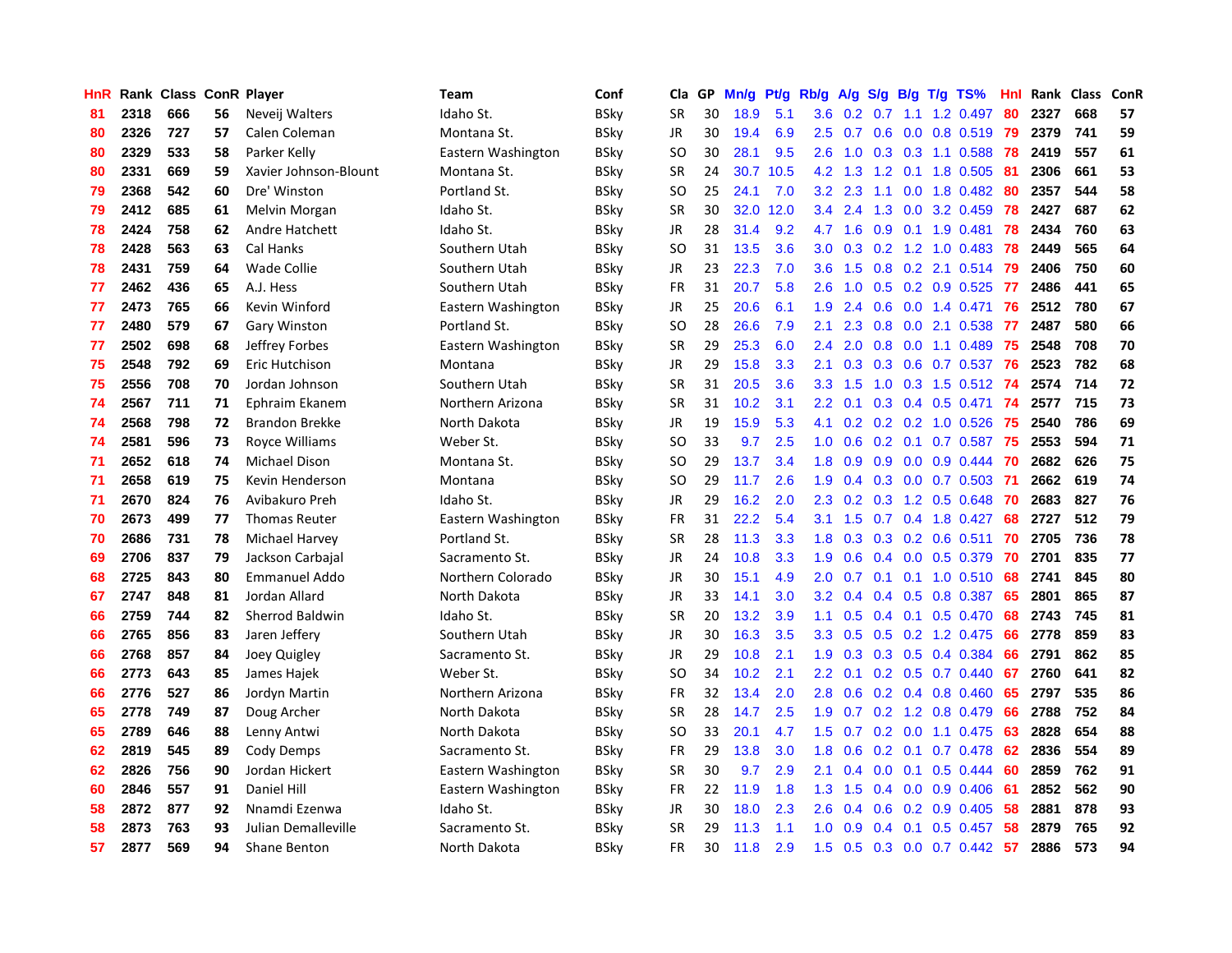| HnR | Rank | Class | ConR | Player | Team | Conf | Cla | GP | Mn/g | Pt/g | Rb/g | A/g | S/g | B/g | T/g | TS% | HnI | Rank | Class | ConR |
|---|---|---|---|---|---|---|---|---|---|---|---|---|---|---|---|---|---|---|---|---|
| 81 | 2318 | 666 | 56 | Neveij Walters | Idaho St. | BSky | SR | 30 | 18.9 | 5.1 | 3.6 | 0.2 | 0.7 | 1.1 | 1.2 | 0.497 | 80 | 2327 | 668 | 57 |
| 80 | 2326 | 727 | 57 | Calen Coleman | Montana St. | BSky | JR | 30 | 19.4 | 6.9 | 2.5 | 0.7 | 0.6 | 0.0 | 0.8 | 0.519 | 79 | 2379 | 741 | 59 |
| 80 | 2329 | 533 | 58 | Parker Kelly | Eastern Washington | BSky | SO | 30 | 28.1 | 9.5 | 2.6 | 1.0 | 0.3 | 0.3 | 1.1 | 0.588 | 78 | 2419 | 557 | 61 |
| 80 | 2331 | 669 | 59 | Xavier Johnson-Blount | Montana St. | BSky | SR | 24 | 30.7 | 10.5 | 4.2 | 1.3 | 1.2 | 0.1 | 1.8 | 0.505 | 81 | 2306 | 661 | 53 |
| 79 | 2368 | 542 | 60 | Dre' Winston | Portland St. | BSky | SO | 25 | 24.1 | 7.0 | 3.2 | 2.3 | 1.1 | 0.0 | 1.8 | 0.482 | 80 | 2357 | 544 | 58 |
| 79 | 2412 | 685 | 61 | Melvin Morgan | Idaho St. | BSky | SR | 30 | 32.0 | 12.0 | 3.4 | 2.4 | 1.3 | 0.0 | 3.2 | 0.459 | 78 | 2427 | 687 | 62 |
| 78 | 2424 | 758 | 62 | Andre Hatchett | Idaho St. | BSky | JR | 28 | 31.4 | 9.2 | 4.7 | 1.6 | 0.9 | 0.1 | 1.9 | 0.481 | 78 | 2434 | 760 | 63 |
| 78 | 2428 | 563 | 63 | Cal Hanks | Southern Utah | BSky | SO | 31 | 13.5 | 3.6 | 3.0 | 0.3 | 0.2 | 1.2 | 1.0 | 0.483 | 78 | 2449 | 565 | 64 |
| 78 | 2431 | 759 | 64 | Wade Collie | Southern Utah | BSky | JR | 23 | 22.3 | 7.0 | 3.6 | 1.5 | 0.8 | 0.2 | 2.1 | 0.514 | 79 | 2406 | 750 | 60 |
| 77 | 2462 | 436 | 65 | A.J. Hess | Southern Utah | BSky | FR | 31 | 20.7 | 5.8 | 2.6 | 1.0 | 0.5 | 0.2 | 0.9 | 0.525 | 77 | 2486 | 441 | 65 |
| 77 | 2473 | 765 | 66 | Kevin Winford | Eastern Washington | BSky | JR | 25 | 20.6 | 6.1 | 1.9 | 2.4 | 0.6 | 0.0 | 1.4 | 0.471 | 76 | 2512 | 780 | 67 |
| 77 | 2480 | 579 | 67 | Gary Winston | Portland St. | BSky | SO | 28 | 26.6 | 7.9 | 2.1 | 2.3 | 0.8 | 0.0 | 2.1 | 0.538 | 77 | 2487 | 580 | 66 |
| 77 | 2502 | 698 | 68 | Jeffrey Forbes | Eastern Washington | BSky | SR | 29 | 25.3 | 6.0 | 2.4 | 2.0 | 0.8 | 0.0 | 1.1 | 0.489 | 75 | 2548 | 708 | 70 |
| 75 | 2548 | 792 | 69 | Eric Hutchison | Montana | BSky | JR | 29 | 15.8 | 3.3 | 2.1 | 0.3 | 0.3 | 0.6 | 0.7 | 0.537 | 76 | 2523 | 782 | 68 |
| 75 | 2556 | 708 | 70 | Jordan Johnson | Southern Utah | BSky | SR | 31 | 20.5 | 3.6 | 3.3 | 1.5 | 1.0 | 0.3 | 1.5 | 0.512 | 74 | 2574 | 714 | 72 |
| 74 | 2567 | 711 | 71 | Ephraim Ekanem | Northern Arizona | BSky | SR | 31 | 10.2 | 3.1 | 2.2 | 0.1 | 0.3 | 0.4 | 0.5 | 0.471 | 74 | 2577 | 715 | 73 |
| 74 | 2568 | 798 | 72 | Brandon Brekke | North Dakota | BSky | JR | 19 | 15.9 | 5.3 | 4.1 | 0.2 | 0.2 | 0.2 | 1.0 | 0.526 | 75 | 2540 | 786 | 69 |
| 74 | 2581 | 596 | 73 | Royce Williams | Weber St. | BSky | SO | 33 | 9.7 | 2.5 | 1.0 | 0.6 | 0.2 | 0.1 | 0.7 | 0.587 | 75 | 2553 | 594 | 71 |
| 71 | 2652 | 618 | 74 | Michael Dison | Montana St. | BSky | SO | 29 | 13.7 | 3.4 | 1.8 | 0.9 | 0.9 | 0.0 | 0.9 | 0.444 | 70 | 2682 | 626 | 75 |
| 71 | 2658 | 619 | 75 | Kevin Henderson | Montana | BSky | SO | 29 | 11.7 | 2.6 | 1.9 | 0.4 | 0.3 | 0.0 | 0.7 | 0.503 | 71 | 2662 | 619 | 74 |
| 71 | 2670 | 824 | 76 | Avibakuro Preh | Idaho St. | BSky | JR | 29 | 16.2 | 2.0 | 2.3 | 0.2 | 0.3 | 1.2 | 0.5 | 0.648 | 70 | 2683 | 827 | 76 |
| 70 | 2673 | 499 | 77 | Thomas Reuter | Eastern Washington | BSky | FR | 31 | 22.2 | 5.4 | 3.1 | 1.5 | 0.7 | 0.4 | 1.8 | 0.427 | 68 | 2727 | 512 | 79 |
| 70 | 2686 | 731 | 78 | Michael Harvey | Portland St. | BSky | SR | 28 | 11.3 | 3.3 | 1.8 | 0.3 | 0.3 | 0.2 | 0.6 | 0.511 | 70 | 2705 | 736 | 78 |
| 69 | 2706 | 837 | 79 | Jackson Carbajal | Sacramento St. | BSky | JR | 24 | 10.8 | 3.3 | 1.9 | 0.6 | 0.4 | 0.0 | 0.5 | 0.379 | 70 | 2701 | 835 | 77 |
| 68 | 2725 | 843 | 80 | Emmanuel Addo | Northern Colorado | BSky | JR | 30 | 15.1 | 4.9 | 2.0 | 0.7 | 0.1 | 0.1 | 1.0 | 0.510 | 68 | 2741 | 845 | 80 |
| 67 | 2747 | 848 | 81 | Jordan Allard | North Dakota | BSky | JR | 33 | 14.1 | 3.0 | 3.2 | 0.4 | 0.4 | 0.5 | 0.8 | 0.387 | 65 | 2801 | 865 | 87 |
| 66 | 2759 | 744 | 82 | Sherrod Baldwin | Idaho St. | BSky | SR | 20 | 13.2 | 3.9 | 1.1 | 0.5 | 0.4 | 0.1 | 0.5 | 0.470 | 68 | 2743 | 745 | 81 |
| 66 | 2765 | 856 | 83 | Jaren Jeffery | Southern Utah | BSky | JR | 30 | 16.3 | 3.5 | 3.3 | 0.5 | 0.5 | 0.2 | 1.2 | 0.475 | 66 | 2778 | 859 | 83 |
| 66 | 2768 | 857 | 84 | Joey Quigley | Sacramento St. | BSky | JR | 29 | 10.8 | 2.1 | 1.9 | 0.3 | 0.3 | 0.5 | 0.4 | 0.384 | 66 | 2791 | 862 | 85 |
| 66 | 2773 | 643 | 85 | James Hajek | Weber St. | BSky | SO | 34 | 10.2 | 2.1 | 2.2 | 0.1 | 0.2 | 0.5 | 0.7 | 0.440 | 67 | 2760 | 641 | 82 |
| 66 | 2776 | 527 | 86 | Jordyn Martin | Northern Arizona | BSky | FR | 32 | 13.4 | 2.0 | 2.8 | 0.6 | 0.2 | 0.4 | 0.8 | 0.460 | 65 | 2797 | 535 | 86 |
| 65 | 2778 | 749 | 87 | Doug Archer | North Dakota | BSky | SR | 28 | 14.7 | 2.5 | 1.9 | 0.7 | 0.2 | 1.2 | 0.8 | 0.479 | 66 | 2788 | 752 | 84 |
| 65 | 2789 | 646 | 88 | Lenny Antwi | North Dakota | BSky | SO | 33 | 20.1 | 4.7 | 1.5 | 0.7 | 0.2 | 0.0 | 1.1 | 0.475 | 63 | 2828 | 654 | 88 |
| 62 | 2819 | 545 | 89 | Cody Demps | Sacramento St. | BSky | FR | 29 | 13.8 | 3.0 | 1.8 | 0.6 | 0.2 | 0.1 | 0.7 | 0.478 | 62 | 2836 | 554 | 89 |
| 62 | 2826 | 756 | 90 | Jordan Hickert | Eastern Washington | BSky | SR | 30 | 9.7 | 2.9 | 2.1 | 0.4 | 0.0 | 0.1 | 0.5 | 0.444 | 60 | 2859 | 762 | 91 |
| 60 | 2846 | 557 | 91 | Daniel Hill | Eastern Washington | BSky | FR | 22 | 11.9 | 1.8 | 1.3 | 1.5 | 0.4 | 0.0 | 0.9 | 0.406 | 61 | 2852 | 562 | 90 |
| 58 | 2872 | 877 | 92 | Nnamdi Ezenwa | Idaho St. | BSky | JR | 30 | 18.0 | 2.3 | 2.6 | 0.4 | 0.6 | 0.2 | 0.9 | 0.405 | 58 | 2881 | 878 | 93 |
| 58 | 2873 | 763 | 93 | Julian Demalleville | Sacramento St. | BSky | SR | 29 | 11.3 | 1.1 | 1.0 | 0.9 | 0.4 | 0.1 | 0.5 | 0.457 | 58 | 2879 | 765 | 92 |
| 57 | 2877 | 569 | 94 | Shane Benton | North Dakota | BSky | FR | 30 | 11.8 | 2.9 | 1.5 | 0.5 | 0.3 | 0.0 | 0.7 | 0.442 | 57 | 2886 | 573 | 94 |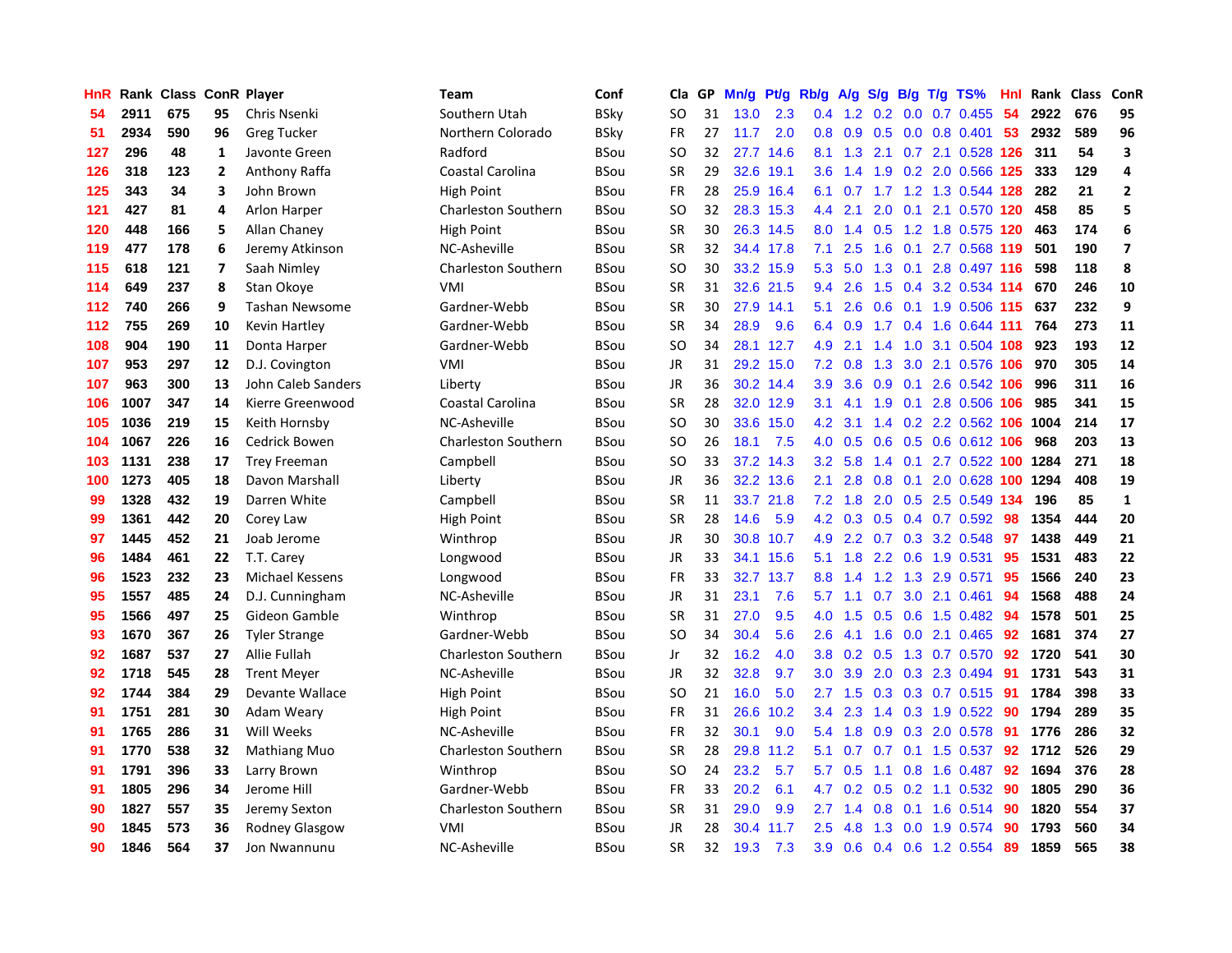| HnR | Rank | Class | ConR | Player | Team | Conf | Cla | GP | Mn/g | Pt/g | Rb/g | A/g | S/g | B/g | T/g | TS% | HnI | Rank | Class | ConR |
|---|---|---|---|---|---|---|---|---|---|---|---|---|---|---|---|---|---|---|---|---|
| 54 | 2911 | 675 | 95 | Chris Nsenki | Southern Utah | BSky | SO | 31 | 13.0 | 2.3 | 0.4 | 1.2 | 0.2 | 0.0 | 0.7 | 0.455 | 54 | 2922 | 676 | 95 |
| 51 | 2934 | 590 | 96 | Greg Tucker | Northern Colorado | BSky | FR | 27 | 11.7 | 2.0 | 0.8 | 0.9 | 0.5 | 0.0 | 0.8 | 0.401 | 53 | 2932 | 589 | 96 |
| 127 | 296 | 48 | 1 | Javonte Green | Radford | BSou | SO | 32 | 27.7 | 14.6 | 8.1 | 1.3 | 2.1 | 0.7 | 2.1 | 0.528 | 126 | 311 | 54 | 3 |
| 126 | 318 | 123 | 2 | Anthony Raffa | Coastal Carolina | BSou | SR | 29 | 32.6 | 19.1 | 3.6 | 1.4 | 1.9 | 0.2 | 2.0 | 0.566 | 125 | 333 | 129 | 4 |
| 125 | 343 | 34 | 3 | John Brown | High Point | BSou | FR | 28 | 25.9 | 16.4 | 6.1 | 0.7 | 1.7 | 1.2 | 1.3 | 0.544 | 128 | 282 | 21 | 2 |
| 121 | 427 | 81 | 4 | Arlon Harper | Charleston Southern | BSou | SO | 32 | 28.3 | 15.3 | 4.4 | 2.1 | 2.0 | 0.1 | 2.1 | 0.570 | 120 | 458 | 85 | 5 |
| 120 | 448 | 166 | 5 | Allan Chaney | High Point | BSou | SR | 30 | 26.3 | 14.5 | 8.0 | 1.4 | 0.5 | 1.2 | 1.8 | 0.575 | 120 | 463 | 174 | 6 |
| 119 | 477 | 178 | 6 | Jeremy Atkinson | NC-Asheville | BSou | SR | 32 | 34.4 | 17.8 | 7.1 | 2.5 | 1.6 | 0.1 | 2.7 | 0.568 | 119 | 501 | 190 | 7 |
| 115 | 618 | 121 | 7 | Saah Nimley | Charleston Southern | BSou | SO | 30 | 33.2 | 15.9 | 5.3 | 5.0 | 1.3 | 0.1 | 2.8 | 0.497 | 116 | 598 | 118 | 8 |
| 114 | 649 | 237 | 8 | Stan Okoye | VMI | BSou | SR | 31 | 32.6 | 21.5 | 9.4 | 2.6 | 1.5 | 0.4 | 3.2 | 0.534 | 114 | 670 | 246 | 10 |
| 112 | 740 | 266 | 9 | Tashan Newsome | Gardner-Webb | BSou | SR | 30 | 27.9 | 14.1 | 5.1 | 2.6 | 0.6 | 0.1 | 1.9 | 0.506 | 115 | 637 | 232 | 9 |
| 112 | 755 | 269 | 10 | Kevin Hartley | Gardner-Webb | BSou | SR | 34 | 28.9 | 9.6 | 6.4 | 0.9 | 1.7 | 0.4 | 1.6 | 0.644 | 111 | 764 | 273 | 11 |
| 108 | 904 | 190 | 11 | Donta Harper | Gardner-Webb | BSou | SO | 34 | 28.1 | 12.7 | 4.9 | 2.1 | 1.4 | 1.0 | 3.1 | 0.504 | 108 | 923 | 193 | 12 |
| 107 | 953 | 297 | 12 | D.J. Covington | VMI | BSou | JR | 31 | 29.2 | 15.0 | 7.2 | 0.8 | 1.3 | 3.0 | 2.1 | 0.576 | 106 | 970 | 305 | 14 |
| 107 | 963 | 300 | 13 | John Caleb Sanders | Liberty | BSou | JR | 36 | 30.2 | 14.4 | 3.9 | 3.6 | 0.9 | 0.1 | 2.6 | 0.542 | 106 | 996 | 311 | 16 |
| 106 | 1007 | 347 | 14 | Kierre Greenwood | Coastal Carolina | BSou | SR | 28 | 32.0 | 12.9 | 3.1 | 4.1 | 1.9 | 0.1 | 2.8 | 0.506 | 106 | 985 | 341 | 15 |
| 105 | 1036 | 219 | 15 | Keith Hornsby | NC-Asheville | BSou | SO | 30 | 33.6 | 15.0 | 4.2 | 3.1 | 1.4 | 0.2 | 2.2 | 0.562 | 106 | 1004 | 214 | 17 |
| 104 | 1067 | 226 | 16 | Cedrick Bowen | Charleston Southern | BSou | SO | 26 | 18.1 | 7.5 | 4.0 | 0.5 | 0.6 | 0.5 | 0.6 | 0.612 | 106 | 968 | 203 | 13 |
| 103 | 1131 | 238 | 17 | Trey Freeman | Campbell | BSou | SO | 33 | 37.2 | 14.3 | 3.2 | 5.8 | 1.4 | 0.1 | 2.7 | 0.522 | 100 | 1284 | 271 | 18 |
| 100 | 1273 | 405 | 18 | Davon Marshall | Liberty | BSou | JR | 36 | 32.2 | 13.6 | 2.1 | 2.8 | 0.8 | 0.1 | 2.0 | 0.628 | 100 | 1294 | 408 | 19 |
| 99 | 1328 | 432 | 19 | Darren White | Campbell | BSou | SR | 11 | 33.7 | 21.8 | 7.2 | 1.8 | 2.0 | 0.5 | 2.5 | 0.549 | 134 | 196 | 85 | 1 |
| 99 | 1361 | 442 | 20 | Corey Law | High Point | BSou | SR | 28 | 14.6 | 5.9 | 4.2 | 0.3 | 0.5 | 0.4 | 0.7 | 0.592 | 98 | 1354 | 444 | 20 |
| 97 | 1445 | 452 | 21 | Joab Jerome | Winthrop | BSou | JR | 30 | 30.8 | 10.7 | 4.9 | 2.2 | 0.7 | 0.3 | 3.2 | 0.548 | 97 | 1438 | 449 | 21 |
| 96 | 1484 | 461 | 22 | T.T. Carey | Longwood | BSou | JR | 33 | 34.1 | 15.6 | 5.1 | 1.8 | 2.2 | 0.6 | 1.9 | 0.531 | 95 | 1531 | 483 | 22 |
| 96 | 1523 | 232 | 23 | Michael Kessens | Longwood | BSou | FR | 33 | 32.7 | 13.7 | 8.8 | 1.4 | 1.2 | 1.3 | 2.9 | 0.571 | 95 | 1566 | 240 | 23 |
| 95 | 1557 | 485 | 24 | D.J. Cunningham | NC-Asheville | BSou | JR | 31 | 23.1 | 7.6 | 5.7 | 1.1 | 0.7 | 3.0 | 2.1 | 0.461 | 94 | 1568 | 488 | 24 |
| 95 | 1566 | 497 | 25 | Gideon Gamble | Winthrop | BSou | SR | 31 | 27.0 | 9.5 | 4.0 | 1.5 | 0.5 | 0.6 | 1.5 | 0.482 | 94 | 1578 | 501 | 25 |
| 93 | 1670 | 367 | 26 | Tyler Strange | Gardner-Webb | BSou | SO | 34 | 30.4 | 5.6 | 2.6 | 4.1 | 1.6 | 0.0 | 2.1 | 0.465 | 92 | 1681 | 374 | 27 |
| 92 | 1687 | 537 | 27 | Allie Fullah | Charleston Southern | BSou | Jr | 32 | 16.2 | 4.0 | 3.8 | 0.2 | 0.5 | 1.3 | 0.7 | 0.570 | 92 | 1720 | 541 | 30 |
| 92 | 1718 | 545 | 28 | Trent Meyer | NC-Asheville | BSou | JR | 32 | 32.8 | 9.7 | 3.0 | 3.9 | 2.0 | 0.3 | 2.3 | 0.494 | 91 | 1731 | 543 | 31 |
| 92 | 1744 | 384 | 29 | Devante Wallace | High Point | BSou | SO | 21 | 16.0 | 5.0 | 2.7 | 1.5 | 0.3 | 0.3 | 0.7 | 0.515 | 91 | 1784 | 398 | 33 |
| 91 | 1751 | 281 | 30 | Adam Weary | High Point | BSou | FR | 31 | 26.6 | 10.2 | 3.4 | 2.3 | 1.4 | 0.3 | 1.9 | 0.522 | 90 | 1794 | 289 | 35 |
| 91 | 1765 | 286 | 31 | Will Weeks | NC-Asheville | BSou | FR | 32 | 30.1 | 9.0 | 5.4 | 1.8 | 0.9 | 0.3 | 2.0 | 0.578 | 91 | 1776 | 286 | 32 |
| 91 | 1770 | 538 | 32 | Mathiang Muo | Charleston Southern | BSou | SR | 28 | 29.8 | 11.2 | 5.1 | 0.7 | 0.7 | 0.1 | 1.5 | 0.537 | 92 | 1712 | 526 | 29 |
| 91 | 1791 | 396 | 33 | Larry Brown | Winthrop | BSou | SO | 24 | 23.2 | 5.7 | 5.7 | 0.5 | 1.1 | 0.8 | 1.6 | 0.487 | 92 | 1694 | 376 | 28 |
| 91 | 1805 | 296 | 34 | Jerome Hill | Gardner-Webb | BSou | FR | 33 | 20.2 | 6.1 | 4.7 | 0.2 | 0.5 | 0.2 | 1.1 | 0.532 | 90 | 1805 | 290 | 36 |
| 90 | 1827 | 557 | 35 | Jeremy Sexton | Charleston Southern | BSou | SR | 31 | 29.0 | 9.9 | 2.7 | 1.4 | 0.8 | 0.1 | 1.6 | 0.514 | 90 | 1820 | 554 | 37 |
| 90 | 1845 | 573 | 36 | Rodney Glasgow | VMI | BSou | JR | 28 | 30.4 | 11.7 | 2.5 | 4.8 | 1.3 | 0.0 | 1.9 | 0.574 | 90 | 1793 | 560 | 34 |
| 90 | 1846 | 564 | 37 | Jon Nwannunu | NC-Asheville | BSou | SR | 32 | 19.3 | 7.3 | 3.9 | 0.6 | 0.4 | 0.6 | 1.2 | 0.554 | 89 | 1859 | 565 | 38 |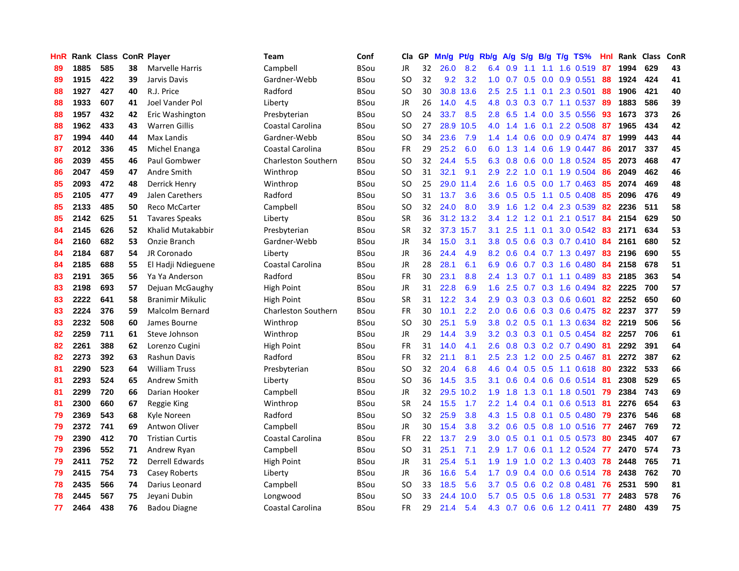| HnR | Rank | Class | ConR | Player | Team | Conf | Cla | GP | Mn/g | Pt/g | Rb/g | A/g | S/g | B/g | T/g | TS% | HnI | Rank | Class | ConR |
|---|---|---|---|---|---|---|---|---|---|---|---|---|---|---|---|---|---|---|---|---|
| 89 | 1885 | 585 | 38 | Marvelle Harris | Campbell | BSou | JR | 32 | 26.0 | 8.2 | 6.4 | 0.9 | 1.1 | 1.1 | 1.6 | 0.519 | 87 | 1994 | 629 | 43 |
| 89 | 1915 | 422 | 39 | Jarvis Davis | Gardner-Webb | BSou | SO | 32 | 9.2 | 3.2 | 1.0 | 0.7 | 0.5 | 0.0 | 0.9 | 0.551 | 88 | 1924 | 424 | 41 |
| 88 | 1927 | 427 | 40 | R.J. Price | Radford | BSou | SO | 30 | 30.8 | 13.6 | 2.5 | 2.5 | 1.1 | 0.1 | 2.3 | 0.501 | 88 | 1906 | 421 | 40 |
| 88 | 1933 | 607 | 41 | Joel Vander Pol | Liberty | BSou | JR | 26 | 14.0 | 4.5 | 4.8 | 0.3 | 0.3 | 0.7 | 1.1 | 0.537 | 89 | 1883 | 586 | 39 |
| 88 | 1957 | 432 | 42 | Eric Washington | Presbyterian | BSou | SO | 24 | 33.7 | 8.5 | 2.8 | 6.5 | 1.4 | 0.0 | 3.5 | 0.556 | 93 | 1673 | 373 | 26 |
| 88 | 1962 | 433 | 43 | Warren Gillis | Coastal Carolina | BSou | SO | 27 | 28.9 | 10.5 | 4.0 | 1.4 | 1.6 | 0.1 | 2.2 | 0.508 | 87 | 1965 | 434 | 42 |
| 87 | 1994 | 440 | 44 | Max Landis | Gardner-Webb | BSou | SO | 34 | 23.6 | 7.9 | 1.4 | 1.4 | 0.6 | 0.0 | 0.9 | 0.474 | 87 | 1999 | 443 | 44 |
| 87 | 2012 | 336 | 45 | Michel Enanga | Coastal Carolina | BSou | FR | 29 | 25.2 | 6.0 | 6.0 | 1.3 | 1.4 | 0.6 | 1.9 | 0.447 | 86 | 2017 | 337 | 45 |
| 86 | 2039 | 455 | 46 | Paul Gombwer | Charleston Southern | BSou | SO | 32 | 24.4 | 5.5 | 6.3 | 0.8 | 0.6 | 0.0 | 1.8 | 0.524 | 85 | 2073 | 468 | 47 |
| 86 | 2047 | 459 | 47 | Andre Smith | Winthrop | BSou | SO | 31 | 32.1 | 9.1 | 2.9 | 2.2 | 1.0 | 0.1 | 1.9 | 0.504 | 86 | 2049 | 462 | 46 |
| 85 | 2093 | 472 | 48 | Derrick Henry | Winthrop | BSou | SO | 25 | 29.0 | 11.4 | 2.6 | 1.6 | 0.5 | 0.0 | 1.7 | 0.463 | 85 | 2074 | 469 | 48 |
| 85 | 2105 | 477 | 49 | Jalen Carethers | Radford | BSou | SO | 31 | 13.7 | 3.6 | 3.6 | 0.5 | 0.5 | 1.1 | 0.5 | 0.408 | 85 | 2096 | 476 | 49 |
| 85 | 2133 | 485 | 50 | Reco McCarter | Campbell | BSou | SO | 32 | 24.0 | 8.0 | 3.9 | 1.6 | 1.2 | 0.4 | 2.3 | 0.539 | 82 | 2236 | 511 | 58 |
| 85 | 2142 | 625 | 51 | Tavares Speaks | Liberty | BSou | SR | 36 | 31.2 | 13.2 | 3.4 | 1.2 | 1.2 | 0.1 | 2.1 | 0.517 | 84 | 2154 | 629 | 50 |
| 84 | 2145 | 626 | 52 | Khalid Mutakabbir | Presbyterian | BSou | SR | 32 | 37.3 | 15.7 | 3.1 | 2.5 | 1.1 | 0.1 | 3.0 | 0.542 | 83 | 2171 | 634 | 53 |
| 84 | 2160 | 682 | 53 | Onzie Branch | Gardner-Webb | BSou | JR | 34 | 15.0 | 3.1 | 3.8 | 0.5 | 0.6 | 0.3 | 0.7 | 0.410 | 84 | 2161 | 680 | 52 |
| 84 | 2184 | 687 | 54 | JR Coronado | Liberty | BSou | JR | 36 | 24.4 | 4.9 | 8.2 | 0.6 | 0.4 | 0.7 | 1.3 | 0.497 | 83 | 2196 | 690 | 55 |
| 84 | 2185 | 688 | 55 | El Hadji Ndieguene | Coastal Carolina | BSou | JR | 28 | 28.1 | 6.1 | 6.9 | 0.6 | 0.7 | 0.3 | 1.6 | 0.480 | 84 | 2158 | 678 | 51 |
| 83 | 2191 | 365 | 56 | Ya Ya Anderson | Radford | BSou | FR | 30 | 23.1 | 8.8 | 2.4 | 1.3 | 0.7 | 0.1 | 1.1 | 0.489 | 83 | 2185 | 363 | 54 |
| 83 | 2198 | 693 | 57 | Dejuan McGaughy | High Point | BSou | JR | 31 | 22.8 | 6.9 | 1.6 | 2.5 | 0.7 | 0.3 | 1.6 | 0.494 | 82 | 2225 | 700 | 57 |
| 83 | 2222 | 641 | 58 | Branimir Mikulic | High Point | BSou | SR | 31 | 12.2 | 3.4 | 2.9 | 0.3 | 0.3 | 0.3 | 0.6 | 0.601 | 82 | 2252 | 650 | 60 |
| 83 | 2224 | 376 | 59 | Malcolm Bernard | Charleston Southern | BSou | FR | 30 | 10.1 | 2.2 | 2.0 | 0.6 | 0.6 | 0.3 | 0.6 | 0.475 | 82 | 2237 | 377 | 59 |
| 83 | 2232 | 508 | 60 | James Bourne | Winthrop | BSou | SO | 30 | 25.1 | 5.9 | 3.8 | 0.2 | 0.5 | 0.1 | 1.3 | 0.634 | 82 | 2219 | 506 | 56 |
| 82 | 2259 | 711 | 61 | Steve Johnson | Winthrop | BSou | JR | 29 | 14.4 | 3.9 | 3.2 | 0.3 | 0.3 | 0.1 | 0.5 | 0.454 | 82 | 2257 | 706 | 61 |
| 82 | 2261 | 388 | 62 | Lorenzo Cugini | High Point | BSou | FR | 31 | 14.0 | 4.1 | 2.6 | 0.8 | 0.3 | 0.2 | 0.7 | 0.490 | 81 | 2292 | 391 | 64 |
| 82 | 2273 | 392 | 63 | Rashun Davis | Radford | BSou | FR | 32 | 21.1 | 8.1 | 2.5 | 2.3 | 1.2 | 0.0 | 2.5 | 0.467 | 81 | 2272 | 387 | 62 |
| 81 | 2290 | 523 | 64 | William Truss | Presbyterian | BSou | SO | 32 | 20.4 | 6.8 | 4.6 | 0.4 | 0.5 | 0.5 | 1.1 | 0.618 | 80 | 2322 | 533 | 66 |
| 81 | 2293 | 524 | 65 | Andrew Smith | Liberty | BSou | SO | 36 | 14.5 | 3.5 | 3.1 | 0.6 | 0.4 | 0.6 | 0.6 | 0.514 | 81 | 2308 | 529 | 65 |
| 81 | 2299 | 720 | 66 | Darian Hooker | Campbell | BSou | JR | 32 | 29.5 | 10.2 | 1.9 | 1.8 | 1.3 | 0.1 | 1.8 | 0.501 | 79 | 2384 | 743 | 69 |
| 81 | 2300 | 660 | 67 | Reggie King | Winthrop | BSou | SR | 24 | 15.5 | 1.7 | 2.2 | 1.4 | 0.4 | 0.1 | 0.6 | 0.513 | 81 | 2276 | 654 | 63 |
| 79 | 2369 | 543 | 68 | Kyle Noreen | Radford | BSou | SO | 32 | 25.9 | 3.8 | 4.3 | 1.5 | 0.8 | 0.1 | 0.5 | 0.480 | 79 | 2376 | 546 | 68 |
| 79 | 2372 | 741 | 69 | Antwon Oliver | Campbell | BSou | JR | 30 | 15.4 | 3.8 | 3.2 | 0.6 | 0.5 | 0.8 | 1.0 | 0.516 | 77 | 2467 | 769 | 72 |
| 79 | 2390 | 412 | 70 | Tristian Curtis | Coastal Carolina | BSou | FR | 22 | 13.7 | 2.9 | 3.0 | 0.5 | 0.1 | 0.1 | 0.5 | 0.573 | 80 | 2345 | 407 | 67 |
| 79 | 2396 | 552 | 71 | Andrew Ryan | Campbell | BSou | SO | 31 | 25.1 | 7.1 | 2.9 | 1.7 | 0.6 | 0.1 | 1.2 | 0.524 | 77 | 2470 | 574 | 73 |
| 79 | 2411 | 752 | 72 | Derrell Edwards | High Point | BSou | JR | 31 | 25.4 | 5.1 | 1.9 | 1.9 | 1.0 | 0.2 | 1.3 | 0.403 | 78 | 2448 | 765 | 71 |
| 79 | 2415 | 754 | 73 | Casey Roberts | Liberty | BSou | JR | 36 | 16.6 | 5.4 | 1.7 | 0.9 | 0.4 | 0.0 | 0.6 | 0.514 | 78 | 2438 | 762 | 70 |
| 78 | 2435 | 566 | 74 | Darius Leonard | Campbell | BSou | SO | 33 | 18.5 | 5.6 | 3.7 | 0.5 | 0.6 | 0.2 | 0.8 | 0.481 | 76 | 2531 | 590 | 81 |
| 78 | 2445 | 567 | 75 | Jeyani Dubin | Longwood | BSou | SO | 33 | 24.4 | 10.0 | 5.7 | 0.5 | 0.5 | 0.6 | 1.8 | 0.531 | 77 | 2483 | 578 | 76 |
| 77 | 2464 | 438 | 76 | Badou Diagne | Coastal Carolina | BSou | FR | 29 | 21.4 | 5.4 | 4.3 | 0.7 | 0.6 | 0.6 | 1.2 | 0.411 | 77 | 2480 | 439 | 75 |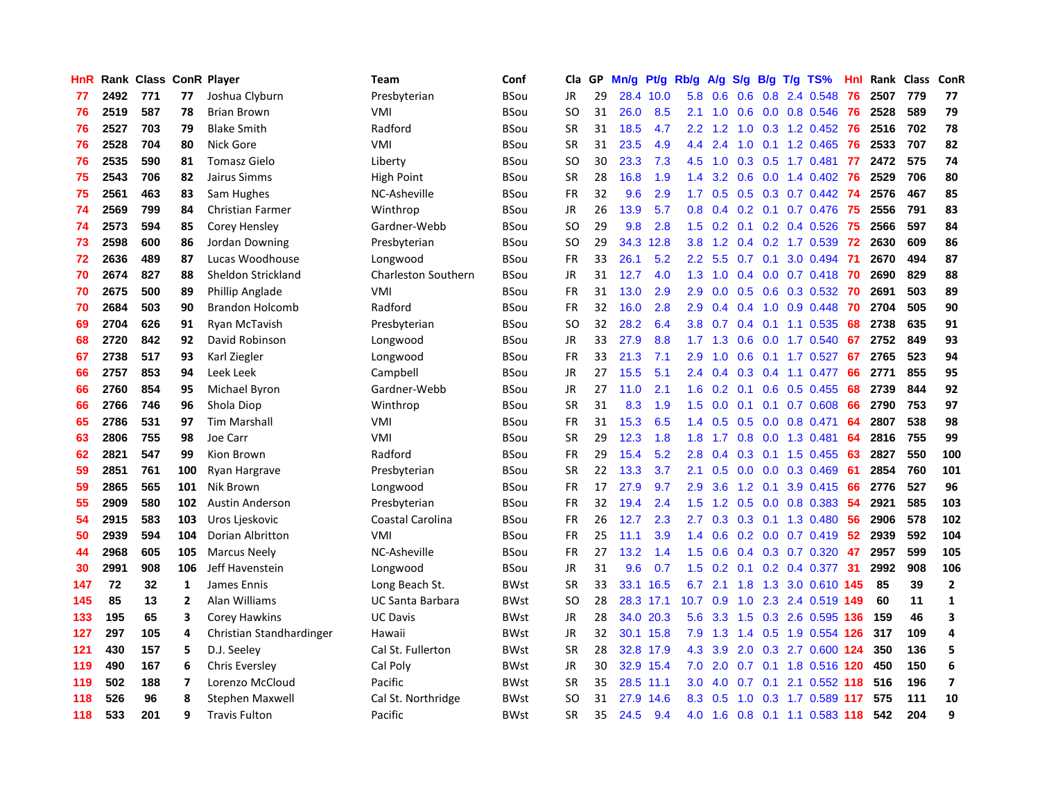| HnR | Rank | Class | ConR | Player | Team | Conf | Cla | GP | Mn/g | Pt/g | Rb/g | A/g | S/g | B/g | T/g | TS% | HnI | Rank | Class | ConR |
|---|---|---|---|---|---|---|---|---|---|---|---|---|---|---|---|---|---|---|---|---|
| 77 | 2492 | 771 | 77 | Joshua Clyburn | Presbyterian | BSou | JR | 29 | 28.4 | 10.0 | 5.8 | 0.6 | 0.6 | 0.8 | 2.4 | 0.548 | 76 | 2507 | 779 | 77 |
| 76 | 2519 | 587 | 78 | Brian Brown | VMI | BSou | SO | 31 | 26.0 | 8.5 | 2.1 | 1.0 | 0.6 | 0.0 | 0.8 | 0.546 | 76 | 2528 | 589 | 79 |
| 76 | 2527 | 703 | 79 | Blake Smith | Radford | BSou | SR | 31 | 18.5 | 4.7 | 2.2 | 1.2 | 1.0 | 0.3 | 1.2 | 0.452 | 76 | 2516 | 702 | 78 |
| 76 | 2528 | 704 | 80 | Nick Gore | VMI | BSou | SR | 31 | 23.5 | 4.9 | 4.4 | 2.4 | 1.0 | 0.1 | 1.2 | 0.465 | 76 | 2533 | 707 | 82 |
| 76 | 2535 | 590 | 81 | Tomasz Gielo | Liberty | BSou | SO | 30 | 23.3 | 7.3 | 4.5 | 1.0 | 0.3 | 0.5 | 1.7 | 0.481 | 77 | 2472 | 575 | 74 |
| 75 | 2543 | 706 | 82 | Jairus Simms | High Point | BSou | SR | 28 | 16.8 | 1.9 | 1.4 | 3.2 | 0.6 | 0.0 | 1.4 | 0.402 | 76 | 2529 | 706 | 80 |
| 75 | 2561 | 463 | 83 | Sam Hughes | NC-Asheville | BSou | FR | 32 | 9.6 | 2.9 | 1.7 | 0.5 | 0.5 | 0.3 | 0.7 | 0.442 | 74 | 2576 | 467 | 85 |
| 74 | 2569 | 799 | 84 | Christian Farmer | Winthrop | BSou | JR | 26 | 13.9 | 5.7 | 0.8 | 0.4 | 0.2 | 0.1 | 0.7 | 0.476 | 75 | 2556 | 791 | 83 |
| 74 | 2573 | 594 | 85 | Corey Hensley | Gardner-Webb | BSou | SO | 29 | 9.8 | 2.8 | 1.5 | 0.2 | 0.1 | 0.2 | 0.4 | 0.526 | 75 | 2566 | 597 | 84 |
| 73 | 2598 | 600 | 86 | Jordan Downing | Presbyterian | BSou | SO | 29 | 34.3 | 12.8 | 3.8 | 1.2 | 0.4 | 0.2 | 1.7 | 0.539 | 72 | 2630 | 609 | 86 |
| 72 | 2636 | 489 | 87 | Lucas Woodhouse | Longwood | BSou | FR | 33 | 26.1 | 5.2 | 2.2 | 5.5 | 0.7 | 0.1 | 3.0 | 0.494 | 71 | 2670 | 494 | 87 |
| 70 | 2674 | 827 | 88 | Sheldon Strickland | Charleston Southern | BSou | JR | 31 | 12.7 | 4.0 | 1.3 | 1.0 | 0.4 | 0.0 | 0.7 | 0.418 | 70 | 2690 | 829 | 88 |
| 70 | 2675 | 500 | 89 | Phillip Anglade | VMI | BSou | FR | 31 | 13.0 | 2.9 | 2.9 | 0.0 | 0.5 | 0.6 | 0.3 | 0.532 | 70 | 2691 | 503 | 89 |
| 70 | 2684 | 503 | 90 | Brandon Holcomb | Radford | BSou | FR | 32 | 16.0 | 2.8 | 2.9 | 0.4 | 0.4 | 1.0 | 0.9 | 0.448 | 70 | 2704 | 505 | 90 |
| 69 | 2704 | 626 | 91 | Ryan McTavish | Presbyterian | BSou | SO | 32 | 28.2 | 6.4 | 3.8 | 0.7 | 0.4 | 0.1 | 1.1 | 0.535 | 68 | 2738 | 635 | 91 |
| 68 | 2720 | 842 | 92 | David Robinson | Longwood | BSou | JR | 33 | 27.9 | 8.8 | 1.7 | 1.3 | 0.6 | 0.0 | 1.7 | 0.540 | 67 | 2752 | 849 | 93 |
| 67 | 2738 | 517 | 93 | Karl Ziegler | Longwood | BSou | FR | 33 | 21.3 | 7.1 | 2.9 | 1.0 | 0.6 | 0.1 | 1.7 | 0.527 | 67 | 2765 | 523 | 94 |
| 66 | 2757 | 853 | 94 | Leek Leek | Campbell | BSou | JR | 27 | 15.5 | 5.1 | 2.4 | 0.4 | 0.3 | 0.4 | 1.1 | 0.477 | 66 | 2771 | 855 | 95 |
| 66 | 2760 | 854 | 95 | Michael Byron | Gardner-Webb | BSou | JR | 27 | 11.0 | 2.1 | 1.6 | 0.2 | 0.1 | 0.6 | 0.5 | 0.455 | 68 | 2739 | 844 | 92 |
| 66 | 2766 | 746 | 96 | Shola Diop | Winthrop | BSou | SR | 31 | 8.3 | 1.9 | 1.5 | 0.0 | 0.1 | 0.1 | 0.7 | 0.608 | 66 | 2790 | 753 | 97 |
| 65 | 2786 | 531 | 97 | Tim Marshall | VMI | BSou | FR | 31 | 15.3 | 6.5 | 1.4 | 0.5 | 0.5 | 0.0 | 0.8 | 0.471 | 64 | 2807 | 538 | 98 |
| 63 | 2806 | 755 | 98 | Joe Carr | VMI | BSou | SR | 29 | 12.3 | 1.8 | 1.8 | 1.7 | 0.8 | 0.0 | 1.3 | 0.481 | 64 | 2816 | 755 | 99 |
| 62 | 2821 | 547 | 99 | Kion Brown | Radford | BSou | FR | 29 | 15.4 | 5.2 | 2.8 | 0.4 | 0.3 | 0.1 | 1.5 | 0.455 | 63 | 2827 | 550 | 100 |
| 59 | 2851 | 761 | 100 | Ryan Hargrave | Presbyterian | BSou | SR | 22 | 13.3 | 3.7 | 2.1 | 0.5 | 0.0 | 0.0 | 0.3 | 0.469 | 61 | 2854 | 760 | 101 |
| 59 | 2865 | 565 | 101 | Nik Brown | Longwood | BSou | FR | 17 | 27.9 | 9.7 | 2.9 | 3.6 | 1.2 | 0.1 | 3.9 | 0.415 | 66 | 2776 | 527 | 96 |
| 55 | 2909 | 580 | 102 | Austin Anderson | Presbyterian | BSou | FR | 32 | 19.4 | 2.4 | 1.5 | 1.2 | 0.5 | 0.0 | 0.8 | 0.383 | 54 | 2921 | 585 | 103 |
| 54 | 2915 | 583 | 103 | Uros Ljeskovic | Coastal Carolina | BSou | FR | 26 | 12.7 | 2.3 | 2.7 | 0.3 | 0.3 | 0.1 | 1.3 | 0.480 | 56 | 2906 | 578 | 102 |
| 50 | 2939 | 594 | 104 | Dorian Albritton | VMI | BSou | FR | 25 | 11.1 | 3.9 | 1.4 | 0.6 | 0.2 | 0.0 | 0.7 | 0.419 | 52 | 2939 | 592 | 104 |
| 44 | 2968 | 605 | 105 | Marcus Neely | NC-Asheville | BSou | FR | 27 | 13.2 | 1.4 | 1.5 | 0.6 | 0.4 | 0.3 | 0.7 | 0.320 | 47 | 2957 | 599 | 105 |
| 30 | 2991 | 908 | 106 | Jeff Havenstein | Longwood | BSou | JR | 31 | 9.6 | 0.7 | 1.5 | 0.2 | 0.1 | 0.2 | 0.4 | 0.377 | 31 | 2992 | 908 | 106 |
| 147 | 72 | 32 | 1 | James Ennis | Long Beach St. | BWst | SR | 33 | 33.1 | 16.5 | 6.7 | 2.1 | 1.8 | 1.3 | 3.0 | 0.610 | 145 | 85 | 39 | 2 |
| 145 | 85 | 13 | 2 | Alan Williams | UC Santa Barbara | BWst | SO | 28 | 28.3 | 17.1 | 10.7 | 0.9 | 1.0 | 2.3 | 2.4 | 0.519 | 149 | 60 | 11 | 1 |
| 133 | 195 | 65 | 3 | Corey Hawkins | UC Davis | BWst | JR | 28 | 34.0 | 20.3 | 5.6 | 3.3 | 1.5 | 0.3 | 2.6 | 0.595 | 136 | 159 | 46 | 3 |
| 127 | 297 | 105 | 4 | Christian Standhardinger | Hawaii | BWst | JR | 32 | 30.1 | 15.8 | 7.9 | 1.3 | 1.4 | 0.5 | 1.9 | 0.554 | 126 | 317 | 109 | 4 |
| 121 | 430 | 157 | 5 | D.J. Seeley | Cal St. Fullerton | BWst | SR | 28 | 32.8 | 17.9 | 4.3 | 3.9 | 2.0 | 0.3 | 2.7 | 0.600 | 124 | 350 | 136 | 5 |
| 119 | 490 | 167 | 6 | Chris Eversley | Cal Poly | BWst | JR | 30 | 32.9 | 15.4 | 7.0 | 2.0 | 0.7 | 0.1 | 1.8 | 0.516 | 120 | 450 | 150 | 6 |
| 119 | 502 | 188 | 7 | Lorenzo McCloud | Pacific | BWst | SR | 35 | 28.5 | 11.1 | 3.0 | 4.0 | 0.7 | 0.1 | 2.1 | 0.552 | 118 | 516 | 196 | 7 |
| 118 | 526 | 96 | 8 | Stephen Maxwell | Cal St. Northridge | BWst | SO | 31 | 27.9 | 14.6 | 8.3 | 0.5 | 1.0 | 0.3 | 1.7 | 0.589 | 117 | 575 | 111 | 10 |
| 118 | 533 | 201 | 9 | Travis Fulton | Pacific | BWst | SR | 35 | 24.5 | 9.4 | 4.0 | 1.6 | 0.8 | 0.1 | 1.1 | 0.583 | 118 | 542 | 204 | 9 |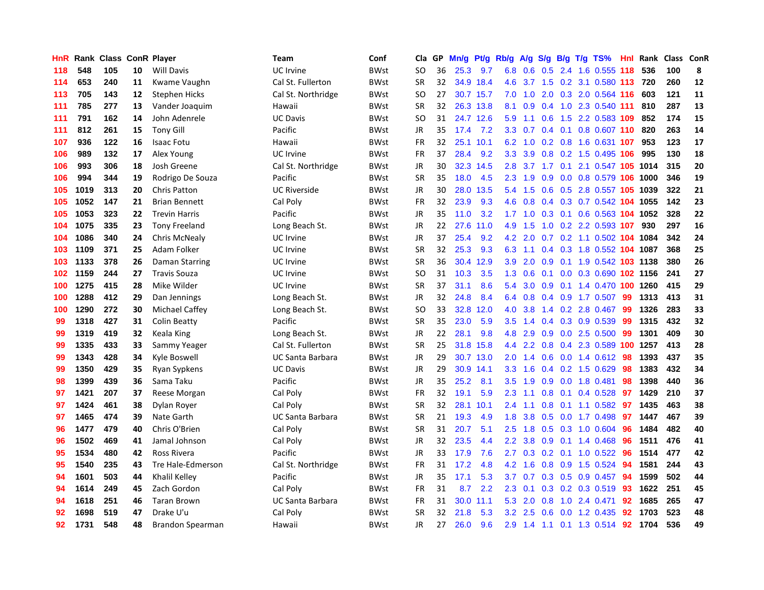| HnR | Rank | Class | ConR | Player | Team | Conf | Cla | GP | Mn/g | Pt/g | Rb/g | A/g | S/g | B/g | T/g | TS% | HnI | Rank | Class | ConR |
|---|---|---|---|---|---|---|---|---|---|---|---|---|---|---|---|---|---|---|---|---|
| 118 | 548 | 105 | 10 | Will Davis | UC Irvine | BWst | SO | 36 | 25.3 | 9.7 | 6.8 | 0.6 | 0.5 | 2.4 | 1.6 | 0.555 | 118 | 536 | 100 | 8 |
| 114 | 653 | 240 | 11 | Kwame Vaughn | Cal St. Fullerton | BWst | SR | 32 | 34.9 | 18.4 | 4.6 | 3.7 | 1.5 | 0.2 | 3.1 | 0.580 | 113 | 720 | 260 | 12 |
| 113 | 705 | 143 | 12 | Stephen Hicks | Cal St. Northridge | BWst | SO | 27 | 30.7 | 15.7 | 7.0 | 1.0 | 2.0 | 0.3 | 2.0 | 0.564 | 116 | 603 | 121 | 11 |
| 111 | 785 | 277 | 13 | Vander Joaquim | Hawaii | BWst | SR | 32 | 26.3 | 13.8 | 8.1 | 0.9 | 0.4 | 1.0 | 2.3 | 0.540 | 111 | 810 | 287 | 13 |
| 111 | 791 | 162 | 14 | John Adenrele | UC Davis | BWst | SO | 31 | 24.7 | 12.6 | 5.9 | 1.1 | 0.6 | 1.5 | 2.2 | 0.583 | 109 | 852 | 174 | 15 |
| 111 | 812 | 261 | 15 | Tony Gill | Pacific | BWst | JR | 35 | 17.4 | 7.2 | 3.3 | 0.7 | 0.4 | 0.1 | 0.8 | 0.607 | 110 | 820 | 263 | 14 |
| 107 | 936 | 122 | 16 | Isaac Fotu | Hawaii | BWst | FR | 32 | 25.1 | 10.1 | 6.2 | 1.0 | 0.2 | 0.8 | 1.6 | 0.631 | 107 | 953 | 123 | 17 |
| 106 | 989 | 132 | 17 | Alex Young | UC Irvine | BWst | FR | 37 | 28.4 | 9.2 | 3.3 | 3.9 | 0.8 | 0.2 | 1.5 | 0.495 | 106 | 995 | 130 | 18 |
| 106 | 993 | 306 | 18 | Josh Greene | Cal St. Northridge | BWst | JR | 30 | 32.3 | 14.5 | 2.8 | 3.7 | 1.7 | 0.1 | 2.1 | 0.547 | 105 | 1014 | 315 | 20 |
| 106 | 994 | 344 | 19 | Rodrigo De Souza | Pacific | BWst | SR | 35 | 18.0 | 4.5 | 2.3 | 1.9 | 0.9 | 0.0 | 0.8 | 0.579 | 106 | 1000 | 346 | 19 |
| 105 | 1019 | 313 | 20 | Chris Patton | UC Riverside | BWst | JR | 30 | 28.0 | 13.5 | 5.4 | 1.5 | 0.6 | 0.5 | 2.8 | 0.557 | 105 | 1039 | 322 | 21 |
| 105 | 1052 | 147 | 21 | Brian Bennett | Cal Poly | BWst | FR | 32 | 23.9 | 9.3 | 4.6 | 0.8 | 0.4 | 0.3 | 0.7 | 0.542 | 104 | 1055 | 142 | 23 |
| 105 | 1053 | 323 | 22 | Trevin Harris | Pacific | BWst | JR | 35 | 11.0 | 3.2 | 1.7 | 1.0 | 0.3 | 0.1 | 0.6 | 0.563 | 104 | 1052 | 328 | 22 |
| 104 | 1075 | 335 | 23 | Tony Freeland | Long Beach St. | BWst | JR | 22 | 27.6 | 11.0 | 4.9 | 1.5 | 1.0 | 0.2 | 2.2 | 0.593 | 107 | 930 | 297 | 16 |
| 104 | 1086 | 340 | 24 | Chris McNealy | UC Irvine | BWst | JR | 37 | 25.4 | 9.2 | 4.2 | 2.0 | 0.7 | 0.2 | 1.1 | 0.502 | 104 | 1084 | 342 | 24 |
| 103 | 1109 | 371 | 25 | Adam Folker | UC Irvine | BWst | SR | 32 | 25.3 | 9.3 | 6.3 | 1.1 | 0.4 | 0.3 | 1.8 | 0.552 | 104 | 1087 | 368 | 25 |
| 103 | 1133 | 378 | 26 | Daman Starring | UC Irvine | BWst | SR | 36 | 30.4 | 12.9 | 3.9 | 2.0 | 0.9 | 0.1 | 1.9 | 0.542 | 103 | 1138 | 380 | 26 |
| 102 | 1159 | 244 | 27 | Travis Souza | UC Irvine | BWst | SO | 31 | 10.3 | 3.5 | 1.3 | 0.6 | 0.1 | 0.0 | 0.3 | 0.690 | 102 | 1156 | 241 | 27 |
| 100 | 1275 | 415 | 28 | Mike Wilder | UC Irvine | BWst | SR | 37 | 31.1 | 8.6 | 5.4 | 3.0 | 0.9 | 0.1 | 1.4 | 0.470 | 100 | 1260 | 415 | 29 |
| 100 | 1288 | 412 | 29 | Dan Jennings | Long Beach St. | BWst | JR | 32 | 24.8 | 8.4 | 6.4 | 0.8 | 0.4 | 0.9 | 1.7 | 0.507 | 99 | 1313 | 413 | 31 |
| 100 | 1290 | 272 | 30 | Michael Caffey | Long Beach St. | BWst | SO | 33 | 32.8 | 12.0 | 4.0 | 3.8 | 1.4 | 0.2 | 2.8 | 0.467 | 99 | 1326 | 283 | 33 |
| 99 | 1318 | 427 | 31 | Colin Beatty | Pacific | BWst | SR | 35 | 23.0 | 5.9 | 3.5 | 1.4 | 0.4 | 0.3 | 0.9 | 0.539 | 99 | 1315 | 432 | 32 |
| 99 | 1319 | 419 | 32 | Keala King | Long Beach St. | BWst | JR | 22 | 28.1 | 9.8 | 4.8 | 2.9 | 0.9 | 0.0 | 2.5 | 0.500 | 99 | 1301 | 409 | 30 |
| 99 | 1335 | 433 | 33 | Sammy Yeager | Cal St. Fullerton | BWst | SR | 25 | 31.8 | 15.8 | 4.4 | 2.2 | 0.8 | 0.4 | 2.3 | 0.589 | 100 | 1257 | 413 | 28 |
| 99 | 1343 | 428 | 34 | Kyle Boswell | UC Santa Barbara | BWst | JR | 29 | 30.7 | 13.0 | 2.0 | 1.4 | 0.6 | 0.0 | 1.4 | 0.612 | 98 | 1393 | 437 | 35 |
| 99 | 1350 | 429 | 35 | Ryan Sypkens | UC Davis | BWst | JR | 29 | 30.9 | 14.1 | 3.3 | 1.6 | 0.4 | 0.2 | 1.5 | 0.629 | 98 | 1383 | 432 | 34 |
| 98 | 1399 | 439 | 36 | Sama Taku | Pacific | BWst | JR | 35 | 25.2 | 8.1 | 3.5 | 1.9 | 0.9 | 0.0 | 1.8 | 0.481 | 98 | 1398 | 440 | 36 |
| 97 | 1421 | 207 | 37 | Reese Morgan | Cal Poly | BWst | FR | 32 | 19.1 | 5.9 | 2.3 | 1.1 | 0.8 | 0.1 | 0.4 | 0.528 | 97 | 1429 | 210 | 37 |
| 97 | 1424 | 461 | 38 | Dylan Royer | Cal Poly | BWst | SR | 32 | 28.1 | 10.1 | 2.4 | 1.1 | 0.8 | 0.1 | 1.1 | 0.582 | 97 | 1435 | 463 | 38 |
| 97 | 1465 | 474 | 39 | Nate Garth | UC Santa Barbara | BWst | SR | 21 | 19.3 | 4.9 | 1.8 | 3.8 | 0.5 | 0.0 | 1.7 | 0.498 | 97 | 1447 | 467 | 39 |
| 96 | 1477 | 479 | 40 | Chris O'Brien | Cal Poly | BWst | SR | 31 | 20.7 | 5.1 | 2.5 | 1.8 | 0.5 | 0.3 | 1.0 | 0.604 | 96 | 1484 | 482 | 40 |
| 96 | 1502 | 469 | 41 | Jamal Johnson | Cal Poly | BWst | JR | 32 | 23.5 | 4.4 | 2.2 | 3.8 | 0.9 | 0.1 | 1.4 | 0.468 | 96 | 1511 | 476 | 41 |
| 95 | 1534 | 480 | 42 | Ross Rivera | Pacific | BWst | JR | 33 | 17.9 | 7.6 | 2.7 | 0.3 | 0.2 | 0.1 | 1.0 | 0.522 | 96 | 1514 | 477 | 42 |
| 95 | 1540 | 235 | 43 | Tre Hale-Edmerson | Cal St. Northridge | BWst | FR | 31 | 17.2 | 4.8 | 4.2 | 1.6 | 0.8 | 0.9 | 1.5 | 0.524 | 94 | 1581 | 244 | 43 |
| 94 | 1601 | 503 | 44 | Khalil Kelley | Pacific | BWst | JR | 35 | 17.1 | 5.3 | 3.7 | 0.7 | 0.3 | 0.5 | 0.9 | 0.457 | 94 | 1599 | 502 | 44 |
| 94 | 1614 | 249 | 45 | Zach Gordon | Cal Poly | BWst | FR | 31 | 8.7 | 2.2 | 2.3 | 0.1 | 0.3 | 0.2 | 0.3 | 0.519 | 93 | 1622 | 251 | 45 |
| 94 | 1618 | 251 | 46 | Taran Brown | UC Santa Barbara | BWst | FR | 31 | 30.0 | 11.1 | 5.3 | 2.0 | 0.8 | 1.0 | 2.4 | 0.471 | 92 | 1685 | 265 | 47 |
| 92 | 1698 | 519 | 47 | Drake U'u | Cal Poly | BWst | SR | 32 | 21.8 | 5.3 | 3.2 | 2.5 | 0.6 | 0.0 | 1.2 | 0.435 | 92 | 1703 | 523 | 48 |
| 92 | 1731 | 548 | 48 | Brandon Spearman | Hawaii | BWst | JR | 27 | 26.0 | 9.6 | 2.9 | 1.4 | 1.1 | 0.1 | 1.3 | 0.514 | 92 | 1704 | 536 | 49 |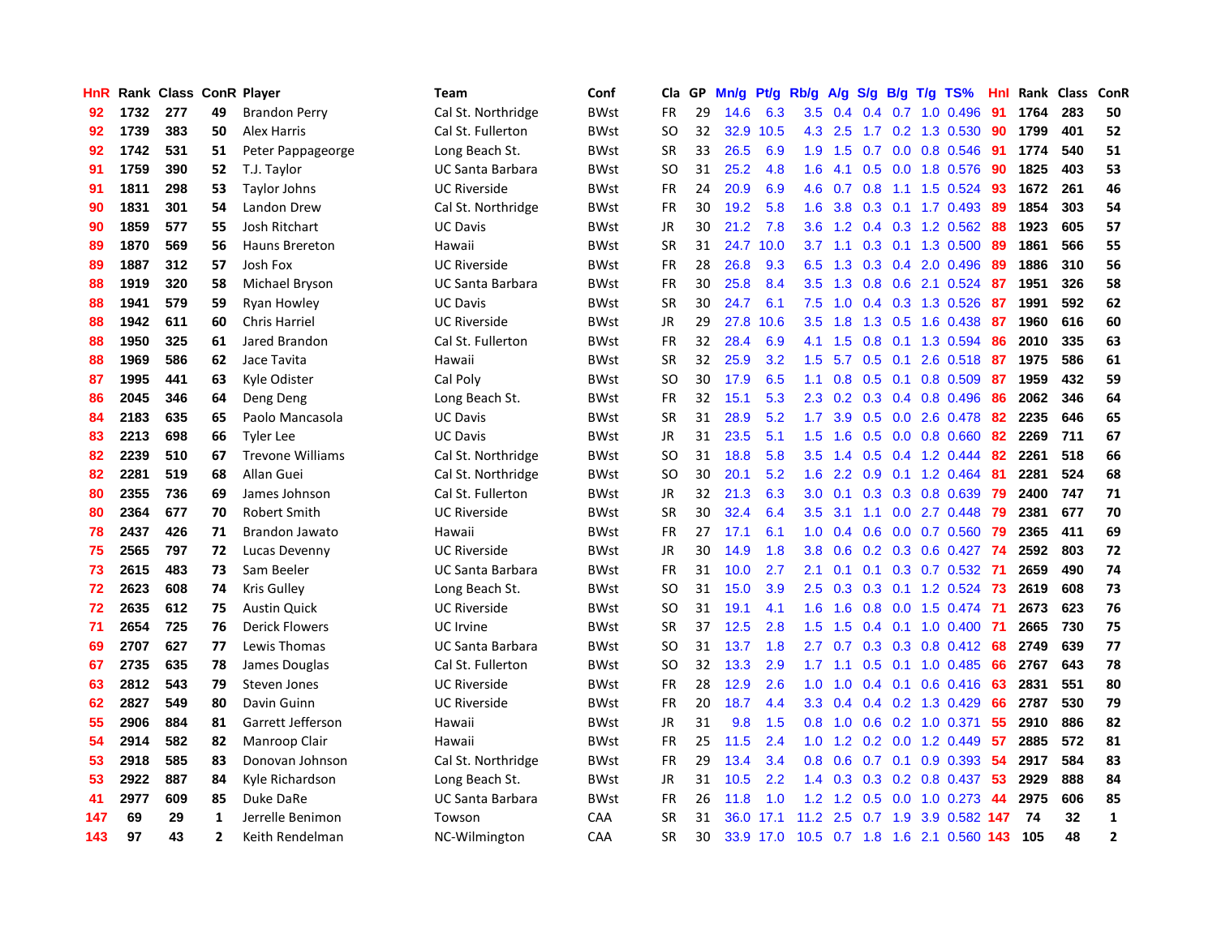| HnR | Rank | Class | ConR | Player | Team | Conf | Cla | GP | Mn/g | Pt/g | Rb/g | A/g | S/g | B/g | T/g | TS% | HnI | Rank | Class | ConR |
|---|---|---|---|---|---|---|---|---|---|---|---|---|---|---|---|---|---|---|---|---|
| 92 | 1732 | 277 | 49 | Brandon Perry | Cal St. Northridge | BWst | FR | 29 | 14.6 | 6.3 | 3.5 | 0.4 | 0.4 | 0.7 | 1.0 | 0.496 | 91 | 1764 | 283 | 50 |
| 92 | 1739 | 383 | 50 | Alex Harris | Cal St. Fullerton | BWst | SO | 32 | 32.9 | 10.5 | 4.3 | 2.5 | 1.7 | 0.2 | 1.3 | 0.530 | 90 | 1799 | 401 | 52 |
| 92 | 1742 | 531 | 51 | Peter Pappageorge | Long Beach St. | BWst | SR | 33 | 26.5 | 6.9 | 1.9 | 1.5 | 0.7 | 0.0 | 0.8 | 0.546 | 91 | 1774 | 540 | 51 |
| 91 | 1759 | 390 | 52 | T.J. Taylor | UC Santa Barbara | BWst | SO | 31 | 25.2 | 4.8 | 1.6 | 4.1 | 0.5 | 0.0 | 1.8 | 0.576 | 90 | 1825 | 403 | 53 |
| 91 | 1811 | 298 | 53 | Taylor Johns | UC Riverside | BWst | FR | 24 | 20.9 | 6.9 | 4.6 | 0.7 | 0.8 | 1.1 | 1.5 | 0.524 | 93 | 1672 | 261 | 46 |
| 90 | 1831 | 301 | 54 | Landon Drew | Cal St. Northridge | BWst | FR | 30 | 19.2 | 5.8 | 1.6 | 3.8 | 0.3 | 0.1 | 1.7 | 0.493 | 89 | 1854 | 303 | 54 |
| 90 | 1859 | 577 | 55 | Josh Ritchart | UC Davis | BWst | JR | 30 | 21.2 | 7.8 | 3.6 | 1.2 | 0.4 | 0.3 | 1.2 | 0.562 | 88 | 1923 | 605 | 57 |
| 89 | 1870 | 569 | 56 | Hauns Brereton | Hawaii | BWst | SR | 31 | 24.7 | 10.0 | 3.7 | 1.1 | 0.3 | 0.1 | 1.3 | 0.500 | 89 | 1861 | 566 | 55 |
| 89 | 1887 | 312 | 57 | Josh Fox | UC Riverside | BWst | FR | 28 | 26.8 | 9.3 | 6.5 | 1.3 | 0.3 | 0.4 | 2.0 | 0.496 | 89 | 1886 | 310 | 56 |
| 88 | 1919 | 320 | 58 | Michael Bryson | UC Santa Barbara | BWst | FR | 30 | 25.8 | 8.4 | 3.5 | 1.3 | 0.8 | 0.6 | 2.1 | 0.524 | 87 | 1951 | 326 | 58 |
| 88 | 1941 | 579 | 59 | Ryan Howley | UC Davis | BWst | SR | 30 | 24.7 | 6.1 | 7.5 | 1.0 | 0.4 | 0.3 | 1.3 | 0.526 | 87 | 1991 | 592 | 62 |
| 88 | 1942 | 611 | 60 | Chris Harriel | UC Riverside | BWst | JR | 29 | 27.8 | 10.6 | 3.5 | 1.8 | 1.3 | 0.5 | 1.6 | 0.438 | 87 | 1960 | 616 | 60 |
| 88 | 1950 | 325 | 61 | Jared Brandon | Cal St. Fullerton | BWst | FR | 32 | 28.4 | 6.9 | 4.1 | 1.5 | 0.8 | 0.1 | 1.3 | 0.594 | 86 | 2010 | 335 | 63 |
| 88 | 1969 | 586 | 62 | Jace Tavita | Hawaii | BWst | SR | 32 | 25.9 | 3.2 | 1.5 | 5.7 | 0.5 | 0.1 | 2.6 | 0.518 | 87 | 1975 | 586 | 61 |
| 87 | 1995 | 441 | 63 | Kyle Odister | Cal Poly | BWst | SO | 30 | 17.9 | 6.5 | 1.1 | 0.8 | 0.5 | 0.1 | 0.8 | 0.509 | 87 | 1959 | 432 | 59 |
| 86 | 2045 | 346 | 64 | Deng Deng | Long Beach St. | BWst | FR | 32 | 15.1 | 5.3 | 2.3 | 0.2 | 0.3 | 0.4 | 0.8 | 0.496 | 86 | 2062 | 346 | 64 |
| 84 | 2183 | 635 | 65 | Paolo Mancasola | UC Davis | BWst | SR | 31 | 28.9 | 5.2 | 1.7 | 3.9 | 0.5 | 0.0 | 2.6 | 0.478 | 82 | 2235 | 646 | 65 |
| 83 | 2213 | 698 | 66 | Tyler Lee | UC Davis | BWst | JR | 31 | 23.5 | 5.1 | 1.5 | 1.6 | 0.5 | 0.0 | 0.8 | 0.660 | 82 | 2269 | 711 | 67 |
| 82 | 2239 | 510 | 67 | Trevone Williams | Cal St. Northridge | BWst | SO | 31 | 18.8 | 5.8 | 3.5 | 1.4 | 0.5 | 0.4 | 1.2 | 0.444 | 82 | 2261 | 518 | 66 |
| 82 | 2281 | 519 | 68 | Allan Guei | Cal St. Northridge | BWst | SO | 30 | 20.1 | 5.2 | 1.6 | 2.2 | 0.9 | 0.1 | 1.2 | 0.464 | 81 | 2281 | 524 | 68 |
| 80 | 2355 | 736 | 69 | James Johnson | Cal St. Fullerton | BWst | JR | 32 | 21.3 | 6.3 | 3.0 | 0.1 | 0.3 | 0.3 | 0.8 | 0.639 | 79 | 2400 | 747 | 71 |
| 80 | 2364 | 677 | 70 | Robert Smith | UC Riverside | BWst | SR | 30 | 32.4 | 6.4 | 3.5 | 3.1 | 1.1 | 0.0 | 2.7 | 0.448 | 79 | 2381 | 677 | 70 |
| 78 | 2437 | 426 | 71 | Brandon Jawato | Hawaii | BWst | FR | 27 | 17.1 | 6.1 | 1.0 | 0.4 | 0.6 | 0.0 | 0.7 | 0.560 | 79 | 2365 | 411 | 69 |
| 75 | 2565 | 797 | 72 | Lucas Devenny | UC Riverside | BWst | JR | 30 | 14.9 | 1.8 | 3.8 | 0.6 | 0.2 | 0.3 | 0.6 | 0.427 | 74 | 2592 | 803 | 72 |
| 73 | 2615 | 483 | 73 | Sam Beeler | UC Santa Barbara | BWst | FR | 31 | 10.0 | 2.7 | 2.1 | 0.1 | 0.1 | 0.3 | 0.7 | 0.532 | 71 | 2659 | 490 | 74 |
| 72 | 2623 | 608 | 74 | Kris Gulley | Long Beach St. | BWst | SO | 31 | 15.0 | 3.9 | 2.5 | 0.3 | 0.3 | 0.1 | 1.2 | 0.524 | 73 | 2619 | 608 | 73 |
| 72 | 2635 | 612 | 75 | Austin Quick | UC Riverside | BWst | SO | 31 | 19.1 | 4.1 | 1.6 | 1.6 | 0.8 | 0.0 | 1.5 | 0.474 | 71 | 2673 | 623 | 76 |
| 71 | 2654 | 725 | 76 | Derick Flowers | UC Irvine | BWst | SR | 37 | 12.5 | 2.8 | 1.5 | 1.5 | 0.4 | 0.1 | 1.0 | 0.400 | 71 | 2665 | 730 | 75 |
| 69 | 2707 | 627 | 77 | Lewis Thomas | UC Santa Barbara | BWst | SO | 31 | 13.7 | 1.8 | 2.7 | 0.7 | 0.3 | 0.3 | 0.8 | 0.412 | 68 | 2749 | 639 | 77 |
| 67 | 2735 | 635 | 78 | James Douglas | Cal St. Fullerton | BWst | SO | 32 | 13.3 | 2.9 | 1.7 | 1.1 | 0.5 | 0.1 | 1.0 | 0.485 | 66 | 2767 | 643 | 78 |
| 63 | 2812 | 543 | 79 | Steven Jones | UC Riverside | BWst | FR | 28 | 12.9 | 2.6 | 1.0 | 1.0 | 0.4 | 0.1 | 0.6 | 0.416 | 63 | 2831 | 551 | 80 |
| 62 | 2827 | 549 | 80 | Davin Guinn | UC Riverside | BWst | FR | 20 | 18.7 | 4.4 | 3.3 | 0.4 | 0.4 | 0.2 | 1.3 | 0.429 | 66 | 2787 | 530 | 79 |
| 55 | 2906 | 884 | 81 | Garrett Jefferson | Hawaii | BWst | JR | 31 | 9.8 | 1.5 | 0.8 | 1.0 | 0.6 | 0.2 | 1.0 | 0.371 | 55 | 2910 | 886 | 82 |
| 54 | 2914 | 582 | 82 | Manroop Clair | Hawaii | BWst | FR | 25 | 11.5 | 2.4 | 1.0 | 1.2 | 0.2 | 0.0 | 1.2 | 0.449 | 57 | 2885 | 572 | 81 |
| 53 | 2918 | 585 | 83 | Donovan Johnson | Cal St. Northridge | BWst | FR | 29 | 13.4 | 3.4 | 0.8 | 0.6 | 0.7 | 0.1 | 0.9 | 0.393 | 54 | 2917 | 584 | 83 |
| 53 | 2922 | 887 | 84 | Kyle Richardson | Long Beach St. | BWst | JR | 31 | 10.5 | 2.2 | 1.4 | 0.3 | 0.3 | 0.2 | 0.8 | 0.437 | 53 | 2929 | 888 | 84 |
| 41 | 2977 | 609 | 85 | Duke DaRe | UC Santa Barbara | BWst | FR | 26 | 11.8 | 1.0 | 1.2 | 1.2 | 0.5 | 0.0 | 1.0 | 0.273 | 44 | 2975 | 606 | 85 |
| 147 | 69 | 29 | 1 | Jerrelle Benimon | Towson | CAA | SR | 31 | 36.0 | 17.1 | 11.2 | 2.5 | 0.7 | 1.9 | 3.9 | 0.582 | 147 | 74 | 32 | 1 |
| 143 | 97 | 43 | 2 | Keith Rendelman | NC-Wilmington | CAA | SR | 30 | 33.9 | 17.0 | 10.5 | 0.7 | 1.8 | 1.6 | 2.1 | 0.560 | 143 | 105 | 48 | 2 |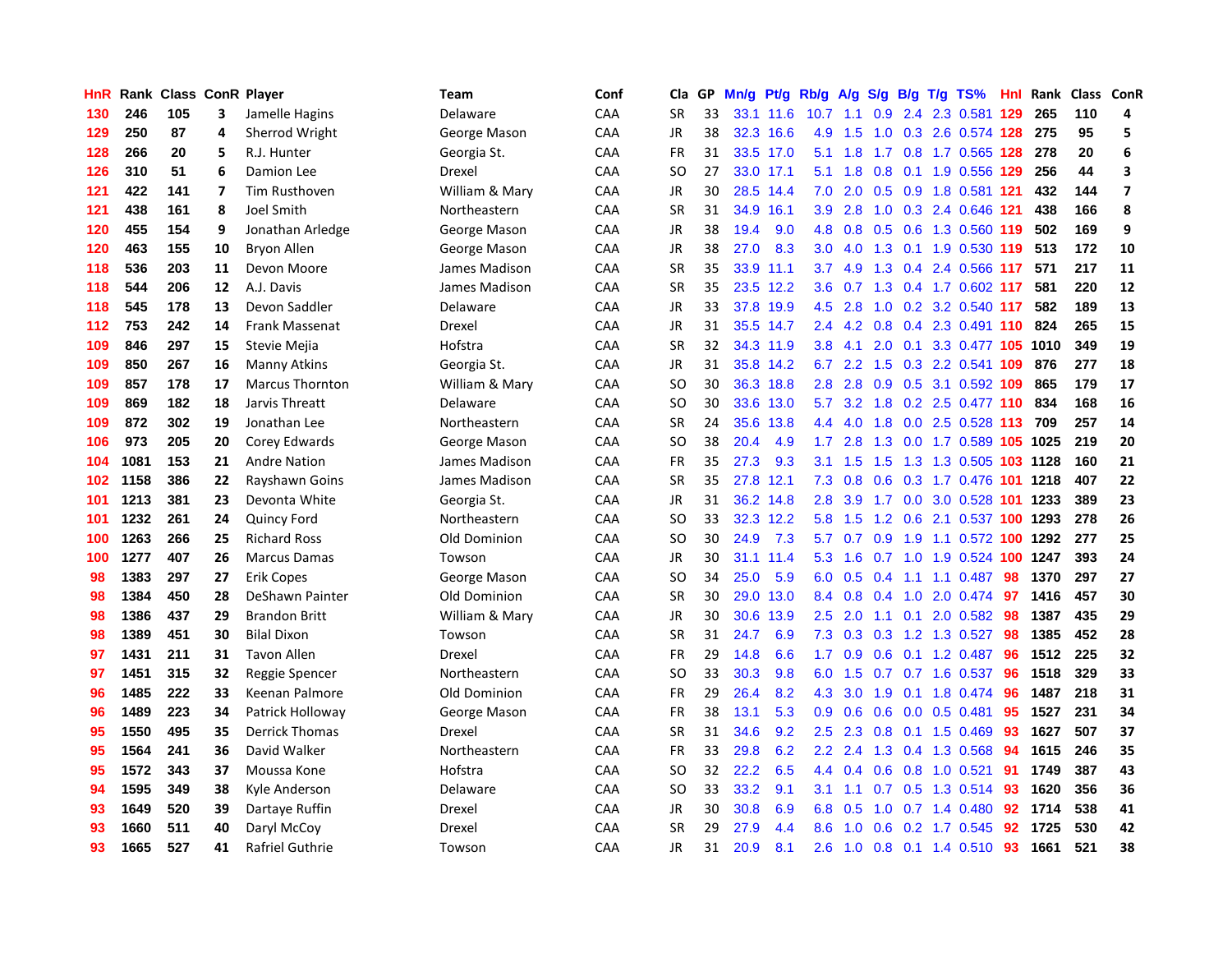| HnR | Rank | Class | ConR | Player | Team | Conf | Cla | GP | Mn/g | Pt/g | Rb/g | A/g | S/g | B/g | T/g | TS% | HnI | Rank | Class | ConR |
|---|---|---|---|---|---|---|---|---|---|---|---|---|---|---|---|---|---|---|---|---|
| 130 | 246 | 105 | 3 | Jamelle Hagins | Delaware | CAA | SR | 33 | 33.1 | 11.6 | 10.7 | 1.1 | 0.9 | 2.4 | 2.3 | 0.581 | 129 | 265 | 110 | 4 |
| 129 | 250 | 87 | 4 | Sherrod Wright | George Mason | CAA | JR | 38 | 32.3 | 16.6 | 4.9 | 1.5 | 1.0 | 0.3 | 2.6 | 0.574 | 128 | 275 | 95 | 5 |
| 128 | 266 | 20 | 5 | R.J. Hunter | Georgia St. | CAA | FR | 31 | 33.5 | 17.0 | 5.1 | 1.8 | 1.7 | 0.8 | 1.7 | 0.565 | 128 | 278 | 20 | 6 |
| 126 | 310 | 51 | 6 | Damion Lee | Drexel | CAA | SO | 27 | 33.0 | 17.1 | 5.1 | 1.8 | 0.8 | 0.1 | 1.9 | 0.556 | 129 | 256 | 44 | 3 |
| 121 | 422 | 141 | 7 | Tim Rusthoven | William & Mary | CAA | JR | 30 | 28.5 | 14.4 | 7.0 | 2.0 | 0.5 | 0.9 | 1.8 | 0.581 | 121 | 432 | 144 | 7 |
| 121 | 438 | 161 | 8 | Joel Smith | Northeastern | CAA | SR | 31 | 34.9 | 16.1 | 3.9 | 2.8 | 1.0 | 0.3 | 2.4 | 0.646 | 121 | 438 | 166 | 8 |
| 120 | 455 | 154 | 9 | Jonathan Arledge | George Mason | CAA | JR | 38 | 19.4 | 9.0 | 4.8 | 0.8 | 0.5 | 0.6 | 1.3 | 0.560 | 119 | 502 | 169 | 9 |
| 120 | 463 | 155 | 10 | Bryon Allen | George Mason | CAA | JR | 38 | 27.0 | 8.3 | 3.0 | 4.0 | 1.3 | 0.1 | 1.9 | 0.530 | 119 | 513 | 172 | 10 |
| 118 | 536 | 203 | 11 | Devon Moore | James Madison | CAA | SR | 35 | 33.9 | 11.1 | 3.7 | 4.9 | 1.3 | 0.4 | 2.4 | 0.566 | 117 | 571 | 217 | 11 |
| 118 | 544 | 206 | 12 | A.J. Davis | James Madison | CAA | SR | 35 | 23.5 | 12.2 | 3.6 | 0.7 | 1.3 | 0.4 | 1.7 | 0.602 | 117 | 581 | 220 | 12 |
| 118 | 545 | 178 | 13 | Devon Saddler | Delaware | CAA | JR | 33 | 37.8 | 19.9 | 4.5 | 2.8 | 1.0 | 0.2 | 3.2 | 0.540 | 117 | 582 | 189 | 13 |
| 112 | 753 | 242 | 14 | Frank Massenat | Drexel | CAA | JR | 31 | 35.5 | 14.7 | 2.4 | 4.2 | 0.8 | 0.4 | 2.3 | 0.491 | 110 | 824 | 265 | 15 |
| 109 | 846 | 297 | 15 | Stevie Mejia | Hofstra | CAA | SR | 32 | 34.3 | 11.9 | 3.8 | 4.1 | 2.0 | 0.1 | 3.3 | 0.477 | 105 | 1010 | 349 | 19 |
| 109 | 850 | 267 | 16 | Manny Atkins | Georgia St. | CAA | JR | 31 | 35.8 | 14.2 | 6.7 | 2.2 | 1.5 | 0.3 | 2.2 | 0.541 | 109 | 876 | 277 | 18 |
| 109 | 857 | 178 | 17 | Marcus Thornton | William & Mary | CAA | SO | 30 | 36.3 | 18.8 | 2.8 | 2.8 | 0.9 | 0.5 | 3.1 | 0.592 | 109 | 865 | 179 | 17 |
| 109 | 869 | 182 | 18 | Jarvis Threatt | Delaware | CAA | SO | 30 | 33.6 | 13.0 | 5.7 | 3.2 | 1.8 | 0.2 | 2.5 | 0.477 | 110 | 834 | 168 | 16 |
| 109 | 872 | 302 | 19 | Jonathan Lee | Northeastern | CAA | SR | 24 | 35.6 | 13.8 | 4.4 | 4.0 | 1.8 | 0.0 | 2.5 | 0.528 | 113 | 709 | 257 | 14 |
| 106 | 973 | 205 | 20 | Corey Edwards | George Mason | CAA | SO | 38 | 20.4 | 4.9 | 1.7 | 2.8 | 1.3 | 0.0 | 1.7 | 0.589 | 105 | 1025 | 219 | 20 |
| 104 | 1081 | 153 | 21 | Andre Nation | James Madison | CAA | FR | 35 | 27.3 | 9.3 | 3.1 | 1.5 | 1.5 | 1.3 | 1.3 | 0.505 | 103 | 1128 | 160 | 21 |
| 102 | 1158 | 386 | 22 | Rayshawn Goins | James Madison | CAA | SR | 35 | 27.8 | 12.1 | 7.3 | 0.8 | 0.6 | 0.3 | 1.7 | 0.476 | 101 | 1218 | 407 | 22 |
| 101 | 1213 | 381 | 23 | Devonta White | Georgia St. | CAA | JR | 31 | 36.2 | 14.8 | 2.8 | 3.9 | 1.7 | 0.0 | 3.0 | 0.528 | 101 | 1233 | 389 | 23 |
| 101 | 1232 | 261 | 24 | Quincy Ford | Northeastern | CAA | SO | 33 | 32.3 | 12.2 | 5.8 | 1.5 | 1.2 | 0.6 | 2.1 | 0.537 | 100 | 1293 | 278 | 26 |
| 100 | 1263 | 266 | 25 | Richard Ross | Old Dominion | CAA | SO | 30 | 24.9 | 7.3 | 5.7 | 0.7 | 0.9 | 1.9 | 1.1 | 0.572 | 100 | 1292 | 277 | 25 |
| 100 | 1277 | 407 | 26 | Marcus Damas | Towson | CAA | JR | 30 | 31.1 | 11.4 | 5.3 | 1.6 | 0.7 | 1.0 | 1.9 | 0.524 | 100 | 1247 | 393 | 24 |
| 98 | 1383 | 297 | 27 | Erik Copes | George Mason | CAA | SO | 34 | 25.0 | 5.9 | 6.0 | 0.5 | 0.4 | 1.1 | 1.1 | 0.487 | 98 | 1370 | 297 | 27 |
| 98 | 1384 | 450 | 28 | DeShawn Painter | Old Dominion | CAA | SR | 30 | 29.0 | 13.0 | 8.4 | 0.8 | 0.4 | 1.0 | 2.0 | 0.474 | 97 | 1416 | 457 | 30 |
| 98 | 1386 | 437 | 29 | Brandon Britt | William & Mary | CAA | JR | 30 | 30.6 | 13.9 | 2.5 | 2.0 | 1.1 | 0.1 | 2.0 | 0.582 | 98 | 1387 | 435 | 29 |
| 98 | 1389 | 451 | 30 | Bilal Dixon | Towson | CAA | SR | 31 | 24.7 | 6.9 | 7.3 | 0.3 | 0.3 | 1.2 | 1.3 | 0.527 | 98 | 1385 | 452 | 28 |
| 97 | 1431 | 211 | 31 | Tavon Allen | Drexel | CAA | FR | 29 | 14.8 | 6.6 | 1.7 | 0.9 | 0.6 | 0.1 | 1.2 | 0.487 | 96 | 1512 | 225 | 32 |
| 97 | 1451 | 315 | 32 | Reggie Spencer | Northeastern | CAA | SO | 33 | 30.3 | 9.8 | 6.0 | 1.5 | 0.7 | 0.7 | 1.6 | 0.537 | 96 | 1518 | 329 | 33 |
| 96 | 1485 | 222 | 33 | Keenan Palmore | Old Dominion | CAA | FR | 29 | 26.4 | 8.2 | 4.3 | 3.0 | 1.9 | 0.1 | 1.8 | 0.474 | 96 | 1487 | 218 | 31 |
| 96 | 1489 | 223 | 34 | Patrick Holloway | George Mason | CAA | FR | 38 | 13.1 | 5.3 | 0.9 | 0.6 | 0.6 | 0.0 | 0.5 | 0.481 | 95 | 1527 | 231 | 34 |
| 95 | 1550 | 495 | 35 | Derrick Thomas | Drexel | CAA | SR | 31 | 34.6 | 9.2 | 2.5 | 2.3 | 0.8 | 0.1 | 1.5 | 0.469 | 93 | 1627 | 507 | 37 |
| 95 | 1564 | 241 | 36 | David Walker | Northeastern | CAA | FR | 33 | 29.8 | 6.2 | 2.2 | 2.4 | 1.3 | 0.4 | 1.3 | 0.568 | 94 | 1615 | 246 | 35 |
| 95 | 1572 | 343 | 37 | Moussa Kone | Hofstra | CAA | SO | 32 | 22.2 | 6.5 | 4.4 | 0.4 | 0.6 | 0.8 | 1.0 | 0.521 | 91 | 1749 | 387 | 43 |
| 94 | 1595 | 349 | 38 | Kyle Anderson | Delaware | CAA | SO | 33 | 33.2 | 9.1 | 3.1 | 1.1 | 0.7 | 0.5 | 1.3 | 0.514 | 93 | 1620 | 356 | 36 |
| 93 | 1649 | 520 | 39 | Dartaye Ruffin | Drexel | CAA | JR | 30 | 30.8 | 6.9 | 6.8 | 0.5 | 1.0 | 0.7 | 1.4 | 0.480 | 92 | 1714 | 538 | 41 |
| 93 | 1660 | 511 | 40 | Daryl McCoy | Drexel | CAA | SR | 29 | 27.9 | 4.4 | 8.6 | 1.0 | 0.6 | 0.2 | 1.7 | 0.545 | 92 | 1725 | 530 | 42 |
| 93 | 1665 | 527 | 41 | Rafriel Guthrie | Towson | CAA | JR | 31 | 20.9 | 8.1 | 2.6 | 1.0 | 0.8 | 0.1 | 1.4 | 0.510 | 93 | 1661 | 521 | 38 |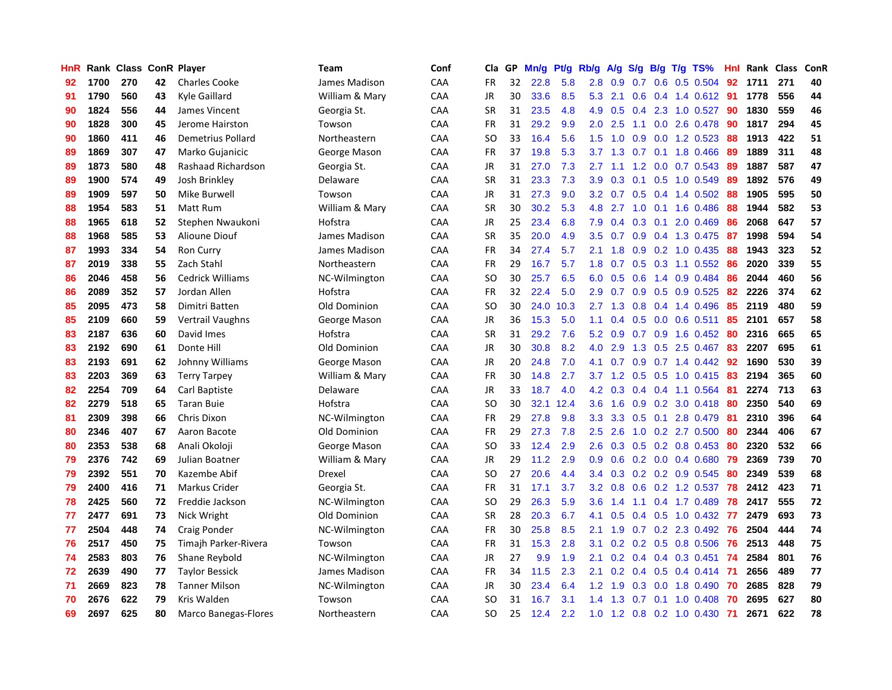| HnR | Rank | Class | ConR | Player | Team | Conf | Cla | GP | Mn/g | Pt/g | Rb/g | A/g | S/g | B/g | T/g | TS% | HnI | Rank | Class | ConR |
|---|---|---|---|---|---|---|---|---|---|---|---|---|---|---|---|---|---|---|---|---|
| 92 | 1700 | 270 | 42 | Charles Cooke | James Madison | CAA | FR | 32 | 22.8 | 5.8 | 2.8 | 0.9 | 0.7 | 0.6 | 0.5 | 0.504 | 92 | 1711 | 271 | 40 |
| 91 | 1790 | 560 | 43 | Kyle Gaillard | William & Mary | CAA | JR | 30 | 33.6 | 8.5 | 5.3 | 2.1 | 0.6 | 0.4 | 1.4 | 0.612 | 91 | 1778 | 556 | 44 |
| 90 | 1824 | 556 | 44 | James Vincent | Georgia St. | CAA | SR | 31 | 23.5 | 4.8 | 4.9 | 0.5 | 0.4 | 2.3 | 1.0 | 0.527 | 90 | 1830 | 559 | 46 |
| 90 | 1828 | 300 | 45 | Jerome Hairston | Towson | CAA | FR | 31 | 29.2 | 9.9 | 2.0 | 2.5 | 1.1 | 0.0 | 2.6 | 0.478 | 90 | 1817 | 294 | 45 |
| 90 | 1860 | 411 | 46 | Demetrius Pollard | Northeastern | CAA | SO | 33 | 16.4 | 5.6 | 1.5 | 1.0 | 0.9 | 0.0 | 1.2 | 0.523 | 88 | 1913 | 422 | 51 |
| 89 | 1869 | 307 | 47 | Marko Gujanicic | George Mason | CAA | FR | 37 | 19.8 | 5.3 | 3.7 | 1.3 | 0.7 | 0.1 | 1.8 | 0.466 | 89 | 1889 | 311 | 48 |
| 89 | 1873 | 580 | 48 | Rashaad Richardson | Georgia St. | CAA | JR | 31 | 27.0 | 7.3 | 2.7 | 1.1 | 1.2 | 0.0 | 0.7 | 0.543 | 89 | 1887 | 587 | 47 |
| 89 | 1900 | 574 | 49 | Josh Brinkley | Delaware | CAA | SR | 31 | 23.3 | 7.3 | 3.9 | 0.3 | 0.1 | 0.5 | 1.0 | 0.549 | 89 | 1892 | 576 | 49 |
| 89 | 1909 | 597 | 50 | Mike Burwell | Towson | CAA | JR | 31 | 27.3 | 9.0 | 3.2 | 0.7 | 0.5 | 0.4 | 1.4 | 0.502 | 88 | 1905 | 595 | 50 |
| 88 | 1954 | 583 | 51 | Matt Rum | William & Mary | CAA | SR | 30 | 30.2 | 5.3 | 4.8 | 2.7 | 1.0 | 0.1 | 1.6 | 0.486 | 88 | 1944 | 582 | 53 |
| 88 | 1965 | 618 | 52 | Stephen Nwaukoni | Hofstra | CAA | JR | 25 | 23.4 | 6.8 | 7.9 | 0.4 | 0.3 | 0.1 | 2.0 | 0.469 | 86 | 2068 | 647 | 57 |
| 88 | 1968 | 585 | 53 | Alioune Diouf | James Madison | CAA | SR | 35 | 20.0 | 4.9 | 3.5 | 0.7 | 0.9 | 0.4 | 1.3 | 0.475 | 87 | 1998 | 594 | 54 |
| 87 | 1993 | 334 | 54 | Ron Curry | James Madison | CAA | FR | 34 | 27.4 | 5.7 | 2.1 | 1.8 | 0.9 | 0.2 | 1.0 | 0.435 | 88 | 1943 | 323 | 52 |
| 87 | 2019 | 338 | 55 | Zach Stahl | Northeastern | CAA | FR | 29 | 16.7 | 5.7 | 1.8 | 0.7 | 0.5 | 0.3 | 1.1 | 0.552 | 86 | 2020 | 339 | 55 |
| 86 | 2046 | 458 | 56 | Cedrick Williams | NC-Wilmington | CAA | SO | 30 | 25.7 | 6.5 | 6.0 | 0.5 | 0.6 | 1.4 | 0.9 | 0.484 | 86 | 2044 | 460 | 56 |
| 86 | 2089 | 352 | 57 | Jordan Allen | Hofstra | CAA | FR | 32 | 22.4 | 5.0 | 2.9 | 0.7 | 0.9 | 0.5 | 0.9 | 0.525 | 82 | 2226 | 374 | 62 |
| 85 | 2095 | 473 | 58 | Dimitri Batten | Old Dominion | CAA | SO | 30 | 24.0 | 10.3 | 2.7 | 1.3 | 0.8 | 0.4 | 1.4 | 0.496 | 85 | 2119 | 480 | 59 |
| 85 | 2109 | 660 | 59 | Vertrail Vaughns | George Mason | CAA | JR | 36 | 15.3 | 5.0 | 1.1 | 0.4 | 0.5 | 0.0 | 0.6 | 0.511 | 85 | 2101 | 657 | 58 |
| 83 | 2187 | 636 | 60 | David Imes | Hofstra | CAA | SR | 31 | 29.2 | 7.6 | 5.2 | 0.9 | 0.7 | 0.9 | 1.6 | 0.452 | 80 | 2316 | 665 | 65 |
| 83 | 2192 | 690 | 61 | Donte Hill | Old Dominion | CAA | JR | 30 | 30.8 | 8.2 | 4.0 | 2.9 | 1.3 | 0.5 | 2.5 | 0.467 | 83 | 2207 | 695 | 61 |
| 83 | 2193 | 691 | 62 | Johnny Williams | George Mason | CAA | JR | 20 | 24.8 | 7.0 | 4.1 | 0.7 | 0.9 | 0.7 | 1.4 | 0.442 | 92 | 1690 | 530 | 39 |
| 83 | 2203 | 369 | 63 | Terry Tarpey | William & Mary | CAA | FR | 30 | 14.8 | 2.7 | 3.7 | 1.2 | 0.5 | 0.5 | 1.0 | 0.415 | 83 | 2194 | 365 | 60 |
| 82 | 2254 | 709 | 64 | Carl Baptiste | Delaware | CAA | JR | 33 | 18.7 | 4.0 | 4.2 | 0.3 | 0.4 | 0.4 | 1.1 | 0.564 | 81 | 2274 | 713 | 63 |
| 82 | 2279 | 518 | 65 | Taran Buie | Hofstra | CAA | SO | 30 | 32.1 | 12.4 | 3.6 | 1.6 | 0.9 | 0.2 | 3.0 | 0.418 | 80 | 2350 | 540 | 69 |
| 81 | 2309 | 398 | 66 | Chris Dixon | NC-Wilmington | CAA | FR | 29 | 27.8 | 9.8 | 3.3 | 3.3 | 0.5 | 0.1 | 2.8 | 0.479 | 81 | 2310 | 396 | 64 |
| 80 | 2346 | 407 | 67 | Aaron Bacote | Old Dominion | CAA | FR | 29 | 27.3 | 7.8 | 2.5 | 2.6 | 1.0 | 0.2 | 2.7 | 0.500 | 80 | 2344 | 406 | 67 |
| 80 | 2353 | 538 | 68 | Anali Okoloji | George Mason | CAA | SO | 33 | 12.4 | 2.9 | 2.6 | 0.3 | 0.5 | 0.2 | 0.8 | 0.453 | 80 | 2320 | 532 | 66 |
| 79 | 2376 | 742 | 69 | Julian Boatner | William & Mary | CAA | JR | 29 | 11.2 | 2.9 | 0.9 | 0.6 | 0.2 | 0.0 | 0.4 | 0.680 | 79 | 2369 | 739 | 70 |
| 79 | 2392 | 551 | 70 | Kazembe Abif | Drexel | CAA | SO | 27 | 20.6 | 4.4 | 3.4 | 0.3 | 0.2 | 0.2 | 0.9 | 0.545 | 80 | 2349 | 539 | 68 |
| 79 | 2400 | 416 | 71 | Markus Crider | Georgia St. | CAA | FR | 31 | 17.1 | 3.7 | 3.2 | 0.8 | 0.6 | 0.2 | 1.2 | 0.537 | 78 | 2412 | 423 | 71 |
| 78 | 2425 | 560 | 72 | Freddie Jackson | NC-Wilmington | CAA | SO | 29 | 26.3 | 5.9 | 3.6 | 1.4 | 1.1 | 0.4 | 1.7 | 0.489 | 78 | 2417 | 555 | 72 |
| 77 | 2477 | 691 | 73 | Nick Wright | Old Dominion | CAA | SR | 28 | 20.3 | 6.7 | 4.1 | 0.5 | 0.4 | 0.5 | 1.0 | 0.432 | 77 | 2479 | 693 | 73 |
| 77 | 2504 | 448 | 74 | Craig Ponder | NC-Wilmington | CAA | FR | 30 | 25.8 | 8.5 | 2.1 | 1.9 | 0.7 | 0.2 | 2.3 | 0.492 | 76 | 2504 | 444 | 74 |
| 76 | 2517 | 450 | 75 | Timajh Parker-Rivera | Towson | CAA | FR | 31 | 15.3 | 2.8 | 3.1 | 0.2 | 0.2 | 0.5 | 0.8 | 0.506 | 76 | 2513 | 448 | 75 |
| 74 | 2583 | 803 | 76 | Shane Reybold | NC-Wilmington | CAA | JR | 27 | 9.9 | 1.9 | 2.1 | 0.2 | 0.4 | 0.4 | 0.3 | 0.451 | 74 | 2584 | 801 | 76 |
| 72 | 2639 | 490 | 77 | Taylor Bessick | James Madison | CAA | FR | 34 | 11.5 | 2.3 | 2.1 | 0.2 | 0.4 | 0.5 | 0.4 | 0.414 | 71 | 2656 | 489 | 77 |
| 71 | 2669 | 823 | 78 | Tanner Milson | NC-Wilmington | CAA | JR | 30 | 23.4 | 6.4 | 1.2 | 1.9 | 0.3 | 0.0 | 1.8 | 0.490 | 70 | 2685 | 828 | 79 |
| 70 | 2676 | 622 | 79 | Kris Walden | Towson | CAA | SO | 31 | 16.7 | 3.1 | 1.4 | 1.3 | 0.7 | 0.1 | 1.0 | 0.408 | 70 | 2695 | 627 | 80 |
| 69 | 2697 | 625 | 80 | Marco Banegas-Flores | Northeastern | CAA | SO | 25 | 12.4 | 2.2 | 1.0 | 1.2 | 0.8 | 0.2 | 1.0 | 0.430 | 71 | 2671 | 622 | 78 |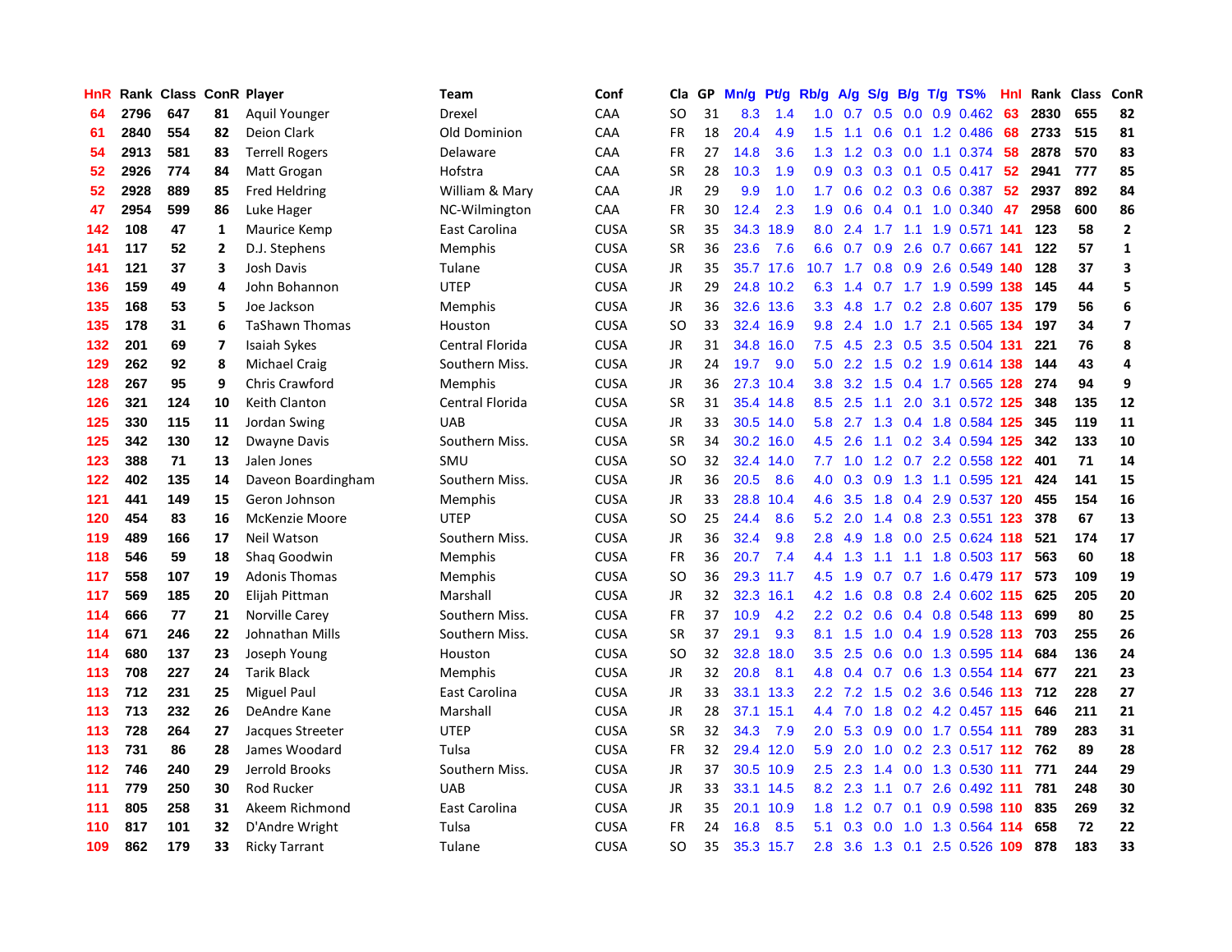| HnR | Rank | Class | ConR | Player | Team | Conf | Cla | GP | Mn/g | Pt/g | Rb/g | A/g | S/g | B/g | T/g | TS% | HnI | Rank | Class | ConR |
|---|---|---|---|---|---|---|---|---|---|---|---|---|---|---|---|---|---|---|---|---|
| 64 | 2796 | 647 | 81 | Aquil Younger | Drexel | CAA | SO | 31 | 8.3 | 1.4 | 1.0 | 0.7 | 0.5 | 0.0 | 0.9 | 0.462 | 63 | 2830 | 655 | 82 |
| 61 | 2840 | 554 | 82 | Deion Clark | Old Dominion | CAA | FR | 18 | 20.4 | 4.9 | 1.5 | 1.1 | 0.6 | 0.1 | 1.2 | 0.486 | 68 | 2733 | 515 | 81 |
| 54 | 2913 | 581 | 83 | Terrell Rogers | Delaware | CAA | FR | 27 | 14.8 | 3.6 | 1.3 | 1.2 | 0.3 | 0.0 | 1.1 | 0.374 | 58 | 2878 | 570 | 83 |
| 52 | 2926 | 774 | 84 | Matt Grogan | Hofstra | CAA | SR | 28 | 10.3 | 1.9 | 0.9 | 0.3 | 0.3 | 0.1 | 0.5 | 0.417 | 52 | 2941 | 777 | 85 |
| 52 | 2928 | 889 | 85 | Fred Heldring | William & Mary | CAA | JR | 29 | 9.9 | 1.0 | 1.7 | 0.6 | 0.2 | 0.3 | 0.6 | 0.387 | 52 | 2937 | 892 | 84 |
| 47 | 2954 | 599 | 86 | Luke Hager | NC-Wilmington | CAA | FR | 30 | 12.4 | 2.3 | 1.9 | 0.6 | 0.4 | 0.1 | 1.0 | 0.340 | 47 | 2958 | 600 | 86 |
| 142 | 108 | 47 | 1 | Maurice Kemp | East Carolina | CUSA | SR | 35 | 34.3 | 18.9 | 8.0 | 2.4 | 1.7 | 1.1 | 1.9 | 0.571 | 141 | 123 | 58 | 2 |
| 141 | 117 | 52 | 2 | D.J. Stephens | Memphis | CUSA | SR | 36 | 23.6 | 7.6 | 6.6 | 0.7 | 0.9 | 2.6 | 0.7 | 0.667 | 141 | 122 | 57 | 1 |
| 141 | 121 | 37 | 3 | Josh Davis | Tulane | CUSA | JR | 35 | 35.7 | 17.6 | 10.7 | 1.7 | 0.8 | 0.9 | 2.6 | 0.549 | 140 | 128 | 37 | 3 |
| 136 | 159 | 49 | 4 | John Bohannon | UTEP | CUSA | JR | 29 | 24.8 | 10.2 | 6.3 | 1.4 | 0.7 | 1.7 | 1.9 | 0.599 | 138 | 145 | 44 | 5 |
| 135 | 168 | 53 | 5 | Joe Jackson | Memphis | CUSA | JR | 36 | 32.6 | 13.6 | 3.3 | 4.8 | 1.7 | 0.2 | 2.8 | 0.607 | 135 | 179 | 56 | 6 |
| 135 | 178 | 31 | 6 | TaShawn Thomas | Houston | CUSA | SO | 33 | 32.4 | 16.9 | 9.8 | 2.4 | 1.0 | 1.7 | 2.1 | 0.565 | 134 | 197 | 34 | 7 |
| 132 | 201 | 69 | 7 | Isaiah Sykes | Central Florida | CUSA | JR | 31 | 34.8 | 16.0 | 7.5 | 4.5 | 2.3 | 0.5 | 3.5 | 0.504 | 131 | 221 | 76 | 8 |
| 129 | 262 | 92 | 8 | Michael Craig | Southern Miss. | CUSA | JR | 24 | 19.7 | 9.0 | 5.0 | 2.2 | 1.5 | 0.2 | 1.9 | 0.614 | 138 | 144 | 43 | 4 |
| 128 | 267 | 95 | 9 | Chris Crawford | Memphis | CUSA | JR | 36 | 27.3 | 10.4 | 3.8 | 3.2 | 1.5 | 0.4 | 1.7 | 0.565 | 128 | 274 | 94 | 9 |
| 126 | 321 | 124 | 10 | Keith Clanton | Central Florida | CUSA | SR | 31 | 35.4 | 14.8 | 8.5 | 2.5 | 1.1 | 2.0 | 3.1 | 0.572 | 125 | 348 | 135 | 12 |
| 125 | 330 | 115 | 11 | Jordan Swing | UAB | CUSA | JR | 33 | 30.5 | 14.0 | 5.8 | 2.7 | 1.3 | 0.4 | 1.8 | 0.584 | 125 | 345 | 119 | 11 |
| 125 | 342 | 130 | 12 | Dwayne Davis | Southern Miss. | CUSA | SR | 34 | 30.2 | 16.0 | 4.5 | 2.6 | 1.1 | 0.2 | 3.4 | 0.594 | 125 | 342 | 133 | 10 |
| 123 | 388 | 71 | 13 | Jalen Jones | SMU | CUSA | SO | 32 | 32.4 | 14.0 | 7.7 | 1.0 | 1.2 | 0.7 | 2.2 | 0.558 | 122 | 401 | 71 | 14 |
| 122 | 402 | 135 | 14 | Daveon Boardingham | Southern Miss. | CUSA | JR | 36 | 20.5 | 8.6 | 4.0 | 0.3 | 0.9 | 1.3 | 1.1 | 0.595 | 121 | 424 | 141 | 15 |
| 121 | 441 | 149 | 15 | Geron Johnson | Memphis | CUSA | JR | 33 | 28.8 | 10.4 | 4.6 | 3.5 | 1.8 | 0.4 | 2.9 | 0.537 | 120 | 455 | 154 | 16 |
| 120 | 454 | 83 | 16 | McKenzie Moore | UTEP | CUSA | SO | 25 | 24.4 | 8.6 | 5.2 | 2.0 | 1.4 | 0.8 | 2.3 | 0.551 | 123 | 378 | 67 | 13 |
| 119 | 489 | 166 | 17 | Neil Watson | Southern Miss. | CUSA | JR | 36 | 32.4 | 9.8 | 2.8 | 4.9 | 1.8 | 0.0 | 2.5 | 0.624 | 118 | 521 | 174 | 17 |
| 118 | 546 | 59 | 18 | Shaq Goodwin | Memphis | CUSA | FR | 36 | 20.7 | 7.4 | 4.4 | 1.3 | 1.1 | 1.1 | 1.8 | 0.503 | 117 | 563 | 60 | 18 |
| 117 | 558 | 107 | 19 | Adonis Thomas | Memphis | CUSA | SO | 36 | 29.3 | 11.7 | 4.5 | 1.9 | 0.7 | 0.7 | 1.6 | 0.479 | 117 | 573 | 109 | 19 |
| 117 | 569 | 185 | 20 | Elijah Pittman | Marshall | CUSA | JR | 32 | 32.3 | 16.1 | 4.2 | 1.6 | 0.8 | 0.8 | 2.4 | 0.602 | 115 | 625 | 205 | 20 |
| 114 | 666 | 77 | 21 | Norville Carey | Southern Miss. | CUSA | FR | 37 | 10.9 | 4.2 | 2.2 | 0.2 | 0.6 | 0.4 | 0.8 | 0.548 | 113 | 699 | 80 | 25 |
| 114 | 671 | 246 | 22 | Johnathan Mills | Southern Miss. | CUSA | SR | 37 | 29.1 | 9.3 | 8.1 | 1.5 | 1.0 | 0.4 | 1.9 | 0.528 | 113 | 703 | 255 | 26 |
| 114 | 680 | 137 | 23 | Joseph Young | Houston | CUSA | SO | 32 | 32.8 | 18.0 | 3.5 | 2.5 | 0.6 | 0.0 | 1.3 | 0.595 | 114 | 684 | 136 | 24 |
| 113 | 708 | 227 | 24 | Tarik Black | Memphis | CUSA | JR | 32 | 20.8 | 8.1 | 4.8 | 0.4 | 0.7 | 0.6 | 1.3 | 0.554 | 114 | 677 | 221 | 23 |
| 113 | 712 | 231 | 25 | Miguel Paul | East Carolina | CUSA | JR | 33 | 33.1 | 13.3 | 2.2 | 7.2 | 1.5 | 0.2 | 3.6 | 0.546 | 113 | 712 | 228 | 27 |
| 113 | 713 | 232 | 26 | DeAndre Kane | Marshall | CUSA | JR | 28 | 37.1 | 15.1 | 4.4 | 7.0 | 1.8 | 0.2 | 4.2 | 0.457 | 115 | 646 | 211 | 21 |
| 113 | 728 | 264 | 27 | Jacques Streeter | UTEP | CUSA | SR | 32 | 34.3 | 7.9 | 2.0 | 5.3 | 0.9 | 0.0 | 1.7 | 0.554 | 111 | 789 | 283 | 31 |
| 113 | 731 | 86 | 28 | James Woodard | Tulsa | CUSA | FR | 32 | 29.4 | 12.0 | 5.9 | 2.0 | 1.0 | 0.2 | 2.3 | 0.517 | 112 | 762 | 89 | 28 |
| 112 | 746 | 240 | 29 | Jerrold Brooks | Southern Miss. | CUSA | JR | 37 | 30.5 | 10.9 | 2.5 | 2.3 | 1.4 | 0.0 | 1.3 | 0.530 | 111 | 771 | 244 | 29 |
| 111 | 779 | 250 | 30 | Rod Rucker | UAB | CUSA | JR | 33 | 33.1 | 14.5 | 8.2 | 2.3 | 1.1 | 0.7 | 2.6 | 0.492 | 111 | 781 | 248 | 30 |
| 111 | 805 | 258 | 31 | Akeem Richmond | East Carolina | CUSA | JR | 35 | 20.1 | 10.9 | 1.8 | 1.2 | 0.7 | 0.1 | 0.9 | 0.598 | 110 | 835 | 269 | 32 |
| 110 | 817 | 101 | 32 | D'Andre Wright | Tulsa | CUSA | FR | 24 | 16.8 | 8.5 | 5.1 | 0.3 | 0.0 | 1.0 | 1.3 | 0.564 | 114 | 658 | 72 | 22 |
| 109 | 862 | 179 | 33 | Ricky Tarrant | Tulane | CUSA | SO | 35 | 35.3 | 15.7 | 2.8 | 3.6 | 1.3 | 0.1 | 2.5 | 0.526 | 109 | 878 | 183 | 33 |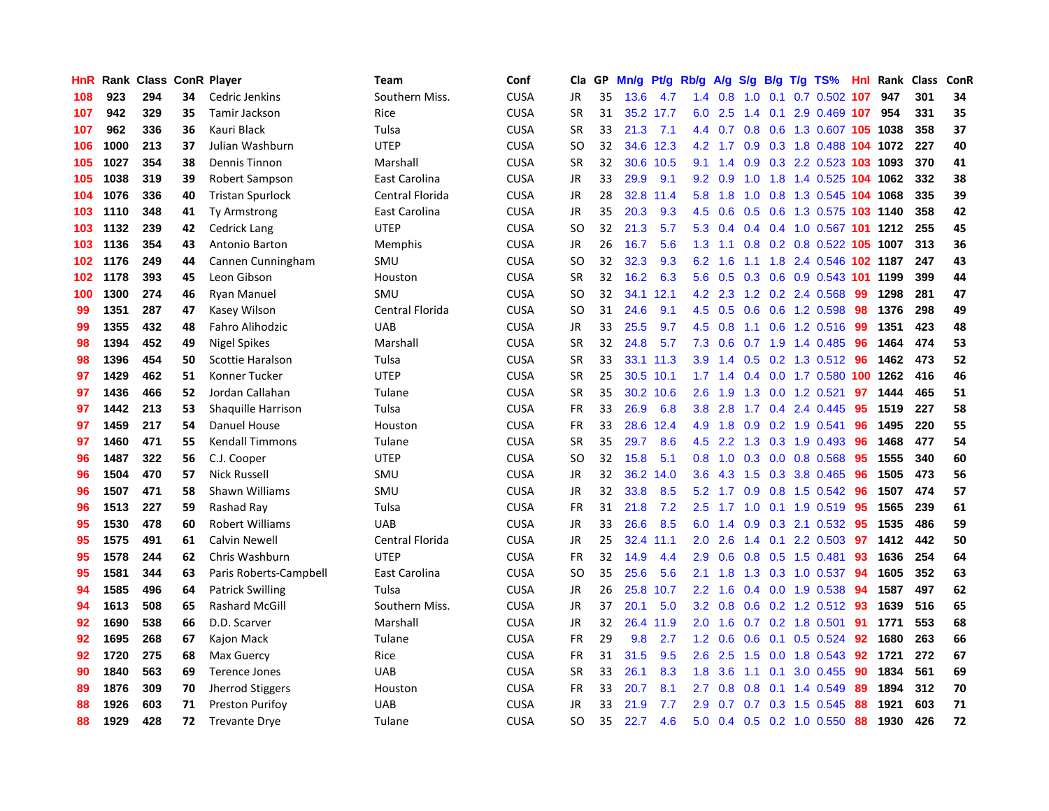| HnR | Rank | Class | ConR | Player | Team | Conf | Cla | GP | Mn/g | Pt/g | Rb/g | A/g | S/g | B/g | T/g | TS% | Hnl | Rank | Class | ConR |
|---|---|---|---|---|---|---|---|---|---|---|---|---|---|---|---|---|---|---|---|---|
| 108 | 923 | 294 | 34 | Cedric Jenkins | Southern Miss. | CUSA | JR | 35 | 13.6 | 4.7 | 1.4 | 0.8 | 1.0 | 0.1 | 0.7 | 0.502 | 107 | 947 | 301 | 34 |
| 107 | 942 | 329 | 35 | Tamir Jackson | Rice | CUSA | SR | 31 | 35.2 | 17.7 | 6.0 | 2.5 | 1.4 | 0.1 | 2.9 | 0.469 | 107 | 954 | 331 | 35 |
| 107 | 962 | 336 | 36 | Kauri Black | Tulsa | CUSA | SR | 33 | 21.3 | 7.1 | 4.4 | 0.7 | 0.8 | 0.6 | 1.3 | 0.607 | 105 | 1038 | 358 | 37 |
| 106 | 1000 | 213 | 37 | Julian Washburn | UTEP | CUSA | SO | 32 | 34.6 | 12.3 | 4.2 | 1.7 | 0.9 | 0.3 | 1.8 | 0.488 | 104 | 1072 | 227 | 40 |
| 105 | 1027 | 354 | 38 | Dennis Tinnon | Marshall | CUSA | SR | 32 | 30.6 | 10.5 | 9.1 | 1.4 | 0.9 | 0.3 | 2.2 | 0.523 | 103 | 1093 | 370 | 41 |
| 105 | 1038 | 319 | 39 | Robert Sampson | East Carolina | CUSA | JR | 33 | 29.9 | 9.1 | 9.2 | 0.9 | 1.0 | 1.8 | 1.4 | 0.525 | 104 | 1062 | 332 | 38 |
| 104 | 1076 | 336 | 40 | Tristan Spurlock | Central Florida | CUSA | JR | 28 | 32.8 | 11.4 | 5.8 | 1.8 | 1.0 | 0.8 | 1.3 | 0.545 | 104 | 1068 | 335 | 39 |
| 103 | 1110 | 348 | 41 | Ty Armstrong | East Carolina | CUSA | JR | 35 | 20.3 | 9.3 | 4.5 | 0.6 | 0.5 | 0.6 | 1.3 | 0.575 | 103 | 1140 | 358 | 42 |
| 103 | 1132 | 239 | 42 | Cedrick Lang | UTEP | CUSA | SO | 32 | 21.3 | 5.7 | 5.3 | 0.4 | 0.4 | 0.4 | 1.0 | 0.567 | 101 | 1212 | 255 | 45 |
| 103 | 1136 | 354 | 43 | Antonio Barton | Memphis | CUSA | JR | 26 | 16.7 | 5.6 | 1.3 | 1.1 | 0.8 | 0.2 | 0.8 | 0.522 | 105 | 1007 | 313 | 36 |
| 102 | 1176 | 249 | 44 | Cannen Cunningham | SMU | CUSA | SO | 32 | 32.3 | 9.3 | 6.2 | 1.6 | 1.1 | 1.8 | 2.4 | 0.546 | 102 | 1187 | 247 | 43 |
| 102 | 1178 | 393 | 45 | Leon Gibson | Houston | CUSA | SR | 32 | 16.2 | 6.3 | 5.6 | 0.5 | 0.3 | 0.6 | 0.9 | 0.543 | 101 | 1199 | 399 | 44 |
| 100 | 1300 | 274 | 46 | Ryan Manuel | SMU | CUSA | SO | 32 | 34.1 | 12.1 | 4.2 | 2.3 | 1.2 | 0.2 | 2.4 | 0.568 | 99 | 1298 | 281 | 47 |
| 99 | 1351 | 287 | 47 | Kasey Wilson | Central Florida | CUSA | SO | 31 | 24.6 | 9.1 | 4.5 | 0.5 | 0.6 | 0.6 | 1.2 | 0.598 | 98 | 1376 | 298 | 49 |
| 99 | 1355 | 432 | 48 | Fahro Alihodzic | UAB | CUSA | JR | 33 | 25.5 | 9.7 | 4.5 | 0.8 | 1.1 | 0.6 | 1.2 | 0.516 | 99 | 1351 | 423 | 48 |
| 98 | 1394 | 452 | 49 | Nigel Spikes | Marshall | CUSA | SR | 32 | 24.8 | 5.7 | 7.3 | 0.6 | 0.7 | 1.9 | 1.4 | 0.485 | 96 | 1464 | 474 | 53 |
| 98 | 1396 | 454 | 50 | Scottie Haralson | Tulsa | CUSA | SR | 33 | 33.1 | 11.3 | 3.9 | 1.4 | 0.5 | 0.2 | 1.3 | 0.512 | 96 | 1462 | 473 | 52 |
| 97 | 1429 | 462 | 51 | Konner Tucker | UTEP | CUSA | SR | 25 | 30.5 | 10.1 | 1.7 | 1.4 | 0.4 | 0.0 | 1.7 | 0.580 | 100 | 1262 | 416 | 46 |
| 97 | 1436 | 466 | 52 | Jordan Callahan | Tulane | CUSA | SR | 35 | 30.2 | 10.6 | 2.6 | 1.9 | 1.3 | 0.0 | 1.2 | 0.521 | 97 | 1444 | 465 | 51 |
| 97 | 1442 | 213 | 53 | Shaquille Harrison | Tulsa | CUSA | FR | 33 | 26.9 | 6.8 | 3.8 | 2.8 | 1.7 | 0.4 | 2.4 | 0.445 | 95 | 1519 | 227 | 58 |
| 97 | 1459 | 217 | 54 | Danuel House | Houston | CUSA | FR | 33 | 28.6 | 12.4 | 4.9 | 1.8 | 0.9 | 0.2 | 1.9 | 0.541 | 96 | 1495 | 220 | 55 |
| 97 | 1460 | 471 | 55 | Kendall Timmons | Tulane | CUSA | SR | 35 | 29.7 | 8.6 | 4.5 | 2.2 | 1.3 | 0.3 | 1.9 | 0.493 | 96 | 1468 | 477 | 54 |
| 96 | 1487 | 322 | 56 | C.J. Cooper | UTEP | CUSA | SO | 32 | 15.8 | 5.1 | 0.8 | 1.0 | 0.3 | 0.0 | 0.8 | 0.568 | 95 | 1555 | 340 | 60 |
| 96 | 1504 | 470 | 57 | Nick Russell | SMU | CUSA | JR | 32 | 36.2 | 14.0 | 3.6 | 4.3 | 1.5 | 0.3 | 3.8 | 0.465 | 96 | 1505 | 473 | 56 |
| 96 | 1507 | 471 | 58 | Shawn Williams | SMU | CUSA | JR | 32 | 33.8 | 8.5 | 5.2 | 1.7 | 0.9 | 0.8 | 1.5 | 0.542 | 96 | 1507 | 474 | 57 |
| 96 | 1513 | 227 | 59 | Rashad Ray | Tulsa | CUSA | FR | 31 | 21.8 | 7.2 | 2.5 | 1.7 | 1.0 | 0.1 | 1.9 | 0.519 | 95 | 1565 | 239 | 61 |
| 95 | 1530 | 478 | 60 | Robert Williams | UAB | CUSA | JR | 33 | 26.6 | 8.5 | 6.0 | 1.4 | 0.9 | 0.3 | 2.1 | 0.532 | 95 | 1535 | 486 | 59 |
| 95 | 1575 | 491 | 61 | Calvin Newell | Central Florida | CUSA | JR | 25 | 32.4 | 11.1 | 2.0 | 2.6 | 1.4 | 0.1 | 2.2 | 0.503 | 97 | 1412 | 442 | 50 |
| 95 | 1578 | 244 | 62 | Chris Washburn | UTEP | CUSA | FR | 32 | 14.9 | 4.4 | 2.9 | 0.6 | 0.8 | 0.5 | 1.5 | 0.481 | 93 | 1636 | 254 | 64 |
| 95 | 1581 | 344 | 63 | Paris Roberts-Campbell | East Carolina | CUSA | SO | 35 | 25.6 | 5.6 | 2.1 | 1.8 | 1.3 | 0.3 | 1.0 | 0.537 | 94 | 1605 | 352 | 63 |
| 94 | 1585 | 496 | 64 | Patrick Swilling | Tulsa | CUSA | JR | 26 | 25.8 | 10.7 | 2.2 | 1.6 | 0.4 | 0.0 | 1.9 | 0.538 | 94 | 1587 | 497 | 62 |
| 94 | 1613 | 508 | 65 | Rashard McGill | Southern Miss. | CUSA | JR | 37 | 20.1 | 5.0 | 3.2 | 0.8 | 0.6 | 0.2 | 1.2 | 0.512 | 93 | 1639 | 516 | 65 |
| 92 | 1690 | 538 | 66 | D.D. Scarver | Marshall | CUSA | JR | 32 | 26.4 | 11.9 | 2.0 | 1.6 | 0.7 | 0.2 | 1.8 | 0.501 | 91 | 1771 | 553 | 68 |
| 92 | 1695 | 268 | 67 | Kajon Mack | Tulane | CUSA | FR | 29 | 9.8 | 2.7 | 1.2 | 0.6 | 0.6 | 0.1 | 0.5 | 0.524 | 92 | 1680 | 263 | 66 |
| 92 | 1720 | 275 | 68 | Max Guercy | Rice | CUSA | FR | 31 | 31.5 | 9.5 | 2.6 | 2.5 | 1.5 | 0.0 | 1.8 | 0.543 | 92 | 1721 | 272 | 67 |
| 90 | 1840 | 563 | 69 | Terence Jones | UAB | CUSA | SR | 33 | 26.1 | 8.3 | 1.8 | 3.6 | 1.1 | 0.1 | 3.0 | 0.455 | 90 | 1834 | 561 | 69 |
| 89 | 1876 | 309 | 70 | Jherrod Stiggers | Houston | CUSA | FR | 33 | 20.7 | 8.1 | 2.7 | 0.8 | 0.8 | 0.1 | 1.4 | 0.549 | 89 | 1894 | 312 | 70 |
| 88 | 1926 | 603 | 71 | Preston Purifoy | UAB | CUSA | JR | 33 | 21.9 | 7.7 | 2.9 | 0.7 | 0.7 | 0.3 | 1.5 | 0.545 | 88 | 1921 | 603 | 71 |
| 88 | 1929 | 428 | 72 | Trevante Drye | Tulane | CUSA | SO | 35 | 22.7 | 4.6 | 5.0 | 0.4 | 0.5 | 0.2 | 1.0 | 0.550 | 88 | 1930 | 426 | 72 |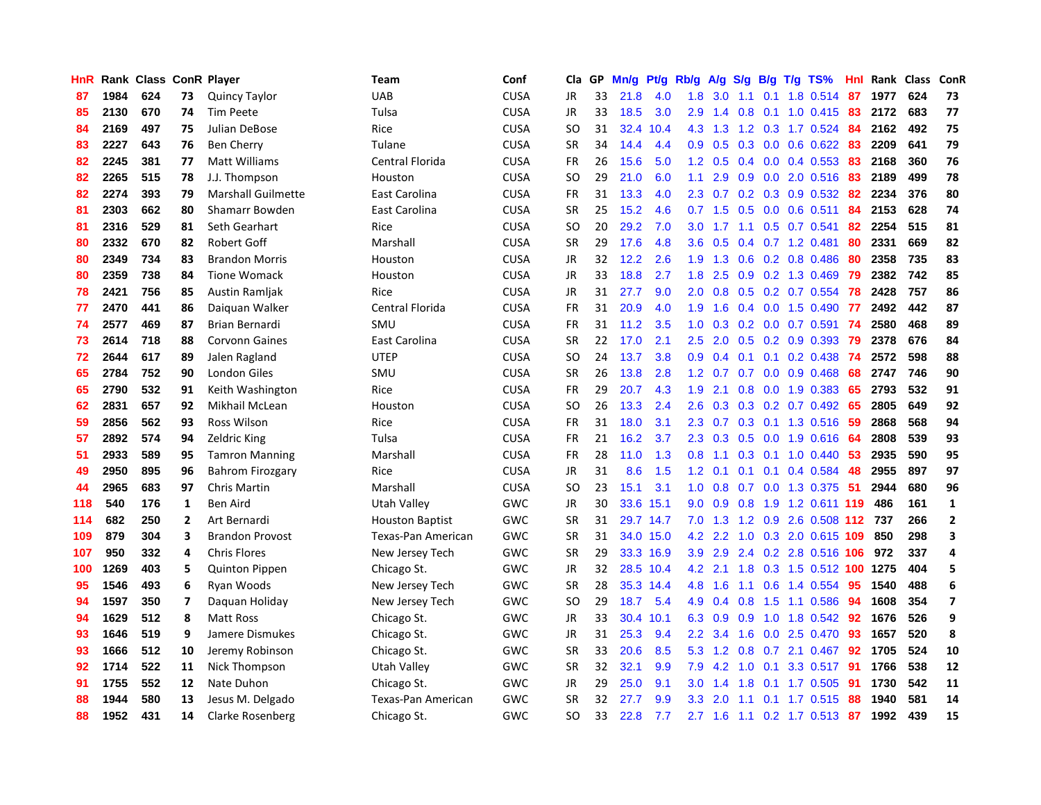| HnR | Rank | Class | ConR | Player | Team | Conf | Cla | GP | Mn/g | Pt/g | Rb/g | A/g | S/g | B/g | T/g | TS% | HnI | Rank | Class | ConR |
|---|---|---|---|---|---|---|---|---|---|---|---|---|---|---|---|---|---|---|---|---|
| 87 | 1984 | 624 | 73 | Quincy Taylor | UAB | CUSA | JR | 33 | 21.8 | 4.0 | 1.8 | 3.0 | 1.1 | 0.1 | 1.8 | 0.514 | 87 | 1977 | 624 | 73 |
| 85 | 2130 | 670 | 74 | Tim Peete | Tulsa | CUSA | JR | 33 | 18.5 | 3.0 | 2.9 | 1.4 | 0.8 | 0.1 | 1.0 | 0.415 | 83 | 2172 | 683 | 77 |
| 84 | 2169 | 497 | 75 | Julian DeBose | Rice | CUSA | SO | 31 | 32.4 | 10.4 | 4.3 | 1.3 | 1.2 | 0.3 | 1.7 | 0.524 | 84 | 2162 | 492 | 75 |
| 83 | 2227 | 643 | 76 | Ben Cherry | Tulane | CUSA | SR | 34 | 14.4 | 4.4 | 0.9 | 0.5 | 0.3 | 0.0 | 0.6 | 0.622 | 83 | 2209 | 641 | 79 |
| 82 | 2245 | 381 | 77 | Matt Williams | Central Florida | CUSA | FR | 26 | 15.6 | 5.0 | 1.2 | 0.5 | 0.4 | 0.0 | 0.4 | 0.553 | 83 | 2168 | 360 | 76 |
| 82 | 2265 | 515 | 78 | J.J. Thompson | Houston | CUSA | SO | 29 | 21.0 | 6.0 | 1.1 | 2.9 | 0.9 | 0.0 | 2.0 | 0.516 | 83 | 2189 | 499 | 78 |
| 82 | 2274 | 393 | 79 | Marshall Guilmette | East Carolina | CUSA | FR | 31 | 13.3 | 4.0 | 2.3 | 0.7 | 0.2 | 0.3 | 0.9 | 0.532 | 82 | 2234 | 376 | 80 |
| 81 | 2303 | 662 | 80 | Shamarr Bowden | East Carolina | CUSA | SR | 25 | 15.2 | 4.6 | 0.7 | 1.5 | 0.5 | 0.0 | 0.6 | 0.511 | 84 | 2153 | 628 | 74 |
| 81 | 2316 | 529 | 81 | Seth Gearhart | Rice | CUSA | SO | 20 | 29.2 | 7.0 | 3.0 | 1.7 | 1.1 | 0.5 | 0.7 | 0.541 | 82 | 2254 | 515 | 81 |
| 80 | 2332 | 670 | 82 | Robert Goff | Marshall | CUSA | SR | 29 | 17.6 | 4.8 | 3.6 | 0.5 | 0.4 | 0.7 | 1.2 | 0.481 | 80 | 2331 | 669 | 82 |
| 80 | 2349 | 734 | 83 | Brandon Morris | Houston | CUSA | JR | 32 | 12.2 | 2.6 | 1.9 | 1.3 | 0.6 | 0.2 | 0.8 | 0.486 | 80 | 2358 | 735 | 83 |
| 80 | 2359 | 738 | 84 | Tione Womack | Houston | CUSA | JR | 33 | 18.8 | 2.7 | 1.8 | 2.5 | 0.9 | 0.2 | 1.3 | 0.469 | 79 | 2382 | 742 | 85 |
| 78 | 2421 | 756 | 85 | Austin Ramljak | Rice | CUSA | JR | 31 | 27.7 | 9.0 | 2.0 | 0.8 | 0.5 | 0.2 | 0.7 | 0.554 | 78 | 2428 | 757 | 86 |
| 77 | 2470 | 441 | 86 | Daiquan Walker | Central Florida | CUSA | FR | 31 | 20.9 | 4.0 | 1.9 | 1.6 | 0.4 | 0.0 | 1.5 | 0.490 | 77 | 2492 | 442 | 87 |
| 74 | 2577 | 469 | 87 | Brian Bernardi | SMU | CUSA | FR | 31 | 11.2 | 3.5 | 1.0 | 0.3 | 0.2 | 0.0 | 0.7 | 0.591 | 74 | 2580 | 468 | 89 |
| 73 | 2614 | 718 | 88 | Corvonn Gaines | East Carolina | CUSA | SR | 22 | 17.0 | 2.1 | 2.5 | 2.0 | 0.5 | 0.2 | 0.9 | 0.393 | 79 | 2378 | 676 | 84 |
| 72 | 2644 | 617 | 89 | Jalen Ragland | UTEP | CUSA | SO | 24 | 13.7 | 3.8 | 0.9 | 0.4 | 0.1 | 0.1 | 0.2 | 0.438 | 74 | 2572 | 598 | 88 |
| 65 | 2784 | 752 | 90 | London Giles | SMU | CUSA | SR | 26 | 13.8 | 2.8 | 1.2 | 0.7 | 0.7 | 0.0 | 0.9 | 0.468 | 68 | 2747 | 746 | 90 |
| 65 | 2790 | 532 | 91 | Keith Washington | Rice | CUSA | FR | 29 | 20.7 | 4.3 | 1.9 | 2.1 | 0.8 | 0.0 | 1.9 | 0.383 | 65 | 2793 | 532 | 91 |
| 62 | 2831 | 657 | 92 | Mikhail McLean | Houston | CUSA | SO | 26 | 13.3 | 2.4 | 2.6 | 0.3 | 0.3 | 0.2 | 0.7 | 0.492 | 65 | 2805 | 649 | 92 |
| 59 | 2856 | 562 | 93 | Ross Wilson | Rice | CUSA | FR | 31 | 18.0 | 3.1 | 2.3 | 0.7 | 0.3 | 0.1 | 1.3 | 0.516 | 59 | 2868 | 568 | 94 |
| 57 | 2892 | 574 | 94 | Zeldric King | Tulsa | CUSA | FR | 21 | 16.2 | 3.7 | 2.3 | 0.3 | 0.5 | 0.0 | 1.9 | 0.616 | 64 | 2808 | 539 | 93 |
| 51 | 2933 | 589 | 95 | Tamron Manning | Marshall | CUSA | FR | 28 | 11.0 | 1.3 | 0.8 | 1.1 | 0.3 | 0.1 | 1.0 | 0.440 | 53 | 2935 | 590 | 95 |
| 49 | 2950 | 895 | 96 | Bahrom Firozgary | Rice | CUSA | JR | 31 | 8.6 | 1.5 | 1.2 | 0.1 | 0.1 | 0.1 | 0.4 | 0.584 | 48 | 2955 | 897 | 97 |
| 44 | 2965 | 683 | 97 | Chris Martin | Marshall | CUSA | SO | 23 | 15.1 | 3.1 | 1.0 | 0.8 | 0.7 | 0.0 | 1.3 | 0.375 | 51 | 2944 | 680 | 96 |
| 118 | 540 | 176 | 1 | Ben Aird | Utah Valley | GWC | JR | 30 | 33.6 | 15.1 | 9.0 | 0.9 | 0.8 | 1.9 | 1.2 | 0.611 | 119 | 486 | 161 | 1 |
| 114 | 682 | 250 | 2 | Art Bernardi | Houston Baptist | GWC | SR | 31 | 29.7 | 14.7 | 7.0 | 1.3 | 1.2 | 0.9 | 2.6 | 0.508 | 112 | 737 | 266 | 2 |
| 109 | 879 | 304 | 3 | Brandon Provost | Texas-Pan American | GWC | SR | 31 | 34.0 | 15.0 | 4.2 | 2.2 | 1.0 | 0.3 | 2.0 | 0.615 | 109 | 850 | 298 | 3 |
| 107 | 950 | 332 | 4 | Chris Flores | New Jersey Tech | GWC | SR | 29 | 33.3 | 16.9 | 3.9 | 2.9 | 2.4 | 0.2 | 2.8 | 0.516 | 106 | 972 | 337 | 4 |
| 100 | 1269 | 403 | 5 | Quinton Pippen | Chicago St. | GWC | JR | 32 | 28.5 | 10.4 | 4.2 | 2.1 | 1.8 | 0.3 | 1.5 | 0.512 | 100 | 1275 | 404 | 5 |
| 95 | 1546 | 493 | 6 | Ryan Woods | New Jersey Tech | GWC | SR | 28 | 35.3 | 14.4 | 4.8 | 1.6 | 1.1 | 0.6 | 1.4 | 0.554 | 95 | 1540 | 488 | 6 |
| 94 | 1597 | 350 | 7 | Daquan Holiday | New Jersey Tech | GWC | SO | 29 | 18.7 | 5.4 | 4.9 | 0.4 | 0.8 | 1.5 | 1.1 | 0.586 | 94 | 1608 | 354 | 7 |
| 94 | 1629 | 512 | 8 | Matt Ross | Chicago St. | GWC | JR | 33 | 30.4 | 10.1 | 6.3 | 0.9 | 0.9 | 1.0 | 1.8 | 0.542 | 92 | 1676 | 526 | 9 |
| 93 | 1646 | 519 | 9 | Jamere Dismukes | Chicago St. | GWC | JR | 31 | 25.3 | 9.4 | 2.2 | 3.4 | 1.6 | 0.0 | 2.5 | 0.470 | 93 | 1657 | 520 | 8 |
| 93 | 1666 | 512 | 10 | Jeremy Robinson | Chicago St. | GWC | SR | 33 | 20.6 | 8.5 | 5.3 | 1.2 | 0.8 | 0.7 | 2.1 | 0.467 | 92 | 1705 | 524 | 10 |
| 92 | 1714 | 522 | 11 | Nick Thompson | Utah Valley | GWC | SR | 32 | 32.1 | 9.9 | 7.9 | 4.2 | 1.0 | 0.1 | 3.3 | 0.517 | 91 | 1766 | 538 | 12 |
| 91 | 1755 | 552 | 12 | Nate Duhon | Chicago St. | GWC | JR | 29 | 25.0 | 9.1 | 3.0 | 1.4 | 1.8 | 0.1 | 1.7 | 0.505 | 91 | 1730 | 542 | 11 |
| 88 | 1944 | 580 | 13 | Jesus M. Delgado | Texas-Pan American | GWC | SR | 32 | 27.7 | 9.9 | 3.3 | 2.0 | 1.1 | 0.1 | 1.7 | 0.515 | 88 | 1940 | 581 | 14 |
| 88 | 1952 | 431 | 14 | Clarke Rosenberg | Chicago St. | GWC | SO | 33 | 22.8 | 7.7 | 2.7 | 1.6 | 1.1 | 0.2 | 1.7 | 0.513 | 87 | 1992 | 439 | 15 |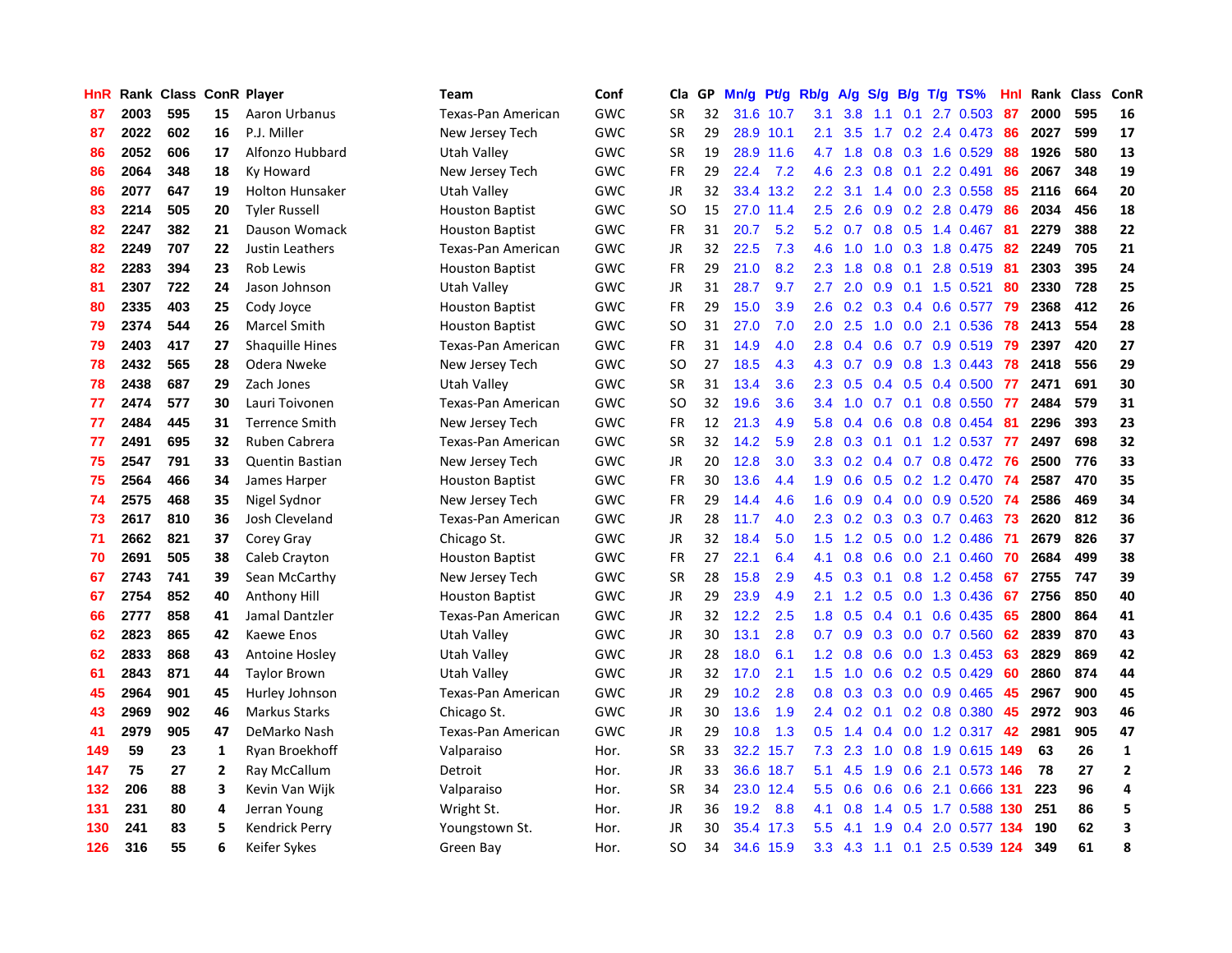| HnR | Rank | Class | ConR | Player | Team | Conf | Cla | GP | Mn/g | Pt/g | Rb/g | A/g | S/g | B/g | T/g | TS% | HnI | Rank | Class | ConR |
|---|---|---|---|---|---|---|---|---|---|---|---|---|---|---|---|---|---|---|---|---|
| 87 | 2003 | 595 | 15 | Aaron Urbanus | Texas-Pan American | GWC | SR | 32 | 31.6 | 10.7 | 3.1 | 3.8 | 1.1 | 0.1 | 2.7 | 0.503 | 87 | 2000 | 595 | 16 |
| 87 | 2022 | 602 | 16 | P.J. Miller | New Jersey Tech | GWC | SR | 29 | 28.9 | 10.1 | 2.1 | 3.5 | 1.7 | 0.2 | 2.4 | 0.473 | 86 | 2027 | 599 | 17 |
| 86 | 2052 | 606 | 17 | Alfonzo Hubbard | Utah Valley | GWC | SR | 19 | 28.9 | 11.6 | 4.7 | 1.8 | 0.8 | 0.3 | 1.6 | 0.529 | 88 | 1926 | 580 | 13 |
| 86 | 2064 | 348 | 18 | Ky Howard | New Jersey Tech | GWC | FR | 29 | 22.4 | 7.2 | 4.6 | 2.3 | 0.8 | 0.1 | 2.2 | 0.491 | 86 | 2067 | 348 | 19 |
| 86 | 2077 | 647 | 19 | Holton Hunsaker | Utah Valley | GWC | JR | 32 | 33.4 | 13.2 | 2.2 | 3.1 | 1.4 | 0.0 | 2.3 | 0.558 | 85 | 2116 | 664 | 20 |
| 83 | 2214 | 505 | 20 | Tyler Russell | Houston Baptist | GWC | SO | 15 | 27.0 | 11.4 | 2.5 | 2.6 | 0.9 | 0.2 | 2.8 | 0.479 | 86 | 2034 | 456 | 18 |
| 82 | 2247 | 382 | 21 | Dauson Womack | Houston Baptist | GWC | FR | 31 | 20.7 | 5.2 | 5.2 | 0.7 | 0.8 | 0.5 | 1.4 | 0.467 | 81 | 2279 | 388 | 22 |
| 82 | 2249 | 707 | 22 | Justin Leathers | Texas-Pan American | GWC | JR | 32 | 22.5 | 7.3 | 4.6 | 1.0 | 1.0 | 0.3 | 1.8 | 0.475 | 82 | 2249 | 705 | 21 |
| 82 | 2283 | 394 | 23 | Rob Lewis | Houston Baptist | GWC | FR | 29 | 21.0 | 8.2 | 2.3 | 1.8 | 0.8 | 0.1 | 2.8 | 0.519 | 81 | 2303 | 395 | 24 |
| 81 | 2307 | 722 | 24 | Jason Johnson | Utah Valley | GWC | JR | 31 | 28.7 | 9.7 | 2.7 | 2.0 | 0.9 | 0.1 | 1.5 | 0.521 | 80 | 2330 | 728 | 25 |
| 80 | 2335 | 403 | 25 | Cody Joyce | Houston Baptist | GWC | FR | 29 | 15.0 | 3.9 | 2.6 | 0.2 | 0.3 | 0.4 | 0.6 | 0.577 | 79 | 2368 | 412 | 26 |
| 79 | 2374 | 544 | 26 | Marcel Smith | Houston Baptist | GWC | SO | 31 | 27.0 | 7.0 | 2.0 | 2.5 | 1.0 | 0.0 | 2.1 | 0.536 | 78 | 2413 | 554 | 28 |
| 79 | 2403 | 417 | 27 | Shaquille Hines | Texas-Pan American | GWC | FR | 31 | 14.9 | 4.0 | 2.8 | 0.4 | 0.6 | 0.7 | 0.9 | 0.519 | 79 | 2397 | 420 | 27 |
| 78 | 2432 | 565 | 28 | Odera Nweke | New Jersey Tech | GWC | SO | 27 | 18.5 | 4.3 | 4.3 | 0.7 | 0.9 | 0.8 | 1.3 | 0.443 | 78 | 2418 | 556 | 29 |
| 78 | 2438 | 687 | 29 | Zach Jones | Utah Valley | GWC | SR | 31 | 13.4 | 3.6 | 2.3 | 0.5 | 0.4 | 0.5 | 0.4 | 0.500 | 77 | 2471 | 691 | 30 |
| 77 | 2474 | 577 | 30 | Lauri Toivonen | Texas-Pan American | GWC | SO | 32 | 19.6 | 3.6 | 3.4 | 1.0 | 0.7 | 0.1 | 0.8 | 0.550 | 77 | 2484 | 579 | 31 |
| 77 | 2484 | 445 | 31 | Terrence Smith | New Jersey Tech | GWC | FR | 12 | 21.3 | 4.9 | 5.8 | 0.4 | 0.6 | 0.8 | 0.8 | 0.454 | 81 | 2296 | 393 | 23 |
| 77 | 2491 | 695 | 32 | Ruben Cabrera | Texas-Pan American | GWC | SR | 32 | 14.2 | 5.9 | 2.8 | 0.3 | 0.1 | 0.1 | 1.2 | 0.537 | 77 | 2497 | 698 | 32 |
| 75 | 2547 | 791 | 33 | Quentin Bastian | New Jersey Tech | GWC | JR | 20 | 12.8 | 3.0 | 3.3 | 0.2 | 0.4 | 0.7 | 0.8 | 0.472 | 76 | 2500 | 776 | 33 |
| 75 | 2564 | 466 | 34 | James Harper | Houston Baptist | GWC | FR | 30 | 13.6 | 4.4 | 1.9 | 0.6 | 0.5 | 0.2 | 1.2 | 0.470 | 74 | 2587 | 470 | 35 |
| 74 | 2575 | 468 | 35 | Nigel Sydnor | New Jersey Tech | GWC | FR | 29 | 14.4 | 4.6 | 1.6 | 0.9 | 0.4 | 0.0 | 0.9 | 0.520 | 74 | 2586 | 469 | 34 |
| 73 | 2617 | 810 | 36 | Josh Cleveland | Texas-Pan American | GWC | JR | 28 | 11.7 | 4.0 | 2.3 | 0.2 | 0.3 | 0.3 | 0.7 | 0.463 | 73 | 2620 | 812 | 36 |
| 71 | 2662 | 821 | 37 | Corey Gray | Chicago St. | GWC | JR | 32 | 18.4 | 5.0 | 1.5 | 1.2 | 0.5 | 0.0 | 1.2 | 0.486 | 71 | 2679 | 826 | 37 |
| 70 | 2691 | 505 | 38 | Caleb Crayton | Houston Baptist | GWC | FR | 27 | 22.1 | 6.4 | 4.1 | 0.8 | 0.6 | 0.0 | 2.1 | 0.460 | 70 | 2684 | 499 | 38 |
| 67 | 2743 | 741 | 39 | Sean McCarthy | New Jersey Tech | GWC | SR | 28 | 15.8 | 2.9 | 4.5 | 0.3 | 0.1 | 0.8 | 1.2 | 0.458 | 67 | 2755 | 747 | 39 |
| 67 | 2754 | 852 | 40 | Anthony Hill | Houston Baptist | GWC | JR | 29 | 23.9 | 4.9 | 2.1 | 1.2 | 0.5 | 0.0 | 1.3 | 0.436 | 67 | 2756 | 850 | 40 |
| 66 | 2777 | 858 | 41 | Jamal Dantzler | Texas-Pan American | GWC | JR | 32 | 12.2 | 2.5 | 1.8 | 0.5 | 0.4 | 0.1 | 0.6 | 0.435 | 65 | 2800 | 864 | 41 |
| 62 | 2823 | 865 | 42 | Kaewe Enos | Utah Valley | GWC | JR | 30 | 13.1 | 2.8 | 0.7 | 0.9 | 0.3 | 0.0 | 0.7 | 0.560 | 62 | 2839 | 870 | 43 |
| 62 | 2833 | 868 | 43 | Antoine Hosley | Utah Valley | GWC | JR | 28 | 18.0 | 6.1 | 1.2 | 0.8 | 0.6 | 0.0 | 1.3 | 0.453 | 63 | 2829 | 869 | 42 |
| 61 | 2843 | 871 | 44 | Taylor Brown | Utah Valley | GWC | JR | 32 | 17.0 | 2.1 | 1.5 | 1.0 | 0.6 | 0.2 | 0.5 | 0.429 | 60 | 2860 | 874 | 44 |
| 45 | 2964 | 901 | 45 | Hurley Johnson | Texas-Pan American | GWC | JR | 29 | 10.2 | 2.8 | 0.8 | 0.3 | 0.3 | 0.0 | 0.9 | 0.465 | 45 | 2967 | 900 | 45 |
| 43 | 2969 | 902 | 46 | Markus Starks | Chicago St. | GWC | JR | 30 | 13.6 | 1.9 | 2.4 | 0.2 | 0.1 | 0.2 | 0.8 | 0.380 | 45 | 2972 | 903 | 46 |
| 41 | 2979 | 905 | 47 | DeMarko Nash | Texas-Pan American | GWC | JR | 29 | 10.8 | 1.3 | 0.5 | 1.4 | 0.4 | 0.0 | 1.2 | 0.317 | 42 | 2981 | 905 | 47 |
| 149 | 59 | 23 | 1 | Ryan Broekhoff | Valparaiso | Hor. | SR | 33 | 32.2 | 15.7 | 7.3 | 2.3 | 1.0 | 0.8 | 1.9 | 0.615 | 149 | 63 | 26 | 1 |
| 147 | 75 | 27 | 2 | Ray McCallum | Detroit | Hor. | JR | 33 | 36.6 | 18.7 | 5.1 | 4.5 | 1.9 | 0.6 | 2.1 | 0.573 | 146 | 78 | 27 | 2 |
| 132 | 206 | 88 | 3 | Kevin Van Wijk | Valparaiso | Hor. | SR | 34 | 23.0 | 12.4 | 5.5 | 0.6 | 0.6 | 0.6 | 2.1 | 0.666 | 131 | 223 | 96 | 4 |
| 131 | 231 | 80 | 4 | Jerran Young | Wright St. | Hor. | JR | 36 | 19.2 | 8.8 | 4.1 | 0.8 | 1.4 | 0.5 | 1.7 | 0.588 | 130 | 251 | 86 | 5 |
| 130 | 241 | 83 | 5 | Kendrick Perry | Youngstown St. | Hor. | JR | 30 | 35.4 | 17.3 | 5.5 | 4.1 | 1.9 | 0.4 | 2.0 | 0.577 | 134 | 190 | 62 | 3 |
| 126 | 316 | 55 | 6 | Keifer Sykes | Green Bay | Hor. | SO | 34 | 34.6 | 15.9 | 3.3 | 4.3 | 1.1 | 0.1 | 2.5 | 0.539 | 124 | 349 | 61 | 8 |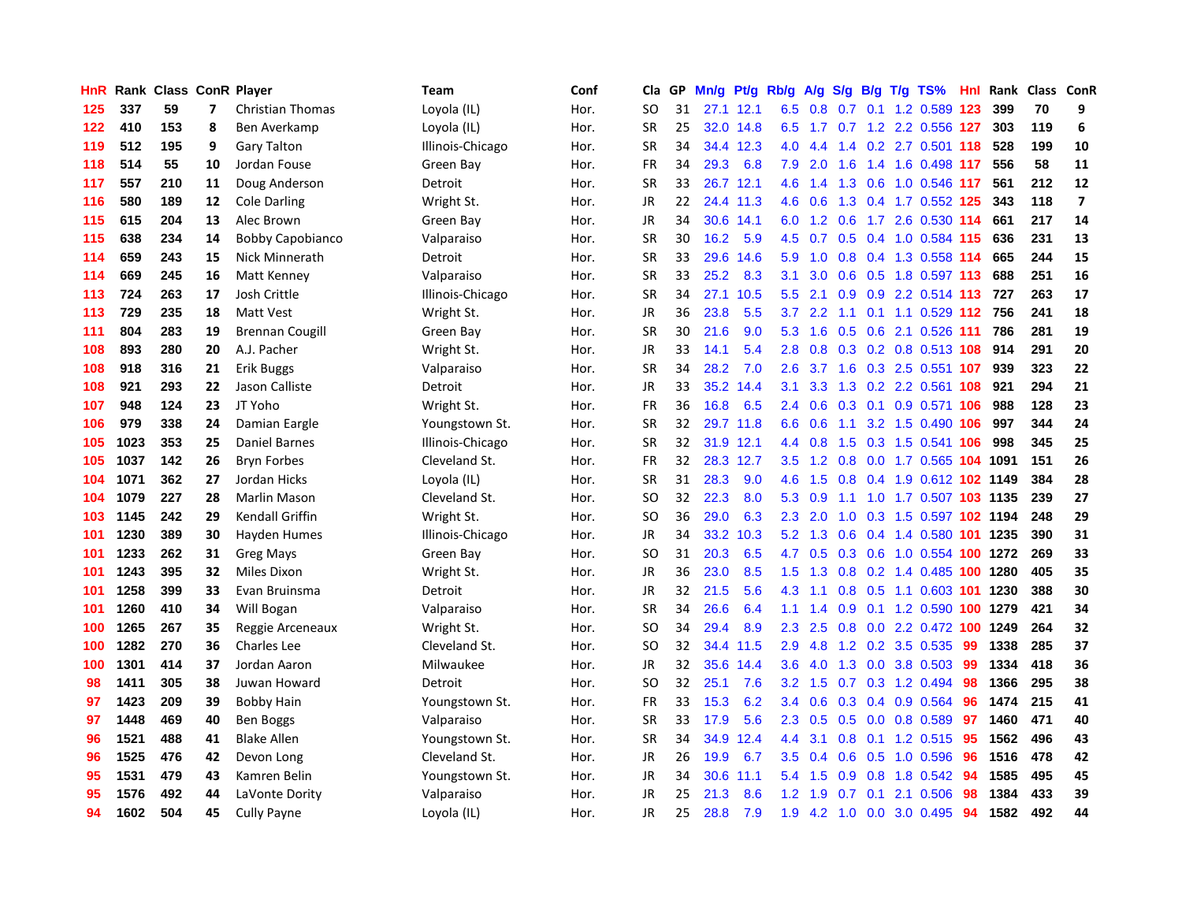| HnR | Rank | Class | ConR | Player | Team | Conf | Cla | GP | Mn/g | Pt/g | Rb/g | A/g | S/g | B/g | T/g | TS% | HnI | Rank | Class | ConR |
|---|---|---|---|---|---|---|---|---|---|---|---|---|---|---|---|---|---|---|---|---|
| 125 | 337 | 59 | 7 | Christian Thomas | Loyola (IL) | Hor. | SO | 31 | 27.1 | 12.1 | 6.5 | 0.8 | 0.7 | 0.1 | 1.2 | 0.589 | 123 | 399 | 70 | 9 |
| 122 | 410 | 153 | 8 | Ben Averkamp | Loyola (IL) | Hor. | SR | 25 | 32.0 | 14.8 | 6.5 | 1.7 | 0.7 | 1.2 | 2.2 | 0.556 | 127 | 303 | 119 | 6 |
| 119 | 512 | 195 | 9 | Gary Talton | Illinois-Chicago | Hor. | SR | 34 | 34.4 | 12.3 | 4.0 | 4.4 | 1.4 | 0.2 | 2.7 | 0.501 | 118 | 528 | 199 | 10 |
| 118 | 514 | 55 | 10 | Jordan Fouse | Green Bay | Hor. | FR | 34 | 29.3 | 6.8 | 7.9 | 2.0 | 1.6 | 1.4 | 1.6 | 0.498 | 117 | 556 | 58 | 11 |
| 117 | 557 | 210 | 11 | Doug Anderson | Detroit | Hor. | SR | 33 | 26.7 | 12.1 | 4.6 | 1.4 | 1.3 | 0.6 | 1.0 | 0.546 | 117 | 561 | 212 | 12 |
| 116 | 580 | 189 | 12 | Cole Darling | Wright St. | Hor. | JR | 22 | 24.4 | 11.3 | 4.6 | 0.6 | 1.3 | 0.4 | 1.7 | 0.552 | 125 | 343 | 118 | 7 |
| 115 | 615 | 204 | 13 | Alec Brown | Green Bay | Hor. | JR | 34 | 30.6 | 14.1 | 6.0 | 1.2 | 0.6 | 1.7 | 2.6 | 0.530 | 114 | 661 | 217 | 14 |
| 115 | 638 | 234 | 14 | Bobby Capobianco | Valparaiso | Hor. | SR | 30 | 16.2 | 5.9 | 4.5 | 0.7 | 0.5 | 0.4 | 1.0 | 0.584 | 115 | 636 | 231 | 13 |
| 114 | 659 | 243 | 15 | Nick Minnerath | Detroit | Hor. | SR | 33 | 29.6 | 14.6 | 5.9 | 1.0 | 0.8 | 0.4 | 1.3 | 0.558 | 114 | 665 | 244 | 15 |
| 114 | 669 | 245 | 16 | Matt Kenney | Valparaiso | Hor. | SR | 33 | 25.2 | 8.3 | 3.1 | 3.0 | 0.6 | 0.5 | 1.8 | 0.597 | 113 | 688 | 251 | 16 |
| 113 | 724 | 263 | 17 | Josh Crittle | Illinois-Chicago | Hor. | SR | 34 | 27.1 | 10.5 | 5.5 | 2.1 | 0.9 | 0.9 | 2.2 | 0.514 | 113 | 727 | 263 | 17 |
| 113 | 729 | 235 | 18 | Matt Vest | Wright St. | Hor. | JR | 36 | 23.8 | 5.5 | 3.7 | 2.2 | 1.1 | 0.1 | 1.1 | 0.529 | 112 | 756 | 241 | 18 |
| 111 | 804 | 283 | 19 | Brennan Cougill | Green Bay | Hor. | SR | 30 | 21.6 | 9.0 | 5.3 | 1.6 | 0.5 | 0.6 | 2.1 | 0.526 | 111 | 786 | 281 | 19 |
| 108 | 893 | 280 | 20 | A.J. Pacher | Wright St. | Hor. | JR | 33 | 14.1 | 5.4 | 2.8 | 0.8 | 0.3 | 0.2 | 0.8 | 0.513 | 108 | 914 | 291 | 20 |
| 108 | 918 | 316 | 21 | Erik Buggs | Valparaiso | Hor. | SR | 34 | 28.2 | 7.0 | 2.6 | 3.7 | 1.6 | 0.3 | 2.5 | 0.551 | 107 | 939 | 323 | 22 |
| 108 | 921 | 293 | 22 | Jason Calliste | Detroit | Hor. | JR | 33 | 35.2 | 14.4 | 3.1 | 3.3 | 1.3 | 0.2 | 2.2 | 0.561 | 108 | 921 | 294 | 21 |
| 107 | 948 | 124 | 23 | JT Yoho | Wright St. | Hor. | FR | 36 | 16.8 | 6.5 | 2.4 | 0.6 | 0.3 | 0.1 | 0.9 | 0.571 | 106 | 988 | 128 | 23 |
| 106 | 979 | 338 | 24 | Damian Eargle | Youngstown St. | Hor. | SR | 32 | 29.7 | 11.8 | 6.6 | 0.6 | 1.1 | 3.2 | 1.5 | 0.490 | 106 | 997 | 344 | 24 |
| 105 | 1023 | 353 | 25 | Daniel Barnes | Illinois-Chicago | Hor. | SR | 32 | 31.9 | 12.1 | 4.4 | 0.8 | 1.5 | 0.3 | 1.5 | 0.541 | 106 | 998 | 345 | 25 |
| 105 | 1037 | 142 | 26 | Bryn Forbes | Cleveland St. | Hor. | FR | 32 | 28.3 | 12.7 | 3.5 | 1.2 | 0.8 | 0.0 | 1.7 | 0.565 | 104 | 1091 | 151 | 26 |
| 104 | 1071 | 362 | 27 | Jordan Hicks | Loyola (IL) | Hor. | SR | 31 | 28.3 | 9.0 | 4.6 | 1.5 | 0.8 | 0.4 | 1.9 | 0.612 | 102 | 1149 | 384 | 28 |
| 104 | 1079 | 227 | 28 | Marlin Mason | Cleveland St. | Hor. | SO | 32 | 22.3 | 8.0 | 5.3 | 0.9 | 1.1 | 1.0 | 1.7 | 0.507 | 103 | 1135 | 239 | 27 |
| 103 | 1145 | 242 | 29 | Kendall Griffin | Wright St. | Hor. | SO | 36 | 29.0 | 6.3 | 2.3 | 2.0 | 1.0 | 0.3 | 1.5 | 0.597 | 102 | 1194 | 248 | 29 |
| 101 | 1230 | 389 | 30 | Hayden Humes | Illinois-Chicago | Hor. | JR | 34 | 33.2 | 10.3 | 5.2 | 1.3 | 0.6 | 0.4 | 1.4 | 0.580 | 101 | 1235 | 390 | 31 |
| 101 | 1233 | 262 | 31 | Greg Mays | Green Bay | Hor. | SO | 31 | 20.3 | 6.5 | 4.7 | 0.5 | 0.3 | 0.6 | 1.0 | 0.554 | 100 | 1272 | 269 | 33 |
| 101 | 1243 | 395 | 32 | Miles Dixon | Wright St. | Hor. | JR | 36 | 23.0 | 8.5 | 1.5 | 1.3 | 0.8 | 0.2 | 1.4 | 0.485 | 100 | 1280 | 405 | 35 |
| 101 | 1258 | 399 | 33 | Evan Bruinsma | Detroit | Hor. | JR | 32 | 21.5 | 5.6 | 4.3 | 1.1 | 0.8 | 0.5 | 1.1 | 0.603 | 101 | 1230 | 388 | 30 |
| 101 | 1260 | 410 | 34 | Will Bogan | Valparaiso | Hor. | SR | 34 | 26.6 | 6.4 | 1.1 | 1.4 | 0.9 | 0.1 | 1.2 | 0.590 | 100 | 1279 | 421 | 34 |
| 100 | 1265 | 267 | 35 | Reggie Arceneaux | Wright St. | Hor. | SO | 34 | 29.4 | 8.9 | 2.3 | 2.5 | 0.8 | 0.0 | 2.2 | 0.472 | 100 | 1249 | 264 | 32 |
| 100 | 1282 | 270 | 36 | Charles Lee | Cleveland St. | Hor. | SO | 32 | 34.4 | 11.5 | 2.9 | 4.8 | 1.2 | 0.2 | 3.5 | 0.535 | 99 | 1338 | 285 | 37 |
| 100 | 1301 | 414 | 37 | Jordan Aaron | Milwaukee | Hor. | JR | 32 | 35.6 | 14.4 | 3.6 | 4.0 | 1.3 | 0.0 | 3.8 | 0.503 | 99 | 1334 | 418 | 36 |
| 98 | 1411 | 305 | 38 | Juwan Howard | Detroit | Hor. | SO | 32 | 25.1 | 7.6 | 3.2 | 1.5 | 0.7 | 0.3 | 1.2 | 0.494 | 98 | 1366 | 295 | 38 |
| 97 | 1423 | 209 | 39 | Bobby Hain | Youngstown St. | Hor. | FR | 33 | 15.3 | 6.2 | 3.4 | 0.6 | 0.3 | 0.4 | 0.9 | 0.564 | 96 | 1474 | 215 | 41 |
| 97 | 1448 | 469 | 40 | Ben Boggs | Valparaiso | Hor. | SR | 33 | 17.9 | 5.6 | 2.3 | 0.5 | 0.5 | 0.0 | 0.8 | 0.589 | 97 | 1460 | 471 | 40 |
| 96 | 1521 | 488 | 41 | Blake Allen | Youngstown St. | Hor. | SR | 34 | 34.9 | 12.4 | 4.4 | 3.1 | 0.8 | 0.1 | 1.2 | 0.515 | 95 | 1562 | 496 | 43 |
| 96 | 1525 | 476 | 42 | Devon Long | Cleveland St. | Hor. | JR | 26 | 19.9 | 6.7 | 3.5 | 0.4 | 0.6 | 0.5 | 1.0 | 0.596 | 96 | 1516 | 478 | 42 |
| 95 | 1531 | 479 | 43 | Kamren Belin | Youngstown St. | Hor. | JR | 34 | 30.6 | 11.1 | 5.4 | 1.5 | 0.9 | 0.8 | 1.8 | 0.542 | 94 | 1585 | 495 | 45 |
| 95 | 1576 | 492 | 44 | LaVonte Dority | Valparaiso | Hor. | JR | 25 | 21.3 | 8.6 | 1.2 | 1.9 | 0.7 | 0.1 | 2.1 | 0.506 | 98 | 1384 | 433 | 39 |
| 94 | 1602 | 504 | 45 | Cully Payne | Loyola (IL) | Hor. | JR | 25 | 28.8 | 7.9 | 1.9 | 4.2 | 1.0 | 0.0 | 3.0 | 0.495 | 94 | 1582 | 492 | 44 |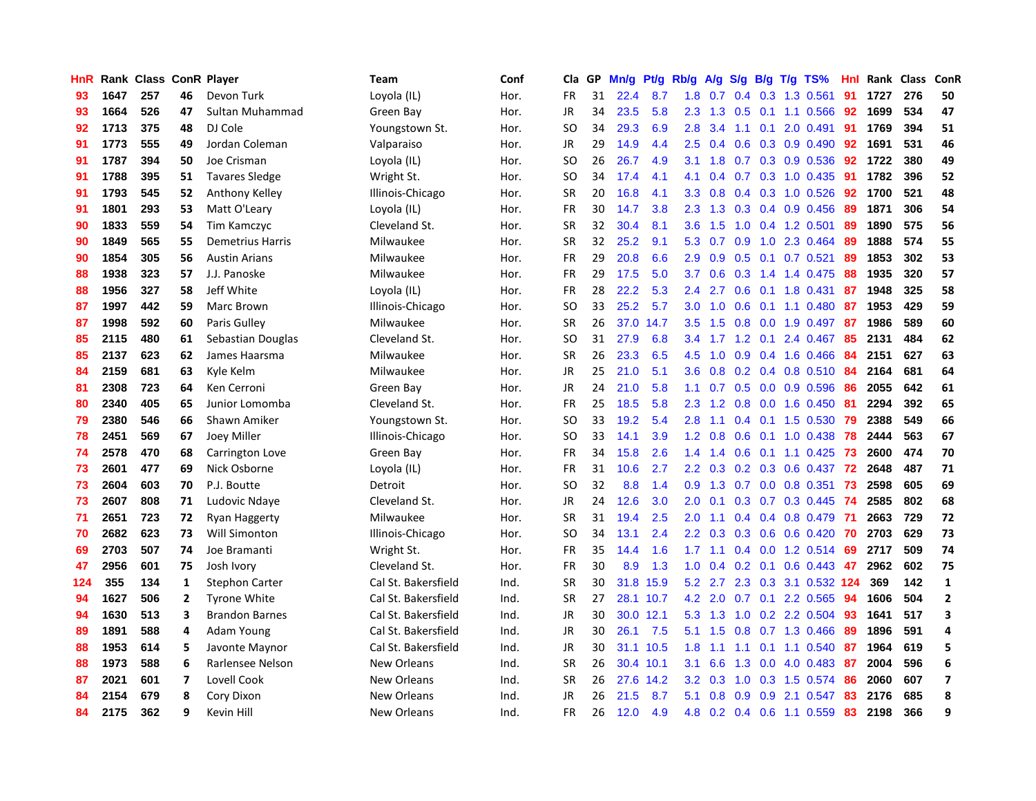| HnR | Rank | Class | ConR | Player | Team | Conf | Cla | GP | Mn/g | Pt/g | Rb/g | A/g | S/g | B/g | T/g | TS% | HnI | Rank | Class | ConR |
|---|---|---|---|---|---|---|---|---|---|---|---|---|---|---|---|---|---|---|---|---|
| 93 | 1647 | 257 | 46 | Devon Turk | Loyola (IL) | Hor. | FR | 31 | 22.4 | 8.7 | 1.8 | 0.7 | 0.4 | 0.3 | 1.3 | 0.561 | 91 | 1727 | 276 | 50 |
| 93 | 1664 | 526 | 47 | Sultan Muhammad | Green Bay | Hor. | JR | 34 | 23.5 | 5.8 | 2.3 | 1.3 | 0.5 | 0.1 | 1.1 | 0.566 | 92 | 1699 | 534 | 47 |
| 92 | 1713 | 375 | 48 | DJ Cole | Youngstown St. | Hor. | SO | 34 | 29.3 | 6.9 | 2.8 | 3.4 | 1.1 | 0.1 | 2.0 | 0.491 | 91 | 1769 | 394 | 51 |
| 91 | 1773 | 555 | 49 | Jordan Coleman | Valparaiso | Hor. | JR | 29 | 14.9 | 4.4 | 2.5 | 0.4 | 0.6 | 0.3 | 0.9 | 0.490 | 92 | 1691 | 531 | 46 |
| 91 | 1787 | 394 | 50 | Joe Crisman | Loyola (IL) | Hor. | SO | 26 | 26.7 | 4.9 | 3.1 | 1.8 | 0.7 | 0.3 | 0.9 | 0.536 | 92 | 1722 | 380 | 49 |
| 91 | 1788 | 395 | 51 | Tavares Sledge | Wright St. | Hor. | SO | 34 | 17.4 | 4.1 | 4.1 | 0.4 | 0.7 | 0.3 | 1.0 | 0.435 | 91 | 1782 | 396 | 52 |
| 91 | 1793 | 545 | 52 | Anthony Kelley | Illinois-Chicago | Hor. | SR | 20 | 16.8 | 4.1 | 3.3 | 0.8 | 0.4 | 0.3 | 1.0 | 0.526 | 92 | 1700 | 521 | 48 |
| 91 | 1801 | 293 | 53 | Matt O'Leary | Loyola (IL) | Hor. | FR | 30 | 14.7 | 3.8 | 2.3 | 1.3 | 0.3 | 0.4 | 0.9 | 0.456 | 89 | 1871 | 306 | 54 |
| 90 | 1833 | 559 | 54 | Tim Kamczyc | Cleveland St. | Hor. | SR | 32 | 30.4 | 8.1 | 3.6 | 1.5 | 1.0 | 0.4 | 1.2 | 0.501 | 89 | 1890 | 575 | 56 |
| 90 | 1849 | 565 | 55 | Demetrius Harris | Milwaukee | Hor. | SR | 32 | 25.2 | 9.1 | 5.3 | 0.7 | 0.9 | 1.0 | 2.3 | 0.464 | 89 | 1888 | 574 | 55 |
| 90 | 1854 | 305 | 56 | Austin Arians | Milwaukee | Hor. | FR | 29 | 20.8 | 6.6 | 2.9 | 0.9 | 0.5 | 0.1 | 0.7 | 0.521 | 89 | 1853 | 302 | 53 |
| 88 | 1938 | 323 | 57 | J.J. Panoske | Milwaukee | Hor. | FR | 29 | 17.5 | 5.0 | 3.7 | 0.6 | 0.3 | 1.4 | 1.4 | 0.475 | 88 | 1935 | 320 | 57 |
| 88 | 1956 | 327 | 58 | Jeff White | Loyola (IL) | Hor. | FR | 28 | 22.2 | 5.3 | 2.4 | 2.7 | 0.6 | 0.1 | 1.8 | 0.431 | 87 | 1948 | 325 | 58 |
| 87 | 1997 | 442 | 59 | Marc Brown | Illinois-Chicago | Hor. | SO | 33 | 25.2 | 5.7 | 3.0 | 1.0 | 0.6 | 0.1 | 1.1 | 0.480 | 87 | 1953 | 429 | 59 |
| 87 | 1998 | 592 | 60 | Paris Gulley | Milwaukee | Hor. | SR | 26 | 37.0 | 14.7 | 3.5 | 1.5 | 0.8 | 0.0 | 1.9 | 0.497 | 87 | 1986 | 589 | 60 |
| 85 | 2115 | 480 | 61 | Sebastian Douglas | Cleveland St. | Hor. | SO | 31 | 27.9 | 6.8 | 3.4 | 1.7 | 1.2 | 0.1 | 2.4 | 0.467 | 85 | 2131 | 484 | 62 |
| 85 | 2137 | 623 | 62 | James Haarsma | Milwaukee | Hor. | SR | 26 | 23.3 | 6.5 | 4.5 | 1.0 | 0.9 | 0.4 | 1.6 | 0.466 | 84 | 2151 | 627 | 63 |
| 84 | 2159 | 681 | 63 | Kyle Kelm | Milwaukee | Hor. | JR | 25 | 21.0 | 5.1 | 3.6 | 0.8 | 0.2 | 0.4 | 0.8 | 0.510 | 84 | 2164 | 681 | 64 |
| 81 | 2308 | 723 | 64 | Ken Cerroni | Green Bay | Hor. | JR | 24 | 21.0 | 5.8 | 1.1 | 0.7 | 0.5 | 0.0 | 0.9 | 0.596 | 86 | 2055 | 642 | 61 |
| 80 | 2340 | 405 | 65 | Junior Lomomba | Cleveland St. | Hor. | FR | 25 | 18.5 | 5.8 | 2.3 | 1.2 | 0.8 | 0.0 | 1.6 | 0.450 | 81 | 2294 | 392 | 65 |
| 79 | 2380 | 546 | 66 | Shawn Amiker | Youngstown St. | Hor. | SO | 33 | 19.2 | 5.4 | 2.8 | 1.1 | 0.4 | 0.1 | 1.5 | 0.530 | 79 | 2388 | 549 | 66 |
| 78 | 2451 | 569 | 67 | Joey Miller | Illinois-Chicago | Hor. | SO | 33 | 14.1 | 3.9 | 1.2 | 0.8 | 0.6 | 0.1 | 1.0 | 0.438 | 78 | 2444 | 563 | 67 |
| 74 | 2578 | 470 | 68 | Carrington Love | Green Bay | Hor. | FR | 34 | 15.8 | 2.6 | 1.4 | 1.4 | 0.6 | 0.1 | 1.1 | 0.425 | 73 | 2600 | 474 | 70 |
| 73 | 2601 | 477 | 69 | Nick Osborne | Loyola (IL) | Hor. | FR | 31 | 10.6 | 2.7 | 2.2 | 0.3 | 0.2 | 0.3 | 0.6 | 0.437 | 72 | 2648 | 487 | 71 |
| 73 | 2604 | 603 | 70 | P.J. Boutte | Detroit | Hor. | SO | 32 | 8.8 | 1.4 | 0.9 | 1.3 | 0.7 | 0.0 | 0.8 | 0.351 | 73 | 2598 | 605 | 69 |
| 73 | 2607 | 808 | 71 | Ludovic Ndaye | Cleveland St. | Hor. | JR | 24 | 12.6 | 3.0 | 2.0 | 0.1 | 0.3 | 0.7 | 0.3 | 0.445 | 74 | 2585 | 802 | 68 |
| 71 | 2651 | 723 | 72 | Ryan Haggerty | Milwaukee | Hor. | SR | 31 | 19.4 | 2.5 | 2.0 | 1.1 | 0.4 | 0.4 | 0.8 | 0.479 | 71 | 2663 | 729 | 72 |
| 70 | 2682 | 623 | 73 | Will Simonton | Illinois-Chicago | Hor. | SO | 34 | 13.1 | 2.4 | 2.2 | 0.3 | 0.3 | 0.6 | 0.6 | 0.420 | 70 | 2703 | 629 | 73 |
| 69 | 2703 | 507 | 74 | Joe Bramanti | Wright St. | Hor. | FR | 35 | 14.4 | 1.6 | 1.7 | 1.1 | 0.4 | 0.0 | 1.2 | 0.514 | 69 | 2717 | 509 | 74 |
| 47 | 2956 | 601 | 75 | Josh Ivory | Cleveland St. | Hor. | FR | 30 | 8.9 | 1.3 | 1.0 | 0.4 | 0.2 | 0.1 | 0.6 | 0.443 | 47 | 2962 | 602 | 75 |
| 124 | 355 | 134 | 1 | Stephon Carter | Cal St. Bakersfield | Ind. | SR | 30 | 31.8 | 15.9 | 5.2 | 2.7 | 2.3 | 0.3 | 3.1 | 0.532 | 124 | 369 | 142 | 1 |
| 94 | 1627 | 506 | 2 | Tyrone White | Cal St. Bakersfield | Ind. | SR | 27 | 28.1 | 10.7 | 4.2 | 2.0 | 0.7 | 0.1 | 2.2 | 0.565 | 94 | 1606 | 504 | 2 |
| 94 | 1630 | 513 | 3 | Brandon Barnes | Cal St. Bakersfield | Ind. | JR | 30 | 30.0 | 12.1 | 5.3 | 1.3 | 1.0 | 0.2 | 2.2 | 0.504 | 93 | 1641 | 517 | 3 |
| 89 | 1891 | 588 | 4 | Adam Young | Cal St. Bakersfield | Ind. | JR | 30 | 26.1 | 7.5 | 5.1 | 1.5 | 0.8 | 0.7 | 1.3 | 0.466 | 89 | 1896 | 591 | 4 |
| 88 | 1953 | 614 | 5 | Javonte Maynor | Cal St. Bakersfield | Ind. | JR | 30 | 31.1 | 10.5 | 1.8 | 1.1 | 1.1 | 0.1 | 1.1 | 0.540 | 87 | 1964 | 619 | 5 |
| 88 | 1973 | 588 | 6 | Rarlensee Nelson | New Orleans | Ind. | SR | 26 | 30.4 | 10.1 | 3.1 | 6.6 | 1.3 | 0.0 | 4.0 | 0.483 | 87 | 2004 | 596 | 6 |
| 87 | 2021 | 601 | 7 | Lovell Cook | New Orleans | Ind. | SR | 26 | 27.6 | 14.2 | 3.2 | 0.3 | 1.0 | 0.3 | 1.5 | 0.574 | 86 | 2060 | 607 | 7 |
| 84 | 2154 | 679 | 8 | Cory Dixon | New Orleans | Ind. | JR | 26 | 21.5 | 8.7 | 5.1 | 0.8 | 0.9 | 0.9 | 2.1 | 0.547 | 83 | 2176 | 685 | 8 |
| 84 | 2175 | 362 | 9 | Kevin Hill | New Orleans | Ind. | FR | 26 | 12.0 | 4.9 | 4.8 | 0.2 | 0.4 | 0.6 | 1.1 | 0.559 | 83 | 2198 | 366 | 9 |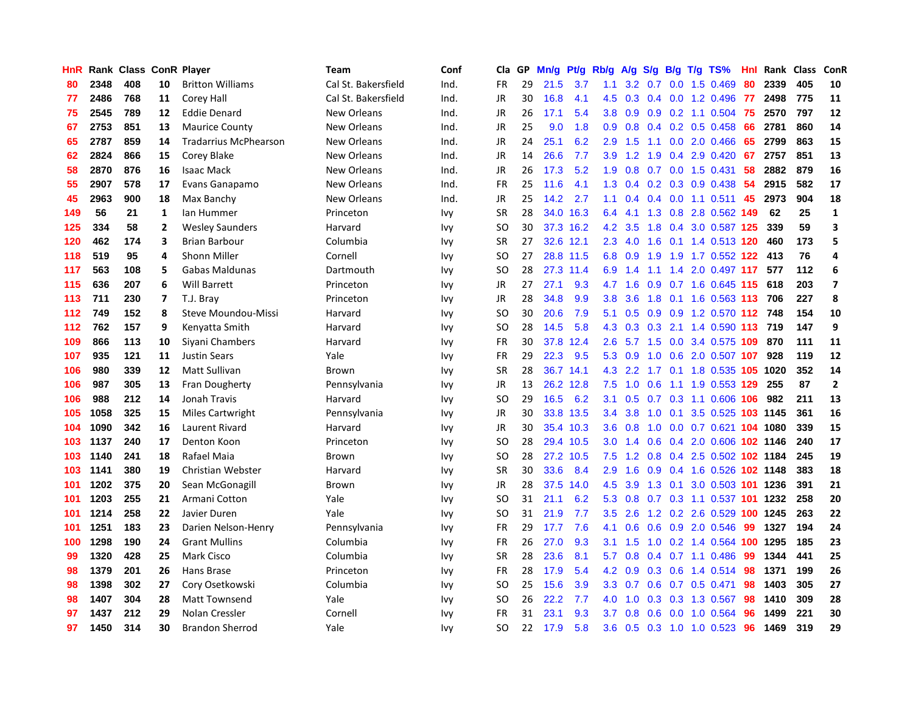| HnR | Rank | Class | ConR | Player | Team | Conf | Cla | GP | Mn/g | Pt/g | Rb/g | A/g | S/g | B/g | T/g | TS% | HnI | Rank | Class | ConR |
|---|---|---|---|---|---|---|---|---|---|---|---|---|---|---|---|---|---|---|---|---|
| 80 | 2348 | 408 | 10 | Britton Williams | Cal St. Bakersfield | Ind. | FR | 29 | 21.5 | 3.7 | 1.1 | 3.2 | 0.7 | 0.0 | 1.5 | 0.469 | 80 | 2339 | 405 | 10 |
| 77 | 2486 | 768 | 11 | Corey Hall | Cal St. Bakersfield | Ind. | JR | 30 | 16.8 | 4.1 | 4.5 | 0.3 | 0.4 | 0.0 | 1.2 | 0.496 | 77 | 2498 | 775 | 11 |
| 75 | 2545 | 789 | 12 | Eddie Denard | New Orleans | Ind. | JR | 26 | 17.1 | 5.4 | 3.8 | 0.9 | 0.9 | 0.2 | 1.1 | 0.504 | 75 | 2570 | 797 | 12 |
| 67 | 2753 | 851 | 13 | Maurice County | New Orleans | Ind. | JR | 25 | 9.0 | 1.8 | 0.9 | 0.8 | 0.4 | 0.2 | 0.5 | 0.458 | 66 | 2781 | 860 | 14 |
| 65 | 2787 | 859 | 14 | Tradarrius McPhearson | New Orleans | Ind. | JR | 24 | 25.1 | 6.2 | 2.9 | 1.5 | 1.1 | 0.0 | 2.0 | 0.466 | 65 | 2799 | 863 | 15 |
| 62 | 2824 | 866 | 15 | Corey Blake | New Orleans | Ind. | JR | 14 | 26.6 | 7.7 | 3.9 | 1.2 | 1.9 | 0.4 | 2.9 | 0.420 | 67 | 2757 | 851 | 13 |
| 58 | 2870 | 876 | 16 | Isaac Mack | New Orleans | Ind. | JR | 26 | 17.3 | 5.2 | 1.9 | 0.8 | 0.7 | 0.0 | 1.5 | 0.431 | 58 | 2882 | 879 | 16 |
| 55 | 2907 | 578 | 17 | Evans Ganapamo | New Orleans | Ind. | FR | 25 | 11.6 | 4.1 | 1.3 | 0.4 | 0.2 | 0.3 | 0.9 | 0.438 | 54 | 2915 | 582 | 17 |
| 45 | 2963 | 900 | 18 | Max Banchy | New Orleans | Ind. | JR | 25 | 14.2 | 2.7 | 1.1 | 0.4 | 0.4 | 0.0 | 1.1 | 0.511 | 45 | 2973 | 904 | 18 |
| 149 | 56 | 21 | 1 | Ian Hummer | Princeton | Ivy | SR | 28 | 34.0 | 16.3 | 6.4 | 4.1 | 1.3 | 0.8 | 2.8 | 0.562 | 149 | 62 | 25 | 1 |
| 125 | 334 | 58 | 2 | Wesley Saunders | Harvard | Ivy | SO | 30 | 37.3 | 16.2 | 4.2 | 3.5 | 1.8 | 0.4 | 3.0 | 0.587 | 125 | 339 | 59 | 3 |
| 120 | 462 | 174 | 3 | Brian Barbour | Columbia | Ivy | SR | 27 | 32.6 | 12.1 | 2.3 | 4.0 | 1.6 | 0.1 | 1.4 | 0.513 | 120 | 460 | 173 | 5 |
| 118 | 519 | 95 | 4 | Shonn Miller | Cornell | Ivy | SO | 27 | 28.8 | 11.5 | 6.8 | 0.9 | 1.9 | 1.9 | 1.7 | 0.552 | 122 | 413 | 76 | 4 |
| 117 | 563 | 108 | 5 | Gabas Maldunas | Dartmouth | Ivy | SO | 28 | 27.3 | 11.4 | 6.9 | 1.4 | 1.1 | 1.4 | 2.0 | 0.497 | 117 | 577 | 112 | 6 |
| 115 | 636 | 207 | 6 | Will Barrett | Princeton | Ivy | JR | 27 | 27.1 | 9.3 | 4.7 | 1.6 | 0.9 | 0.7 | 1.6 | 0.645 | 115 | 618 | 203 | 7 |
| 113 | 711 | 230 | 7 | T.J. Bray | Princeton | Ivy | JR | 28 | 34.8 | 9.9 | 3.8 | 3.6 | 1.8 | 0.1 | 1.6 | 0.563 | 113 | 706 | 227 | 8 |
| 112 | 749 | 152 | 8 | Steve Moundou-Missi | Harvard | Ivy | SO | 30 | 20.6 | 7.9 | 5.1 | 0.5 | 0.9 | 0.9 | 1.2 | 0.570 | 112 | 748 | 154 | 10 |
| 112 | 762 | 157 | 9 | Kenyatta Smith | Harvard | Ivy | SO | 28 | 14.5 | 5.8 | 4.3 | 0.3 | 0.3 | 2.1 | 1.4 | 0.590 | 113 | 719 | 147 | 9 |
| 109 | 866 | 113 | 10 | Siyani Chambers | Harvard | Ivy | FR | 30 | 37.8 | 12.4 | 2.6 | 5.7 | 1.5 | 0.0 | 3.4 | 0.575 | 109 | 870 | 111 | 11 |
| 107 | 935 | 121 | 11 | Justin Sears | Yale | Ivy | FR | 29 | 22.3 | 9.5 | 5.3 | 0.9 | 1.0 | 0.6 | 2.0 | 0.507 | 107 | 928 | 119 | 12 |
| 106 | 980 | 339 | 12 | Matt Sullivan | Brown | Ivy | SR | 28 | 36.7 | 14.1 | 4.3 | 2.2 | 1.7 | 0.1 | 1.8 | 0.535 | 105 | 1020 | 352 | 14 |
| 106 | 987 | 305 | 13 | Fran Dougherty | Pennsylvania | Ivy | JR | 13 | 26.2 | 12.8 | 7.5 | 1.0 | 0.6 | 1.1 | 1.9 | 0.553 | 129 | 255 | 87 | 2 |
| 106 | 988 | 212 | 14 | Jonah Travis | Harvard | Ivy | SO | 29 | 16.5 | 6.2 | 3.1 | 0.5 | 0.7 | 0.3 | 1.1 | 0.606 | 106 | 982 | 211 | 13 |
| 105 | 1058 | 325 | 15 | Miles Cartwright | Pennsylvania | Ivy | JR | 30 | 33.8 | 13.5 | 3.4 | 3.8 | 1.0 | 0.1 | 3.5 | 0.525 | 103 | 1145 | 361 | 16 |
| 104 | 1090 | 342 | 16 | Laurent Rivard | Harvard | Ivy | JR | 30 | 35.4 | 10.3 | 3.6 | 0.8 | 1.0 | 0.0 | 0.7 | 0.621 | 104 | 1080 | 339 | 15 |
| 103 | 1137 | 240 | 17 | Denton Koon | Princeton | Ivy | SO | 28 | 29.4 | 10.5 | 3.0 | 1.4 | 0.6 | 0.4 | 2.0 | 0.606 | 102 | 1146 | 240 | 17 |
| 103 | 1140 | 241 | 18 | Rafael Maia | Brown | Ivy | SO | 28 | 27.2 | 10.5 | 7.5 | 1.2 | 0.8 | 0.4 | 2.5 | 0.502 | 102 | 1184 | 245 | 19 |
| 103 | 1141 | 380 | 19 | Christian Webster | Harvard | Ivy | SR | 30 | 33.6 | 8.4 | 2.9 | 1.6 | 0.9 | 0.4 | 1.6 | 0.526 | 102 | 1148 | 383 | 18 |
| 101 | 1202 | 375 | 20 | Sean McGonagill | Brown | Ivy | JR | 28 | 37.5 | 14.0 | 4.5 | 3.9 | 1.3 | 0.1 | 3.0 | 0.503 | 101 | 1236 | 391 | 21 |
| 101 | 1203 | 255 | 21 | Armani Cotton | Yale | Ivy | SO | 31 | 21.1 | 6.2 | 5.3 | 0.8 | 0.7 | 0.3 | 1.1 | 0.537 | 101 | 1232 | 258 | 20 |
| 101 | 1214 | 258 | 22 | Javier Duren | Yale | Ivy | SO | 31 | 21.9 | 7.7 | 3.5 | 2.6 | 1.2 | 0.2 | 2.6 | 0.529 | 100 | 1245 | 263 | 22 |
| 101 | 1251 | 183 | 23 | Darien Nelson-Henry | Pennsylvania | Ivy | FR | 29 | 17.7 | 7.6 | 4.1 | 0.6 | 0.6 | 0.9 | 2.0 | 0.546 | 99 | 1327 | 194 | 24 |
| 100 | 1298 | 190 | 24 | Grant Mullins | Columbia | Ivy | FR | 26 | 27.0 | 9.3 | 3.1 | 1.5 | 1.0 | 0.2 | 1.4 | 0.564 | 100 | 1295 | 185 | 23 |
| 99 | 1320 | 428 | 25 | Mark Cisco | Columbia | Ivy | SR | 28 | 23.6 | 8.1 | 5.7 | 0.8 | 0.4 | 0.7 | 1.1 | 0.486 | 99 | 1344 | 441 | 25 |
| 98 | 1379 | 201 | 26 | Hans Brase | Princeton | Ivy | FR | 28 | 17.9 | 5.4 | 4.2 | 0.9 | 0.3 | 0.6 | 1.4 | 0.514 | 98 | 1371 | 199 | 26 |
| 98 | 1398 | 302 | 27 | Cory Osetkowski | Columbia | Ivy | SO | 25 | 15.6 | 3.9 | 3.3 | 0.7 | 0.6 | 0.7 | 0.5 | 0.471 | 98 | 1403 | 305 | 27 |
| 98 | 1407 | 304 | 28 | Matt Townsend | Yale | Ivy | SO | 26 | 22.2 | 7.7 | 4.0 | 1.0 | 0.3 | 0.3 | 1.3 | 0.567 | 98 | 1410 | 309 | 28 |
| 97 | 1437 | 212 | 29 | Nolan Cressler | Cornell | Ivy | FR | 31 | 23.1 | 9.3 | 3.7 | 0.8 | 0.6 | 0.0 | 1.0 | 0.564 | 96 | 1499 | 221 | 30 |
| 97 | 1450 | 314 | 30 | Brandon Sherrod | Yale | Ivy | SO | 22 | 17.9 | 5.8 | 3.6 | 0.5 | 0.3 | 1.0 | 1.0 | 0.523 | 96 | 1469 | 319 | 29 |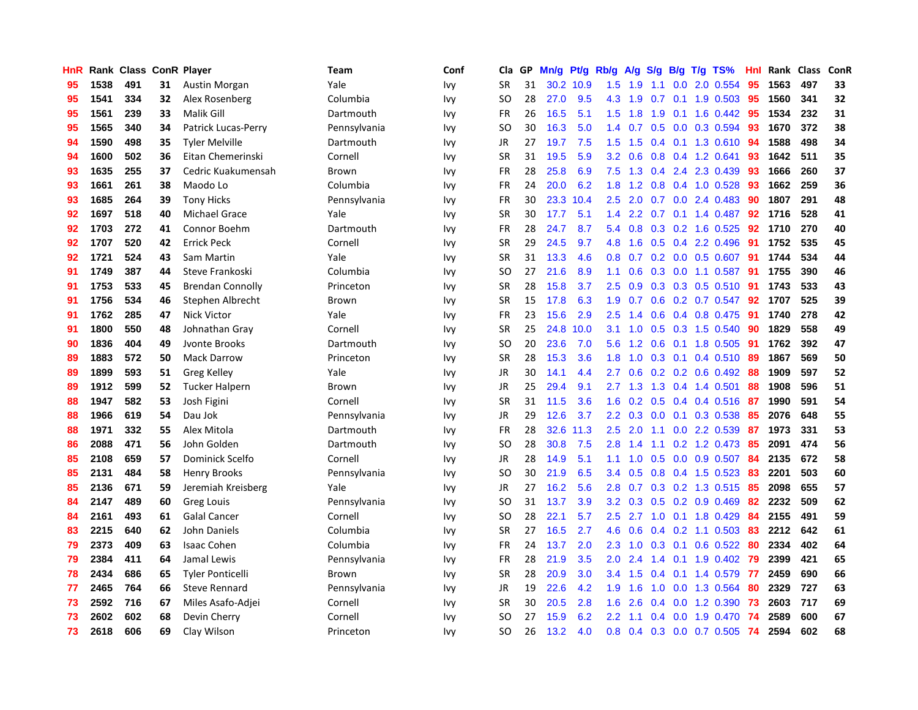| HnR | Rank | Class | ConR | Player | Team | Conf | Cla | GP | Mn/g | Pt/g | Rb/g | A/g | S/g | B/g | T/g | TS% | HnI | Rank | Class | ConR |
|---|---|---|---|---|---|---|---|---|---|---|---|---|---|---|---|---|---|---|---|---|
| 95 | 1538 | 491 | 31 | Austin Morgan | Yale | Ivy | SR | 31 | 30.2 | 10.9 | 1.5 | 1.9 | 1.1 | 0.0 | 2.0 | 0.554 | 95 | 1563 | 497 | 33 |
| 95 | 1541 | 334 | 32 | Alex Rosenberg | Columbia | Ivy | SO | 28 | 27.0 | 9.5 | 4.3 | 1.9 | 0.7 | 0.1 | 1.9 | 0.503 | 95 | 1560 | 341 | 32 |
| 95 | 1561 | 239 | 33 | Malik Gill | Dartmouth | Ivy | FR | 26 | 16.5 | 5.1 | 1.5 | 1.8 | 1.9 | 0.1 | 1.6 | 0.442 | 95 | 1534 | 232 | 31 |
| 95 | 1565 | 340 | 34 | Patrick Lucas-Perry | Pennsylvania | Ivy | SO | 30 | 16.3 | 5.0 | 1.4 | 0.7 | 0.5 | 0.0 | 0.3 | 0.594 | 93 | 1670 | 372 | 38 |
| 94 | 1590 | 498 | 35 | Tyler Melville | Dartmouth | Ivy | JR | 27 | 19.7 | 7.5 | 1.5 | 1.5 | 0.4 | 0.1 | 1.3 | 0.610 | 94 | 1588 | 498 | 34 |
| 94 | 1600 | 502 | 36 | Eitan Chemerinski | Cornell | Ivy | SR | 31 | 19.5 | 5.9 | 3.2 | 0.6 | 0.8 | 0.4 | 1.2 | 0.641 | 93 | 1642 | 511 | 35 |
| 93 | 1635 | 255 | 37 | Cedric Kuakumensah | Brown | Ivy | FR | 28 | 25.8 | 6.9 | 7.5 | 1.3 | 0.4 | 2.4 | 2.3 | 0.439 | 93 | 1666 | 260 | 37 |
| 93 | 1661 | 261 | 38 | Maodo Lo | Columbia | Ivy | FR | 24 | 20.0 | 6.2 | 1.8 | 1.2 | 0.8 | 0.4 | 1.0 | 0.528 | 93 | 1662 | 259 | 36 |
| 93 | 1685 | 264 | 39 | Tony Hicks | Pennsylvania | Ivy | FR | 30 | 23.3 | 10.4 | 2.5 | 2.0 | 0.7 | 0.0 | 2.4 | 0.483 | 90 | 1807 | 291 | 48 |
| 92 | 1697 | 518 | 40 | Michael Grace | Yale | Ivy | SR | 30 | 17.7 | 5.1 | 1.4 | 2.2 | 0.7 | 0.1 | 1.4 | 0.487 | 92 | 1716 | 528 | 41 |
| 92 | 1703 | 272 | 41 | Connor Boehm | Dartmouth | Ivy | FR | 28 | 24.7 | 8.7 | 5.4 | 0.8 | 0.3 | 0.2 | 1.6 | 0.525 | 92 | 1710 | 270 | 40 |
| 92 | 1707 | 520 | 42 | Errick Peck | Cornell | Ivy | SR | 29 | 24.5 | 9.7 | 4.8 | 1.6 | 0.5 | 0.4 | 2.2 | 0.496 | 91 | 1752 | 535 | 45 |
| 92 | 1721 | 524 | 43 | Sam Martin | Yale | Ivy | SR | 31 | 13.3 | 4.6 | 0.8 | 0.7 | 0.2 | 0.0 | 0.5 | 0.607 | 91 | 1744 | 534 | 44 |
| 91 | 1749 | 387 | 44 | Steve Frankoski | Columbia | Ivy | SO | 27 | 21.6 | 8.9 | 1.1 | 0.6 | 0.3 | 0.0 | 1.1 | 0.587 | 91 | 1755 | 390 | 46 |
| 91 | 1753 | 533 | 45 | Brendan Connolly | Princeton | Ivy | SR | 28 | 15.8 | 3.7 | 2.5 | 0.9 | 0.3 | 0.3 | 0.5 | 0.510 | 91 | 1743 | 533 | 43 |
| 91 | 1756 | 534 | 46 | Stephen Albrecht | Brown | Ivy | SR | 15 | 17.8 | 6.3 | 1.9 | 0.7 | 0.6 | 0.2 | 0.7 | 0.547 | 92 | 1707 | 525 | 39 |
| 91 | 1762 | 285 | 47 | Nick Victor | Yale | Ivy | FR | 23 | 15.6 | 2.9 | 2.5 | 1.4 | 0.6 | 0.4 | 0.8 | 0.475 | 91 | 1740 | 278 | 42 |
| 91 | 1800 | 550 | 48 | Johnathan Gray | Cornell | Ivy | SR | 25 | 24.8 | 10.0 | 3.1 | 1.0 | 0.5 | 0.3 | 1.5 | 0.540 | 90 | 1829 | 558 | 49 |
| 90 | 1836 | 404 | 49 | Jvonte Brooks | Dartmouth | Ivy | SO | 20 | 23.6 | 7.0 | 5.6 | 1.2 | 0.6 | 0.1 | 1.8 | 0.505 | 91 | 1762 | 392 | 47 |
| 89 | 1883 | 572 | 50 | Mack Darrow | Princeton | Ivy | SR | 28 | 15.3 | 3.6 | 1.8 | 1.0 | 0.3 | 0.1 | 0.4 | 0.510 | 89 | 1867 | 569 | 50 |
| 89 | 1899 | 593 | 51 | Greg Kelley | Yale | Ivy | JR | 30 | 14.1 | 4.4 | 2.7 | 0.6 | 0.2 | 0.2 | 0.6 | 0.492 | 88 | 1909 | 597 | 52 |
| 89 | 1912 | 599 | 52 | Tucker Halpern | Brown | Ivy | JR | 25 | 29.4 | 9.1 | 2.7 | 1.3 | 1.3 | 0.4 | 1.4 | 0.501 | 88 | 1908 | 596 | 51 |
| 88 | 1947 | 582 | 53 | Josh Figini | Cornell | Ivy | SR | 31 | 11.5 | 3.6 | 1.6 | 0.2 | 0.5 | 0.4 | 0.4 | 0.516 | 87 | 1990 | 591 | 54 |
| 88 | 1966 | 619 | 54 | Dau Jok | Pennsylvania | Ivy | JR | 29 | 12.6 | 3.7 | 2.2 | 0.3 | 0.0 | 0.1 | 0.3 | 0.538 | 85 | 2076 | 648 | 55 |
| 88 | 1971 | 332 | 55 | Alex Mitola | Dartmouth | Ivy | FR | 28 | 32.6 | 11.3 | 2.5 | 2.0 | 1.1 | 0.0 | 2.2 | 0.539 | 87 | 1973 | 331 | 53 |
| 86 | 2088 | 471 | 56 | John Golden | Dartmouth | Ivy | SO | 28 | 30.8 | 7.5 | 2.8 | 1.4 | 1.1 | 0.2 | 1.2 | 0.473 | 85 | 2091 | 474 | 56 |
| 85 | 2108 | 659 | 57 | Dominick Scelfo | Cornell | Ivy | JR | 28 | 14.9 | 5.1 | 1.1 | 1.0 | 0.5 | 0.0 | 0.9 | 0.507 | 84 | 2135 | 672 | 58 |
| 85 | 2131 | 484 | 58 | Henry Brooks | Pennsylvania | Ivy | SO | 30 | 21.9 | 6.5 | 3.4 | 0.5 | 0.8 | 0.4 | 1.5 | 0.523 | 83 | 2201 | 503 | 60 |
| 85 | 2136 | 671 | 59 | Jeremiah Kreisberg | Yale | Ivy | JR | 27 | 16.2 | 5.6 | 2.8 | 0.7 | 0.3 | 0.2 | 1.3 | 0.515 | 85 | 2098 | 655 | 57 |
| 84 | 2147 | 489 | 60 | Greg Louis | Pennsylvania | Ivy | SO | 31 | 13.7 | 3.9 | 3.2 | 0.3 | 0.5 | 0.2 | 0.9 | 0.469 | 82 | 2232 | 509 | 62 |
| 84 | 2161 | 493 | 61 | Galal Cancer | Cornell | Ivy | SO | 28 | 22.1 | 5.7 | 2.5 | 2.7 | 1.0 | 0.1 | 1.8 | 0.429 | 84 | 2155 | 491 | 59 |
| 83 | 2215 | 640 | 62 | John Daniels | Columbia | Ivy | SR | 27 | 16.5 | 2.7 | 4.6 | 0.6 | 0.4 | 0.2 | 1.1 | 0.503 | 83 | 2212 | 642 | 61 |
| 79 | 2373 | 409 | 63 | Isaac Cohen | Columbia | Ivy | FR | 24 | 13.7 | 2.0 | 2.3 | 1.0 | 0.3 | 0.1 | 0.6 | 0.522 | 80 | 2334 | 402 | 64 |
| 79 | 2384 | 411 | 64 | Jamal Lewis | Pennsylvania | Ivy | FR | 28 | 21.9 | 3.5 | 2.0 | 2.4 | 1.4 | 0.1 | 1.9 | 0.402 | 79 | 2399 | 421 | 65 |
| 78 | 2434 | 686 | 65 | Tyler Ponticelli | Brown | Ivy | SR | 28 | 20.9 | 3.0 | 3.4 | 1.5 | 0.4 | 0.1 | 1.4 | 0.579 | 77 | 2459 | 690 | 66 |
| 77 | 2465 | 764 | 66 | Steve Rennard | Pennsylvania | Ivy | JR | 19 | 22.6 | 4.2 | 1.9 | 1.6 | 1.0 | 0.0 | 1.3 | 0.564 | 80 | 2329 | 727 | 63 |
| 73 | 2592 | 716 | 67 | Miles Asafo-Adjei | Cornell | Ivy | SR | 30 | 20.5 | 2.8 | 1.6 | 2.6 | 0.4 | 0.0 | 1.2 | 0.390 | 73 | 2603 | 717 | 69 |
| 73 | 2602 | 602 | 68 | Devin Cherry | Cornell | Ivy | SO | 27 | 15.9 | 6.2 | 2.2 | 1.1 | 0.4 | 0.0 | 1.9 | 0.470 | 74 | 2589 | 600 | 67 |
| 73 | 2618 | 606 | 69 | Clay Wilson | Princeton | Ivy | SO | 26 | 13.2 | 4.0 | 0.8 | 0.4 | 0.3 | 0.0 | 0.7 | 0.505 | 74 | 2594 | 602 | 68 |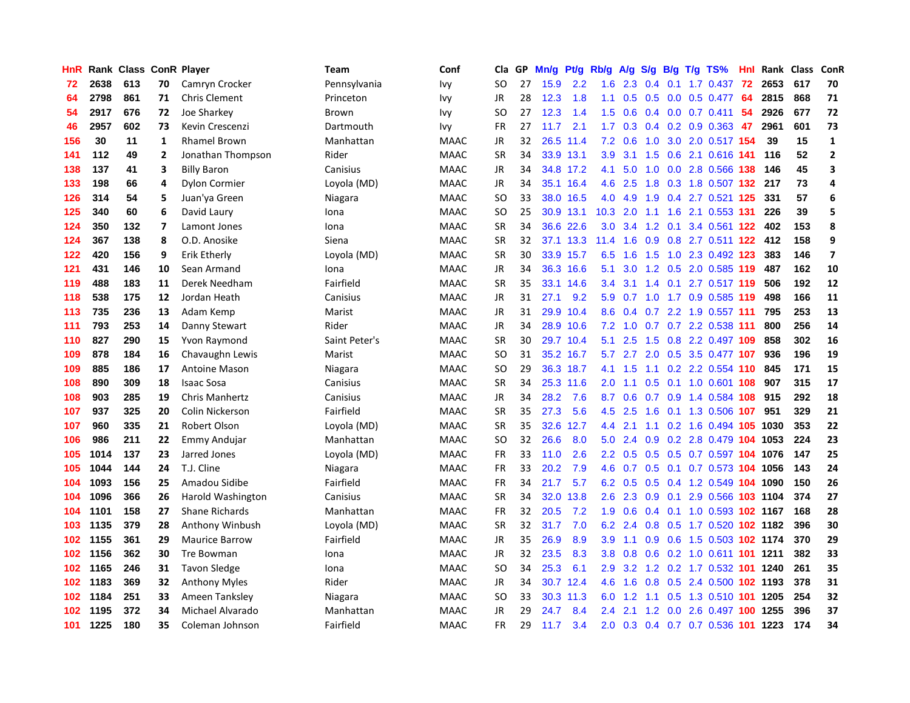| HnR | Rank | Class | ConR | Player | Team | Conf | Cla | GP | Mn/g | Pt/g | Rb/g | A/g | S/g | B/g | T/g | TS% | HnI | Rank | Class | ConR |
|---|---|---|---|---|---|---|---|---|---|---|---|---|---|---|---|---|---|---|---|---|
| 72 | 2638 | 613 | 70 | Camryn Crocker | Pennsylvania | Ivy | SO | 27 | 15.9 | 2.2 | 1.6 | 2.3 | 0.4 | 0.1 | 1.7 | 0.437 | 72 | 2653 | 617 | 70 |
| 64 | 2798 | 861 | 71 | Chris Clement | Princeton | Ivy | JR | 28 | 12.3 | 1.8 | 1.1 | 0.5 | 0.5 | 0.0 | 0.5 | 0.477 | 64 | 2815 | 868 | 71 |
| 54 | 2917 | 676 | 72 | Joe Sharkey | Brown | Ivy | SO | 27 | 12.3 | 1.4 | 1.5 | 0.6 | 0.4 | 0.0 | 0.7 | 0.411 | 54 | 2926 | 677 | 72 |
| 46 | 2957 | 602 | 73 | Kevin Crescenzi | Dartmouth | Ivy | FR | 27 | 11.7 | 2.1 | 1.7 | 0.3 | 0.4 | 0.2 | 0.9 | 0.363 | 47 | 2961 | 601 | 73 |
| 156 | 30 | 11 | 1 | Rhamel Brown | Manhattan | MAAC | JR | 32 | 26.5 | 11.4 | 7.2 | 0.6 | 1.0 | 3.0 | 2.0 | 0.517 | 154 | 39 | 15 | 1 |
| 141 | 112 | 49 | 2 | Jonathan Thompson | Rider | MAAC | SR | 34 | 33.9 | 13.1 | 3.9 | 3.1 | 1.5 | 0.6 | 2.1 | 0.616 | 141 | 116 | 52 | 2 |
| 138 | 137 | 41 | 3 | Billy Baron | Canisius | MAAC | JR | 34 | 34.8 | 17.2 | 4.1 | 5.0 | 1.0 | 0.0 | 2.8 | 0.566 | 138 | 146 | 45 | 3 |
| 133 | 198 | 66 | 4 | Dylon Cormier | Loyola (MD) | MAAC | JR | 34 | 35.1 | 16.4 | 4.6 | 2.5 | 1.8 | 0.3 | 1.8 | 0.507 | 132 | 217 | 73 | 4 |
| 126 | 314 | 54 | 5 | Juan'ya Green | Niagara | MAAC | SO | 33 | 38.0 | 16.5 | 4.0 | 4.9 | 1.9 | 0.4 | 2.7 | 0.521 | 125 | 331 | 57 | 6 |
| 125 | 340 | 60 | 6 | David Laury | Iona | MAAC | SO | 25 | 30.9 | 13.1 | 10.3 | 2.0 | 1.1 | 1.6 | 2.1 | 0.553 | 131 | 226 | 39 | 5 |
| 124 | 350 | 132 | 7 | Lamont Jones | Iona | MAAC | SR | 34 | 36.6 | 22.6 | 3.0 | 3.4 | 1.2 | 0.1 | 3.4 | 0.561 | 122 | 402 | 153 | 8 |
| 124 | 367 | 138 | 8 | O.D. Anosike | Siena | MAAC | SR | 32 | 37.1 | 13.3 | 11.4 | 1.6 | 0.9 | 0.8 | 2.7 | 0.511 | 122 | 412 | 158 | 9 |
| 122 | 420 | 156 | 9 | Erik Etherly | Loyola (MD) | MAAC | SR | 30 | 33.9 | 15.7 | 6.5 | 1.6 | 1.5 | 1.0 | 2.3 | 0.492 | 123 | 383 | 146 | 7 |
| 121 | 431 | 146 | 10 | Sean Armand | Iona | MAAC | JR | 34 | 36.3 | 16.6 | 5.1 | 3.0 | 1.2 | 0.5 | 2.0 | 0.585 | 119 | 487 | 162 | 10 |
| 119 | 488 | 183 | 11 | Derek Needham | Fairfield | MAAC | SR | 35 | 33.1 | 14.6 | 3.4 | 3.1 | 1.4 | 0.1 | 2.7 | 0.517 | 119 | 506 | 192 | 12 |
| 118 | 538 | 175 | 12 | Jordan Heath | Canisius | MAAC | JR | 31 | 27.1 | 9.2 | 5.9 | 0.7 | 1.0 | 1.7 | 0.9 | 0.585 | 119 | 498 | 166 | 11 |
| 113 | 735 | 236 | 13 | Adam Kemp | Marist | MAAC | JR | 31 | 29.9 | 10.4 | 8.6 | 0.4 | 0.7 | 2.2 | 1.9 | 0.557 | 111 | 795 | 253 | 13 |
| 111 | 793 | 253 | 14 | Danny Stewart | Rider | MAAC | JR | 34 | 28.9 | 10.6 | 7.2 | 1.0 | 0.7 | 0.7 | 2.2 | 0.538 | 111 | 800 | 256 | 14 |
| 110 | 827 | 290 | 15 | Yvon Raymond | Saint Peter's | MAAC | SR | 30 | 29.7 | 10.4 | 5.1 | 2.5 | 1.5 | 0.8 | 2.2 | 0.497 | 109 | 858 | 302 | 16 |
| 109 | 878 | 184 | 16 | Chavaughn Lewis | Marist | MAAC | SO | 31 | 35.2 | 16.7 | 5.7 | 2.7 | 2.0 | 0.5 | 3.5 | 0.477 | 107 | 936 | 196 | 19 |
| 109 | 885 | 186 | 17 | Antoine Mason | Niagara | MAAC | SO | 29 | 36.3 | 18.7 | 4.1 | 1.5 | 1.1 | 0.2 | 2.2 | 0.554 | 110 | 845 | 171 | 15 |
| 108 | 890 | 309 | 18 | Isaac Sosa | Canisius | MAAC | SR | 34 | 25.3 | 11.6 | 2.0 | 1.1 | 0.5 | 0.1 | 1.0 | 0.601 | 108 | 907 | 315 | 17 |
| 108 | 903 | 285 | 19 | Chris Manhertz | Canisius | MAAC | JR | 34 | 28.2 | 7.6 | 8.7 | 0.6 | 0.7 | 0.9 | 1.4 | 0.584 | 108 | 915 | 292 | 18 |
| 107 | 937 | 325 | 20 | Colin Nickerson | Fairfield | MAAC | SR | 35 | 27.3 | 5.6 | 4.5 | 2.5 | 1.6 | 0.1 | 1.3 | 0.506 | 107 | 951 | 329 | 21 |
| 107 | 960 | 335 | 21 | Robert Olson | Loyola (MD) | MAAC | SR | 35 | 32.6 | 12.7 | 4.4 | 2.1 | 1.1 | 0.2 | 1.6 | 0.494 | 105 | 1030 | 353 | 22 |
| 106 | 986 | 211 | 22 | Emmy Andujar | Manhattan | MAAC | SO | 32 | 26.6 | 8.0 | 5.0 | 2.4 | 0.9 | 0.2 | 2.8 | 0.479 | 104 | 1053 | 224 | 23 |
| 105 | 1014 | 137 | 23 | Jarred Jones | Loyola (MD) | MAAC | FR | 33 | 11.0 | 2.6 | 2.2 | 0.5 | 0.5 | 0.5 | 0.7 | 0.597 | 104 | 1076 | 147 | 25 |
| 105 | 1044 | 144 | 24 | T.J. Cline | Niagara | MAAC | FR | 33 | 20.2 | 7.9 | 4.6 | 0.7 | 0.5 | 0.1 | 0.7 | 0.573 | 104 | 1056 | 143 | 24 |
| 104 | 1093 | 156 | 25 | Amadou Sidibe | Fairfield | MAAC | FR | 34 | 21.7 | 5.7 | 6.2 | 0.5 | 0.5 | 0.4 | 1.2 | 0.549 | 104 | 1090 | 150 | 26 |
| 104 | 1096 | 366 | 26 | Harold Washington | Canisius | MAAC | SR | 34 | 32.0 | 13.8 | 2.6 | 2.3 | 0.9 | 0.1 | 2.9 | 0.566 | 103 | 1104 | 374 | 27 |
| 104 | 1101 | 158 | 27 | Shane Richards | Manhattan | MAAC | FR | 32 | 20.5 | 7.2 | 1.9 | 0.6 | 0.4 | 0.1 | 1.0 | 0.593 | 102 | 1167 | 168 | 28 |
| 103 | 1135 | 379 | 28 | Anthony Winbush | Loyola (MD) | MAAC | SR | 32 | 31.7 | 7.0 | 6.2 | 2.4 | 0.8 | 0.5 | 1.7 | 0.520 | 102 | 1182 | 396 | 30 |
| 102 | 1155 | 361 | 29 | Maurice Barrow | Fairfield | MAAC | JR | 35 | 26.9 | 8.9 | 3.9 | 1.1 | 0.9 | 0.6 | 1.5 | 0.503 | 102 | 1174 | 370 | 29 |
| 102 | 1156 | 362 | 30 | Tre Bowman | Iona | MAAC | JR | 32 | 23.5 | 8.3 | 3.8 | 0.8 | 0.6 | 0.2 | 1.0 | 0.611 | 101 | 1211 | 382 | 33 |
| 102 | 1165 | 246 | 31 | Tavon Sledge | Iona | MAAC | SO | 34 | 25.3 | 6.1 | 2.9 | 3.2 | 1.2 | 0.2 | 1.7 | 0.532 | 101 | 1240 | 261 | 35 |
| 102 | 1183 | 369 | 32 | Anthony Myles | Rider | MAAC | JR | 34 | 30.7 | 12.4 | 4.6 | 1.6 | 0.8 | 0.5 | 2.4 | 0.500 | 102 | 1193 | 378 | 31 |
| 102 | 1184 | 251 | 33 | Ameen Tanksley | Niagara | MAAC | SO | 33 | 30.3 | 11.3 | 6.0 | 1.2 | 1.1 | 0.5 | 1.3 | 0.510 | 101 | 1205 | 254 | 32 |
| 102 | 1195 | 372 | 34 | Michael Alvarado | Manhattan | MAAC | JR | 29 | 24.7 | 8.4 | 2.4 | 2.1 | 1.2 | 0.0 | 2.6 | 0.497 | 100 | 1255 | 396 | 37 |
| 101 | 1225 | 180 | 35 | Coleman Johnson | Fairfield | MAAC | FR | 29 | 11.7 | 3.4 | 2.0 | 0.3 | 0.4 | 0.7 | 0.7 | 0.536 | 101 | 1223 | 174 | 34 |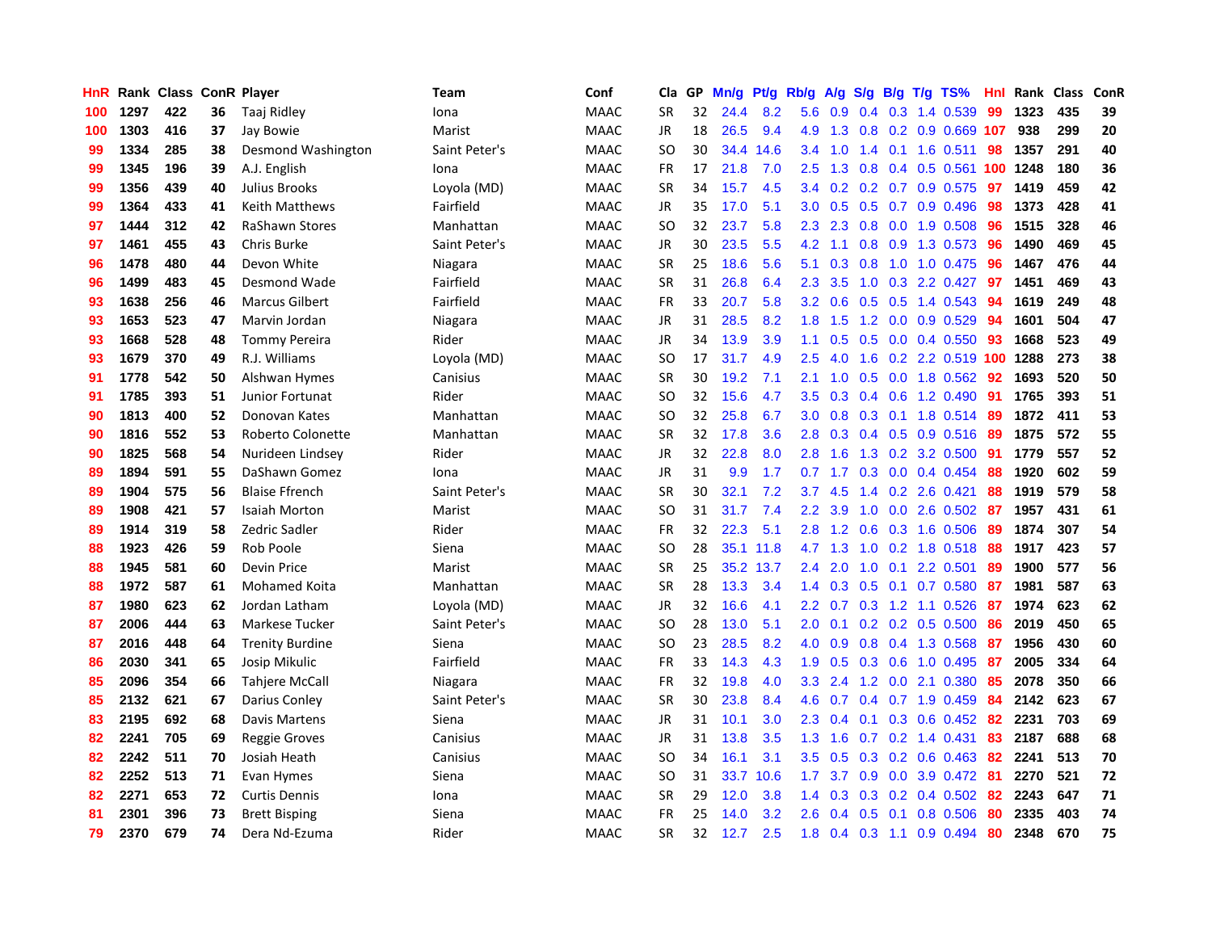| HnR | Rank | Class | ConR | Player | Team | Conf | Cla | GP | Mn/g | Pt/g | Rb/g | A/g | S/g | B/g | T/g | TS% | HnI | Rank | Class | ConR |
|---|---|---|---|---|---|---|---|---|---|---|---|---|---|---|---|---|---|---|---|---|
| 100 | 1297 | 422 | 36 | Taaj Ridley | Iona | MAAC | SR | 32 | 24.4 | 8.2 | 5.6 | 0.9 | 0.4 | 0.3 | 1.4 | 0.539 | 99 | 1323 | 435 | 39 |
| 100 | 1303 | 416 | 37 | Jay Bowie | Marist | MAAC | JR | 18 | 26.5 | 9.4 | 4.9 | 1.3 | 0.8 | 0.2 | 0.9 | 0.669 | 107 | 938 | 299 | 20 |
| 99 | 1334 | 285 | 38 | Desmond Washington | Saint Peter's | MAAC | SO | 30 | 34.4 | 14.6 | 3.4 | 1.0 | 1.4 | 0.1 | 1.6 | 0.511 | 98 | 1357 | 291 | 40 |
| 99 | 1345 | 196 | 39 | A.J. English | Iona | MAAC | FR | 17 | 21.8 | 7.0 | 2.5 | 1.3 | 0.8 | 0.4 | 0.5 | 0.561 | 100 | 1248 | 180 | 36 |
| 99 | 1356 | 439 | 40 | Julius Brooks | Loyola (MD) | MAAC | SR | 34 | 15.7 | 4.5 | 3.4 | 0.2 | 0.2 | 0.7 | 0.9 | 0.575 | 97 | 1419 | 459 | 42 |
| 99 | 1364 | 433 | 41 | Keith Matthews | Fairfield | MAAC | JR | 35 | 17.0 | 5.1 | 3.0 | 0.5 | 0.5 | 0.7 | 0.9 | 0.496 | 98 | 1373 | 428 | 41 |
| 97 | 1444 | 312 | 42 | RaShawn Stores | Manhattan | MAAC | SO | 32 | 23.7 | 5.8 | 2.3 | 2.3 | 0.8 | 0.0 | 1.9 | 0.508 | 96 | 1515 | 328 | 46 |
| 97 | 1461 | 455 | 43 | Chris Burke | Saint Peter's | MAAC | JR | 30 | 23.5 | 5.5 | 4.2 | 1.1 | 0.8 | 0.9 | 1.3 | 0.573 | 96 | 1490 | 469 | 45 |
| 96 | 1478 | 480 | 44 | Devon White | Niagara | MAAC | SR | 25 | 18.6 | 5.6 | 5.1 | 0.3 | 0.8 | 1.0 | 1.0 | 0.475 | 96 | 1467 | 476 | 44 |
| 96 | 1499 | 483 | 45 | Desmond Wade | Fairfield | MAAC | SR | 31 | 26.8 | 6.4 | 2.3 | 3.5 | 1.0 | 0.3 | 2.2 | 0.427 | 97 | 1451 | 469 | 43 |
| 93 | 1638 | 256 | 46 | Marcus Gilbert | Fairfield | MAAC | FR | 33 | 20.7 | 5.8 | 3.2 | 0.6 | 0.5 | 0.5 | 1.4 | 0.543 | 94 | 1619 | 249 | 48 |
| 93 | 1653 | 523 | 47 | Marvin Jordan | Niagara | MAAC | JR | 31 | 28.5 | 8.2 | 1.8 | 1.5 | 1.2 | 0.0 | 0.9 | 0.529 | 94 | 1601 | 504 | 47 |
| 93 | 1668 | 528 | 48 | Tommy Pereira | Rider | MAAC | JR | 34 | 13.9 | 3.9 | 1.1 | 0.5 | 0.5 | 0.0 | 0.4 | 0.550 | 93 | 1668 | 523 | 49 |
| 93 | 1679 | 370 | 49 | R.J. Williams | Loyola (MD) | MAAC | SO | 17 | 31.7 | 4.9 | 2.5 | 4.0 | 1.6 | 0.2 | 2.2 | 0.519 | 100 | 1288 | 273 | 38 |
| 91 | 1778 | 542 | 50 | Alshwan Hymes | Canisius | MAAC | SR | 30 | 19.2 | 7.1 | 2.1 | 1.0 | 0.5 | 0.0 | 1.8 | 0.562 | 92 | 1693 | 520 | 50 |
| 91 | 1785 | 393 | 51 | Junior Fortunat | Rider | MAAC | SO | 32 | 15.6 | 4.7 | 3.5 | 0.3 | 0.4 | 0.6 | 1.2 | 0.490 | 91 | 1765 | 393 | 51 |
| 90 | 1813 | 400 | 52 | Donovan Kates | Manhattan | MAAC | SO | 32 | 25.8 | 6.7 | 3.0 | 0.8 | 0.3 | 0.1 | 1.8 | 0.514 | 89 | 1872 | 411 | 53 |
| 90 | 1816 | 552 | 53 | Roberto Colonette | Manhattan | MAAC | SR | 32 | 17.8 | 3.6 | 2.8 | 0.3 | 0.4 | 0.5 | 0.9 | 0.516 | 89 | 1875 | 572 | 55 |
| 90 | 1825 | 568 | 54 | Nurideen Lindsey | Rider | MAAC | JR | 32 | 22.8 | 8.0 | 2.8 | 1.6 | 1.3 | 0.2 | 3.2 | 0.500 | 91 | 1779 | 557 | 52 |
| 89 | 1894 | 591 | 55 | DaShawn Gomez | Iona | MAAC | JR | 31 | 9.9 | 1.7 | 0.7 | 1.7 | 0.3 | 0.0 | 0.4 | 0.454 | 88 | 1920 | 602 | 59 |
| 89 | 1904 | 575 | 56 | Blaise Ffrench | Saint Peter's | MAAC | SR | 30 | 32.1 | 7.2 | 3.7 | 4.5 | 1.4 | 0.2 | 2.6 | 0.421 | 88 | 1919 | 579 | 58 |
| 89 | 1908 | 421 | 57 | Isaiah Morton | Marist | MAAC | SO | 31 | 31.7 | 7.4 | 2.2 | 3.9 | 1.0 | 0.0 | 2.6 | 0.502 | 87 | 1957 | 431 | 61 |
| 89 | 1914 | 319 | 58 | Zedric Sadler | Rider | MAAC | FR | 32 | 22.3 | 5.1 | 2.8 | 1.2 | 0.6 | 0.3 | 1.6 | 0.506 | 89 | 1874 | 307 | 54 |
| 88 | 1923 | 426 | 59 | Rob Poole | Siena | MAAC | SO | 28 | 35.1 | 11.8 | 4.7 | 1.3 | 1.0 | 0.2 | 1.8 | 0.518 | 88 | 1917 | 423 | 57 |
| 88 | 1945 | 581 | 60 | Devin Price | Marist | MAAC | SR | 25 | 35.2 | 13.7 | 2.4 | 2.0 | 1.0 | 0.1 | 2.2 | 0.501 | 89 | 1900 | 577 | 56 |
| 88 | 1972 | 587 | 61 | Mohamed Koita | Manhattan | MAAC | SR | 28 | 13.3 | 3.4 | 1.4 | 0.3 | 0.5 | 0.1 | 0.7 | 0.580 | 87 | 1981 | 587 | 63 |
| 87 | 1980 | 623 | 62 | Jordan Latham | Loyola (MD) | MAAC | JR | 32 | 16.6 | 4.1 | 2.2 | 0.7 | 0.3 | 1.2 | 1.1 | 0.526 | 87 | 1974 | 623 | 62 |
| 87 | 2006 | 444 | 63 | Markese Tucker | Saint Peter's | MAAC | SO | 28 | 13.0 | 5.1 | 2.0 | 0.1 | 0.2 | 0.2 | 0.5 | 0.500 | 86 | 2019 | 450 | 65 |
| 87 | 2016 | 448 | 64 | Trenity Burdine | Siena | MAAC | SO | 23 | 28.5 | 8.2 | 4.0 | 0.9 | 0.8 | 0.4 | 1.3 | 0.568 | 87 | 1956 | 430 | 60 |
| 86 | 2030 | 341 | 65 | Josip Mikulic | Fairfield | MAAC | FR | 33 | 14.3 | 4.3 | 1.9 | 0.5 | 0.3 | 0.6 | 1.0 | 0.495 | 87 | 2005 | 334 | 64 |
| 85 | 2096 | 354 | 66 | Tahjere McCall | Niagara | MAAC | FR | 32 | 19.8 | 4.0 | 3.3 | 2.4 | 1.2 | 0.0 | 2.1 | 0.380 | 85 | 2078 | 350 | 66 |
| 85 | 2132 | 621 | 67 | Darius Conley | Saint Peter's | MAAC | SR | 30 | 23.8 | 8.4 | 4.6 | 0.7 | 0.4 | 0.7 | 1.9 | 0.459 | 84 | 2142 | 623 | 67 |
| 83 | 2195 | 692 | 68 | Davis Martens | Siena | MAAC | JR | 31 | 10.1 | 3.0 | 2.3 | 0.4 | 0.1 | 0.3 | 0.6 | 0.452 | 82 | 2231 | 703 | 69 |
| 82 | 2241 | 705 | 69 | Reggie Groves | Canisius | MAAC | JR | 31 | 13.8 | 3.5 | 1.3 | 1.6 | 0.7 | 0.2 | 1.4 | 0.431 | 83 | 2187 | 688 | 68 |
| 82 | 2242 | 511 | 70 | Josiah Heath | Canisius | MAAC | SO | 34 | 16.1 | 3.1 | 3.5 | 0.5 | 0.3 | 0.2 | 0.6 | 0.463 | 82 | 2241 | 513 | 70 |
| 82 | 2252 | 513 | 71 | Evan Hymes | Siena | MAAC | SO | 31 | 33.7 | 10.6 | 1.7 | 3.7 | 0.9 | 0.0 | 3.9 | 0.472 | 81 | 2270 | 521 | 72 |
| 82 | 2271 | 653 | 72 | Curtis Dennis | Iona | MAAC | SR | 29 | 12.0 | 3.8 | 1.4 | 0.3 | 0.3 | 0.2 | 0.4 | 0.502 | 82 | 2243 | 647 | 71 |
| 81 | 2301 | 396 | 73 | Brett Bisping | Siena | MAAC | FR | 25 | 14.0 | 3.2 | 2.6 | 0.4 | 0.5 | 0.1 | 0.8 | 0.506 | 80 | 2335 | 403 | 74 |
| 79 | 2370 | 679 | 74 | Dera Nd-Ezuma | Rider | MAAC | SR | 32 | 12.7 | 2.5 | 1.8 | 0.4 | 0.3 | 1.1 | 0.9 | 0.494 | 80 | 2348 | 670 | 75 |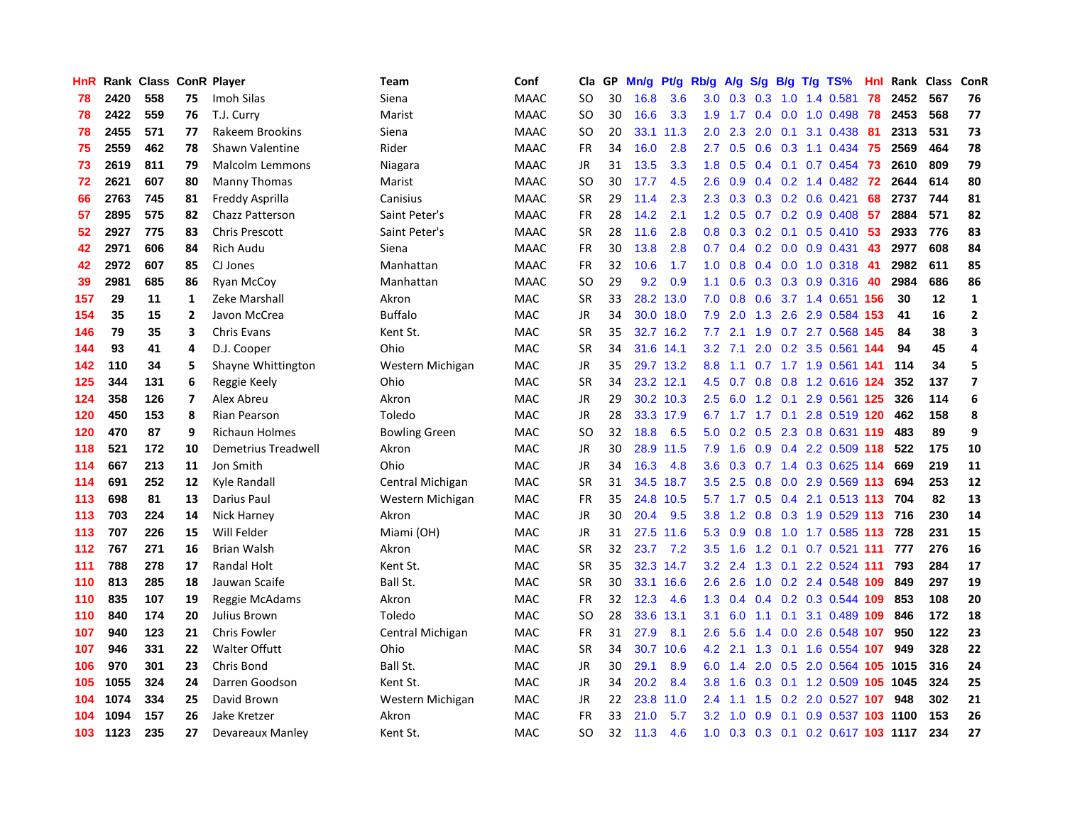| HnR | Rank | Class | ConR | Player | Team | Conf | Cla | GP | Mn/g | Pt/g | Rb/g | A/g | S/g | B/g | T/g | TS% | HnI | Rank | Class | ConR |
|---|---|---|---|---|---|---|---|---|---|---|---|---|---|---|---|---|---|---|---|---|
| 78 | 2420 | 558 | 75 | Imoh Silas | Siena | MAAC | SO | 30 | 16.8 | 3.6 | 3.0 | 0.3 | 0.3 | 1.0 | 1.4 | 0.581 | 78 | 2452 | 567 | 76 |
| 78 | 2422 | 559 | 76 | T.J. Curry | Marist | MAAC | SO | 30 | 16.6 | 3.3 | 1.9 | 1.7 | 0.4 | 0.0 | 1.0 | 0.498 | 78 | 2453 | 568 | 77 |
| 78 | 2455 | 571 | 77 | Rakeem Brookins | Siena | MAAC | SO | 20 | 33.1 | 11.3 | 2.0 | 2.3 | 2.0 | 0.1 | 3.1 | 0.438 | 81 | 2313 | 531 | 73 |
| 75 | 2559 | 462 | 78 | Shawn Valentine | Rider | MAAC | FR | 34 | 16.0 | 2.8 | 2.7 | 0.5 | 0.6 | 0.3 | 1.1 | 0.434 | 75 | 2569 | 464 | 78 |
| 73 | 2619 | 811 | 79 | Malcolm Lemmons | Niagara | MAAC | JR | 31 | 13.5 | 3.3 | 1.8 | 0.5 | 0.4 | 0.1 | 0.7 | 0.454 | 73 | 2610 | 809 | 79 |
| 72 | 2621 | 607 | 80 | Manny Thomas | Marist | MAAC | SO | 30 | 17.7 | 4.5 | 2.6 | 0.9 | 0.4 | 0.2 | 1.4 | 0.482 | 72 | 2644 | 614 | 80 |
| 66 | 2763 | 745 | 81 | Freddy Asprilla | Canisius | MAAC | SR | 29 | 11.4 | 2.3 | 2.3 | 0.3 | 0.3 | 0.2 | 0.6 | 0.421 | 68 | 2737 | 744 | 81 |
| 57 | 2895 | 575 | 82 | Chazz Patterson | Saint Peter's | MAAC | FR | 28 | 14.2 | 2.1 | 1.2 | 0.5 | 0.7 | 0.2 | 0.9 | 0.408 | 57 | 2884 | 571 | 82 |
| 52 | 2927 | 775 | 83 | Chris Prescott | Saint Peter's | MAAC | SR | 28 | 11.6 | 2.8 | 0.8 | 0.3 | 0.2 | 0.1 | 0.5 | 0.410 | 53 | 2933 | 776 | 83 |
| 42 | 2971 | 606 | 84 | Rich Audu | Siena | MAAC | FR | 30 | 13.8 | 2.8 | 0.7 | 0.4 | 0.2 | 0.0 | 0.9 | 0.431 | 43 | 2977 | 608 | 84 |
| 42 | 2972 | 607 | 85 | CJ Jones | Manhattan | MAAC | FR | 32 | 10.6 | 1.7 | 1.0 | 0.8 | 0.4 | 0.0 | 1.0 | 0.318 | 41 | 2982 | 611 | 85 |
| 39 | 2981 | 685 | 86 | Ryan McCoy | Manhattan | MAAC | SO | 29 | 9.2 | 0.9 | 1.1 | 0.6 | 0.3 | 0.3 | 0.9 | 0.316 | 40 | 2984 | 686 | 86 |
| 157 | 29 | 11 | 1 | Zeke Marshall | Akron | MAC | SR | 33 | 28.2 | 13.0 | 7.0 | 0.8 | 0.6 | 3.7 | 1.4 | 0.651 | 156 | 30 | 12 | 1 |
| 154 | 35 | 15 | 2 | Javon McCrea | Buffalo | MAC | JR | 34 | 30.0 | 18.0 | 7.9 | 2.0 | 1.3 | 2.6 | 2.9 | 0.584 | 153 | 41 | 16 | 2 |
| 146 | 79 | 35 | 3 | Chris Evans | Kent St. | MAC | SR | 35 | 32.7 | 16.2 | 7.7 | 2.1 | 1.9 | 0.7 | 2.7 | 0.568 | 145 | 84 | 38 | 3 |
| 144 | 93 | 41 | 4 | D.J. Cooper | Ohio | MAC | SR | 34 | 31.6 | 14.1 | 3.2 | 7.1 | 2.0 | 0.2 | 3.5 | 0.561 | 144 | 94 | 45 | 4 |
| 142 | 110 | 34 | 5 | Shayne Whittington | Western Michigan | MAC | JR | 35 | 29.7 | 13.2 | 8.8 | 1.1 | 0.7 | 1.7 | 1.9 | 0.561 | 141 | 114 | 34 | 5 |
| 125 | 344 | 131 | 6 | Reggie Keely | Ohio | MAC | SR | 34 | 23.2 | 12.1 | 4.5 | 0.7 | 0.8 | 0.8 | 1.2 | 0.616 | 124 | 352 | 137 | 7 |
| 124 | 358 | 126 | 7 | Alex Abreu | Akron | MAC | JR | 29 | 30.2 | 10.3 | 2.5 | 6.0 | 1.2 | 0.1 | 2.9 | 0.561 | 125 | 326 | 114 | 6 |
| 120 | 450 | 153 | 8 | Rian Pearson | Toledo | MAC | JR | 28 | 33.3 | 17.9 | 6.7 | 1.7 | 1.7 | 0.1 | 2.8 | 0.519 | 120 | 462 | 158 | 8 |
| 120 | 470 | 87 | 9 | Richaun Holmes | Bowling Green | MAC | SO | 32 | 18.8 | 6.5 | 5.0 | 0.2 | 0.5 | 2.3 | 0.8 | 0.631 | 119 | 483 | 89 | 9 |
| 118 | 521 | 172 | 10 | Demetrius Treadwell | Akron | MAC | JR | 30 | 28.9 | 11.5 | 7.9 | 1.6 | 0.9 | 0.4 | 2.2 | 0.509 | 118 | 522 | 175 | 10 |
| 114 | 667 | 213 | 11 | Jon Smith | Ohio | MAC | JR | 34 | 16.3 | 4.8 | 3.6 | 0.3 | 0.7 | 1.4 | 0.3 | 0.625 | 114 | 669 | 219 | 11 |
| 114 | 691 | 252 | 12 | Kyle Randall | Central Michigan | MAC | SR | 31 | 34.5 | 18.7 | 3.5 | 2.5 | 0.8 | 0.0 | 2.9 | 0.569 | 113 | 694 | 253 | 12 |
| 113 | 698 | 81 | 13 | Darius Paul | Western Michigan | MAC | FR | 35 | 24.8 | 10.5 | 5.7 | 1.7 | 0.5 | 0.4 | 2.1 | 0.513 | 113 | 704 | 82 | 13 |
| 113 | 703 | 224 | 14 | Nick Harney | Akron | MAC | JR | 30 | 20.4 | 9.5 | 3.8 | 1.2 | 0.8 | 0.3 | 1.9 | 0.529 | 113 | 716 | 230 | 14 |
| 113 | 707 | 226 | 15 | Will Felder | Miami (OH) | MAC | JR | 31 | 27.5 | 11.6 | 5.3 | 0.9 | 0.8 | 1.0 | 1.7 | 0.585 | 113 | 728 | 231 | 15 |
| 112 | 767 | 271 | 16 | Brian Walsh | Akron | MAC | SR | 32 | 23.7 | 7.2 | 3.5 | 1.6 | 1.2 | 0.1 | 0.7 | 0.521 | 111 | 777 | 276 | 16 |
| 111 | 788 | 278 | 17 | Randal Holt | Kent St. | MAC | SR | 35 | 32.3 | 14.7 | 3.2 | 2.4 | 1.3 | 0.1 | 2.2 | 0.524 | 111 | 793 | 284 | 17 |
| 110 | 813 | 285 | 18 | Jauwan Scaife | Ball St. | MAC | SR | 30 | 33.1 | 16.6 | 2.6 | 2.6 | 1.0 | 0.2 | 2.4 | 0.548 | 109 | 849 | 297 | 19 |
| 110 | 835 | 107 | 19 | Reggie McAdams | Akron | MAC | FR | 32 | 12.3 | 4.6 | 1.3 | 0.4 | 0.4 | 0.2 | 0.3 | 0.544 | 109 | 853 | 108 | 20 |
| 110 | 840 | 174 | 20 | Julius Brown | Toledo | MAC | SO | 28 | 33.6 | 13.1 | 3.1 | 6.0 | 1.1 | 0.1 | 3.1 | 0.489 | 109 | 846 | 172 | 18 |
| 107 | 940 | 123 | 21 | Chris Fowler | Central Michigan | MAC | FR | 31 | 27.9 | 8.1 | 2.6 | 5.6 | 1.4 | 0.0 | 2.6 | 0.548 | 107 | 950 | 122 | 23 |
| 107 | 946 | 331 | 22 | Walter Offutt | Ohio | MAC | SR | 34 | 30.7 | 10.6 | 4.2 | 2.1 | 1.3 | 0.1 | 1.6 | 0.554 | 107 | 949 | 328 | 22 |
| 106 | 970 | 301 | 23 | Chris Bond | Ball St. | MAC | JR | 30 | 29.1 | 8.9 | 6.0 | 1.4 | 2.0 | 0.5 | 2.0 | 0.564 | 105 | 1015 | 316 | 24 |
| 105 | 1055 | 324 | 24 | Darren Goodson | Kent St. | MAC | JR | 34 | 20.2 | 8.4 | 3.8 | 1.6 | 0.3 | 0.1 | 1.2 | 0.509 | 105 | 1045 | 324 | 25 |
| 104 | 1074 | 334 | 25 | David Brown | Western Michigan | MAC | JR | 22 | 23.8 | 11.0 | 2.4 | 1.1 | 1.5 | 0.2 | 2.0 | 0.527 | 107 | 948 | 302 | 21 |
| 104 | 1094 | 157 | 26 | Jake Kretzer | Akron | MAC | FR | 33 | 21.0 | 5.7 | 3.2 | 1.0 | 0.9 | 0.1 | 0.9 | 0.537 | 103 | 1100 | 153 | 26 |
| 103 | 1123 | 235 | 27 | Devareaux Manley | Kent St. | MAC | SO | 32 | 11.3 | 4.6 | 1.0 | 0.3 | 0.3 | 0.1 | 0.2 | 0.617 | 103 | 1117 | 234 | 27 |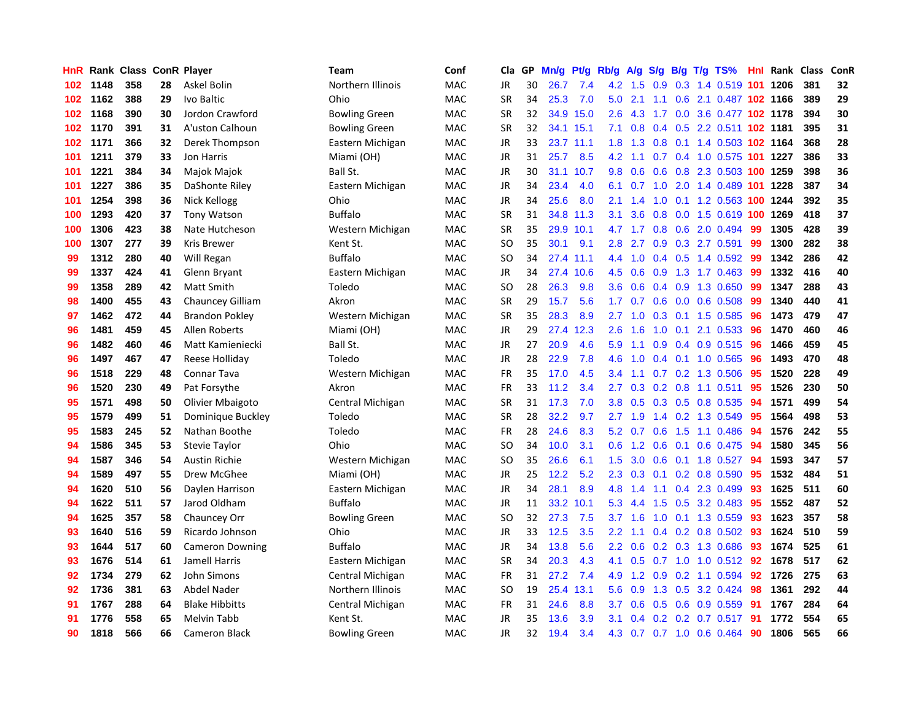| HnR | Rank | Class | ConR | Player | Team | Conf | Cla | GP | Mn/g | Pt/g | Rb/g | A/g | S/g | B/g | T/g | TS% | HnI | Rank | Class | ConR |
|---|---|---|---|---|---|---|---|---|---|---|---|---|---|---|---|---|---|---|---|---|
| 102 | 1148 | 358 | 28 | Askel Bolin | Northern Illinois | MAC | JR | 30 | 26.7 | 7.4 | 4.2 | 1.5 | 0.9 | 0.3 | 1.4 | 0.519 | 101 | 1206 | 381 | 32 |
| 102 | 1162 | 388 | 29 | Ivo Baltic | Ohio | MAC | SR | 34 | 25.3 | 7.0 | 5.0 | 2.1 | 1.1 | 0.6 | 2.1 | 0.487 | 102 | 1166 | 389 | 29 |
| 102 | 1168 | 390 | 30 | Jordon Crawford | Bowling Green | MAC | SR | 32 | 34.9 | 15.0 | 2.6 | 4.3 | 1.7 | 0.0 | 3.6 | 0.477 | 102 | 1178 | 394 | 30 |
| 102 | 1170 | 391 | 31 | A'uston Calhoun | Bowling Green | MAC | SR | 32 | 34.1 | 15.1 | 7.1 | 0.8 | 0.4 | 0.5 | 2.2 | 0.511 | 102 | 1181 | 395 | 31 |
| 102 | 1171 | 366 | 32 | Derek Thompson | Eastern Michigan | MAC | JR | 33 | 23.7 | 11.1 | 1.8 | 1.3 | 0.8 | 0.1 | 1.4 | 0.503 | 102 | 1164 | 368 | 28 |
| 101 | 1211 | 379 | 33 | Jon Harris | Miami (OH) | MAC | JR | 31 | 25.7 | 8.5 | 4.2 | 1.1 | 0.7 | 0.4 | 1.0 | 0.575 | 101 | 1227 | 386 | 33 |
| 101 | 1221 | 384 | 34 | Majok Majok | Ball St. | MAC | JR | 30 | 31.1 | 10.7 | 9.8 | 0.6 | 0.6 | 0.8 | 2.3 | 0.503 | 100 | 1259 | 398 | 36 |
| 101 | 1227 | 386 | 35 | DaShonte Riley | Eastern Michigan | MAC | JR | 34 | 23.4 | 4.0 | 6.1 | 0.7 | 1.0 | 2.0 | 1.4 | 0.489 | 101 | 1228 | 387 | 34 |
| 101 | 1254 | 398 | 36 | Nick Kellogg | Ohio | MAC | JR | 34 | 25.6 | 8.0 | 2.1 | 1.4 | 1.0 | 0.1 | 1.2 | 0.563 | 100 | 1244 | 392 | 35 |
| 100 | 1293 | 420 | 37 | Tony Watson | Buffalo | MAC | SR | 31 | 34.8 | 11.3 | 3.1 | 3.6 | 0.8 | 0.0 | 1.5 | 0.619 | 100 | 1269 | 418 | 37 |
| 100 | 1306 | 423 | 38 | Nate Hutcheson | Western Michigan | MAC | SR | 35 | 29.9 | 10.1 | 4.7 | 1.7 | 0.8 | 0.6 | 2.0 | 0.494 | 99 | 1305 | 428 | 39 |
| 100 | 1307 | 277 | 39 | Kris Brewer | Kent St. | MAC | SO | 35 | 30.1 | 9.1 | 2.8 | 2.7 | 0.9 | 0.3 | 2.7 | 0.591 | 99 | 1300 | 282 | 38 |
| 99 | 1312 | 280 | 40 | Will Regan | Buffalo | MAC | SO | 34 | 27.4 | 11.1 | 4.4 | 1.0 | 0.4 | 0.5 | 1.4 | 0.592 | 99 | 1342 | 286 | 42 |
| 99 | 1337 | 424 | 41 | Glenn Bryant | Eastern Michigan | MAC | JR | 34 | 27.4 | 10.6 | 4.5 | 0.6 | 0.9 | 1.3 | 1.7 | 0.463 | 99 | 1332 | 416 | 40 |
| 99 | 1358 | 289 | 42 | Matt Smith | Toledo | MAC | SO | 28 | 26.3 | 9.8 | 3.6 | 0.6 | 0.4 | 0.9 | 1.3 | 0.650 | 99 | 1347 | 288 | 43 |
| 98 | 1400 | 455 | 43 | Chauncey Gilliam | Akron | MAC | SR | 29 | 15.7 | 5.6 | 1.7 | 0.7 | 0.6 | 0.0 | 0.6 | 0.508 | 99 | 1340 | 440 | 41 |
| 97 | 1462 | 472 | 44 | Brandon Pokley | Western Michigan | MAC | SR | 35 | 28.3 | 8.9 | 2.7 | 1.0 | 0.3 | 0.1 | 1.5 | 0.585 | 96 | 1473 | 479 | 47 |
| 96 | 1481 | 459 | 45 | Allen Roberts | Miami (OH) | MAC | JR | 29 | 27.4 | 12.3 | 2.6 | 1.6 | 1.0 | 0.1 | 2.1 | 0.533 | 96 | 1470 | 460 | 46 |
| 96 | 1482 | 460 | 46 | Matt Kamieniecki | Ball St. | MAC | JR | 27 | 20.9 | 4.6 | 5.9 | 1.1 | 0.9 | 0.4 | 0.9 | 0.515 | 96 | 1466 | 459 | 45 |
| 96 | 1497 | 467 | 47 | Reese Holliday | Toledo | MAC | JR | 28 | 22.9 | 7.8 | 4.6 | 1.0 | 0.4 | 0.1 | 1.0 | 0.565 | 96 | 1493 | 470 | 48 |
| 96 | 1518 | 229 | 48 | Connar Tava | Western Michigan | MAC | FR | 35 | 17.0 | 4.5 | 3.4 | 1.1 | 0.7 | 0.2 | 1.3 | 0.506 | 95 | 1520 | 228 | 49 |
| 96 | 1520 | 230 | 49 | Pat Forsythe | Akron | MAC | FR | 33 | 11.2 | 3.4 | 2.7 | 0.3 | 0.2 | 0.8 | 1.1 | 0.511 | 95 | 1526 | 230 | 50 |
| 95 | 1571 | 498 | 50 | Olivier Mbaigoto | Central Michigan | MAC | SR | 31 | 17.3 | 7.0 | 3.8 | 0.5 | 0.3 | 0.5 | 0.8 | 0.535 | 94 | 1571 | 499 | 54 |
| 95 | 1579 | 499 | 51 | Dominique Buckley | Toledo | MAC | SR | 28 | 32.2 | 9.7 | 2.7 | 1.9 | 1.4 | 0.2 | 1.3 | 0.549 | 95 | 1564 | 498 | 53 |
| 95 | 1583 | 245 | 52 | Nathan Boothe | Toledo | MAC | FR | 28 | 24.6 | 8.3 | 5.2 | 0.7 | 0.6 | 1.5 | 1.1 | 0.486 | 94 | 1576 | 242 | 55 |
| 94 | 1586 | 345 | 53 | Stevie Taylor | Ohio | MAC | SO | 34 | 10.0 | 3.1 | 0.6 | 1.2 | 0.6 | 0.1 | 0.6 | 0.475 | 94 | 1580 | 345 | 56 |
| 94 | 1587 | 346 | 54 | Austin Richie | Western Michigan | MAC | SO | 35 | 26.6 | 6.1 | 1.5 | 3.0 | 0.6 | 0.1 | 1.8 | 0.527 | 94 | 1593 | 347 | 57 |
| 94 | 1589 | 497 | 55 | Drew McGhee | Miami (OH) | MAC | JR | 25 | 12.2 | 5.2 | 2.3 | 0.3 | 0.1 | 0.2 | 0.8 | 0.590 | 95 | 1532 | 484 | 51 |
| 94 | 1620 | 510 | 56 | Daylen Harrison | Eastern Michigan | MAC | JR | 34 | 28.1 | 8.9 | 4.8 | 1.4 | 1.1 | 0.4 | 2.3 | 0.499 | 93 | 1625 | 511 | 60 |
| 94 | 1622 | 511 | 57 | Jarod Oldham | Buffalo | MAC | JR | 11 | 33.2 | 10.1 | 5.3 | 4.4 | 1.5 | 0.5 | 3.2 | 0.483 | 95 | 1552 | 487 | 52 |
| 94 | 1625 | 357 | 58 | Chauncey Orr | Bowling Green | MAC | SO | 32 | 27.3 | 7.5 | 3.7 | 1.6 | 1.0 | 0.1 | 1.3 | 0.559 | 93 | 1623 | 357 | 58 |
| 93 | 1640 | 516 | 59 | Ricardo Johnson | Ohio | MAC | JR | 33 | 12.5 | 3.5 | 2.2 | 1.1 | 0.4 | 0.2 | 0.8 | 0.502 | 93 | 1624 | 510 | 59 |
| 93 | 1644 | 517 | 60 | Cameron Downing | Buffalo | MAC | JR | 34 | 13.8 | 5.6 | 2.2 | 0.6 | 0.2 | 0.3 | 1.3 | 0.686 | 93 | 1674 | 525 | 61 |
| 93 | 1676 | 514 | 61 | Jamell Harris | Eastern Michigan | MAC | SR | 34 | 20.3 | 4.3 | 4.1 | 0.5 | 0.7 | 1.0 | 1.0 | 0.512 | 92 | 1678 | 517 | 62 |
| 92 | 1734 | 279 | 62 | John Simons | Central Michigan | MAC | FR | 31 | 27.2 | 7.4 | 4.9 | 1.2 | 0.9 | 0.2 | 1.1 | 0.594 | 92 | 1726 | 275 | 63 |
| 92 | 1736 | 381 | 63 | Abdel Nader | Northern Illinois | MAC | SO | 19 | 25.4 | 13.1 | 5.6 | 0.9 | 1.3 | 0.5 | 3.2 | 0.424 | 98 | 1361 | 292 | 44 |
| 91 | 1767 | 288 | 64 | Blake Hibbitts | Central Michigan | MAC | FR | 31 | 24.6 | 8.8 | 3.7 | 0.6 | 0.5 | 0.6 | 0.9 | 0.559 | 91 | 1767 | 284 | 64 |
| 91 | 1776 | 558 | 65 | Melvin Tabb | Kent St. | MAC | JR | 35 | 13.6 | 3.9 | 3.1 | 0.4 | 0.2 | 0.2 | 0.7 | 0.517 | 91 | 1772 | 554 | 65 |
| 90 | 1818 | 566 | 66 | Cameron Black | Bowling Green | MAC | JR | 32 | 19.4 | 3.4 | 4.3 | 0.7 | 0.7 | 1.0 | 0.6 | 0.464 | 90 | 1806 | 565 | 66 |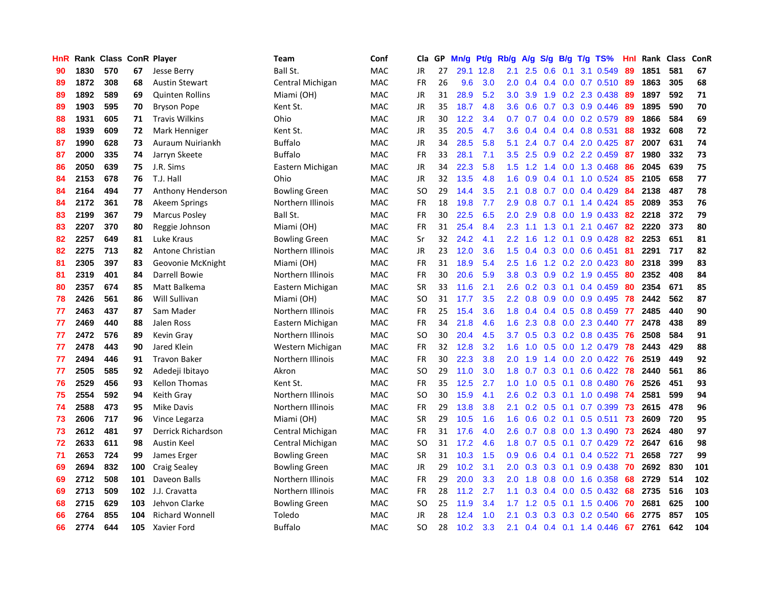| HnR | Rank | Class | ConR | Player | Team | Conf | Cla | GP | Mn/g | Pt/g | Rb/g | A/g | S/g | B/g | T/g | TS% | HnI | Rank | Class | ConR |
|---|---|---|---|---|---|---|---|---|---|---|---|---|---|---|---|---|---|---|---|---|
| 90 | 1830 | 570 | 67 | Jesse Berry | Ball St. | MAC | JR | 27 | 29.1 | 12.8 | 2.1 | 2.5 | 0.6 | 0.1 | 3.1 | 0.549 | 89 | 1851 | 581 | 67 |
| 89 | 1872 | 308 | 68 | Austin Stewart | Central Michigan | MAC | FR | 26 | 9.6 | 3.0 | 2.0 | 0.4 | 0.4 | 0.0 | 0.7 | 0.510 | 89 | 1863 | 305 | 68 |
| 89 | 1892 | 589 | 69 | Quinten Rollins | Miami (OH) | MAC | JR | 31 | 28.9 | 5.2 | 3.0 | 3.9 | 1.9 | 0.2 | 2.3 | 0.438 | 89 | 1897 | 592 | 71 |
| 89 | 1903 | 595 | 70 | Bryson Pope | Kent St. | MAC | JR | 35 | 18.7 | 4.8 | 3.6 | 0.6 | 0.7 | 0.3 | 0.9 | 0.446 | 89 | 1895 | 590 | 70 |
| 88 | 1931 | 605 | 71 | Travis Wilkins | Ohio | MAC | JR | 30 | 12.2 | 3.4 | 0.7 | 0.7 | 0.4 | 0.0 | 0.2 | 0.579 | 89 | 1866 | 584 | 69 |
| 88 | 1939 | 609 | 72 | Mark Henniger | Kent St. | MAC | JR | 35 | 20.5 | 4.7 | 3.6 | 0.4 | 0.4 | 0.4 | 0.8 | 0.531 | 88 | 1932 | 608 | 72 |
| 87 | 1990 | 628 | 73 | Auraum Nuiriankh | Buffalo | MAC | JR | 34 | 28.5 | 5.8 | 5.1 | 2.4 | 0.7 | 0.4 | 2.0 | 0.425 | 87 | 2007 | 631 | 74 |
| 87 | 2000 | 335 | 74 | Jarryn Skeete | Buffalo | MAC | FR | 33 | 28.1 | 7.1 | 3.5 | 2.5 | 0.9 | 0.2 | 2.2 | 0.459 | 87 | 1980 | 332 | 73 |
| 86 | 2050 | 639 | 75 | J.R. Sims | Eastern Michigan | MAC | JR | 34 | 22.3 | 5.8 | 1.5 | 1.2 | 1.4 | 0.0 | 1.3 | 0.468 | 86 | 2045 | 639 | 75 |
| 84 | 2153 | 678 | 76 | T.J. Hall | Ohio | MAC | JR | 32 | 13.5 | 4.8 | 1.6 | 0.9 | 0.4 | 0.1 | 1.0 | 0.524 | 85 | 2105 | 658 | 77 |
| 84 | 2164 | 494 | 77 | Anthony Henderson | Bowling Green | MAC | SO | 29 | 14.4 | 3.5 | 2.1 | 0.8 | 0.7 | 0.0 | 0.4 | 0.429 | 84 | 2138 | 487 | 78 |
| 84 | 2172 | 361 | 78 | Akeem Springs | Northern Illinois | MAC | FR | 18 | 19.8 | 7.7 | 2.9 | 0.8 | 0.7 | 0.1 | 1.4 | 0.424 | 85 | 2089 | 353 | 76 |
| 83 | 2199 | 367 | 79 | Marcus Posley | Ball St. | MAC | FR | 30 | 22.5 | 6.5 | 2.0 | 2.9 | 0.8 | 0.0 | 1.9 | 0.433 | 82 | 2218 | 372 | 79 |
| 83 | 2207 | 370 | 80 | Reggie Johnson | Miami (OH) | MAC | FR | 31 | 25.4 | 8.4 | 2.3 | 1.1 | 1.3 | 0.1 | 2.1 | 0.467 | 82 | 2220 | 373 | 80 |
| 82 | 2257 | 649 | 81 | Luke Kraus | Bowling Green | MAC | Sr | 32 | 24.2 | 4.1 | 2.2 | 1.6 | 1.2 | 0.1 | 0.9 | 0.428 | 82 | 2253 | 651 | 81 |
| 82 | 2275 | 713 | 82 | Antone Christian | Northern Illinois | MAC | JR | 23 | 12.0 | 3.6 | 1.5 | 0.4 | 0.3 | 0.0 | 0.6 | 0.451 | 81 | 2291 | 717 | 82 |
| 81 | 2305 | 397 | 83 | Geovonie McKnight | Miami (OH) | MAC | FR | 31 | 18.9 | 5.4 | 2.5 | 1.6 | 1.2 | 0.2 | 2.0 | 0.423 | 80 | 2318 | 399 | 83 |
| 81 | 2319 | 401 | 84 | Darrell Bowie | Northern Illinois | MAC | FR | 30 | 20.6 | 5.9 | 3.8 | 0.3 | 0.9 | 0.2 | 1.9 | 0.455 | 80 | 2352 | 408 | 84 |
| 80 | 2357 | 674 | 85 | Matt Balkema | Eastern Michigan | MAC | SR | 33 | 11.6 | 2.1 | 2.6 | 0.2 | 0.3 | 0.1 | 0.4 | 0.459 | 80 | 2354 | 671 | 85 |
| 78 | 2426 | 561 | 86 | Will Sullivan | Miami (OH) | MAC | SO | 31 | 17.7 | 3.5 | 2.2 | 0.8 | 0.9 | 0.0 | 0.9 | 0.495 | 78 | 2442 | 562 | 87 |
| 77 | 2463 | 437 | 87 | Sam Mader | Northern Illinois | MAC | FR | 25 | 15.4 | 3.6 | 1.8 | 0.4 | 0.4 | 0.5 | 0.8 | 0.459 | 77 | 2485 | 440 | 90 |
| 77 | 2469 | 440 | 88 | Jalen Ross | Eastern Michigan | MAC | FR | 34 | 21.8 | 4.6 | 1.6 | 2.3 | 0.8 | 0.0 | 2.3 | 0.440 | 77 | 2478 | 438 | 89 |
| 77 | 2472 | 576 | 89 | Kevin Gray | Northern Illinois | MAC | SO | 30 | 20.4 | 4.5 | 3.7 | 0.5 | 0.3 | 0.2 | 0.8 | 0.435 | 76 | 2508 | 584 | 91 |
| 77 | 2478 | 443 | 90 | Jared Klein | Western Michigan | MAC | FR | 32 | 12.8 | 3.2 | 1.6 | 1.0 | 0.5 | 0.0 | 1.2 | 0.479 | 78 | 2443 | 429 | 88 |
| 77 | 2494 | 446 | 91 | Travon Baker | Northern Illinois | MAC | FR | 30 | 22.3 | 3.8 | 2.0 | 1.9 | 1.4 | 0.0 | 2.0 | 0.422 | 76 | 2519 | 449 | 92 |
| 77 | 2505 | 585 | 92 | Adedeji Ibitayo | Akron | MAC | SO | 29 | 11.0 | 3.0 | 1.8 | 0.7 | 0.3 | 0.1 | 0.6 | 0.422 | 78 | 2440 | 561 | 86 |
| 76 | 2529 | 456 | 93 | Kellon Thomas | Kent St. | MAC | FR | 35 | 12.5 | 2.7 | 1.0 | 1.0 | 0.5 | 0.1 | 0.8 | 0.480 | 76 | 2526 | 451 | 93 |
| 75 | 2554 | 592 | 94 | Keith Gray | Northern Illinois | MAC | SO | 30 | 15.9 | 4.1 | 2.6 | 0.2 | 0.3 | 0.1 | 1.0 | 0.498 | 74 | 2581 | 599 | 94 |
| 74 | 2588 | 473 | 95 | Mike Davis | Northern Illinois | MAC | FR | 29 | 13.8 | 3.8 | 2.1 | 0.2 | 0.5 | 0.1 | 0.7 | 0.399 | 73 | 2615 | 478 | 96 |
| 73 | 2606 | 717 | 96 | Vince Legarza | Miami (OH) | MAC | SR | 29 | 10.5 | 1.6 | 1.6 | 0.6 | 0.2 | 0.1 | 0.5 | 0.511 | 73 | 2609 | 720 | 95 |
| 73 | 2612 | 481 | 97 | Derrick Richardson | Central Michigan | MAC | FR | 31 | 17.6 | 4.0 | 2.6 | 0.7 | 0.8 | 0.0 | 1.3 | 0.490 | 73 | 2624 | 480 | 97 |
| 72 | 2633 | 611 | 98 | Austin Keel | Central Michigan | MAC | SO | 31 | 17.2 | 4.6 | 1.8 | 0.7 | 0.5 | 0.1 | 0.7 | 0.429 | 72 | 2647 | 616 | 98 |
| 71 | 2653 | 724 | 99 | James Erger | Bowling Green | MAC | SR | 31 | 10.3 | 1.5 | 0.9 | 0.6 | 0.4 | 0.1 | 0.4 | 0.522 | 71 | 2658 | 727 | 99 |
| 69 | 2694 | 832 | 100 | Craig Sealey | Bowling Green | MAC | JR | 29 | 10.2 | 3.1 | 2.0 | 0.3 | 0.3 | 0.1 | 0.9 | 0.438 | 70 | 2692 | 830 | 101 |
| 69 | 2712 | 508 | 101 | Daveon Balls | Northern Illinois | MAC | FR | 29 | 20.0 | 3.3 | 2.0 | 1.8 | 0.8 | 0.0 | 1.6 | 0.358 | 68 | 2729 | 514 | 102 |
| 69 | 2713 | 509 | 102 | J.J. Cravatta | Northern Illinois | MAC | FR | 28 | 11.2 | 2.7 | 1.1 | 0.3 | 0.4 | 0.0 | 0.5 | 0.432 | 68 | 2735 | 516 | 103 |
| 68 | 2715 | 629 | 103 | Jehvon Clarke | Bowling Green | MAC | SO | 25 | 11.9 | 3.4 | 1.7 | 1.2 | 0.5 | 0.1 | 1.5 | 0.406 | 70 | 2681 | 625 | 100 |
| 66 | 2764 | 855 | 104 | Richard Wonnell | Toledo | MAC | JR | 28 | 12.4 | 1.0 | 2.1 | 0.3 | 0.3 | 0.3 | 0.2 | 0.540 | 66 | 2775 | 857 | 105 |
| 66 | 2774 | 644 | 105 | Xavier Ford | Buffalo | MAC | SO | 28 | 10.2 | 3.3 | 2.1 | 0.4 | 0.4 | 0.1 | 1.4 | 0.446 | 67 | 2761 | 642 | 104 |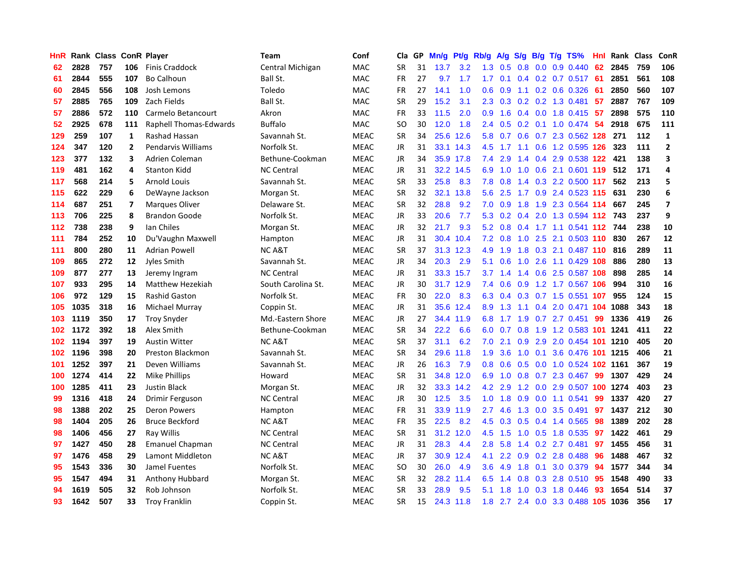| HnR | Rank | Class | ConR | Player | Team | Conf | Cla | GP | Mn/g | Pt/g | Rb/g | A/g | S/g | B/g | T/g | TS% | HnI | Rank | Class | ConR |
|---|---|---|---|---|---|---|---|---|---|---|---|---|---|---|---|---|---|---|---|---|
| 62 | 2828 | 757 | 106 | Finis Craddock | Central Michigan | MAC | SR | 31 | 13.7 | 3.2 | 1.3 | 0.5 | 0.8 | 0.0 | 0.9 | 0.440 | 62 | 2845 | 759 | 106 |
| 61 | 2844 | 555 | 107 | Bo Calhoun | Ball St. | MAC | FR | 27 | 9.7 | 1.7 | 1.7 | 0.1 | 0.4 | 0.2 | 0.7 | 0.517 | 61 | 2851 | 561 | 108 |
| 60 | 2845 | 556 | 108 | Josh Lemons | Toledo | MAC | FR | 27 | 14.1 | 1.0 | 0.6 | 0.9 | 1.1 | 0.2 | 0.6 | 0.326 | 61 | 2850 | 560 | 107 |
| 57 | 2885 | 765 | 109 | Zach Fields | Ball St. | MAC | SR | 29 | 15.2 | 3.1 | 2.3 | 0.3 | 0.2 | 0.2 | 1.3 | 0.481 | 57 | 2887 | 767 | 109 |
| 57 | 2886 | 572 | 110 | Carmelo Betancourt | Akron | MAC | FR | 33 | 11.5 | 2.0 | 0.9 | 1.6 | 0.4 | 0.0 | 1.8 | 0.415 | 57 | 2898 | 575 | 110 |
| 52 | 2925 | 678 | 111 | Raphell Thomas-Edwards | Buffalo | MAC | SO | 30 | 12.0 | 1.8 | 2.4 | 0.5 | 0.2 | 0.1 | 1.0 | 0.474 | 54 | 2918 | 675 | 111 |
| 129 | 259 | 107 | 1 | Rashad Hassan | Savannah St. | MEAC | SR | 34 | 25.6 | 12.6 | 5.8 | 0.7 | 0.6 | 0.7 | 2.3 | 0.562 | 128 | 271 | 112 | 1 |
| 124 | 347 | 120 | 2 | Pendarvis Williams | Norfolk St. | MEAC | JR | 31 | 33.1 | 14.3 | 4.5 | 1.7 | 1.1 | 0.6 | 1.2 | 0.595 | 126 | 323 | 111 | 2 |
| 123 | 377 | 132 | 3 | Adrien Coleman | Bethune-Cookman | MEAC | JR | 34 | 35.9 | 17.8 | 7.4 | 2.9 | 1.4 | 0.4 | 2.9 | 0.538 | 122 | 421 | 138 | 3 |
| 119 | 481 | 162 | 4 | Stanton Kidd | NC Central | MEAC | JR | 31 | 32.2 | 14.5 | 6.9 | 1.0 | 1.0 | 0.6 | 2.1 | 0.601 | 119 | 512 | 171 | 4 |
| 117 | 568 | 214 | 5 | Arnold Louis | Savannah St. | MEAC | SR | 33 | 25.8 | 8.3 | 7.8 | 0.8 | 1.4 | 0.3 | 2.2 | 0.500 | 117 | 562 | 213 | 5 |
| 115 | 622 | 229 | 6 | DeWayne Jackson | Morgan St. | MEAC | SR | 32 | 32.1 | 13.8 | 5.6 | 2.5 | 1.7 | 0.9 | 2.4 | 0.523 | 115 | 631 | 230 | 6 |
| 114 | 687 | 251 | 7 | Marques Oliver | Delaware St. | MEAC | SR | 32 | 28.8 | 9.2 | 7.0 | 0.9 | 1.8 | 1.9 | 2.3 | 0.564 | 114 | 667 | 245 | 7 |
| 113 | 706 | 225 | 8 | Brandon Goode | Norfolk St. | MEAC | JR | 33 | 20.6 | 7.7 | 5.3 | 0.2 | 0.4 | 2.0 | 1.3 | 0.594 | 112 | 743 | 237 | 9 |
| 112 | 738 | 238 | 9 | Ian Chiles | Morgan St. | MEAC | JR | 32 | 21.7 | 9.3 | 5.2 | 0.8 | 0.4 | 1.7 | 1.1 | 0.541 | 112 | 744 | 238 | 10 |
| 111 | 784 | 252 | 10 | Du'Vaughn Maxwell | Hampton | MEAC | JR | 31 | 30.4 | 10.4 | 7.2 | 0.8 | 1.0 | 2.5 | 2.1 | 0.503 | 110 | 830 | 267 | 12 |
| 111 | 800 | 280 | 11 | Adrian Powell | NC A&T | MEAC | SR | 37 | 31.3 | 12.3 | 4.9 | 1.9 | 1.8 | 0.3 | 2.1 | 0.487 | 110 | 816 | 289 | 11 |
| 109 | 865 | 272 | 12 | Jyles Smith | Savannah St. | MEAC | JR | 34 | 20.3 | 2.9 | 5.1 | 0.6 | 1.0 | 2.6 | 1.1 | 0.429 | 108 | 886 | 280 | 13 |
| 109 | 877 | 277 | 13 | Jeremy Ingram | NC Central | MEAC | JR | 31 | 33.3 | 15.7 | 3.7 | 1.4 | 1.4 | 0.6 | 2.5 | 0.587 | 108 | 898 | 285 | 14 |
| 107 | 933 | 295 | 14 | Matthew Hezekiah | South Carolina St. | MEAC | JR | 30 | 31.7 | 12.9 | 7.4 | 0.6 | 0.9 | 1.2 | 1.7 | 0.567 | 106 | 994 | 310 | 16 |
| 106 | 972 | 129 | 15 | Rashid Gaston | Norfolk St. | MEAC | FR | 30 | 22.0 | 8.3 | 6.3 | 0.4 | 0.3 | 0.7 | 1.5 | 0.551 | 107 | 955 | 124 | 15 |
| 105 | 1035 | 318 | 16 | Michael Murray | Coppin St. | MEAC | JR | 31 | 35.6 | 12.4 | 8.9 | 1.3 | 1.1 | 0.4 | 2.0 | 0.471 | 104 | 1088 | 343 | 18 |
| 103 | 1119 | 350 | 17 | Troy Snyder | Md.-Eastern Shore | MEAC | JR | 27 | 34.4 | 11.9 | 6.8 | 1.7 | 1.9 | 0.7 | 2.7 | 0.451 | 99 | 1336 | 419 | 26 |
| 102 | 1172 | 392 | 18 | Alex Smith | Bethune-Cookman | MEAC | SR | 34 | 22.2 | 6.6 | 6.0 | 0.7 | 0.8 | 1.9 | 1.2 | 0.583 | 101 | 1241 | 411 | 22 |
| 102 | 1194 | 397 | 19 | Austin Witter | NC A&T | MEAC | SR | 37 | 31.1 | 6.2 | 7.0 | 2.1 | 0.9 | 2.9 | 2.0 | 0.454 | 101 | 1210 | 405 | 20 |
| 102 | 1196 | 398 | 20 | Preston Blackmon | Savannah St. | MEAC | SR | 34 | 29.6 | 11.8 | 1.9 | 3.6 | 1.0 | 0.1 | 3.6 | 0.476 | 101 | 1215 | 406 | 21 |
| 101 | 1252 | 397 | 21 | Deven Williams | Savannah St. | MEAC | JR | 26 | 16.3 | 7.9 | 0.8 | 0.6 | 0.5 | 0.0 | 1.0 | 0.524 | 102 | 1161 | 367 | 19 |
| 100 | 1274 | 414 | 22 | Mike Phillips | Howard | MEAC | SR | 31 | 34.8 | 12.0 | 6.9 | 1.0 | 0.8 | 0.7 | 2.3 | 0.467 | 99 | 1307 | 429 | 24 |
| 100 | 1285 | 411 | 23 | Justin Black | Morgan St. | MEAC | JR | 32 | 33.3 | 14.2 | 4.2 | 2.9 | 1.2 | 0.0 | 2.9 | 0.507 | 100 | 1274 | 403 | 23 |
| 99 | 1316 | 418 | 24 | Drimir Ferguson | NC Central | MEAC | JR | 30 | 12.5 | 3.5 | 1.0 | 1.8 | 0.9 | 0.0 | 1.1 | 0.541 | 99 | 1337 | 420 | 27 |
| 98 | 1388 | 202 | 25 | Deron Powers | Hampton | MEAC | FR | 31 | 33.9 | 11.9 | 2.7 | 4.6 | 1.3 | 0.0 | 3.5 | 0.491 | 97 | 1437 | 212 | 30 |
| 98 | 1404 | 205 | 26 | Bruce Beckford | NC A&T | MEAC | FR | 35 | 22.5 | 8.2 | 4.5 | 0.3 | 0.5 | 0.4 | 1.4 | 0.565 | 98 | 1389 | 202 | 28 |
| 98 | 1406 | 456 | 27 | Ray Willis | NC Central | MEAC | SR | 31 | 31.2 | 12.0 | 4.5 | 1.5 | 1.0 | 0.5 | 1.8 | 0.535 | 97 | 1422 | 461 | 29 |
| 97 | 1427 | 450 | 28 | Emanuel Chapman | NC Central | MEAC | JR | 31 | 28.3 | 4.4 | 2.8 | 5.8 | 1.4 | 0.2 | 2.7 | 0.481 | 97 | 1455 | 456 | 31 |
| 97 | 1476 | 458 | 29 | Lamont Middleton | NC A&T | MEAC | JR | 37 | 30.9 | 12.4 | 4.1 | 2.2 | 0.9 | 0.2 | 2.8 | 0.488 | 96 | 1488 | 467 | 32 |
| 95 | 1543 | 336 | 30 | Jamel Fuentes | Norfolk St. | MEAC | SO | 30 | 26.0 | 4.9 | 3.6 | 4.9 | 1.8 | 0.1 | 3.0 | 0.379 | 94 | 1577 | 344 | 34 |
| 95 | 1547 | 494 | 31 | Anthony Hubbard | Morgan St. | MEAC | SR | 32 | 28.2 | 11.4 | 6.5 | 1.4 | 0.8 | 0.3 | 2.8 | 0.510 | 95 | 1548 | 490 | 33 |
| 94 | 1619 | 505 | 32 | Rob Johnson | Norfolk St. | MEAC | SR | 33 | 28.9 | 9.5 | 5.1 | 1.8 | 1.0 | 0.3 | 1.8 | 0.446 | 93 | 1654 | 514 | 37 |
| 93 | 1642 | 507 | 33 | Troy Franklin | Coppin St. | MEAC | SR | 15 | 24.3 | 11.8 | 1.8 | 2.7 | 2.4 | 0.0 | 3.3 | 0.488 | 105 | 1036 | 356 | 17 |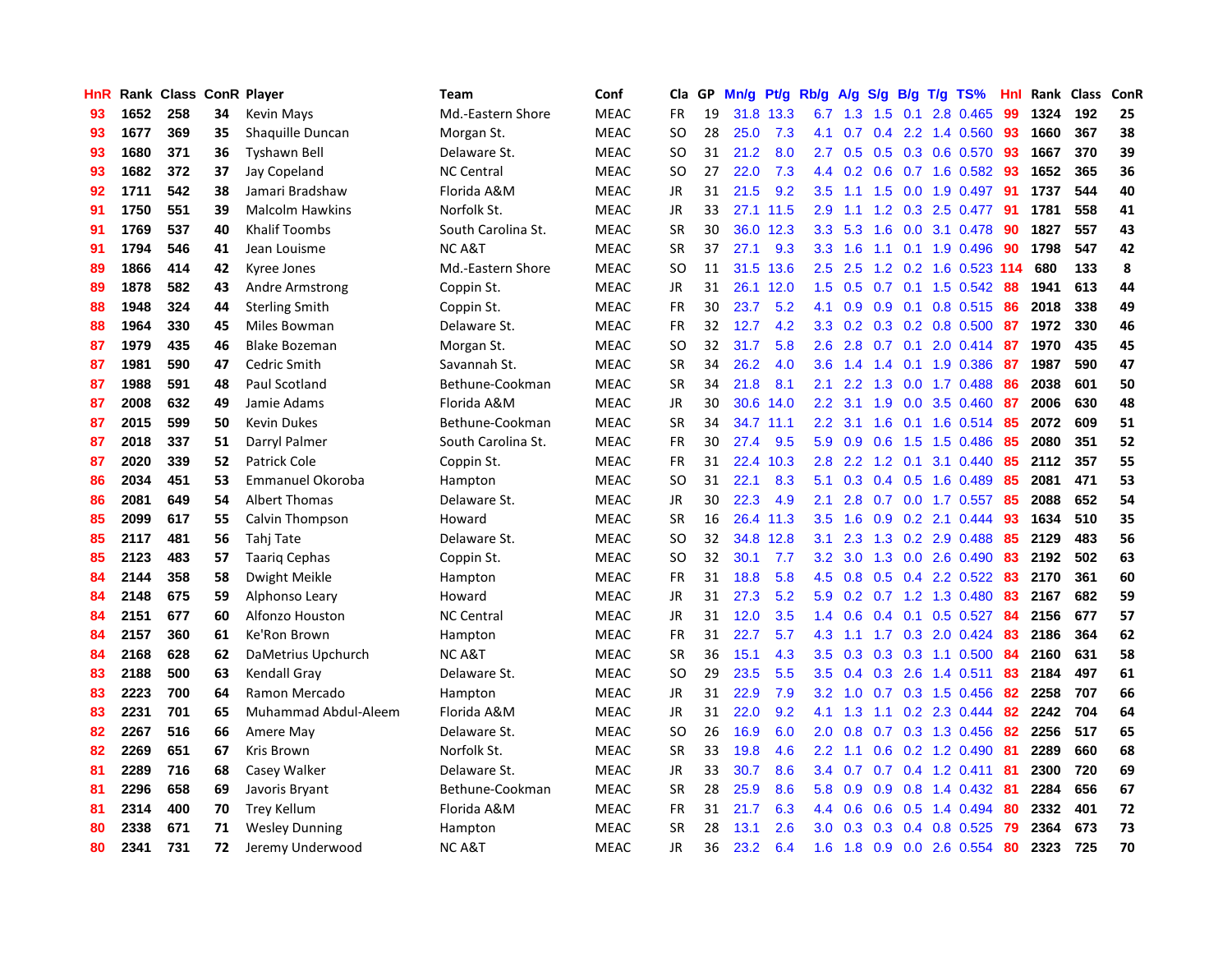| HnR | Rank | Class | ConR | Player | Team | Conf | Cla | GP | Mn/g | Pt/g | Rb/g | A/g | S/g | B/g | T/g | TS% | HnI | Rank | Class | ConR |
|---|---|---|---|---|---|---|---|---|---|---|---|---|---|---|---|---|---|---|---|---|
| 93 | 1652 | 258 | 34 | Kevin Mays | Md.-Eastern Shore | MEAC | FR | 19 | 31.8 | 13.3 | 6.7 | 1.3 | 1.5 | 0.1 | 2.8 | 0.465 | 99 | 1324 | 192 | 25 |
| 93 | 1677 | 369 | 35 | Shaquille Duncan | Morgan St. | MEAC | SO | 28 | 25.0 | 7.3 | 4.1 | 0.7 | 0.4 | 2.2 | 1.4 | 0.560 | 93 | 1660 | 367 | 38 |
| 93 | 1680 | 371 | 36 | Tyshawn Bell | Delaware St. | MEAC | SO | 31 | 21.2 | 8.0 | 2.7 | 0.5 | 0.5 | 0.3 | 0.6 | 0.570 | 93 | 1667 | 370 | 39 |
| 93 | 1682 | 372 | 37 | Jay Copeland | NC Central | MEAC | SO | 27 | 22.0 | 7.3 | 4.4 | 0.2 | 0.6 | 0.7 | 1.6 | 0.582 | 93 | 1652 | 365 | 36 |
| 92 | 1711 | 542 | 38 | Jamari Bradshaw | Florida A&M | MEAC | JR | 31 | 21.5 | 9.2 | 3.5 | 1.1 | 1.5 | 0.0 | 1.9 | 0.497 | 91 | 1737 | 544 | 40 |
| 91 | 1750 | 551 | 39 | Malcolm Hawkins | Norfolk St. | MEAC | JR | 33 | 27.1 | 11.5 | 2.9 | 1.1 | 1.2 | 0.3 | 2.5 | 0.477 | 91 | 1781 | 558 | 41 |
| 91 | 1769 | 537 | 40 | Khalif Toombs | South Carolina St. | MEAC | SR | 30 | 36.0 | 12.3 | 3.3 | 5.3 | 1.6 | 0.0 | 3.1 | 0.478 | 90 | 1827 | 557 | 43 |
| 91 | 1794 | 546 | 41 | Jean Louisme | NC A&T | MEAC | SR | 37 | 27.1 | 9.3 | 3.3 | 1.6 | 1.1 | 0.1 | 1.9 | 0.496 | 90 | 1798 | 547 | 42 |
| 89 | 1866 | 414 | 42 | Kyree Jones | Md.-Eastern Shore | MEAC | SO | 11 | 31.5 | 13.6 | 2.5 | 2.5 | 1.2 | 0.2 | 1.6 | 0.523 | 114 | 680 | 133 | 8 |
| 89 | 1878 | 582 | 43 | Andre Armstrong | Coppin St. | MEAC | JR | 31 | 26.1 | 12.0 | 1.5 | 0.5 | 0.7 | 0.1 | 1.5 | 0.542 | 88 | 1941 | 613 | 44 |
| 88 | 1948 | 324 | 44 | Sterling Smith | Coppin St. | MEAC | FR | 30 | 23.7 | 5.2 | 4.1 | 0.9 | 0.9 | 0.1 | 0.8 | 0.515 | 86 | 2018 | 338 | 49 |
| 88 | 1964 | 330 | 45 | Miles Bowman | Delaware St. | MEAC | FR | 32 | 12.7 | 4.2 | 3.3 | 0.2 | 0.3 | 0.2 | 0.8 | 0.500 | 87 | 1972 | 330 | 46 |
| 87 | 1979 | 435 | 46 | Blake Bozeman | Morgan St. | MEAC | SO | 32 | 31.7 | 5.8 | 2.6 | 2.8 | 0.7 | 0.1 | 2.0 | 0.414 | 87 | 1970 | 435 | 45 |
| 87 | 1981 | 590 | 47 | Cedric Smith | Savannah St. | MEAC | SR | 34 | 26.2 | 4.0 | 3.6 | 1.4 | 1.4 | 0.1 | 1.9 | 0.386 | 87 | 1987 | 590 | 47 |
| 87 | 1988 | 591 | 48 | Paul Scotland | Bethune-Cookman | MEAC | SR | 34 | 21.8 | 8.1 | 2.1 | 2.2 | 1.3 | 0.0 | 1.7 | 0.488 | 86 | 2038 | 601 | 50 |
| 87 | 2008 | 632 | 49 | Jamie Adams | Florida A&M | MEAC | JR | 30 | 30.6 | 14.0 | 2.2 | 3.1 | 1.9 | 0.0 | 3.5 | 0.460 | 87 | 2006 | 630 | 48 |
| 87 | 2015 | 599 | 50 | Kevin Dukes | Bethune-Cookman | MEAC | SR | 34 | 34.7 | 11.1 | 2.2 | 3.1 | 1.6 | 0.1 | 1.6 | 0.514 | 85 | 2072 | 609 | 51 |
| 87 | 2018 | 337 | 51 | Darryl Palmer | South Carolina St. | MEAC | FR | 30 | 27.4 | 9.5 | 5.9 | 0.9 | 0.6 | 1.5 | 1.5 | 0.486 | 85 | 2080 | 351 | 52 |
| 87 | 2020 | 339 | 52 | Patrick Cole | Coppin St. | MEAC | FR | 31 | 22.4 | 10.3 | 2.8 | 2.2 | 1.2 | 0.1 | 3.1 | 0.440 | 85 | 2112 | 357 | 55 |
| 86 | 2034 | 451 | 53 | Emmanuel Okoroba | Hampton | MEAC | SO | 31 | 22.1 | 8.3 | 5.1 | 0.3 | 0.4 | 0.5 | 1.6 | 0.489 | 85 | 2081 | 471 | 53 |
| 86 | 2081 | 649 | 54 | Albert Thomas | Delaware St. | MEAC | JR | 30 | 22.3 | 4.9 | 2.1 | 2.8 | 0.7 | 0.0 | 1.7 | 0.557 | 85 | 2088 | 652 | 54 |
| 85 | 2099 | 617 | 55 | Calvin Thompson | Howard | MEAC | SR | 16 | 26.4 | 11.3 | 3.5 | 1.6 | 0.9 | 0.2 | 2.1 | 0.444 | 93 | 1634 | 510 | 35 |
| 85 | 2117 | 481 | 56 | Tahj Tate | Delaware St. | MEAC | SO | 32 | 34.8 | 12.8 | 3.1 | 2.3 | 1.3 | 0.2 | 2.9 | 0.488 | 85 | 2129 | 483 | 56 |
| 85 | 2123 | 483 | 57 | Taariq Cephas | Coppin St. | MEAC | SO | 32 | 30.1 | 7.7 | 3.2 | 3.0 | 1.3 | 0.0 | 2.6 | 0.490 | 83 | 2192 | 502 | 63 |
| 84 | 2144 | 358 | 58 | Dwight Meikle | Hampton | MEAC | FR | 31 | 18.8 | 5.8 | 4.5 | 0.8 | 0.5 | 0.4 | 2.2 | 0.522 | 83 | 2170 | 361 | 60 |
| 84 | 2148 | 675 | 59 | Alphonso Leary | Howard | MEAC | JR | 31 | 27.3 | 5.2 | 5.9 | 0.2 | 0.7 | 1.2 | 1.3 | 0.480 | 83 | 2167 | 682 | 59 |
| 84 | 2151 | 677 | 60 | Alfonzo Houston | NC Central | MEAC | JR | 31 | 12.0 | 3.5 | 1.4 | 0.6 | 0.4 | 0.1 | 0.5 | 0.527 | 84 | 2156 | 677 | 57 |
| 84 | 2157 | 360 | 61 | Ke'Ron Brown | Hampton | MEAC | FR | 31 | 22.7 | 5.7 | 4.3 | 1.1 | 1.7 | 0.3 | 2.0 | 0.424 | 83 | 2186 | 364 | 62 |
| 84 | 2168 | 628 | 62 | DaMetrius Upchurch | NC A&T | MEAC | SR | 36 | 15.1 | 4.3 | 3.5 | 0.3 | 0.3 | 0.3 | 1.1 | 0.500 | 84 | 2160 | 631 | 58 |
| 83 | 2188 | 500 | 63 | Kendall Gray | Delaware St. | MEAC | SO | 29 | 23.5 | 5.5 | 3.5 | 0.4 | 0.3 | 2.6 | 1.4 | 0.511 | 83 | 2184 | 497 | 61 |
| 83 | 2223 | 700 | 64 | Ramon Mercado | Hampton | MEAC | JR | 31 | 22.9 | 7.9 | 3.2 | 1.0 | 0.7 | 0.3 | 1.5 | 0.456 | 82 | 2258 | 707 | 66 |
| 83 | 2231 | 701 | 65 | Muhammad Abdul-Aleem | Florida A&M | MEAC | JR | 31 | 22.0 | 9.2 | 4.1 | 1.3 | 1.1 | 0.2 | 2.3 | 0.444 | 82 | 2242 | 704 | 64 |
| 82 | 2267 | 516 | 66 | Amere May | Delaware St. | MEAC | SO | 26 | 16.9 | 6.0 | 2.0 | 0.8 | 0.7 | 0.3 | 1.3 | 0.456 | 82 | 2256 | 517 | 65 |
| 82 | 2269 | 651 | 67 | Kris Brown | Norfolk St. | MEAC | SR | 33 | 19.8 | 4.6 | 2.2 | 1.1 | 0.6 | 0.2 | 1.2 | 0.490 | 81 | 2289 | 660 | 68 |
| 81 | 2289 | 716 | 68 | Casey Walker | Delaware St. | MEAC | JR | 33 | 30.7 | 8.6 | 3.4 | 0.7 | 0.7 | 0.4 | 1.2 | 0.411 | 81 | 2300 | 720 | 69 |
| 81 | 2296 | 658 | 69 | Javoris Bryant | Bethune-Cookman | MEAC | SR | 28 | 25.9 | 8.6 | 5.8 | 0.9 | 0.9 | 0.8 | 1.4 | 0.432 | 81 | 2284 | 656 | 67 |
| 81 | 2314 | 400 | 70 | Trey Kellum | Florida A&M | MEAC | FR | 31 | 21.7 | 6.3 | 4.4 | 0.6 | 0.6 | 0.5 | 1.4 | 0.494 | 80 | 2332 | 401 | 72 |
| 80 | 2338 | 671 | 71 | Wesley Dunning | Hampton | MEAC | SR | 28 | 13.1 | 2.6 | 3.0 | 0.3 | 0.3 | 0.4 | 0.8 | 0.525 | 79 | 2364 | 673 | 73 |
| 80 | 2341 | 731 | 72 | Jeremy Underwood | NC A&T | MEAC | JR | 36 | 23.2 | 6.4 | 1.6 | 1.8 | 0.9 | 0.0 | 2.6 | 0.554 | 80 | 2323 | 725 | 70 |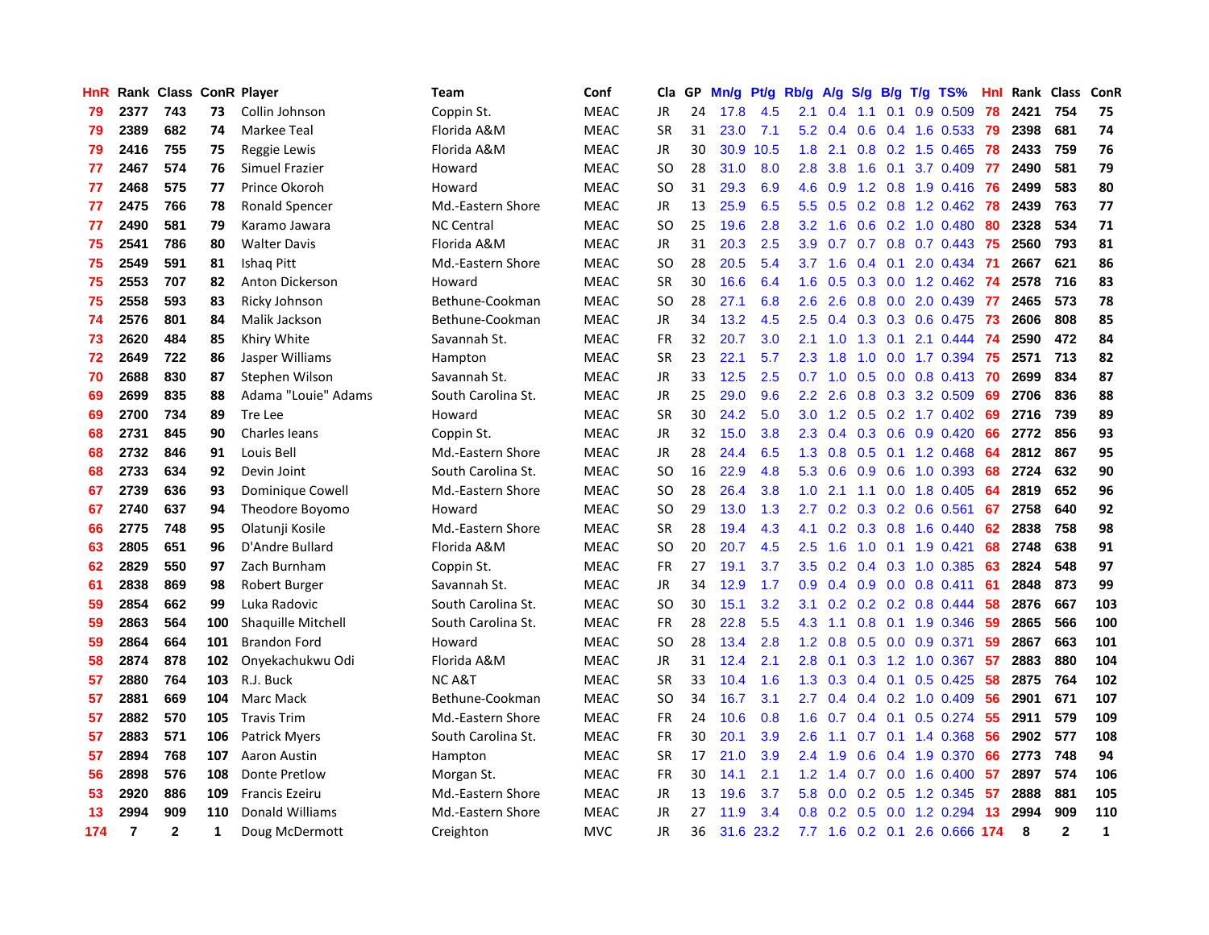| HnR | Rank | Class | ConR | Player | Team | Conf | Cla | GP | Mn/g | Pt/g | Rb/g | A/g | S/g | B/g | T/g | TS% | HnI | Rank | Class | ConR |
|---|---|---|---|---|---|---|---|---|---|---|---|---|---|---|---|---|---|---|---|---|
| 79 | 2377 | 743 | 73 | Collin Johnson | Coppin St. | MEAC | JR | 24 | 17.8 | 4.5 | 2.1 | 0.4 | 1.1 | 0.1 | 0.9 | 0.509 | 78 | 2421 | 754 | 75 |
| 79 | 2389 | 682 | 74 | Markee Teal | Florida A&M | MEAC | SR | 31 | 23.0 | 7.1 | 5.2 | 0.4 | 0.6 | 0.4 | 1.6 | 0.533 | 79 | 2398 | 681 | 74 |
| 79 | 2416 | 755 | 75 | Reggie Lewis | Florida A&M | MEAC | JR | 30 | 30.9 | 10.5 | 1.8 | 2.1 | 0.8 | 0.2 | 1.5 | 0.465 | 78 | 2433 | 759 | 76 |
| 77 | 2467 | 574 | 76 | Simuel Frazier | Howard | MEAC | SO | 28 | 31.0 | 8.0 | 2.8 | 3.8 | 1.6 | 0.1 | 3.7 | 0.409 | 77 | 2490 | 581 | 79 |
| 77 | 2468 | 575 | 77 | Prince Okoroh | Howard | MEAC | SO | 31 | 29.3 | 6.9 | 4.6 | 0.9 | 1.2 | 0.8 | 1.9 | 0.416 | 76 | 2499 | 583 | 80 |
| 77 | 2475 | 766 | 78 | Ronald Spencer | Md.-Eastern Shore | MEAC | JR | 13 | 25.9 | 6.5 | 5.5 | 0.5 | 0.2 | 0.8 | 1.2 | 0.462 | 78 | 2439 | 763 | 77 |
| 77 | 2490 | 581 | 79 | Karamo Jawara | NC Central | MEAC | SO | 25 | 19.6 | 2.8 | 3.2 | 1.6 | 0.6 | 0.2 | 1.0 | 0.480 | 80 | 2328 | 534 | 71 |
| 75 | 2541 | 786 | 80 | Walter Davis | Florida A&M | MEAC | JR | 31 | 20.3 | 2.5 | 3.9 | 0.7 | 0.7 | 0.8 | 0.7 | 0.443 | 75 | 2560 | 793 | 81 |
| 75 | 2549 | 591 | 81 | Ishaq Pitt | Md.-Eastern Shore | MEAC | SO | 28 | 20.5 | 5.4 | 3.7 | 1.6 | 0.4 | 0.1 | 2.0 | 0.434 | 71 | 2667 | 621 | 86 |
| 75 | 2553 | 707 | 82 | Anton Dickerson | Howard | MEAC | SR | 30 | 16.6 | 6.4 | 1.6 | 0.5 | 0.3 | 0.0 | 1.2 | 0.462 | 74 | 2578 | 716 | 83 |
| 75 | 2558 | 593 | 83 | Ricky Johnson | Bethune-Cookman | MEAC | SO | 28 | 27.1 | 6.8 | 2.6 | 2.6 | 0.8 | 0.0 | 2.0 | 0.439 | 77 | 2465 | 573 | 78 |
| 74 | 2576 | 801 | 84 | Malik Jackson | Bethune-Cookman | MEAC | JR | 34 | 13.2 | 4.5 | 2.5 | 0.4 | 0.3 | 0.3 | 0.6 | 0.475 | 73 | 2606 | 808 | 85 |
| 73 | 2620 | 484 | 85 | Khiry White | Savannah St. | MEAC | FR | 32 | 20.7 | 3.0 | 2.1 | 1.0 | 1.3 | 0.1 | 2.1 | 0.444 | 74 | 2590 | 472 | 84 |
| 72 | 2649 | 722 | 86 | Jasper Williams | Hampton | MEAC | SR | 23 | 22.1 | 5.7 | 2.3 | 1.8 | 1.0 | 0.0 | 1.7 | 0.394 | 75 | 2571 | 713 | 82 |
| 70 | 2688 | 830 | 87 | Stephen Wilson | Savannah St. | MEAC | JR | 33 | 12.5 | 2.5 | 0.7 | 1.0 | 0.5 | 0.0 | 0.8 | 0.413 | 70 | 2699 | 834 | 87 |
| 69 | 2699 | 835 | 88 | Adama "Louie" Adams | South Carolina St. | MEAC | JR | 25 | 29.0 | 9.6 | 2.2 | 2.6 | 0.8 | 0.3 | 3.2 | 0.509 | 69 | 2706 | 836 | 88 |
| 69 | 2700 | 734 | 89 | Tre Lee | Howard | MEAC | SR | 30 | 24.2 | 5.0 | 3.0 | 1.2 | 0.5 | 0.2 | 1.7 | 0.402 | 69 | 2716 | 739 | 89 |
| 68 | 2731 | 845 | 90 | Charles Ieans | Coppin St. | MEAC | JR | 32 | 15.0 | 3.8 | 2.3 | 0.4 | 0.3 | 0.6 | 0.9 | 0.420 | 66 | 2772 | 856 | 93 |
| 68 | 2732 | 846 | 91 | Louis Bell | Md.-Eastern Shore | MEAC | JR | 28 | 24.4 | 6.5 | 1.3 | 0.8 | 0.5 | 0.1 | 1.2 | 0.468 | 64 | 2812 | 867 | 95 |
| 68 | 2733 | 634 | 92 | Devin Joint | South Carolina St. | MEAC | SO | 16 | 22.9 | 4.8 | 5.3 | 0.6 | 0.9 | 0.6 | 1.0 | 0.393 | 68 | 2724 | 632 | 90 |
| 67 | 2739 | 636 | 93 | Dominique Cowell | Md.-Eastern Shore | MEAC | SO | 28 | 26.4 | 3.8 | 1.0 | 2.1 | 1.1 | 0.0 | 1.8 | 0.405 | 64 | 2819 | 652 | 96 |
| 67 | 2740 | 637 | 94 | Theodore Boyomo | Howard | MEAC | SO | 29 | 13.0 | 1.3 | 2.7 | 0.2 | 0.3 | 0.2 | 0.6 | 0.561 | 67 | 2758 | 640 | 92 |
| 66 | 2775 | 748 | 95 | Olatunji Kosile | Md.-Eastern Shore | MEAC | SR | 28 | 19.4 | 4.3 | 4.1 | 0.2 | 0.3 | 0.8 | 1.6 | 0.440 | 62 | 2838 | 758 | 98 |
| 63 | 2805 | 651 | 96 | D'Andre Bullard | Florida A&M | MEAC | SO | 20 | 20.7 | 4.5 | 2.5 | 1.6 | 1.0 | 0.1 | 1.9 | 0.421 | 68 | 2748 | 638 | 91 |
| 62 | 2829 | 550 | 97 | Zach Burnham | Coppin St. | MEAC | FR | 27 | 19.1 | 3.7 | 3.5 | 0.2 | 0.4 | 0.3 | 1.0 | 0.385 | 63 | 2824 | 548 | 97 |
| 61 | 2838 | 869 | 98 | Robert Burger | Savannah St. | MEAC | JR | 34 | 12.9 | 1.7 | 0.9 | 0.4 | 0.9 | 0.0 | 0.8 | 0.411 | 61 | 2848 | 873 | 99 |
| 59 | 2854 | 662 | 99 | Luka Radovic | South Carolina St. | MEAC | SO | 30 | 15.1 | 3.2 | 3.1 | 0.2 | 0.2 | 0.2 | 0.8 | 0.444 | 58 | 2876 | 667 | 103 |
| 59 | 2863 | 564 | 100 | Shaquille Mitchell | South Carolina St. | MEAC | FR | 28 | 22.8 | 5.5 | 4.3 | 1.1 | 0.8 | 0.1 | 1.9 | 0.346 | 59 | 2865 | 566 | 100 |
| 59 | 2864 | 664 | 101 | Brandon Ford | Howard | MEAC | SO | 28 | 13.4 | 2.8 | 1.2 | 0.8 | 0.5 | 0.0 | 0.9 | 0.371 | 59 | 2867 | 663 | 101 |
| 58 | 2874 | 878 | 102 | Onyekachukwu Odi | Florida A&M | MEAC | JR | 31 | 12.4 | 2.1 | 2.8 | 0.1 | 0.3 | 1.2 | 1.0 | 0.367 | 57 | 2883 | 880 | 104 |
| 57 | 2880 | 764 | 103 | R.J. Buck | NC A&T | MEAC | SR | 33 | 10.4 | 1.6 | 1.3 | 0.3 | 0.4 | 0.1 | 0.5 | 0.425 | 58 | 2875 | 764 | 102 |
| 57 | 2881 | 669 | 104 | Marc Mack | Bethune-Cookman | MEAC | SO | 34 | 16.7 | 3.1 | 2.7 | 0.4 | 0.4 | 0.2 | 1.0 | 0.409 | 56 | 2901 | 671 | 107 |
| 57 | 2882 | 570 | 105 | Travis Trim | Md.-Eastern Shore | MEAC | FR | 24 | 10.6 | 0.8 | 1.6 | 0.7 | 0.4 | 0.1 | 0.5 | 0.274 | 55 | 2911 | 579 | 109 |
| 57 | 2883 | 571 | 106 | Patrick Myers | South Carolina St. | MEAC | FR | 30 | 20.1 | 3.9 | 2.6 | 1.1 | 0.7 | 0.1 | 1.4 | 0.368 | 56 | 2902 | 577 | 108 |
| 57 | 2894 | 768 | 107 | Aaron Austin | Hampton | MEAC | SR | 17 | 21.0 | 3.9 | 2.4 | 1.9 | 0.6 | 0.4 | 1.9 | 0.370 | 66 | 2773 | 748 | 94 |
| 56 | 2898 | 576 | 108 | Donte Pretlow | Morgan St. | MEAC | FR | 30 | 14.1 | 2.1 | 1.2 | 1.4 | 0.7 | 0.0 | 1.6 | 0.400 | 57 | 2897 | 574 | 106 |
| 53 | 2920 | 886 | 109 | Francis Ezeiru | Md.-Eastern Shore | MEAC | JR | 13 | 19.6 | 3.7 | 5.8 | 0.0 | 0.2 | 0.5 | 1.2 | 0.345 | 57 | 2888 | 881 | 105 |
| 13 | 2994 | 909 | 110 | Donald Williams | Md.-Eastern Shore | MEAC | JR | 27 | 11.9 | 3.4 | 0.8 | 0.2 | 0.5 | 0.0 | 1.2 | 0.294 | 13 | 2994 | 909 | 110 |
| 174 | 7 | 2 | 1 | Doug McDermott | Creighton | MVC | JR | 36 | 31.6 | 23.2 | 7.7 | 1.6 | 0.2 | 0.1 | 2.6 | 0.666 | 174 | 8 | 2 | 1 |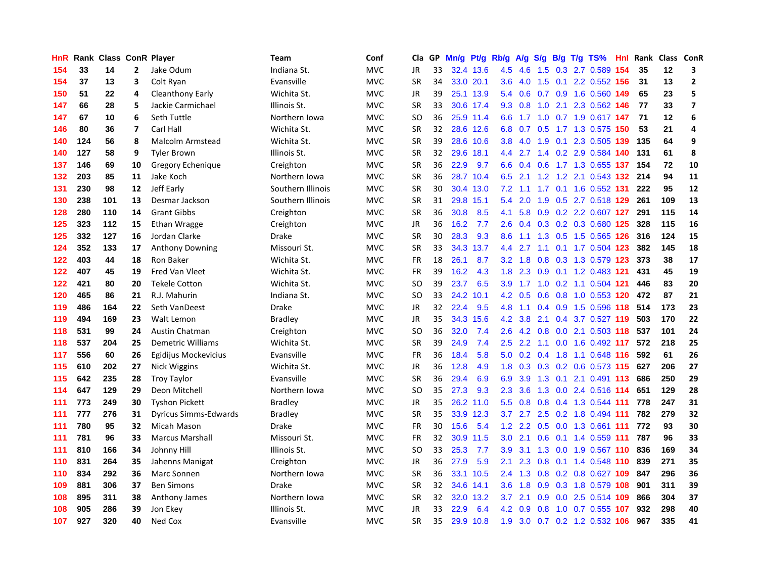| HnR | Rank | Class | ConR | Player | Team | Conf | Cla | GP | Mn/g | Pt/g | Rb/g | A/g | S/g | B/g | T/g | TS% | HnI | Rank | Class | ConR |
|---|---|---|---|---|---|---|---|---|---|---|---|---|---|---|---|---|---|---|---|---|
| 154 | 33 | 14 | 2 | Jake Odum | Indiana St. | MVC | JR | 33 | 32.4 | 13.6 | 4.5 | 4.6 | 1.5 | 0.3 | 2.7 | 0.589 | 154 | 35 | 12 | 3 |
| 154 | 37 | 13 | 3 | Colt Ryan | Evansville | MVC | SR | 34 | 33.0 | 20.1 | 3.6 | 4.0 | 1.5 | 0.1 | 2.2 | 0.552 | 156 | 31 | 13 | 2 |
| 150 | 51 | 22 | 4 | Cleanthony Early | Wichita St. | MVC | JR | 39 | 25.1 | 13.9 | 5.4 | 0.6 | 0.7 | 0.9 | 1.6 | 0.560 | 149 | 65 | 23 | 5 |
| 147 | 66 | 28 | 5 | Jackie Carmichael | Illinois St. | MVC | SR | 33 | 30.6 | 17.4 | 9.3 | 0.8 | 1.0 | 2.1 | 2.3 | 0.562 | 146 | 77 | 33 | 7 |
| 147 | 67 | 10 | 6 | Seth Tuttle | Northern Iowa | MVC | SO | 36 | 25.9 | 11.4 | 6.6 | 1.7 | 1.0 | 0.7 | 1.9 | 0.617 | 147 | 71 | 12 | 6 |
| 146 | 80 | 36 | 7 | Carl Hall | Wichita St. | MVC | SR | 32 | 28.6 | 12.6 | 6.8 | 0.7 | 0.5 | 1.7 | 1.3 | 0.575 | 150 | 53 | 21 | 4 |
| 140 | 124 | 56 | 8 | Malcolm Armstead | Wichita St. | MVC | SR | 39 | 28.6 | 10.6 | 3.8 | 4.0 | 1.9 | 0.1 | 2.3 | 0.505 | 139 | 135 | 64 | 9 |
| 140 | 127 | 58 | 9 | Tyler Brown | Illinois St. | MVC | SR | 32 | 29.6 | 18.1 | 4.4 | 2.7 | 1.4 | 0.2 | 2.9 | 0.584 | 140 | 131 | 61 | 8 |
| 137 | 146 | 69 | 10 | Gregory Echenique | Creighton | MVC | SR | 36 | 22.9 | 9.7 | 6.6 | 0.4 | 0.6 | 1.7 | 1.3 | 0.655 | 137 | 154 | 72 | 10 |
| 132 | 203 | 85 | 11 | Jake Koch | Northern Iowa | MVC | SR | 36 | 28.7 | 10.4 | 6.5 | 2.1 | 1.2 | 1.2 | 2.1 | 0.543 | 132 | 214 | 94 | 11 |
| 131 | 230 | 98 | 12 | Jeff Early | Southern Illinois | MVC | SR | 30 | 30.4 | 13.0 | 7.2 | 1.1 | 1.7 | 0.1 | 1.6 | 0.552 | 131 | 222 | 95 | 12 |
| 130 | 238 | 101 | 13 | Desmar Jackson | Southern Illinois | MVC | SR | 31 | 29.8 | 15.1 | 5.4 | 2.0 | 1.9 | 0.5 | 2.7 | 0.518 | 129 | 261 | 109 | 13 |
| 128 | 280 | 110 | 14 | Grant Gibbs | Creighton | MVC | SR | 36 | 30.8 | 8.5 | 4.1 | 5.8 | 0.9 | 0.2 | 2.2 | 0.607 | 127 | 291 | 115 | 14 |
| 125 | 323 | 112 | 15 | Ethan Wragge | Creighton | MVC | JR | 36 | 16.2 | 7.7 | 2.6 | 0.4 | 0.3 | 0.2 | 0.3 | 0.680 | 125 | 328 | 115 | 16 |
| 125 | 332 | 127 | 16 | Jordan Clarke | Drake | MVC | SR | 30 | 28.3 | 9.3 | 8.6 | 1.1 | 1.3 | 0.5 | 1.5 | 0.565 | 126 | 316 | 124 | 15 |
| 124 | 352 | 133 | 17 | Anthony Downing | Missouri St. | MVC | SR | 33 | 34.3 | 13.7 | 4.4 | 2.7 | 1.1 | 0.1 | 1.7 | 0.504 | 123 | 382 | 145 | 18 |
| 122 | 403 | 44 | 18 | Ron Baker | Wichita St. | MVC | FR | 18 | 26.1 | 8.7 | 3.2 | 1.8 | 0.8 | 0.3 | 1.3 | 0.579 | 123 | 373 | 38 | 17 |
| 122 | 407 | 45 | 19 | Fred Van Vleet | Wichita St. | MVC | FR | 39 | 16.2 | 4.3 | 1.8 | 2.3 | 0.9 | 0.1 | 1.2 | 0.483 | 121 | 431 | 45 | 19 |
| 122 | 421 | 80 | 20 | Tekele Cotton | Wichita St. | MVC | SO | 39 | 23.7 | 6.5 | 3.9 | 1.7 | 1.0 | 0.2 | 1.1 | 0.504 | 121 | 446 | 83 | 20 |
| 120 | 465 | 86 | 21 | R.J. Mahurin | Indiana St. | MVC | SO | 33 | 24.2 | 10.1 | 4.2 | 0.5 | 0.6 | 0.8 | 1.0 | 0.553 | 120 | 472 | 87 | 21 |
| 119 | 486 | 164 | 22 | Seth VanDeest | Drake | MVC | JR | 32 | 22.4 | 9.5 | 4.8 | 1.1 | 0.4 | 0.9 | 1.5 | 0.596 | 118 | 514 | 173 | 23 |
| 119 | 494 | 169 | 23 | Walt Lemon | Bradley | MVC | JR | 35 | 34.3 | 15.6 | 4.2 | 3.8 | 2.1 | 0.4 | 3.7 | 0.527 | 119 | 503 | 170 | 22 |
| 118 | 531 | 99 | 24 | Austin Chatman | Creighton | MVC | SO | 36 | 32.0 | 7.4 | 2.6 | 4.2 | 0.8 | 0.0 | 2.1 | 0.503 | 118 | 537 | 101 | 24 |
| 118 | 537 | 204 | 25 | Demetric Williams | Wichita St. | MVC | SR | 39 | 24.9 | 7.4 | 2.5 | 2.2 | 1.1 | 0.0 | 1.6 | 0.492 | 117 | 572 | 218 | 25 |
| 117 | 556 | 60 | 26 | Egidijus Mockevicius | Evansville | MVC | FR | 36 | 18.4 | 5.8 | 5.0 | 0.2 | 0.4 | 1.8 | 1.1 | 0.648 | 116 | 592 | 61 | 26 |
| 115 | 610 | 202 | 27 | Nick Wiggins | Wichita St. | MVC | JR | 36 | 12.8 | 4.9 | 1.8 | 0.3 | 0.3 | 0.2 | 0.6 | 0.573 | 115 | 627 | 206 | 27 |
| 115 | 642 | 235 | 28 | Troy Taylor | Evansville | MVC | SR | 36 | 29.4 | 6.9 | 6.9 | 3.9 | 1.3 | 0.1 | 2.1 | 0.491 | 113 | 686 | 250 | 29 |
| 114 | 647 | 129 | 29 | Deon Mitchell | Northern Iowa | MVC | SO | 35 | 27.3 | 9.3 | 2.3 | 3.6 | 1.3 | 0.0 | 2.4 | 0.516 | 114 | 651 | 129 | 28 |
| 111 | 773 | 249 | 30 | Tyshon Pickett | Bradley | MVC | JR | 35 | 26.2 | 11.0 | 5.5 | 0.8 | 0.8 | 0.4 | 1.3 | 0.544 | 111 | 778 | 247 | 31 |
| 111 | 777 | 276 | 31 | Dyricus Simms-Edwards | Bradley | MVC | SR | 35 | 33.9 | 12.3 | 3.7 | 2.7 | 2.5 | 0.2 | 1.8 | 0.494 | 111 | 782 | 279 | 32 |
| 111 | 780 | 95 | 32 | Micah Mason | Drake | MVC | FR | 30 | 15.6 | 5.4 | 1.2 | 2.2 | 0.5 | 0.0 | 1.3 | 0.661 | 111 | 772 | 93 | 30 |
| 111 | 781 | 96 | 33 | Marcus Marshall | Missouri St. | MVC | FR | 32 | 30.9 | 11.5 | 3.0 | 2.1 | 0.6 | 0.1 | 1.4 | 0.559 | 111 | 787 | 96 | 33 |
| 111 | 810 | 166 | 34 | Johnny Hill | Illinois St. | MVC | SO | 33 | 25.3 | 7.7 | 3.9 | 3.1 | 1.3 | 0.0 | 1.9 | 0.567 | 110 | 836 | 169 | 34 |
| 110 | 831 | 264 | 35 | Jahenns Manigat | Creighton | MVC | JR | 36 | 27.9 | 5.9 | 2.1 | 2.3 | 0.8 | 0.1 | 1.4 | 0.548 | 110 | 839 | 271 | 35 |
| 110 | 834 | 292 | 36 | Marc Sonnen | Northern Iowa | MVC | SR | 36 | 33.1 | 10.5 | 2.4 | 1.3 | 0.8 | 0.2 | 0.8 | 0.627 | 109 | 847 | 296 | 36 |
| 109 | 881 | 306 | 37 | Ben Simons | Drake | MVC | SR | 32 | 34.6 | 14.1 | 3.6 | 1.8 | 0.9 | 0.3 | 1.8 | 0.579 | 108 | 901 | 311 | 39 |
| 108 | 895 | 311 | 38 | Anthony James | Northern Iowa | MVC | SR | 32 | 32.0 | 13.2 | 3.7 | 2.1 | 0.9 | 0.0 | 2.5 | 0.514 | 109 | 866 | 304 | 37 |
| 108 | 905 | 286 | 39 | Jon Ekey | Illinois St. | MVC | JR | 33 | 22.9 | 6.4 | 4.2 | 0.9 | 0.8 | 1.0 | 0.7 | 0.555 | 107 | 932 | 298 | 40 |
| 107 | 927 | 320 | 40 | Ned Cox | Evansville | MVC | SR | 35 | 29.9 | 10.8 | 1.9 | 3.0 | 0.7 | 0.2 | 1.2 | 0.532 | 106 | 967 | 335 | 41 |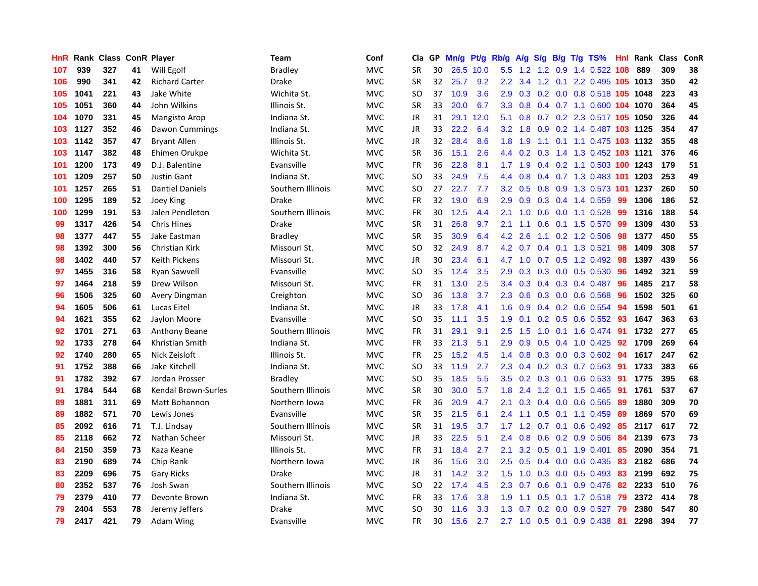| HnR | Rank | Class | ConR | Player | Team | Conf | Cla | GP | Mn/g | Pt/g | Rb/g | A/g | S/g | B/g | T/g | TS% | HnI | Rank | Class | ConR |
|---|---|---|---|---|---|---|---|---|---|---|---|---|---|---|---|---|---|---|---|---|
| 107 | 939 | 327 | 41 | Will Egolf | Bradley | MVC | SR | 30 | 26.5 | 10.0 | 5.5 | 1.2 | 1.2 | 0.9 | 1.4 | 0.522 | 108 | 889 | 309 | 38 |
| 106 | 990 | 341 | 42 | Richard Carter | Drake | MVC | SR | 32 | 25.7 | 9.2 | 2.2 | 3.4 | 1.2 | 0.1 | 2.2 | 0.495 | 105 | 1013 | 350 | 42 |
| 105 | 1041 | 221 | 43 | Jake White | Wichita St. | MVC | SO | 37 | 10.9 | 3.6 | 2.9 | 0.3 | 0.2 | 0.0 | 0.8 | 0.518 | 105 | 1048 | 223 | 43 |
| 105 | 1051 | 360 | 44 | John Wilkins | Illinois St. | MVC | SR | 33 | 20.0 | 6.7 | 3.3 | 0.8 | 0.4 | 0.7 | 1.1 | 0.600 | 104 | 1070 | 364 | 45 |
| 104 | 1070 | 331 | 45 | Mangisto Arop | Indiana St. | MVC | JR | 31 | 29.1 | 12.0 | 5.1 | 0.8 | 0.7 | 0.2 | 2.3 | 0.517 | 105 | 1050 | 326 | 44 |
| 103 | 1127 | 352 | 46 | Dawon Cummings | Indiana St. | MVC | JR | 33 | 22.2 | 6.4 | 3.2 | 1.8 | 0.9 | 0.2 | 1.4 | 0.487 | 103 | 1125 | 354 | 47 |
| 103 | 1142 | 357 | 47 | Bryant Allen | Illinois St. | MVC | JR | 32 | 28.4 | 8.6 | 1.8 | 1.9 | 1.1 | 0.1 | 1.1 | 0.475 | 103 | 1132 | 355 | 48 |
| 103 | 1147 | 382 | 48 | Ehimen Orukpe | Wichita St. | MVC | SR | 36 | 15.1 | 2.6 | 4.4 | 0.2 | 0.3 | 1.4 | 1.3 | 0.452 | 103 | 1121 | 376 | 46 |
| 101 | 1200 | 173 | 49 | D.J. Balentine | Evansville | MVC | FR | 36 | 22.8 | 8.1 | 1.7 | 1.9 | 0.4 | 0.2 | 1.1 | 0.503 | 100 | 1243 | 179 | 51 |
| 101 | 1209 | 257 | 50 | Justin Gant | Indiana St. | MVC | SO | 33 | 24.9 | 7.5 | 4.4 | 0.8 | 0.4 | 0.7 | 1.3 | 0.483 | 101 | 1203 | 253 | 49 |
| 101 | 1257 | 265 | 51 | Dantiel Daniels | Southern Illinois | MVC | SO | 27 | 22.7 | 7.7 | 3.2 | 0.5 | 0.8 | 0.9 | 1.3 | 0.573 | 101 | 1237 | 260 | 50 |
| 100 | 1295 | 189 | 52 | Joey King | Drake | MVC | FR | 32 | 19.0 | 6.9 | 2.9 | 0.9 | 0.3 | 0.4 | 1.4 | 0.559 | 99 | 1306 | 186 | 52 |
| 100 | 1299 | 191 | 53 | Jalen Pendleton | Southern Illinois | MVC | FR | 30 | 12.5 | 4.4 | 2.1 | 1.0 | 0.6 | 0.0 | 1.1 | 0.528 | 99 | 1316 | 188 | 54 |
| 99 | 1317 | 426 | 54 | Chris Hines | Drake | MVC | SR | 31 | 26.8 | 9.7 | 2.1 | 1.1 | 0.6 | 0.1 | 1.5 | 0.570 | 99 | 1309 | 430 | 53 |
| 98 | 1377 | 447 | 55 | Jake Eastman | Bradley | MVC | SR | 35 | 30.9 | 6.4 | 4.2 | 2.6 | 1.1 | 0.2 | 1.2 | 0.506 | 98 | 1377 | 450 | 55 |
| 98 | 1392 | 300 | 56 | Christian Kirk | Missouri St. | MVC | SO | 32 | 24.9 | 8.7 | 4.2 | 0.7 | 0.4 | 0.1 | 1.3 | 0.521 | 98 | 1409 | 308 | 57 |
| 98 | 1402 | 440 | 57 | Keith Pickens | Missouri St. | MVC | JR | 30 | 23.4 | 6.1 | 4.7 | 1.0 | 0.7 | 0.5 | 1.2 | 0.492 | 98 | 1397 | 439 | 56 |
| 97 | 1455 | 316 | 58 | Ryan Sawvell | Evansville | MVC | SO | 35 | 12.4 | 3.5 | 2.9 | 0.3 | 0.3 | 0.0 | 0.5 | 0.530 | 96 | 1492 | 321 | 59 |
| 97 | 1464 | 218 | 59 | Drew Wilson | Missouri St. | MVC | FR | 31 | 13.0 | 2.5 | 3.4 | 0.3 | 0.4 | 0.3 | 0.4 | 0.487 | 96 | 1485 | 217 | 58 |
| 96 | 1506 | 325 | 60 | Avery Dingman | Creighton | MVC | SO | 36 | 13.8 | 3.7 | 2.3 | 0.6 | 0.3 | 0.0 | 0.6 | 0.568 | 96 | 1502 | 325 | 60 |
| 94 | 1605 | 506 | 61 | Lucas Eitel | Indiana St. | MVC | JR | 33 | 17.8 | 4.1 | 1.6 | 0.9 | 0.4 | 0.2 | 0.6 | 0.554 | 94 | 1598 | 501 | 61 |
| 94 | 1621 | 355 | 62 | Jaylon Moore | Evansville | MVC | SO | 35 | 11.1 | 3.5 | 1.9 | 0.1 | 0.2 | 0.5 | 0.6 | 0.552 | 93 | 1647 | 363 | 63 |
| 92 | 1701 | 271 | 63 | Anthony Beane | Southern Illinois | MVC | FR | 31 | 29.1 | 9.1 | 2.5 | 1.5 | 1.0 | 0.1 | 1.6 | 0.474 | 91 | 1732 | 277 | 65 |
| 92 | 1733 | 278 | 64 | Khristian Smith | Indiana St. | MVC | FR | 33 | 21.3 | 5.1 | 2.9 | 0.9 | 0.5 | 0.4 | 1.0 | 0.425 | 92 | 1709 | 269 | 64 |
| 92 | 1740 | 280 | 65 | Nick Zeisloft | Illinois St. | MVC | FR | 25 | 15.2 | 4.5 | 1.4 | 0.8 | 0.3 | 0.0 | 0.3 | 0.602 | 94 | 1617 | 247 | 62 |
| 91 | 1752 | 388 | 66 | Jake Kitchell | Indiana St. | MVC | SO | 33 | 11.9 | 2.7 | 2.3 | 0.4 | 0.2 | 0.3 | 0.7 | 0.563 | 91 | 1733 | 383 | 66 |
| 91 | 1782 | 392 | 67 | Jordan Prosser | Bradley | MVC | SO | 35 | 18.5 | 5.5 | 3.5 | 0.2 | 0.3 | 0.1 | 0.6 | 0.533 | 91 | 1775 | 395 | 68 |
| 91 | 1784 | 544 | 68 | Kendal Brown-Surles | Southern Illinois | MVC | SR | 30 | 30.0 | 5.7 | 1.8 | 2.4 | 1.2 | 0.1 | 1.5 | 0.465 | 91 | 1761 | 537 | 67 |
| 89 | 1881 | 311 | 69 | Matt Bohannon | Northern Iowa | MVC | FR | 36 | 20.9 | 4.7 | 2.1 | 0.3 | 0.4 | 0.0 | 0.6 | 0.565 | 89 | 1880 | 309 | 70 |
| 89 | 1882 | 571 | 70 | Lewis Jones | Evansville | MVC | SR | 35 | 21.5 | 6.1 | 2.4 | 1.1 | 0.5 | 0.1 | 1.1 | 0.459 | 89 | 1869 | 570 | 69 |
| 85 | 2092 | 616 | 71 | T.J. Lindsay | Southern Illinois | MVC | SR | 31 | 19.5 | 3.7 | 1.7 | 1.2 | 0.7 | 0.1 | 0.6 | 0.492 | 85 | 2117 | 617 | 72 |
| 85 | 2118 | 662 | 72 | Nathan Scheer | Missouri St. | MVC | JR | 33 | 22.5 | 5.1 | 2.4 | 0.8 | 0.6 | 0.2 | 0.9 | 0.506 | 84 | 2139 | 673 | 73 |
| 84 | 2150 | 359 | 73 | Kaza Keane | Illinois St. | MVC | FR | 31 | 18.4 | 2.7 | 2.1 | 3.2 | 0.5 | 0.1 | 1.9 | 0.401 | 85 | 2090 | 354 | 71 |
| 83 | 2190 | 689 | 74 | Chip Rank | Northern Iowa | MVC | JR | 36 | 15.6 | 3.0 | 2.5 | 0.5 | 0.4 | 0.0 | 0.6 | 0.435 | 83 | 2182 | 686 | 74 |
| 83 | 2209 | 696 | 75 | Gary Ricks | Drake | MVC | JR | 31 | 14.2 | 3.2 | 1.5 | 1.0 | 0.3 | 0.0 | 0.5 | 0.493 | 83 | 2199 | 692 | 75 |
| 80 | 2352 | 537 | 76 | Josh Swan | Southern Illinois | MVC | SO | 22 | 17.4 | 4.5 | 2.3 | 0.7 | 0.6 | 0.1 | 0.9 | 0.476 | 82 | 2233 | 510 | 76 |
| 79 | 2379 | 410 | 77 | Devonte Brown | Indiana St. | MVC | FR | 33 | 17.6 | 3.8 | 1.9 | 1.1 | 0.5 | 0.1 | 1.7 | 0.518 | 79 | 2372 | 414 | 78 |
| 79 | 2404 | 553 | 78 | Jeremy Jeffers | Drake | MVC | SO | 30 | 11.6 | 3.3 | 1.3 | 0.7 | 0.2 | 0.0 | 0.9 | 0.527 | 79 | 2380 | 547 | 80 |
| 79 | 2417 | 421 | 79 | Adam Wing | Evansville | MVC | FR | 30 | 15.6 | 2.7 | 2.7 | 1.0 | 0.5 | 0.1 | 0.9 | 0.438 | 81 | 2298 | 394 | 77 |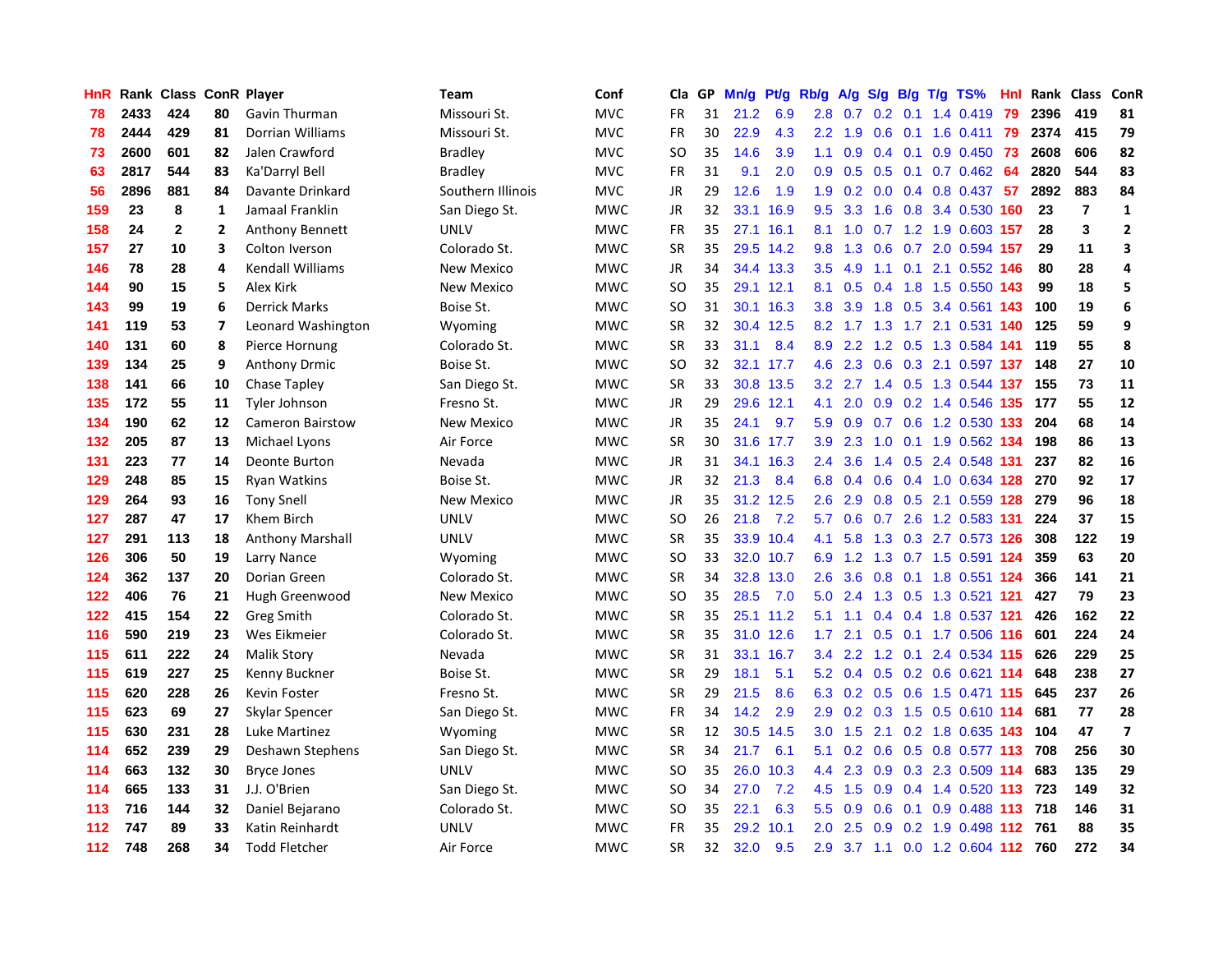| HnR | Rank | Class | ConR | Player | Team | Conf | Cla | GP | Mn/g | Pt/g | Rb/g | A/g | S/g | B/g | T/g | TS% | HnI | Rank | Class | ConR |
|---|---|---|---|---|---|---|---|---|---|---|---|---|---|---|---|---|---|---|---|---|
| 78 | 2433 | 424 | 80 | Gavin Thurman | Missouri St. | MVC | FR | 31 | 21.2 | 6.9 | 2.8 | 0.7 | 0.2 | 0.1 | 1.4 | 0.419 | 79 | 2396 | 419 | 81 |
| 78 | 2444 | 429 | 81 | Dorrian Williams | Missouri St. | MVC | FR | 30 | 22.9 | 4.3 | 2.2 | 1.9 | 0.6 | 0.1 | 1.6 | 0.411 | 79 | 2374 | 415 | 79 |
| 73 | 2600 | 601 | 82 | Jalen Crawford | Bradley | MVC | SO | 35 | 14.6 | 3.9 | 1.1 | 0.9 | 0.4 | 0.1 | 0.9 | 0.450 | 73 | 2608 | 606 | 82 |
| 63 | 2817 | 544 | 83 | Ka'Darryl Bell | Bradley | MVC | FR | 31 | 9.1 | 2.0 | 0.9 | 0.5 | 0.5 | 0.1 | 0.7 | 0.462 | 64 | 2820 | 544 | 83 |
| 56 | 2896 | 881 | 84 | Davante Drinkard | Southern Illinois | MVC | JR | 29 | 12.6 | 1.9 | 1.9 | 0.2 | 0.0 | 0.4 | 0.8 | 0.437 | 57 | 2892 | 883 | 84 |
| 159 | 23 | 8 | 1 | Jamaal Franklin | San Diego St. | MWC | JR | 32 | 33.1 | 16.9 | 9.5 | 3.3 | 1.6 | 0.8 | 3.4 | 0.530 | 160 | 23 | 7 | 1 |
| 158 | 24 | 2 | 2 | Anthony Bennett | UNLV | MWC | FR | 35 | 27.1 | 16.1 | 8.1 | 1.0 | 0.7 | 1.2 | 1.9 | 0.603 | 157 | 28 | 3 | 2 |
| 157 | 27 | 10 | 3 | Colton Iverson | Colorado St. | MWC | SR | 35 | 29.5 | 14.2 | 9.8 | 1.3 | 0.6 | 0.7 | 2.0 | 0.594 | 157 | 29 | 11 | 3 |
| 146 | 78 | 28 | 4 | Kendall Williams | New Mexico | MWC | JR | 34 | 34.4 | 13.3 | 3.5 | 4.9 | 1.1 | 0.1 | 2.1 | 0.552 | 146 | 80 | 28 | 4 |
| 144 | 90 | 15 | 5 | Alex Kirk | New Mexico | MWC | SO | 35 | 29.1 | 12.1 | 8.1 | 0.5 | 0.4 | 1.8 | 1.5 | 0.550 | 143 | 99 | 18 | 5 |
| 143 | 99 | 19 | 6 | Derrick Marks | Boise St. | MWC | SO | 31 | 30.1 | 16.3 | 3.8 | 3.9 | 1.8 | 0.5 | 3.4 | 0.561 | 143 | 100 | 19 | 6 |
| 141 | 119 | 53 | 7 | Leonard Washington | Wyoming | MWC | SR | 32 | 30.4 | 12.5 | 8.2 | 1.7 | 1.3 | 1.7 | 2.1 | 0.531 | 140 | 125 | 59 | 9 |
| 140 | 131 | 60 | 8 | Pierce Hornung | Colorado St. | MWC | SR | 33 | 31.1 | 8.4 | 8.9 | 2.2 | 1.2 | 0.5 | 1.3 | 0.584 | 141 | 119 | 55 | 8 |
| 139 | 134 | 25 | 9 | Anthony Drmic | Boise St. | MWC | SO | 32 | 32.1 | 17.7 | 4.6 | 2.3 | 0.6 | 0.3 | 2.1 | 0.597 | 137 | 148 | 27 | 10 |
| 138 | 141 | 66 | 10 | Chase Tapley | San Diego St. | MWC | SR | 33 | 30.8 | 13.5 | 3.2 | 2.7 | 1.4 | 0.5 | 1.3 | 0.544 | 137 | 155 | 73 | 11 |
| 135 | 172 | 55 | 11 | Tyler Johnson | Fresno St. | MWC | JR | 29 | 29.6 | 12.1 | 4.1 | 2.0 | 0.9 | 0.2 | 1.4 | 0.546 | 135 | 177 | 55 | 12 |
| 134 | 190 | 62 | 12 | Cameron Bairstow | New Mexico | MWC | JR | 35 | 24.1 | 9.7 | 5.9 | 0.9 | 0.7 | 0.6 | 1.2 | 0.530 | 133 | 204 | 68 | 14 |
| 132 | 205 | 87 | 13 | Michael Lyons | Air Force | MWC | SR | 30 | 31.6 | 17.7 | 3.9 | 2.3 | 1.0 | 0.1 | 1.9 | 0.562 | 134 | 198 | 86 | 13 |
| 131 | 223 | 77 | 14 | Deonte Burton | Nevada | MWC | JR | 31 | 34.1 | 16.3 | 2.4 | 3.6 | 1.4 | 0.5 | 2.4 | 0.548 | 131 | 237 | 82 | 16 |
| 129 | 248 | 85 | 15 | Ryan Watkins | Boise St. | MWC | JR | 32 | 21.3 | 8.4 | 6.8 | 0.4 | 0.6 | 0.4 | 1.0 | 0.634 | 128 | 270 | 92 | 17 |
| 129 | 264 | 93 | 16 | Tony Snell | New Mexico | MWC | JR | 35 | 31.2 | 12.5 | 2.6 | 2.9 | 0.8 | 0.5 | 2.1 | 0.559 | 128 | 279 | 96 | 18 |
| 127 | 287 | 47 | 17 | Khem Birch | UNLV | MWC | SO | 26 | 21.8 | 7.2 | 5.7 | 0.6 | 0.7 | 2.6 | 1.2 | 0.583 | 131 | 224 | 37 | 15 |
| 127 | 291 | 113 | 18 | Anthony Marshall | UNLV | MWC | SR | 35 | 33.9 | 10.4 | 4.1 | 5.8 | 1.3 | 0.3 | 2.7 | 0.573 | 126 | 308 | 122 | 19 |
| 126 | 306 | 50 | 19 | Larry Nance | Wyoming | MWC | SO | 33 | 32.0 | 10.7 | 6.9 | 1.2 | 1.3 | 0.7 | 1.5 | 0.591 | 124 | 359 | 63 | 20 |
| 124 | 362 | 137 | 20 | Dorian Green | Colorado St. | MWC | SR | 34 | 32.8 | 13.0 | 2.6 | 3.6 | 0.8 | 0.1 | 1.8 | 0.551 | 124 | 366 | 141 | 21 |
| 122 | 406 | 76 | 21 | Hugh Greenwood | New Mexico | MWC | SO | 35 | 28.5 | 7.0 | 5.0 | 2.4 | 1.3 | 0.5 | 1.3 | 0.521 | 121 | 427 | 79 | 23 |
| 122 | 415 | 154 | 22 | Greg Smith | Colorado St. | MWC | SR | 35 | 25.1 | 11.2 | 5.1 | 1.1 | 0.4 | 0.4 | 1.8 | 0.537 | 121 | 426 | 162 | 22 |
| 116 | 590 | 219 | 23 | Wes Eikmeier | Colorado St. | MWC | SR | 35 | 31.0 | 12.6 | 1.7 | 2.1 | 0.5 | 0.1 | 1.7 | 0.506 | 116 | 601 | 224 | 24 |
| 115 | 611 | 222 | 24 | Malik Story | Nevada | MWC | SR | 31 | 33.1 | 16.7 | 3.4 | 2.2 | 1.2 | 0.1 | 2.4 | 0.534 | 115 | 626 | 229 | 25 |
| 115 | 619 | 227 | 25 | Kenny Buckner | Boise St. | MWC | SR | 29 | 18.1 | 5.1 | 5.2 | 0.4 | 0.5 | 0.2 | 0.6 | 0.621 | 114 | 648 | 238 | 27 |
| 115 | 620 | 228 | 26 | Kevin Foster | Fresno St. | MWC | SR | 29 | 21.5 | 8.6 | 6.3 | 0.2 | 0.5 | 0.6 | 1.5 | 0.471 | 115 | 645 | 237 | 26 |
| 115 | 623 | 69 | 27 | Skylar Spencer | San Diego St. | MWC | FR | 34 | 14.2 | 2.9 | 2.9 | 0.2 | 0.3 | 1.5 | 0.5 | 0.610 | 114 | 681 | 77 | 28 |
| 115 | 630 | 231 | 28 | Luke Martinez | Wyoming | MWC | SR | 12 | 30.5 | 14.5 | 3.0 | 1.5 | 2.1 | 0.2 | 1.8 | 0.635 | 143 | 104 | 47 | 7 |
| 114 | 652 | 239 | 29 | Deshawn Stephens | San Diego St. | MWC | SR | 34 | 21.7 | 6.1 | 5.1 | 0.2 | 0.6 | 0.5 | 0.8 | 0.577 | 113 | 708 | 256 | 30 |
| 114 | 663 | 132 | 30 | Bryce Jones | UNLV | MWC | SO | 35 | 26.0 | 10.3 | 4.4 | 2.3 | 0.9 | 0.3 | 2.3 | 0.509 | 114 | 683 | 135 | 29 |
| 114 | 665 | 133 | 31 | J.J. O'Brien | San Diego St. | MWC | SO | 34 | 27.0 | 7.2 | 4.5 | 1.5 | 0.9 | 0.4 | 1.4 | 0.520 | 113 | 723 | 149 | 32 |
| 113 | 716 | 144 | 32 | Daniel Bejarano | Colorado St. | MWC | SO | 35 | 22.1 | 6.3 | 5.5 | 0.9 | 0.6 | 0.1 | 0.9 | 0.488 | 113 | 718 | 146 | 31 |
| 112 | 747 | 89 | 33 | Katin Reinhardt | UNLV | MWC | FR | 35 | 29.2 | 10.1 | 2.0 | 2.5 | 0.9 | 0.2 | 1.9 | 0.498 | 112 | 761 | 88 | 35 |
| 112 | 748 | 268 | 34 | Todd Fletcher | Air Force | MWC | SR | 32 | 32.0 | 9.5 | 2.9 | 3.7 | 1.1 | 0.0 | 1.2 | 0.604 | 112 | 760 | 272 | 34 |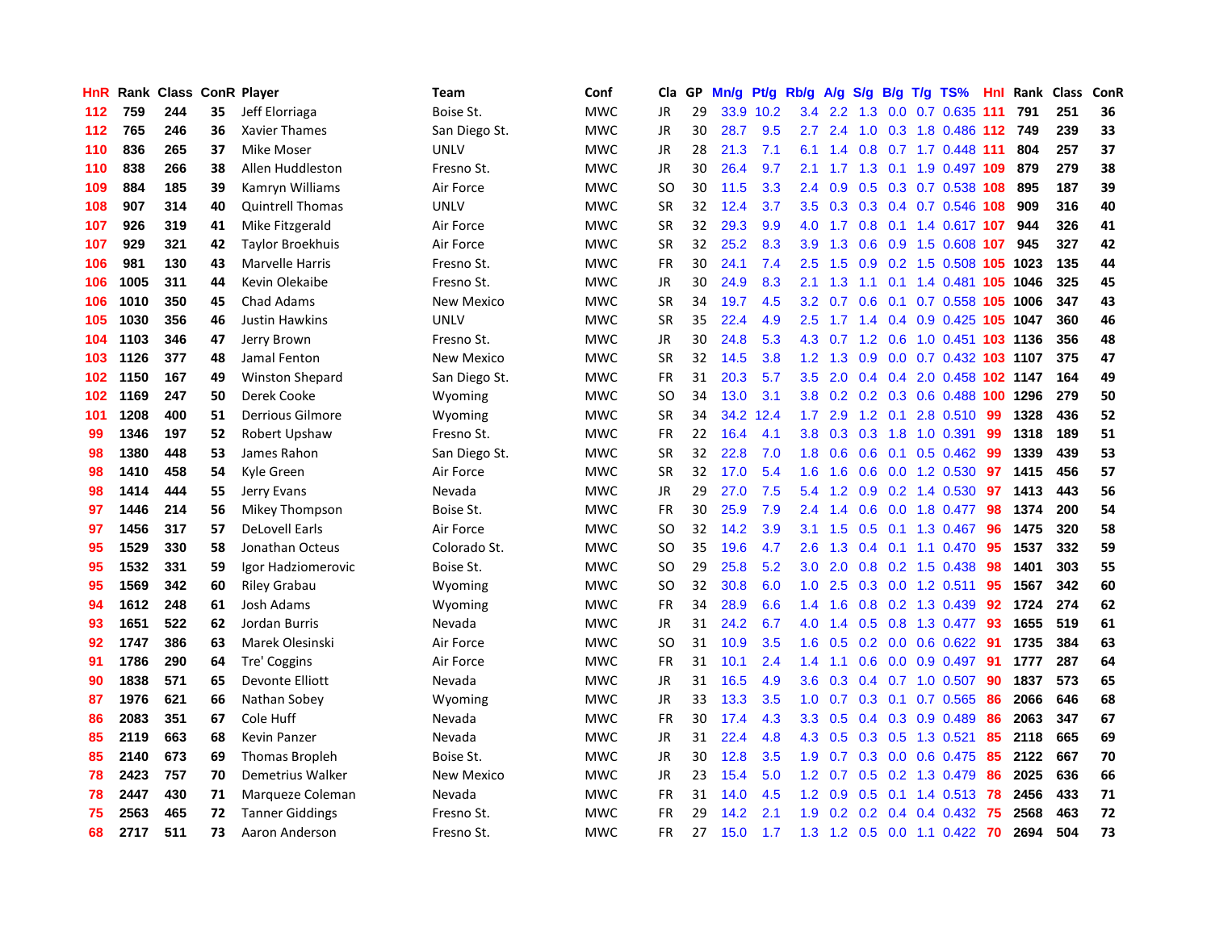| HnR | Rank | Class | ConR | Player | Team | Conf | Cla | GP | Mn/g | Pt/g | Rb/g | A/g | S/g | B/g | T/g | TS% | HnI | Rank | Class | ConR |
|---|---|---|---|---|---|---|---|---|---|---|---|---|---|---|---|---|---|---|---|---|
| 112 | 759 | 244 | 35 | Jeff Elorriaga | Boise St. | MWC | JR | 29 | 33.9 | 10.2 | 3.4 | 2.2 | 1.3 | 0.0 | 0.7 | 0.635 | 111 | 791 | 251 | 36 |
| 112 | 765 | 246 | 36 | Xavier Thames | San Diego St. | MWC | JR | 30 | 28.7 | 9.5 | 2.7 | 2.4 | 1.0 | 0.3 | 1.8 | 0.486 | 112 | 749 | 239 | 33 |
| 110 | 836 | 265 | 37 | Mike Moser | UNLV | MWC | JR | 28 | 21.3 | 7.1 | 6.1 | 1.4 | 0.8 | 0.7 | 1.7 | 0.448 | 111 | 804 | 257 | 37 |
| 110 | 838 | 266 | 38 | Allen Huddleston | Fresno St. | MWC | JR | 30 | 26.4 | 9.7 | 2.1 | 1.7 | 1.3 | 0.1 | 1.9 | 0.497 | 109 | 879 | 279 | 38 |
| 109 | 884 | 185 | 39 | Kamryn Williams | Air Force | MWC | SO | 30 | 11.5 | 3.3 | 2.4 | 0.9 | 0.5 | 0.3 | 0.7 | 0.538 | 108 | 895 | 187 | 39 |
| 108 | 907 | 314 | 40 | Quintrell Thomas | UNLV | MWC | SR | 32 | 12.4 | 3.7 | 3.5 | 0.3 | 0.3 | 0.4 | 0.7 | 0.546 | 108 | 909 | 316 | 40 |
| 107 | 926 | 319 | 41 | Mike Fitzgerald | Air Force | MWC | SR | 32 | 29.3 | 9.9 | 4.0 | 1.7 | 0.8 | 0.1 | 1.4 | 0.617 | 107 | 944 | 326 | 41 |
| 107 | 929 | 321 | 42 | Taylor Broekhuis | Air Force | MWC | SR | 32 | 25.2 | 8.3 | 3.9 | 1.3 | 0.6 | 0.9 | 1.5 | 0.608 | 107 | 945 | 327 | 42 |
| 106 | 981 | 130 | 43 | Marvelle Harris | Fresno St. | MWC | FR | 30 | 24.1 | 7.4 | 2.5 | 1.5 | 0.9 | 0.2 | 1.5 | 0.508 | 105 | 1023 | 135 | 44 |
| 106 | 1005 | 311 | 44 | Kevin Olekaibe | Fresno St. | MWC | JR | 30 | 24.9 | 8.3 | 2.1 | 1.3 | 1.1 | 0.1 | 1.4 | 0.481 | 105 | 1046 | 325 | 45 |
| 106 | 1010 | 350 | 45 | Chad Adams | New Mexico | MWC | SR | 34 | 19.7 | 4.5 | 3.2 | 0.7 | 0.6 | 0.1 | 0.7 | 0.558 | 105 | 1006 | 347 | 43 |
| 105 | 1030 | 356 | 46 | Justin Hawkins | UNLV | MWC | SR | 35 | 22.4 | 4.9 | 2.5 | 1.7 | 1.4 | 0.4 | 0.9 | 0.425 | 105 | 1047 | 360 | 46 |
| 104 | 1103 | 346 | 47 | Jerry Brown | Fresno St. | MWC | JR | 30 | 24.8 | 5.3 | 4.3 | 0.7 | 1.2 | 0.6 | 1.0 | 0.451 | 103 | 1136 | 356 | 48 |
| 103 | 1126 | 377 | 48 | Jamal Fenton | New Mexico | MWC | SR | 32 | 14.5 | 3.8 | 1.2 | 1.3 | 0.9 | 0.0 | 0.7 | 0.432 | 103 | 1107 | 375 | 47 |
| 102 | 1150 | 167 | 49 | Winston Shepard | San Diego St. | MWC | FR | 31 | 20.3 | 5.7 | 3.5 | 2.0 | 0.4 | 0.4 | 2.0 | 0.458 | 102 | 1147 | 164 | 49 |
| 102 | 1169 | 247 | 50 | Derek Cooke | Wyoming | MWC | SO | 34 | 13.0 | 3.1 | 3.8 | 0.2 | 0.2 | 0.3 | 0.6 | 0.488 | 100 | 1296 | 279 | 50 |
| 101 | 1208 | 400 | 51 | Derrious Gilmore | Wyoming | MWC | SR | 34 | 34.2 | 12.4 | 1.7 | 2.9 | 1.2 | 0.1 | 2.8 | 0.510 | 99 | 1328 | 436 | 52 |
| 99 | 1346 | 197 | 52 | Robert Upshaw | Fresno St. | MWC | FR | 22 | 16.4 | 4.1 | 3.8 | 0.3 | 0.3 | 1.8 | 1.0 | 0.391 | 99 | 1318 | 189 | 51 |
| 98 | 1380 | 448 | 53 | James Rahon | San Diego St. | MWC | SR | 32 | 22.8 | 7.0 | 1.8 | 0.6 | 0.6 | 0.1 | 0.5 | 0.462 | 99 | 1339 | 439 | 53 |
| 98 | 1410 | 458 | 54 | Kyle Green | Air Force | MWC | SR | 32 | 17.0 | 5.4 | 1.6 | 1.6 | 0.6 | 0.0 | 1.2 | 0.530 | 97 | 1415 | 456 | 57 |
| 98 | 1414 | 444 | 55 | Jerry Evans | Nevada | MWC | JR | 29 | 27.0 | 7.5 | 5.4 | 1.2 | 0.9 | 0.2 | 1.4 | 0.530 | 97 | 1413 | 443 | 56 |
| 97 | 1446 | 214 | 56 | Mikey Thompson | Boise St. | MWC | FR | 30 | 25.9 | 7.9 | 2.4 | 1.4 | 0.6 | 0.0 | 1.8 | 0.477 | 98 | 1374 | 200 | 54 |
| 97 | 1456 | 317 | 57 | DeLovell Earls | Air Force | MWC | SO | 32 | 14.2 | 3.9 | 3.1 | 1.5 | 0.5 | 0.1 | 1.3 | 0.467 | 96 | 1475 | 320 | 58 |
| 95 | 1529 | 330 | 58 | Jonathan Octeus | Colorado St. | MWC | SO | 35 | 19.6 | 4.7 | 2.6 | 1.3 | 0.4 | 0.1 | 1.1 | 0.470 | 95 | 1537 | 332 | 59 |
| 95 | 1532 | 331 | 59 | Igor Hadziomerovic | Boise St. | MWC | SO | 29 | 25.8 | 5.2 | 3.0 | 2.0 | 0.8 | 0.2 | 1.5 | 0.438 | 98 | 1401 | 303 | 55 |
| 95 | 1569 | 342 | 60 | Riley Grabau | Wyoming | MWC | SO | 32 | 30.8 | 6.0 | 1.0 | 2.5 | 0.3 | 0.0 | 1.2 | 0.511 | 95 | 1567 | 342 | 60 |
| 94 | 1612 | 248 | 61 | Josh Adams | Wyoming | MWC | FR | 34 | 28.9 | 6.6 | 1.4 | 1.6 | 0.8 | 0.2 | 1.3 | 0.439 | 92 | 1724 | 274 | 62 |
| 93 | 1651 | 522 | 62 | Jordan Burris | Nevada | MWC | JR | 31 | 24.2 | 6.7 | 4.0 | 1.4 | 0.5 | 0.8 | 1.3 | 0.477 | 93 | 1655 | 519 | 61 |
| 92 | 1747 | 386 | 63 | Marek Olesinski | Air Force | MWC | SO | 31 | 10.9 | 3.5 | 1.6 | 0.5 | 0.2 | 0.0 | 0.6 | 0.622 | 91 | 1735 | 384 | 63 |
| 91 | 1786 | 290 | 64 | Tre' Coggins | Air Force | MWC | FR | 31 | 10.1 | 2.4 | 1.4 | 1.1 | 0.6 | 0.0 | 0.9 | 0.497 | 91 | 1777 | 287 | 64 |
| 90 | 1838 | 571 | 65 | Devonte Elliott | Nevada | MWC | JR | 31 | 16.5 | 4.9 | 3.6 | 0.3 | 0.4 | 0.7 | 1.0 | 0.507 | 90 | 1837 | 573 | 65 |
| 87 | 1976 | 621 | 66 | Nathan Sobey | Wyoming | MWC | JR | 33 | 13.3 | 3.5 | 1.0 | 0.7 | 0.3 | 0.1 | 0.7 | 0.565 | 86 | 2066 | 646 | 68 |
| 86 | 2083 | 351 | 67 | Cole Huff | Nevada | MWC | FR | 30 | 17.4 | 4.3 | 3.3 | 0.5 | 0.4 | 0.3 | 0.9 | 0.489 | 86 | 2063 | 347 | 67 |
| 85 | 2119 | 663 | 68 | Kevin Panzer | Nevada | MWC | JR | 31 | 22.4 | 4.8 | 4.3 | 0.5 | 0.3 | 0.5 | 1.3 | 0.521 | 85 | 2118 | 665 | 69 |
| 85 | 2140 | 673 | 69 | Thomas Bropleh | Boise St. | MWC | JR | 30 | 12.8 | 3.5 | 1.9 | 0.7 | 0.3 | 0.0 | 0.6 | 0.475 | 85 | 2122 | 667 | 70 |
| 78 | 2423 | 757 | 70 | Demetrius Walker | New Mexico | MWC | JR | 23 | 15.4 | 5.0 | 1.2 | 0.7 | 0.5 | 0.2 | 1.3 | 0.479 | 86 | 2025 | 636 | 66 |
| 78 | 2447 | 430 | 71 | Marqueze Coleman | Nevada | MWC | FR | 31 | 14.0 | 4.5 | 1.2 | 0.9 | 0.5 | 0.1 | 1.4 | 0.513 | 78 | 2456 | 433 | 71 |
| 75 | 2563 | 465 | 72 | Tanner Giddings | Fresno St. | MWC | FR | 29 | 14.2 | 2.1 | 1.9 | 0.2 | 0.2 | 0.4 | 0.4 | 0.432 | 75 | 2568 | 463 | 72 |
| 68 | 2717 | 511 | 73 | Aaron Anderson | Fresno St. | MWC | FR | 27 | 15.0 | 1.7 | 1.3 | 1.2 | 0.5 | 0.0 | 1.1 | 0.422 | 70 | 2694 | 504 | 73 |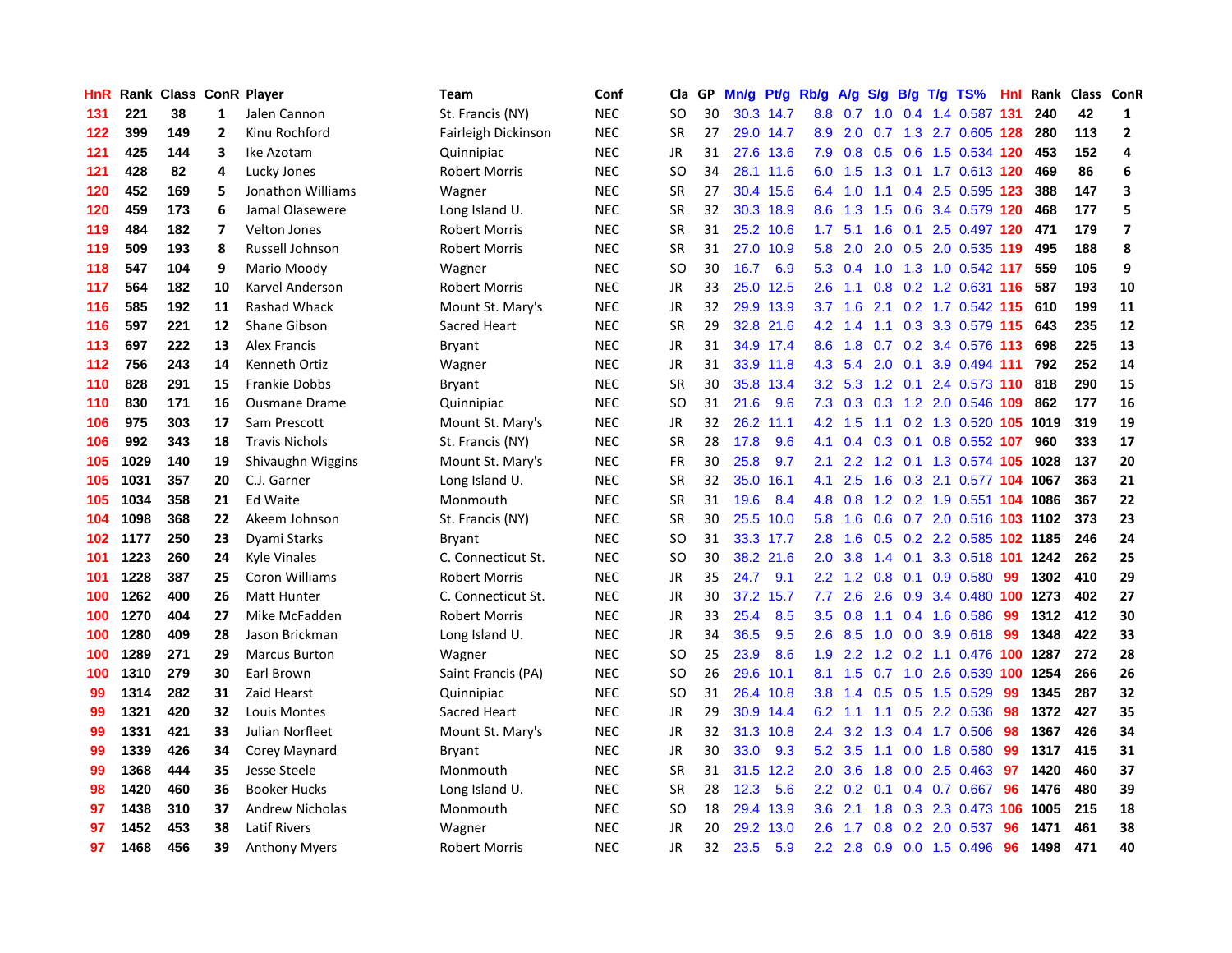| HnR | Rank | Class | ConR | Player | Team | Conf | Cla | GP | Mn/g | Pt/g | Rb/g | A/g | S/g | B/g | T/g | TS% | HnI | Rank | Class | ConR |
|---|---|---|---|---|---|---|---|---|---|---|---|---|---|---|---|---|---|---|---|---|
| 131 | 221 | 38 | 1 | Jalen Cannon | St. Francis (NY) | NEC | SO | 30 | 30.3 | 14.7 | 8.8 | 0.7 | 1.0 | 0.4 | 1.4 | 0.587 | 131 | 240 | 42 | 1 |
| 122 | 399 | 149 | 2 | Kinu Rochford | Fairleigh Dickinson | NEC | SR | 27 | 29.0 | 14.7 | 8.9 | 2.0 | 0.7 | 1.3 | 2.7 | 0.605 | 128 | 280 | 113 | 2 |
| 121 | 425 | 144 | 3 | Ike Azotam | Quinnipiac | NEC | JR | 31 | 27.6 | 13.6 | 7.9 | 0.8 | 0.5 | 0.6 | 1.5 | 0.534 | 120 | 453 | 152 | 4 |
| 121 | 428 | 82 | 4 | Lucky Jones | Robert Morris | NEC | SO | 34 | 28.1 | 11.6 | 6.0 | 1.5 | 1.3 | 0.1 | 1.7 | 0.613 | 120 | 469 | 86 | 6 |
| 120 | 452 | 169 | 5 | Jonathon Williams | Wagner | NEC | SR | 27 | 30.4 | 15.6 | 6.4 | 1.0 | 1.1 | 0.4 | 2.5 | 0.595 | 123 | 388 | 147 | 3 |
| 120 | 459 | 173 | 6 | Jamal Olasewere | Long Island U. | NEC | SR | 32 | 30.3 | 18.9 | 8.6 | 1.3 | 1.5 | 0.6 | 3.4 | 0.579 | 120 | 468 | 177 | 5 |
| 119 | 484 | 182 | 7 | Velton Jones | Robert Morris | NEC | SR | 31 | 25.2 | 10.6 | 1.7 | 5.1 | 1.6 | 0.1 | 2.5 | 0.497 | 120 | 471 | 179 | 7 |
| 119 | 509 | 193 | 8 | Russell Johnson | Robert Morris | NEC | SR | 31 | 27.0 | 10.9 | 5.8 | 2.0 | 2.0 | 0.5 | 2.0 | 0.535 | 119 | 495 | 188 | 8 |
| 118 | 547 | 104 | 9 | Mario Moody | Wagner | NEC | SO | 30 | 16.7 | 6.9 | 5.3 | 0.4 | 1.0 | 1.3 | 1.0 | 0.542 | 117 | 559 | 105 | 9 |
| 117 | 564 | 182 | 10 | Karvel Anderson | Robert Morris | NEC | JR | 33 | 25.0 | 12.5 | 2.6 | 1.1 | 0.8 | 0.2 | 1.2 | 0.631 | 116 | 587 | 193 | 10 |
| 116 | 585 | 192 | 11 | Rashad Whack | Mount St. Mary's | NEC | JR | 32 | 29.9 | 13.9 | 3.7 | 1.6 | 2.1 | 0.2 | 1.7 | 0.542 | 115 | 610 | 199 | 11 |
| 116 | 597 | 221 | 12 | Shane Gibson | Sacred Heart | NEC | SR | 29 | 32.8 | 21.6 | 4.2 | 1.4 | 1.1 | 0.3 | 3.3 | 0.579 | 115 | 643 | 235 | 12 |
| 113 | 697 | 222 | 13 | Alex Francis | Bryant | NEC | JR | 31 | 34.9 | 17.4 | 8.6 | 1.8 | 0.7 | 0.2 | 3.4 | 0.576 | 113 | 698 | 225 | 13 |
| 112 | 756 | 243 | 14 | Kenneth Ortiz | Wagner | NEC | JR | 31 | 33.9 | 11.8 | 4.3 | 5.4 | 2.0 | 0.1 | 3.9 | 0.494 | 111 | 792 | 252 | 14 |
| 110 | 828 | 291 | 15 | Frankie Dobbs | Bryant | NEC | SR | 30 | 35.8 | 13.4 | 3.2 | 5.3 | 1.2 | 0.1 | 2.4 | 0.573 | 110 | 818 | 290 | 15 |
| 110 | 830 | 171 | 16 | Ousmane Drame | Quinnipiac | NEC | SO | 31 | 21.6 | 9.6 | 7.3 | 0.3 | 0.3 | 1.2 | 2.0 | 0.546 | 109 | 862 | 177 | 16 |
| 106 | 975 | 303 | 17 | Sam Prescott | Mount St. Mary's | NEC | JR | 32 | 26.2 | 11.1 | 4.2 | 1.5 | 1.1 | 0.2 | 1.3 | 0.520 | 105 | 1019 | 319 | 19 |
| 106 | 992 | 343 | 18 | Travis Nichols | St. Francis (NY) | NEC | SR | 28 | 17.8 | 9.6 | 4.1 | 0.4 | 0.3 | 0.1 | 0.8 | 0.552 | 107 | 960 | 333 | 17 |
| 105 | 1029 | 140 | 19 | Shivaughn Wiggins | Mount St. Mary's | NEC | FR | 30 | 25.8 | 9.7 | 2.1 | 2.2 | 1.2 | 0.1 | 1.3 | 0.574 | 105 | 1028 | 137 | 20 |
| 105 | 1031 | 357 | 20 | C.J. Garner | Long Island U. | NEC | SR | 32 | 35.0 | 16.1 | 4.1 | 2.5 | 1.6 | 0.3 | 2.1 | 0.577 | 104 | 1067 | 363 | 21 |
| 105 | 1034 | 358 | 21 | Ed Waite | Monmouth | NEC | SR | 31 | 19.6 | 8.4 | 4.8 | 0.8 | 1.2 | 0.2 | 1.9 | 0.551 | 104 | 1086 | 367 | 22 |
| 104 | 1098 | 368 | 22 | Akeem Johnson | St. Francis (NY) | NEC | SR | 30 | 25.5 | 10.0 | 5.8 | 1.6 | 0.6 | 0.7 | 2.0 | 0.516 | 103 | 1102 | 373 | 23 |
| 102 | 1177 | 250 | 23 | Dyami Starks | Bryant | NEC | SO | 31 | 33.3 | 17.7 | 2.8 | 1.6 | 0.5 | 0.2 | 2.2 | 0.585 | 102 | 1185 | 246 | 24 |
| 101 | 1223 | 260 | 24 | Kyle Vinales | C. Connecticut St. | NEC | SO | 30 | 38.2 | 21.6 | 2.0 | 3.8 | 1.4 | 0.1 | 3.3 | 0.518 | 101 | 1242 | 262 | 25 |
| 101 | 1228 | 387 | 25 | Coron Williams | Robert Morris | NEC | JR | 35 | 24.7 | 9.1 | 2.2 | 1.2 | 0.8 | 0.1 | 0.9 | 0.580 | 99 | 1302 | 410 | 29 |
| 100 | 1262 | 400 | 26 | Matt Hunter | C. Connecticut St. | NEC | JR | 30 | 37.2 | 15.7 | 7.7 | 2.6 | 2.6 | 0.9 | 3.4 | 0.480 | 100 | 1273 | 402 | 27 |
| 100 | 1270 | 404 | 27 | Mike McFadden | Robert Morris | NEC | JR | 33 | 25.4 | 8.5 | 3.5 | 0.8 | 1.1 | 0.4 | 1.6 | 0.586 | 99 | 1312 | 412 | 30 |
| 100 | 1280 | 409 | 28 | Jason Brickman | Long Island U. | NEC | JR | 34 | 36.5 | 9.5 | 2.6 | 8.5 | 1.0 | 0.0 | 3.9 | 0.618 | 99 | 1348 | 422 | 33 |
| 100 | 1289 | 271 | 29 | Marcus Burton | Wagner | NEC | SO | 25 | 23.9 | 8.6 | 1.9 | 2.2 | 1.2 | 0.2 | 1.1 | 0.476 | 100 | 1287 | 272 | 28 |
| 100 | 1310 | 279 | 30 | Earl Brown | Saint Francis (PA) | NEC | SO | 26 | 29.6 | 10.1 | 8.1 | 1.5 | 0.7 | 1.0 | 2.6 | 0.539 | 100 | 1254 | 266 | 26 |
| 99 | 1314 | 282 | 31 | Zaid Hearst | Quinnipiac | NEC | SO | 31 | 26.4 | 10.8 | 3.8 | 1.4 | 0.5 | 0.5 | 1.5 | 0.529 | 99 | 1345 | 287 | 32 |
| 99 | 1321 | 420 | 32 | Louis Montes | Sacred Heart | NEC | JR | 29 | 30.9 | 14.4 | 6.2 | 1.1 | 1.1 | 0.5 | 2.2 | 0.536 | 98 | 1372 | 427 | 35 |
| 99 | 1331 | 421 | 33 | Julian Norfleet | Mount St. Mary's | NEC | JR | 32 | 31.3 | 10.8 | 2.4 | 3.2 | 1.3 | 0.4 | 1.7 | 0.506 | 98 | 1367 | 426 | 34 |
| 99 | 1339 | 426 | 34 | Corey Maynard | Bryant | NEC | JR | 30 | 33.0 | 9.3 | 5.2 | 3.5 | 1.1 | 0.0 | 1.8 | 0.580 | 99 | 1317 | 415 | 31 |
| 99 | 1368 | 444 | 35 | Jesse Steele | Monmouth | NEC | SR | 31 | 31.5 | 12.2 | 2.0 | 3.6 | 1.8 | 0.0 | 2.5 | 0.463 | 97 | 1420 | 460 | 37 |
| 98 | 1420 | 460 | 36 | Booker Hucks | Long Island U. | NEC | SR | 28 | 12.3 | 5.6 | 2.2 | 0.2 | 0.1 | 0.4 | 0.7 | 0.667 | 96 | 1476 | 480 | 39 |
| 97 | 1438 | 310 | 37 | Andrew Nicholas | Monmouth | NEC | SO | 18 | 29.4 | 13.9 | 3.6 | 2.1 | 1.8 | 0.3 | 2.3 | 0.473 | 106 | 1005 | 215 | 18 |
| 97 | 1452 | 453 | 38 | Latif Rivers | Wagner | NEC | JR | 20 | 29.2 | 13.0 | 2.6 | 1.7 | 0.8 | 0.2 | 2.0 | 0.537 | 96 | 1471 | 461 | 38 |
| 97 | 1468 | 456 | 39 | Anthony Myers | Robert Morris | NEC | JR | 32 | 23.5 | 5.9 | 2.2 | 2.8 | 0.9 | 0.0 | 1.5 | 0.496 | 96 | 1498 | 471 | 40 |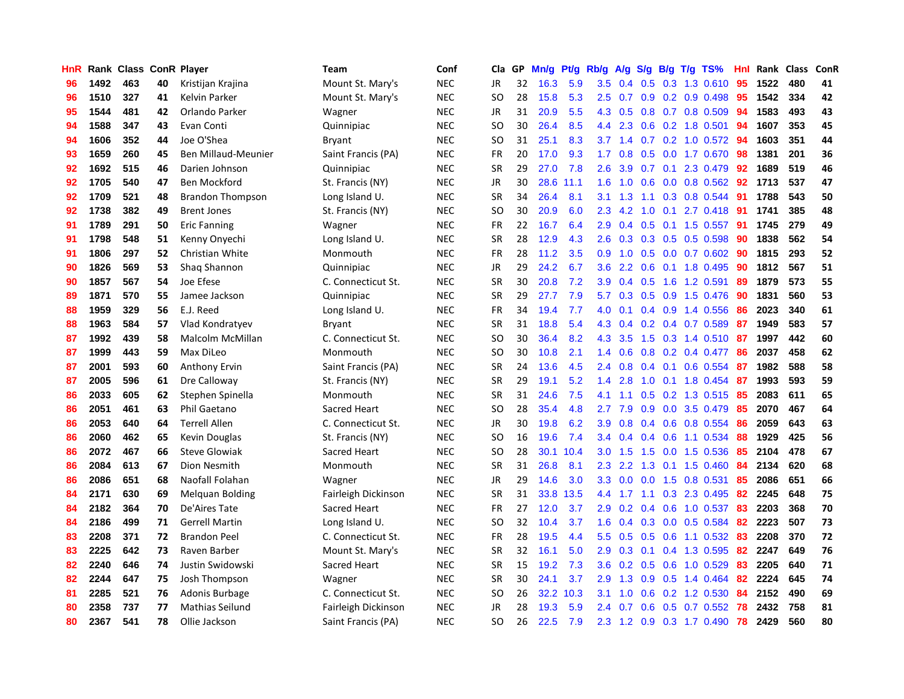| HnR | Rank | Class | ConR | Player | Team | Conf | Cla | GP | Mn/g | Pt/g | Rb/g | A/g | S/g | B/g | T/g | TS% | HnI | Rank | Class | ConR |
|---|---|---|---|---|---|---|---|---|---|---|---|---|---|---|---|---|---|---|---|---|
| 96 | 1492 | 463 | 40 | Kristijan Krajina | Mount St. Mary's | NEC | JR | 32 | 16.3 | 5.9 | 3.5 | 0.4 | 0.5 | 0.3 | 1.3 | 0.610 | 95 | 1522 | 480 | 41 |
| 96 | 1510 | 327 | 41 | Kelvin Parker | Mount St. Mary's | NEC | SO | 28 | 15.8 | 5.3 | 2.5 | 0.7 | 0.9 | 0.2 | 0.9 | 0.498 | 95 | 1542 | 334 | 42 |
| 95 | 1544 | 481 | 42 | Orlando Parker | Wagner | NEC | JR | 31 | 20.9 | 5.5 | 4.3 | 0.5 | 0.8 | 0.7 | 0.8 | 0.509 | 94 | 1583 | 493 | 43 |
| 94 | 1588 | 347 | 43 | Evan Conti | Quinnipiac | NEC | SO | 30 | 26.4 | 8.5 | 4.4 | 2.3 | 0.6 | 0.2 | 1.8 | 0.501 | 94 | 1607 | 353 | 45 |
| 94 | 1606 | 352 | 44 | Joe O'Shea | Bryant | NEC | SO | 31 | 25.1 | 8.3 | 3.7 | 1.4 | 0.7 | 0.2 | 1.0 | 0.572 | 94 | 1603 | 351 | 44 |
| 93 | 1659 | 260 | 45 | Ben Millaud-Meunier | Saint Francis (PA) | NEC | FR | 20 | 17.0 | 9.3 | 1.7 | 0.8 | 0.5 | 0.0 | 1.7 | 0.670 | 98 | 1381 | 201 | 36 |
| 92 | 1692 | 515 | 46 | Darien Johnson | Quinnipiac | NEC | SR | 29 | 27.0 | 7.8 | 2.6 | 3.9 | 0.7 | 0.1 | 2.3 | 0.479 | 92 | 1689 | 519 | 46 |
| 92 | 1705 | 540 | 47 | Ben Mockford | St. Francis (NY) | NEC | JR | 30 | 28.6 | 11.1 | 1.6 | 1.0 | 0.6 | 0.0 | 0.8 | 0.562 | 92 | 1713 | 537 | 47 |
| 92 | 1709 | 521 | 48 | Brandon Thompson | Long Island U. | NEC | SR | 34 | 26.4 | 8.1 | 3.1 | 1.3 | 1.1 | 0.3 | 0.8 | 0.544 | 91 | 1788 | 543 | 50 |
| 92 | 1738 | 382 | 49 | Brent Jones | St. Francis (NY) | NEC | SO | 30 | 20.9 | 6.0 | 2.3 | 4.2 | 1.0 | 0.1 | 2.7 | 0.418 | 91 | 1741 | 385 | 48 |
| 91 | 1789 | 291 | 50 | Eric Fanning | Wagner | NEC | FR | 22 | 16.7 | 6.4 | 2.9 | 0.4 | 0.5 | 0.1 | 1.5 | 0.557 | 91 | 1745 | 279 | 49 |
| 91 | 1798 | 548 | 51 | Kenny Onyechi | Long Island U. | NEC | SR | 28 | 12.9 | 4.3 | 2.6 | 0.3 | 0.3 | 0.5 | 0.5 | 0.598 | 90 | 1838 | 562 | 54 |
| 91 | 1806 | 297 | 52 | Christian White | Monmouth | NEC | FR | 28 | 11.2 | 3.5 | 0.9 | 1.0 | 0.5 | 0.0 | 0.7 | 0.602 | 90 | 1815 | 293 | 52 |
| 90 | 1826 | 569 | 53 | Shaq Shannon | Quinnipiac | NEC | JR | 29 | 24.2 | 6.7 | 3.6 | 2.2 | 0.6 | 0.1 | 1.8 | 0.495 | 90 | 1812 | 567 | 51 |
| 90 | 1857 | 567 | 54 | Joe Efese | C. Connecticut St. | NEC | SR | 30 | 20.8 | 7.2 | 3.9 | 0.4 | 0.5 | 1.6 | 1.2 | 0.591 | 89 | 1879 | 573 | 55 |
| 89 | 1871 | 570 | 55 | Jamee Jackson | Quinnipiac | NEC | SR | 29 | 27.7 | 7.9 | 5.7 | 0.3 | 0.5 | 0.9 | 1.5 | 0.476 | 90 | 1831 | 560 | 53 |
| 88 | 1959 | 329 | 56 | E.J. Reed | Long Island U. | NEC | FR | 34 | 19.4 | 7.7 | 4.0 | 0.1 | 0.4 | 0.9 | 1.4 | 0.556 | 86 | 2023 | 340 | 61 |
| 88 | 1963 | 584 | 57 | Vlad Kondratyev | Bryant | NEC | SR | 31 | 18.8 | 5.4 | 4.3 | 0.4 | 0.2 | 0.4 | 0.7 | 0.589 | 87 | 1949 | 583 | 57 |
| 87 | 1992 | 439 | 58 | Malcolm McMillan | C. Connecticut St. | NEC | SO | 30 | 36.4 | 8.2 | 4.3 | 3.5 | 1.5 | 0.3 | 1.4 | 0.510 | 87 | 1997 | 442 | 60 |
| 87 | 1999 | 443 | 59 | Max DiLeo | Monmouth | NEC | SO | 30 | 10.8 | 2.1 | 1.4 | 0.6 | 0.8 | 0.2 | 0.4 | 0.477 | 86 | 2037 | 458 | 62 |
| 87 | 2001 | 593 | 60 | Anthony Ervin | Saint Francis (PA) | NEC | SR | 24 | 13.6 | 4.5 | 2.4 | 0.8 | 0.4 | 0.1 | 0.6 | 0.554 | 87 | 1982 | 588 | 58 |
| 87 | 2005 | 596 | 61 | Dre Calloway | St. Francis (NY) | NEC | SR | 29 | 19.1 | 5.2 | 1.4 | 2.8 | 1.0 | 0.1 | 1.8 | 0.454 | 87 | 1993 | 593 | 59 |
| 86 | 2033 | 605 | 62 | Stephen Spinella | Monmouth | NEC | SR | 31 | 24.6 | 7.5 | 4.1 | 1.1 | 0.5 | 0.2 | 1.3 | 0.515 | 85 | 2083 | 611 | 65 |
| 86 | 2051 | 461 | 63 | Phil Gaetano | Sacred Heart | NEC | SO | 28 | 35.4 | 4.8 | 2.7 | 7.9 | 0.9 | 0.0 | 3.5 | 0.479 | 85 | 2070 | 467 | 64 |
| 86 | 2053 | 640 | 64 | Terrell Allen | C. Connecticut St. | NEC | JR | 30 | 19.8 | 6.2 | 3.9 | 0.8 | 0.4 | 0.6 | 0.8 | 0.554 | 86 | 2059 | 643 | 63 |
| 86 | 2060 | 462 | 65 | Kevin Douglas | St. Francis (NY) | NEC | SO | 16 | 19.6 | 7.4 | 3.4 | 0.4 | 0.4 | 0.6 | 1.1 | 0.534 | 88 | 1929 | 425 | 56 |
| 86 | 2072 | 467 | 66 | Steve Glowiak | Sacred Heart | NEC | SO | 28 | 30.1 | 10.4 | 3.0 | 1.5 | 1.5 | 0.0 | 1.5 | 0.536 | 85 | 2104 | 478 | 67 |
| 86 | 2084 | 613 | 67 | Dion Nesmith | Monmouth | NEC | SR | 31 | 26.8 | 8.1 | 2.3 | 2.2 | 1.3 | 0.1 | 1.5 | 0.460 | 84 | 2134 | 620 | 68 |
| 86 | 2086 | 651 | 68 | Naofall Folahan | Wagner | NEC | JR | 29 | 14.6 | 3.0 | 3.3 | 0.0 | 0.0 | 1.5 | 0.8 | 0.531 | 85 | 2086 | 651 | 66 |
| 84 | 2171 | 630 | 69 | Melquan Bolding | Fairleigh Dickinson | NEC | SR | 31 | 33.8 | 13.5 | 4.4 | 1.7 | 1.1 | 0.3 | 2.3 | 0.495 | 82 | 2245 | 648 | 75 |
| 84 | 2182 | 364 | 70 | De'Aires Tate | Sacred Heart | NEC | FR | 27 | 12.0 | 3.7 | 2.9 | 0.2 | 0.4 | 0.6 | 1.0 | 0.537 | 83 | 2203 | 368 | 70 |
| 84 | 2186 | 499 | 71 | Gerrell Martin | Long Island U. | NEC | SO | 32 | 10.4 | 3.7 | 1.6 | 0.4 | 0.3 | 0.0 | 0.5 | 0.584 | 82 | 2223 | 507 | 73 |
| 83 | 2208 | 371 | 72 | Brandon Peel | C. Connecticut St. | NEC | FR | 28 | 19.5 | 4.4 | 5.5 | 0.5 | 0.5 | 0.6 | 1.1 | 0.532 | 83 | 2208 | 370 | 72 |
| 83 | 2225 | 642 | 73 | Raven Barber | Mount St. Mary's | NEC | SR | 32 | 16.1 | 5.0 | 2.9 | 0.3 | 0.1 | 0.4 | 1.3 | 0.595 | 82 | 2247 | 649 | 76 |
| 82 | 2240 | 646 | 74 | Justin Swidowski | Sacred Heart | NEC | SR | 15 | 19.2 | 7.3 | 3.6 | 0.2 | 0.5 | 0.6 | 1.0 | 0.529 | 83 | 2205 | 640 | 71 |
| 82 | 2244 | 647 | 75 | Josh Thompson | Wagner | NEC | SR | 30 | 24.1 | 3.7 | 2.9 | 1.3 | 0.9 | 0.5 | 1.4 | 0.464 | 82 | 2224 | 645 | 74 |
| 81 | 2285 | 521 | 76 | Adonis Burbage | C. Connecticut St. | NEC | SO | 26 | 32.2 | 10.3 | 3.1 | 1.0 | 0.6 | 0.2 | 1.2 | 0.530 | 84 | 2152 | 490 | 69 |
| 80 | 2358 | 737 | 77 | Mathias Seilund | Fairleigh Dickinson | NEC | JR | 28 | 19.3 | 5.9 | 2.4 | 0.7 | 0.6 | 0.5 | 0.7 | 0.552 | 78 | 2432 | 758 | 81 |
| 80 | 2367 | 541 | 78 | Ollie Jackson | Saint Francis (PA) | NEC | SO | 26 | 22.5 | 7.9 | 2.3 | 1.2 | 0.9 | 0.3 | 1.7 | 0.490 | 78 | 2429 | 560 | 80 |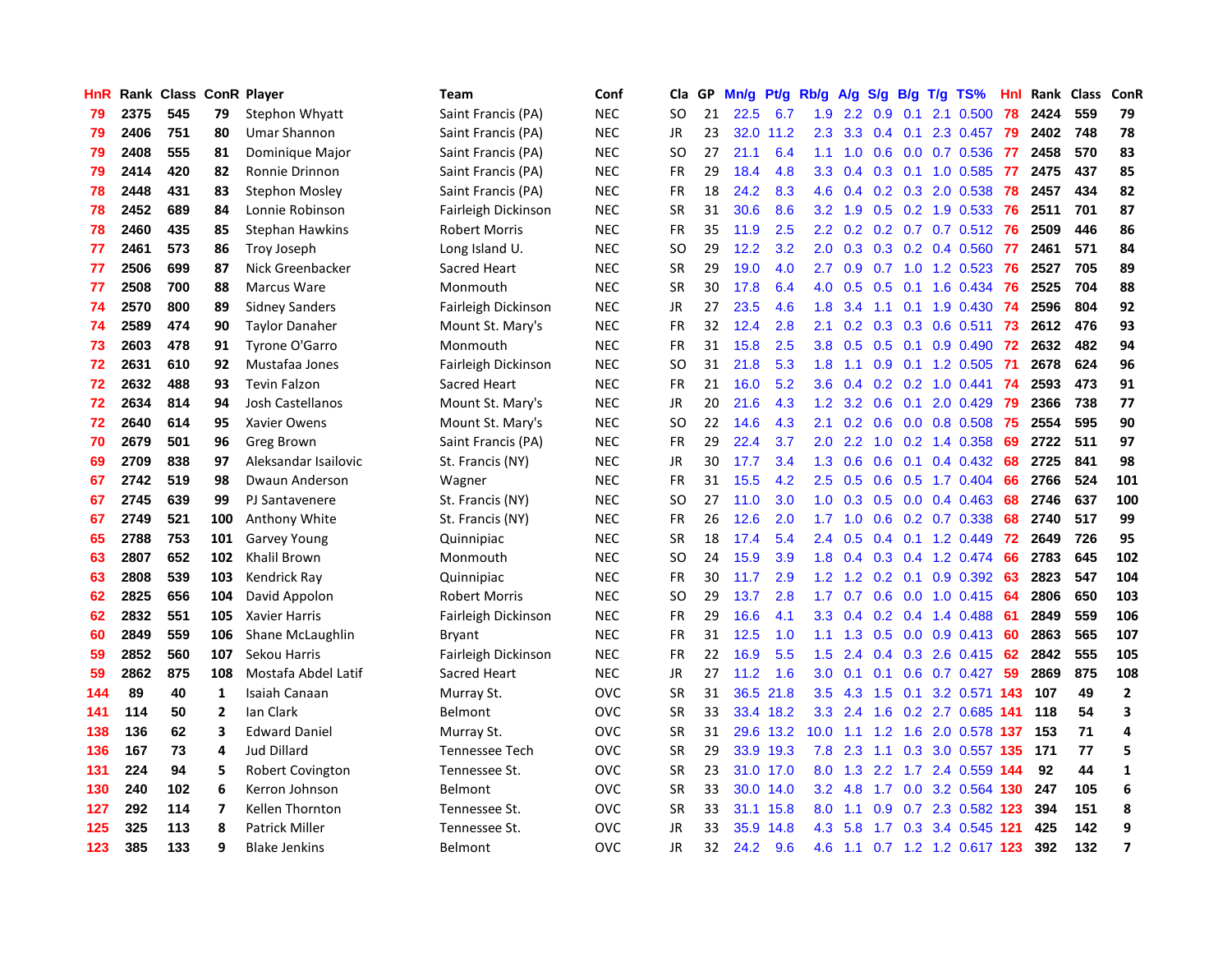| HnR | Rank | Class | ConR | Player | Team | Conf | Cla | GP | Mn/g | Pt/g | Rb/g | A/g | S/g | B/g | T/g | TS% | HnI | Rank | Class | ConR |
|---|---|---|---|---|---|---|---|---|---|---|---|---|---|---|---|---|---|---|---|---|
| 79 | 2375 | 545 | 79 | Stephon Whyatt | Saint Francis (PA) | NEC | SO | 21 | 22.5 | 6.7 | 1.9 | 2.2 | 0.9 | 0.1 | 2.1 | 0.500 | 78 | 2424 | 559 | 79 |
| 79 | 2406 | 751 | 80 | Umar Shannon | Saint Francis (PA) | NEC | JR | 23 | 32.0 | 11.2 | 2.3 | 3.3 | 0.4 | 0.1 | 2.3 | 0.457 | 79 | 2402 | 748 | 78 |
| 79 | 2408 | 555 | 81 | Dominique Major | Saint Francis (PA) | NEC | SO | 27 | 21.1 | 6.4 | 1.1 | 1.0 | 0.6 | 0.0 | 0.7 | 0.536 | 77 | 2458 | 570 | 83 |
| 79 | 2414 | 420 | 82 | Ronnie Drinnon | Saint Francis (PA) | NEC | FR | 29 | 18.4 | 4.8 | 3.3 | 0.4 | 0.3 | 0.1 | 1.0 | 0.585 | 77 | 2475 | 437 | 85 |
| 78 | 2448 | 431 | 83 | Stephon Mosley | Saint Francis (PA) | NEC | FR | 18 | 24.2 | 8.3 | 4.6 | 0.4 | 0.2 | 0.3 | 2.0 | 0.538 | 78 | 2457 | 434 | 82 |
| 78 | 2452 | 689 | 84 | Lonnie Robinson | Fairleigh Dickinson | NEC | SR | 31 | 30.6 | 8.6 | 3.2 | 1.9 | 0.5 | 0.2 | 1.9 | 0.533 | 76 | 2511 | 701 | 87 |
| 78 | 2460 | 435 | 85 | Stephan Hawkins | Robert Morris | NEC | FR | 35 | 11.9 | 2.5 | 2.2 | 0.2 | 0.2 | 0.7 | 0.7 | 0.512 | 76 | 2509 | 446 | 86 |
| 77 | 2461 | 573 | 86 | Troy Joseph | Long Island U. | NEC | SO | 29 | 12.2 | 3.2 | 2.0 | 0.3 | 0.3 | 0.2 | 0.4 | 0.560 | 77 | 2461 | 571 | 84 |
| 77 | 2506 | 699 | 87 | Nick Greenbacker | Sacred Heart | NEC | SR | 29 | 19.0 | 4.0 | 2.7 | 0.9 | 0.7 | 1.0 | 1.2 | 0.523 | 76 | 2527 | 705 | 89 |
| 77 | 2508 | 700 | 88 | Marcus Ware | Monmouth | NEC | SR | 30 | 17.8 | 6.4 | 4.0 | 0.5 | 0.5 | 0.1 | 1.6 | 0.434 | 76 | 2525 | 704 | 88 |
| 74 | 2570 | 800 | 89 | Sidney Sanders | Fairleigh Dickinson | NEC | JR | 27 | 23.5 | 4.6 | 1.8 | 3.4 | 1.1 | 0.1 | 1.9 | 0.430 | 74 | 2596 | 804 | 92 |
| 74 | 2589 | 474 | 90 | Taylor Danaher | Mount St. Mary's | NEC | FR | 32 | 12.4 | 2.8 | 2.1 | 0.2 | 0.3 | 0.3 | 0.6 | 0.511 | 73 | 2612 | 476 | 93 |
| 73 | 2603 | 478 | 91 | Tyrone O'Garro | Monmouth | NEC | FR | 31 | 15.8 | 2.5 | 3.8 | 0.5 | 0.5 | 0.1 | 0.9 | 0.490 | 72 | 2632 | 482 | 94 |
| 72 | 2631 | 610 | 92 | Mustafaa Jones | Fairleigh Dickinson | NEC | SO | 31 | 21.8 | 5.3 | 1.8 | 1.1 | 0.9 | 0.1 | 1.2 | 0.505 | 71 | 2678 | 624 | 96 |
| 72 | 2632 | 488 | 93 | Tevin Falzon | Sacred Heart | NEC | FR | 21 | 16.0 | 5.2 | 3.6 | 0.4 | 0.2 | 0.2 | 1.0 | 0.441 | 74 | 2593 | 473 | 91 |
| 72 | 2634 | 814 | 94 | Josh Castellanos | Mount St. Mary's | NEC | JR | 20 | 21.6 | 4.3 | 1.2 | 3.2 | 0.6 | 0.1 | 2.0 | 0.429 | 79 | 2366 | 738 | 77 |
| 72 | 2640 | 614 | 95 | Xavier Owens | Mount St. Mary's | NEC | SO | 22 | 14.6 | 4.3 | 2.1 | 0.2 | 0.6 | 0.0 | 0.8 | 0.508 | 75 | 2554 | 595 | 90 |
| 70 | 2679 | 501 | 96 | Greg Brown | Saint Francis (PA) | NEC | FR | 29 | 22.4 | 3.7 | 2.0 | 2.2 | 1.0 | 0.2 | 1.4 | 0.358 | 69 | 2722 | 511 | 97 |
| 69 | 2709 | 838 | 97 | Aleksandar Isailovic | St. Francis (NY) | NEC | JR | 30 | 17.7 | 3.4 | 1.3 | 0.6 | 0.6 | 0.1 | 0.4 | 0.432 | 68 | 2725 | 841 | 98 |
| 67 | 2742 | 519 | 98 | Dwaun Anderson | Wagner | NEC | FR | 31 | 15.5 | 4.2 | 2.5 | 0.5 | 0.6 | 0.5 | 1.7 | 0.404 | 66 | 2766 | 524 | 101 |
| 67 | 2745 | 639 | 99 | PJ Santavenere | St. Francis (NY) | NEC | SO | 27 | 11.0 | 3.0 | 1.0 | 0.3 | 0.5 | 0.0 | 0.4 | 0.463 | 68 | 2746 | 637 | 100 |
| 67 | 2749 | 521 | 100 | Anthony White | St. Francis (NY) | NEC | FR | 26 | 12.6 | 2.0 | 1.7 | 1.0 | 0.6 | 0.2 | 0.7 | 0.338 | 68 | 2740 | 517 | 99 |
| 65 | 2788 | 753 | 101 | Garvey Young | Quinnipiac | NEC | SR | 18 | 17.4 | 5.4 | 2.4 | 0.5 | 0.4 | 0.1 | 1.2 | 0.449 | 72 | 2649 | 726 | 95 |
| 63 | 2807 | 652 | 102 | Khalil Brown | Monmouth | NEC | SO | 24 | 15.9 | 3.9 | 1.8 | 0.4 | 0.3 | 0.4 | 1.2 | 0.474 | 66 | 2783 | 645 | 102 |
| 63 | 2808 | 539 | 103 | Kendrick Ray | Quinnipiac | NEC | FR | 30 | 11.7 | 2.9 | 1.2 | 1.2 | 0.2 | 0.1 | 0.9 | 0.392 | 63 | 2823 | 547 | 104 |
| 62 | 2825 | 656 | 104 | David Appolon | Robert Morris | NEC | SO | 29 | 13.7 | 2.8 | 1.7 | 0.7 | 0.6 | 0.0 | 1.0 | 0.415 | 64 | 2806 | 650 | 103 |
| 62 | 2832 | 551 | 105 | Xavier Harris | Fairleigh Dickinson | NEC | FR | 29 | 16.6 | 4.1 | 3.3 | 0.4 | 0.2 | 0.4 | 1.4 | 0.488 | 61 | 2849 | 559 | 106 |
| 60 | 2849 | 559 | 106 | Shane McLaughlin | Bryant | NEC | FR | 31 | 12.5 | 1.0 | 1.1 | 1.3 | 0.5 | 0.0 | 0.9 | 0.413 | 60 | 2863 | 565 | 107 |
| 59 | 2852 | 560 | 107 | Sekou Harris | Fairleigh Dickinson | NEC | FR | 22 | 16.9 | 5.5 | 1.5 | 2.4 | 0.4 | 0.3 | 2.6 | 0.415 | 62 | 2842 | 555 | 105 |
| 59 | 2862 | 875 | 108 | Mostafa Abdel Latif | Sacred Heart | NEC | JR | 27 | 11.2 | 1.6 | 3.0 | 0.1 | 0.1 | 0.6 | 0.7 | 0.427 | 59 | 2869 | 875 | 108 |
| 144 | 89 | 40 | 1 | Isaiah Canaan | Murray St. | OVC | SR | 31 | 36.5 | 21.8 | 3.5 | 4.3 | 1.5 | 0.1 | 3.2 | 0.571 | 143 | 107 | 49 | 2 |
| 141 | 114 | 50 | 2 | Ian Clark | Belmont | OVC | SR | 33 | 33.4 | 18.2 | 3.3 | 2.4 | 1.6 | 0.2 | 2.7 | 0.685 | 141 | 118 | 54 | 3 |
| 138 | 136 | 62 | 3 | Edward Daniel | Murray St. | OVC | SR | 31 | 29.6 | 13.2 | 10.0 | 1.1 | 1.2 | 1.6 | 2.0 | 0.578 | 137 | 153 | 71 | 4 |
| 136 | 167 | 73 | 4 | Jud Dillard | Tennessee Tech | OVC | SR | 29 | 33.9 | 19.3 | 7.8 | 2.3 | 1.1 | 0.3 | 3.0 | 0.557 | 135 | 171 | 77 | 5 |
| 131 | 224 | 94 | 5 | Robert Covington | Tennessee St. | OVC | SR | 23 | 31.0 | 17.0 | 8.0 | 1.3 | 2.2 | 1.7 | 2.4 | 0.559 | 144 | 92 | 44 | 1 |
| 130 | 240 | 102 | 6 | Kerron Johnson | Belmont | OVC | SR | 33 | 30.0 | 14.0 | 3.2 | 4.8 | 1.7 | 0.0 | 3.2 | 0.564 | 130 | 247 | 105 | 6 |
| 127 | 292 | 114 | 7 | Kellen Thornton | Tennessee St. | OVC | SR | 33 | 31.1 | 15.8 | 8.0 | 1.1 | 0.9 | 0.7 | 2.3 | 0.582 | 123 | 394 | 151 | 8 |
| 125 | 325 | 113 | 8 | Patrick Miller | Tennessee St. | OVC | JR | 33 | 35.9 | 14.8 | 4.3 | 5.8 | 1.7 | 0.3 | 3.4 | 0.545 | 121 | 425 | 142 | 9 |
| 123 | 385 | 133 | 9 | Blake Jenkins | Belmont | OVC | JR | 32 | 24.2 | 9.6 | 4.6 | 1.1 | 0.7 | 1.2 | 1.2 | 0.617 | 123 | 392 | 132 | 7 |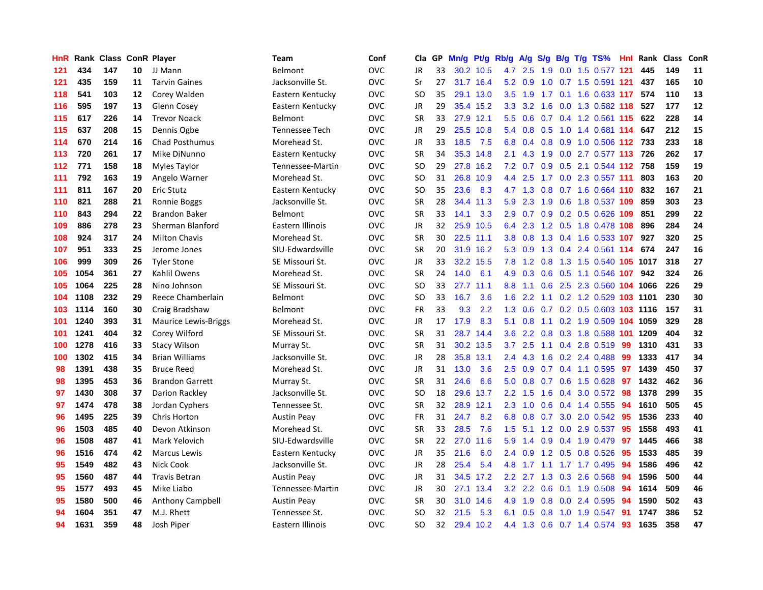| HnR | Rank | Class | ConR | Player | Team | Conf | Cla | GP | Mn/g | Pt/g | Rb/g | A/g | S/g | B/g | T/g | TS% | HnI | Rank | Class | ConR |
|---|---|---|---|---|---|---|---|---|---|---|---|---|---|---|---|---|---|---|---|---|
| 121 | 434 | 147 | 10 | JJ Mann | Belmont | OVC | JR | 33 | 30.2 | 10.5 | 4.7 | 2.5 | 1.9 | 0.0 | 1.5 | 0.577 | 121 | 445 | 149 | 11 |
| 121 | 435 | 159 | 11 | Tarvin Gaines | Jacksonville St. | OVC | Sr | 27 | 31.7 | 16.4 | 5.2 | 0.9 | 1.0 | 0.7 | 1.5 | 0.591 | 121 | 437 | 165 | 10 |
| 118 | 541 | 103 | 12 | Corey Walden | Eastern Kentucky | OVC | SO | 35 | 29.1 | 13.0 | 3.5 | 1.9 | 1.7 | 0.1 | 1.6 | 0.633 | 117 | 574 | 110 | 13 |
| 116 | 595 | 197 | 13 | Glenn Cosey | Eastern Kentucky | OVC | JR | 29 | 35.4 | 15.2 | 3.3 | 3.2 | 1.6 | 0.0 | 1.3 | 0.582 | 118 | 527 | 177 | 12 |
| 115 | 617 | 226 | 14 | Trevor Noack | Belmont | OVC | SR | 33 | 27.9 | 12.1 | 5.5 | 0.6 | 0.7 | 0.4 | 1.2 | 0.561 | 115 | 622 | 228 | 14 |
| 115 | 637 | 208 | 15 | Dennis Ogbe | Tennessee Tech | OVC | JR | 29 | 25.5 | 10.8 | 5.4 | 0.8 | 0.5 | 1.0 | 1.4 | 0.681 | 114 | 647 | 212 | 15 |
| 114 | 670 | 214 | 16 | Chad Posthumus | Morehead St. | OVC | JR | 33 | 18.5 | 7.5 | 6.8 | 0.4 | 0.8 | 0.9 | 1.0 | 0.506 | 112 | 733 | 233 | 18 |
| 113 | 720 | 261 | 17 | Mike DiNunno | Eastern Kentucky | OVC | SR | 34 | 35.3 | 14.8 | 2.1 | 4.3 | 1.9 | 0.0 | 2.7 | 0.577 | 113 | 726 | 262 | 17 |
| 112 | 771 | 158 | 18 | Myles Taylor | Tennessee-Martin | OVC | SO | 29 | 27.8 | 16.2 | 7.2 | 0.7 | 0.9 | 0.5 | 2.1 | 0.544 | 112 | 758 | 159 | 19 |
| 111 | 792 | 163 | 19 | Angelo Warner | Morehead St. | OVC | SO | 31 | 26.8 | 10.9 | 4.4 | 2.5 | 1.7 | 0.0 | 2.3 | 0.557 | 111 | 803 | 163 | 20 |
| 111 | 811 | 167 | 20 | Eric Stutz | Eastern Kentucky | OVC | SO | 35 | 23.6 | 8.3 | 4.7 | 1.3 | 0.8 | 0.7 | 1.6 | 0.664 | 110 | 832 | 167 | 21 |
| 110 | 821 | 288 | 21 | Ronnie Boggs | Jacksonville St. | OVC | SR | 28 | 34.4 | 11.3 | 5.9 | 2.3 | 1.9 | 0.6 | 1.8 | 0.537 | 109 | 859 | 303 | 23 |
| 110 | 843 | 294 | 22 | Brandon Baker | Belmont | OVC | SR | 33 | 14.1 | 3.3 | 2.9 | 0.7 | 0.9 | 0.2 | 0.5 | 0.626 | 109 | 851 | 299 | 22 |
| 109 | 886 | 278 | 23 | Sherman Blanford | Eastern Illinois | OVC | JR | 32 | 25.9 | 10.5 | 6.4 | 2.3 | 1.2 | 0.5 | 1.8 | 0.478 | 108 | 896 | 284 | 24 |
| 108 | 924 | 317 | 24 | Milton Chavis | Morehead St. | OVC | SR | 30 | 22.5 | 11.1 | 3.8 | 0.8 | 1.3 | 0.4 | 1.6 | 0.533 | 107 | 927 | 320 | 25 |
| 107 | 951 | 333 | 25 | Jerome Jones | SIU-Edwardsville | OVC | SR | 20 | 31.9 | 16.2 | 5.3 | 0.9 | 1.3 | 0.4 | 2.4 | 0.561 | 114 | 674 | 247 | 16 |
| 106 | 999 | 309 | 26 | Tyler Stone | SE Missouri St. | OVC | JR | 33 | 32.2 | 15.5 | 7.8 | 1.2 | 0.8 | 1.3 | 1.5 | 0.540 | 105 | 1017 | 318 | 27 |
| 105 | 1054 | 361 | 27 | Kahlil Owens | Morehead St. | OVC | SR | 24 | 14.0 | 6.1 | 4.9 | 0.3 | 0.6 | 0.5 | 1.1 | 0.546 | 107 | 942 | 324 | 26 |
| 105 | 1064 | 225 | 28 | Nino Johnson | SE Missouri St. | OVC | SO | 33 | 27.7 | 11.1 | 8.8 | 1.1 | 0.6 | 2.5 | 2.3 | 0.560 | 104 | 1066 | 226 | 29 |
| 104 | 1108 | 232 | 29 | Reece Chamberlain | Belmont | OVC | SO | 33 | 16.7 | 3.6 | 1.6 | 2.2 | 1.1 | 0.2 | 1.2 | 0.529 | 103 | 1101 | 230 | 30 |
| 103 | 1114 | 160 | 30 | Craig Bradshaw | Belmont | OVC | FR | 33 | 9.3 | 2.2 | 1.3 | 0.6 | 0.7 | 0.2 | 0.5 | 0.603 | 103 | 1116 | 157 | 31 |
| 101 | 1240 | 393 | 31 | Maurice Lewis-Briggs | Morehead St. | OVC | JR | 17 | 17.9 | 8.3 | 5.1 | 0.8 | 1.1 | 0.2 | 1.9 | 0.509 | 104 | 1059 | 329 | 28 |
| 101 | 1241 | 404 | 32 | Corey Wilford | SE Missouri St. | OVC | SR | 31 | 28.7 | 14.4 | 3.6 | 2.2 | 0.8 | 0.3 | 1.8 | 0.588 | 101 | 1209 | 404 | 32 |
| 100 | 1278 | 416 | 33 | Stacy Wilson | Murray St. | OVC | SR | 31 | 30.2 | 13.5 | 3.7 | 2.5 | 1.1 | 0.4 | 2.8 | 0.519 | 99 | 1310 | 431 | 33 |
| 100 | 1302 | 415 | 34 | Brian Williams | Jacksonville St. | OVC | JR | 28 | 35.8 | 13.1 | 2.4 | 4.3 | 1.6 | 0.2 | 2.4 | 0.488 | 99 | 1333 | 417 | 34 |
| 98 | 1391 | 438 | 35 | Bruce Reed | Morehead St. | OVC | JR | 31 | 13.0 | 3.6 | 2.5 | 0.9 | 0.7 | 0.4 | 1.1 | 0.595 | 97 | 1439 | 450 | 37 |
| 98 | 1395 | 453 | 36 | Brandon Garrett | Murray St. | OVC | SR | 31 | 24.6 | 6.6 | 5.0 | 0.8 | 0.7 | 0.6 | 1.5 | 0.628 | 97 | 1432 | 462 | 36 |
| 97 | 1430 | 308 | 37 | Darion Rackley | Jacksonville St. | OVC | SO | 18 | 29.6 | 13.7 | 2.2 | 1.5 | 1.6 | 0.4 | 3.0 | 0.572 | 98 | 1378 | 299 | 35 |
| 97 | 1474 | 478 | 38 | Jordan Cyphers | Tennessee St. | OVC | SR | 32 | 28.9 | 12.1 | 2.3 | 1.0 | 0.6 | 0.4 | 1.4 | 0.555 | 94 | 1610 | 505 | 45 |
| 96 | 1495 | 225 | 39 | Chris Horton | Austin Peay | OVC | FR | 31 | 24.7 | 8.2 | 6.8 | 0.8 | 0.7 | 3.0 | 2.0 | 0.542 | 95 | 1536 | 233 | 40 |
| 96 | 1503 | 485 | 40 | Devon Atkinson | Morehead St. | OVC | SR | 33 | 28.5 | 7.6 | 1.5 | 5.1 | 1.2 | 0.0 | 2.9 | 0.537 | 95 | 1558 | 493 | 41 |
| 96 | 1508 | 487 | 41 | Mark Yelovich | SIU-Edwardsville | OVC | SR | 22 | 27.0 | 11.6 | 5.9 | 1.4 | 0.9 | 0.4 | 1.9 | 0.479 | 97 | 1445 | 466 | 38 |
| 96 | 1516 | 474 | 42 | Marcus Lewis | Eastern Kentucky | OVC | JR | 35 | 21.6 | 6.0 | 2.4 | 0.9 | 1.2 | 0.5 | 0.8 | 0.526 | 95 | 1533 | 485 | 39 |
| 95 | 1549 | 482 | 43 | Nick Cook | Jacksonville St. | OVC | JR | 28 | 25.4 | 5.4 | 4.8 | 1.7 | 1.1 | 1.7 | 1.7 | 0.495 | 94 | 1586 | 496 | 42 |
| 95 | 1560 | 487 | 44 | Travis Betran | Austin Peay | OVC | JR | 31 | 34.5 | 17.2 | 2.2 | 2.7 | 1.3 | 0.3 | 2.6 | 0.568 | 94 | 1596 | 500 | 44 |
| 95 | 1577 | 493 | 45 | Mike Liabo | Tennessee-Martin | OVC | JR | 30 | 27.1 | 13.4 | 3.2 | 2.2 | 0.6 | 0.1 | 1.9 | 0.508 | 94 | 1614 | 509 | 46 |
| 95 | 1580 | 500 | 46 | Anthony Campbell | Austin Peay | OVC | SR | 30 | 31.0 | 14.6 | 4.9 | 1.9 | 0.8 | 0.0 | 2.4 | 0.595 | 94 | 1590 | 502 | 43 |
| 94 | 1604 | 351 | 47 | M.J. Rhett | Tennessee St. | OVC | SO | 32 | 21.5 | 5.3 | 6.1 | 0.5 | 0.8 | 1.0 | 1.9 | 0.547 | 91 | 1747 | 386 | 52 |
| 94 | 1631 | 359 | 48 | Josh Piper | Eastern Illinois | OVC | SO | 32 | 29.4 | 10.2 | 4.4 | 1.3 | 0.6 | 0.7 | 1.4 | 0.574 | 93 | 1635 | 358 | 47 |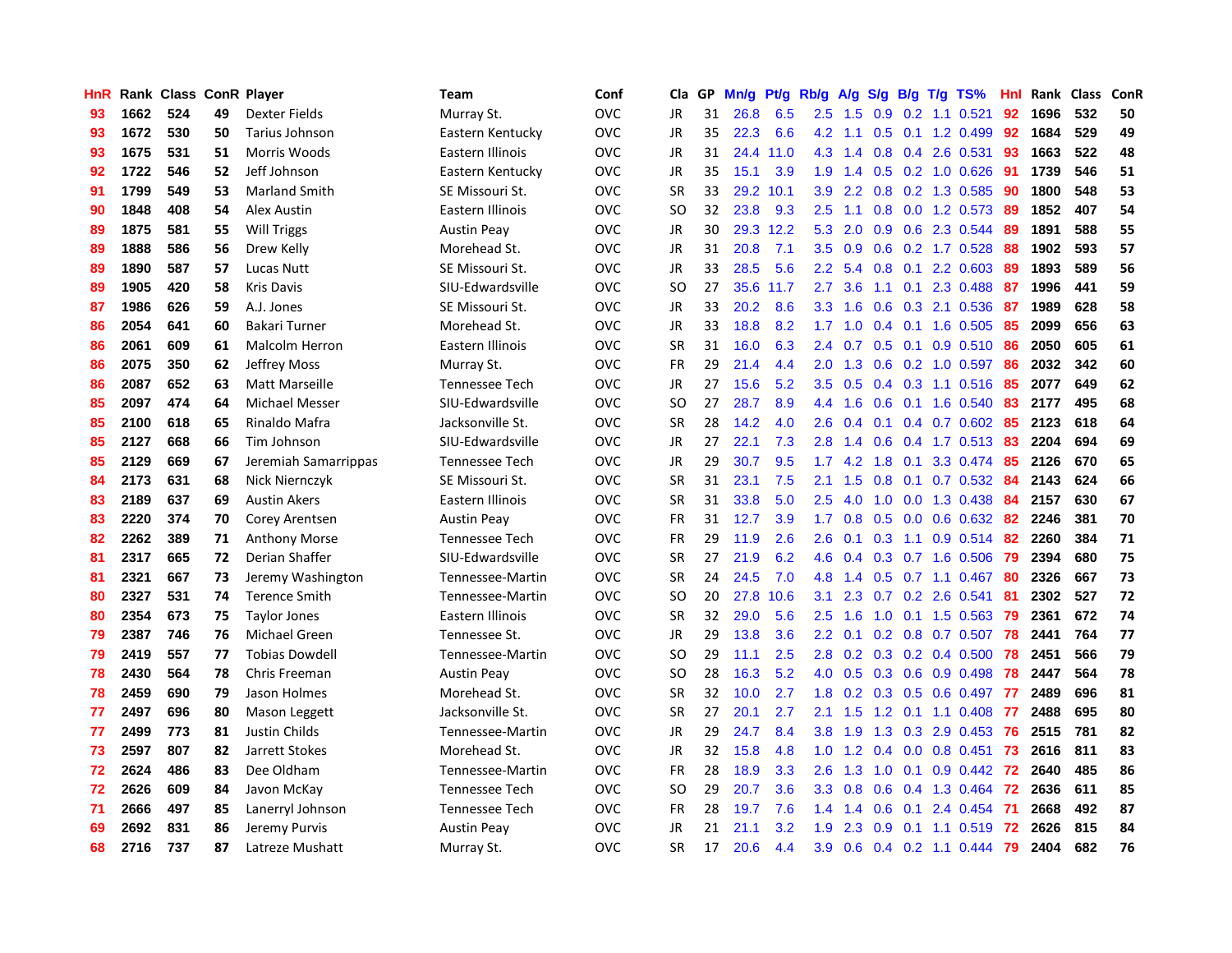| HnR | Rank | Class | ConR | Player | Team | Conf | Cla | GP | Mn/g | Pt/g | Rb/g | A/g | S/g | B/g | T/g | TS% | HnI | Rank | Class | ConR |
|---|---|---|---|---|---|---|---|---|---|---|---|---|---|---|---|---|---|---|---|---|
| 93 | 1662 | 524 | 49 | Dexter Fields | Murray St. | OVC | JR | 31 | 26.8 | 6.5 | 2.5 | 1.5 | 0.9 | 0.2 | 1.1 | 0.521 | 92 | 1696 | 532 | 50 |
| 93 | 1672 | 530 | 50 | Tarius Johnson | Eastern Kentucky | OVC | JR | 35 | 22.3 | 6.6 | 4.2 | 1.1 | 0.5 | 0.1 | 1.2 | 0.499 | 92 | 1684 | 529 | 49 |
| 93 | 1675 | 531 | 51 | Morris Woods | Eastern Illinois | OVC | JR | 31 | 24.4 | 11.0 | 4.3 | 1.4 | 0.8 | 0.4 | 2.6 | 0.531 | 93 | 1663 | 522 | 48 |
| 92 | 1722 | 546 | 52 | Jeff Johnson | Eastern Kentucky | OVC | JR | 35 | 15.1 | 3.9 | 1.9 | 1.4 | 0.5 | 0.2 | 1.0 | 0.626 | 91 | 1739 | 546 | 51 |
| 91 | 1799 | 549 | 53 | Marland Smith | SE Missouri St. | OVC | SR | 33 | 29.2 | 10.1 | 3.9 | 2.2 | 0.8 | 0.2 | 1.3 | 0.585 | 90 | 1800 | 548 | 53 |
| 90 | 1848 | 408 | 54 | Alex Austin | Eastern Illinois | OVC | SO | 32 | 23.8 | 9.3 | 2.5 | 1.1 | 0.8 | 0.0 | 1.2 | 0.573 | 89 | 1852 | 407 | 54 |
| 89 | 1875 | 581 | 55 | Will Triggs | Austin Peay | OVC | JR | 30 | 29.3 | 12.2 | 5.3 | 2.0 | 0.9 | 0.6 | 2.3 | 0.544 | 89 | 1891 | 588 | 55 |
| 89 | 1888 | 586 | 56 | Drew Kelly | Morehead St. | OVC | JR | 31 | 20.8 | 7.1 | 3.5 | 0.9 | 0.6 | 0.2 | 1.7 | 0.528 | 88 | 1902 | 593 | 57 |
| 89 | 1890 | 587 | 57 | Lucas Nutt | SE Missouri St. | OVC | JR | 33 | 28.5 | 5.6 | 2.2 | 5.4 | 0.8 | 0.1 | 2.2 | 0.603 | 89 | 1893 | 589 | 56 |
| 89 | 1905 | 420 | 58 | Kris Davis | SIU-Edwardsville | OVC | SO | 27 | 35.6 | 11.7 | 2.7 | 3.6 | 1.1 | 0.1 | 2.3 | 0.488 | 87 | 1996 | 441 | 59 |
| 87 | 1986 | 626 | 59 | A.J. Jones | SE Missouri St. | OVC | JR | 33 | 20.2 | 8.6 | 3.3 | 1.6 | 0.6 | 0.3 | 2.1 | 0.536 | 87 | 1989 | 628 | 58 |
| 86 | 2054 | 641 | 60 | Bakari Turner | Morehead St. | OVC | JR | 33 | 18.8 | 8.2 | 1.7 | 1.0 | 0.4 | 0.1 | 1.6 | 0.505 | 85 | 2099 | 656 | 63 |
| 86 | 2061 | 609 | 61 | Malcolm Herron | Eastern Illinois | OVC | SR | 31 | 16.0 | 6.3 | 2.4 | 0.7 | 0.5 | 0.1 | 0.9 | 0.510 | 86 | 2050 | 605 | 61 |
| 86 | 2075 | 350 | 62 | Jeffrey Moss | Murray St. | OVC | FR | 29 | 21.4 | 4.4 | 2.0 | 1.3 | 0.6 | 0.2 | 1.0 | 0.597 | 86 | 2032 | 342 | 60 |
| 86 | 2087 | 652 | 63 | Matt Marseille | Tennessee Tech | OVC | JR | 27 | 15.6 | 5.2 | 3.5 | 0.5 | 0.4 | 0.3 | 1.1 | 0.516 | 85 | 2077 | 649 | 62 |
| 85 | 2097 | 474 | 64 | Michael Messer | SIU-Edwardsville | OVC | SO | 27 | 28.7 | 8.9 | 4.4 | 1.6 | 0.6 | 0.1 | 1.6 | 0.540 | 83 | 2177 | 495 | 68 |
| 85 | 2100 | 618 | 65 | Rinaldo Mafra | Jacksonville St. | OVC | SR | 28 | 14.2 | 4.0 | 2.6 | 0.4 | 0.1 | 0.4 | 0.7 | 0.602 | 85 | 2123 | 618 | 64 |
| 85 | 2127 | 668 | 66 | Tim Johnson | SIU-Edwardsville | OVC | JR | 27 | 22.1 | 7.3 | 2.8 | 1.4 | 0.6 | 0.4 | 1.7 | 0.513 | 83 | 2204 | 694 | 69 |
| 85 | 2129 | 669 | 67 | Jeremiah Samarrippas | Tennessee Tech | OVC | JR | 29 | 30.7 | 9.5 | 1.7 | 4.2 | 1.8 | 0.1 | 3.3 | 0.474 | 85 | 2126 | 670 | 65 |
| 84 | 2173 | 631 | 68 | Nick Niernczyk | SE Missouri St. | OVC | SR | 31 | 23.1 | 7.5 | 2.1 | 1.5 | 0.8 | 0.1 | 0.7 | 0.532 | 84 | 2143 | 624 | 66 |
| 83 | 2189 | 637 | 69 | Austin Akers | Eastern Illinois | OVC | SR | 31 | 33.8 | 5.0 | 2.5 | 4.0 | 1.0 | 0.0 | 1.3 | 0.438 | 84 | 2157 | 630 | 67 |
| 83 | 2220 | 374 | 70 | Corey Arentsen | Austin Peay | OVC | FR | 31 | 12.7 | 3.9 | 1.7 | 0.8 | 0.5 | 0.0 | 0.6 | 0.632 | 82 | 2246 | 381 | 70 |
| 82 | 2262 | 389 | 71 | Anthony Morse | Tennessee Tech | OVC | FR | 29 | 11.9 | 2.6 | 2.6 | 0.1 | 0.3 | 1.1 | 0.9 | 0.514 | 82 | 2260 | 384 | 71 |
| 81 | 2317 | 665 | 72 | Derian Shaffer | SIU-Edwardsville | OVC | SR | 27 | 21.9 | 6.2 | 4.6 | 0.4 | 0.3 | 0.7 | 1.6 | 0.506 | 79 | 2394 | 680 | 75 |
| 81 | 2321 | 667 | 73 | Jeremy Washington | Tennessee-Martin | OVC | SR | 24 | 24.5 | 7.0 | 4.8 | 1.4 | 0.5 | 0.7 | 1.1 | 0.467 | 80 | 2326 | 667 | 73 |
| 80 | 2327 | 531 | 74 | Terence Smith | Tennessee-Martin | OVC | SO | 20 | 27.8 | 10.6 | 3.1 | 2.3 | 0.7 | 0.2 | 2.6 | 0.541 | 81 | 2302 | 527 | 72 |
| 80 | 2354 | 673 | 75 | Taylor Jones | Eastern Illinois | OVC | SR | 32 | 29.0 | 5.6 | 2.5 | 1.6 | 1.0 | 0.1 | 1.5 | 0.563 | 79 | 2361 | 672 | 74 |
| 79 | 2387 | 746 | 76 | Michael Green | Tennessee St. | OVC | JR | 29 | 13.8 | 3.6 | 2.2 | 0.1 | 0.2 | 0.8 | 0.7 | 0.507 | 78 | 2441 | 764 | 77 |
| 79 | 2419 | 557 | 77 | Tobias Dowdell | Tennessee-Martin | OVC | SO | 29 | 11.1 | 2.5 | 2.8 | 0.2 | 0.3 | 0.2 | 0.4 | 0.500 | 78 | 2451 | 566 | 79 |
| 78 | 2430 | 564 | 78 | Chris Freeman | Austin Peay | OVC | SO | 28 | 16.3 | 5.2 | 4.0 | 0.5 | 0.3 | 0.6 | 0.9 | 0.498 | 78 | 2447 | 564 | 78 |
| 78 | 2459 | 690 | 79 | Jason Holmes | Morehead St. | OVC | SR | 32 | 10.0 | 2.7 | 1.8 | 0.2 | 0.3 | 0.5 | 0.6 | 0.497 | 77 | 2489 | 696 | 81 |
| 77 | 2497 | 696 | 80 | Mason Leggett | Jacksonville St. | OVC | SR | 27 | 20.1 | 2.7 | 2.1 | 1.5 | 1.2 | 0.1 | 1.1 | 0.408 | 77 | 2488 | 695 | 80 |
| 77 | 2499 | 773 | 81 | Justin Childs | Tennessee-Martin | OVC | JR | 29 | 24.7 | 8.4 | 3.8 | 1.9 | 1.3 | 0.3 | 2.9 | 0.453 | 76 | 2515 | 781 | 82 |
| 73 | 2597 | 807 | 82 | Jarrett Stokes | Morehead St. | OVC | JR | 32 | 15.8 | 4.8 | 1.0 | 1.2 | 0.4 | 0.0 | 0.8 | 0.451 | 73 | 2616 | 811 | 83 |
| 72 | 2624 | 486 | 83 | Dee Oldham | Tennessee-Martin | OVC | FR | 28 | 18.9 | 3.3 | 2.6 | 1.3 | 1.0 | 0.1 | 0.9 | 0.442 | 72 | 2640 | 485 | 86 |
| 72 | 2626 | 609 | 84 | Javon McKay | Tennessee Tech | OVC | SO | 29 | 20.7 | 3.6 | 3.3 | 0.8 | 0.6 | 0.4 | 1.3 | 0.464 | 72 | 2636 | 611 | 85 |
| 71 | 2666 | 497 | 85 | Lanerryl Johnson | Tennessee Tech | OVC | FR | 28 | 19.7 | 7.6 | 1.4 | 1.4 | 0.6 | 0.1 | 2.4 | 0.454 | 71 | 2668 | 492 | 87 |
| 69 | 2692 | 831 | 86 | Jeremy Purvis | Austin Peay | OVC | JR | 21 | 21.1 | 3.2 | 1.9 | 2.3 | 0.9 | 0.1 | 1.1 | 0.519 | 72 | 2626 | 815 | 84 |
| 68 | 2716 | 737 | 87 | Latreze Mushatt | Murray St. | OVC | SR | 17 | 20.6 | 4.4 | 3.9 | 0.6 | 0.4 | 0.2 | 1.1 | 0.444 | 79 | 2404 | 682 | 76 |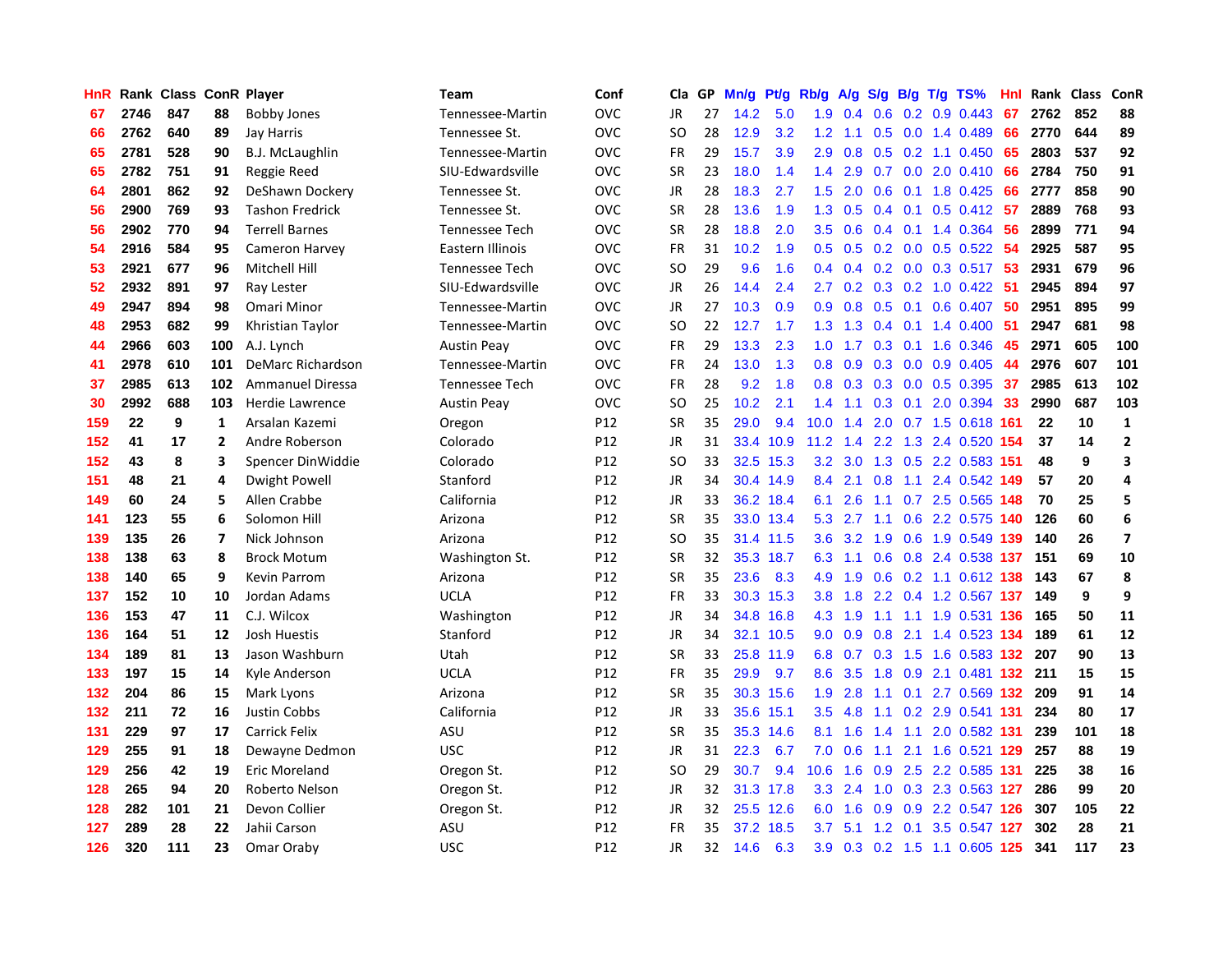| HnR | Rank | Class | ConR | Player | Team | Conf | Cla | GP | Mn/g | Pt/g | Rb/g | A/g | S/g | B/g | T/g | TS% | HnI | Rank | Class | ConR |
|---|---|---|---|---|---|---|---|---|---|---|---|---|---|---|---|---|---|---|---|---|
| 67 | 2746 | 847 | 88 | Bobby Jones | Tennessee-Martin | OVC | JR | 27 | 14.2 | 5.0 | 1.9 | 0.4 | 0.6 | 0.2 | 0.9 | 0.443 | 67 | 2762 | 852 | 88 |
| 66 | 2762 | 640 | 89 | Jay Harris | Tennessee St. | OVC | SO | 28 | 12.9 | 3.2 | 1.2 | 1.1 | 0.5 | 0.0 | 1.4 | 0.489 | 66 | 2770 | 644 | 89 |
| 65 | 2781 | 528 | 90 | B.J. McLaughlin | Tennessee-Martin | OVC | FR | 29 | 15.7 | 3.9 | 2.9 | 0.8 | 0.5 | 0.2 | 1.1 | 0.450 | 65 | 2803 | 537 | 92 |
| 65 | 2782 | 751 | 91 | Reggie Reed | SIU-Edwardsville | OVC | SR | 23 | 18.0 | 1.4 | 1.4 | 2.9 | 0.7 | 0.0 | 2.0 | 0.410 | 66 | 2784 | 750 | 91 |
| 64 | 2801 | 862 | 92 | DeShawn Dockery | Tennessee St. | OVC | JR | 28 | 18.3 | 2.7 | 1.5 | 2.0 | 0.6 | 0.1 | 1.8 | 0.425 | 66 | 2777 | 858 | 90 |
| 56 | 2900 | 769 | 93 | Tashon Fredrick | Tennessee St. | OVC | SR | 28 | 13.6 | 1.9 | 1.3 | 0.5 | 0.4 | 0.1 | 0.5 | 0.412 | 57 | 2889 | 768 | 93 |
| 56 | 2902 | 770 | 94 | Terrell Barnes | Tennessee Tech | OVC | SR | 28 | 18.8 | 2.0 | 3.5 | 0.6 | 0.4 | 0.1 | 1.4 | 0.364 | 56 | 2899 | 771 | 94 |
| 54 | 2916 | 584 | 95 | Cameron Harvey | Eastern Illinois | OVC | FR | 31 | 10.2 | 1.9 | 0.5 | 0.5 | 0.2 | 0.0 | 0.5 | 0.522 | 54 | 2925 | 587 | 95 |
| 53 | 2921 | 677 | 96 | Mitchell Hill | Tennessee Tech | OVC | SO | 29 | 9.6 | 1.6 | 0.4 | 0.4 | 0.2 | 0.0 | 0.3 | 0.517 | 53 | 2931 | 679 | 96 |
| 52 | 2932 | 891 | 97 | Ray Lester | SIU-Edwardsville | OVC | JR | 26 | 14.4 | 2.4 | 2.7 | 0.2 | 0.3 | 0.2 | 1.0 | 0.422 | 51 | 2945 | 894 | 97 |
| 49 | 2947 | 894 | 98 | Omari Minor | Tennessee-Martin | OVC | JR | 27 | 10.3 | 0.9 | 0.9 | 0.8 | 0.5 | 0.1 | 0.6 | 0.407 | 50 | 2951 | 895 | 99 |
| 48 | 2953 | 682 | 99 | Khristian Taylor | Tennessee-Martin | OVC | SO | 22 | 12.7 | 1.7 | 1.3 | 1.3 | 0.4 | 0.1 | 1.4 | 0.400 | 51 | 2947 | 681 | 98 |
| 44 | 2966 | 603 | 100 | A.J. Lynch | Austin Peay | OVC | FR | 29 | 13.3 | 2.3 | 1.0 | 1.7 | 0.3 | 0.1 | 1.6 | 0.346 | 45 | 2971 | 605 | 100 |
| 41 | 2978 | 610 | 101 | DeMarc Richardson | Tennessee-Martin | OVC | FR | 24 | 13.0 | 1.3 | 0.8 | 0.9 | 0.3 | 0.0 | 0.9 | 0.405 | 44 | 2976 | 607 | 101 |
| 37 | 2985 | 613 | 102 | Ammanuel Diressa | Tennessee Tech | OVC | FR | 28 | 9.2 | 1.8 | 0.8 | 0.3 | 0.3 | 0.0 | 0.5 | 0.395 | 37 | 2985 | 613 | 102 |
| 30 | 2992 | 688 | 103 | Herdie Lawrence | Austin Peay | OVC | SO | 25 | 10.2 | 2.1 | 1.4 | 1.1 | 0.3 | 0.1 | 2.0 | 0.394 | 33 | 2990 | 687 | 103 |
| 159 | 22 | 9 | 1 | Arsalan Kazemi | Oregon | P12 | SR | 35 | 29.0 | 9.4 | 10.0 | 1.4 | 2.0 | 0.7 | 1.5 | 0.618 | 161 | 22 | 10 | 1 |
| 152 | 41 | 17 | 2 | Andre Roberson | Colorado | P12 | JR | 31 | 33.4 | 10.9 | 11.2 | 1.4 | 2.2 | 1.3 | 2.4 | 0.520 | 154 | 37 | 14 | 2 |
| 152 | 43 | 8 | 3 | Spencer DinWiddie | Colorado | P12 | SO | 33 | 32.5 | 15.3 | 3.2 | 3.0 | 1.3 | 0.5 | 2.2 | 0.583 | 151 | 48 | 9 | 3 |
| 151 | 48 | 21 | 4 | Dwight Powell | Stanford | P12 | JR | 34 | 30.4 | 14.9 | 8.4 | 2.1 | 0.8 | 1.1 | 2.4 | 0.542 | 149 | 57 | 20 | 4 |
| 149 | 60 | 24 | 5 | Allen Crabbe | California | P12 | JR | 33 | 36.2 | 18.4 | 6.1 | 2.6 | 1.1 | 0.7 | 2.5 | 0.565 | 148 | 70 | 25 | 5 |
| 141 | 123 | 55 | 6 | Solomon Hill | Arizona | P12 | SR | 35 | 33.0 | 13.4 | 5.3 | 2.7 | 1.1 | 0.6 | 2.2 | 0.575 | 140 | 126 | 60 | 6 |
| 139 | 135 | 26 | 7 | Nick Johnson | Arizona | P12 | SO | 35 | 31.4 | 11.5 | 3.6 | 3.2 | 1.9 | 0.6 | 1.9 | 0.549 | 139 | 140 | 26 | 7 |
| 138 | 138 | 63 | 8 | Brock Motum | Washington St. | P12 | SR | 32 | 35.3 | 18.7 | 6.3 | 1.1 | 0.6 | 0.8 | 2.4 | 0.538 | 137 | 151 | 69 | 10 |
| 138 | 140 | 65 | 9 | Kevin Parrom | Arizona | P12 | SR | 35 | 23.6 | 8.3 | 4.9 | 1.9 | 0.6 | 0.2 | 1.1 | 0.612 | 138 | 143 | 67 | 8 |
| 137 | 152 | 10 | 10 | Jordan Adams | UCLA | P12 | FR | 33 | 30.3 | 15.3 | 3.8 | 1.8 | 2.2 | 0.4 | 1.2 | 0.567 | 137 | 149 | 9 | 9 |
| 136 | 153 | 47 | 11 | C.J. Wilcox | Washington | P12 | JR | 34 | 34.8 | 16.8 | 4.3 | 1.9 | 1.1 | 1.1 | 1.9 | 0.531 | 136 | 165 | 50 | 11 |
| 136 | 164 | 51 | 12 | Josh Huestis | Stanford | P12 | JR | 34 | 32.1 | 10.5 | 9.0 | 0.9 | 0.8 | 2.1 | 1.4 | 0.523 | 134 | 189 | 61 | 12 |
| 134 | 189 | 81 | 13 | Jason Washburn | Utah | P12 | SR | 33 | 25.8 | 11.9 | 6.8 | 0.7 | 0.3 | 1.5 | 1.6 | 0.583 | 132 | 207 | 90 | 13 |
| 133 | 197 | 15 | 14 | Kyle Anderson | UCLA | P12 | FR | 35 | 29.9 | 9.7 | 8.6 | 3.5 | 1.8 | 0.9 | 2.1 | 0.481 | 132 | 211 | 15 | 15 |
| 132 | 204 | 86 | 15 | Mark Lyons | Arizona | P12 | SR | 35 | 30.3 | 15.6 | 1.9 | 2.8 | 1.1 | 0.1 | 2.7 | 0.569 | 132 | 209 | 91 | 14 |
| 132 | 211 | 72 | 16 | Justin Cobbs | California | P12 | JR | 33 | 35.6 | 15.1 | 3.5 | 4.8 | 1.1 | 0.2 | 2.9 | 0.541 | 131 | 234 | 80 | 17 |
| 131 | 229 | 97 | 17 | Carrick Felix | ASU | P12 | SR | 35 | 35.3 | 14.6 | 8.1 | 1.6 | 1.4 | 1.1 | 2.0 | 0.582 | 131 | 239 | 101 | 18 |
| 129 | 255 | 91 | 18 | Dewayne Dedmon | USC | P12 | JR | 31 | 22.3 | 6.7 | 7.0 | 0.6 | 1.1 | 2.1 | 1.6 | 0.521 | 129 | 257 | 88 | 19 |
| 129 | 256 | 42 | 19 | Eric Moreland | Oregon St. | P12 | SO | 29 | 30.7 | 9.4 | 10.6 | 1.6 | 0.9 | 2.5 | 2.2 | 0.585 | 131 | 225 | 38 | 16 |
| 128 | 265 | 94 | 20 | Roberto Nelson | Oregon St. | P12 | JR | 32 | 31.3 | 17.8 | 3.3 | 2.4 | 1.0 | 0.3 | 2.3 | 0.563 | 127 | 286 | 99 | 20 |
| 128 | 282 | 101 | 21 | Devon Collier | Oregon St. | P12 | JR | 32 | 25.5 | 12.6 | 6.0 | 1.6 | 0.9 | 0.9 | 2.2 | 0.547 | 126 | 307 | 105 | 22 |
| 127 | 289 | 28 | 22 | Jahii Carson | ASU | P12 | FR | 35 | 37.2 | 18.5 | 3.7 | 5.1 | 1.2 | 0.1 | 3.5 | 0.547 | 127 | 302 | 28 | 21 |
| 126 | 320 | 111 | 23 | Omar Oraby | USC | P12 | JR | 32 | 14.6 | 6.3 | 3.9 | 0.3 | 0.2 | 1.5 | 1.1 | 0.605 | 125 | 341 | 117 | 23 |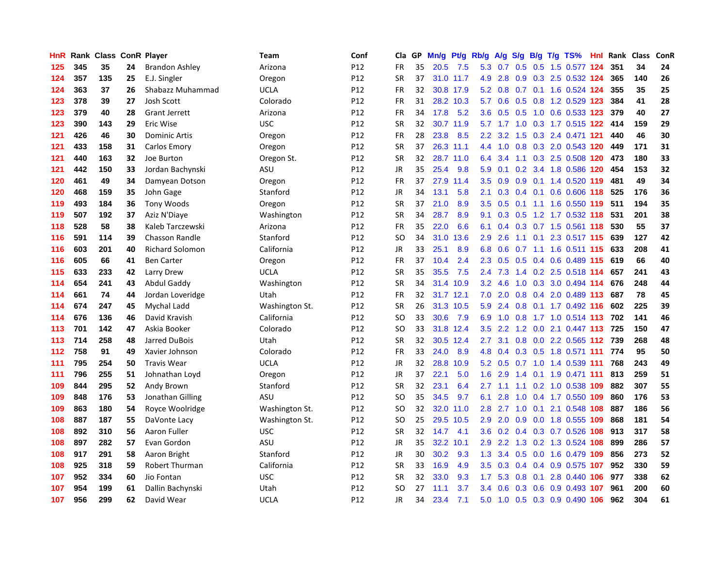| HnR | Rank | Class | ConR | Player | Team | Conf | Cla | GP | Mn/g | Pt/g | Rb/g | A/g | S/g | B/g | T/g | TS% | HnI | Rank | Class | ConR |
|---|---|---|---|---|---|---|---|---|---|---|---|---|---|---|---|---|---|---|---|---|
| 125 | 345 | 35 | 24 | Brandon Ashley | Arizona | P12 | FR | 35 | 20.5 | 7.5 | 5.3 | 0.7 | 0.5 | 0.5 | 1.5 | 0.577 | 124 | 351 | 34 | 24 |
| 124 | 357 | 135 | 25 | E.J. Singler | Oregon | P12 | SR | 37 | 31.0 | 11.7 | 4.9 | 2.8 | 0.9 | 0.3 | 2.5 | 0.532 | 124 | 365 | 140 | 26 |
| 124 | 363 | 37 | 26 | Shabazz Muhammad | UCLA | P12 | FR | 32 | 30.8 | 17.9 | 5.2 | 0.8 | 0.7 | 0.1 | 1.6 | 0.524 | 124 | 355 | 35 | 25 |
| 123 | 378 | 39 | 27 | Josh Scott | Colorado | P12 | FR | 31 | 28.2 | 10.3 | 5.7 | 0.6 | 0.5 | 0.8 | 1.2 | 0.529 | 123 | 384 | 41 | 28 |
| 123 | 379 | 40 | 28 | Grant Jerrett | Arizona | P12 | FR | 34 | 17.8 | 5.2 | 3.6 | 0.5 | 0.5 | 1.0 | 0.6 | 0.533 | 123 | 379 | 40 | 27 |
| 123 | 390 | 143 | 29 | Eric Wise | USC | P12 | SR | 32 | 30.7 | 11.9 | 5.7 | 1.7 | 1.0 | 0.3 | 1.7 | 0.515 | 122 | 414 | 159 | 29 |
| 121 | 426 | 46 | 30 | Dominic Artis | Oregon | P12 | FR | 28 | 23.8 | 8.5 | 2.2 | 3.2 | 1.5 | 0.3 | 2.4 | 0.471 | 121 | 440 | 46 | 30 |
| 121 | 433 | 158 | 31 | Carlos Emory | Oregon | P12 | SR | 37 | 26.3 | 11.1 | 4.4 | 1.0 | 0.8 | 0.3 | 2.0 | 0.543 | 120 | 449 | 171 | 31 |
| 121 | 440 | 163 | 32 | Joe Burton | Oregon St. | P12 | SR | 32 | 28.7 | 11.0 | 6.4 | 3.4 | 1.1 | 0.3 | 2.5 | 0.508 | 120 | 473 | 180 | 33 |
| 121 | 442 | 150 | 33 | Jordan Bachynski | ASU | P12 | JR | 35 | 25.4 | 9.8 | 5.9 | 0.1 | 0.2 | 3.4 | 1.8 | 0.586 | 120 | 454 | 153 | 32 |
| 120 | 461 | 49 | 34 | Damyean Dotson | Oregon | P12 | FR | 37 | 27.9 | 11.4 | 3.5 | 0.9 | 0.9 | 0.1 | 1.4 | 0.520 | 119 | 481 | 49 | 34 |
| 120 | 468 | 159 | 35 | John Gage | Stanford | P12 | JR | 34 | 13.1 | 5.8 | 2.1 | 0.3 | 0.4 | 0.1 | 0.6 | 0.606 | 118 | 525 | 176 | 36 |
| 119 | 493 | 184 | 36 | Tony Woods | Oregon | P12 | SR | 37 | 21.0 | 8.9 | 3.5 | 0.5 | 0.1 | 1.1 | 1.6 | 0.550 | 119 | 511 | 194 | 35 |
| 119 | 507 | 192 | 37 | Aziz N'Diaye | Washington | P12 | SR | 34 | 28.7 | 8.9 | 9.1 | 0.3 | 0.5 | 1.2 | 1.7 | 0.532 | 118 | 531 | 201 | 38 |
| 118 | 528 | 58 | 38 | Kaleb Tarczewski | Arizona | P12 | FR | 35 | 22.0 | 6.6 | 6.1 | 0.4 | 0.3 | 0.7 | 1.5 | 0.561 | 118 | 530 | 55 | 37 |
| 116 | 591 | 114 | 39 | Chasson Randle | Stanford | P12 | SO | 34 | 31.0 | 13.6 | 2.9 | 2.6 | 1.1 | 0.1 | 2.3 | 0.517 | 115 | 639 | 127 | 42 |
| 116 | 603 | 201 | 40 | Richard Solomon | California | P12 | JR | 33 | 25.1 | 8.9 | 6.8 | 0.6 | 0.7 | 1.1 | 1.6 | 0.511 | 115 | 633 | 208 | 41 |
| 116 | 605 | 66 | 41 | Ben Carter | Oregon | P12 | FR | 37 | 10.4 | 2.4 | 2.3 | 0.5 | 0.5 | 0.4 | 0.6 | 0.489 | 115 | 619 | 66 | 40 |
| 115 | 633 | 233 | 42 | Larry Drew | UCLA | P12 | SR | 35 | 35.5 | 7.5 | 2.4 | 7.3 | 1.4 | 0.2 | 2.5 | 0.518 | 114 | 657 | 241 | 43 |
| 114 | 654 | 241 | 43 | Abdul Gaddy | Washington | P12 | SR | 34 | 31.4 | 10.9 | 3.2 | 4.6 | 1.0 | 0.3 | 3.0 | 0.494 | 114 | 676 | 248 | 44 |
| 114 | 661 | 74 | 44 | Jordan Loveridge | Utah | P12 | FR | 32 | 31.7 | 12.1 | 7.0 | 2.0 | 0.8 | 0.4 | 2.0 | 0.489 | 113 | 687 | 78 | 45 |
| 114 | 674 | 247 | 45 | Mychal Ladd | Washington St. | P12 | SR | 26 | 31.3 | 10.5 | 5.9 | 2.4 | 0.8 | 0.1 | 1.7 | 0.492 | 116 | 602 | 225 | 39 |
| 114 | 676 | 136 | 46 | David Kravish | California | P12 | SO | 33 | 30.6 | 7.9 | 6.9 | 1.0 | 0.8 | 1.7 | 1.0 | 0.514 | 113 | 702 | 141 | 46 |
| 113 | 701 | 142 | 47 | Askia Booker | Colorado | P12 | SO | 33 | 31.8 | 12.4 | 3.5 | 2.2 | 1.2 | 0.0 | 2.1 | 0.447 | 113 | 725 | 150 | 47 |
| 113 | 714 | 258 | 48 | Jarred DuBois | Utah | P12 | SR | 32 | 30.5 | 12.4 | 2.7 | 3.1 | 0.8 | 0.0 | 2.2 | 0.565 | 112 | 739 | 268 | 48 |
| 112 | 758 | 91 | 49 | Xavier Johnson | Colorado | P12 | FR | 33 | 24.0 | 8.9 | 4.8 | 0.4 | 0.3 | 0.5 | 1.8 | 0.571 | 111 | 774 | 95 | 50 |
| 111 | 795 | 254 | 50 | Travis Wear | UCLA | P12 | JR | 32 | 28.8 | 10.9 | 5.2 | 0.5 | 0.7 | 1.0 | 1.4 | 0.539 | 111 | 768 | 243 | 49 |
| 111 | 796 | 255 | 51 | Johnathan Loyd | Oregon | P12 | JR | 37 | 22.1 | 5.0 | 1.6 | 2.9 | 1.4 | 0.1 | 1.9 | 0.471 | 111 | 813 | 259 | 51 |
| 109 | 844 | 295 | 52 | Andy Brown | Stanford | P12 | SR | 32 | 23.1 | 6.4 | 2.7 | 1.1 | 1.1 | 0.2 | 1.0 | 0.538 | 109 | 882 | 307 | 55 |
| 109 | 848 | 176 | 53 | Jonathan Gilling | ASU | P12 | SO | 35 | 34.5 | 9.7 | 6.1 | 2.8 | 1.0 | 0.4 | 1.7 | 0.550 | 109 | 860 | 176 | 53 |
| 109 | 863 | 180 | 54 | Royce Woolridge | Washington St. | P12 | SO | 32 | 32.0 | 11.0 | 2.8 | 2.7 | 1.0 | 0.1 | 2.1 | 0.548 | 108 | 887 | 186 | 56 |
| 108 | 887 | 187 | 55 | DaVonte Lacy | Washington St. | P12 | SO | 25 | 29.5 | 10.5 | 2.9 | 2.0 | 0.9 | 0.0 | 1.8 | 0.555 | 109 | 868 | 181 | 54 |
| 108 | 892 | 310 | 56 | Aaron Fuller | USC | P12 | SR | 32 | 14.7 | 4.1 | 3.6 | 0.2 | 0.4 | 0.3 | 0.7 | 0.526 | 108 | 913 | 317 | 58 |
| 108 | 897 | 282 | 57 | Evan Gordon | ASU | P12 | JR | 35 | 32.2 | 10.1 | 2.9 | 2.2 | 1.3 | 0.2 | 1.3 | 0.524 | 108 | 899 | 286 | 57 |
| 108 | 917 | 291 | 58 | Aaron Bright | Stanford | P12 | JR | 30 | 30.2 | 9.3 | 1.3 | 3.4 | 0.5 | 0.0 | 1.6 | 0.479 | 109 | 856 | 273 | 52 |
| 108 | 925 | 318 | 59 | Robert Thurman | California | P12 | SR | 33 | 16.9 | 4.9 | 3.5 | 0.3 | 0.4 | 0.4 | 0.9 | 0.575 | 107 | 952 | 330 | 59 |
| 107 | 952 | 334 | 60 | Jio Fontan | USC | P12 | SR | 32 | 33.0 | 9.3 | 1.7 | 5.3 | 0.8 | 0.1 | 2.8 | 0.440 | 106 | 977 | 338 | 62 |
| 107 | 954 | 199 | 61 | Dallin Bachynski | Utah | P12 | SO | 27 | 11.1 | 3.7 | 3.4 | 0.6 | 0.3 | 0.6 | 0.9 | 0.493 | 107 | 961 | 200 | 60 |
| 107 | 956 | 299 | 62 | David Wear | UCLA | P12 | JR | 34 | 23.4 | 7.1 | 5.0 | 1.0 | 0.5 | 0.3 | 0.9 | 0.490 | 106 | 962 | 304 | 61 |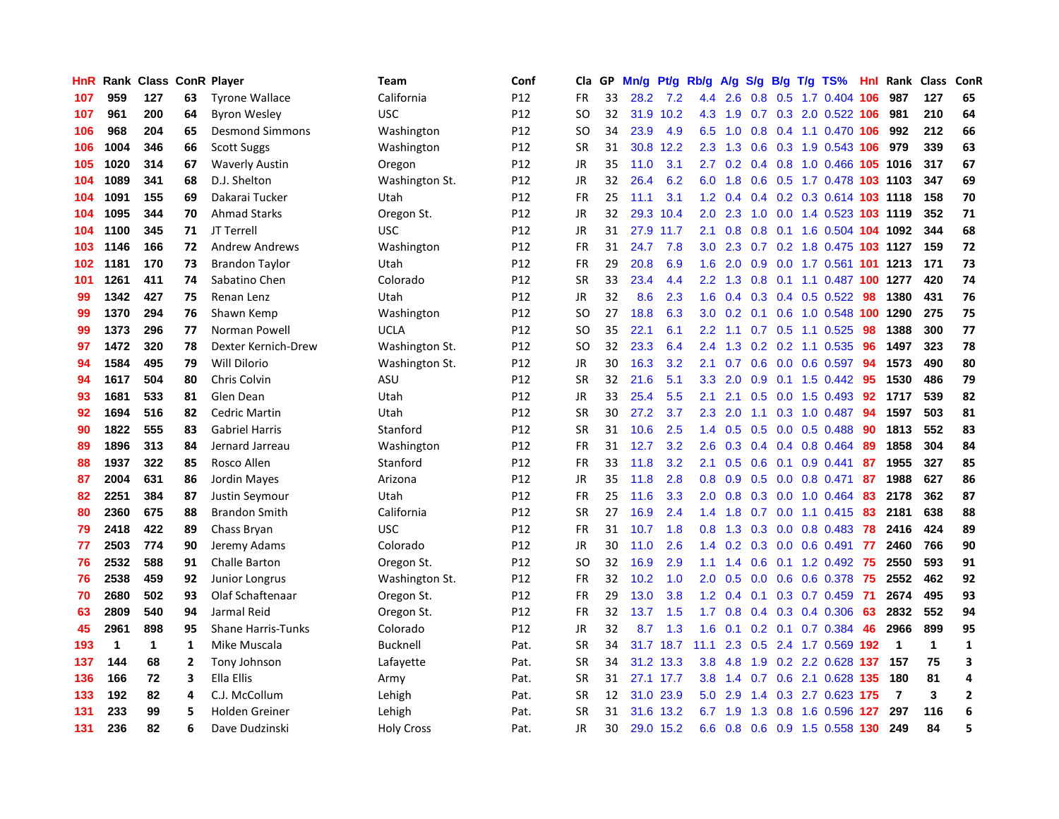| HnR | Rank | Class | ConR | Player | Team | Conf | Cla | GP | Mn/g | Pt/g | Rb/g | A/g | S/g | B/g | T/g | TS% | HnI | Rank | Class | ConR |
|---|---|---|---|---|---|---|---|---|---|---|---|---|---|---|---|---|---|---|---|---|
| 107 | 959 | 127 | 63 | Tyrone Wallace | California | P12 | FR | 33 | 28.2 | 7.2 | 4.4 | 2.6 | 0.8 | 0.5 | 1.7 | 0.404 | 106 | 987 | 127 | 65 |
| 107 | 961 | 200 | 64 | Byron Wesley | USC | P12 | SO | 32 | 31.9 | 10.2 | 4.3 | 1.9 | 0.7 | 0.3 | 2.0 | 0.522 | 106 | 981 | 210 | 64 |
| 106 | 968 | 204 | 65 | Desmond Simmons | Washington | P12 | SO | 34 | 23.9 | 4.9 | 6.5 | 1.0 | 0.8 | 0.4 | 1.1 | 0.470 | 106 | 992 | 212 | 66 |
| 106 | 1004 | 346 | 66 | Scott Suggs | Washington | P12 | SR | 31 | 30.8 | 12.2 | 2.3 | 1.3 | 0.6 | 0.3 | 1.9 | 0.543 | 106 | 979 | 339 | 63 |
| 105 | 1020 | 314 | 67 | Waverly Austin | Oregon | P12 | JR | 35 | 11.0 | 3.1 | 2.7 | 0.2 | 0.4 | 0.8 | 1.0 | 0.466 | 105 | 1016 | 317 | 67 |
| 104 | 1089 | 341 | 68 | D.J. Shelton | Washington St. | P12 | JR | 32 | 26.4 | 6.2 | 6.0 | 1.8 | 0.6 | 0.5 | 1.7 | 0.478 | 103 | 1103 | 347 | 69 |
| 104 | 1091 | 155 | 69 | Dakarai Tucker | Utah | P12 | FR | 25 | 11.1 | 3.1 | 1.2 | 0.4 | 0.4 | 0.2 | 0.3 | 0.614 | 103 | 1118 | 158 | 70 |
| 104 | 1095 | 344 | 70 | Ahmad Starks | Oregon St. | P12 | JR | 32 | 29.3 | 10.4 | 2.0 | 2.3 | 1.0 | 0.0 | 1.4 | 0.523 | 103 | 1119 | 352 | 71 |
| 104 | 1100 | 345 | 71 | JT Terrell | USC | P12 | JR | 31 | 27.9 | 11.7 | 2.1 | 0.8 | 0.8 | 0.1 | 1.6 | 0.504 | 104 | 1092 | 344 | 68 |
| 103 | 1146 | 166 | 72 | Andrew Andrews | Washington | P12 | FR | 31 | 24.7 | 7.8 | 3.0 | 2.3 | 0.7 | 0.2 | 1.8 | 0.475 | 103 | 1127 | 159 | 72 |
| 102 | 1181 | 170 | 73 | Brandon Taylor | Utah | P12 | FR | 29 | 20.8 | 6.9 | 1.6 | 2.0 | 0.9 | 0.0 | 1.7 | 0.561 | 101 | 1213 | 171 | 73 |
| 101 | 1261 | 411 | 74 | Sabatino Chen | Colorado | P12 | SR | 33 | 23.4 | 4.4 | 2.2 | 1.3 | 0.8 | 0.1 | 1.1 | 0.487 | 100 | 1277 | 420 | 74 |
| 99 | 1342 | 427 | 75 | Renan Lenz | Utah | P12 | JR | 32 | 8.6 | 2.3 | 1.6 | 0.4 | 0.3 | 0.4 | 0.5 | 0.522 | 98 | 1380 | 431 | 76 |
| 99 | 1370 | 294 | 76 | Shawn Kemp | Washington | P12 | SO | 27 | 18.8 | 6.3 | 3.0 | 0.2 | 0.1 | 0.6 | 1.0 | 0.548 | 100 | 1290 | 275 | 75 |
| 99 | 1373 | 296 | 77 | Norman Powell | UCLA | P12 | SO | 35 | 22.1 | 6.1 | 2.2 | 1.1 | 0.7 | 0.5 | 1.1 | 0.525 | 98 | 1388 | 300 | 77 |
| 97 | 1472 | 320 | 78 | Dexter Kernich-Drew | Washington St. | P12 | SO | 32 | 23.3 | 6.4 | 2.4 | 1.3 | 0.2 | 0.2 | 1.1 | 0.535 | 96 | 1497 | 323 | 78 |
| 94 | 1584 | 495 | 79 | Will Dilorio | Washington St. | P12 | JR | 30 | 16.3 | 3.2 | 2.1 | 0.7 | 0.6 | 0.0 | 0.6 | 0.597 | 94 | 1573 | 490 | 80 |
| 94 | 1617 | 504 | 80 | Chris Colvin | ASU | P12 | SR | 32 | 21.6 | 5.1 | 3.3 | 2.0 | 0.9 | 0.1 | 1.5 | 0.442 | 95 | 1530 | 486 | 79 |
| 93 | 1681 | 533 | 81 | Glen Dean | Utah | P12 | JR | 33 | 25.4 | 5.5 | 2.1 | 2.1 | 0.5 | 0.0 | 1.5 | 0.493 | 92 | 1717 | 539 | 82 |
| 92 | 1694 | 516 | 82 | Cedric Martin | Utah | P12 | SR | 30 | 27.2 | 3.7 | 2.3 | 2.0 | 1.1 | 0.3 | 1.0 | 0.487 | 94 | 1597 | 503 | 81 |
| 90 | 1822 | 555 | 83 | Gabriel Harris | Stanford | P12 | SR | 31 | 10.6 | 2.5 | 1.4 | 0.5 | 0.5 | 0.0 | 0.5 | 0.488 | 90 | 1813 | 552 | 83 |
| 89 | 1896 | 313 | 84 | Jernard Jarreau | Washington | P12 | FR | 31 | 12.7 | 3.2 | 2.6 | 0.3 | 0.4 | 0.4 | 0.8 | 0.464 | 89 | 1858 | 304 | 84 |
| 88 | 1937 | 322 | 85 | Rosco Allen | Stanford | P12 | FR | 33 | 11.8 | 3.2 | 2.1 | 0.5 | 0.6 | 0.1 | 0.9 | 0.441 | 87 | 1955 | 327 | 85 |
| 87 | 2004 | 631 | 86 | Jordin Mayes | Arizona | P12 | JR | 35 | 11.8 | 2.8 | 0.8 | 0.9 | 0.5 | 0.0 | 0.8 | 0.471 | 87 | 1988 | 627 | 86 |
| 82 | 2251 | 384 | 87 | Justin Seymour | Utah | P12 | FR | 25 | 11.6 | 3.3 | 2.0 | 0.8 | 0.3 | 0.0 | 1.0 | 0.464 | 83 | 2178 | 362 | 87 |
| 80 | 2360 | 675 | 88 | Brandon Smith | California | P12 | SR | 27 | 16.9 | 2.4 | 1.4 | 1.8 | 0.7 | 0.0 | 1.1 | 0.415 | 83 | 2181 | 638 | 88 |
| 79 | 2418 | 422 | 89 | Chass Bryan | USC | P12 | FR | 31 | 10.7 | 1.8 | 0.8 | 1.3 | 0.3 | 0.0 | 0.8 | 0.483 | 78 | 2416 | 424 | 89 |
| 77 | 2503 | 774 | 90 | Jeremy Adams | Colorado | P12 | JR | 30 | 11.0 | 2.6 | 1.4 | 0.2 | 0.3 | 0.0 | 0.6 | 0.491 | 77 | 2460 | 766 | 90 |
| 76 | 2532 | 588 | 91 | Challe Barton | Oregon St. | P12 | SO | 32 | 16.9 | 2.9 | 1.1 | 1.4 | 0.6 | 0.1 | 1.2 | 0.492 | 75 | 2550 | 593 | 91 |
| 76 | 2538 | 459 | 92 | Junior Longrus | Washington St. | P12 | FR | 32 | 10.2 | 1.0 | 2.0 | 0.5 | 0.0 | 0.6 | 0.6 | 0.378 | 75 | 2552 | 462 | 92 |
| 70 | 2680 | 502 | 93 | Olaf Schaftenaar | Oregon St. | P12 | FR | 29 | 13.0 | 3.8 | 1.2 | 0.4 | 0.1 | 0.3 | 0.7 | 0.459 | 71 | 2674 | 495 | 93 |
| 63 | 2809 | 540 | 94 | Jarmal Reid | Oregon St. | P12 | FR | 32 | 13.7 | 1.5 | 1.7 | 0.8 | 0.4 | 0.3 | 0.4 | 0.306 | 63 | 2832 | 552 | 94 |
| 45 | 2961 | 898 | 95 | Shane Harris-Tunks | Colorado | P12 | JR | 32 | 8.7 | 1.3 | 1.6 | 0.1 | 0.2 | 0.1 | 0.7 | 0.384 | 46 | 2966 | 899 | 95 |
| 193 | 1 | 1 | 1 | Mike Muscala | Bucknell | Pat. | SR | 34 | 31.7 | 18.7 | 11.1 | 2.3 | 0.5 | 2.4 | 1.7 | 0.569 | 192 | 1 | 1 | 1 |
| 137 | 144 | 68 | 2 | Tony Johnson | Lafayette | Pat. | SR | 34 | 31.2 | 13.3 | 3.8 | 4.8 | 1.9 | 0.2 | 2.2 | 0.628 | 137 | 157 | 75 | 3 |
| 136 | 166 | 72 | 3 | Ella Ellis | Army | Pat. | SR | 31 | 27.1 | 17.7 | 3.8 | 1.4 | 0.7 | 0.6 | 2.1 | 0.628 | 135 | 180 | 81 | 4 |
| 133 | 192 | 82 | 4 | C.J. McCollum | Lehigh | Pat. | SR | 12 | 31.0 | 23.9 | 5.0 | 2.9 | 1.4 | 0.3 | 2.7 | 0.623 | 175 | 7 | 3 | 2 |
| 131 | 233 | 99 | 5 | Holden Greiner | Lehigh | Pat. | SR | 31 | 31.6 | 13.2 | 6.7 | 1.9 | 1.3 | 0.8 | 1.6 | 0.596 | 127 | 297 | 116 | 6 |
| 131 | 236 | 82 | 6 | Dave Dudzinski | Holy Cross | Pat. | JR | 30 | 29.0 | 15.2 | 6.6 | 0.8 | 0.6 | 0.9 | 1.5 | 0.558 | 130 | 249 | 84 | 5 |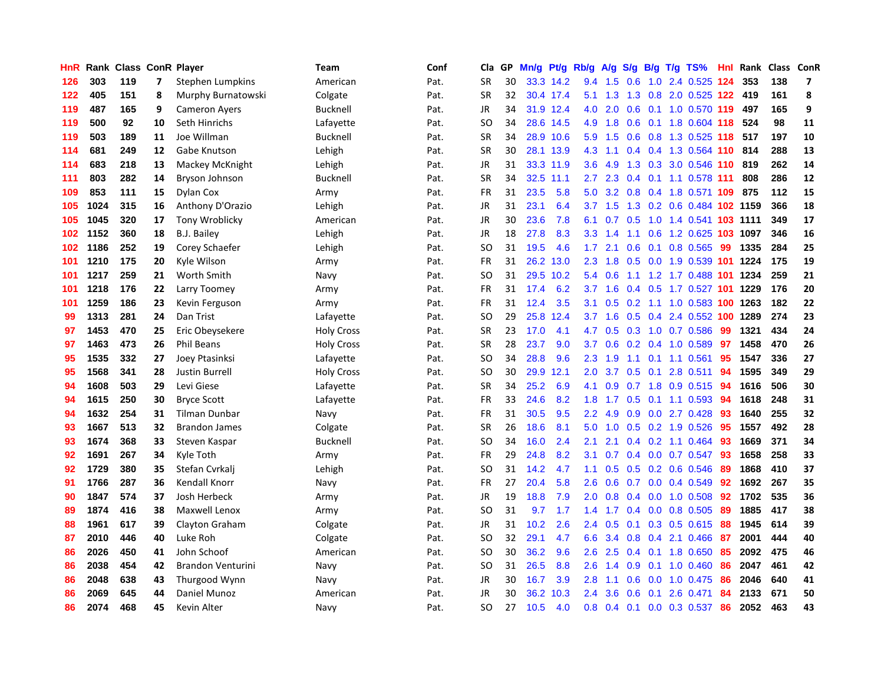| HnR | Rank | Class | ConR | Player | Team | Conf | Cla | GP | Mn/g | Pt/g | Rb/g | A/g | S/g | B/g | T/g | TS% | HnI | Rank | Class | ConR |
|---|---|---|---|---|---|---|---|---|---|---|---|---|---|---|---|---|---|---|---|---|
| 126 | 303 | 119 | 7 | Stephen Lumpkins | American | Pat. | SR | 30 | 33.3 | 14.2 | 9.4 | 1.5 | 0.6 | 1.0 | 2.4 | 0.525 | 124 | 353 | 138 | 7 |
| 122 | 405 | 151 | 8 | Murphy Burnatowski | Colgate | Pat. | SR | 32 | 30.4 | 17.4 | 5.1 | 1.3 | 1.3 | 0.8 | 2.0 | 0.525 | 122 | 419 | 161 | 8 |
| 119 | 487 | 165 | 9 | Cameron Ayers | Bucknell | Pat. | JR | 34 | 31.9 | 12.4 | 4.0 | 2.0 | 0.6 | 0.1 | 1.0 | 0.570 | 119 | 497 | 165 | 9 |
| 119 | 500 | 92 | 10 | Seth Hinrichs | Lafayette | Pat. | SO | 34 | 28.6 | 14.5 | 4.9 | 1.8 | 0.6 | 0.1 | 1.8 | 0.604 | 118 | 524 | 98 | 11 |
| 119 | 503 | 189 | 11 | Joe Willman | Bucknell | Pat. | SR | 34 | 28.9 | 10.6 | 5.9 | 1.5 | 0.6 | 0.8 | 1.3 | 0.525 | 118 | 517 | 197 | 10 |
| 114 | 681 | 249 | 12 | Gabe Knutson | Lehigh | Pat. | SR | 30 | 28.1 | 13.9 | 4.3 | 1.1 | 0.4 | 0.4 | 1.3 | 0.564 | 110 | 814 | 288 | 13 |
| 114 | 683 | 218 | 13 | Mackey McKnight | Lehigh | Pat. | JR | 31 | 33.3 | 11.9 | 3.6 | 4.9 | 1.3 | 0.3 | 3.0 | 0.546 | 110 | 819 | 262 | 14 |
| 111 | 803 | 282 | 14 | Bryson Johnson | Bucknell | Pat. | SR | 34 | 32.5 | 11.1 | 2.7 | 2.3 | 0.4 | 0.1 | 1.1 | 0.578 | 111 | 808 | 286 | 12 |
| 109 | 853 | 111 | 15 | Dylan Cox | Army | Pat. | FR | 31 | 23.5 | 5.8 | 5.0 | 3.2 | 0.8 | 0.4 | 1.8 | 0.571 | 109 | 875 | 112 | 15 |
| 105 | 1024 | 315 | 16 | Anthony D'Orazio | Lehigh | Pat. | JR | 31 | 23.1 | 6.4 | 3.7 | 1.5 | 1.3 | 0.2 | 0.6 | 0.484 | 102 | 1159 | 366 | 18 |
| 105 | 1045 | 320 | 17 | Tony Wroblicky | American | Pat. | JR | 30 | 23.6 | 7.8 | 6.1 | 0.7 | 0.5 | 1.0 | 1.4 | 0.541 | 103 | 1111 | 349 | 17 |
| 102 | 1152 | 360 | 18 | B.J. Bailey | Lehigh | Pat. | JR | 18 | 27.8 | 8.3 | 3.3 | 1.4 | 1.1 | 0.6 | 1.2 | 0.625 | 103 | 1097 | 346 | 16 |
| 102 | 1186 | 252 | 19 | Corey Schaefer | Lehigh | Pat. | SO | 31 | 19.5 | 4.6 | 1.7 | 2.1 | 0.6 | 0.1 | 0.8 | 0.565 | 99 | 1335 | 284 | 25 |
| 101 | 1210 | 175 | 20 | Kyle Wilson | Army | Pat. | FR | 31 | 26.2 | 13.0 | 2.3 | 1.8 | 0.5 | 0.0 | 1.9 | 0.539 | 101 | 1224 | 175 | 19 |
| 101 | 1217 | 259 | 21 | Worth Smith | Navy | Pat. | SO | 31 | 29.5 | 10.2 | 5.4 | 0.6 | 1.1 | 1.2 | 1.7 | 0.488 | 101 | 1234 | 259 | 21 |
| 101 | 1218 | 176 | 22 | Larry Toomey | Army | Pat. | FR | 31 | 17.4 | 6.2 | 3.7 | 1.6 | 0.4 | 0.5 | 1.7 | 0.527 | 101 | 1229 | 176 | 20 |
| 101 | 1259 | 186 | 23 | Kevin Ferguson | Army | Pat. | FR | 31 | 12.4 | 3.5 | 3.1 | 0.5 | 0.2 | 1.1 | 1.0 | 0.583 | 100 | 1263 | 182 | 22 |
| 99 | 1313 | 281 | 24 | Dan Trist | Lafayette | Pat. | SO | 29 | 25.8 | 12.4 | 3.7 | 1.6 | 0.5 | 0.4 | 2.4 | 0.552 | 100 | 1289 | 274 | 23 |
| 97 | 1453 | 470 | 25 | Eric Obeysekere | Holy Cross | Pat. | SR | 23 | 17.0 | 4.1 | 4.7 | 0.5 | 0.3 | 1.0 | 0.7 | 0.586 | 99 | 1321 | 434 | 24 |
| 97 | 1463 | 473 | 26 | Phil Beans | Holy Cross | Pat. | SR | 28 | 23.7 | 9.0 | 3.7 | 0.6 | 0.2 | 0.4 | 1.0 | 0.589 | 97 | 1458 | 470 | 26 |
| 95 | 1535 | 332 | 27 | Joey Ptasinksi | Lafayette | Pat. | SO | 34 | 28.8 | 9.6 | 2.3 | 1.9 | 1.1 | 0.1 | 1.1 | 0.561 | 95 | 1547 | 336 | 27 |
| 95 | 1568 | 341 | 28 | Justin Burrell | Holy Cross | Pat. | SO | 30 | 29.9 | 12.1 | 2.0 | 3.7 | 0.5 | 0.1 | 2.8 | 0.511 | 94 | 1595 | 349 | 29 |
| 94 | 1608 | 503 | 29 | Levi Giese | Lafayette | Pat. | SR | 34 | 25.2 | 6.9 | 4.1 | 0.9 | 0.7 | 1.8 | 0.9 | 0.515 | 94 | 1616 | 506 | 30 |
| 94 | 1615 | 250 | 30 | Bryce Scott | Lafayette | Pat. | FR | 33 | 24.6 | 8.2 | 1.8 | 1.7 | 0.5 | 0.1 | 1.1 | 0.593 | 94 | 1618 | 248 | 31 |
| 94 | 1632 | 254 | 31 | Tilman Dunbar | Navy | Pat. | FR | 31 | 30.5 | 9.5 | 2.2 | 4.9 | 0.9 | 0.0 | 2.7 | 0.428 | 93 | 1640 | 255 | 32 |
| 93 | 1667 | 513 | 32 | Brandon James | Colgate | Pat. | SR | 26 | 18.6 | 8.1 | 5.0 | 1.0 | 0.5 | 0.2 | 1.9 | 0.526 | 95 | 1557 | 492 | 28 |
| 93 | 1674 | 368 | 33 | Steven Kaspar | Bucknell | Pat. | SO | 34 | 16.0 | 2.4 | 2.1 | 2.1 | 0.4 | 0.2 | 1.1 | 0.464 | 93 | 1669 | 371 | 34 |
| 92 | 1691 | 267 | 34 | Kyle Toth | Army | Pat. | FR | 29 | 24.8 | 8.2 | 3.1 | 0.7 | 0.4 | 0.0 | 0.7 | 0.547 | 93 | 1658 | 258 | 33 |
| 92 | 1729 | 380 | 35 | Stefan Cvrkalj | Lehigh | Pat. | SO | 31 | 14.2 | 4.7 | 1.1 | 0.5 | 0.5 | 0.2 | 0.6 | 0.546 | 89 | 1868 | 410 | 37 |
| 91 | 1766 | 287 | 36 | Kendall Knorr | Navy | Pat. | FR | 27 | 20.4 | 5.8 | 2.6 | 0.6 | 0.7 | 0.0 | 0.4 | 0.549 | 92 | 1692 | 267 | 35 |
| 90 | 1847 | 574 | 37 | Josh Herbeck | Army | Pat. | JR | 19 | 18.8 | 7.9 | 2.0 | 0.8 | 0.4 | 0.0 | 1.0 | 0.508 | 92 | 1702 | 535 | 36 |
| 89 | 1874 | 416 | 38 | Maxwell Lenox | Army | Pat. | SO | 31 | 9.7 | 1.7 | 1.4 | 1.7 | 0.4 | 0.0 | 0.8 | 0.505 | 89 | 1885 | 417 | 38 |
| 88 | 1961 | 617 | 39 | Clayton Graham | Colgate | Pat. | JR | 31 | 10.2 | 2.6 | 2.4 | 0.5 | 0.1 | 0.3 | 0.5 | 0.615 | 88 | 1945 | 614 | 39 |
| 87 | 2010 | 446 | 40 | Luke Roh | Colgate | Pat. | SO | 32 | 29.1 | 4.7 | 6.6 | 3.4 | 0.8 | 0.4 | 2.1 | 0.466 | 87 | 2001 | 444 | 40 |
| 86 | 2026 | 450 | 41 | John Schoof | American | Pat. | SO | 30 | 36.2 | 9.6 | 2.6 | 2.5 | 0.4 | 0.1 | 1.8 | 0.650 | 85 | 2092 | 475 | 46 |
| 86 | 2038 | 454 | 42 | Brandon Venturini | Navy | Pat. | SO | 31 | 26.5 | 8.8 | 2.6 | 1.4 | 0.9 | 0.1 | 1.0 | 0.460 | 86 | 2047 | 461 | 42 |
| 86 | 2048 | 638 | 43 | Thurgood Wynn | Navy | Pat. | JR | 30 | 16.7 | 3.9 | 2.8 | 1.1 | 0.6 | 0.0 | 1.0 | 0.475 | 86 | 2046 | 640 | 41 |
| 86 | 2069 | 645 | 44 | Daniel Munoz | American | Pat. | JR | 30 | 36.2 | 10.3 | 2.4 | 3.6 | 0.6 | 0.1 | 2.6 | 0.471 | 84 | 2133 | 671 | 50 |
| 86 | 2074 | 468 | 45 | Kevin Alter | Navy | Pat. | SO | 27 | 10.5 | 4.0 | 0.8 | 0.4 | 0.1 | 0.0 | 0.3 | 0.537 | 86 | 2052 | 463 | 43 |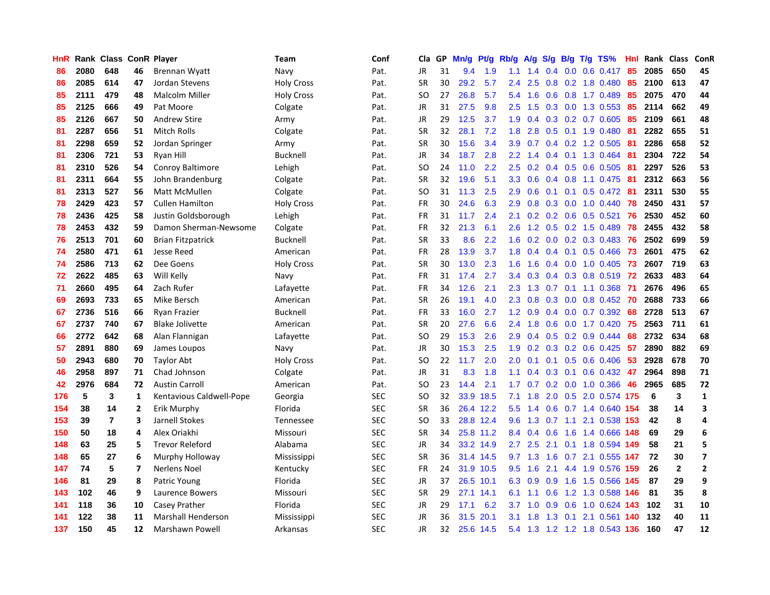| HnR | Rank | Class | ConR | Player | Team | Conf | Cla | GP | Mn/g | Pt/g | Rb/g | A/g | S/g | B/g | T/g | TS% | HnI | Rank | Class | ConR |
|---|---|---|---|---|---|---|---|---|---|---|---|---|---|---|---|---|---|---|---|---|
| 86 | 2080 | 648 | 46 | Brennan Wyatt | Navy | Pat. | JR | 31 | 9.4 | 1.9 | 1.1 | 1.4 | 0.4 | 0.0 | 0.6 | 0.417 | 85 | 2085 | 650 | 45 |
| 86 | 2085 | 614 | 47 | Jordan Stevens | Holy Cross | Pat. | SR | 30 | 29.2 | 5.7 | 2.4 | 2.5 | 0.8 | 0.2 | 1.8 | 0.480 | 85 | 2100 | 613 | 47 |
| 85 | 2111 | 479 | 48 | Malcolm Miller | Holy Cross | Pat. | SO | 27 | 26.8 | 5.7 | 5.4 | 1.6 | 0.6 | 0.8 | 1.7 | 0.489 | 85 | 2075 | 470 | 44 |
| 85 | 2125 | 666 | 49 | Pat Moore | Colgate | Pat. | JR | 31 | 27.5 | 9.8 | 2.5 | 1.5 | 0.3 | 0.0 | 1.3 | 0.553 | 85 | 2114 | 662 | 49 |
| 85 | 2126 | 667 | 50 | Andrew Stire | Army | Pat. | JR | 29 | 12.5 | 3.7 | 1.9 | 0.4 | 0.3 | 0.2 | 0.7 | 0.605 | 85 | 2109 | 661 | 48 |
| 81 | 2287 | 656 | 51 | Mitch Rolls | Colgate | Pat. | SR | 32 | 28.1 | 7.2 | 1.8 | 2.8 | 0.5 | 0.1 | 1.9 | 0.480 | 81 | 2282 | 655 | 51 |
| 81 | 2298 | 659 | 52 | Jordan Springer | Army | Pat. | SR | 30 | 15.6 | 3.4 | 3.9 | 0.7 | 0.4 | 0.2 | 1.2 | 0.505 | 81 | 2286 | 658 | 52 |
| 81 | 2306 | 721 | 53 | Ryan Hill | Bucknell | Pat. | JR | 34 | 18.7 | 2.8 | 2.2 | 1.4 | 0.4 | 0.1 | 1.3 | 0.464 | 81 | 2304 | 722 | 54 |
| 81 | 2310 | 526 | 54 | Conroy Baltimore | Lehigh | Pat. | SO | 24 | 11.0 | 2.2 | 2.5 | 0.2 | 0.4 | 0.5 | 0.6 | 0.505 | 81 | 2297 | 526 | 53 |
| 81 | 2311 | 664 | 55 | John Brandenburg | Colgate | Pat. | SR | 32 | 19.6 | 5.1 | 3.3 | 0.6 | 0.4 | 0.8 | 1.1 | 0.475 | 81 | 2312 | 663 | 56 |
| 81 | 2313 | 527 | 56 | Matt McMullen | Colgate | Pat. | SO | 31 | 11.3 | 2.5 | 2.9 | 0.6 | 0.1 | 0.1 | 0.5 | 0.472 | 81 | 2311 | 530 | 55 |
| 78 | 2429 | 423 | 57 | Cullen Hamilton | Holy Cross | Pat. | FR | 30 | 24.6 | 6.3 | 2.9 | 0.8 | 0.3 | 0.0 | 1.0 | 0.440 | 78 | 2450 | 431 | 57 |
| 78 | 2436 | 425 | 58 | Justin Goldsborough | Lehigh | Pat. | FR | 31 | 11.7 | 2.4 | 2.1 | 0.2 | 0.2 | 0.6 | 0.5 | 0.521 | 76 | 2530 | 452 | 60 |
| 78 | 2453 | 432 | 59 | Damon Sherman-Newsome | Colgate | Pat. | FR | 32 | 21.3 | 6.1 | 2.6 | 1.2 | 0.5 | 0.2 | 1.5 | 0.489 | 78 | 2455 | 432 | 58 |
| 76 | 2513 | 701 | 60 | Brian Fitzpatrick | Bucknell | Pat. | SR | 33 | 8.6 | 2.2 | 1.6 | 0.2 | 0.0 | 0.2 | 0.3 | 0.483 | 76 | 2502 | 699 | 59 |
| 74 | 2580 | 471 | 61 | Jesse Reed | American | Pat. | FR | 28 | 13.9 | 3.7 | 1.8 | 0.4 | 0.4 | 0.1 | 0.5 | 0.466 | 73 | 2601 | 475 | 62 |
| 74 | 2586 | 713 | 62 | Dee Goens | Holy Cross | Pat. | SR | 30 | 13.0 | 2.3 | 1.6 | 1.6 | 0.4 | 0.0 | 1.0 | 0.405 | 73 | 2607 | 719 | 63 |
| 72 | 2622 | 485 | 63 | Will Kelly | Navy | Pat. | FR | 31 | 17.4 | 2.7 | 3.4 | 0.3 | 0.4 | 0.3 | 0.8 | 0.519 | 72 | 2633 | 483 | 64 |
| 71 | 2660 | 495 | 64 | Zach Rufer | Lafayette | Pat. | FR | 34 | 12.6 | 2.1 | 2.3 | 1.3 | 0.7 | 0.1 | 1.1 | 0.368 | 71 | 2676 | 496 | 65 |
| 69 | 2693 | 733 | 65 | Mike Bersch | American | Pat. | SR | 26 | 19.1 | 4.0 | 2.3 | 0.8 | 0.3 | 0.0 | 0.8 | 0.452 | 70 | 2688 | 733 | 66 |
| 67 | 2736 | 516 | 66 | Ryan Frazier | Bucknell | Pat. | FR | 33 | 16.0 | 2.7 | 1.2 | 0.9 | 0.4 | 0.0 | 0.7 | 0.392 | 68 | 2728 | 513 | 67 |
| 67 | 2737 | 740 | 67 | Blake Jolivette | American | Pat. | SR | 20 | 27.6 | 6.6 | 2.4 | 1.8 | 0.6 | 0.0 | 1.7 | 0.420 | 75 | 2563 | 711 | 61 |
| 66 | 2772 | 642 | 68 | Alan Flannigan | Lafayette | Pat. | SO | 29 | 15.3 | 2.6 | 2.9 | 0.4 | 0.5 | 0.2 | 0.9 | 0.444 | 68 | 2732 | 634 | 68 |
| 57 | 2891 | 880 | 69 | James Loupos | Navy | Pat. | JR | 30 | 15.3 | 2.5 | 1.9 | 0.2 | 0.3 | 0.2 | 0.6 | 0.425 | 57 | 2890 | 882 | 69 |
| 50 | 2943 | 680 | 70 | Taylor Abt | Holy Cross | Pat. | SO | 22 | 11.7 | 2.0 | 2.0 | 0.1 | 0.1 | 0.5 | 0.6 | 0.406 | 53 | 2928 | 678 | 70 |
| 46 | 2958 | 897 | 71 | Chad Johnson | Colgate | Pat. | JR | 31 | 8.3 | 1.8 | 1.1 | 0.4 | 0.3 | 0.1 | 0.6 | 0.432 | 47 | 2964 | 898 | 71 |
| 42 | 2976 | 684 | 72 | Austin Carroll | American | Pat. | SO | 23 | 14.4 | 2.1 | 1.7 | 0.7 | 0.2 | 0.0 | 1.0 | 0.366 | 46 | 2965 | 685 | 72 |
| 176 | 5 | 3 | 1 | Kentavious Caldwell-Pope | Georgia | SEC | SO | 32 | 33.9 | 18.5 | 7.1 | 1.8 | 2.0 | 0.5 | 2.0 | 0.574 | 175 | 6 | 3 | 1 |
| 154 | 38 | 14 | 2 | Erik Murphy | Florida | SEC | SR | 36 | 26.4 | 12.2 | 5.5 | 1.4 | 0.6 | 0.7 | 1.4 | 0.640 | 154 | 38 | 14 | 3 |
| 153 | 39 | 7 | 3 | Jarnell Stokes | Tennessee | SEC | SO | 33 | 28.8 | 12.4 | 9.6 | 1.3 | 0.7 | 1.1 | 2.1 | 0.538 | 153 | 42 | 8 | 4 |
| 150 | 50 | 18 | 4 | Alex Oriakhi | Missouri | SEC | SR | 34 | 25.8 | 11.2 | 8.4 | 0.4 | 0.6 | 1.6 | 1.4 | 0.666 | 148 | 69 | 29 | 6 |
| 148 | 63 | 25 | 5 | Trevor Releford | Alabama | SEC | JR | 34 | 33.2 | 14.9 | 2.7 | 2.5 | 2.1 | 0.1 | 1.8 | 0.594 | 149 | 58 | 21 | 5 |
| 148 | 65 | 27 | 6 | Murphy Holloway | Mississippi | SEC | SR | 36 | 31.4 | 14.5 | 9.7 | 1.3 | 1.6 | 0.7 | 2.1 | 0.555 | 147 | 72 | 30 | 7 |
| 147 | 74 | 5 | 7 | Nerlens Noel | Kentucky | SEC | FR | 24 | 31.9 | 10.5 | 9.5 | 1.6 | 2.1 | 4.4 | 1.9 | 0.576 | 159 | 26 | 2 | 2 |
| 146 | 81 | 29 | 8 | Patric Young | Florida | SEC | JR | 37 | 26.5 | 10.1 | 6.3 | 0.9 | 0.9 | 1.6 | 1.5 | 0.566 | 145 | 87 | 29 | 9 |
| 143 | 102 | 46 | 9 | Laurence Bowers | Missouri | SEC | SR | 29 | 27.1 | 14.1 | 6.1 | 1.1 | 0.6 | 1.2 | 1.3 | 0.588 | 146 | 81 | 35 | 8 |
| 141 | 118 | 36 | 10 | Casey Prather | Florida | SEC | JR | 29 | 17.1 | 6.2 | 3.7 | 1.0 | 0.9 | 0.6 | 1.0 | 0.624 | 143 | 102 | 31 | 10 |
| 141 | 122 | 38 | 11 | Marshall Henderson | Mississippi | SEC | JR | 36 | 31.5 | 20.1 | 3.1 | 1.8 | 1.3 | 0.1 | 2.1 | 0.561 | 140 | 132 | 40 | 11 |
| 137 | 150 | 45 | 12 | Marshawn Powell | Arkansas | SEC | JR | 32 | 25.6 | 14.5 | 5.4 | 1.3 | 1.2 | 1.2 | 1.8 | 0.543 | 136 | 160 | 47 | 12 |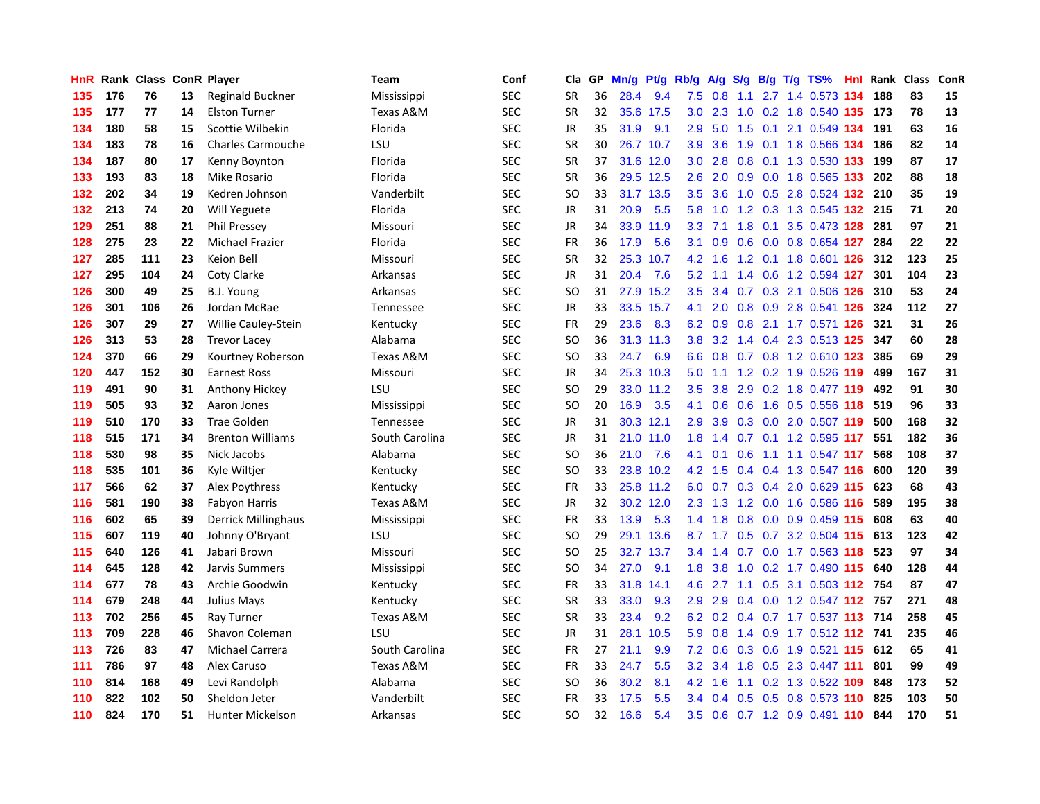| HnR | Rank | Class | ConR | Player | Team | Conf | Cla | GP | Mn/g | Pt/g | Rb/g | A/g | S/g | B/g | T/g | TS% | HnI | Rank | Class | ConR |
|---|---|---|---|---|---|---|---|---|---|---|---|---|---|---|---|---|---|---|---|---|
| 135 | 176 | 76 | 13 | Reginald Buckner | Mississippi | SEC | SR | 36 | 28.4 | 9.4 | 7.5 | 0.8 | 1.1 | 2.7 | 1.4 | 0.573 | 134 | 188 | 83 | 15 |
| 135 | 177 | 77 | 14 | Elston Turner | Texas A&M | SEC | SR | 32 | 35.6 | 17.5 | 3.0 | 2.3 | 1.0 | 0.2 | 1.8 | 0.540 | 135 | 173 | 78 | 13 |
| 134 | 180 | 58 | 15 | Scottie Wilbekin | Florida | SEC | JR | 35 | 31.9 | 9.1 | 2.9 | 5.0 | 1.5 | 0.1 | 2.1 | 0.549 | 134 | 191 | 63 | 16 |
| 134 | 183 | 78 | 16 | Charles Carmouche | LSU | SEC | SR | 30 | 26.7 | 10.7 | 3.9 | 3.6 | 1.9 | 0.1 | 1.8 | 0.566 | 134 | 186 | 82 | 14 |
| 134 | 187 | 80 | 17 | Kenny Boynton | Florida | SEC | SR | 37 | 31.6 | 12.0 | 3.0 | 2.8 | 0.8 | 0.1 | 1.3 | 0.530 | 133 | 199 | 87 | 17 |
| 133 | 193 | 83 | 18 | Mike Rosario | Florida | SEC | SR | 36 | 29.5 | 12.5 | 2.6 | 2.0 | 0.9 | 0.0 | 1.8 | 0.565 | 133 | 202 | 88 | 18 |
| 132 | 202 | 34 | 19 | Kedren Johnson | Vanderbilt | SEC | SO | 33 | 31.7 | 13.5 | 3.5 | 3.6 | 1.0 | 0.5 | 2.8 | 0.524 | 132 | 210 | 35 | 19 |
| 132 | 213 | 74 | 20 | Will Yeguete | Florida | SEC | JR | 31 | 20.9 | 5.5 | 5.8 | 1.0 | 1.2 | 0.3 | 1.3 | 0.545 | 132 | 215 | 71 | 20 |
| 129 | 251 | 88 | 21 | Phil Pressey | Missouri | SEC | JR | 34 | 33.9 | 11.9 | 3.3 | 7.1 | 1.8 | 0.1 | 3.5 | 0.473 | 128 | 281 | 97 | 21 |
| 128 | 275 | 23 | 22 | Michael Frazier | Florida | SEC | FR | 36 | 17.9 | 5.6 | 3.1 | 0.9 | 0.6 | 0.0 | 0.8 | 0.654 | 127 | 284 | 22 | 22 |
| 127 | 285 | 111 | 23 | Keion Bell | Missouri | SEC | SR | 32 | 25.3 | 10.7 | 4.2 | 1.6 | 1.2 | 0.1 | 1.8 | 0.601 | 126 | 312 | 123 | 25 |
| 127 | 295 | 104 | 24 | Coty Clarke | Arkansas | SEC | JR | 31 | 20.4 | 7.6 | 5.2 | 1.1 | 1.4 | 0.6 | 1.2 | 0.594 | 127 | 301 | 104 | 23 |
| 126 | 300 | 49 | 25 | B.J. Young | Arkansas | SEC | SO | 31 | 27.9 | 15.2 | 3.5 | 3.4 | 0.7 | 0.3 | 2.1 | 0.506 | 126 | 310 | 53 | 24 |
| 126 | 301 | 106 | 26 | Jordan McRae | Tennessee | SEC | JR | 33 | 33.5 | 15.7 | 4.1 | 2.0 | 0.8 | 0.9 | 2.8 | 0.541 | 126 | 324 | 112 | 27 |
| 126 | 307 | 29 | 27 | Willie Cauley-Stein | Kentucky | SEC | FR | 29 | 23.6 | 8.3 | 6.2 | 0.9 | 0.8 | 2.1 | 1.7 | 0.571 | 126 | 321 | 31 | 26 |
| 126 | 313 | 53 | 28 | Trevor Lacey | Alabama | SEC | SO | 36 | 31.3 | 11.3 | 3.8 | 3.2 | 1.4 | 0.4 | 2.3 | 0.513 | 125 | 347 | 60 | 28 |
| 124 | 370 | 66 | 29 | Kourtney Roberson | Texas A&M | SEC | SO | 33 | 24.7 | 6.9 | 6.6 | 0.8 | 0.7 | 0.8 | 1.2 | 0.610 | 123 | 385 | 69 | 29 |
| 120 | 447 | 152 | 30 | Earnest Ross | Missouri | SEC | JR | 34 | 25.3 | 10.3 | 5.0 | 1.1 | 1.2 | 0.2 | 1.9 | 0.526 | 119 | 499 | 167 | 31 |
| 119 | 491 | 90 | 31 | Anthony Hickey | LSU | SEC | SO | 29 | 33.0 | 11.2 | 3.5 | 3.8 | 2.9 | 0.2 | 1.8 | 0.477 | 119 | 492 | 91 | 30 |
| 119 | 505 | 93 | 32 | Aaron Jones | Mississippi | SEC | SO | 20 | 16.9 | 3.5 | 4.1 | 0.6 | 0.6 | 1.6 | 0.5 | 0.556 | 118 | 519 | 96 | 33 |
| 119 | 510 | 170 | 33 | Trae Golden | Tennessee | SEC | JR | 31 | 30.3 | 12.1 | 2.9 | 3.9 | 0.3 | 0.0 | 2.0 | 0.507 | 119 | 500 | 168 | 32 |
| 118 | 515 | 171 | 34 | Brenton Williams | South Carolina | SEC | JR | 31 | 21.0 | 11.0 | 1.8 | 1.4 | 0.7 | 0.1 | 1.2 | 0.595 | 117 | 551 | 182 | 36 |
| 118 | 530 | 98 | 35 | Nick Jacobs | Alabama | SEC | SO | 36 | 21.0 | 7.6 | 4.1 | 0.1 | 0.6 | 1.1 | 1.1 | 0.547 | 117 | 568 | 108 | 37 |
| 118 | 535 | 101 | 36 | Kyle Wiltjer | Kentucky | SEC | SO | 33 | 23.8 | 10.2 | 4.2 | 1.5 | 0.4 | 0.4 | 1.3 | 0.547 | 116 | 600 | 120 | 39 |
| 117 | 566 | 62 | 37 | Alex Poythress | Kentucky | SEC | FR | 33 | 25.8 | 11.2 | 6.0 | 0.7 | 0.3 | 0.4 | 2.0 | 0.629 | 115 | 623 | 68 | 43 |
| 116 | 581 | 190 | 38 | Fabyon Harris | Texas A&M | SEC | JR | 32 | 30.2 | 12.0 | 2.3 | 1.3 | 1.2 | 0.0 | 1.6 | 0.586 | 116 | 589 | 195 | 38 |
| 116 | 602 | 65 | 39 | Derrick Millinghaus | Mississippi | SEC | FR | 33 | 13.9 | 5.3 | 1.4 | 1.8 | 0.8 | 0.0 | 0.9 | 0.459 | 115 | 608 | 63 | 40 |
| 115 | 607 | 119 | 40 | Johnny O'Bryant | LSU | SEC | SO | 29 | 29.1 | 13.6 | 8.7 | 1.7 | 0.5 | 0.7 | 3.2 | 0.504 | 115 | 613 | 123 | 42 |
| 115 | 640 | 126 | 41 | Jabari Brown | Missouri | SEC | SO | 25 | 32.7 | 13.7 | 3.4 | 1.4 | 0.7 | 0.0 | 1.7 | 0.563 | 118 | 523 | 97 | 34 |
| 114 | 645 | 128 | 42 | Jarvis Summers | Mississippi | SEC | SO | 34 | 27.0 | 9.1 | 1.8 | 3.8 | 1.0 | 0.2 | 1.7 | 0.490 | 115 | 640 | 128 | 44 |
| 114 | 677 | 78 | 43 | Archie Goodwin | Kentucky | SEC | FR | 33 | 31.8 | 14.1 | 4.6 | 2.7 | 1.1 | 0.5 | 3.1 | 0.503 | 112 | 754 | 87 | 47 |
| 114 | 679 | 248 | 44 | Julius Mays | Kentucky | SEC | SR | 33 | 33.0 | 9.3 | 2.9 | 2.9 | 0.4 | 0.0 | 1.2 | 0.547 | 112 | 757 | 271 | 48 |
| 113 | 702 | 256 | 45 | Ray Turner | Texas A&M | SEC | SR | 33 | 23.4 | 9.2 | 6.2 | 0.2 | 0.4 | 0.7 | 1.7 | 0.537 | 113 | 714 | 258 | 45 |
| 113 | 709 | 228 | 46 | Shavon Coleman | LSU | SEC | JR | 31 | 28.1 | 10.5 | 5.9 | 0.8 | 1.4 | 0.9 | 1.7 | 0.512 | 112 | 741 | 235 | 46 |
| 113 | 726 | 83 | 47 | Michael Carrera | South Carolina | SEC | FR | 27 | 21.1 | 9.9 | 7.2 | 0.6 | 0.3 | 0.6 | 1.9 | 0.521 | 115 | 612 | 65 | 41 |
| 111 | 786 | 97 | 48 | Alex Caruso | Texas A&M | SEC | FR | 33 | 24.7 | 5.5 | 3.2 | 3.4 | 1.8 | 0.5 | 2.3 | 0.447 | 111 | 801 | 99 | 49 |
| 110 | 814 | 168 | 49 | Levi Randolph | Alabama | SEC | SO | 36 | 30.2 | 8.1 | 4.2 | 1.6 | 1.1 | 0.2 | 1.3 | 0.522 | 109 | 848 | 173 | 52 |
| 110 | 822 | 102 | 50 | Sheldon Jeter | Vanderbilt | SEC | FR | 33 | 17.5 | 5.5 | 3.4 | 0.4 | 0.5 | 0.5 | 0.8 | 0.573 | 110 | 825 | 103 | 50 |
| 110 | 824 | 170 | 51 | Hunter Mickelson | Arkansas | SEC | SO | 32 | 16.6 | 5.4 | 3.5 | 0.6 | 0.7 | 1.2 | 0.9 | 0.491 | 110 | 844 | 170 | 51 |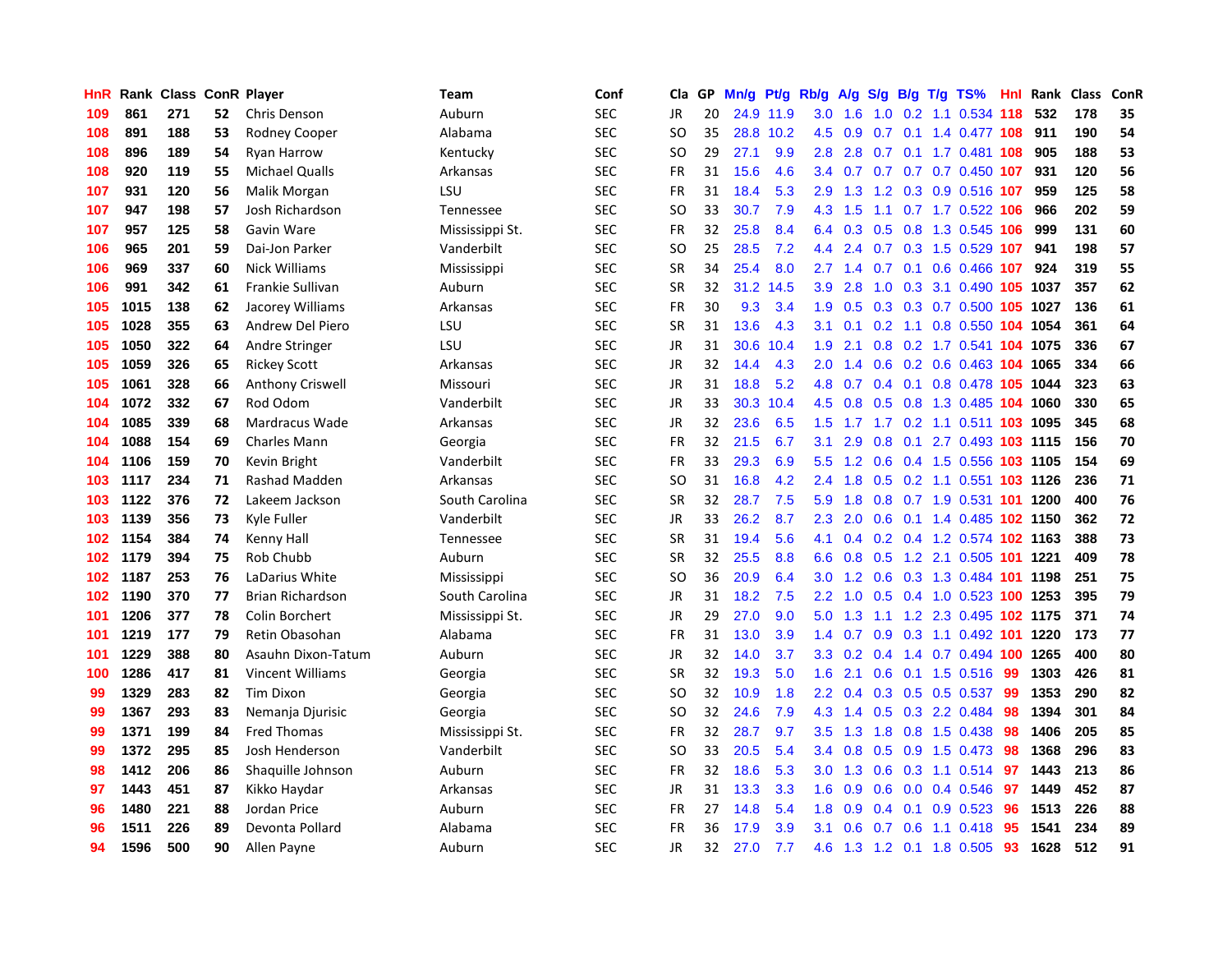| HnR | Rank | Class | ConR | Player | Team | Conf | Cla | GP | Mn/g | Pt/g | Rb/g | A/g | S/g | B/g | T/g | TS% | HnI | Rank | Class | ConR |
|---|---|---|---|---|---|---|---|---|---|---|---|---|---|---|---|---|---|---|---|---|
| 109 | 861 | 271 | 52 | Chris Denson | Auburn | SEC | JR | 20 | 24.9 | 11.9 | 3.0 | 1.6 | 1.0 | 0.2 | 1.1 | 0.534 | 118 | 532 | 178 | 35 |
| 108 | 891 | 188 | 53 | Rodney Cooper | Alabama | SEC | SO | 35 | 28.8 | 10.2 | 4.5 | 0.9 | 0.7 | 0.1 | 1.4 | 0.477 | 108 | 911 | 190 | 54 |
| 108 | 896 | 189 | 54 | Ryan Harrow | Kentucky | SEC | SO | 29 | 27.1 | 9.9 | 2.8 | 2.8 | 0.7 | 0.1 | 1.7 | 0.481 | 108 | 905 | 188 | 53 |
| 108 | 920 | 119 | 55 | Michael Qualls | Arkansas | SEC | FR | 31 | 15.6 | 4.6 | 3.4 | 0.7 | 0.7 | 0.7 | 0.7 | 0.450 | 107 | 931 | 120 | 56 |
| 107 | 931 | 120 | 56 | Malik Morgan | LSU | SEC | FR | 31 | 18.4 | 5.3 | 2.9 | 1.3 | 1.2 | 0.3 | 0.9 | 0.516 | 107 | 959 | 125 | 58 |
| 107 | 947 | 198 | 57 | Josh Richardson | Tennessee | SEC | SO | 33 | 30.7 | 7.9 | 4.3 | 1.5 | 1.1 | 0.7 | 1.7 | 0.522 | 106 | 966 | 202 | 59 |
| 107 | 957 | 125 | 58 | Gavin Ware | Mississippi St. | SEC | FR | 32 | 25.8 | 8.4 | 6.4 | 0.3 | 0.5 | 0.8 | 1.3 | 0.545 | 106 | 999 | 131 | 60 |
| 106 | 965 | 201 | 59 | Dai-Jon Parker | Vanderbilt | SEC | SO | 25 | 28.5 | 7.2 | 4.4 | 2.4 | 0.7 | 0.3 | 1.5 | 0.529 | 107 | 941 | 198 | 57 |
| 106 | 969 | 337 | 60 | Nick Williams | Mississippi | SEC | SR | 34 | 25.4 | 8.0 | 2.7 | 1.4 | 0.7 | 0.1 | 0.6 | 0.466 | 107 | 924 | 319 | 55 |
| 106 | 991 | 342 | 61 | Frankie Sullivan | Auburn | SEC | SR | 32 | 31.2 | 14.5 | 3.9 | 2.8 | 1.0 | 0.3 | 3.1 | 0.490 | 105 | 1037 | 357 | 62 |
| 105 | 1015 | 138 | 62 | Jacorey Williams | Arkansas | SEC | FR | 30 | 9.3 | 3.4 | 1.9 | 0.5 | 0.3 | 0.3 | 0.7 | 0.500 | 105 | 1027 | 136 | 61 |
| 105 | 1028 | 355 | 63 | Andrew Del Piero | LSU | SEC | SR | 31 | 13.6 | 4.3 | 3.1 | 0.1 | 0.2 | 1.1 | 0.8 | 0.550 | 104 | 1054 | 361 | 64 |
| 105 | 1050 | 322 | 64 | Andre Stringer | LSU | SEC | JR | 31 | 30.6 | 10.4 | 1.9 | 2.1 | 0.8 | 0.2 | 1.7 | 0.541 | 104 | 1075 | 336 | 67 |
| 105 | 1059 | 326 | 65 | Rickey Scott | Arkansas | SEC | JR | 32 | 14.4 | 4.3 | 2.0 | 1.4 | 0.6 | 0.2 | 0.6 | 0.463 | 104 | 1065 | 334 | 66 |
| 105 | 1061 | 328 | 66 | Anthony Criswell | Missouri | SEC | JR | 31 | 18.8 | 5.2 | 4.8 | 0.7 | 0.4 | 0.1 | 0.8 | 0.478 | 105 | 1044 | 323 | 63 |
| 104 | 1072 | 332 | 67 | Rod Odom | Vanderbilt | SEC | JR | 33 | 30.3 | 10.4 | 4.5 | 0.8 | 0.5 | 0.8 | 1.3 | 0.485 | 104 | 1060 | 330 | 65 |
| 104 | 1085 | 339 | 68 | Mardracus Wade | Arkansas | SEC | JR | 32 | 23.6 | 6.5 | 1.5 | 1.7 | 1.7 | 0.2 | 1.1 | 0.511 | 103 | 1095 | 345 | 68 |
| 104 | 1088 | 154 | 69 | Charles Mann | Georgia | SEC | FR | 32 | 21.5 | 6.7 | 3.1 | 2.9 | 0.8 | 0.1 | 2.7 | 0.493 | 103 | 1115 | 156 | 70 |
| 104 | 1106 | 159 | 70 | Kevin Bright | Vanderbilt | SEC | FR | 33 | 29.3 | 6.9 | 5.5 | 1.2 | 0.6 | 0.4 | 1.5 | 0.556 | 103 | 1105 | 154 | 69 |
| 103 | 1117 | 234 | 71 | Rashad Madden | Arkansas | SEC | SO | 31 | 16.8 | 4.2 | 2.4 | 1.8 | 0.5 | 0.2 | 1.1 | 0.551 | 103 | 1126 | 236 | 71 |
| 103 | 1122 | 376 | 72 | Lakeem Jackson | South Carolina | SEC | SR | 32 | 28.7 | 7.5 | 5.9 | 1.8 | 0.8 | 0.7 | 1.9 | 0.531 | 101 | 1200 | 400 | 76 |
| 103 | 1139 | 356 | 73 | Kyle Fuller | Vanderbilt | SEC | JR | 33 | 26.2 | 8.7 | 2.3 | 2.0 | 0.6 | 0.1 | 1.4 | 0.485 | 102 | 1150 | 362 | 72 |
| 102 | 1154 | 384 | 74 | Kenny Hall | Tennessee | SEC | SR | 31 | 19.4 | 5.6 | 4.1 | 0.4 | 0.2 | 0.4 | 1.2 | 0.574 | 102 | 1163 | 388 | 73 |
| 102 | 1179 | 394 | 75 | Rob Chubb | Auburn | SEC | SR | 32 | 25.5 | 8.8 | 6.6 | 0.8 | 0.5 | 1.2 | 2.1 | 0.505 | 101 | 1221 | 409 | 78 |
| 102 | 1187 | 253 | 76 | LaDarius White | Mississippi | SEC | SO | 36 | 20.9 | 6.4 | 3.0 | 1.2 | 0.6 | 0.3 | 1.3 | 0.484 | 101 | 1198 | 251 | 75 |
| 102 | 1190 | 370 | 77 | Brian Richardson | South Carolina | SEC | JR | 31 | 18.2 | 7.5 | 2.2 | 1.0 | 0.5 | 0.4 | 1.0 | 0.523 | 100 | 1253 | 395 | 79 |
| 101 | 1206 | 377 | 78 | Colin Borchert | Mississippi St. | SEC | JR | 29 | 27.0 | 9.0 | 5.0 | 1.3 | 1.1 | 1.2 | 2.3 | 0.495 | 102 | 1175 | 371 | 74 |
| 101 | 1219 | 177 | 79 | Retin Obasohan | Alabama | SEC | FR | 31 | 13.0 | 3.9 | 1.4 | 0.7 | 0.9 | 0.3 | 1.1 | 0.492 | 101 | 1220 | 173 | 77 |
| 101 | 1229 | 388 | 80 | Asauhn Dixon-Tatum | Auburn | SEC | JR | 32 | 14.0 | 3.7 | 3.3 | 0.2 | 0.4 | 1.4 | 0.7 | 0.494 | 100 | 1265 | 400 | 80 |
| 100 | 1286 | 417 | 81 | Vincent Williams | Georgia | SEC | SR | 32 | 19.3 | 5.0 | 1.6 | 2.1 | 0.6 | 0.1 | 1.5 | 0.516 | 99 | 1303 | 426 | 81 |
| 99 | 1329 | 283 | 82 | Tim Dixon | Georgia | SEC | SO | 32 | 10.9 | 1.8 | 2.2 | 0.4 | 0.3 | 0.5 | 0.5 | 0.537 | 99 | 1353 | 290 | 82 |
| 99 | 1367 | 293 | 83 | Nemanja Djurisic | Georgia | SEC | SO | 32 | 24.6 | 7.9 | 4.3 | 1.4 | 0.5 | 0.3 | 2.2 | 0.484 | 98 | 1394 | 301 | 84 |
| 99 | 1371 | 199 | 84 | Fred Thomas | Mississippi St. | SEC | FR | 32 | 28.7 | 9.7 | 3.5 | 1.3 | 1.8 | 0.8 | 1.5 | 0.438 | 98 | 1406 | 205 | 85 |
| 99 | 1372 | 295 | 85 | Josh Henderson | Vanderbilt | SEC | SO | 33 | 20.5 | 5.4 | 3.4 | 0.8 | 0.5 | 0.9 | 1.5 | 0.473 | 98 | 1368 | 296 | 83 |
| 98 | 1412 | 206 | 86 | Shaquille Johnson | Auburn | SEC | FR | 32 | 18.6 | 5.3 | 3.0 | 1.3 | 0.6 | 0.3 | 1.1 | 0.514 | 97 | 1443 | 213 | 86 |
| 97 | 1443 | 451 | 87 | Kikko Haydar | Arkansas | SEC | JR | 31 | 13.3 | 3.3 | 1.6 | 0.9 | 0.6 | 0.0 | 0.4 | 0.546 | 97 | 1449 | 452 | 87 |
| 96 | 1480 | 221 | 88 | Jordan Price | Auburn | SEC | FR | 27 | 14.8 | 5.4 | 1.8 | 0.9 | 0.4 | 0.1 | 0.9 | 0.523 | 96 | 1513 | 226 | 88 |
| 96 | 1511 | 226 | 89 | Devonta Pollard | Alabama | SEC | FR | 36 | 17.9 | 3.9 | 3.1 | 0.6 | 0.7 | 0.6 | 1.1 | 0.418 | 95 | 1541 | 234 | 89 |
| 94 | 1596 | 500 | 90 | Allen Payne | Auburn | SEC | JR | 32 | 27.0 | 7.7 | 4.6 | 1.3 | 1.2 | 0.1 | 1.8 | 0.505 | 93 | 1628 | 512 | 91 |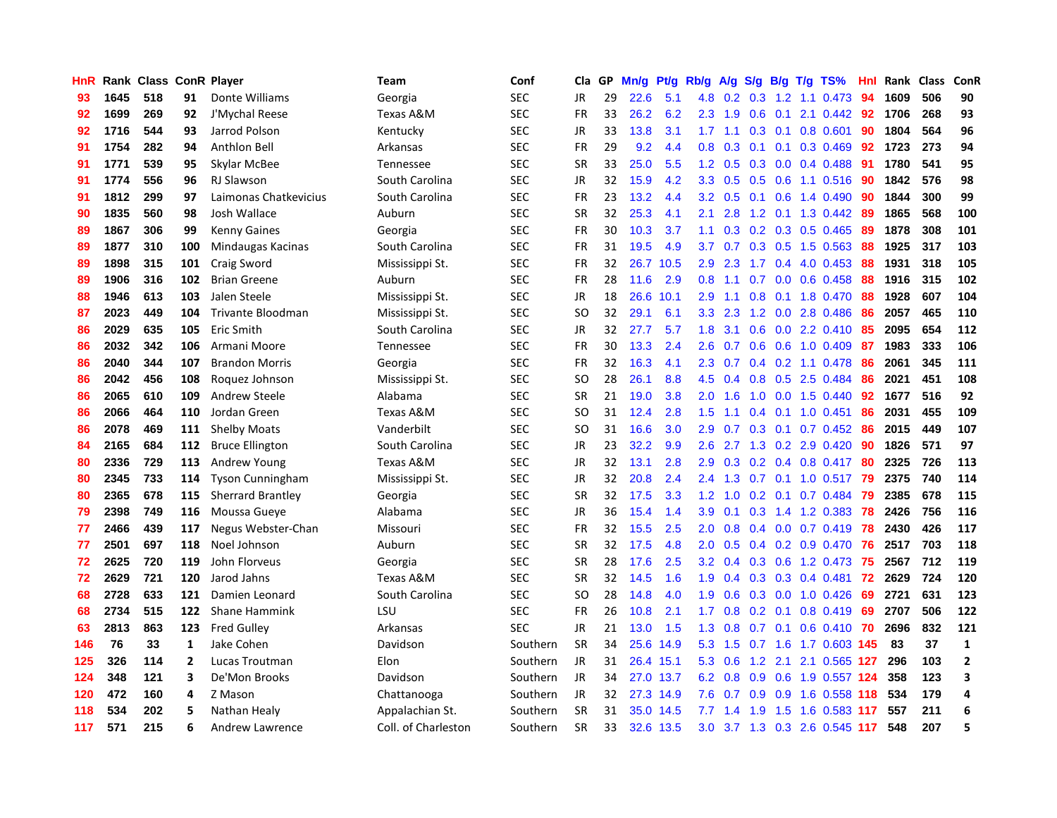| HnR | Rank | Class | ConR | Player | Team | Conf | Cla | GP | Mn/g | Pt/g | Rb/g | A/g | S/g | B/g | T/g | TS% | HnI | Rank | Class | ConR |
|---|---|---|---|---|---|---|---|---|---|---|---|---|---|---|---|---|---|---|---|---|
| 93 | 1645 | 518 | 91 | Donte Williams | Georgia | SEC | JR | 29 | 22.6 | 5.1 | 4.8 | 0.2 | 0.3 | 1.2 | 1.1 | 0.473 | 94 | 1609 | 506 | 90 |
| 92 | 1699 | 269 | 92 | J'Mychal Reese | Texas A&M | SEC | FR | 33 | 26.2 | 6.2 | 2.3 | 1.9 | 0.6 | 0.1 | 2.1 | 0.442 | 92 | 1706 | 268 | 93 |
| 92 | 1716 | 544 | 93 | Jarrod Polson | Kentucky | SEC | JR | 33 | 13.8 | 3.1 | 1.7 | 1.1 | 0.3 | 0.1 | 0.8 | 0.601 | 90 | 1804 | 564 | 96 |
| 91 | 1754 | 282 | 94 | Anthlon Bell | Arkansas | SEC | FR | 29 | 9.2 | 4.4 | 0.8 | 0.3 | 0.1 | 0.1 | 0.3 | 0.469 | 92 | 1723 | 273 | 94 |
| 91 | 1771 | 539 | 95 | Skylar McBee | Tennessee | SEC | SR | 33 | 25.0 | 5.5 | 1.2 | 0.5 | 0.3 | 0.0 | 0.4 | 0.488 | 91 | 1780 | 541 | 95 |
| 91 | 1774 | 556 | 96 | RJ Slawson | South Carolina | SEC | JR | 32 | 15.9 | 4.2 | 3.3 | 0.5 | 0.5 | 0.6 | 1.1 | 0.516 | 90 | 1842 | 576 | 98 |
| 91 | 1812 | 299 | 97 | Laimonas Chatkevicius | South Carolina | SEC | FR | 23 | 13.2 | 4.4 | 3.2 | 0.5 | 0.1 | 0.6 | 1.4 | 0.490 | 90 | 1844 | 300 | 99 |
| 90 | 1835 | 560 | 98 | Josh Wallace | Auburn | SEC | SR | 32 | 25.3 | 4.1 | 2.1 | 2.8 | 1.2 | 0.1 | 1.3 | 0.442 | 89 | 1865 | 568 | 100 |
| 89 | 1867 | 306 | 99 | Kenny Gaines | Georgia | SEC | FR | 30 | 10.3 | 3.7 | 1.1 | 0.3 | 0.2 | 0.3 | 0.5 | 0.465 | 89 | 1878 | 308 | 101 |
| 89 | 1877 | 310 | 100 | Mindaugas Kacinas | South Carolina | SEC | FR | 31 | 19.5 | 4.9 | 3.7 | 0.7 | 0.3 | 0.5 | 1.5 | 0.563 | 88 | 1925 | 317 | 103 |
| 89 | 1898 | 315 | 101 | Craig Sword | Mississippi St. | SEC | FR | 32 | 26.7 | 10.5 | 2.9 | 2.3 | 1.7 | 0.4 | 4.0 | 0.453 | 88 | 1931 | 318 | 105 |
| 89 | 1906 | 316 | 102 | Brian Greene | Auburn | SEC | FR | 28 | 11.6 | 2.9 | 0.8 | 1.1 | 0.7 | 0.0 | 0.6 | 0.458 | 88 | 1916 | 315 | 102 |
| 88 | 1946 | 613 | 103 | Jalen Steele | Mississippi St. | SEC | JR | 18 | 26.6 | 10.1 | 2.9 | 1.1 | 0.8 | 0.1 | 1.8 | 0.470 | 88 | 1928 | 607 | 104 |
| 87 | 2023 | 449 | 104 | Trivante Bloodman | Mississippi St. | SEC | SO | 32 | 29.1 | 6.1 | 3.3 | 2.3 | 1.2 | 0.0 | 2.8 | 0.486 | 86 | 2057 | 465 | 110 |
| 86 | 2029 | 635 | 105 | Eric Smith | South Carolina | SEC | JR | 32 | 27.7 | 5.7 | 1.8 | 3.1 | 0.6 | 0.0 | 2.2 | 0.410 | 85 | 2095 | 654 | 112 |
| 86 | 2032 | 342 | 106 | Armani Moore | Tennessee | SEC | FR | 30 | 13.3 | 2.4 | 2.6 | 0.7 | 0.6 | 0.6 | 1.0 | 0.409 | 87 | 1983 | 333 | 106 |
| 86 | 2040 | 344 | 107 | Brandon Morris | Georgia | SEC | FR | 32 | 16.3 | 4.1 | 2.3 | 0.7 | 0.4 | 0.2 | 1.1 | 0.478 | 86 | 2061 | 345 | 111 |
| 86 | 2042 | 456 | 108 | Roquez Johnson | Mississippi St. | SEC | SO | 28 | 26.1 | 8.8 | 4.5 | 0.4 | 0.8 | 0.5 | 2.5 | 0.484 | 86 | 2021 | 451 | 108 |
| 86 | 2065 | 610 | 109 | Andrew Steele | Alabama | SEC | SR | 21 | 19.0 | 3.8 | 2.0 | 1.6 | 1.0 | 0.0 | 1.5 | 0.440 | 92 | 1677 | 516 | 92 |
| 86 | 2066 | 464 | 110 | Jordan Green | Texas A&M | SEC | SO | 31 | 12.4 | 2.8 | 1.5 | 1.1 | 0.4 | 0.1 | 1.0 | 0.451 | 86 | 2031 | 455 | 109 |
| 86 | 2078 | 469 | 111 | Shelby Moats | Vanderbilt | SEC | SO | 31 | 16.6 | 3.0 | 2.9 | 0.7 | 0.3 | 0.1 | 0.7 | 0.452 | 86 | 2015 | 449 | 107 |
| 84 | 2165 | 684 | 112 | Bruce Ellington | South Carolina | SEC | JR | 23 | 32.2 | 9.9 | 2.6 | 2.7 | 1.3 | 0.2 | 2.9 | 0.420 | 90 | 1826 | 571 | 97 |
| 80 | 2336 | 729 | 113 | Andrew Young | Texas A&M | SEC | JR | 32 | 13.1 | 2.8 | 2.9 | 0.3 | 0.2 | 0.4 | 0.8 | 0.417 | 80 | 2325 | 726 | 113 |
| 80 | 2345 | 733 | 114 | Tyson Cunningham | Mississippi St. | SEC | JR | 32 | 20.8 | 2.4 | 2.4 | 1.3 | 0.7 | 0.1 | 1.0 | 0.517 | 79 | 2375 | 740 | 114 |
| 80 | 2365 | 678 | 115 | Sherrard Brantley | Georgia | SEC | SR | 32 | 17.5 | 3.3 | 1.2 | 1.0 | 0.2 | 0.1 | 0.7 | 0.484 | 79 | 2385 | 678 | 115 |
| 79 | 2398 | 749 | 116 | Moussa Gueye | Alabama | SEC | JR | 36 | 15.4 | 1.4 | 3.9 | 0.1 | 0.3 | 1.4 | 1.2 | 0.383 | 78 | 2426 | 756 | 116 |
| 77 | 2466 | 439 | 117 | Negus Webster-Chan | Missouri | SEC | FR | 32 | 15.5 | 2.5 | 2.0 | 0.8 | 0.4 | 0.0 | 0.7 | 0.419 | 78 | 2430 | 426 | 117 |
| 77 | 2501 | 697 | 118 | Noel Johnson | Auburn | SEC | SR | 32 | 17.5 | 4.8 | 2.0 | 0.5 | 0.4 | 0.2 | 0.9 | 0.470 | 76 | 2517 | 703 | 118 |
| 72 | 2625 | 720 | 119 | John Florveus | Georgia | SEC | SR | 28 | 17.6 | 2.5 | 3.2 | 0.4 | 0.3 | 0.6 | 1.2 | 0.473 | 75 | 2567 | 712 | 119 |
| 72 | 2629 | 721 | 120 | Jarod Jahns | Texas A&M | SEC | SR | 32 | 14.5 | 1.6 | 1.9 | 0.4 | 0.3 | 0.3 | 0.4 | 0.481 | 72 | 2629 | 724 | 120 |
| 68 | 2728 | 633 | 121 | Damien Leonard | South Carolina | SEC | SO | 28 | 14.8 | 4.0 | 1.9 | 0.6 | 0.3 | 0.0 | 1.0 | 0.426 | 69 | 2721 | 631 | 123 |
| 68 | 2734 | 515 | 122 | Shane Hammink | LSU | SEC | FR | 26 | 10.8 | 2.1 | 1.7 | 0.8 | 0.2 | 0.1 | 0.8 | 0.419 | 69 | 2707 | 506 | 122 |
| 63 | 2813 | 863 | 123 | Fred Gulley | Arkansas | SEC | JR | 21 | 13.0 | 1.5 | 1.3 | 0.8 | 0.7 | 0.1 | 0.6 | 0.410 | 70 | 2696 | 832 | 121 |
| 146 | 76 | 33 | 1 | Jake Cohen | Davidson | Southern | SR | 34 | 25.6 | 14.9 | 5.3 | 1.5 | 0.7 | 1.6 | 1.7 | 0.603 | 145 | 83 | 37 | 1 |
| 125 | 326 | 114 | 2 | Lucas Troutman | Elon | Southern | JR | 31 | 26.4 | 15.1 | 5.3 | 0.6 | 1.2 | 2.1 | 2.1 | 0.565 | 127 | 296 | 103 | 2 |
| 124 | 348 | 121 | 3 | De'Mon Brooks | Davidson | Southern | JR | 34 | 27.0 | 13.7 | 6.2 | 0.8 | 0.9 | 0.6 | 1.9 | 0.557 | 124 | 358 | 123 | 3 |
| 120 | 472 | 160 | 4 | Z Mason | Chattanooga | Southern | JR | 32 | 27.3 | 14.9 | 7.6 | 0.7 | 0.9 | 0.9 | 1.6 | 0.558 | 118 | 534 | 179 | 4 |
| 118 | 534 | 202 | 5 | Nathan Healy | Appalachian St. | Southern | SR | 31 | 35.0 | 14.5 | 7.7 | 1.4 | 1.9 | 1.5 | 1.6 | 0.583 | 117 | 557 | 211 | 6 |
| 117 | 571 | 215 | 6 | Andrew Lawrence | Coll. of Charleston | Southern | SR | 33 | 32.6 | 13.5 | 3.0 | 3.7 | 1.3 | 0.3 | 2.6 | 0.545 | 117 | 548 | 207 | 5 |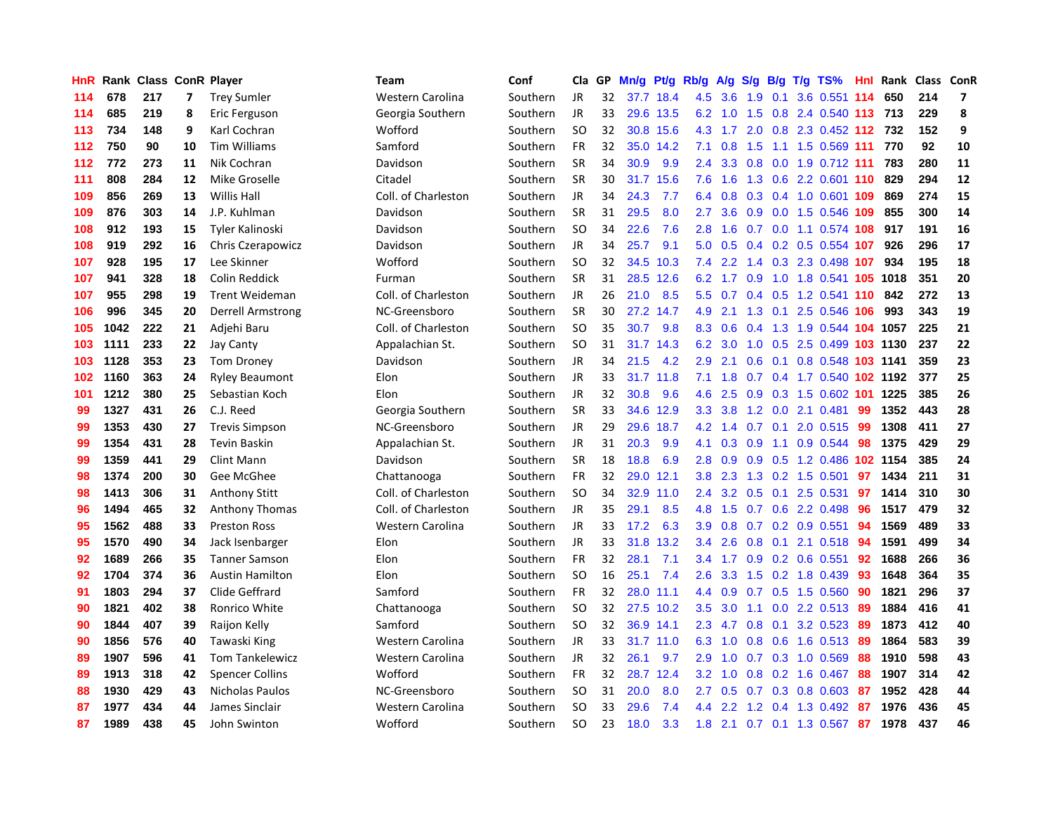| HnR | Rank | Class | ConR | Player | Team | Conf | Cla | GP | Mn/g | Pt/g | Rb/g | A/g | S/g | B/g | T/g | TS% | HnI | Rank | Class | ConR |
|---|---|---|---|---|---|---|---|---|---|---|---|---|---|---|---|---|---|---|---|---|
| 114 | 678 | 217 | 7 | Trey Sumler | Western Carolina | Southern | JR | 32 | 37.7 | 18.4 | 4.5 | 3.6 | 1.9 | 0.1 | 3.6 | 0.551 | 114 | 650 | 214 | 7 |
| 114 | 685 | 219 | 8 | Eric Ferguson | Georgia Southern | Southern | JR | 33 | 29.6 | 13.5 | 6.2 | 1.0 | 1.5 | 0.8 | 2.4 | 0.540 | 113 | 713 | 229 | 8 |
| 113 | 734 | 148 | 9 | Karl Cochran | Wofford | Southern | SO | 32 | 30.8 | 15.6 | 4.3 | 1.7 | 2.0 | 0.8 | 2.3 | 0.452 | 112 | 732 | 152 | 9 |
| 112 | 750 | 90 | 10 | Tim Williams | Samford | Southern | FR | 32 | 35.0 | 14.2 | 7.1 | 0.8 | 1.5 | 1.1 | 1.5 | 0.569 | 111 | 770 | 92 | 10 |
| 112 | 772 | 273 | 11 | Nik Cochran | Davidson | Southern | SR | 34 | 30.9 | 9.9 | 2.4 | 3.3 | 0.8 | 0.0 | 1.9 | 0.712 | 111 | 783 | 280 | 11 |
| 111 | 808 | 284 | 12 | Mike Groselle | Citadel | Southern | SR | 30 | 31.7 | 15.6 | 7.6 | 1.6 | 1.3 | 0.6 | 2.2 | 0.601 | 110 | 829 | 294 | 12 |
| 109 | 856 | 269 | 13 | Willis Hall | Coll. of Charleston | Southern | JR | 34 | 24.3 | 7.7 | 6.4 | 0.8 | 0.3 | 0.4 | 1.0 | 0.601 | 109 | 869 | 274 | 15 |
| 109 | 876 | 303 | 14 | J.P. Kuhlman | Davidson | Southern | SR | 31 | 29.5 | 8.0 | 2.7 | 3.6 | 0.9 | 0.0 | 1.5 | 0.546 | 109 | 855 | 300 | 14 |
| 108 | 912 | 193 | 15 | Tyler Kalinoski | Davidson | Southern | SO | 34 | 22.6 | 7.6 | 2.8 | 1.6 | 0.7 | 0.0 | 1.1 | 0.574 | 108 | 917 | 191 | 16 |
| 108 | 919 | 292 | 16 | Chris Czerapowicz | Davidson | Southern | JR | 34 | 25.7 | 9.1 | 5.0 | 0.5 | 0.4 | 0.2 | 0.5 | 0.554 | 107 | 926 | 296 | 17 |
| 107 | 928 | 195 | 17 | Lee Skinner | Wofford | Southern | SO | 32 | 34.5 | 10.3 | 7.4 | 2.2 | 1.4 | 0.3 | 2.3 | 0.498 | 107 | 934 | 195 | 18 |
| 107 | 941 | 328 | 18 | Colin Reddick | Furman | Southern | SR | 31 | 28.5 | 12.6 | 6.2 | 1.7 | 0.9 | 1.0 | 1.8 | 0.541 | 105 | 1018 | 351 | 20 |
| 107 | 955 | 298 | 19 | Trent Weideman | Coll. of Charleston | Southern | JR | 26 | 21.0 | 8.5 | 5.5 | 0.7 | 0.4 | 0.5 | 1.2 | 0.541 | 110 | 842 | 272 | 13 |
| 106 | 996 | 345 | 20 | Derrell Armstrong | NC-Greensboro | Southern | SR | 30 | 27.2 | 14.7 | 4.9 | 2.1 | 1.3 | 0.1 | 2.5 | 0.546 | 106 | 993 | 343 | 19 |
| 105 | 1042 | 222 | 21 | Adjehi Baru | Coll. of Charleston | Southern | SO | 35 | 30.7 | 9.8 | 8.3 | 0.6 | 0.4 | 1.3 | 1.9 | 0.544 | 104 | 1057 | 225 | 21 |
| 103 | 1111 | 233 | 22 | Jay Canty | Appalachian St. | Southern | SO | 31 | 31.7 | 14.3 | 6.2 | 3.0 | 1.0 | 0.5 | 2.5 | 0.499 | 103 | 1130 | 237 | 22 |
| 103 | 1128 | 353 | 23 | Tom Droney | Davidson | Southern | JR | 34 | 21.5 | 4.2 | 2.9 | 2.1 | 0.6 | 0.1 | 0.8 | 0.548 | 103 | 1141 | 359 | 23 |
| 102 | 1160 | 363 | 24 | Ryley Beaumont | Elon | Southern | JR | 33 | 31.7 | 11.8 | 7.1 | 1.8 | 0.7 | 0.4 | 1.7 | 0.540 | 102 | 1192 | 377 | 25 |
| 101 | 1212 | 380 | 25 | Sebastian Koch | Elon | Southern | JR | 32 | 30.8 | 9.6 | 4.6 | 2.5 | 0.9 | 0.3 | 1.5 | 0.602 | 101 | 1225 | 385 | 26 |
| 99 | 1327 | 431 | 26 | C.J. Reed | Georgia Southern | Southern | SR | 33 | 34.6 | 12.9 | 3.3 | 3.8 | 1.2 | 0.0 | 2.1 | 0.481 | 99 | 1352 | 443 | 28 |
| 99 | 1353 | 430 | 27 | Trevis Simpson | NC-Greensboro | Southern | JR | 29 | 29.6 | 18.7 | 4.2 | 1.4 | 0.7 | 0.1 | 2.0 | 0.515 | 99 | 1308 | 411 | 27 |
| 99 | 1354 | 431 | 28 | Tevin Baskin | Appalachian St. | Southern | JR | 31 | 20.3 | 9.9 | 4.1 | 0.3 | 0.9 | 1.1 | 0.9 | 0.544 | 98 | 1375 | 429 | 29 |
| 99 | 1359 | 441 | 29 | Clint Mann | Davidson | Southern | SR | 18 | 18.8 | 6.9 | 2.8 | 0.9 | 0.9 | 0.5 | 1.2 | 0.486 | 102 | 1154 | 385 | 24 |
| 98 | 1374 | 200 | 30 | Gee McGhee | Chattanooga | Southern | FR | 32 | 29.0 | 12.1 | 3.8 | 2.3 | 1.3 | 0.2 | 1.5 | 0.501 | 97 | 1434 | 211 | 31 |
| 98 | 1413 | 306 | 31 | Anthony Stitt | Coll. of Charleston | Southern | SO | 34 | 32.9 | 11.0 | 2.4 | 3.2 | 0.5 | 0.1 | 2.5 | 0.531 | 97 | 1414 | 310 | 30 |
| 96 | 1494 | 465 | 32 | Anthony Thomas | Coll. of Charleston | Southern | JR | 35 | 29.1 | 8.5 | 4.8 | 1.5 | 0.7 | 0.6 | 2.2 | 0.498 | 96 | 1517 | 479 | 32 |
| 95 | 1562 | 488 | 33 | Preston Ross | Western Carolina | Southern | JR | 33 | 17.2 | 6.3 | 3.9 | 0.8 | 0.7 | 0.2 | 0.9 | 0.551 | 94 | 1569 | 489 | 33 |
| 95 | 1570 | 490 | 34 | Jack Isenbarger | Elon | Southern | JR | 33 | 31.8 | 13.2 | 3.4 | 2.6 | 0.8 | 0.1 | 2.1 | 0.518 | 94 | 1591 | 499 | 34 |
| 92 | 1689 | 266 | 35 | Tanner Samson | Elon | Southern | FR | 32 | 28.1 | 7.1 | 3.4 | 1.7 | 0.9 | 0.2 | 0.6 | 0.551 | 92 | 1688 | 266 | 36 |
| 92 | 1704 | 374 | 36 | Austin Hamilton | Elon | Southern | SO | 16 | 25.1 | 7.4 | 2.6 | 3.3 | 1.5 | 0.2 | 1.8 | 0.439 | 93 | 1648 | 364 | 35 |
| 91 | 1803 | 294 | 37 | Clide Geffrard | Samford | Southern | FR | 32 | 28.0 | 11.1 | 4.4 | 0.9 | 0.7 | 0.5 | 1.5 | 0.560 | 90 | 1821 | 296 | 37 |
| 90 | 1821 | 402 | 38 | Ronrico White | Chattanooga | Southern | SO | 32 | 27.5 | 10.2 | 3.5 | 3.0 | 1.1 | 0.0 | 2.2 | 0.513 | 89 | 1884 | 416 | 41 |
| 90 | 1844 | 407 | 39 | Raijon Kelly | Samford | Southern | SO | 32 | 36.9 | 14.1 | 2.3 | 4.7 | 0.8 | 0.1 | 3.2 | 0.523 | 89 | 1873 | 412 | 40 |
| 90 | 1856 | 576 | 40 | Tawaski King | Western Carolina | Southern | JR | 33 | 31.7 | 11.0 | 6.3 | 1.0 | 0.8 | 0.6 | 1.6 | 0.513 | 89 | 1864 | 583 | 39 |
| 89 | 1907 | 596 | 41 | Tom Tankelewicz | Western Carolina | Southern | JR | 32 | 26.1 | 9.7 | 2.9 | 1.0 | 0.7 | 0.3 | 1.0 | 0.569 | 88 | 1910 | 598 | 43 |
| 89 | 1913 | 318 | 42 | Spencer Collins | Wofford | Southern | FR | 32 | 28.7 | 12.4 | 3.2 | 1.0 | 0.8 | 0.2 | 1.6 | 0.467 | 88 | 1907 | 314 | 42 |
| 88 | 1930 | 429 | 43 | Nicholas Paulos | NC-Greensboro | Southern | SO | 31 | 20.0 | 8.0 | 2.7 | 0.5 | 0.7 | 0.3 | 0.8 | 0.603 | 87 | 1952 | 428 | 44 |
| 87 | 1977 | 434 | 44 | James Sinclair | Western Carolina | Southern | SO | 33 | 29.6 | 7.4 | 4.4 | 2.2 | 1.2 | 0.4 | 1.3 | 0.492 | 87 | 1976 | 436 | 45 |
| 87 | 1989 | 438 | 45 | John Swinton | Wofford | Southern | SO | 23 | 18.0 | 3.3 | 1.8 | 2.1 | 0.7 | 0.1 | 1.3 | 0.567 | 87 | 1978 | 437 | 46 |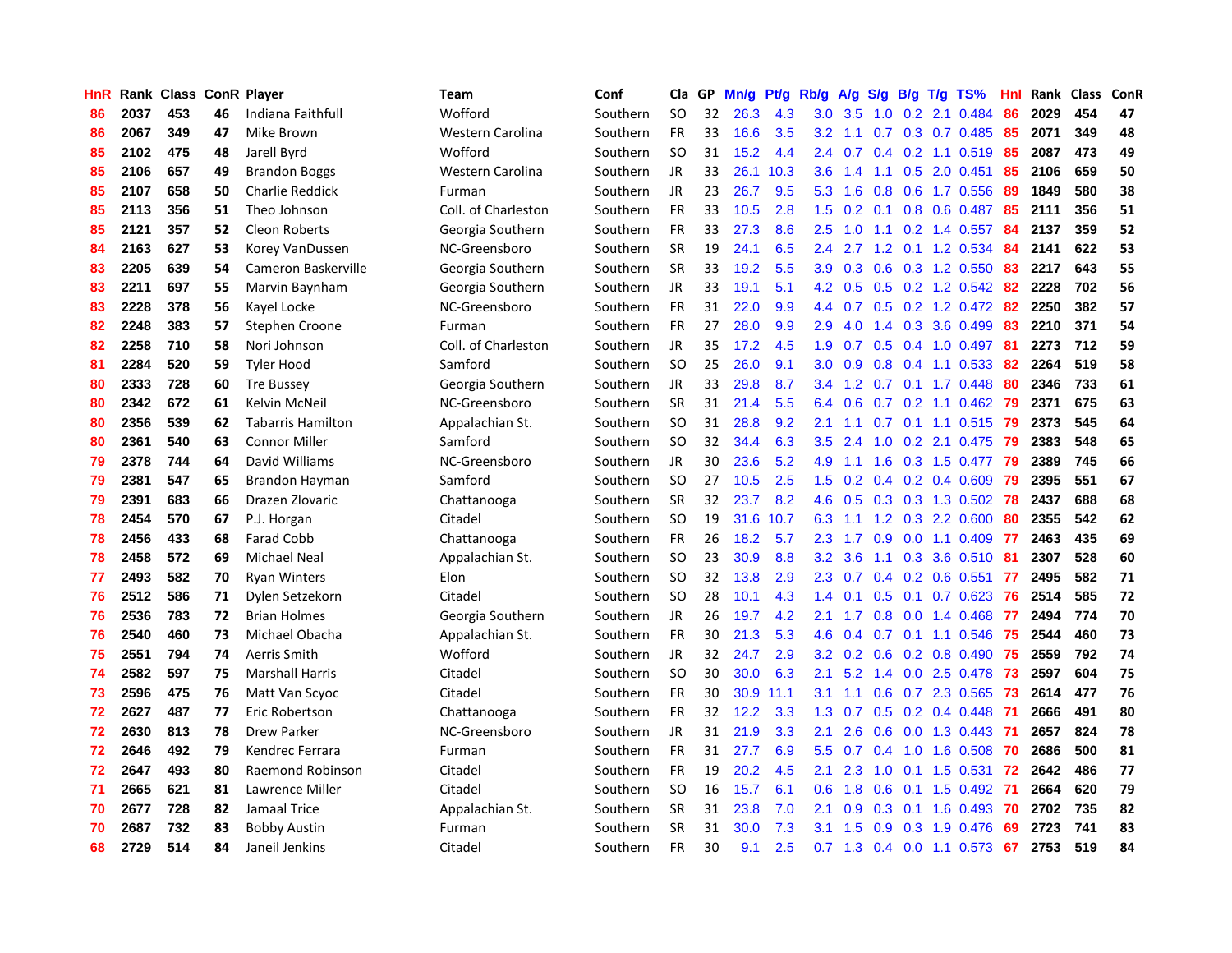| HnR | Rank | Class | ConR | Player | Team | Conf | Cla | GP | Mn/g | Pt/g | Rb/g | A/g | S/g | B/g | T/g | TS% | HnI | Rank | Class | ConR |
|---|---|---|---|---|---|---|---|---|---|---|---|---|---|---|---|---|---|---|---|---|
| 86 | 2037 | 453 | 46 | Indiana Faithfull | Wofford | Southern | SO | 32 | 26.3 | 4.3 | 3.0 | 3.5 | 1.0 | 0.2 | 2.1 | 0.484 | 86 | 2029 | 454 | 47 |
| 86 | 2067 | 349 | 47 | Mike Brown | Western Carolina | Southern | FR | 33 | 16.6 | 3.5 | 3.2 | 1.1 | 0.7 | 0.3 | 0.7 | 0.485 | 85 | 2071 | 349 | 48 |
| 85 | 2102 | 475 | 48 | Jarell Byrd | Wofford | Southern | SO | 31 | 15.2 | 4.4 | 2.4 | 0.7 | 0.4 | 0.2 | 1.1 | 0.519 | 85 | 2087 | 473 | 49 |
| 85 | 2106 | 657 | 49 | Brandon Boggs | Western Carolina | Southern | JR | 33 | 26.1 | 10.3 | 3.6 | 1.4 | 1.1 | 0.5 | 2.0 | 0.451 | 85 | 2106 | 659 | 50 |
| 85 | 2107 | 658 | 50 | Charlie Reddick | Furman | Southern | JR | 23 | 26.7 | 9.5 | 5.3 | 1.6 | 0.8 | 0.6 | 1.7 | 0.556 | 89 | 1849 | 580 | 38 |
| 85 | 2113 | 356 | 51 | Theo Johnson | Coll. of Charleston | Southern | FR | 33 | 10.5 | 2.8 | 1.5 | 0.2 | 0.1 | 0.8 | 0.6 | 0.487 | 85 | 2111 | 356 | 51 |
| 85 | 2121 | 357 | 52 | Cleon Roberts | Georgia Southern | Southern | FR | 33 | 27.3 | 8.6 | 2.5 | 1.0 | 1.1 | 0.2 | 1.4 | 0.557 | 84 | 2137 | 359 | 52 |
| 84 | 2163 | 627 | 53 | Korey VanDussen | NC-Greensboro | Southern | SR | 19 | 24.1 | 6.5 | 2.4 | 2.7 | 1.2 | 0.1 | 1.2 | 0.534 | 84 | 2141 | 622 | 53 |
| 83 | 2205 | 639 | 54 | Cameron Baskerville | Georgia Southern | Southern | SR | 33 | 19.2 | 5.5 | 3.9 | 0.3 | 0.6 | 0.3 | 1.2 | 0.550 | 83 | 2217 | 643 | 55 |
| 83 | 2211 | 697 | 55 | Marvin Baynham | Georgia Southern | Southern | JR | 33 | 19.1 | 5.1 | 4.2 | 0.5 | 0.5 | 0.2 | 1.2 | 0.542 | 82 | 2228 | 702 | 56 |
| 83 | 2228 | 378 | 56 | Kayel Locke | NC-Greensboro | Southern | FR | 31 | 22.0 | 9.9 | 4.4 | 0.7 | 0.5 | 0.2 | 1.2 | 0.472 | 82 | 2250 | 382 | 57 |
| 82 | 2248 | 383 | 57 | Stephen Croone | Furman | Southern | FR | 27 | 28.0 | 9.9 | 2.9 | 4.0 | 1.4 | 0.3 | 3.6 | 0.499 | 83 | 2210 | 371 | 54 |
| 82 | 2258 | 710 | 58 | Nori Johnson | Coll. of Charleston | Southern | JR | 35 | 17.2 | 4.5 | 1.9 | 0.7 | 0.5 | 0.4 | 1.0 | 0.497 | 81 | 2273 | 712 | 59 |
| 81 | 2284 | 520 | 59 | Tyler Hood | Samford | Southern | SO | 25 | 26.0 | 9.1 | 3.0 | 0.9 | 0.8 | 0.4 | 1.1 | 0.533 | 82 | 2264 | 519 | 58 |
| 80 | 2333 | 728 | 60 | Tre Bussey | Georgia Southern | Southern | JR | 33 | 29.8 | 8.7 | 3.4 | 1.2 | 0.7 | 0.1 | 1.7 | 0.448 | 80 | 2346 | 733 | 61 |
| 80 | 2342 | 672 | 61 | Kelvin McNeil | NC-Greensboro | Southern | SR | 31 | 21.4 | 5.5 | 6.4 | 0.6 | 0.7 | 0.2 | 1.1 | 0.462 | 79 | 2371 | 675 | 63 |
| 80 | 2356 | 539 | 62 | Tabarris Hamilton | Appalachian St. | Southern | SO | 31 | 28.8 | 9.2 | 2.1 | 1.1 | 0.7 | 0.1 | 1.1 | 0.515 | 79 | 2373 | 545 | 64 |
| 80 | 2361 | 540 | 63 | Connor Miller | Samford | Southern | SO | 32 | 34.4 | 6.3 | 3.5 | 2.4 | 1.0 | 0.2 | 2.1 | 0.475 | 79 | 2383 | 548 | 65 |
| 79 | 2378 | 744 | 64 | David Williams | NC-Greensboro | Southern | JR | 30 | 23.6 | 5.2 | 4.9 | 1.1 | 1.6 | 0.3 | 1.5 | 0.477 | 79 | 2389 | 745 | 66 |
| 79 | 2381 | 547 | 65 | Brandon Hayman | Samford | Southern | SO | 27 | 10.5 | 2.5 | 1.5 | 0.2 | 0.4 | 0.2 | 0.4 | 0.609 | 79 | 2395 | 551 | 67 |
| 79 | 2391 | 683 | 66 | Drazen Zlovaric | Chattanooga | Southern | SR | 32 | 23.7 | 8.2 | 4.6 | 0.5 | 0.3 | 0.3 | 1.3 | 0.502 | 78 | 2437 | 688 | 68 |
| 78 | 2454 | 570 | 67 | P.J. Horgan | Citadel | Southern | SO | 19 | 31.6 | 10.7 | 6.3 | 1.1 | 1.2 | 0.3 | 2.2 | 0.600 | 80 | 2355 | 542 | 62 |
| 78 | 2456 | 433 | 68 | Farad Cobb | Chattanooga | Southern | FR | 26 | 18.2 | 5.7 | 2.3 | 1.7 | 0.9 | 0.0 | 1.1 | 0.409 | 77 | 2463 | 435 | 69 |
| 78 | 2458 | 572 | 69 | Michael Neal | Appalachian St. | Southern | SO | 23 | 30.9 | 8.8 | 3.2 | 3.6 | 1.1 | 0.3 | 3.6 | 0.510 | 81 | 2307 | 528 | 60 |
| 77 | 2493 | 582 | 70 | Ryan Winters | Elon | Southern | SO | 32 | 13.8 | 2.9 | 2.3 | 0.7 | 0.4 | 0.2 | 0.6 | 0.551 | 77 | 2495 | 582 | 71 |
| 76 | 2512 | 586 | 71 | Dylen Setzekorn | Citadel | Southern | SO | 28 | 10.1 | 4.3 | 1.4 | 0.1 | 0.5 | 0.1 | 0.7 | 0.623 | 76 | 2514 | 585 | 72 |
| 76 | 2536 | 783 | 72 | Brian Holmes | Georgia Southern | Southern | JR | 26 | 19.7 | 4.2 | 2.1 | 1.7 | 0.8 | 0.0 | 1.4 | 0.468 | 77 | 2494 | 774 | 70 |
| 76 | 2540 | 460 | 73 | Michael Obacha | Appalachian St. | Southern | FR | 30 | 21.3 | 5.3 | 4.6 | 0.4 | 0.7 | 0.1 | 1.1 | 0.546 | 75 | 2544 | 460 | 73 |
| 75 | 2551 | 794 | 74 | Aerris Smith | Wofford | Southern | JR | 32 | 24.7 | 2.9 | 3.2 | 0.2 | 0.6 | 0.2 | 0.8 | 0.490 | 75 | 2559 | 792 | 74 |
| 74 | 2582 | 597 | 75 | Marshall Harris | Citadel | Southern | SO | 30 | 30.0 | 6.3 | 2.1 | 5.2 | 1.4 | 0.0 | 2.5 | 0.478 | 73 | 2597 | 604 | 75 |
| 73 | 2596 | 475 | 76 | Matt Van Scyoc | Citadel | Southern | FR | 30 | 30.9 | 11.1 | 3.1 | 1.1 | 0.6 | 0.7 | 2.3 | 0.565 | 73 | 2614 | 477 | 76 |
| 72 | 2627 | 487 | 77 | Eric Robertson | Chattanooga | Southern | FR | 32 | 12.2 | 3.3 | 1.3 | 0.7 | 0.5 | 0.2 | 0.4 | 0.448 | 71 | 2666 | 491 | 80 |
| 72 | 2630 | 813 | 78 | Drew Parker | NC-Greensboro | Southern | JR | 31 | 21.9 | 3.3 | 2.1 | 2.6 | 0.6 | 0.0 | 1.3 | 0.443 | 71 | 2657 | 824 | 78 |
| 72 | 2646 | 492 | 79 | Kendrec Ferrara | Furman | Southern | FR | 31 | 27.7 | 6.9 | 5.5 | 0.7 | 0.4 | 1.0 | 1.6 | 0.508 | 70 | 2686 | 500 | 81 |
| 72 | 2647 | 493 | 80 | Raemond Robinson | Citadel | Southern | FR | 19 | 20.2 | 4.5 | 2.1 | 2.3 | 1.0 | 0.1 | 1.5 | 0.531 | 72 | 2642 | 486 | 77 |
| 71 | 2665 | 621 | 81 | Lawrence Miller | Citadel | Southern | SO | 16 | 15.7 | 6.1 | 0.6 | 1.8 | 0.6 | 0.1 | 1.5 | 0.492 | 71 | 2664 | 620 | 79 |
| 70 | 2677 | 728 | 82 | Jamaal Trice | Appalachian St. | Southern | SR | 31 | 23.8 | 7.0 | 2.1 | 0.9 | 0.3 | 0.1 | 1.6 | 0.493 | 70 | 2702 | 735 | 82 |
| 70 | 2687 | 732 | 83 | Bobby Austin | Furman | Southern | SR | 31 | 30.0 | 7.3 | 3.1 | 1.5 | 0.9 | 0.3 | 1.9 | 0.476 | 69 | 2723 | 741 | 83 |
| 68 | 2729 | 514 | 84 | Janeil Jenkins | Citadel | Southern | FR | 30 | 9.1 | 2.5 | 0.7 | 1.3 | 0.4 | 0.0 | 1.1 | 0.573 | 67 | 2753 | 519 | 84 |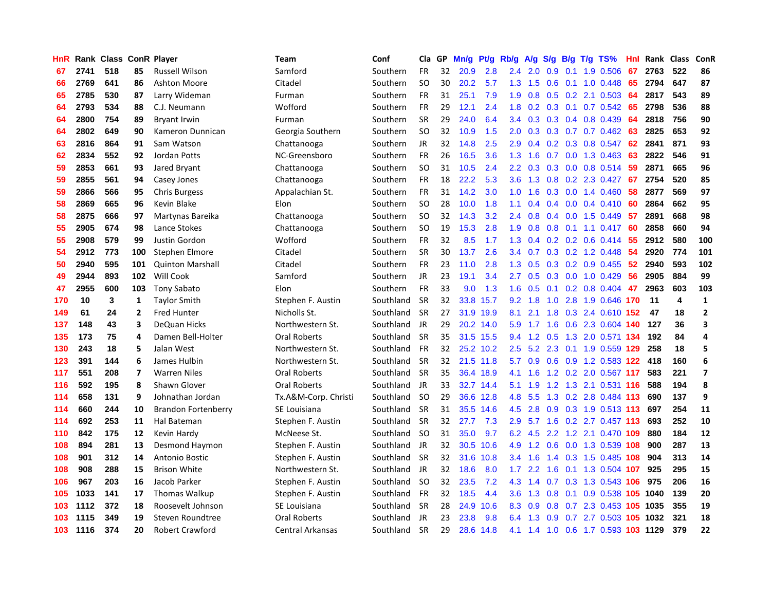| HnR | Rank | Class | ConR | Player | Team | Conf | Cla | GP | Mn/g | Pt/g | Rb/g | A/g | S/g | B/g | T/g | TS% | HnI | Rank | Class | ConR |
|---|---|---|---|---|---|---|---|---|---|---|---|---|---|---|---|---|---|---|---|---|
| 67 | 2741 | 518 | 85 | Russell Wilson | Samford | Southern | FR | 32 | 20.9 | 2.8 | 2.4 | 2.0 | 0.9 | 0.1 | 1.9 | 0.506 | 67 | 2763 | 522 | 86 |
| 66 | 2769 | 641 | 86 | Ashton Moore | Citadel | Southern | SO | 30 | 20.2 | 5.7 | 1.3 | 1.5 | 0.6 | 0.1 | 1.0 | 0.448 | 65 | 2794 | 647 | 87 |
| 65 | 2785 | 530 | 87 | Larry Wideman | Furman | Southern | FR | 31 | 25.1 | 7.9 | 1.9 | 0.8 | 0.5 | 0.2 | 2.1 | 0.503 | 64 | 2817 | 543 | 89 |
| 64 | 2793 | 534 | 88 | C.J. Neumann | Wofford | Southern | FR | 29 | 12.1 | 2.4 | 1.8 | 0.2 | 0.3 | 0.1 | 0.7 | 0.542 | 65 | 2798 | 536 | 88 |
| 64 | 2800 | 754 | 89 | Bryant Irwin | Furman | Southern | SR | 29 | 24.0 | 6.4 | 3.4 | 0.3 | 0.3 | 0.4 | 0.8 | 0.439 | 64 | 2818 | 756 | 90 |
| 64 | 2802 | 649 | 90 | Kameron Dunnican | Georgia Southern | Southern | SO | 32 | 10.9 | 1.5 | 2.0 | 0.3 | 0.3 | 0.7 | 0.7 | 0.462 | 63 | 2825 | 653 | 92 |
| 63 | 2816 | 864 | 91 | Sam Watson | Chattanooga | Southern | JR | 32 | 14.8 | 2.5 | 2.9 | 0.4 | 0.2 | 0.3 | 0.8 | 0.547 | 62 | 2841 | 871 | 93 |
| 62 | 2834 | 552 | 92 | Jordan Potts | NC-Greensboro | Southern | FR | 26 | 16.5 | 3.6 | 1.3 | 1.6 | 0.7 | 0.0 | 1.3 | 0.463 | 63 | 2822 | 546 | 91 |
| 59 | 2853 | 661 | 93 | Jared Bryant | Chattanooga | Southern | SO | 31 | 10.5 | 2.4 | 2.2 | 0.3 | 0.3 | 0.0 | 0.8 | 0.514 | 59 | 2871 | 665 | 96 |
| 59 | 2855 | 561 | 94 | Casey Jones | Chattanooga | Southern | FR | 18 | 22.2 | 5.3 | 3.6 | 1.3 | 0.8 | 0.2 | 2.3 | 0.427 | 67 | 2754 | 520 | 85 |
| 59 | 2866 | 566 | 95 | Chris Burgess | Appalachian St. | Southern | FR | 31 | 14.2 | 3.0 | 1.0 | 1.6 | 0.3 | 0.0 | 1.4 | 0.460 | 58 | 2877 | 569 | 97 |
| 58 | 2869 | 665 | 96 | Kevin Blake | Elon | Southern | SO | 28 | 10.0 | 1.8 | 1.1 | 0.4 | 0.4 | 0.0 | 0.4 | 0.410 | 60 | 2864 | 662 | 95 |
| 58 | 2875 | 666 | 97 | Martynas Bareika | Chattanooga | Southern | SO | 32 | 14.3 | 3.2 | 2.4 | 0.8 | 0.4 | 0.0 | 1.5 | 0.449 | 57 | 2891 | 668 | 98 |
| 55 | 2905 | 674 | 98 | Lance Stokes | Chattanooga | Southern | SO | 19 | 15.3 | 2.8 | 1.9 | 0.8 | 0.8 | 0.1 | 1.1 | 0.417 | 60 | 2858 | 660 | 94 |
| 55 | 2908 | 579 | 99 | Justin Gordon | Wofford | Southern | FR | 32 | 8.5 | 1.7 | 1.3 | 0.4 | 0.2 | 0.2 | 0.6 | 0.414 | 55 | 2912 | 580 | 100 |
| 54 | 2912 | 773 | 100 | Stephen Elmore | Citadel | Southern | SR | 30 | 13.7 | 2.6 | 3.4 | 0.7 | 0.3 | 0.2 | 1.2 | 0.448 | 54 | 2920 | 774 | 101 |
| 50 | 2940 | 595 | 101 | Quinton Marshall | Citadel | Southern | FR | 23 | 11.0 | 2.8 | 1.3 | 0.5 | 0.3 | 0.2 | 0.9 | 0.455 | 52 | 2940 | 593 | 102 |
| 49 | 2944 | 893 | 102 | Will Cook | Samford | Southern | JR | 23 | 19.1 | 3.4 | 2.7 | 0.5 | 0.3 | 0.0 | 1.0 | 0.429 | 56 | 2905 | 884 | 99 |
| 47 | 2955 | 600 | 103 | Tony Sabato | Elon | Southern | FR | 33 | 9.0 | 1.3 | 1.6 | 0.5 | 0.1 | 0.2 | 0.8 | 0.404 | 47 | 2963 | 603 | 103 |
| 170 | 10 | 3 | 1 | Taylor Smith | Stephen F. Austin | Southland | SR | 32 | 33.8 | 15.7 | 9.2 | 1.8 | 1.0 | 2.8 | 1.9 | 0.646 | 170 | 11 | 4 | 1 |
| 149 | 61 | 24 | 2 | Fred Hunter | Nicholls St. | Southland | SR | 27 | 31.9 | 19.9 | 8.1 | 2.1 | 1.8 | 0.3 | 2.4 | 0.610 | 152 | 47 | 18 | 2 |
| 137 | 148 | 43 | 3 | DeQuan Hicks | Northwestern St. | Southland | JR | 29 | 20.2 | 14.0 | 5.9 | 1.7 | 1.6 | 0.6 | 2.3 | 0.604 | 140 | 127 | 36 | 3 |
| 135 | 173 | 75 | 4 | Damen Bell-Holter | Oral Roberts | Southland | SR | 35 | 31.5 | 15.5 | 9.4 | 1.2 | 0.5 | 1.3 | 2.0 | 0.571 | 134 | 192 | 84 | 4 |
| 130 | 243 | 18 | 5 | Jalan West | Northwestern St. | Southland | FR | 32 | 25.2 | 10.2 | 2.5 | 5.2 | 2.3 | 0.1 | 1.9 | 0.559 | 129 | 258 | 18 | 5 |
| 123 | 391 | 144 | 6 | James Hulbin | Northwestern St. | Southland | SR | 32 | 21.5 | 11.8 | 5.7 | 0.9 | 0.6 | 0.9 | 1.2 | 0.583 | 122 | 418 | 160 | 6 |
| 117 | 551 | 208 | 7 | Warren Niles | Oral Roberts | Southland | SR | 35 | 36.4 | 18.9 | 4.1 | 1.6 | 1.2 | 0.2 | 2.0 | 0.567 | 117 | 583 | 221 | 7 |
| 116 | 592 | 195 | 8 | Shawn Glover | Oral Roberts | Southland | JR | 33 | 32.7 | 14.4 | 5.1 | 1.9 | 1.2 | 1.3 | 2.1 | 0.531 | 116 | 588 | 194 | 8 |
| 114 | 658 | 131 | 9 | Johnathan Jordan | Tx.A&M-Corp. Christi | Southland | SO | 29 | 36.6 | 12.8 | 4.8 | 5.5 | 1.3 | 0.2 | 2.8 | 0.484 | 113 | 690 | 137 | 9 |
| 114 | 660 | 244 | 10 | Brandon Fortenberry | SE Louisiana | Southland | SR | 31 | 35.5 | 14.6 | 4.5 | 2.8 | 0.9 | 0.3 | 1.9 | 0.513 | 113 | 697 | 254 | 11 |
| 114 | 692 | 253 | 11 | Hal Bateman | Stephen F. Austin | Southland | SR | 32 | 27.7 | 7.3 | 2.9 | 5.7 | 1.6 | 0.2 | 2.7 | 0.457 | 113 | 693 | 252 | 10 |
| 110 | 842 | 175 | 12 | Kevin Hardy | McNeese St. | Southland | SO | 31 | 35.0 | 9.7 | 6.2 | 4.5 | 2.2 | 1.2 | 2.1 | 0.470 | 109 | 880 | 184 | 12 |
| 108 | 894 | 281 | 13 | Desmond Haymon | Stephen F. Austin | Southland | JR | 32 | 30.5 | 10.6 | 4.9 | 1.2 | 0.6 | 0.0 | 1.3 | 0.539 | 108 | 900 | 287 | 13 |
| 108 | 901 | 312 | 14 | Antonio Bostic | Stephen F. Austin | Southland | SR | 32 | 31.6 | 10.8 | 3.4 | 1.6 | 1.4 | 0.3 | 1.5 | 0.485 | 108 | 904 | 313 | 14 |
| 108 | 908 | 288 | 15 | Brison White | Northwestern St. | Southland | JR | 32 | 18.6 | 8.0 | 1.7 | 2.2 | 1.6 | 0.1 | 1.3 | 0.504 | 107 | 925 | 295 | 15 |
| 106 | 967 | 203 | 16 | Jacob Parker | Stephen F. Austin | Southland | SO | 32 | 23.5 | 7.2 | 4.3 | 1.4 | 0.7 | 0.3 | 1.3 | 0.543 | 106 | 975 | 206 | 16 |
| 105 | 1033 | 141 | 17 | Thomas Walkup | Stephen F. Austin | Southland | FR | 32 | 18.5 | 4.4 | 3.6 | 1.3 | 0.8 | 0.1 | 0.9 | 0.538 | 105 | 1040 | 139 | 20 |
| 103 | 1112 | 372 | 18 | Roosevelt Johnson | SE Louisiana | Southland | SR | 28 | 24.9 | 10.6 | 8.3 | 0.9 | 0.8 | 0.7 | 2.3 | 0.453 | 105 | 1035 | 355 | 19 |
| 103 | 1115 | 349 | 19 | Steven Roundtree | Oral Roberts | Southland | JR | 23 | 23.8 | 9.8 | 6.4 | 1.3 | 0.9 | 0.7 | 2.7 | 0.503 | 105 | 1032 | 321 | 18 |
| 103 | 1116 | 374 | 20 | Robert Crawford | Central Arkansas | Southland | SR | 29 | 28.6 | 14.8 | 4.1 | 1.4 | 1.0 | 0.6 | 1.7 | 0.593 | 103 | 1129 | 379 | 22 |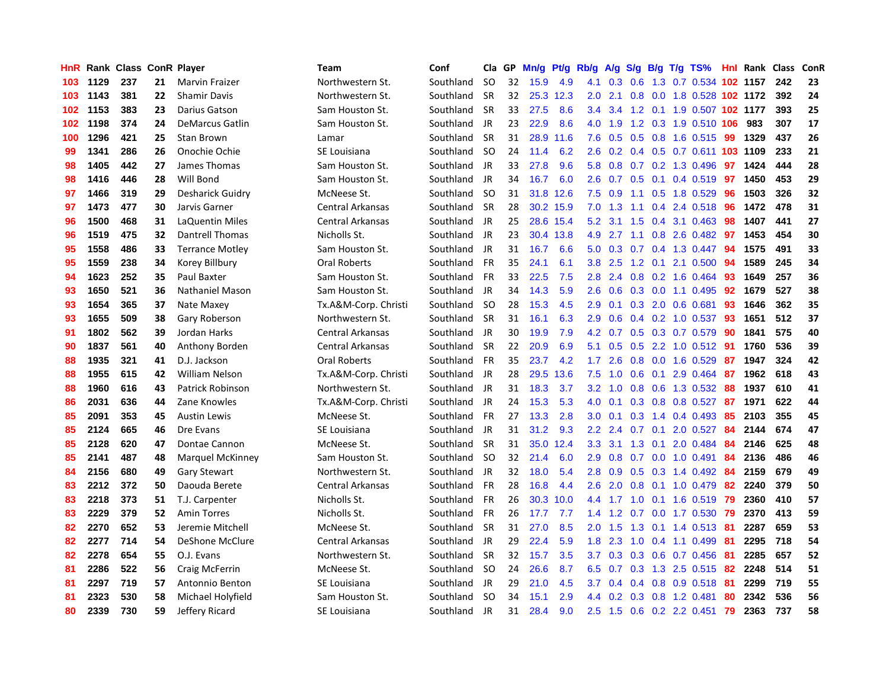| HnR | Rank | Class | ConR | Player | Team | Conf | Cla | GP | Mn/g | Pt/g | Rb/g | A/g | S/g | B/g | T/g | TS% | HnI | Rank | Class | ConR |
|---|---|---|---|---|---|---|---|---|---|---|---|---|---|---|---|---|---|---|---|---|
| 103 | 1129 | 237 | 21 | Marvin Fraizer | Northwestern St. | Southland | SO | 32 | 15.9 | 4.9 | 4.1 | 0.3 | 0.6 | 1.3 | 0.7 | 0.534 | 102 | 1157 | 242 | 23 |
| 103 | 1143 | 381 | 22 | Shamir Davis | Northwestern St. | Southland | SR | 32 | 25.3 | 12.3 | 2.0 | 2.1 | 0.8 | 0.0 | 1.8 | 0.528 | 102 | 1172 | 392 | 24 |
| 102 | 1153 | 383 | 23 | Darius Gatson | Sam Houston St. | Southland | SR | 33 | 27.5 | 8.6 | 3.4 | 3.4 | 1.2 | 0.1 | 1.9 | 0.507 | 102 | 1177 | 393 | 25 |
| 102 | 1198 | 374 | 24 | DeMarcus Gatlin | Sam Houston St. | Southland | JR | 23 | 22.9 | 8.6 | 4.0 | 1.9 | 1.2 | 0.3 | 1.9 | 0.510 | 106 | 983 | 307 | 17 |
| 100 | 1296 | 421 | 25 | Stan Brown | Lamar | Southland | SR | 31 | 28.9 | 11.6 | 7.6 | 0.5 | 0.5 | 0.8 | 1.6 | 0.515 | 99 | 1329 | 437 | 26 |
| 99 | 1341 | 286 | 26 | Onochie Ochie | SE Louisiana | Southland | SO | 24 | 11.4 | 6.2 | 2.6 | 0.2 | 0.4 | 0.5 | 0.7 | 0.611 | 103 | 1109 | 233 | 21 |
| 98 | 1405 | 442 | 27 | James Thomas | Sam Houston St. | Southland | JR | 33 | 27.8 | 9.6 | 5.8 | 0.8 | 0.7 | 0.2 | 1.3 | 0.496 | 97 | 1424 | 444 | 28 |
| 98 | 1416 | 446 | 28 | Will Bond | Sam Houston St. | Southland | JR | 34 | 16.7 | 6.0 | 2.6 | 0.7 | 0.5 | 0.1 | 0.4 | 0.519 | 97 | 1450 | 453 | 29 |
| 97 | 1466 | 319 | 29 | Desharick Guidry | McNeese St. | Southland | SO | 31 | 31.8 | 12.6 | 7.5 | 0.9 | 1.1 | 0.5 | 1.8 | 0.529 | 96 | 1503 | 326 | 32 |
| 97 | 1473 | 477 | 30 | Jarvis Garner | Central Arkansas | Southland | SR | 28 | 30.2 | 15.9 | 7.0 | 1.3 | 1.1 | 0.4 | 2.4 | 0.518 | 96 | 1472 | 478 | 31 |
| 96 | 1500 | 468 | 31 | LaQuentin Miles | Central Arkansas | Southland | JR | 25 | 28.6 | 15.4 | 5.2 | 3.1 | 1.5 | 0.4 | 3.1 | 0.463 | 98 | 1407 | 441 | 27 |
| 96 | 1519 | 475 | 32 | Dantrell Thomas | Nicholls St. | Southland | JR | 23 | 30.4 | 13.8 | 4.9 | 2.7 | 1.1 | 0.8 | 2.6 | 0.482 | 97 | 1453 | 454 | 30 |
| 95 | 1558 | 486 | 33 | Terrance Motley | Sam Houston St. | Southland | JR | 31 | 16.7 | 6.6 | 5.0 | 0.3 | 0.7 | 0.4 | 1.3 | 0.447 | 94 | 1575 | 491 | 33 |
| 95 | 1559 | 238 | 34 | Korey Billbury | Oral Roberts | Southland | FR | 35 | 24.1 | 6.1 | 3.8 | 2.5 | 1.2 | 0.1 | 2.1 | 0.500 | 94 | 1589 | 245 | 34 |
| 94 | 1623 | 252 | 35 | Paul Baxter | Sam Houston St. | Southland | FR | 33 | 22.5 | 7.5 | 2.8 | 2.4 | 0.8 | 0.2 | 1.6 | 0.464 | 93 | 1649 | 257 | 36 |
| 93 | 1650 | 521 | 36 | Nathaniel Mason | Sam Houston St. | Southland | JR | 34 | 14.3 | 5.9 | 2.6 | 0.6 | 0.3 | 0.0 | 1.1 | 0.495 | 92 | 1679 | 527 | 38 |
| 93 | 1654 | 365 | 37 | Nate Maxey | Tx.A&M-Corp. Christi | Southland | SO | 28 | 15.3 | 4.5 | 2.9 | 0.1 | 0.3 | 2.0 | 0.6 | 0.681 | 93 | 1646 | 362 | 35 |
| 93 | 1655 | 509 | 38 | Gary Roberson | Northwestern St. | Southland | SR | 31 | 16.1 | 6.3 | 2.9 | 0.6 | 0.4 | 0.2 | 1.0 | 0.537 | 93 | 1651 | 512 | 37 |
| 91 | 1802 | 562 | 39 | Jordan Harks | Central Arkansas | Southland | JR | 30 | 19.9 | 7.9 | 4.2 | 0.7 | 0.5 | 0.3 | 0.7 | 0.579 | 90 | 1841 | 575 | 40 |
| 90 | 1837 | 561 | 40 | Anthony Borden | Central Arkansas | Southland | SR | 22 | 20.9 | 6.9 | 5.1 | 0.5 | 0.5 | 2.2 | 1.0 | 0.512 | 91 | 1760 | 536 | 39 |
| 88 | 1935 | 321 | 41 | D.J. Jackson | Oral Roberts | Southland | FR | 35 | 23.7 | 4.2 | 1.7 | 2.6 | 0.8 | 0.0 | 1.6 | 0.529 | 87 | 1947 | 324 | 42 |
| 88 | 1955 | 615 | 42 | William Nelson | Tx.A&M-Corp. Christi | Southland | JR | 28 | 29.5 | 13.6 | 7.5 | 1.0 | 0.6 | 0.1 | 2.9 | 0.464 | 87 | 1962 | 618 | 43 |
| 88 | 1960 | 616 | 43 | Patrick Robinson | Northwestern St. | Southland | JR | 31 | 18.3 | 3.7 | 3.2 | 1.0 | 0.8 | 0.6 | 1.3 | 0.532 | 88 | 1937 | 610 | 41 |
| 86 | 2031 | 636 | 44 | Zane Knowles | Tx.A&M-Corp. Christi | Southland | JR | 24 | 15.3 | 5.3 | 4.0 | 0.1 | 0.3 | 0.8 | 0.8 | 0.527 | 87 | 1971 | 622 | 44 |
| 85 | 2091 | 353 | 45 | Austin Lewis | McNeese St. | Southland | FR | 27 | 13.3 | 2.8 | 3.0 | 0.1 | 0.3 | 1.4 | 0.4 | 0.493 | 85 | 2103 | 355 | 45 |
| 85 | 2124 | 665 | 46 | Dre Evans | SE Louisiana | Southland | JR | 31 | 31.2 | 9.3 | 2.2 | 2.4 | 0.7 | 0.1 | 2.0 | 0.527 | 84 | 2144 | 674 | 47 |
| 85 | 2128 | 620 | 47 | Dontae Cannon | McNeese St. | Southland | SR | 31 | 35.0 | 12.4 | 3.3 | 3.1 | 1.3 | 0.1 | 2.0 | 0.484 | 84 | 2146 | 625 | 48 |
| 85 | 2141 | 487 | 48 | Marquel McKinney | Sam Houston St. | Southland | SO | 32 | 21.4 | 6.0 | 2.9 | 0.8 | 0.7 | 0.0 | 1.0 | 0.491 | 84 | 2136 | 486 | 46 |
| 84 | 2156 | 680 | 49 | Gary Stewart | Northwestern St. | Southland | JR | 32 | 18.0 | 5.4 | 2.8 | 0.9 | 0.5 | 0.3 | 1.4 | 0.492 | 84 | 2159 | 679 | 49 |
| 83 | 2212 | 372 | 50 | Daouda Berete | Central Arkansas | Southland | FR | 28 | 16.8 | 4.4 | 2.6 | 2.0 | 0.8 | 0.1 | 1.0 | 0.479 | 82 | 2240 | 379 | 50 |
| 83 | 2218 | 373 | 51 | T.J. Carpenter | Nicholls St. | Southland | FR | 26 | 30.3 | 10.0 | 4.4 | 1.7 | 1.0 | 0.1 | 1.6 | 0.519 | 79 | 2360 | 410 | 57 |
| 83 | 2229 | 379 | 52 | Amin Torres | Nicholls St. | Southland | FR | 26 | 17.7 | 7.7 | 1.4 | 1.2 | 0.7 | 0.0 | 1.7 | 0.530 | 79 | 2370 | 413 | 59 |
| 82 | 2270 | 652 | 53 | Jeremie Mitchell | McNeese St. | Southland | SR | 31 | 27.0 | 8.5 | 2.0 | 1.5 | 1.3 | 0.1 | 1.4 | 0.513 | 81 | 2287 | 659 | 53 |
| 82 | 2277 | 714 | 54 | DeShone McClure | Central Arkansas | Southland | JR | 29 | 22.4 | 5.9 | 1.8 | 2.3 | 1.0 | 0.4 | 1.1 | 0.499 | 81 | 2295 | 718 | 54 |
| 82 | 2278 | 654 | 55 | O.J. Evans | Northwestern St. | Southland | SR | 32 | 15.7 | 3.5 | 3.7 | 0.3 | 0.3 | 0.6 | 0.7 | 0.456 | 81 | 2285 | 657 | 52 |
| 81 | 2286 | 522 | 56 | Craig McFerrin | McNeese St. | Southland | SO | 24 | 26.6 | 8.7 | 6.5 | 0.7 | 0.3 | 1.3 | 2.5 | 0.515 | 82 | 2248 | 514 | 51 |
| 81 | 2297 | 719 | 57 | Antonnio Benton | SE Louisiana | Southland | JR | 29 | 21.0 | 4.5 | 3.7 | 0.4 | 0.4 | 0.8 | 0.9 | 0.518 | 81 | 2299 | 719 | 55 |
| 81 | 2323 | 530 | 58 | Michael Holyfield | Sam Houston St. | Southland | SO | 34 | 15.1 | 2.9 | 4.4 | 0.2 | 0.3 | 0.8 | 1.2 | 0.481 | 80 | 2342 | 536 | 56 |
| 80 | 2339 | 730 | 59 | Jeffery Ricard | SE Louisiana | Southland | JR | 31 | 28.4 | 9.0 | 2.5 | 1.5 | 0.6 | 0.2 | 2.2 | 0.451 | 79 | 2363 | 737 | 58 |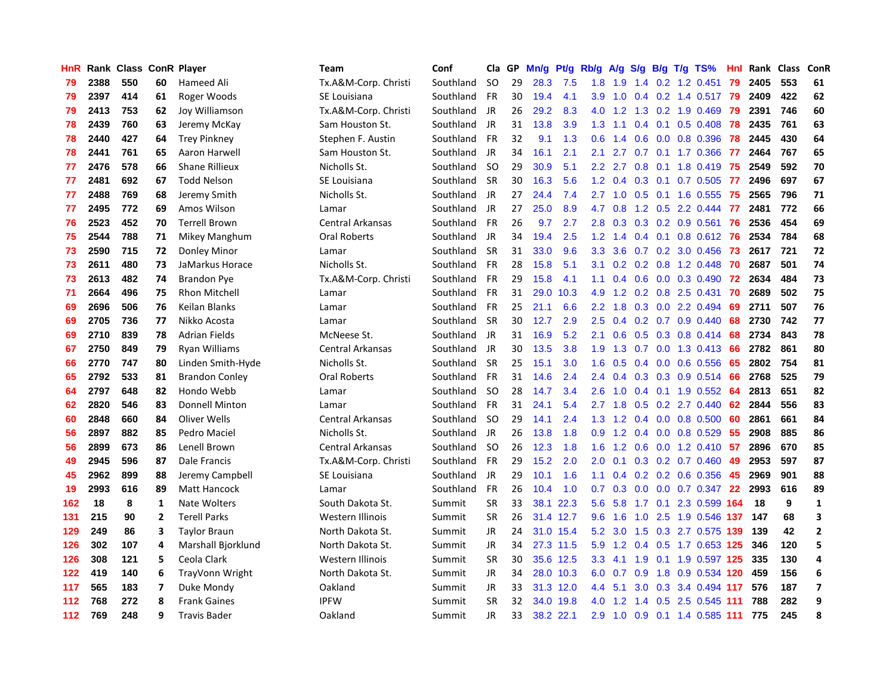| HnR | Rank | Class | ConR | Player | Team | Conf | Cla | GP | Mn/g | Pt/g | Rb/g | A/g | S/g | B/g | T/g | TS% | HnI | Rank | Class | ConR |
|---|---|---|---|---|---|---|---|---|---|---|---|---|---|---|---|---|---|---|---|---|
| 79 | 2388 | 550 | 60 | Hameed Ali | Tx.A&M-Corp. Christi | Southland | SO | 29 | 28.3 | 7.5 | 1.8 | 1.9 | 1.4 | 0.2 | 1.2 | 0.451 | 79 | 2405 | 553 | 61 |
| 79 | 2397 | 414 | 61 | Roger Woods | SE Louisiana | Southland | FR | 30 | 19.4 | 4.1 | 3.9 | 1.0 | 0.4 | 0.2 | 1.4 | 0.517 | 79 | 2409 | 422 | 62 |
| 79 | 2413 | 753 | 62 | Joy Williamson | Tx.A&M-Corp. Christi | Southland | JR | 26 | 29.2 | 8.3 | 4.0 | 1.2 | 1.3 | 0.2 | 1.9 | 0.469 | 79 | 2391 | 746 | 60 |
| 78 | 2439 | 760 | 63 | Jeremy McKay | Sam Houston St. | Southland | JR | 31 | 13.8 | 3.9 | 1.3 | 1.1 | 0.4 | 0.1 | 0.5 | 0.408 | 78 | 2435 | 761 | 63 |
| 78 | 2440 | 427 | 64 | Trey Pinkney | Stephen F. Austin | Southland | FR | 32 | 9.1 | 1.3 | 0.6 | 1.4 | 0.6 | 0.0 | 0.8 | 0.396 | 78 | 2445 | 430 | 64 |
| 78 | 2441 | 761 | 65 | Aaron Harwell | Sam Houston St. | Southland | JR | 34 | 16.1 | 2.1 | 2.1 | 2.7 | 0.7 | 0.1 | 1.7 | 0.366 | 77 | 2464 | 767 | 65 |
| 77 | 2476 | 578 | 66 | Shane Rillieux | Nicholls St. | Southland | SO | 29 | 30.9 | 5.1 | 2.2 | 2.7 | 0.8 | 0.1 | 1.8 | 0.419 | 75 | 2549 | 592 | 70 |
| 77 | 2481 | 692 | 67 | Todd Nelson | SE Louisiana | Southland | SR | 30 | 16.3 | 5.6 | 1.2 | 0.4 | 0.3 | 0.1 | 0.7 | 0.505 | 77 | 2496 | 697 | 67 |
| 77 | 2488 | 769 | 68 | Jeremy Smith | Nicholls St. | Southland | JR | 27 | 24.4 | 7.4 | 2.7 | 1.0 | 0.5 | 0.1 | 1.6 | 0.555 | 75 | 2565 | 796 | 71 |
| 77 | 2495 | 772 | 69 | Amos Wilson | Lamar | Southland | JR | 27 | 25.0 | 8.9 | 4.7 | 0.8 | 1.2 | 0.5 | 2.2 | 0.444 | 77 | 2481 | 772 | 66 |
| 76 | 2523 | 452 | 70 | Terrell Brown | Central Arkansas | Southland | FR | 26 | 9.7 | 2.7 | 2.8 | 0.3 | 0.3 | 0.2 | 0.9 | 0.561 | 76 | 2536 | 454 | 69 |
| 75 | 2544 | 788 | 71 | Mikey Manghum | Oral Roberts | Southland | JR | 34 | 19.4 | 2.5 | 1.2 | 1.4 | 0.4 | 0.1 | 0.8 | 0.612 | 76 | 2534 | 784 | 68 |
| 73 | 2590 | 715 | 72 | Donley Minor | Lamar | Southland | SR | 31 | 33.0 | 9.6 | 3.3 | 3.6 | 0.7 | 0.2 | 3.0 | 0.456 | 73 | 2617 | 721 | 72 |
| 73 | 2611 | 480 | 73 | JaMarkus Horace | Nicholls St. | Southland | FR | 28 | 15.8 | 5.1 | 3.1 | 0.2 | 0.2 | 0.8 | 1.2 | 0.448 | 70 | 2687 | 501 | 74 |
| 73 | 2613 | 482 | 74 | Brandon Pye | Tx.A&M-Corp. Christi | Southland | FR | 29 | 15.8 | 4.1 | 1.1 | 0.4 | 0.6 | 0.0 | 0.3 | 0.490 | 72 | 2634 | 484 | 73 |
| 71 | 2664 | 496 | 75 | Rhon Mitchell | Lamar | Southland | FR | 31 | 29.0 | 10.3 | 4.9 | 1.2 | 0.2 | 0.8 | 2.5 | 0.431 | 70 | 2689 | 502 | 75 |
| 69 | 2696 | 506 | 76 | Keilan Blanks | Lamar | Southland | FR | 25 | 21.1 | 6.6 | 2.2 | 1.8 | 0.3 | 0.0 | 2.2 | 0.494 | 69 | 2711 | 507 | 76 |
| 69 | 2705 | 736 | 77 | Nikko Acosta | Lamar | Southland | SR | 30 | 12.7 | 2.9 | 2.5 | 0.4 | 0.2 | 0.7 | 0.9 | 0.440 | 68 | 2730 | 742 | 77 |
| 69 | 2710 | 839 | 78 | Adrian Fields | McNeese St. | Southland | JR | 31 | 16.9 | 5.2 | 2.1 | 0.6 | 0.5 | 0.3 | 0.8 | 0.414 | 68 | 2734 | 843 | 78 |
| 67 | 2750 | 849 | 79 | Ryan Williams | Central Arkansas | Southland | JR | 30 | 13.5 | 3.8 | 1.9 | 1.3 | 0.7 | 0.0 | 1.3 | 0.413 | 66 | 2782 | 861 | 80 |
| 66 | 2770 | 747 | 80 | Linden Smith-Hyde | Nicholls St. | Southland | SR | 25 | 15.1 | 3.0 | 1.6 | 0.5 | 0.4 | 0.0 | 0.6 | 0.556 | 65 | 2802 | 754 | 81 |
| 65 | 2792 | 533 | 81 | Brandon Conley | Oral Roberts | Southland | FR | 31 | 14.6 | 2.4 | 2.4 | 0.4 | 0.3 | 0.3 | 0.9 | 0.514 | 66 | 2768 | 525 | 79 |
| 64 | 2797 | 648 | 82 | Hondo Webb | Lamar | Southland | SO | 28 | 14.7 | 3.4 | 2.6 | 1.0 | 0.4 | 0.1 | 1.9 | 0.552 | 64 | 2813 | 651 | 82 |
| 62 | 2820 | 546 | 83 | Donnell Minton | Lamar | Southland | FR | 31 | 24.1 | 5.4 | 2.7 | 1.8 | 0.5 | 0.2 | 2.7 | 0.440 | 62 | 2844 | 556 | 83 |
| 60 | 2848 | 660 | 84 | Oliver Wells | Central Arkansas | Southland | SO | 29 | 14.1 | 2.4 | 1.3 | 1.2 | 0.4 | 0.0 | 0.8 | 0.500 | 60 | 2861 | 661 | 84 |
| 56 | 2897 | 882 | 85 | Pedro Maciel | Nicholls St. | Southland | JR | 26 | 13.8 | 1.8 | 0.9 | 1.2 | 0.4 | 0.0 | 0.8 | 0.529 | 55 | 2908 | 885 | 86 |
| 56 | 2899 | 673 | 86 | Lenell Brown | Central Arkansas | Southland | SO | 26 | 12.3 | 1.8 | 1.6 | 1.2 | 0.6 | 0.0 | 1.2 | 0.410 | 57 | 2896 | 670 | 85 |
| 49 | 2945 | 596 | 87 | Dale Francis | Tx.A&M-Corp. Christi | Southland | FR | 29 | 15.2 | 2.0 | 2.0 | 0.1 | 0.3 | 0.2 | 0.7 | 0.460 | 49 | 2953 | 597 | 87 |
| 45 | 2962 | 899 | 88 | Jeremy Campbell | SE Louisiana | Southland | JR | 29 | 10.1 | 1.6 | 1.1 | 0.4 | 0.2 | 0.2 | 0.6 | 0.356 | 45 | 2969 | 901 | 88 |
| 19 | 2993 | 616 | 89 | Matt Hancock | Lamar | Southland | FR | 26 | 10.4 | 1.0 | 0.7 | 0.3 | 0.0 | 0.0 | 0.7 | 0.347 | 22 | 2993 | 616 | 89 |
| 162 | 18 | 8 | 1 | Nate Wolters | South Dakota St. | Summit | SR | 33 | 38.1 | 22.3 | 5.6 | 5.8 | 1.7 | 0.1 | 2.3 | 0.599 | 164 | 18 | 9 | 1 |
| 131 | 215 | 90 | 2 | Terell Parks | Western Illinois | Summit | SR | 26 | 31.4 | 12.7 | 9.6 | 1.6 | 1.0 | 2.5 | 1.9 | 0.546 | 137 | 147 | 68 | 3 |
| 129 | 249 | 86 | 3 | Taylor Braun | North Dakota St. | Summit | JR | 24 | 31.0 | 15.4 | 5.2 | 3.0 | 1.5 | 0.3 | 2.7 | 0.575 | 139 | 139 | 42 | 2 |
| 126 | 302 | 107 | 4 | Marshall Bjorklund | North Dakota St. | Summit | JR | 34 | 27.3 | 11.5 | 5.9 | 1.2 | 0.4 | 0.5 | 1.7 | 0.653 | 125 | 346 | 120 | 5 |
| 126 | 308 | 121 | 5 | Ceola Clark | Western Illinois | Summit | SR | 30 | 35.6 | 12.5 | 3.3 | 4.1 | 1.9 | 0.1 | 1.9 | 0.597 | 125 | 335 | 130 | 4 |
| 122 | 419 | 140 | 6 | TrayVonn Wright | North Dakota St. | Summit | JR | 34 | 28.0 | 10.3 | 6.0 | 0.7 | 0.9 | 1.8 | 0.9 | 0.534 | 120 | 459 | 156 | 6 |
| 117 | 565 | 183 | 7 | Duke Mondy | Oakland | Summit | JR | 33 | 31.3 | 12.0 | 4.4 | 5.1 | 3.0 | 0.3 | 3.4 | 0.494 | 117 | 576 | 187 | 7 |
| 112 | 768 | 272 | 8 | Frank Gaines | IPFW | Summit | SR | 32 | 34.0 | 19.8 | 4.0 | 1.2 | 1.4 | 0.5 | 2.5 | 0.545 | 111 | 788 | 282 | 9 |
| 112 | 769 | 248 | 9 | Travis Bader | Oakland | Summit | JR | 33 | 38.2 | 22.1 | 2.9 | 1.0 | 0.9 | 0.1 | 1.4 | 0.585 | 111 | 775 | 245 | 8 |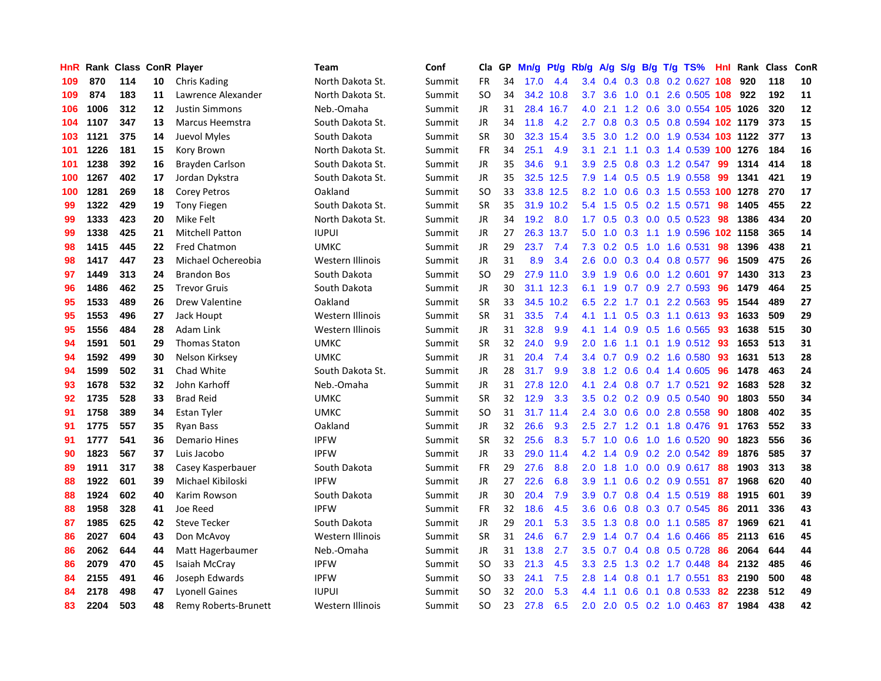| HnR | Rank | Class | ConR | Player | Team | Conf | Cla | GP | Mn/g | Pt/g | Rb/g | A/g | S/g | B/g | T/g | TS% | Hnl | Rank | Class | ConR |
|---|---|---|---|---|---|---|---|---|---|---|---|---|---|---|---|---|---|---|---|---|
| 109 | 870 | 114 | 10 | Chris Kading | North Dakota St. | Summit | FR | 34 | 17.0 | 4.4 | 3.4 | 0.4 | 0.3 | 0.8 | 0.2 | 0.627 | 108 | 920 | 118 | 10 |
| 109 | 874 | 183 | 11 | Lawrence Alexander | North Dakota St. | Summit | SO | 34 | 34.2 | 10.8 | 3.7 | 3.6 | 1.0 | 0.1 | 2.6 | 0.505 | 108 | 922 | 192 | 11 |
| 106 | 1006 | 312 | 12 | Justin Simmons | Neb.-Omaha | Summit | JR | 31 | 28.4 | 16.7 | 4.0 | 2.1 | 1.2 | 0.6 | 3.0 | 0.554 | 105 | 1026 | 320 | 12 |
| 104 | 1107 | 347 | 13 | Marcus Heemstra | South Dakota St. | Summit | JR | 34 | 11.8 | 4.2 | 2.7 | 0.8 | 0.3 | 0.5 | 0.8 | 0.594 | 102 | 1179 | 373 | 15 |
| 103 | 1121 | 375 | 14 | Juevol Myles | South Dakota | Summit | SR | 30 | 32.3 | 15.4 | 3.5 | 3.0 | 1.2 | 0.0 | 1.9 | 0.534 | 103 | 1122 | 377 | 13 |
| 101 | 1226 | 181 | 15 | Kory Brown | North Dakota St. | Summit | FR | 34 | 25.1 | 4.9 | 3.1 | 2.1 | 1.1 | 0.3 | 1.4 | 0.539 | 100 | 1276 | 184 | 16 |
| 101 | 1238 | 392 | 16 | Brayden Carlson | South Dakota St. | Summit | JR | 35 | 34.6 | 9.1 | 3.9 | 2.5 | 0.8 | 0.3 | 1.2 | 0.547 | 99 | 1314 | 414 | 18 |
| 100 | 1267 | 402 | 17 | Jordan Dykstra | South Dakota St. | Summit | JR | 35 | 32.5 | 12.5 | 7.9 | 1.4 | 0.5 | 0.5 | 1.9 | 0.558 | 99 | 1341 | 421 | 19 |
| 100 | 1281 | 269 | 18 | Corey Petros | Oakland | Summit | SO | 33 | 33.8 | 12.5 | 8.2 | 1.0 | 0.6 | 0.3 | 1.5 | 0.553 | 100 | 1278 | 270 | 17 |
| 99 | 1322 | 429 | 19 | Tony Fiegen | South Dakota St. | Summit | SR | 35 | 31.9 | 10.2 | 5.4 | 1.5 | 0.5 | 0.2 | 1.5 | 0.571 | 98 | 1405 | 455 | 22 |
| 99 | 1333 | 423 | 20 | Mike Felt | North Dakota St. | Summit | JR | 34 | 19.2 | 8.0 | 1.7 | 0.5 | 0.3 | 0.0 | 0.5 | 0.523 | 98 | 1386 | 434 | 20 |
| 99 | 1338 | 425 | 21 | Mitchell Patton | IUPUI | Summit | JR | 27 | 26.3 | 13.7 | 5.0 | 1.0 | 0.3 | 1.1 | 1.9 | 0.596 | 102 | 1158 | 365 | 14 |
| 98 | 1415 | 445 | 22 | Fred Chatmon | UMKC | Summit | JR | 29 | 23.7 | 7.4 | 7.3 | 0.2 | 0.5 | 1.0 | 1.6 | 0.531 | 98 | 1396 | 438 | 21 |
| 98 | 1417 | 447 | 23 | Michael Ochereobia | Western Illinois | Summit | JR | 31 | 8.9 | 3.4 | 2.6 | 0.0 | 0.3 | 0.4 | 0.8 | 0.577 | 96 | 1509 | 475 | 26 |
| 97 | 1449 | 313 | 24 | Brandon Bos | South Dakota | Summit | SO | 29 | 27.9 | 11.0 | 3.9 | 1.9 | 0.6 | 0.0 | 1.2 | 0.601 | 97 | 1430 | 313 | 23 |
| 96 | 1486 | 462 | 25 | Trevor Gruis | South Dakota | Summit | JR | 30 | 31.1 | 12.3 | 6.1 | 1.9 | 0.7 | 0.9 | 2.7 | 0.593 | 96 | 1479 | 464 | 25 |
| 95 | 1533 | 489 | 26 | Drew Valentine | Oakland | Summit | SR | 33 | 34.5 | 10.2 | 6.5 | 2.2 | 1.7 | 0.1 | 2.2 | 0.563 | 95 | 1544 | 489 | 27 |
| 95 | 1553 | 496 | 27 | Jack Houpt | Western Illinois | Summit | SR | 31 | 33.5 | 7.4 | 4.1 | 1.1 | 0.5 | 0.3 | 1.1 | 0.613 | 93 | 1633 | 509 | 29 |
| 95 | 1556 | 484 | 28 | Adam Link | Western Illinois | Summit | JR | 31 | 32.8 | 9.9 | 4.1 | 1.4 | 0.9 | 0.5 | 1.6 | 0.565 | 93 | 1638 | 515 | 30 |
| 94 | 1591 | 501 | 29 | Thomas Staton | UMKC | Summit | SR | 32 | 24.0 | 9.9 | 2.0 | 1.6 | 1.1 | 0.1 | 1.9 | 0.512 | 93 | 1653 | 513 | 31 |
| 94 | 1592 | 499 | 30 | Nelson Kirksey | UMKC | Summit | JR | 31 | 20.4 | 7.4 | 3.4 | 0.7 | 0.9 | 0.2 | 1.6 | 0.580 | 93 | 1631 | 513 | 28 |
| 94 | 1599 | 502 | 31 | Chad White | South Dakota St. | Summit | JR | 28 | 31.7 | 9.9 | 3.8 | 1.2 | 0.6 | 0.4 | 1.4 | 0.605 | 96 | 1478 | 463 | 24 |
| 93 | 1678 | 532 | 32 | John Karhoff | Neb.-Omaha | Summit | JR | 31 | 27.8 | 12.0 | 4.1 | 2.4 | 0.8 | 0.7 | 1.7 | 0.521 | 92 | 1683 | 528 | 32 |
| 92 | 1735 | 528 | 33 | Brad Reid | UMKC | Summit | SR | 32 | 12.9 | 3.3 | 3.5 | 0.2 | 0.2 | 0.9 | 0.5 | 0.540 | 90 | 1803 | 550 | 34 |
| 91 | 1758 | 389 | 34 | Estan Tyler | UMKC | Summit | SO | 31 | 31.7 | 11.4 | 2.4 | 3.0 | 0.6 | 0.0 | 2.8 | 0.558 | 90 | 1808 | 402 | 35 |
| 91 | 1775 | 557 | 35 | Ryan Bass | Oakland | Summit | JR | 32 | 26.6 | 9.3 | 2.5 | 2.7 | 1.2 | 0.1 | 1.8 | 0.476 | 91 | 1763 | 552 | 33 |
| 91 | 1777 | 541 | 36 | Demario Hines | IPFW | Summit | SR | 32 | 25.6 | 8.3 | 5.7 | 1.0 | 0.6 | 1.0 | 1.6 | 0.520 | 90 | 1823 | 556 | 36 |
| 90 | 1823 | 567 | 37 | Luis Jacobo | IPFW | Summit | JR | 33 | 29.0 | 11.4 | 4.2 | 1.4 | 0.9 | 0.2 | 2.0 | 0.542 | 89 | 1876 | 585 | 37 |
| 89 | 1911 | 317 | 38 | Casey Kasperbauer | South Dakota | Summit | FR | 29 | 27.6 | 8.8 | 2.0 | 1.8 | 1.0 | 0.0 | 0.9 | 0.617 | 88 | 1903 | 313 | 38 |
| 88 | 1922 | 601 | 39 | Michael Kibiloski | IPFW | Summit | JR | 27 | 22.6 | 6.8 | 3.9 | 1.1 | 0.6 | 0.2 | 0.9 | 0.551 | 87 | 1968 | 620 | 40 |
| 88 | 1924 | 602 | 40 | Karim Rowson | South Dakota | Summit | JR | 30 | 20.4 | 7.9 | 3.9 | 0.7 | 0.8 | 0.4 | 1.5 | 0.519 | 88 | 1915 | 601 | 39 |
| 88 | 1958 | 328 | 41 | Joe Reed | IPFW | Summit | FR | 32 | 18.6 | 4.5 | 3.6 | 0.6 | 0.8 | 0.3 | 0.7 | 0.545 | 86 | 2011 | 336 | 43 |
| 87 | 1985 | 625 | 42 | Steve Tecker | South Dakota | Summit | JR | 29 | 20.1 | 5.3 | 3.5 | 1.3 | 0.8 | 0.0 | 1.1 | 0.585 | 87 | 1969 | 621 | 41 |
| 86 | 2027 | 604 | 43 | Don McAvoy | Western Illinois | Summit | SR | 31 | 24.6 | 6.7 | 2.9 | 1.4 | 0.7 | 0.4 | 1.6 | 0.466 | 85 | 2113 | 616 | 45 |
| 86 | 2062 | 644 | 44 | Matt Hagerbaumer | Neb.-Omaha | Summit | JR | 31 | 13.8 | 2.7 | 3.5 | 0.7 | 0.4 | 0.8 | 0.5 | 0.728 | 86 | 2064 | 644 | 44 |
| 86 | 2079 | 470 | 45 | Isaiah McCray | IPFW | Summit | SO | 33 | 21.3 | 4.5 | 3.3 | 2.5 | 1.3 | 0.2 | 1.7 | 0.448 | 84 | 2132 | 485 | 46 |
| 84 | 2155 | 491 | 46 | Joseph Edwards | IPFW | Summit | SO | 33 | 24.1 | 7.5 | 2.8 | 1.4 | 0.8 | 0.1 | 1.7 | 0.551 | 83 | 2190 | 500 | 48 |
| 84 | 2178 | 498 | 47 | Lyonell Gaines | IUPUI | Summit | SO | 32 | 20.0 | 5.3 | 4.4 | 1.1 | 0.6 | 0.1 | 0.8 | 0.533 | 82 | 2238 | 512 | 49 |
| 83 | 2204 | 503 | 48 | Remy Roberts-Brunett | Western Illinois | Summit | SO | 23 | 27.8 | 6.5 | 2.0 | 2.0 | 0.5 | 0.2 | 1.0 | 0.463 | 87 | 1984 | 438 | 42 |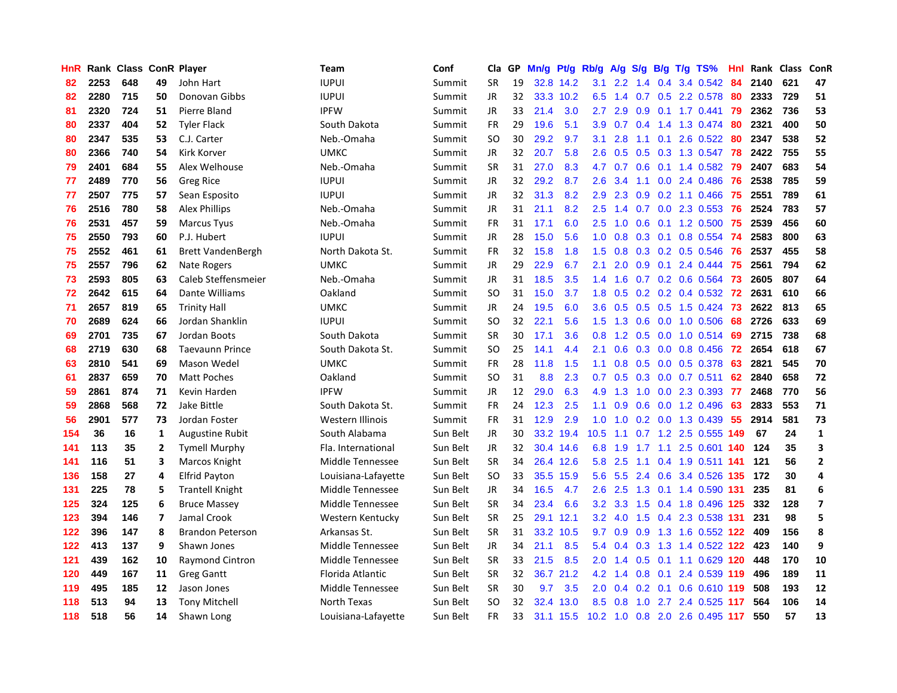| HnR | Rank | Class | ConR | Player | Team | Conf | Cla | GP | Mn/g | Pt/g | Rb/g | A/g | S/g | B/g | T/g | TS% | HnI | Rank | Class | ConR |
|---|---|---|---|---|---|---|---|---|---|---|---|---|---|---|---|---|---|---|---|---|
| 82 | 2253 | 648 | 49 | John Hart | IUPUI | Summit | SR | 19 | 32.8 | 14.2 | 3.1 | 2.2 | 1.4 | 0.4 | 3.4 | 0.542 | 84 | 2140 | 621 | 47 |
| 82 | 2280 | 715 | 50 | Donovan Gibbs | IUPUI | Summit | JR | 32 | 33.3 | 10.2 | 6.5 | 1.4 | 0.7 | 0.5 | 2.2 | 0.578 | 80 | 2333 | 729 | 51 |
| 81 | 2320 | 724 | 51 | Pierre Bland | IPFW | Summit | JR | 33 | 21.4 | 3.0 | 2.7 | 2.9 | 0.9 | 0.1 | 1.7 | 0.441 | 79 | 2362 | 736 | 53 |
| 80 | 2337 | 404 | 52 | Tyler Flack | South Dakota | Summit | FR | 29 | 19.6 | 5.1 | 3.9 | 0.7 | 0.4 | 1.4 | 1.3 | 0.474 | 80 | 2321 | 400 | 50 |
| 80 | 2347 | 535 | 53 | C.J. Carter | Neb.-Omaha | Summit | SO | 30 | 29.2 | 9.7 | 3.1 | 2.8 | 1.1 | 0.1 | 2.6 | 0.522 | 80 | 2347 | 538 | 52 |
| 80 | 2366 | 740 | 54 | Kirk Korver | UMKC | Summit | JR | 32 | 20.7 | 5.8 | 2.6 | 0.5 | 0.5 | 0.3 | 1.3 | 0.547 | 78 | 2422 | 755 | 55 |
| 79 | 2401 | 684 | 55 | Alex Welhouse | Neb.-Omaha | Summit | SR | 31 | 27.0 | 8.3 | 4.7 | 0.7 | 0.6 | 0.1 | 1.4 | 0.582 | 79 | 2407 | 683 | 54 |
| 77 | 2489 | 770 | 56 | Greg Rice | IUPUI | Summit | JR | 32 | 29.2 | 8.7 | 2.6 | 3.4 | 1.1 | 0.0 | 2.4 | 0.486 | 76 | 2538 | 785 | 59 |
| 77 | 2507 | 775 | 57 | Sean Esposito | IUPUI | Summit | JR | 32 | 31.3 | 8.2 | 2.9 | 2.3 | 0.9 | 0.2 | 1.1 | 0.466 | 75 | 2551 | 789 | 61 |
| 76 | 2516 | 780 | 58 | Alex Phillips | Neb.-Omaha | Summit | JR | 31 | 21.1 | 8.2 | 2.5 | 1.4 | 0.7 | 0.0 | 2.3 | 0.553 | 76 | 2524 | 783 | 57 |
| 76 | 2531 | 457 | 59 | Marcus Tyus | Neb.-Omaha | Summit | FR | 31 | 17.1 | 6.0 | 2.5 | 1.0 | 0.6 | 0.1 | 1.2 | 0.500 | 75 | 2539 | 456 | 60 |
| 75 | 2550 | 793 | 60 | P.J. Hubert | IUPUI | Summit | JR | 28 | 15.0 | 5.6 | 1.0 | 0.8 | 0.3 | 0.1 | 0.8 | 0.554 | 74 | 2583 | 800 | 63 |
| 75 | 2552 | 461 | 61 | Brett VandenBergh | North Dakota St. | Summit | FR | 32 | 15.8 | 1.8 | 1.5 | 0.8 | 0.3 | 0.2 | 0.5 | 0.546 | 76 | 2537 | 455 | 58 |
| 75 | 2557 | 796 | 62 | Nate Rogers | UMKC | Summit | JR | 29 | 22.9 | 6.7 | 2.1 | 2.0 | 0.9 | 0.1 | 2.4 | 0.444 | 75 | 2561 | 794 | 62 |
| 73 | 2593 | 805 | 63 | Caleb Steffensmeier | Neb.-Omaha | Summit | JR | 31 | 18.5 | 3.5 | 1.4 | 1.6 | 0.7 | 0.2 | 0.6 | 0.564 | 73 | 2605 | 807 | 64 |
| 72 | 2642 | 615 | 64 | Dante Williams | Oakland | Summit | SO | 31 | 15.0 | 3.7 | 1.8 | 0.5 | 0.2 | 0.2 | 0.4 | 0.532 | 72 | 2631 | 610 | 66 |
| 71 | 2657 | 819 | 65 | Trinity Hall | UMKC | Summit | JR | 24 | 19.5 | 6.0 | 3.6 | 0.5 | 0.5 | 0.5 | 1.5 | 0.424 | 73 | 2622 | 813 | 65 |
| 70 | 2689 | 624 | 66 | Jordan Shanklin | IUPUI | Summit | SO | 32 | 22.1 | 5.6 | 1.5 | 1.3 | 0.6 | 0.0 | 1.0 | 0.506 | 68 | 2726 | 633 | 69 |
| 69 | 2701 | 735 | 67 | Jordan Boots | South Dakota | Summit | SR | 30 | 17.1 | 3.6 | 0.8 | 1.2 | 0.5 | 0.0 | 1.0 | 0.514 | 69 | 2715 | 738 | 68 |
| 68 | 2719 | 630 | 68 | Taevaunn Prince | South Dakota St. | Summit | SO | 25 | 14.1 | 4.4 | 2.1 | 0.6 | 0.3 | 0.0 | 0.8 | 0.456 | 72 | 2654 | 618 | 67 |
| 63 | 2810 | 541 | 69 | Mason Wedel | UMKC | Summit | FR | 28 | 11.8 | 1.5 | 1.1 | 0.8 | 0.5 | 0.0 | 0.5 | 0.378 | 63 | 2821 | 545 | 70 |
| 61 | 2837 | 659 | 70 | Matt Poches | Oakland | Summit | SO | 31 | 8.8 | 2.3 | 0.7 | 0.5 | 0.3 | 0.0 | 0.7 | 0.511 | 62 | 2840 | 658 | 72 |
| 59 | 2861 | 874 | 71 | Kevin Harden | IPFW | Summit | JR | 12 | 29.0 | 6.3 | 4.9 | 1.3 | 1.0 | 0.0 | 2.3 | 0.393 | 77 | 2468 | 770 | 56 |
| 59 | 2868 | 568 | 72 | Jake Bittle | South Dakota St. | Summit | FR | 24 | 12.3 | 2.5 | 1.1 | 0.9 | 0.6 | 0.0 | 1.2 | 0.496 | 63 | 2833 | 553 | 71 |
| 56 | 2901 | 577 | 73 | Jordan Foster | Western Illinois | Summit | FR | 31 | 12.9 | 2.9 | 1.0 | 1.0 | 0.2 | 0.0 | 1.3 | 0.439 | 55 | 2914 | 581 | 73 |
| 154 | 36 | 16 | 1 | Augustine Rubit | South Alabama | Sun Belt | JR | 30 | 33.2 | 19.4 | 10.5 | 1.1 | 0.7 | 1.2 | 2.5 | 0.555 | 149 | 67 | 24 | 1 |
| 141 | 113 | 35 | 2 | Tymell Murphy | Fla. International | Sun Belt | JR | 32 | 30.4 | 14.6 | 6.8 | 1.9 | 1.7 | 1.1 | 2.5 | 0.601 | 140 | 124 | 35 | 3 |
| 141 | 116 | 51 | 3 | Marcos Knight | Middle Tennessee | Sun Belt | SR | 34 | 26.4 | 12.6 | 5.8 | 2.5 | 1.1 | 0.4 | 1.9 | 0.511 | 141 | 121 | 56 | 2 |
| 136 | 158 | 27 | 4 | Elfrid Payton | Louisiana-Lafayette | Sun Belt | SO | 33 | 35.5 | 15.9 | 5.6 | 5.5 | 2.4 | 0.6 | 3.4 | 0.526 | 135 | 172 | 30 | 4 |
| 131 | 225 | 78 | 5 | Trantell Knight | Middle Tennessee | Sun Belt | JR | 34 | 16.5 | 4.7 | 2.6 | 2.5 | 1.3 | 0.1 | 1.4 | 0.590 | 131 | 235 | 81 | 6 |
| 125 | 324 | 125 | 6 | Bruce Massey | Middle Tennessee | Sun Belt | SR | 34 | 23.4 | 6.6 | 3.2 | 3.3 | 1.5 | 0.4 | 1.8 | 0.496 | 125 | 332 | 128 | 7 |
| 123 | 394 | 146 | 7 | Jamal Crook | Western Kentucky | Sun Belt | SR | 25 | 29.1 | 12.1 | 3.2 | 4.0 | 1.5 | 0.4 | 2.3 | 0.538 | 131 | 231 | 98 | 5 |
| 122 | 396 | 147 | 8 | Brandon Peterson | Arkansas St. | Sun Belt | SR | 31 | 33.2 | 10.5 | 9.7 | 0.9 | 0.9 | 1.3 | 1.6 | 0.552 | 122 | 409 | 156 | 8 |
| 122 | 413 | 137 | 9 | Shawn Jones | Middle Tennessee | Sun Belt | JR | 34 | 21.1 | 8.5 | 5.4 | 0.4 | 0.3 | 1.3 | 1.4 | 0.522 | 122 | 423 | 140 | 9 |
| 121 | 439 | 162 | 10 | Raymond Cintron | Middle Tennessee | Sun Belt | SR | 33 | 21.5 | 8.5 | 2.0 | 1.4 | 0.5 | 0.1 | 1.1 | 0.629 | 120 | 448 | 170 | 10 |
| 120 | 449 | 167 | 11 | Greg Gantt | Florida Atlantic | Sun Belt | SR | 32 | 36.7 | 21.2 | 4.2 | 1.4 | 0.8 | 0.1 | 2.4 | 0.539 | 119 | 496 | 189 | 11 |
| 119 | 495 | 185 | 12 | Jason Jones | Middle Tennessee | Sun Belt | SR | 30 | 9.7 | 3.5 | 2.0 | 0.4 | 0.2 | 0.1 | 0.6 | 0.610 | 119 | 508 | 193 | 12 |
| 118 | 513 | 94 | 13 | Tony Mitchell | North Texas | Sun Belt | SO | 32 | 32.4 | 13.0 | 8.5 | 0.8 | 1.0 | 2.7 | 2.4 | 0.525 | 117 | 564 | 106 | 14 |
| 118 | 518 | 56 | 14 | Shawn Long | Louisiana-Lafayette | Sun Belt | FR | 33 | 31.1 | 15.5 | 10.2 | 1.0 | 0.8 | 2.0 | 2.6 | 0.495 | 117 | 550 | 57 | 13 |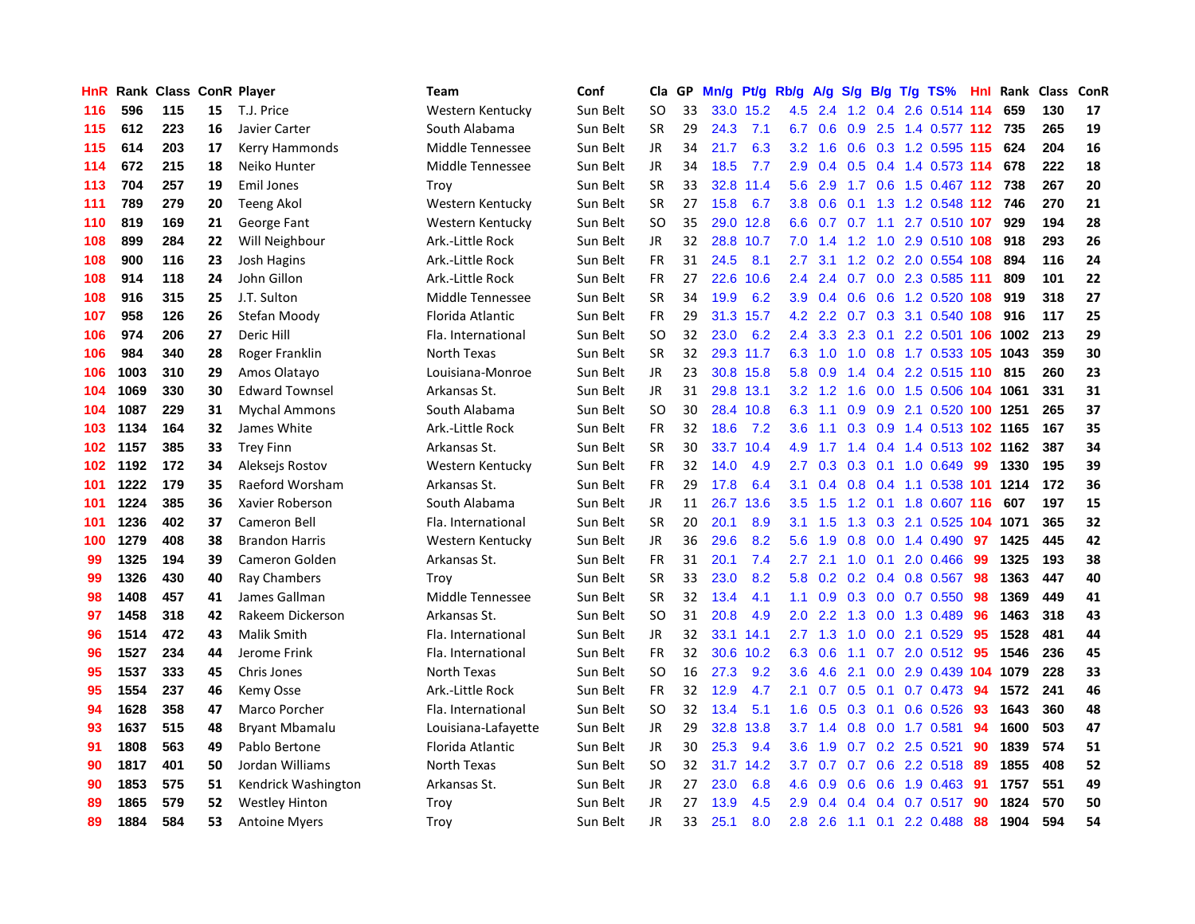| HnR | Rank | Class | ConR | Player | Team | Conf | Cla | GP | Mn/g | Pt/g | Rb/g | A/g | S/g | B/g | T/g | TS% | HnI | Rank | Class | ConR |
|---|---|---|---|---|---|---|---|---|---|---|---|---|---|---|---|---|---|---|---|---|
| 116 | 596 | 115 | 15 | T.J. Price | Western Kentucky | Sun Belt | SO | 33 | 33.0 | 15.2 | 4.5 | 2.4 | 1.2 | 0.4 | 2.6 | 0.514 | 114 | 659 | 130 | 17 |
| 115 | 612 | 223 | 16 | Javier Carter | South Alabama | Sun Belt | SR | 29 | 24.3 | 7.1 | 6.7 | 0.6 | 0.9 | 2.5 | 1.4 | 0.577 | 112 | 735 | 265 | 19 |
| 115 | 614 | 203 | 17 | Kerry Hammonds | Middle Tennessee | Sun Belt | JR | 34 | 21.7 | 6.3 | 3.2 | 1.6 | 0.6 | 0.3 | 1.2 | 0.595 | 115 | 624 | 204 | 16 |
| 114 | 672 | 215 | 18 | Neiko Hunter | Middle Tennessee | Sun Belt | JR | 34 | 18.5 | 7.7 | 2.9 | 0.4 | 0.5 | 0.4 | 1.4 | 0.573 | 114 | 678 | 222 | 18 |
| 113 | 704 | 257 | 19 | Emil Jones | Troy | Sun Belt | SR | 33 | 32.8 | 11.4 | 5.6 | 2.9 | 1.7 | 0.6 | 1.5 | 0.467 | 112 | 738 | 267 | 20 |
| 111 | 789 | 279 | 20 | Teeng Akol | Western Kentucky | Sun Belt | SR | 27 | 15.8 | 6.7 | 3.8 | 0.6 | 0.1 | 1.3 | 1.2 | 0.548 | 112 | 746 | 270 | 21 |
| 110 | 819 | 169 | 21 | George Fant | Western Kentucky | Sun Belt | SO | 35 | 29.0 | 12.8 | 6.6 | 0.7 | 0.7 | 1.1 | 2.7 | 0.510 | 107 | 929 | 194 | 28 |
| 108 | 899 | 284 | 22 | Will Neighbour | Ark.-Little Rock | Sun Belt | JR | 32 | 28.8 | 10.7 | 7.0 | 1.4 | 1.2 | 1.0 | 2.9 | 0.510 | 108 | 918 | 293 | 26 |
| 108 | 900 | 116 | 23 | Josh Hagins | Ark.-Little Rock | Sun Belt | FR | 31 | 24.5 | 8.1 | 2.7 | 3.1 | 1.2 | 0.2 | 2.0 | 0.554 | 108 | 894 | 116 | 24 |
| 108 | 914 | 118 | 24 | John Gillon | Ark.-Little Rock | Sun Belt | FR | 27 | 22.6 | 10.6 | 2.4 | 2.4 | 0.7 | 0.0 | 2.3 | 0.585 | 111 | 809 | 101 | 22 |
| 108 | 916 | 315 | 25 | J.T. Sulton | Middle Tennessee | Sun Belt | SR | 34 | 19.9 | 6.2 | 3.9 | 0.4 | 0.6 | 0.6 | 1.2 | 0.520 | 108 | 919 | 318 | 27 |
| 107 | 958 | 126 | 26 | Stefan Moody | Florida Atlantic | Sun Belt | FR | 29 | 31.3 | 15.7 | 4.2 | 2.2 | 0.7 | 0.3 | 3.1 | 0.540 | 108 | 916 | 117 | 25 |
| 106 | 974 | 206 | 27 | Deric Hill | Fla. International | Sun Belt | SO | 32 | 23.0 | 6.2 | 2.4 | 3.3 | 2.3 | 0.1 | 2.2 | 0.501 | 106 | 1002 | 213 | 29 |
| 106 | 984 | 340 | 28 | Roger Franklin | North Texas | Sun Belt | SR | 32 | 29.3 | 11.7 | 6.3 | 1.0 | 1.0 | 0.8 | 1.7 | 0.533 | 105 | 1043 | 359 | 30 |
| 106 | 1003 | 310 | 29 | Amos Olatayo | Louisiana-Monroe | Sun Belt | JR | 23 | 30.8 | 15.8 | 5.8 | 0.9 | 1.4 | 0.4 | 2.2 | 0.515 | 110 | 815 | 260 | 23 |
| 104 | 1069 | 330 | 30 | Edward Townsel | Arkansas St. | Sun Belt | JR | 31 | 29.8 | 13.1 | 3.2 | 1.2 | 1.6 | 0.0 | 1.5 | 0.506 | 104 | 1061 | 331 | 31 |
| 104 | 1087 | 229 | 31 | Mychal Ammons | South Alabama | Sun Belt | SO | 30 | 28.4 | 10.8 | 6.3 | 1.1 | 0.9 | 0.9 | 2.1 | 0.520 | 100 | 1251 | 265 | 37 |
| 103 | 1134 | 164 | 32 | James White | Ark.-Little Rock | Sun Belt | FR | 32 | 18.6 | 7.2 | 3.6 | 1.1 | 0.3 | 0.9 | 1.4 | 0.513 | 102 | 1165 | 167 | 35 |
| 102 | 1157 | 385 | 33 | Trey Finn | Arkansas St. | Sun Belt | SR | 30 | 33.7 | 10.4 | 4.9 | 1.7 | 1.4 | 0.4 | 1.4 | 0.513 | 102 | 1162 | 387 | 34 |
| 102 | 1192 | 172 | 34 | Aleksejs Rostov | Western Kentucky | Sun Belt | FR | 32 | 14.0 | 4.9 | 2.7 | 0.3 | 0.3 | 0.1 | 1.0 | 0.649 | 99 | 1330 | 195 | 39 |
| 101 | 1222 | 179 | 35 | Raeford Worsham | Arkansas St. | Sun Belt | FR | 29 | 17.8 | 6.4 | 3.1 | 0.4 | 0.8 | 0.4 | 1.1 | 0.538 | 101 | 1214 | 172 | 36 |
| 101 | 1224 | 385 | 36 | Xavier Roberson | South Alabama | Sun Belt | JR | 11 | 26.7 | 13.6 | 3.5 | 1.5 | 1.2 | 0.1 | 1.8 | 0.607 | 116 | 607 | 197 | 15 |
| 101 | 1236 | 402 | 37 | Cameron Bell | Fla. International | Sun Belt | SR | 20 | 20.1 | 8.9 | 3.1 | 1.5 | 1.3 | 0.3 | 2.1 | 0.525 | 104 | 1071 | 365 | 32 |
| 100 | 1279 | 408 | 38 | Brandon Harris | Western Kentucky | Sun Belt | JR | 36 | 29.6 | 8.2 | 5.6 | 1.9 | 0.8 | 0.0 | 1.4 | 0.490 | 97 | 1425 | 445 | 42 |
| 99 | 1325 | 194 | 39 | Cameron Golden | Arkansas St. | Sun Belt | FR | 31 | 20.1 | 7.4 | 2.7 | 2.1 | 1.0 | 0.1 | 2.0 | 0.466 | 99 | 1325 | 193 | 38 |
| 99 | 1326 | 430 | 40 | Ray Chambers | Troy | Sun Belt | SR | 33 | 23.0 | 8.2 | 5.8 | 0.2 | 0.2 | 0.4 | 0.8 | 0.567 | 98 | 1363 | 447 | 40 |
| 98 | 1408 | 457 | 41 | James Gallman | Middle Tennessee | Sun Belt | SR | 32 | 13.4 | 4.1 | 1.1 | 0.9 | 0.3 | 0.0 | 0.7 | 0.550 | 98 | 1369 | 449 | 41 |
| 97 | 1458 | 318 | 42 | Rakeem Dickerson | Arkansas St. | Sun Belt | SO | 31 | 20.8 | 4.9 | 2.0 | 2.2 | 1.3 | 0.0 | 1.3 | 0.489 | 96 | 1463 | 318 | 43 |
| 96 | 1514 | 472 | 43 | Malik Smith | Fla. International | Sun Belt | JR | 32 | 33.1 | 14.1 | 2.7 | 1.3 | 1.0 | 0.0 | 2.1 | 0.529 | 95 | 1528 | 481 | 44 |
| 96 | 1527 | 234 | 44 | Jerome Frink | Fla. International | Sun Belt | FR | 32 | 30.6 | 10.2 | 6.3 | 0.6 | 1.1 | 0.7 | 2.0 | 0.512 | 95 | 1546 | 236 | 45 |
| 95 | 1537 | 333 | 45 | Chris Jones | North Texas | Sun Belt | SO | 16 | 27.3 | 9.2 | 3.6 | 4.6 | 2.1 | 0.0 | 2.9 | 0.439 | 104 | 1079 | 228 | 33 |
| 95 | 1554 | 237 | 46 | Kemy Osse | Ark.-Little Rock | Sun Belt | FR | 32 | 12.9 | 4.7 | 2.1 | 0.7 | 0.5 | 0.1 | 0.7 | 0.473 | 94 | 1572 | 241 | 46 |
| 94 | 1628 | 358 | 47 | Marco Porcher | Fla. International | Sun Belt | SO | 32 | 13.4 | 5.1 | 1.6 | 0.5 | 0.3 | 0.1 | 0.6 | 0.526 | 93 | 1643 | 360 | 48 |
| 93 | 1637 | 515 | 48 | Bryant Mbamalu | Louisiana-Lafayette | Sun Belt | JR | 29 | 32.8 | 13.8 | 3.7 | 1.4 | 0.8 | 0.0 | 1.7 | 0.581 | 94 | 1600 | 503 | 47 |
| 91 | 1808 | 563 | 49 | Pablo Bertone | Florida Atlantic | Sun Belt | JR | 30 | 25.3 | 9.4 | 3.6 | 1.9 | 0.7 | 0.2 | 2.5 | 0.521 | 90 | 1839 | 574 | 51 |
| 90 | 1817 | 401 | 50 | Jordan Williams | North Texas | Sun Belt | SO | 32 | 31.7 | 14.2 | 3.7 | 0.7 | 0.7 | 0.6 | 2.2 | 0.518 | 89 | 1855 | 408 | 52 |
| 90 | 1853 | 575 | 51 | Kendrick Washington | Arkansas St. | Sun Belt | JR | 27 | 23.0 | 6.8 | 4.6 | 0.9 | 0.6 | 0.6 | 1.9 | 0.463 | 91 | 1757 | 551 | 49 |
| 89 | 1865 | 579 | 52 | Westley Hinton | Troy | Sun Belt | JR | 27 | 13.9 | 4.5 | 2.9 | 0.4 | 0.4 | 0.4 | 0.7 | 0.517 | 90 | 1824 | 570 | 50 |
| 89 | 1884 | 584 | 53 | Antoine Myers | Troy | Sun Belt | JR | 33 | 25.1 | 8.0 | 2.8 | 2.6 | 1.1 | 0.1 | 2.2 | 0.488 | 88 | 1904 | 594 | 54 |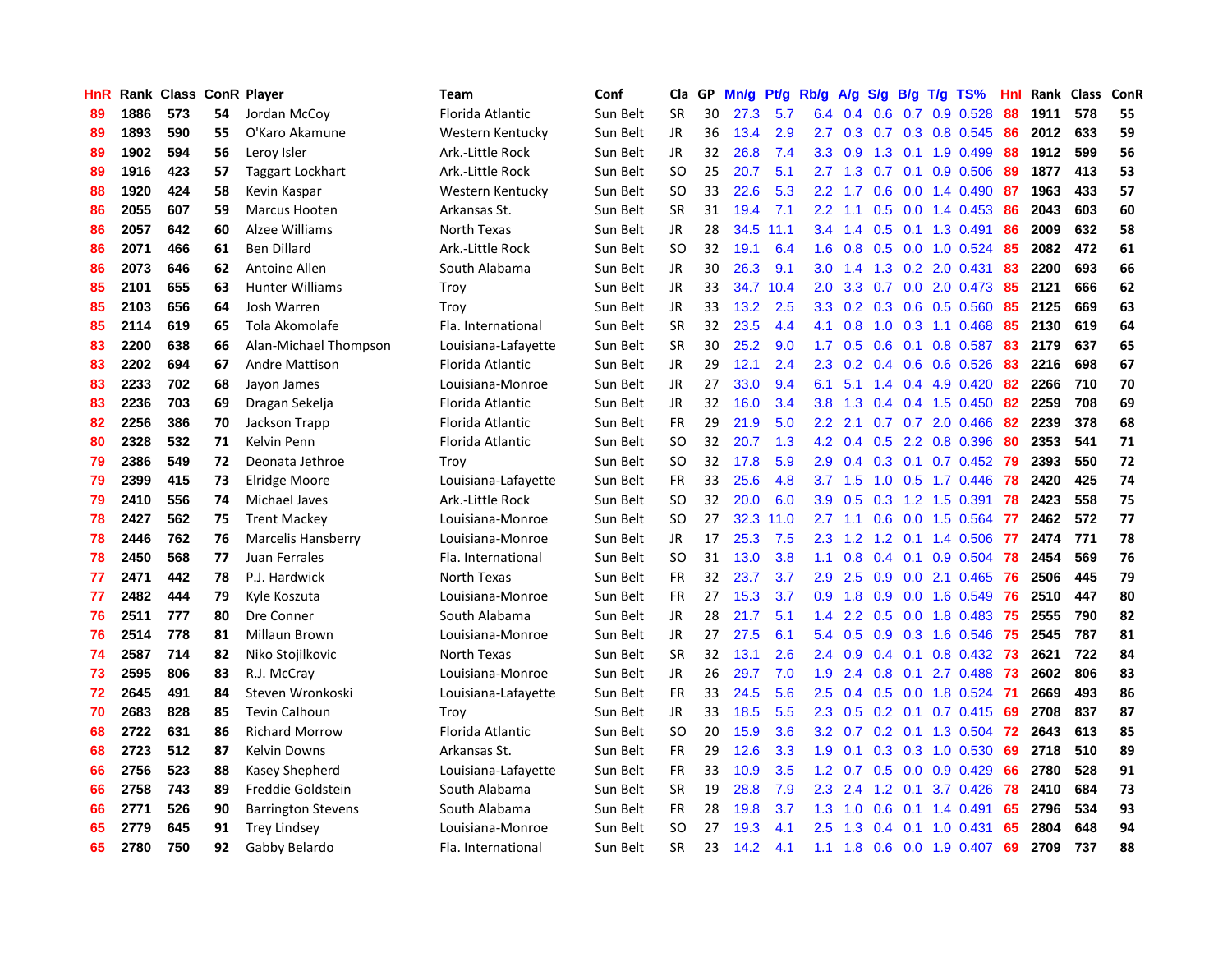| HnR | Rank | Class | ConR | Player | Team | Conf | Cla | GP | Mn/g | Pt/g | Rb/g | A/g | S/g | B/g | T/g | TS% | HnI | Rank | Class | ConR |
|---|---|---|---|---|---|---|---|---|---|---|---|---|---|---|---|---|---|---|---|---|
| 89 | 1886 | 573 | 54 | Jordan McCoy | Florida Atlantic | Sun Belt | SR | 30 | 27.3 | 5.7 | 6.4 | 0.4 | 0.6 | 0.7 | 0.9 | 0.528 | 88 | 1911 | 578 | 55 |
| 89 | 1893 | 590 | 55 | O'Karo Akamune | Western Kentucky | Sun Belt | JR | 36 | 13.4 | 2.9 | 2.7 | 0.3 | 0.7 | 0.3 | 0.8 | 0.545 | 86 | 2012 | 633 | 59 |
| 89 | 1902 | 594 | 56 | Leroy Isler | Ark.-Little Rock | Sun Belt | JR | 32 | 26.8 | 7.4 | 3.3 | 0.9 | 1.3 | 0.1 | 1.9 | 0.499 | 88 | 1912 | 599 | 56 |
| 89 | 1916 | 423 | 57 | Taggart Lockhart | Ark.-Little Rock | Sun Belt | SO | 25 | 20.7 | 5.1 | 2.7 | 1.3 | 0.7 | 0.1 | 0.9 | 0.506 | 89 | 1877 | 413 | 53 |
| 88 | 1920 | 424 | 58 | Kevin Kaspar | Western Kentucky | Sun Belt | SO | 33 | 22.6 | 5.3 | 2.2 | 1.7 | 0.6 | 0.0 | 1.4 | 0.490 | 87 | 1963 | 433 | 57 |
| 86 | 2055 | 607 | 59 | Marcus Hooten | Arkansas St. | Sun Belt | SR | 31 | 19.4 | 7.1 | 2.2 | 1.1 | 0.5 | 0.0 | 1.4 | 0.453 | 86 | 2043 | 603 | 60 |
| 86 | 2057 | 642 | 60 | Alzee Williams | North Texas | Sun Belt | JR | 28 | 34.5 | 11.1 | 3.4 | 1.4 | 0.5 | 0.1 | 1.3 | 0.491 | 86 | 2009 | 632 | 58 |
| 86 | 2071 | 466 | 61 | Ben Dillard | Ark.-Little Rock | Sun Belt | SO | 32 | 19.1 | 6.4 | 1.6 | 0.8 | 0.5 | 0.0 | 1.0 | 0.524 | 85 | 2082 | 472 | 61 |
| 86 | 2073 | 646 | 62 | Antoine Allen | South Alabama | Sun Belt | JR | 30 | 26.3 | 9.1 | 3.0 | 1.4 | 1.3 | 0.2 | 2.0 | 0.431 | 83 | 2200 | 693 | 66 |
| 85 | 2101 | 655 | 63 | Hunter Williams | Troy | Sun Belt | JR | 33 | 34.7 | 10.4 | 2.0 | 3.3 | 0.7 | 0.0 | 2.0 | 0.473 | 85 | 2121 | 666 | 62 |
| 85 | 2103 | 656 | 64 | Josh Warren | Troy | Sun Belt | JR | 33 | 13.2 | 2.5 | 3.3 | 0.2 | 0.3 | 0.6 | 0.5 | 0.560 | 85 | 2125 | 669 | 63 |
| 85 | 2114 | 619 | 65 | Tola Akomolafe | Fla. International | Sun Belt | SR | 32 | 23.5 | 4.4 | 4.1 | 0.8 | 1.0 | 0.3 | 1.1 | 0.468 | 85 | 2130 | 619 | 64 |
| 83 | 2200 | 638 | 66 | Alan-Michael Thompson | Louisiana-Lafayette | Sun Belt | SR | 30 | 25.2 | 9.0 | 1.7 | 0.5 | 0.6 | 0.1 | 0.8 | 0.587 | 83 | 2179 | 637 | 65 |
| 83 | 2202 | 694 | 67 | Andre Mattison | Florida Atlantic | Sun Belt | JR | 29 | 12.1 | 2.4 | 2.3 | 0.2 | 0.4 | 0.6 | 0.6 | 0.526 | 83 | 2216 | 698 | 67 |
| 83 | 2233 | 702 | 68 | Jayon James | Louisiana-Monroe | Sun Belt | JR | 27 | 33.0 | 9.4 | 6.1 | 5.1 | 1.4 | 0.4 | 4.9 | 0.420 | 82 | 2266 | 710 | 70 |
| 83 | 2236 | 703 | 69 | Dragan Sekelja | Florida Atlantic | Sun Belt | JR | 32 | 16.0 | 3.4 | 3.8 | 1.3 | 0.4 | 0.4 | 1.5 | 0.450 | 82 | 2259 | 708 | 69 |
| 82 | 2256 | 386 | 70 | Jackson Trapp | Florida Atlantic | Sun Belt | FR | 29 | 21.9 | 5.0 | 2.2 | 2.1 | 0.7 | 0.7 | 2.0 | 0.466 | 82 | 2239 | 378 | 68 |
| 80 | 2328 | 532 | 71 | Kelvin Penn | Florida Atlantic | Sun Belt | SO | 32 | 20.7 | 1.3 | 4.2 | 0.4 | 0.5 | 2.2 | 0.8 | 0.396 | 80 | 2353 | 541 | 71 |
| 79 | 2386 | 549 | 72 | Deonata Jethroe | Troy | Sun Belt | SO | 32 | 17.8 | 5.9 | 2.9 | 0.4 | 0.3 | 0.1 | 0.7 | 0.452 | 79 | 2393 | 550 | 72 |
| 79 | 2399 | 415 | 73 | Elridge Moore | Louisiana-Lafayette | Sun Belt | FR | 33 | 25.6 | 4.8 | 3.7 | 1.5 | 1.0 | 0.5 | 1.7 | 0.446 | 78 | 2420 | 425 | 74 |
| 79 | 2410 | 556 | 74 | Michael Javes | Ark.-Little Rock | Sun Belt | SO | 32 | 20.0 | 6.0 | 3.9 | 0.5 | 0.3 | 1.2 | 1.5 | 0.391 | 78 | 2423 | 558 | 75 |
| 78 | 2427 | 562 | 75 | Trent Mackey | Louisiana-Monroe | Sun Belt | SO | 27 | 32.3 | 11.0 | 2.7 | 1.1 | 0.6 | 0.0 | 1.5 | 0.564 | 77 | 2462 | 572 | 77 |
| 78 | 2446 | 762 | 76 | Marcelis Hansberry | Louisiana-Monroe | Sun Belt | JR | 17 | 25.3 | 7.5 | 2.3 | 1.2 | 1.2 | 0.1 | 1.4 | 0.506 | 77 | 2474 | 771 | 78 |
| 78 | 2450 | 568 | 77 | Juan Ferrales | Fla. International | Sun Belt | SO | 31 | 13.0 | 3.8 | 1.1 | 0.8 | 0.4 | 0.1 | 0.9 | 0.504 | 78 | 2454 | 569 | 76 |
| 77 | 2471 | 442 | 78 | P.J. Hardwick | North Texas | Sun Belt | FR | 32 | 23.7 | 3.7 | 2.9 | 2.5 | 0.9 | 0.0 | 2.1 | 0.465 | 76 | 2506 | 445 | 79 |
| 77 | 2482 | 444 | 79 | Kyle Koszuta | Louisiana-Monroe | Sun Belt | FR | 27 | 15.3 | 3.7 | 0.9 | 1.8 | 0.9 | 0.0 | 1.6 | 0.549 | 76 | 2510 | 447 | 80 |
| 76 | 2511 | 777 | 80 | Dre Conner | South Alabama | Sun Belt | JR | 28 | 21.7 | 5.1 | 1.4 | 2.2 | 0.5 | 0.0 | 1.8 | 0.483 | 75 | 2555 | 790 | 82 |
| 76 | 2514 | 778 | 81 | Millaun Brown | Louisiana-Monroe | Sun Belt | JR | 27 | 27.5 | 6.1 | 5.4 | 0.5 | 0.9 | 0.3 | 1.6 | 0.546 | 75 | 2545 | 787 | 81 |
| 74 | 2587 | 714 | 82 | Niko Stojilkovic | North Texas | Sun Belt | SR | 32 | 13.1 | 2.6 | 2.4 | 0.9 | 0.4 | 0.1 | 0.8 | 0.432 | 73 | 2621 | 722 | 84 |
| 73 | 2595 | 806 | 83 | R.J. McCray | Louisiana-Monroe | Sun Belt | JR | 26 | 29.7 | 7.0 | 1.9 | 2.4 | 0.8 | 0.1 | 2.7 | 0.488 | 73 | 2602 | 806 | 83 |
| 72 | 2645 | 491 | 84 | Steven Wronkoski | Louisiana-Lafayette | Sun Belt | FR | 33 | 24.5 | 5.6 | 2.5 | 0.4 | 0.5 | 0.0 | 1.8 | 0.524 | 71 | 2669 | 493 | 86 |
| 70 | 2683 | 828 | 85 | Tevin Calhoun | Troy | Sun Belt | JR | 33 | 18.5 | 5.5 | 2.3 | 0.5 | 0.2 | 0.1 | 0.7 | 0.415 | 69 | 2708 | 837 | 87 |
| 68 | 2722 | 631 | 86 | Richard Morrow | Florida Atlantic | Sun Belt | SO | 20 | 15.9 | 3.6 | 3.2 | 0.7 | 0.2 | 0.1 | 1.3 | 0.504 | 72 | 2643 | 613 | 85 |
| 68 | 2723 | 512 | 87 | Kelvin Downs | Arkansas St. | Sun Belt | FR | 29 | 12.6 | 3.3 | 1.9 | 0.1 | 0.3 | 0.3 | 1.0 | 0.530 | 69 | 2718 | 510 | 89 |
| 66 | 2756 | 523 | 88 | Kasey Shepherd | Louisiana-Lafayette | Sun Belt | FR | 33 | 10.9 | 3.5 | 1.2 | 0.7 | 0.5 | 0.0 | 0.9 | 0.429 | 66 | 2780 | 528 | 91 |
| 66 | 2758 | 743 | 89 | Freddie Goldstein | South Alabama | Sun Belt | SR | 19 | 28.8 | 7.9 | 2.3 | 2.4 | 1.2 | 0.1 | 3.7 | 0.426 | 78 | 2410 | 684 | 73 |
| 66 | 2771 | 526 | 90 | Barrington Stevens | South Alabama | Sun Belt | FR | 28 | 19.8 | 3.7 | 1.3 | 1.0 | 0.6 | 0.1 | 1.4 | 0.491 | 65 | 2796 | 534 | 93 |
| 65 | 2779 | 645 | 91 | Trey Lindsey | Louisiana-Monroe | Sun Belt | SO | 27 | 19.3 | 4.1 | 2.5 | 1.3 | 0.4 | 0.1 | 1.0 | 0.431 | 65 | 2804 | 648 | 94 |
| 65 | 2780 | 750 | 92 | Gabby Belardo | Fla. International | Sun Belt | SR | 23 | 14.2 | 4.1 | 1.1 | 1.8 | 0.6 | 0.0 | 1.9 | 0.407 | 69 | 2709 | 737 | 88 |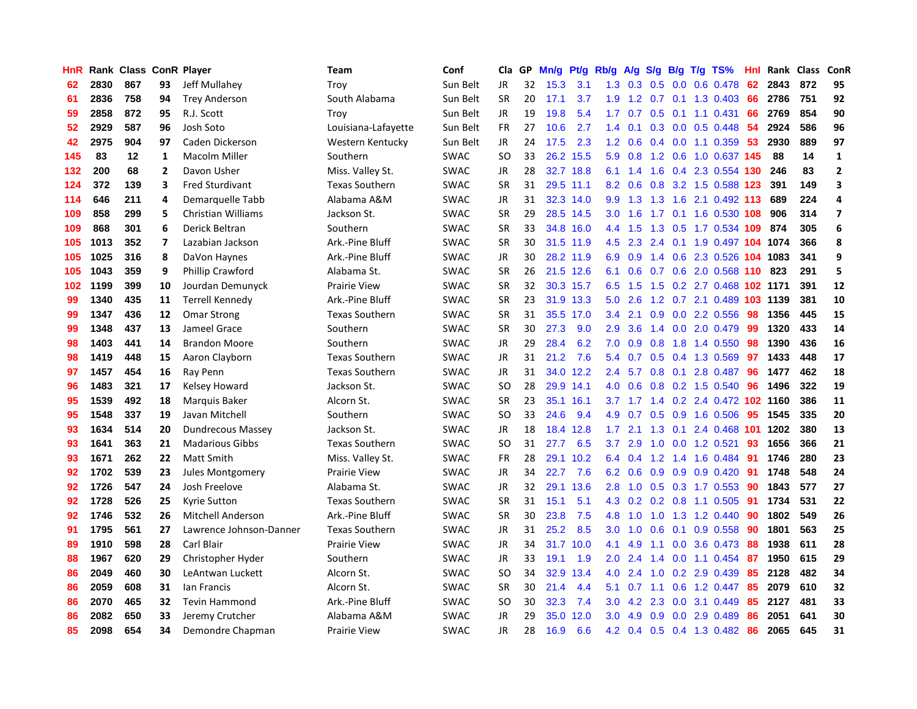| HnR | Rank | Class | ConR | Player | Team | Conf | Cla | GP | Mn/g | Pt/g | Rb/g | A/g | S/g | B/g | T/g | TS% | Hnl | Rank | Class | ConR |
|---|---|---|---|---|---|---|---|---|---|---|---|---|---|---|---|---|---|---|---|---|
| 62 | 2830 | 867 | 93 | Jeff Mullahey | Troy | Sun Belt | JR | 32 | 15.3 | 3.1 | 1.3 | 0.3 | 0.5 | 0.0 | 0.6 | 0.478 | 62 | 2843 | 872 | 95 |
| 61 | 2836 | 758 | 94 | Trey Anderson | South Alabama | Sun Belt | SR | 20 | 17.1 | 3.7 | 1.9 | 1.2 | 0.7 | 0.1 | 1.3 | 0.403 | 66 | 2786 | 751 | 92 |
| 59 | 2858 | 872 | 95 | R.J. Scott | Troy | Sun Belt | JR | 19 | 19.8 | 5.4 | 1.7 | 0.7 | 0.5 | 0.1 | 1.1 | 0.431 | 66 | 2769 | 854 | 90 |
| 52 | 2929 | 587 | 96 | Josh Soto | Louisiana-Lafayette | Sun Belt | FR | 27 | 10.6 | 2.7 | 1.4 | 0.1 | 0.3 | 0.0 | 0.5 | 0.448 | 54 | 2924 | 586 | 96 |
| 42 | 2975 | 904 | 97 | Caden Dickerson | Western Kentucky | Sun Belt | JR | 24 | 17.5 | 2.3 | 1.2 | 0.6 | 0.4 | 0.0 | 1.1 | 0.359 | 53 | 2930 | 889 | 97 |
| 145 | 83 | 12 | 1 | Macolm Miller | Southern | SWAC | SO | 33 | 26.2 | 15.5 | 5.9 | 0.8 | 1.2 | 0.6 | 1.0 | 0.637 | 145 | 88 | 14 | 1 |
| 132 | 200 | 68 | 2 | Davon Usher | Miss. Valley St. | SWAC | JR | 28 | 32.7 | 18.8 | 6.1 | 1.4 | 1.6 | 0.4 | 2.3 | 0.554 | 130 | 246 | 83 | 2 |
| 124 | 372 | 139 | 3 | Fred Sturdivant | Texas Southern | SWAC | SR | 31 | 29.5 | 11.1 | 8.2 | 0.6 | 0.8 | 3.2 | 1.5 | 0.588 | 123 | 391 | 149 | 3 |
| 114 | 646 | 211 | 4 | Demarquelle Tabb | Alabama A&M | SWAC | JR | 31 | 32.3 | 14.0 | 9.9 | 1.3 | 1.3 | 1.6 | 2.1 | 0.492 | 113 | 689 | 224 | 4 |
| 109 | 858 | 299 | 5 | Christian Williams | Jackson St. | SWAC | SR | 29 | 28.5 | 14.5 | 3.0 | 1.6 | 1.7 | 0.1 | 1.6 | 0.530 | 108 | 906 | 314 | 7 |
| 109 | 868 | 301 | 6 | Derick Beltran | Southern | SWAC | SR | 33 | 34.8 | 16.0 | 4.4 | 1.5 | 1.3 | 0.5 | 1.7 | 0.534 | 109 | 874 | 305 | 6 |
| 105 | 1013 | 352 | 7 | Lazabian Jackson | Ark.-Pine Bluff | SWAC | SR | 30 | 31.5 | 11.9 | 4.5 | 2.3 | 2.4 | 0.1 | 1.9 | 0.497 | 104 | 1074 | 366 | 8 |
| 105 | 1025 | 316 | 8 | DaVon Haynes | Ark.-Pine Bluff | SWAC | JR | 30 | 28.2 | 11.9 | 6.9 | 0.9 | 1.4 | 0.6 | 2.3 | 0.526 | 104 | 1083 | 341 | 9 |
| 105 | 1043 | 359 | 9 | Phillip Crawford | Alabama St. | SWAC | SR | 26 | 21.5 | 12.6 | 6.1 | 0.6 | 0.7 | 0.6 | 2.0 | 0.568 | 110 | 823 | 291 | 5 |
| 102 | 1199 | 399 | 10 | Jourdan Demunyck | Prairie View | SWAC | SR | 32 | 30.3 | 15.7 | 6.5 | 1.5 | 1.5 | 0.2 | 2.7 | 0.468 | 102 | 1171 | 391 | 12 |
| 99 | 1340 | 435 | 11 | Terrell Kennedy | Ark.-Pine Bluff | SWAC | SR | 23 | 31.9 | 13.3 | 5.0 | 2.6 | 1.2 | 0.7 | 2.1 | 0.489 | 103 | 1139 | 381 | 10 |
| 99 | 1347 | 436 | 12 | Omar Strong | Texas Southern | SWAC | SR | 31 | 35.5 | 17.0 | 3.4 | 2.1 | 0.9 | 0.0 | 2.2 | 0.556 | 98 | 1356 | 445 | 15 |
| 99 | 1348 | 437 | 13 | Jameel Grace | Southern | SWAC | SR | 30 | 27.3 | 9.0 | 2.9 | 3.6 | 1.4 | 0.0 | 2.0 | 0.479 | 99 | 1320 | 433 | 14 |
| 98 | 1403 | 441 | 14 | Brandon Moore | Southern | SWAC | JR | 29 | 28.4 | 6.2 | 7.0 | 0.9 | 0.8 | 1.8 | 1.4 | 0.550 | 98 | 1390 | 436 | 16 |
| 98 | 1419 | 448 | 15 | Aaron Clayborn | Texas Southern | SWAC | JR | 31 | 21.2 | 7.6 | 5.4 | 0.7 | 0.5 | 0.4 | 1.3 | 0.569 | 97 | 1433 | 448 | 17 |
| 97 | 1457 | 454 | 16 | Ray Penn | Texas Southern | SWAC | JR | 31 | 34.0 | 12.2 | 2.4 | 5.7 | 0.8 | 0.1 | 2.8 | 0.487 | 96 | 1477 | 462 | 18 |
| 96 | 1483 | 321 | 17 | Kelsey Howard | Jackson St. | SWAC | SO | 28 | 29.9 | 14.1 | 4.0 | 0.6 | 0.8 | 0.2 | 1.5 | 0.540 | 96 | 1496 | 322 | 19 |
| 95 | 1539 | 492 | 18 | Marquis Baker | Alcorn St. | SWAC | SR | 23 | 35.1 | 16.1 | 3.7 | 1.7 | 1.4 | 0.2 | 2.4 | 0.472 | 102 | 1160 | 386 | 11 |
| 95 | 1548 | 337 | 19 | Javan Mitchell | Southern | SWAC | SO | 33 | 24.6 | 9.4 | 4.9 | 0.7 | 0.5 | 0.9 | 1.6 | 0.506 | 95 | 1545 | 335 | 20 |
| 93 | 1634 | 514 | 20 | Dundrecous Massey | Jackson St. | SWAC | JR | 18 | 18.4 | 12.8 | 1.7 | 2.1 | 1.3 | 0.1 | 2.4 | 0.468 | 101 | 1202 | 380 | 13 |
| 93 | 1641 | 363 | 21 | Madarious Gibbs | Texas Southern | SWAC | SO | 31 | 27.7 | 6.5 | 3.7 | 2.9 | 1.0 | 0.0 | 1.2 | 0.521 | 93 | 1656 | 366 | 21 |
| 93 | 1671 | 262 | 22 | Matt Smith | Miss. Valley St. | SWAC | FR | 28 | 29.1 | 10.2 | 6.4 | 0.4 | 1.2 | 1.4 | 1.6 | 0.484 | 91 | 1746 | 280 | 23 |
| 92 | 1702 | 539 | 23 | Jules Montgomery | Prairie View | SWAC | JR | 34 | 22.7 | 7.6 | 6.2 | 0.6 | 0.9 | 0.9 | 0.9 | 0.420 | 91 | 1748 | 548 | 24 |
| 92 | 1726 | 547 | 24 | Josh Freelove | Alabama St. | SWAC | JR | 32 | 29.1 | 13.6 | 2.8 | 1.0 | 0.5 | 0.3 | 1.7 | 0.553 | 90 | 1843 | 577 | 27 |
| 92 | 1728 | 526 | 25 | Kyrie Sutton | Texas Southern | SWAC | SR | 31 | 15.1 | 5.1 | 4.3 | 0.2 | 0.2 | 0.8 | 1.1 | 0.505 | 91 | 1734 | 531 | 22 |
| 92 | 1746 | 532 | 26 | Mitchell Anderson | Ark.-Pine Bluff | SWAC | SR | 30 | 23.8 | 7.5 | 4.8 | 1.0 | 1.0 | 1.3 | 1.2 | 0.440 | 90 | 1802 | 549 | 26 |
| 91 | 1795 | 561 | 27 | Lawrence Johnson-Danner | Texas Southern | SWAC | JR | 31 | 25.2 | 8.5 | 3.0 | 1.0 | 0.6 | 0.1 | 0.9 | 0.558 | 90 | 1801 | 563 | 25 |
| 89 | 1910 | 598 | 28 | Carl Blair | Prairie View | SWAC | JR | 34 | 31.7 | 10.0 | 4.1 | 4.9 | 1.1 | 0.0 | 3.6 | 0.473 | 88 | 1938 | 611 | 28 |
| 88 | 1967 | 620 | 29 | Christopher Hyder | Southern | SWAC | JR | 33 | 19.1 | 1.9 | 2.0 | 2.4 | 1.4 | 0.0 | 1.1 | 0.454 | 87 | 1950 | 615 | 29 |
| 86 | 2049 | 460 | 30 | LeAntwan Luckett | Alcorn St. | SWAC | SO | 34 | 32.9 | 13.4 | 4.0 | 2.4 | 1.0 | 0.2 | 2.9 | 0.439 | 85 | 2128 | 482 | 34 |
| 86 | 2059 | 608 | 31 | Ian Francis | Alcorn St. | SWAC | SR | 30 | 21.4 | 4.4 | 5.1 | 0.7 | 1.1 | 0.6 | 1.2 | 0.447 | 85 | 2079 | 610 | 32 |
| 86 | 2070 | 465 | 32 | Tevin Hammond | Ark.-Pine Bluff | SWAC | SO | 30 | 32.3 | 7.4 | 3.0 | 4.2 | 2.3 | 0.0 | 3.1 | 0.449 | 85 | 2127 | 481 | 33 |
| 86 | 2082 | 650 | 33 | Jeremy Crutcher | Alabama A&M | SWAC | JR | 29 | 35.0 | 12.0 | 3.0 | 4.9 | 0.9 | 0.0 | 2.9 | 0.489 | 86 | 2051 | 641 | 30 |
| 85 | 2098 | 654 | 34 | Demondre Chapman | Prairie View | SWAC | JR | 28 | 16.9 | 6.6 | 4.2 | 0.4 | 0.5 | 0.4 | 1.3 | 0.482 | 86 | 2065 | 645 | 31 |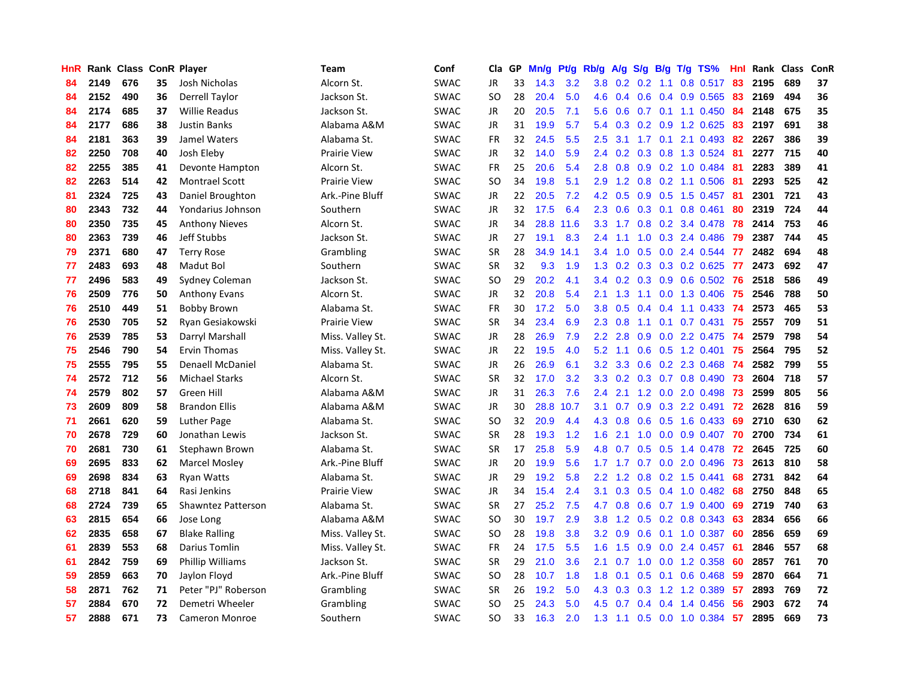| HnR | Rank | Class | ConR | Player | Team | Conf | Cla | GP | Mn/g | Pt/g | Rb/g | A/g | S/g | B/g | T/g | TS% | HnI | Rank | Class | ConR |
|---|---|---|---|---|---|---|---|---|---|---|---|---|---|---|---|---|---|---|---|---|
| 84 | 2149 | 676 | 35 | Josh Nicholas | Alcorn St. | SWAC | JR | 33 | 14.3 | 3.2 | 3.8 | 0.2 | 0.2 | 1.1 | 0.8 | 0.517 | 83 | 2195 | 689 | 37 |
| 84 | 2152 | 490 | 36 | Derrell Taylor | Jackson St. | SWAC | SO | 28 | 20.4 | 5.0 | 4.6 | 0.4 | 0.6 | 0.4 | 0.9 | 0.565 | 83 | 2169 | 494 | 36 |
| 84 | 2174 | 685 | 37 | Willie Readus | Jackson St. | SWAC | JR | 20 | 20.5 | 7.1 | 5.6 | 0.6 | 0.7 | 0.1 | 1.1 | 0.450 | 84 | 2148 | 675 | 35 |
| 84 | 2177 | 686 | 38 | Justin Banks | Alabama A&M | SWAC | JR | 31 | 19.9 | 5.7 | 5.4 | 0.3 | 0.2 | 0.9 | 1.2 | 0.625 | 83 | 2197 | 691 | 38 |
| 84 | 2181 | 363 | 39 | Jamel Waters | Alabama St. | SWAC | FR | 32 | 24.5 | 5.5 | 2.5 | 3.1 | 1.7 | 0.1 | 2.1 | 0.493 | 82 | 2267 | 386 | 39 |
| 82 | 2250 | 708 | 40 | Josh Eleby | Prairie View | SWAC | JR | 32 | 14.0 | 5.9 | 2.4 | 0.2 | 0.3 | 0.8 | 1.3 | 0.524 | 81 | 2277 | 715 | 40 |
| 82 | 2255 | 385 | 41 | Devonte Hampton | Alcorn St. | SWAC | FR | 25 | 20.6 | 5.4 | 2.8 | 0.8 | 0.9 | 0.2 | 1.0 | 0.484 | 81 | 2283 | 389 | 41 |
| 82 | 2263 | 514 | 42 | Montrael Scott | Prairie View | SWAC | SO | 34 | 19.8 | 5.1 | 2.9 | 1.2 | 0.8 | 0.2 | 1.1 | 0.506 | 81 | 2293 | 525 | 42 |
| 81 | 2324 | 725 | 43 | Daniel Broughton | Ark.-Pine Bluff | SWAC | JR | 22 | 20.5 | 7.2 | 4.2 | 0.5 | 0.9 | 0.5 | 1.5 | 0.457 | 81 | 2301 | 721 | 43 |
| 80 | 2343 | 732 | 44 | Yondarius Johnson | Southern | SWAC | JR | 32 | 17.5 | 6.4 | 2.3 | 0.6 | 0.3 | 0.1 | 0.8 | 0.461 | 80 | 2319 | 724 | 44 |
| 80 | 2350 | 735 | 45 | Anthony Nieves | Alcorn St. | SWAC | JR | 34 | 28.8 | 11.6 | 3.3 | 1.7 | 0.8 | 0.2 | 3.4 | 0.478 | 78 | 2414 | 753 | 46 |
| 80 | 2363 | 739 | 46 | Jeff Stubbs | Jackson St. | SWAC | JR | 27 | 19.1 | 8.3 | 2.4 | 1.1 | 1.0 | 0.3 | 2.4 | 0.486 | 79 | 2387 | 744 | 45 |
| 79 | 2371 | 680 | 47 | Terry Rose | Grambling | SWAC | SR | 28 | 34.9 | 14.1 | 3.4 | 1.0 | 0.5 | 0.0 | 2.4 | 0.544 | 77 | 2482 | 694 | 48 |
| 77 | 2483 | 693 | 48 | Madut Bol | Southern | SWAC | SR | 32 | 9.3 | 1.9 | 1.3 | 0.2 | 0.3 | 0.3 | 0.2 | 0.625 | 77 | 2473 | 692 | 47 |
| 77 | 2496 | 583 | 49 | Sydney Coleman | Jackson St. | SWAC | SO | 29 | 20.2 | 4.1 | 3.4 | 0.2 | 0.3 | 0.9 | 0.6 | 0.502 | 76 | 2518 | 586 | 49 |
| 76 | 2509 | 776 | 50 | Anthony Evans | Alcorn St. | SWAC | JR | 32 | 20.8 | 5.4 | 2.1 | 1.3 | 1.1 | 0.0 | 1.3 | 0.406 | 75 | 2546 | 788 | 50 |
| 76 | 2510 | 449 | 51 | Bobby Brown | Alabama St. | SWAC | FR | 30 | 17.2 | 5.0 | 3.8 | 0.5 | 0.4 | 0.4 | 1.1 | 0.433 | 74 | 2573 | 465 | 53 |
| 76 | 2530 | 705 | 52 | Ryan Gesiakowski | Prairie View | SWAC | SR | 34 | 23.4 | 6.9 | 2.3 | 0.8 | 1.1 | 0.1 | 0.7 | 0.431 | 75 | 2557 | 709 | 51 |
| 76 | 2539 | 785 | 53 | Darryl Marshall | Miss. Valley St. | SWAC | JR | 28 | 26.9 | 7.9 | 2.2 | 2.8 | 0.9 | 0.0 | 2.2 | 0.475 | 74 | 2579 | 798 | 54 |
| 75 | 2546 | 790 | 54 | Ervin Thomas | Miss. Valley St. | SWAC | JR | 22 | 19.5 | 4.0 | 5.2 | 1.1 | 0.6 | 0.5 | 1.2 | 0.401 | 75 | 2564 | 795 | 52 |
| 75 | 2555 | 795 | 55 | Denaell McDaniel | Alabama St. | SWAC | JR | 26 | 26.9 | 6.1 | 3.2 | 3.3 | 0.6 | 0.2 | 2.3 | 0.468 | 74 | 2582 | 799 | 55 |
| 74 | 2572 | 712 | 56 | Michael Starks | Alcorn St. | SWAC | SR | 32 | 17.0 | 3.2 | 3.3 | 0.2 | 0.3 | 0.7 | 0.8 | 0.490 | 73 | 2604 | 718 | 57 |
| 74 | 2579 | 802 | 57 | Green Hill | Alabama A&M | SWAC | JR | 31 | 26.3 | 7.6 | 2.4 | 2.1 | 1.2 | 0.0 | 2.0 | 0.498 | 73 | 2599 | 805 | 56 |
| 73 | 2609 | 809 | 58 | Brandon Ellis | Alabama A&M | SWAC | JR | 30 | 28.8 | 10.7 | 3.1 | 0.7 | 0.9 | 0.3 | 2.2 | 0.491 | 72 | 2628 | 816 | 59 |
| 71 | 2661 | 620 | 59 | Luther Page | Alabama St. | SWAC | SO | 32 | 20.9 | 4.4 | 4.3 | 0.8 | 0.6 | 0.5 | 1.6 | 0.433 | 69 | 2710 | 630 | 62 |
| 70 | 2678 | 729 | 60 | Jonathan Lewis | Jackson St. | SWAC | SR | 28 | 19.3 | 1.2 | 1.6 | 2.1 | 1.0 | 0.0 | 0.9 | 0.407 | 70 | 2700 | 734 | 61 |
| 70 | 2681 | 730 | 61 | Stephawn Brown | Alabama St. | SWAC | SR | 17 | 25.8 | 5.9 | 4.8 | 0.7 | 0.5 | 0.5 | 1.4 | 0.478 | 72 | 2645 | 725 | 60 |
| 69 | 2695 | 833 | 62 | Marcel Mosley | Ark.-Pine Bluff | SWAC | JR | 20 | 19.9 | 5.6 | 1.7 | 1.7 | 0.7 | 0.0 | 2.0 | 0.496 | 73 | 2613 | 810 | 58 |
| 69 | 2698 | 834 | 63 | Ryan Watts | Alabama St. | SWAC | JR | 29 | 19.2 | 5.8 | 2.2 | 1.2 | 0.8 | 0.2 | 1.5 | 0.441 | 68 | 2731 | 842 | 64 |
| 68 | 2718 | 841 | 64 | Rasi Jenkins | Prairie View | SWAC | JR | 34 | 15.4 | 2.4 | 3.1 | 0.3 | 0.5 | 0.4 | 1.0 | 0.482 | 68 | 2750 | 848 | 65 |
| 68 | 2724 | 739 | 65 | Shawntez Patterson | Alabama St. | SWAC | SR | 27 | 25.2 | 7.5 | 4.7 | 0.8 | 0.6 | 0.7 | 1.9 | 0.400 | 69 | 2719 | 740 | 63 |
| 63 | 2815 | 654 | 66 | Jose Long | Alabama A&M | SWAC | SO | 30 | 19.7 | 2.9 | 3.8 | 1.2 | 0.5 | 0.2 | 0.8 | 0.343 | 63 | 2834 | 656 | 66 |
| 62 | 2835 | 658 | 67 | Blake Ralling | Miss. Valley St. | SWAC | SO | 28 | 19.8 | 3.8 | 3.2 | 0.9 | 0.6 | 0.1 | 1.0 | 0.387 | 60 | 2856 | 659 | 69 |
| 61 | 2839 | 553 | 68 | Darius Tomlin | Miss. Valley St. | SWAC | FR | 24 | 17.5 | 5.5 | 1.6 | 1.5 | 0.9 | 0.0 | 2.4 | 0.457 | 61 | 2846 | 557 | 68 |
| 61 | 2842 | 759 | 69 | Phillip Williams | Jackson St. | SWAC | SR | 29 | 21.0 | 3.6 | 2.1 | 0.7 | 1.0 | 0.0 | 1.2 | 0.358 | 60 | 2857 | 761 | 70 |
| 59 | 2859 | 663 | 70 | Jaylon Floyd | Ark.-Pine Bluff | SWAC | SO | 28 | 10.7 | 1.8 | 1.8 | 0.1 | 0.5 | 0.1 | 0.6 | 0.468 | 59 | 2870 | 664 | 71 |
| 58 | 2871 | 762 | 71 | Peter "PJ" Roberson | Grambling | SWAC | SR | 26 | 19.2 | 5.0 | 4.3 | 0.3 | 0.3 | 1.2 | 1.2 | 0.389 | 57 | 2893 | 769 | 72 |
| 57 | 2884 | 670 | 72 | Demetri Wheeler | Grambling | SWAC | SO | 25 | 24.3 | 5.0 | 4.5 | 0.7 | 0.4 | 0.4 | 1.4 | 0.456 | 56 | 2903 | 672 | 74 |
| 57 | 2888 | 671 | 73 | Cameron Monroe | Southern | SWAC | SO | 33 | 16.3 | 2.0 | 1.3 | 1.1 | 0.5 | 0.0 | 1.0 | 0.384 | 57 | 2895 | 669 | 73 |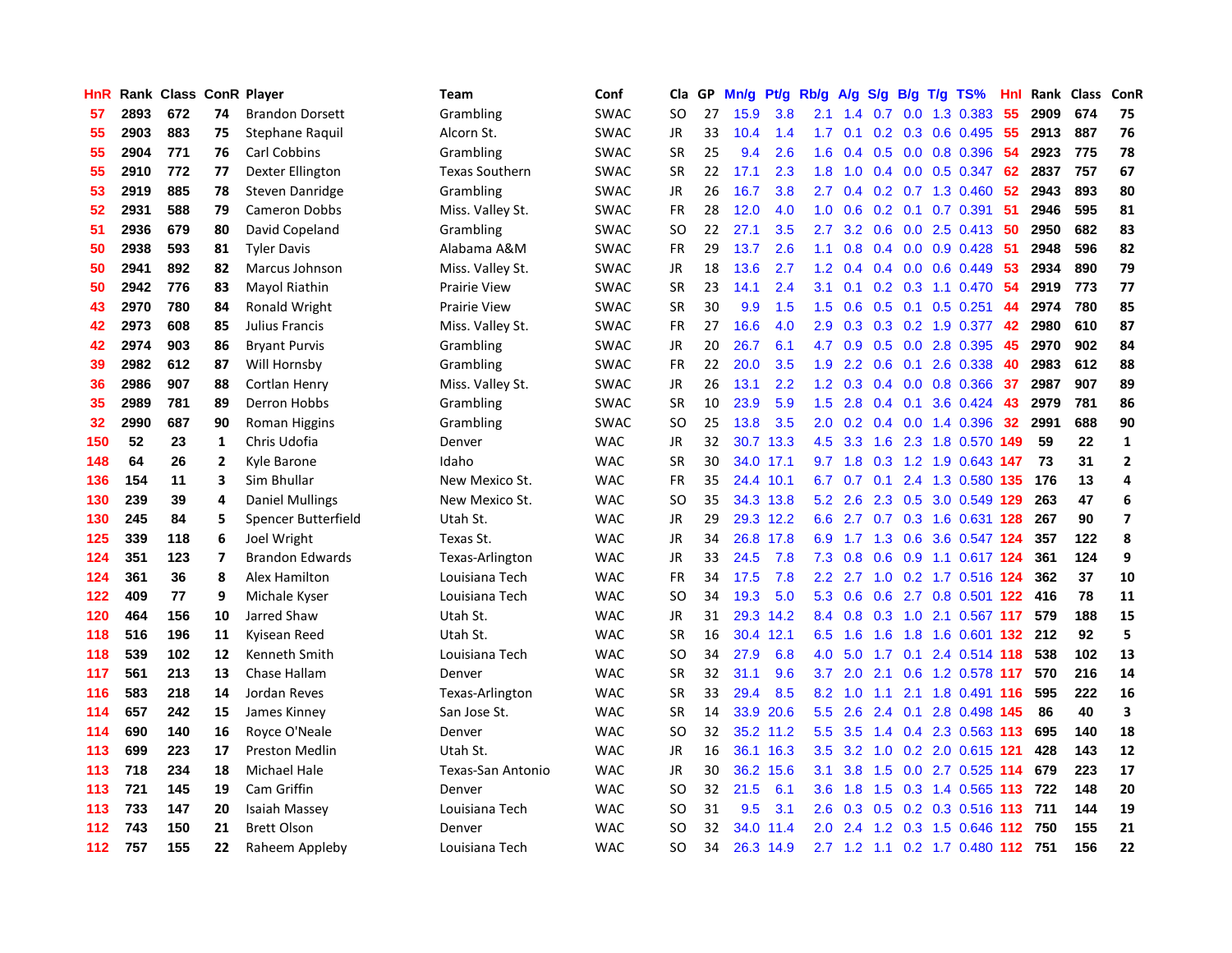| HnR | Rank | Class | ConR | Player | Team | Conf | Cla | GP | Mn/g | Pt/g | Rb/g | A/g | S/g | B/g | T/g | TS% | HnI | Rank | Class | ConR |
|---|---|---|---|---|---|---|---|---|---|---|---|---|---|---|---|---|---|---|---|---|
| 57 | 2893 | 672 | 74 | Brandon Dorsett | Grambling | SWAC | SO | 27 | 15.9 | 3.8 | 2.1 | 1.4 | 0.7 | 0.0 | 1.3 | 0.383 | 55 | 2909 | 674 | 75 |
| 55 | 2903 | 883 | 75 | Stephane Raquil | Alcorn St. | SWAC | JR | 33 | 10.4 | 1.4 | 1.7 | 0.1 | 0.2 | 0.3 | 0.6 | 0.495 | 55 | 2913 | 887 | 76 |
| 55 | 2904 | 771 | 76 | Carl Cobbins | Grambling | SWAC | SR | 25 | 9.4 | 2.6 | 1.6 | 0.4 | 0.5 | 0.0 | 0.8 | 0.396 | 54 | 2923 | 775 | 78 |
| 55 | 2910 | 772 | 77 | Dexter Ellington | Texas Southern | SWAC | SR | 22 | 17.1 | 2.3 | 1.8 | 1.0 | 0.4 | 0.0 | 0.5 | 0.347 | 62 | 2837 | 757 | 67 |
| 53 | 2919 | 885 | 78 | Steven Danridge | Grambling | SWAC | JR | 26 | 16.7 | 3.8 | 2.7 | 0.4 | 0.2 | 0.7 | 1.3 | 0.460 | 52 | 2943 | 893 | 80 |
| 52 | 2931 | 588 | 79 | Cameron Dobbs | Miss. Valley St. | SWAC | FR | 28 | 12.0 | 4.0 | 1.0 | 0.6 | 0.2 | 0.1 | 0.7 | 0.391 | 51 | 2946 | 595 | 81 |
| 51 | 2936 | 679 | 80 | David Copeland | Grambling | SWAC | SO | 22 | 27.1 | 3.5 | 2.7 | 3.2 | 0.6 | 0.0 | 2.5 | 0.413 | 50 | 2950 | 682 | 83 |
| 50 | 2938 | 593 | 81 | Tyler Davis | Alabama A&M | SWAC | FR | 29 | 13.7 | 2.6 | 1.1 | 0.8 | 0.4 | 0.0 | 0.9 | 0.428 | 51 | 2948 | 596 | 82 |
| 50 | 2941 | 892 | 82 | Marcus Johnson | Miss. Valley St. | SWAC | JR | 18 | 13.6 | 2.7 | 1.2 | 0.4 | 0.4 | 0.0 | 0.6 | 0.449 | 53 | 2934 | 890 | 79 |
| 50 | 2942 | 776 | 83 | Mayol Riathin | Prairie View | SWAC | SR | 23 | 14.1 | 2.4 | 3.1 | 0.1 | 0.2 | 0.3 | 1.1 | 0.470 | 54 | 2919 | 773 | 77 |
| 43 | 2970 | 780 | 84 | Ronald Wright | Prairie View | SWAC | SR | 30 | 9.9 | 1.5 | 1.5 | 0.6 | 0.5 | 0.1 | 0.5 | 0.251 | 44 | 2974 | 780 | 85 |
| 42 | 2973 | 608 | 85 | Julius Francis | Miss. Valley St. | SWAC | FR | 27 | 16.6 | 4.0 | 2.9 | 0.3 | 0.3 | 0.2 | 1.9 | 0.377 | 42 | 2980 | 610 | 87 |
| 42 | 2974 | 903 | 86 | Bryant Purvis | Grambling | SWAC | JR | 20 | 26.7 | 6.1 | 4.7 | 0.9 | 0.5 | 0.0 | 2.8 | 0.395 | 45 | 2970 | 902 | 84 |
| 39 | 2982 | 612 | 87 | Will Hornsby | Grambling | SWAC | FR | 22 | 20.0 | 3.5 | 1.9 | 2.2 | 0.6 | 0.1 | 2.6 | 0.338 | 40 | 2983 | 612 | 88 |
| 36 | 2986 | 907 | 88 | Cortlan Henry | Miss. Valley St. | SWAC | JR | 26 | 13.1 | 2.2 | 1.2 | 0.3 | 0.4 | 0.0 | 0.8 | 0.366 | 37 | 2987 | 907 | 89 |
| 35 | 2989 | 781 | 89 | Derron Hobbs | Grambling | SWAC | SR | 10 | 23.9 | 5.9 | 1.5 | 2.8 | 0.4 | 0.1 | 3.6 | 0.424 | 43 | 2979 | 781 | 86 |
| 32 | 2990 | 687 | 90 | Roman Higgins | Grambling | SWAC | SO | 25 | 13.8 | 3.5 | 2.0 | 0.2 | 0.4 | 0.0 | 1.4 | 0.396 | 32 | 2991 | 688 | 90 |
| 150 | 52 | 23 | 1 | Chris Udofia | Denver | WAC | JR | 32 | 30.7 | 13.3 | 4.5 | 3.3 | 1.6 | 2.3 | 1.8 | 0.570 | 149 | 59 | 22 | 1 |
| 148 | 64 | 26 | 2 | Kyle Barone | Idaho | WAC | SR | 30 | 34.0 | 17.1 | 9.7 | 1.8 | 0.3 | 1.2 | 1.9 | 0.643 | 147 | 73 | 31 | 2 |
| 136 | 154 | 11 | 3 | Sim Bhullar | New Mexico St. | WAC | FR | 35 | 24.4 | 10.1 | 6.7 | 0.7 | 0.1 | 2.4 | 1.3 | 0.580 | 135 | 176 | 13 | 4 |
| 130 | 239 | 39 | 4 | Daniel Mullings | New Mexico St. | WAC | SO | 35 | 34.3 | 13.8 | 5.2 | 2.6 | 2.3 | 0.5 | 3.0 | 0.549 | 129 | 263 | 47 | 6 |
| 130 | 245 | 84 | 5 | Spencer Butterfield | Utah St. | WAC | JR | 29 | 29.3 | 12.2 | 6.6 | 2.7 | 0.7 | 0.3 | 1.6 | 0.631 | 128 | 267 | 90 | 7 |
| 125 | 339 | 118 | 6 | Joel Wright | Texas St. | WAC | JR | 34 | 26.8 | 17.8 | 6.9 | 1.7 | 1.3 | 0.6 | 3.6 | 0.547 | 124 | 357 | 122 | 8 |
| 124 | 351 | 123 | 7 | Brandon Edwards | Texas-Arlington | WAC | JR | 33 | 24.5 | 7.8 | 7.3 | 0.8 | 0.6 | 0.9 | 1.1 | 0.617 | 124 | 361 | 124 | 9 |
| 124 | 361 | 36 | 8 | Alex Hamilton | Louisiana Tech | WAC | FR | 34 | 17.5 | 7.8 | 2.2 | 2.7 | 1.0 | 0.2 | 1.7 | 0.516 | 124 | 362 | 37 | 10 |
| 122 | 409 | 77 | 9 | Michale Kyser | Louisiana Tech | WAC | SO | 34 | 19.3 | 5.0 | 5.3 | 0.6 | 0.6 | 2.7 | 0.8 | 0.501 | 122 | 416 | 78 | 11 |
| 120 | 464 | 156 | 10 | Jarred Shaw | Utah St. | WAC | JR | 31 | 29.3 | 14.2 | 8.4 | 0.8 | 0.3 | 1.0 | 2.1 | 0.567 | 117 | 579 | 188 | 15 |
| 118 | 516 | 196 | 11 | Kyisean Reed | Utah St. | WAC | SR | 16 | 30.4 | 12.1 | 6.5 | 1.6 | 1.6 | 1.8 | 1.6 | 0.601 | 132 | 212 | 92 | 5 |
| 118 | 539 | 102 | 12 | Kenneth Smith | Louisiana Tech | WAC | SO | 34 | 27.9 | 6.8 | 4.0 | 5.0 | 1.7 | 0.1 | 2.4 | 0.514 | 118 | 538 | 102 | 13 |
| 117 | 561 | 213 | 13 | Chase Hallam | Denver | WAC | SR | 32 | 31.1 | 9.6 | 3.7 | 2.0 | 2.1 | 0.6 | 1.2 | 0.578 | 117 | 570 | 216 | 14 |
| 116 | 583 | 218 | 14 | Jordan Reves | Texas-Arlington | WAC | SR | 33 | 29.4 | 8.5 | 8.2 | 1.0 | 1.1 | 2.1 | 1.8 | 0.491 | 116 | 595 | 222 | 16 |
| 114 | 657 | 242 | 15 | James Kinney | San Jose St. | WAC | SR | 14 | 33.9 | 20.6 | 5.5 | 2.6 | 2.4 | 0.1 | 2.8 | 0.498 | 145 | 86 | 40 | 3 |
| 114 | 690 | 140 | 16 | Royce O'Neale | Denver | WAC | SO | 32 | 35.2 | 11.2 | 5.5 | 3.5 | 1.4 | 0.4 | 2.3 | 0.563 | 113 | 695 | 140 | 18 |
| 113 | 699 | 223 | 17 | Preston Medlin | Utah St. | WAC | JR | 16 | 36.1 | 16.3 | 3.5 | 3.2 | 1.0 | 0.2 | 2.0 | 0.615 | 121 | 428 | 143 | 12 |
| 113 | 718 | 234 | 18 | Michael Hale | Texas-San Antonio | WAC | JR | 30 | 36.2 | 15.6 | 3.1 | 3.8 | 1.5 | 0.0 | 2.7 | 0.525 | 114 | 679 | 223 | 17 |
| 113 | 721 | 145 | 19 | Cam Griffin | Denver | WAC | SO | 32 | 21.5 | 6.1 | 3.6 | 1.8 | 1.5 | 0.3 | 1.4 | 0.565 | 113 | 722 | 148 | 20 |
| 113 | 733 | 147 | 20 | Isaiah Massey | Louisiana Tech | WAC | SO | 31 | 9.5 | 3.1 | 2.6 | 0.3 | 0.5 | 0.2 | 0.3 | 0.516 | 113 | 711 | 144 | 19 |
| 112 | 743 | 150 | 21 | Brett Olson | Denver | WAC | SO | 32 | 34.0 | 11.4 | 2.0 | 2.4 | 1.2 | 0.3 | 1.5 | 0.646 | 112 | 750 | 155 | 21 |
| 112 | 757 | 155 | 22 | Raheem Appleby | Louisiana Tech | WAC | SO | 34 | 26.3 | 14.9 | 2.7 | 1.2 | 1.1 | 0.2 | 1.7 | 0.480 | 112 | 751 | 156 | 22 |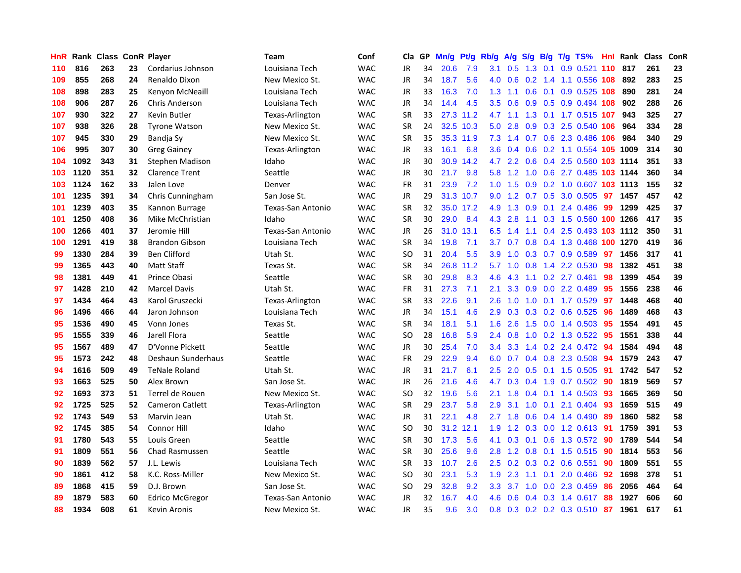| HnR | Rank | Class | ConR | Player | Team | Conf | Cla | GP | Mn/g | Pt/g | Rb/g | A/g | S/g | B/g | T/g | TS% | HnI | Rank | Class | ConR |
|---|---|---|---|---|---|---|---|---|---|---|---|---|---|---|---|---|---|---|---|---|
| 110 | 816 | 263 | 23 | Cordarius Johnson | Louisiana Tech | WAC | JR | 34 | 20.6 | 7.9 | 3.1 | 0.5 | 1.3 | 0.1 | 0.9 | 0.521 | 110 | 817 | 261 | 23 |
| 109 | 855 | 268 | 24 | Renaldo Dixon | New Mexico St. | WAC | JR | 34 | 18.7 | 5.6 | 4.0 | 0.6 | 0.2 | 1.4 | 1.1 | 0.556 | 108 | 892 | 283 | 25 |
| 108 | 898 | 283 | 25 | Kenyon McNeaill | Louisiana Tech | WAC | JR | 33 | 16.3 | 7.0 | 1.3 | 1.1 | 0.6 | 0.1 | 0.9 | 0.525 | 108 | 890 | 281 | 24 |
| 108 | 906 | 287 | 26 | Chris Anderson | Louisiana Tech | WAC | JR | 34 | 14.4 | 4.5 | 3.5 | 0.6 | 0.9 | 0.5 | 0.9 | 0.494 | 108 | 902 | 288 | 26 |
| 107 | 930 | 322 | 27 | Kevin Butler | Texas-Arlington | WAC | SR | 33 | 27.3 | 11.2 | 4.7 | 1.1 | 1.3 | 0.1 | 1.7 | 0.515 | 107 | 943 | 325 | 27 |
| 107 | 938 | 326 | 28 | Tyrone Watson | New Mexico St. | WAC | SR | 24 | 32.5 | 10.3 | 5.0 | 2.8 | 0.9 | 0.3 | 2.5 | 0.540 | 106 | 964 | 334 | 28 |
| 107 | 945 | 330 | 29 | Bandja Sy | New Mexico St. | WAC | SR | 35 | 35.3 | 11.9 | 7.3 | 1.4 | 0.7 | 0.6 | 2.3 | 0.486 | 106 | 984 | 340 | 29 |
| 106 | 995 | 307 | 30 | Greg Gainey | Texas-Arlington | WAC | JR | 33 | 16.1 | 6.8 | 3.6 | 0.4 | 0.6 | 0.2 | 1.1 | 0.554 | 105 | 1009 | 314 | 30 |
| 104 | 1092 | 343 | 31 | Stephen Madison | Idaho | WAC | JR | 30 | 30.9 | 14.2 | 4.7 | 2.2 | 0.6 | 0.4 | 2.5 | 0.560 | 103 | 1114 | 351 | 33 |
| 103 | 1120 | 351 | 32 | Clarence Trent | Seattle | WAC | JR | 30 | 21.7 | 9.8 | 5.8 | 1.2 | 1.0 | 0.6 | 2.7 | 0.485 | 103 | 1144 | 360 | 34 |
| 103 | 1124 | 162 | 33 | Jalen Love | Denver | WAC | FR | 31 | 23.9 | 7.2 | 1.0 | 1.5 | 0.9 | 0.2 | 1.0 | 0.607 | 103 | 1113 | 155 | 32 |
| 101 | 1235 | 391 | 34 | Chris Cunningham | San Jose St. | WAC | JR | 29 | 31.3 | 10.7 | 9.0 | 1.2 | 0.7 | 0.5 | 3.0 | 0.505 | 97 | 1457 | 457 | 42 |
| 101 | 1239 | 403 | 35 | Kannon Burrage | Texas-San Antonio | WAC | SR | 32 | 35.0 | 17.2 | 4.9 | 1.3 | 0.9 | 0.1 | 2.4 | 0.486 | 99 | 1299 | 425 | 37 |
| 101 | 1250 | 408 | 36 | Mike McChristian | Idaho | WAC | SR | 30 | 29.0 | 8.4 | 4.3 | 2.8 | 1.1 | 0.3 | 1.5 | 0.560 | 100 | 1266 | 417 | 35 |
| 100 | 1266 | 401 | 37 | Jeromie Hill | Texas-San Antonio | WAC | JR | 26 | 31.0 | 13.1 | 6.5 | 1.4 | 1.1 | 0.4 | 2.5 | 0.493 | 103 | 1112 | 350 | 31 |
| 100 | 1291 | 419 | 38 | Brandon Gibson | Louisiana Tech | WAC | SR | 34 | 19.8 | 7.1 | 3.7 | 0.7 | 0.8 | 0.4 | 1.3 | 0.468 | 100 | 1270 | 419 | 36 |
| 99 | 1330 | 284 | 39 | Ben Clifford | Utah St. | WAC | SO | 31 | 20.4 | 5.5 | 3.9 | 1.0 | 0.3 | 0.7 | 0.9 | 0.589 | 97 | 1456 | 317 | 41 |
| 99 | 1365 | 443 | 40 | Matt Staff | Texas St. | WAC | SR | 34 | 26.8 | 11.2 | 5.7 | 1.0 | 0.8 | 1.4 | 2.2 | 0.530 | 98 | 1382 | 451 | 38 |
| 98 | 1381 | 449 | 41 | Prince Obasi | Seattle | WAC | SR | 30 | 29.8 | 8.3 | 4.6 | 4.3 | 1.1 | 0.2 | 2.7 | 0.461 | 98 | 1399 | 454 | 39 |
| 97 | 1428 | 210 | 42 | Marcel Davis | Utah St. | WAC | FR | 31 | 27.3 | 7.1 | 2.1 | 3.3 | 0.9 | 0.0 | 2.2 | 0.489 | 95 | 1556 | 238 | 46 |
| 97 | 1434 | 464 | 43 | Karol Gruszecki | Texas-Arlington | WAC | SR | 33 | 22.6 | 9.1 | 2.6 | 1.0 | 1.0 | 0.1 | 1.7 | 0.529 | 97 | 1448 | 468 | 40 |
| 96 | 1496 | 466 | 44 | Jaron Johnson | Louisiana Tech | WAC | JR | 34 | 15.1 | 4.6 | 2.9 | 0.3 | 0.3 | 0.2 | 0.6 | 0.525 | 96 | 1489 | 468 | 43 |
| 95 | 1536 | 490 | 45 | Vonn Jones | Texas St. | WAC | SR | 34 | 18.1 | 5.1 | 1.6 | 2.6 | 1.5 | 0.0 | 1.4 | 0.503 | 95 | 1554 | 491 | 45 |
| 95 | 1555 | 339 | 46 | Jarell Flora | Seattle | WAC | SO | 28 | 16.8 | 5.9 | 2.4 | 0.8 | 1.0 | 0.2 | 1.3 | 0.522 | 95 | 1551 | 338 | 44 |
| 95 | 1567 | 489 | 47 | D'Vonne Pickett | Seattle | WAC | JR | 30 | 25.4 | 7.0 | 3.4 | 3.3 | 1.4 | 0.2 | 2.4 | 0.472 | 94 | 1584 | 494 | 48 |
| 95 | 1573 | 242 | 48 | Deshaun Sunderhaus | Seattle | WAC | FR | 29 | 22.9 | 9.4 | 6.0 | 0.7 | 0.4 | 0.8 | 2.3 | 0.508 | 94 | 1579 | 243 | 47 |
| 94 | 1616 | 509 | 49 | TeNale Roland | Utah St. | WAC | JR | 31 | 21.7 | 6.1 | 2.5 | 2.0 | 0.5 | 0.1 | 1.5 | 0.505 | 91 | 1742 | 547 | 52 |
| 93 | 1663 | 525 | 50 | Alex Brown | San Jose St. | WAC | JR | 26 | 21.6 | 4.6 | 4.7 | 0.3 | 0.4 | 1.9 | 0.7 | 0.502 | 90 | 1819 | 569 | 57 |
| 92 | 1693 | 373 | 51 | Terrel de Rouen | New Mexico St. | WAC | SO | 32 | 19.6 | 5.6 | 2.1 | 1.8 | 0.4 | 0.1 | 1.4 | 0.503 | 93 | 1665 | 369 | 50 |
| 92 | 1725 | 525 | 52 | Cameron Catlett | Texas-Arlington | WAC | SR | 29 | 23.7 | 5.8 | 2.9 | 3.1 | 1.0 | 0.1 | 2.1 | 0.404 | 93 | 1659 | 515 | 49 |
| 92 | 1743 | 549 | 53 | Marvin Jean | Utah St. | WAC | JR | 31 | 22.1 | 4.8 | 2.7 | 1.8 | 0.6 | 0.4 | 1.4 | 0.490 | 89 | 1860 | 582 | 58 |
| 92 | 1745 | 385 | 54 | Connor Hill | Idaho | WAC | SO | 30 | 31.2 | 12.1 | 1.9 | 1.2 | 0.3 | 0.0 | 1.2 | 0.613 | 91 | 1759 | 391 | 53 |
| 91 | 1780 | 543 | 55 | Louis Green | Seattle | WAC | SR | 30 | 17.3 | 5.6 | 4.1 | 0.3 | 0.1 | 0.6 | 1.3 | 0.572 | 90 | 1789 | 544 | 54 |
| 91 | 1809 | 551 | 56 | Chad Rasmussen | Seattle | WAC | SR | 30 | 25.6 | 9.6 | 2.8 | 1.2 | 0.8 | 0.1 | 1.5 | 0.515 | 90 | 1814 | 553 | 56 |
| 90 | 1839 | 562 | 57 | J.L. Lewis | Louisiana Tech | WAC | SR | 33 | 10.7 | 2.6 | 2.5 | 0.2 | 0.3 | 0.2 | 0.6 | 0.551 | 90 | 1809 | 551 | 55 |
| 90 | 1861 | 412 | 58 | K.C. Ross-Miller | New Mexico St. | WAC | SO | 30 | 23.1 | 5.3 | 1.9 | 2.3 | 1.1 | 0.1 | 2.0 | 0.466 | 92 | 1698 | 378 | 51 |
| 89 | 1868 | 415 | 59 | D.J. Brown | San Jose St. | WAC | SO | 29 | 32.8 | 9.2 | 3.3 | 3.7 | 1.0 | 0.0 | 2.3 | 0.459 | 86 | 2056 | 464 | 64 |
| 89 | 1879 | 583 | 60 | Edrico McGregor | Texas-San Antonio | WAC | JR | 32 | 16.7 | 4.0 | 4.6 | 0.6 | 0.4 | 0.3 | 1.4 | 0.617 | 88 | 1927 | 606 | 60 |
| 88 | 1934 | 608 | 61 | Kevin Aronis | New Mexico St. | WAC | JR | 35 | 9.6 | 3.0 | 0.8 | 0.3 | 0.2 | 0.2 | 0.3 | 0.510 | 87 | 1961 | 617 | 61 |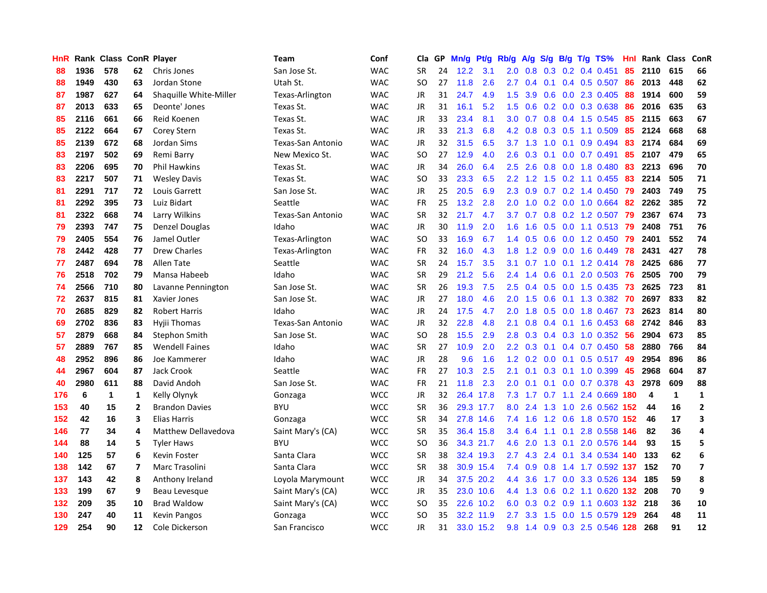| HnR | Rank | Class | ConR | Player | Team | Conf | Cla | GP | Mn/g | Pt/g | Rb/g | A/g | S/g | B/g | T/g | TS% | HnI | Rank | Class | ConR |
|---|---|---|---|---|---|---|---|---|---|---|---|---|---|---|---|---|---|---|---|---|
| 88 | 1936 | 578 | 62 | Chris Jones | San Jose St. | WAC | SR | 24 | 12.2 | 3.1 | 2.0 | 0.8 | 0.3 | 0.2 | 0.4 | 0.451 | 85 | 2110 | 615 | 66 |
| 88 | 1949 | 430 | 63 | Jordan Stone | Utah St. | WAC | SO | 27 | 11.8 | 2.6 | 2.7 | 0.4 | 0.1 | 0.4 | 0.5 | 0.507 | 86 | 2013 | 448 | 62 |
| 87 | 1987 | 627 | 64 | Shaquille White-Miller | Texas-Arlington | WAC | JR | 31 | 24.7 | 4.9 | 1.5 | 3.9 | 0.6 | 0.0 | 2.3 | 0.405 | 88 | 1914 | 600 | 59 |
| 87 | 2013 | 633 | 65 | Deonte' Jones | Texas St. | WAC | JR | 31 | 16.1 | 5.2 | 1.5 | 0.6 | 0.2 | 0.0 | 0.3 | 0.638 | 86 | 2016 | 635 | 63 |
| 85 | 2116 | 661 | 66 | Reid Koenen | Texas St. | WAC | JR | 33 | 23.4 | 8.1 | 3.0 | 0.7 | 0.8 | 0.4 | 1.5 | 0.545 | 85 | 2115 | 663 | 67 |
| 85 | 2122 | 664 | 67 | Corey Stern | Texas St. | WAC | JR | 33 | 21.3 | 6.8 | 4.2 | 0.8 | 0.3 | 0.5 | 1.1 | 0.509 | 85 | 2124 | 668 | 68 |
| 85 | 2139 | 672 | 68 | Jordan Sims | Texas-San Antonio | WAC | JR | 32 | 31.5 | 6.5 | 3.7 | 1.3 | 1.0 | 0.1 | 0.9 | 0.494 | 83 | 2174 | 684 | 69 |
| 83 | 2197 | 502 | 69 | Remi Barry | New Mexico St. | WAC | SO | 27 | 12.9 | 4.0 | 2.6 | 0.3 | 0.1 | 0.0 | 0.7 | 0.491 | 85 | 2107 | 479 | 65 |
| 83 | 2206 | 695 | 70 | Phil Hawkins | Texas St. | WAC | JR | 34 | 26.0 | 6.4 | 2.5 | 2.6 | 0.8 | 0.0 | 1.8 | 0.480 | 83 | 2213 | 696 | 70 |
| 83 | 2217 | 507 | 71 | Wesley Davis | Texas St. | WAC | SO | 33 | 23.3 | 6.5 | 2.2 | 1.2 | 1.5 | 0.2 | 1.1 | 0.455 | 83 | 2214 | 505 | 71 |
| 81 | 2291 | 717 | 72 | Louis Garrett | San Jose St. | WAC | JR | 25 | 20.5 | 6.9 | 2.3 | 0.9 | 0.7 | 0.2 | 1.4 | 0.450 | 79 | 2403 | 749 | 75 |
| 81 | 2292 | 395 | 73 | Luiz Bidart | Seattle | WAC | FR | 25 | 13.2 | 2.8 | 2.0 | 1.0 | 0.2 | 0.0 | 1.0 | 0.664 | 82 | 2262 | 385 | 72 |
| 81 | 2322 | 668 | 74 | Larry Wilkins | Texas-San Antonio | WAC | SR | 32 | 21.7 | 4.7 | 3.7 | 0.7 | 0.8 | 0.2 | 1.2 | 0.507 | 79 | 2367 | 674 | 73 |
| 79 | 2393 | 747 | 75 | Denzel Douglas | Idaho | WAC | JR | 30 | 11.9 | 2.0 | 1.6 | 1.6 | 0.5 | 0.0 | 1.1 | 0.513 | 79 | 2408 | 751 | 76 |
| 79 | 2405 | 554 | 76 | Jamel Outler | Texas-Arlington | WAC | SO | 33 | 16.9 | 6.7 | 1.4 | 0.5 | 0.6 | 0.0 | 1.2 | 0.450 | 79 | 2401 | 552 | 74 |
| 78 | 2442 | 428 | 77 | Drew Charles | Texas-Arlington | WAC | FR | 32 | 16.0 | 4.3 | 1.8 | 1.2 | 0.9 | 0.0 | 1.6 | 0.449 | 78 | 2431 | 427 | 78 |
| 77 | 2487 | 694 | 78 | Allen Tate | Seattle | WAC | SR | 24 | 15.7 | 3.5 | 3.1 | 0.7 | 1.0 | 0.1 | 1.2 | 0.414 | 78 | 2425 | 686 | 77 |
| 76 | 2518 | 702 | 79 | Mansa Habeeb | Idaho | WAC | SR | 29 | 21.2 | 5.6 | 2.4 | 1.4 | 0.6 | 0.1 | 2.0 | 0.503 | 76 | 2505 | 700 | 79 |
| 74 | 2566 | 710 | 80 | Lavanne Pennington | San Jose St. | WAC | SR | 26 | 19.3 | 7.5 | 2.5 | 0.4 | 0.5 | 0.0 | 1.5 | 0.435 | 73 | 2625 | 723 | 81 |
| 72 | 2637 | 815 | 81 | Xavier Jones | San Jose St. | WAC | JR | 27 | 18.0 | 4.6 | 2.0 | 1.5 | 0.6 | 0.1 | 1.3 | 0.382 | 70 | 2697 | 833 | 82 |
| 70 | 2685 | 829 | 82 | Robert Harris | Idaho | WAC | JR | 24 | 17.5 | 4.7 | 2.0 | 1.8 | 0.5 | 0.0 | 1.8 | 0.467 | 73 | 2623 | 814 | 80 |
| 69 | 2702 | 836 | 83 | Hyjii Thomas | Texas-San Antonio | WAC | JR | 32 | 22.8 | 4.8 | 2.1 | 0.8 | 0.4 | 0.1 | 1.6 | 0.453 | 68 | 2742 | 846 | 83 |
| 57 | 2879 | 668 | 84 | Stephon Smith | San Jose St. | WAC | SO | 28 | 15.5 | 2.9 | 2.8 | 0.3 | 0.4 | 0.3 | 1.0 | 0.352 | 56 | 2904 | 673 | 85 |
| 57 | 2889 | 767 | 85 | Wendell Faines | Idaho | WAC | SR | 27 | 10.9 | 2.0 | 2.2 | 0.3 | 0.1 | 0.4 | 0.7 | 0.450 | 58 | 2880 | 766 | 84 |
| 48 | 2952 | 896 | 86 | Joe Kammerer | Idaho | WAC | JR | 28 | 9.6 | 1.6 | 1.2 | 0.2 | 0.0 | 0.1 | 0.5 | 0.517 | 49 | 2954 | 896 | 86 |
| 44 | 2967 | 604 | 87 | Jack Crook | Seattle | WAC | FR | 27 | 10.3 | 2.5 | 2.1 | 0.1 | 0.3 | 0.1 | 1.0 | 0.399 | 45 | 2968 | 604 | 87 |
| 40 | 2980 | 611 | 88 | David Andoh | San Jose St. | WAC | FR | 21 | 11.8 | 2.3 | 2.0 | 0.1 | 0.1 | 0.0 | 0.7 | 0.378 | 43 | 2978 | 609 | 88 |
| 176 | 6 | 1 | 1 | Kelly Olynyk | Gonzaga | WCC | JR | 32 | 26.4 | 17.8 | 7.3 | 1.7 | 0.7 | 1.1 | 2.4 | 0.669 | 180 | 4 | 1 | 1 |
| 153 | 40 | 15 | 2 | Brandon Davies | BYU | WCC | SR | 36 | 29.3 | 17.7 | 8.0 | 2.4 | 1.3 | 1.0 | 2.6 | 0.562 | 152 | 44 | 16 | 2 |
| 152 | 42 | 16 | 3 | Elias Harris | Gonzaga | WCC | SR | 34 | 27.8 | 14.6 | 7.4 | 1.6 | 1.2 | 0.6 | 1.8 | 0.570 | 152 | 46 | 17 | 3 |
| 146 | 77 | 34 | 4 | Matthew Dellavedova | Saint Mary's (CA) | WCC | SR | 35 | 36.4 | 15.8 | 3.4 | 6.4 | 1.1 | 0.1 | 2.8 | 0.558 | 146 | 82 | 36 | 4 |
| 144 | 88 | 14 | 5 | Tyler Haws | BYU | WCC | SO | 36 | 34.3 | 21.7 | 4.6 | 2.0 | 1.3 | 0.1 | 2.0 | 0.576 | 144 | 93 | 15 | 5 |
| 140 | 125 | 57 | 6 | Kevin Foster | Santa Clara | WCC | SR | 38 | 32.4 | 19.3 | 2.7 | 4.3 | 2.4 | 0.1 | 3.4 | 0.534 | 140 | 133 | 62 | 6 |
| 138 | 142 | 67 | 7 | Marc Trasolini | Santa Clara | WCC | SR | 38 | 30.9 | 15.4 | 7.4 | 0.9 | 0.8 | 1.4 | 1.7 | 0.592 | 137 | 152 | 70 | 7 |
| 137 | 143 | 42 | 8 | Anthony Ireland | Loyola Marymount | WCC | JR | 34 | 37.5 | 20.2 | 4.4 | 3.6 | 1.7 | 0.0 | 3.3 | 0.526 | 134 | 185 | 59 | 8 |
| 133 | 199 | 67 | 9 | Beau Levesque | Saint Mary's (CA) | WCC | JR | 35 | 23.0 | 10.6 | 4.4 | 1.3 | 0.6 | 0.2 | 1.1 | 0.620 | 132 | 208 | 70 | 9 |
| 132 | 209 | 35 | 10 | Brad Waldow | Saint Mary's (CA) | WCC | SO | 35 | 22.6 | 10.2 | 6.0 | 0.3 | 0.2 | 0.9 | 1.1 | 0.603 | 132 | 218 | 36 | 10 |
| 130 | 247 | 40 | 11 | Kevin Pangos | Gonzaga | WCC | SO | 35 | 32.2 | 11.9 | 2.7 | 3.3 | 1.5 | 0.0 | 1.5 | 0.579 | 129 | 264 | 48 | 11 |
| 129 | 254 | 90 | 12 | Cole Dickerson | San Francisco | WCC | JR | 31 | 33.0 | 15.2 | 9.8 | 1.4 | 0.9 | 0.3 | 2.5 | 0.546 | 128 | 268 | 91 | 12 |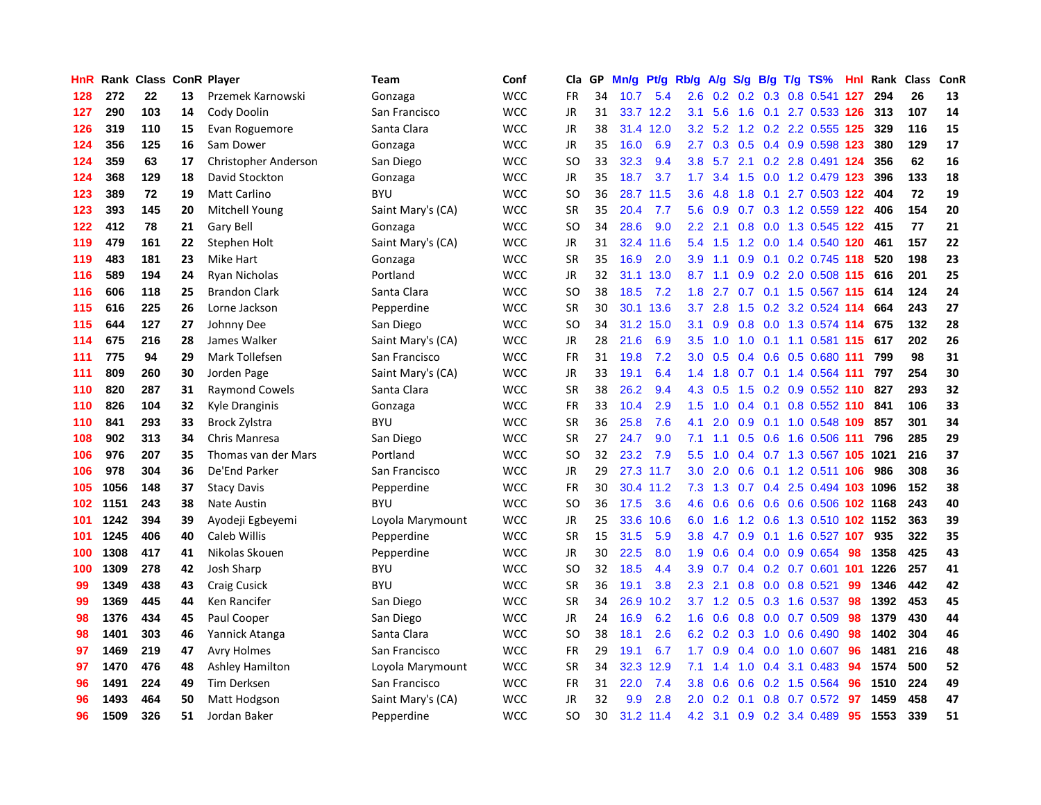| HnR | Rank | Class | ConR | Player | Team | Conf | Cla | GP | Mn/g | Pt/g | Rb/g | A/g | S/g | B/g | T/g | TS% | HnI | Rank | Class | ConR |
|---|---|---|---|---|---|---|---|---|---|---|---|---|---|---|---|---|---|---|---|---|
| 128 | 272 | 22 | 13 | Przemek Karnowski | Gonzaga | WCC | FR | 34 | 10.7 | 5.4 | 2.6 | 0.2 | 0.2 | 0.3 | 0.8 | 0.541 | 127 | 294 | 26 | 13 |
| 127 | 290 | 103 | 14 | Cody Doolin | San Francisco | WCC | JR | 31 | 33.7 | 12.2 | 3.1 | 5.6 | 1.6 | 0.1 | 2.7 | 0.533 | 126 | 313 | 107 | 14 |
| 126 | 319 | 110 | 15 | Evan Roguemore | Santa Clara | WCC | JR | 38 | 31.4 | 12.0 | 3.2 | 5.2 | 1.2 | 0.2 | 2.2 | 0.555 | 125 | 329 | 116 | 15 |
| 124 | 356 | 125 | 16 | Sam Dower | Gonzaga | WCC | JR | 35 | 16.0 | 6.9 | 2.7 | 0.3 | 0.5 | 0.4 | 0.9 | 0.598 | 123 | 380 | 129 | 17 |
| 124 | 359 | 63 | 17 | Christopher Anderson | San Diego | WCC | SO | 33 | 32.3 | 9.4 | 3.8 | 5.7 | 2.1 | 0.2 | 2.8 | 0.491 | 124 | 356 | 62 | 16 |
| 124 | 368 | 129 | 18 | David Stockton | Gonzaga | WCC | JR | 35 | 18.7 | 3.7 | 1.7 | 3.4 | 1.5 | 0.0 | 1.2 | 0.479 | 123 | 396 | 133 | 18 |
| 123 | 389 | 72 | 19 | Matt Carlino | BYU | WCC | SO | 36 | 28.7 | 11.5 | 3.6 | 4.8 | 1.8 | 0.1 | 2.7 | 0.503 | 122 | 404 | 72 | 19 |
| 123 | 393 | 145 | 20 | Mitchell Young | Saint Mary's (CA) | WCC | SR | 35 | 20.4 | 7.7 | 5.6 | 0.9 | 0.7 | 0.3 | 1.2 | 0.559 | 122 | 406 | 154 | 20 |
| 122 | 412 | 78 | 21 | Gary Bell | Gonzaga | WCC | SO | 34 | 28.6 | 9.0 | 2.2 | 2.1 | 0.8 | 0.0 | 1.3 | 0.545 | 122 | 415 | 77 | 21 |
| 119 | 479 | 161 | 22 | Stephen Holt | Saint Mary's (CA) | WCC | JR | 31 | 32.4 | 11.6 | 5.4 | 1.5 | 1.2 | 0.0 | 1.4 | 0.540 | 120 | 461 | 157 | 22 |
| 119 | 483 | 181 | 23 | Mike Hart | Gonzaga | WCC | SR | 35 | 16.9 | 2.0 | 3.9 | 1.1 | 0.9 | 0.1 | 0.2 | 0.745 | 118 | 520 | 198 | 23 |
| 116 | 589 | 194 | 24 | Ryan Nicholas | Portland | WCC | JR | 32 | 31.1 | 13.0 | 8.7 | 1.1 | 0.9 | 0.2 | 2.0 | 0.508 | 115 | 616 | 201 | 25 |
| 116 | 606 | 118 | 25 | Brandon Clark | Santa Clara | WCC | SO | 38 | 18.5 | 7.2 | 1.8 | 2.7 | 0.7 | 0.1 | 1.5 | 0.567 | 115 | 614 | 124 | 24 |
| 115 | 616 | 225 | 26 | Lorne Jackson | Pepperdine | WCC | SR | 30 | 30.1 | 13.6 | 3.7 | 2.8 | 1.5 | 0.2 | 3.2 | 0.524 | 114 | 664 | 243 | 27 |
| 115 | 644 | 127 | 27 | Johnny Dee | San Diego | WCC | SO | 34 | 31.2 | 15.0 | 3.1 | 0.9 | 0.8 | 0.0 | 1.3 | 0.574 | 114 | 675 | 132 | 28 |
| 114 | 675 | 216 | 28 | James Walker | Saint Mary's (CA) | WCC | JR | 28 | 21.6 | 6.9 | 3.5 | 1.0 | 1.0 | 0.1 | 1.1 | 0.581 | 115 | 617 | 202 | 26 |
| 111 | 775 | 94 | 29 | Mark Tollefsen | San Francisco | WCC | FR | 31 | 19.8 | 7.2 | 3.0 | 0.5 | 0.4 | 0.6 | 0.5 | 0.680 | 111 | 799 | 98 | 31 |
| 111 | 809 | 260 | 30 | Jorden Page | Saint Mary's (CA) | WCC | JR | 33 | 19.1 | 6.4 | 1.4 | 1.8 | 0.7 | 0.1 | 1.4 | 0.564 | 111 | 797 | 254 | 30 |
| 110 | 820 | 287 | 31 | Raymond Cowels | Santa Clara | WCC | SR | 38 | 26.2 | 9.4 | 4.3 | 0.5 | 1.5 | 0.2 | 0.9 | 0.552 | 110 | 827 | 293 | 32 |
| 110 | 826 | 104 | 32 | Kyle Dranginis | Gonzaga | WCC | FR | 33 | 10.4 | 2.9 | 1.5 | 1.0 | 0.4 | 0.1 | 0.8 | 0.552 | 110 | 841 | 106 | 33 |
| 110 | 841 | 293 | 33 | Brock Zylstra | BYU | WCC | SR | 36 | 25.8 | 7.6 | 4.1 | 2.0 | 0.9 | 0.1 | 1.0 | 0.548 | 109 | 857 | 301 | 34 |
| 108 | 902 | 313 | 34 | Chris Manresa | San Diego | WCC | SR | 27 | 24.7 | 9.0 | 7.1 | 1.1 | 0.5 | 0.6 | 1.6 | 0.506 | 111 | 796 | 285 | 29 |
| 106 | 976 | 207 | 35 | Thomas van der Mars | Portland | WCC | SO | 32 | 23.2 | 7.9 | 5.5 | 1.0 | 0.4 | 0.7 | 1.3 | 0.567 | 105 | 1021 | 216 | 37 |
| 106 | 978 | 304 | 36 | De'End Parker | San Francisco | WCC | JR | 29 | 27.3 | 11.7 | 3.0 | 2.0 | 0.6 | 0.1 | 1.2 | 0.511 | 106 | 986 | 308 | 36 |
| 105 | 1056 | 148 | 37 | Stacy Davis | Pepperdine | WCC | FR | 30 | 30.4 | 11.2 | 7.3 | 1.3 | 0.7 | 0.4 | 2.5 | 0.494 | 103 | 1096 | 152 | 38 |
| 102 | 1151 | 243 | 38 | Nate Austin | BYU | WCC | SO | 36 | 17.5 | 3.6 | 4.6 | 0.6 | 0.6 | 0.6 | 0.6 | 0.506 | 102 | 1168 | 243 | 40 |
| 101 | 1242 | 394 | 39 | Ayodeji Egbeyemi | Loyola Marymount | WCC | JR | 25 | 33.6 | 10.6 | 6.0 | 1.6 | 1.2 | 0.6 | 1.3 | 0.510 | 102 | 1152 | 363 | 39 |
| 101 | 1245 | 406 | 40 | Caleb Willis | Pepperdine | WCC | SR | 15 | 31.5 | 5.9 | 3.8 | 4.7 | 0.9 | 0.1 | 1.6 | 0.527 | 107 | 935 | 322 | 35 |
| 100 | 1308 | 417 | 41 | Nikolas Skouen | Pepperdine | WCC | JR | 30 | 22.5 | 8.0 | 1.9 | 0.6 | 0.4 | 0.0 | 0.9 | 0.654 | 98 | 1358 | 425 | 43 |
| 100 | 1309 | 278 | 42 | Josh Sharp | BYU | WCC | SO | 32 | 18.5 | 4.4 | 3.9 | 0.7 | 0.4 | 0.2 | 0.7 | 0.601 | 101 | 1226 | 257 | 41 |
| 99 | 1349 | 438 | 43 | Craig Cusick | BYU | WCC | SR | 36 | 19.1 | 3.8 | 2.3 | 2.1 | 0.8 | 0.0 | 0.8 | 0.521 | 99 | 1346 | 442 | 42 |
| 99 | 1369 | 445 | 44 | Ken Rancifer | San Diego | WCC | SR | 34 | 26.9 | 10.2 | 3.7 | 1.2 | 0.5 | 0.3 | 1.6 | 0.537 | 98 | 1392 | 453 | 45 |
| 98 | 1376 | 434 | 45 | Paul Cooper | San Diego | WCC | JR | 24 | 16.9 | 6.2 | 1.6 | 0.6 | 0.8 | 0.0 | 0.7 | 0.509 | 98 | 1379 | 430 | 44 |
| 98 | 1401 | 303 | 46 | Yannick Atanga | Santa Clara | WCC | SO | 38 | 18.1 | 2.6 | 6.2 | 0.2 | 0.3 | 1.0 | 0.6 | 0.490 | 98 | 1402 | 304 | 46 |
| 97 | 1469 | 219 | 47 | Avry Holmes | San Francisco | WCC | FR | 29 | 19.1 | 6.7 | 1.7 | 0.9 | 0.4 | 0.0 | 1.0 | 0.607 | 96 | 1481 | 216 | 48 |
| 97 | 1470 | 476 | 48 | Ashley Hamilton | Loyola Marymount | WCC | SR | 34 | 32.3 | 12.9 | 7.1 | 1.4 | 1.0 | 0.4 | 3.1 | 0.483 | 94 | 1574 | 500 | 52 |
| 96 | 1491 | 224 | 49 | Tim Derksen | San Francisco | WCC | FR | 31 | 22.0 | 7.4 | 3.8 | 0.6 | 0.6 | 0.2 | 1.5 | 0.564 | 96 | 1510 | 224 | 49 |
| 96 | 1493 | 464 | 50 | Matt Hodgson | Saint Mary's (CA) | WCC | JR | 32 | 9.9 | 2.8 | 2.0 | 0.2 | 0.1 | 0.8 | 0.7 | 0.572 | 97 | 1459 | 458 | 47 |
| 96 | 1509 | 326 | 51 | Jordan Baker | Pepperdine | WCC | SO | 30 | 31.2 | 11.4 | 4.2 | 3.1 | 0.9 | 0.2 | 3.4 | 0.489 | 95 | 1553 | 339 | 51 |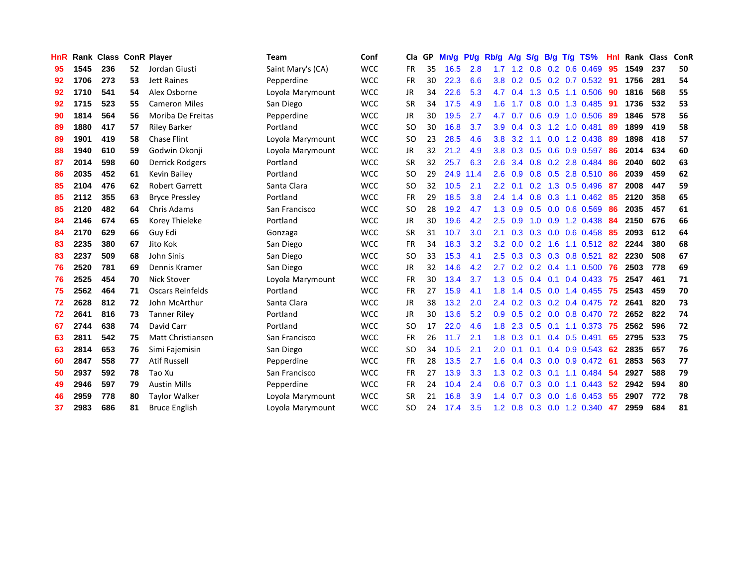| HnR | Rank | Class | ConR | Player | Team | Conf | Cla | GP | Mn/g | Pt/g | Rb/g | A/g | S/g | B/g | T/g | TS% | HnI | Rank | Class | ConR |
|---|---|---|---|---|---|---|---|---|---|---|---|---|---|---|---|---|---|---|---|---|
| 95 | 1545 | 236 | 52 | Jordan Giusti | Saint Mary's (CA) | WCC | FR | 35 | 16.5 | 2.8 | 1.7 | 1.2 | 0.8 | 0.2 | 0.6 | 0.469 | 95 | 1549 | 237 | 50 |
| 92 | 1706 | 273 | 53 | Jett Raines | Pepperdine | WCC | FR | 30 | 22.3 | 6.6 | 3.8 | 0.2 | 0.5 | 0.2 | 0.7 | 0.532 | 91 | 1756 | 281 | 54 |
| 92 | 1710 | 541 | 54 | Alex Osborne | Loyola Marymount | WCC | JR | 34 | 22.6 | 5.3 | 4.7 | 0.4 | 1.3 | 0.5 | 1.1 | 0.506 | 90 | 1816 | 568 | 55 |
| 92 | 1715 | 523 | 55 | Cameron Miles | San Diego | WCC | SR | 34 | 17.5 | 4.9 | 1.6 | 1.7 | 0.8 | 0.0 | 1.3 | 0.485 | 91 | 1736 | 532 | 53 |
| 90 | 1814 | 564 | 56 | Moriba De Freitas | Pepperdine | WCC | JR | 30 | 19.5 | 2.7 | 4.7 | 0.7 | 0.6 | 0.9 | 1.0 | 0.506 | 89 | 1846 | 578 | 56 |
| 89 | 1880 | 417 | 57 | Riley Barker | Portland | WCC | SO | 30 | 16.8 | 3.7 | 3.9 | 0.4 | 0.3 | 1.2 | 1.0 | 0.481 | 89 | 1899 | 419 | 58 |
| 89 | 1901 | 419 | 58 | Chase Flint | Loyola Marymount | WCC | SO | 23 | 28.5 | 4.6 | 3.8 | 3.2 | 1.1 | 0.0 | 1.2 | 0.438 | 89 | 1898 | 418 | 57 |
| 88 | 1940 | 610 | 59 | Godwin Okonji | Loyola Marymount | WCC | JR | 32 | 21.2 | 4.9 | 3.8 | 0.3 | 0.5 | 0.6 | 0.9 | 0.597 | 86 | 2014 | 634 | 60 |
| 87 | 2014 | 598 | 60 | Derrick Rodgers | Portland | WCC | SR | 32 | 25.7 | 6.3 | 2.6 | 3.4 | 0.8 | 0.2 | 2.8 | 0.484 | 86 | 2040 | 602 | 63 |
| 86 | 2035 | 452 | 61 | Kevin Bailey | Portland | WCC | SO | 29 | 24.9 | 11.4 | 2.6 | 0.9 | 0.8 | 0.5 | 2.8 | 0.510 | 86 | 2039 | 459 | 62 |
| 85 | 2104 | 476 | 62 | Robert Garrett | Santa Clara | WCC | SO | 32 | 10.5 | 2.1 | 2.2 | 0.1 | 0.2 | 1.3 | 0.5 | 0.496 | 87 | 2008 | 447 | 59 |
| 85 | 2112 | 355 | 63 | Bryce Pressley | Portland | WCC | FR | 29 | 18.5 | 3.8 | 2.4 | 1.4 | 0.8 | 0.3 | 1.1 | 0.462 | 85 | 2120 | 358 | 65 |
| 85 | 2120 | 482 | 64 | Chris Adams | San Francisco | WCC | SO | 28 | 19.2 | 4.7 | 1.3 | 0.9 | 0.5 | 0.0 | 0.6 | 0.569 | 86 | 2035 | 457 | 61 |
| 84 | 2146 | 674 | 65 | Korey Thieleke | Portland | WCC | JR | 30 | 19.6 | 4.2 | 2.5 | 0.9 | 1.0 | 0.9 | 1.2 | 0.438 | 84 | 2150 | 676 | 66 |
| 84 | 2170 | 629 | 66 | Guy Edi | Gonzaga | WCC | SR | 31 | 10.7 | 3.0 | 2.1 | 0.3 | 0.3 | 0.0 | 0.6 | 0.458 | 85 | 2093 | 612 | 64 |
| 83 | 2235 | 380 | 67 | Jito Kok | San Diego | WCC | FR | 34 | 18.3 | 3.2 | 3.2 | 0.0 | 0.2 | 1.6 | 1.1 | 0.512 | 82 | 2244 | 380 | 68 |
| 83 | 2237 | 509 | 68 | John Sinis | San Diego | WCC | SO | 33 | 15.3 | 4.1 | 2.5 | 0.3 | 0.3 | 0.3 | 0.8 | 0.521 | 82 | 2230 | 508 | 67 |
| 76 | 2520 | 781 | 69 | Dennis Kramer | San Diego | WCC | JR | 32 | 14.6 | 4.2 | 2.7 | 0.2 | 0.2 | 0.4 | 1.1 | 0.500 | 76 | 2503 | 778 | 69 |
| 76 | 2525 | 454 | 70 | Nick Stover | Loyola Marymount | WCC | FR | 30 | 13.4 | 3.7 | 1.3 | 0.5 | 0.4 | 0.1 | 0.4 | 0.433 | 75 | 2547 | 461 | 71 |
| 75 | 2562 | 464 | 71 | Oscars Reinfelds | Portland | WCC | FR | 27 | 15.9 | 4.1 | 1.8 | 1.4 | 0.5 | 0.0 | 1.4 | 0.455 | 75 | 2543 | 459 | 70 |
| 72 | 2628 | 812 | 72 | John McArthur | Santa Clara | WCC | JR | 38 | 13.2 | 2.0 | 2.4 | 0.2 | 0.3 | 0.2 | 0.4 | 0.475 | 72 | 2641 | 820 | 73 |
| 72 | 2641 | 816 | 73 | Tanner Riley | Portland | WCC | JR | 30 | 13.6 | 5.2 | 0.9 | 0.5 | 0.2 | 0.0 | 0.8 | 0.470 | 72 | 2652 | 822 | 74 |
| 67 | 2744 | 638 | 74 | David Carr | Portland | WCC | SO | 17 | 22.0 | 4.6 | 1.8 | 2.3 | 0.5 | 0.1 | 1.1 | 0.373 | 75 | 2562 | 596 | 72 |
| 63 | 2811 | 542 | 75 | Matt Christiansen | San Francisco | WCC | FR | 26 | 11.7 | 2.1 | 1.8 | 0.3 | 0.1 | 0.4 | 0.5 | 0.491 | 65 | 2795 | 533 | 75 |
| 63 | 2814 | 653 | 76 | Simi Fajemisin | San Diego | WCC | SO | 34 | 10.5 | 2.1 | 2.0 | 0.1 | 0.1 | 0.4 | 0.9 | 0.543 | 62 | 2835 | 657 | 76 |
| 60 | 2847 | 558 | 77 | Atif Russell | Pepperdine | WCC | FR | 28 | 13.5 | 2.7 | 1.6 | 0.4 | 0.3 | 0.0 | 0.9 | 0.472 | 61 | 2853 | 563 | 77 |
| 50 | 2937 | 592 | 78 | Tao Xu | San Francisco | WCC | FR | 27 | 13.9 | 3.3 | 1.3 | 0.2 | 0.3 | 0.1 | 1.1 | 0.484 | 54 | 2927 | 588 | 79 |
| 49 | 2946 | 597 | 79 | Austin Mills | Pepperdine | WCC | FR | 24 | 10.4 | 2.4 | 0.6 | 0.7 | 0.3 | 0.0 | 1.1 | 0.443 | 52 | 2942 | 594 | 80 |
| 46 | 2959 | 778 | 80 | Taylor Walker | Loyola Marymount | WCC | SR | 21 | 16.8 | 3.9 | 1.4 | 0.7 | 0.3 | 0.0 | 1.6 | 0.453 | 55 | 2907 | 772 | 78 |
| 37 | 2983 | 686 | 81 | Bruce English | Loyola Marymount | WCC | SO | 24 | 17.4 | 3.5 | 1.2 | 0.8 | 0.3 | 0.0 | 1.2 | 0.340 | 47 | 2959 | 684 | 81 |